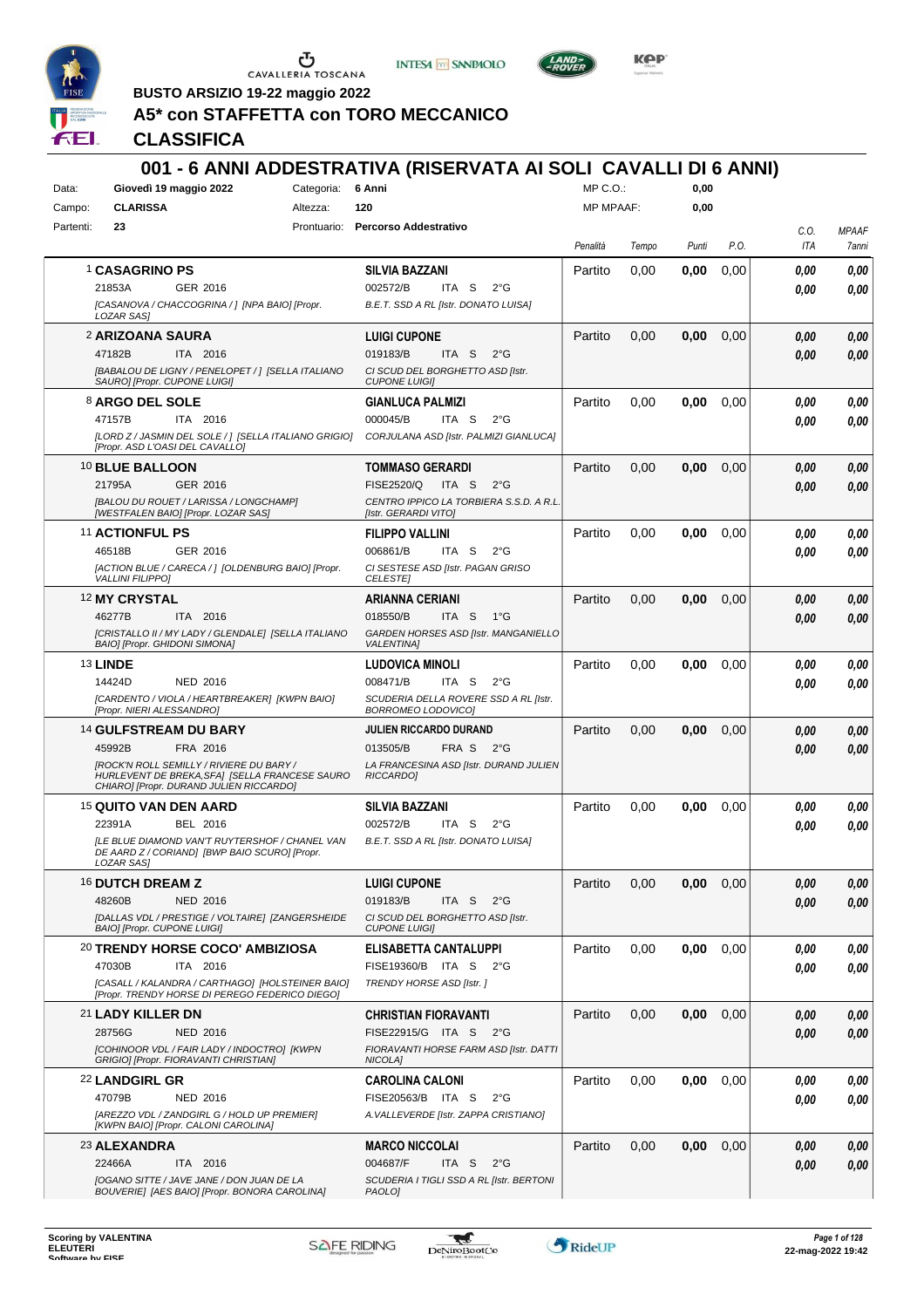BUSTO ARSIZIO 19-22 maggio 2022

# A5* con STAFFETTA con TORO MECCANICO

## CLASSIFICA

## 001 - 6 ANNI ADDESTRATIVA (RISERVATA AI SOLI CAVALLI DI 6 ANNI)

Data: **Giovedì 19 maggio 2022** Categoria: **6 Anni** MP C.O.: **0,00**
Campo: **CLARISSA** Altezza: **120** MP MPAAF: **0,00**
Partenti: **23** Prontuario: **Percorso Addestrativo**

| | Cavallo | Cavaliere | Penalità | Tempo | Punti | P.O. | C.O. ITA | MPAAF 7anni |
|---|---|---|---|---|---|---|---|---|
| 1 | **CASAGRINO PS** 21853A GER 2016 [CASANOVA / CHACCOGRINA / ] [NPA BAIO] [Propr. LOZAR SAS] | **SILVIA BAZZANI** 002572/B ITA S 2°G B.E.T. SSD A RL [Istr. DONATO LUISA] | Partito | 0,00 | **0,00** | 0,00 | **0,00** **0,00** | **0,00** **0,00** |
| 2 | **ARIZOANA SAURA** 47182B ITA 2016 [BABALOU DE LIGNY / PENELOPET / ] [SELLA ITALIANO SAURO] [Propr. CUPONE LUIGI] | **LUIGI CUPONE** 019183/B ITA S 2°G CI SCUD DEL BORGHETTO ASD [Istr. CUPONE LUIGI] | Partito | 0,00 | **0,00** | 0,00 | **0,00** **0,00** | **0,00** **0,00** |
| 8 | **ARGO DEL SOLE** 47157B ITA 2016 [LORD Z / JASMIN DEL SOLE / ] [SELLA ITALIANO GRIGIO] [Propr. ASD L'OASI DEL CAVALLO] | **GIANLUCA PALMIZI** 000045/B ITA S 2°G CORJULANA ASD [Istr. PALMIZI GIANLUCA] | Partito | 0,00 | **0,00** | 0,00 | **0,00** **0,00** | **0,00** **0,00** |
| 10 | **BLUE BALLOON** 21795A GER 2016 [BALOU DU ROUET / LARISSA / LONGCHAMP] [WESTFALEN BAIO] [Propr. LOZAR SAS] | **TOMMASO GERARDI** FISE2520/Q ITA S 2°G CENTRO IPPICO LA TORBIERA S.S.D. A R.L. [Istr. GERARDI VITO] | Partito | 0,00 | **0,00** | 0,00 | **0,00** **0,00** | **0,00** **0,00** |
| 11 | **ACTIONFUL PS** 46518B GER 2016 [ACTION BLUE / CARECA / ] [OLDENBURG BAIO] [Propr. VALLINI FILIPPO] | **FILIPPO VALLINI** 006861/B ITA S 2°G CI SESTESE ASD [Istr. PAGAN GRISO CELESTE] | Partito | 0,00 | **0,00** | 0,00 | **0,00** **0,00** | **0,00** **0,00** |
| 12 | **MY CRYSTAL** 46277B ITA 2016 [CRISTALLO II / MY LADY / GLENDALE] [SELLA ITALIANO BAIO] [Propr. GHIDONI SIMONA] | **ARIANNA CERIANI** 018550/B ITA S 1°G GARDEN HORSES ASD [Istr. MANGANIELLO VALENTINA] | Partito | 0,00 | **0,00** | 0,00 | **0,00** **0,00** | **0,00** **0,00** |
| 13 | **LINDE** 14424D NED 2016 [CARDENTO / VIOLA / HEARTBREAKER] [KWPN BAIO] [Propr. NIERI ALESSANDRO] | **LUDOVICA MINOLI** 008471/B ITA S 2°G SCUDERIA DELLA ROVERE SSD A RL [Istr. BORROMEO LODOVICO] | Partito | 0,00 | **0,00** | 0,00 | **0,00** **0,00** | **0,00** **0,00** |
| 14 | **GULFSTREAM DU BARY** 45992B FRA 2016 [ROCK'N ROLL SEMILLY / RIVIERE DU BARY / HURLEVENT DE BREKA,SFA] [SELLA FRANCESE SAURO CHIARO] [Propr. DURAND JULIEN RICCARDO] | **JULIEN RICCARDO DURAND** 013505/B FRA S 2°G LA FRANCESINA ASD [Istr. DURAND JULIEN RICCARDO] | Partito | 0,00 | **0,00** | 0,00 | **0,00** **0,00** | **0,00** **0,00** |
| 15 | **QUITO VAN DEN AARD** 22391A BEL 2016 [LE BLUE DIAMOND VAN'T RUYTERSHOF / CHANEL VAN DE AARD Z / CORIAND] [BWP BAIO SCURO] [Propr. LOZAR SAS] | **SILVIA BAZZANI** 002572/B ITA S 2°G B.E.T. SSD A RL [Istr. DONATO LUISA] | Partito | 0,00 | **0,00** | 0,00 | **0,00** **0,00** | **0,00** **0,00** |
| 16 | **DUTCH DREAM Z** 48260B NED 2016 [DALLAS VDL / PRESTIGE / VOLTAIRE] [ZANGERSHEIDE BAIO] [Propr. CUPONE LUIGI] | **LUIGI CUPONE** 019183/B ITA S 2°G CI SCUD DEL BORGHETTO ASD [Istr. CUPONE LUIGI] | Partito | 0,00 | **0,00** | 0,00 | **0,00** **0,00** | **0,00** **0,00** |
| 20 | **TRENDY HORSE COCO' AMBIZIOSA** 47030B ITA 2016 [CASALL / KALANDRA / CARTHAGO] [HOLSTEINER BAIO] [Propr. TRENDY HORSE DI PEREGO FEDERICO DIEGO] | **ELISABETTA CANTALUPPI** FISE19360/B ITA S 2°G TRENDY HORSE ASD [Istr. ] | Partito | 0,00 | **0,00** | 0,00 | **0,00** **0,00** | **0,00** **0,00** |
| 21 | **LADY KILLER DN** 28756G NED 2016 [COHINOOR VDL / FAIR LADY / INDOCTRO] [KWPN GRIGIO] [Propr. FIORAVANTI CHRISTIAN] | **CHRISTIAN FIORAVANTI** FISE22915/G ITA S 2°G FIORAVANTI HORSE FARM ASD [Istr. DATTI NICOLA] | Partito | 0,00 | **0,00** | 0,00 | **0,00** **0,00** | **0,00** **0,00** |
| 22 | **LANDGIRL GR** 47079B NED 2016 [AREZZO VDL / ZANDGIRL G / HOLD UP PREMIER] [KWPN BAIO] [Propr. CALONI CAROLINA] | **CAROLINA CALONI** FISE20563/B ITA S 2°G A.VALLEVERDE [Istr. ZAPPA CRISTIANO] | Partito | 0,00 | **0,00** | 0,00 | **0,00** **0,00** | **0,00** **0,00** |
| 23 | **ALEXANDRA** 22466A ITA 2016 [OGANO SITTE / JAVE JANE / DON JUAN DE LA BOUVERIE] [AES BAIO] [Propr. BONORA CAROLINA] | **MARCO NICCOLAI** 004687/F ITA S 2°G SCUDERIA I TIGLI SSD A RL [Istr. BERTONI PAOLO] | Partito | 0,00 | **0,00** | 0,00 | **0,00** **0,00** | **0,00** **0,00** |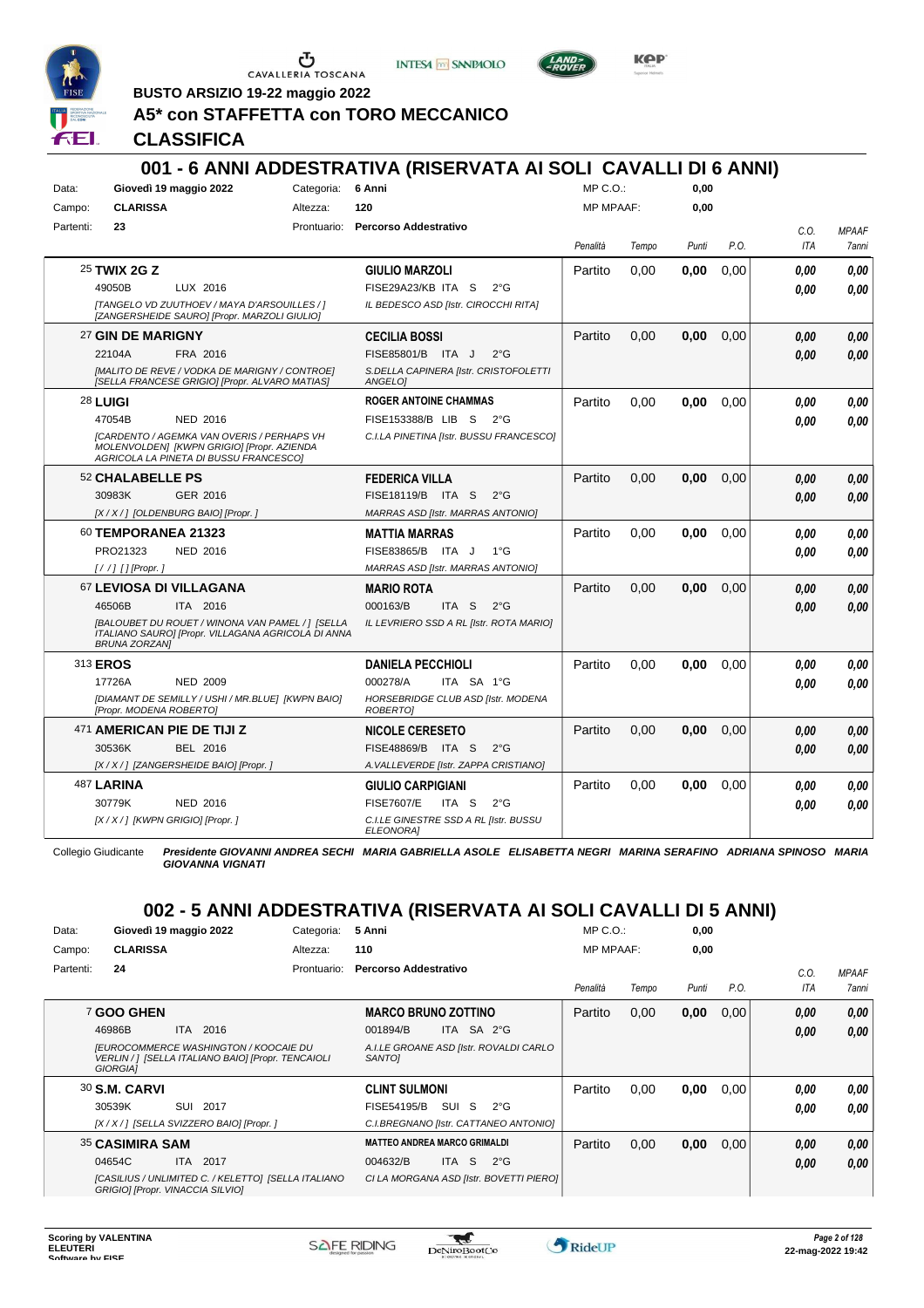BUSTO ARSIZIO 19-22 maggio 2022

# A5* con STAFFETTA con TORO MECCANICO

## CLASSIFICA

## 001 - 6 ANNI ADDESTRATIVA (RISERVATA AI SOLI CAVALLI DI 6 ANNI)

Data: **Giovedì 19 maggio 2022** — Categoria: **6 Anni** — MP C.O.: **0,00**
Campo: **CLARISSA** — Altezza: **120** — MP MPAAF: **0,00**
Partenti: **23** — Prontuario: **Percorso Addestrativo**

| Cavallo | Cavaliere | Penalità | Tempo | Punti | P.O. | C.O. ITA | MPAAF 7anni |
|---|---|---|---|---|---|---|---|
| 25 **TWIX 2G Z** — 49050B LUX 2016 — *[TANGELO VD ZUUTHOEV / MAYA D'ARSOUILLES / ] [ZANGERSHEIDE SAURO] [Propr. MARZOLI GIULIO]* | **GIULIO MARZOLI** — FISE29A23/KB ITA S 2°G — *IL BEDESCO ASD [Istr. CIROCCHI RITA]* | Partito | 0,00 | **0,00** | 0,00 | *0,00* / *0,00* | *0,00* / *0,00* |
| 27 **GIN DE MARIGNY** — 22104A FRA 2016 — *[MALITO DE REVE / VODKA DE MARIGNY / CONTROE] [SELLA FRANCESE GRIGIO] [Propr. ALVARO MATIAS]* | **CECILIA BOSSI** — FISE85801/B ITA J 2°G — *S.DELLA CAPINERA [Istr. CRISTOFOLETTI ANGELO]* | Partito | 0,00 | **0,00** | 0,00 | *0,00* / *0,00* | *0,00* / *0,00* |
| 28 **LUIGI** — 47054B NED 2016 — *[CARDENTO / AGEMKA VAN OVERIS / PERHAPS VH MOLENVOLDEN] [KWPN GRIGIO] [Propr. AZIENDA AGRICOLA LA PINETA DI BUSSU FRANCESCO]* | **ROGER ANTOINE CHAMMAS** — FISE153388/B LIB S 2°G — *C.I.LA PINETINA [Istr. BUSSU FRANCESCO]* | Partito | 0,00 | **0,00** | 0,00 | *0,00* / *0,00* | *0,00* / *0,00* |
| 52 **CHALABELLE PS** — 30983K GER 2016 — *[X / X / ] [OLDENBURG BAIO] [Propr. ]* | **FEDERICA VILLA** — FISE18119/B ITA S 2°G — *MARRAS ASD [Istr. MARRAS ANTONIO]* | Partito | 0,00 | **0,00** | 0,00 | *0,00* / *0,00* | *0,00* / *0,00* |
| 60 **TEMPORANEA 21323** — PRO21323 NED 2016 — *[ / / ] [] [Propr. ]* | **MATTIA MARRAS** — FISE83865/B ITA J 1°G — *MARRAS ASD [Istr. MARRAS ANTONIO]* | Partito | 0,00 | **0,00** | 0,00 | *0,00* / *0,00* | *0,00* / *0,00* |
| 67 **LEVIOSA DI VILLAGANA** — 46506B ITA 2016 — *[BALOUBET DU ROUET / WINONA VAN PAMEL / ] [SELLA ITALIANO SAURO] [Propr. VILLAGANA AGRICOLA DI ANNA BRUNA ZORZAN]* | **MARIO ROTA** — 000163/B ITA S 2°G — *IL LEVRIERO SSD A RL [Istr. ROTA MARIO]* | Partito | 0,00 | **0,00** | 0,00 | *0,00* / *0,00* | *0,00* / *0,00* |
| 313 **EROS** — 17726A NED 2009 — *[DIAMANT DE SEMILLY / USHI / MR.BLUE] [KWPN BAIO] [Propr. MODENA ROBERTO]* | **DANIELA PECCHIOLI** — 000278/A ITA SA 1°G — *HORSEBRIDGE CLUB ASD [Istr. MODENA ROBERTO]* | Partito | 0,00 | **0,00** | 0,00 | *0,00* / *0,00* | *0,00* / *0,00* |
| 471 **AMERICAN PIE DE TIJI Z** — 30536K BEL 2016 — *[X / X / ] [ZANGERSHEIDE BAIO] [Propr. ]* | **NICOLE CERESETO** — FISE48869/B ITA S 2°G — *A.VALLEVERDE [Istr. ZAPPA CRISTIANO]* | Partito | 0,00 | **0,00** | 0,00 | *0,00* / *0,00* | *0,00* / *0,00* |
| 487 **LARINA** — 30779K NED 2016 — *[X / X / ] [KWPN GRIGIO] [Propr. ]* | **GIULIO CARPIGIANI** — FISE7607/E ITA S 2°G — *C.I.LE GINESTRE SSD A RL [Istr. BUSSU ELEONORA]* | Partito | 0,00 | **0,00** | 0,00 | *0,00* / *0,00* | *0,00* / *0,00* |

Collegio Giudicante *Presidente GIOVANNI ANDREA SECHI MARIA GABRIELLA ASOLE ELISABETTA NEGRI MARINA SERAFINO ADRIANA SPINOSO MARIA GIOVANNA VIGNATI*

## 002 - 5 ANNI ADDESTRATIVA (RISERVATA AI SOLI CAVALLI DI 5 ANNI)

Data: **Giovedì 19 maggio 2022** — Categoria: **5 Anni** — MP C.O.: **0,00**
Campo: **CLARISSA** — Altezza: **110** — MP MPAAF: **0,00**
Partenti: **24** — Prontuario: **Percorso Addestrativo**

| Cavallo | Cavaliere | Penalità | Tempo | Punti | P.O. | C.O. ITA | MPAAF 7anni |
|---|---|---|---|---|---|---|---|
| 7 **GOO GHEN** — 46986B ITA 2016 — *[EUROCOMMERCE WASHINGTON / KOOCAIE DU VERLIN / ] [SELLA ITALIANO BAIO] [Propr. TENCAIOLI GIORGIA]* | **MARCO BRUNO ZOTTINO** — 001894/B ITA SA 2°G — *A.I.LE GROANE ASD [Istr. ROVALDI CARLO SANTO]* | Partito | 0,00 | **0,00** | 0,00 | *0,00* / *0,00* | *0,00* / *0,00* |
| 30 **S.M. CARVI** — 30539K SUI 2017 — *[X / X / ] [SELLA SVIZZERO BAIO] [Propr. ]* | **CLINT SULMONI** — FISE54195/B SUI S 2°G — *C.I.BREGNANO [Istr. CATTANEO ANTONIO]* | Partito | 0,00 | **0,00** | 0,00 | *0,00* / *0,00* | *0,00* / *0,00* |
| 35 **CASIMIRA SAM** — 04654C ITA 2017 — *[CASILIUS / UNLIMITED C. / KELETTO] [SELLA ITALIANO GRIGIO] [Propr. VINACCIA SILVIO]* | **MATTEO ANDREA MARCO GRIMALDI** — 004632/B ITA S 2°G — *CI LA MORGANA ASD [Istr. BOVETTI PIERO]* | Partito | 0,00 | **0,00** | 0,00 | *0,00* / *0,00* | *0,00* / *0,00* |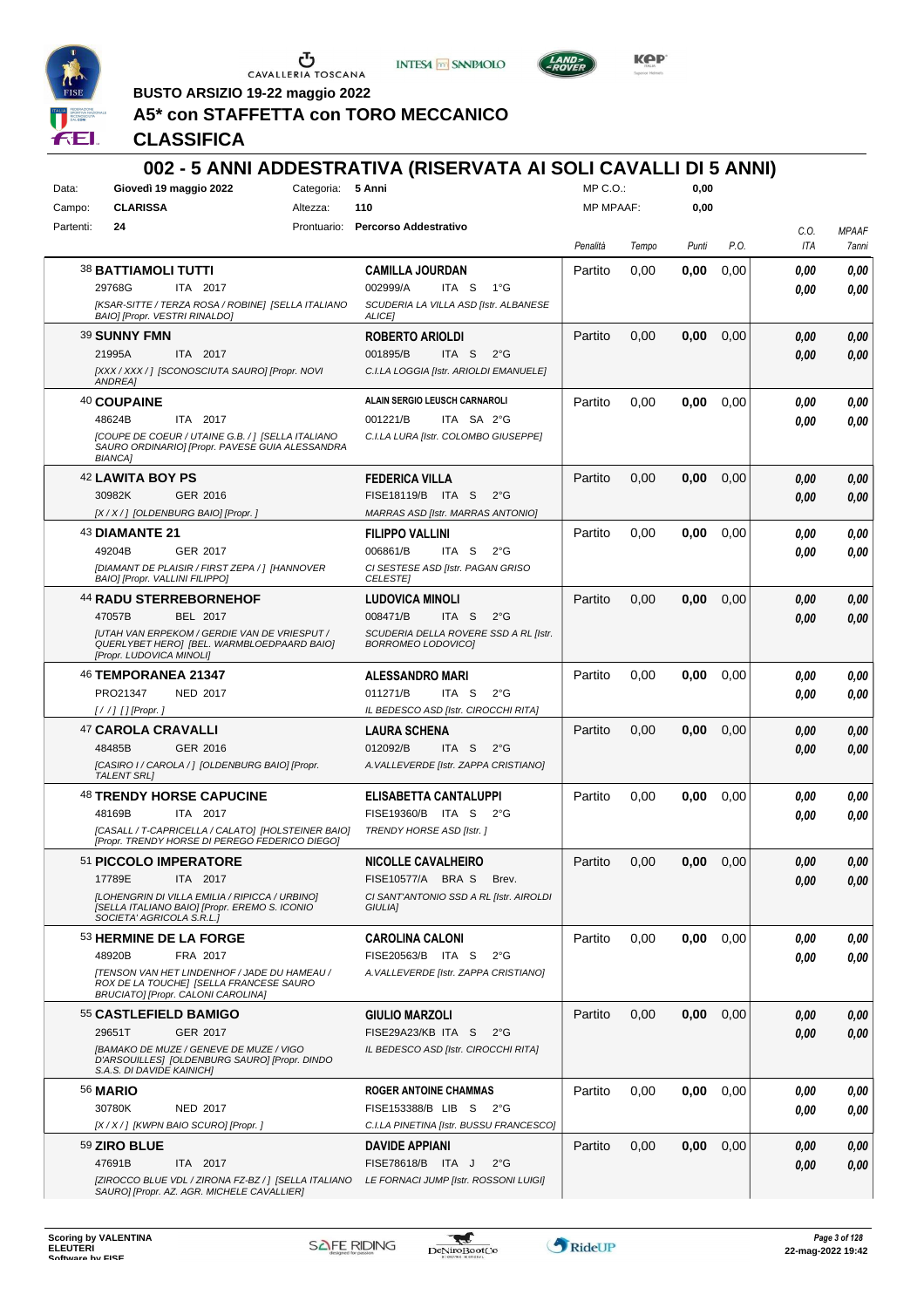BUSTO ARSIZIO 19-22 maggio 2022

# A5* con STAFFETTA con TORO MECCANICO

## CLASSIFICA

## 002 - 5 ANNI ADDESTRATIVA (RISERVATA AI SOLI CAVALLI DI 5 ANNI)

| | | | | | |
|---|---|---|---|---|---|
| Data: | Giovedì 19 maggio 2022 | Categoria: | 5 Anni | MP C.O.: | 0,00 |
| Campo: | CLARISSA | Altezza: | 110 | MP MPAAF: | 0,00 |
| Partenti: | 24 | Prontuario: | Percorso Addestrativo | | |

| Cavallo | Cavaliere | Penalità | Tempo | Punti | P.O. | C.O. ITA | MPAAF 7anni |
|---|---|---|---|---|---|---|---|
| 38 **BATTIAMOLI TUTTI**<br>29768G ITA 2017<br>*[KSAR-SITTE / TERZA ROSA / ROBINE] [SELLA ITALIANO BAIO] [Propr. VESTRI RINALDO]* | **CAMILLA JOURDAN**<br>002999/A ITA S 1°G<br>*SCUDERIA LA VILLA ASD [Istr. ALBANESE ALICE]* | Partito | 0,00 | **0,00** | 0,00 | *0,00*<br>*0,00* | *0,00*<br>*0,00* |
| 39 **SUNNY FMN**<br>21995A ITA 2017<br>*[XXX / XXX / ] [SCONOSCIUTA SAURO] [Propr. NOVI ANDREA]* | **ROBERTO ARIOLDI**<br>001895/B ITA S 2°G<br>*C.I.LA LOGGIA [Istr. ARIOLDI EMANUELE]* | Partito | 0,00 | **0,00** | 0,00 | *0,00*<br>*0,00* | *0,00*<br>*0,00* |
| 40 **COUPAINE**<br>48624B ITA 2017<br>*[COUPE DE COEUR / UTAINE G.B. / ] [SELLA ITALIANO SAURO ORDINARIO] [Propr. PAVESE GUIA ALESSANDRA BIANCA]* | **ALAIN SERGIO LEUSCH CARNAROLI**<br>001221/B ITA SA 2°G<br>*C.I.LA LURA [Istr. COLOMBO GIUSEPPE]* | Partito | 0,00 | **0,00** | 0,00 | *0,00*<br>*0,00* | *0,00*<br>*0,00* |
| 42 **LAWITA BOY PS**<br>30982K GER 2016<br>*[X / X / ] [OLDENBURG BAIO] [Propr. ]* | **FEDERICA VILLA**<br>FISE18119/B ITA S 2°G<br>*MARRAS ASD [Istr. MARRAS ANTONIO]* | Partito | 0,00 | **0,00** | 0,00 | *0,00*<br>*0,00* | *0,00*<br>*0,00* |
| 43 **DIAMANTE 21**<br>49204B GER 2017<br>*[DIAMANT DE PLAISIR / FIRST ZEPA / ] [HANNOVER BAIO] [Propr. VALLINI FILIPPO]* | **FILIPPO VALLINI**<br>006861/B ITA S 2°G<br>*CI SESTESE ASD [Istr. PAGAN GRISO CELESTE]* | Partito | 0,00 | **0,00** | 0,00 | *0,00*<br>*0,00* | *0,00*<br>*0,00* |
| 44 **RADU STERREBORNEHOF**<br>47057B BEL 2017<br>*[UTAH VAN ERPEKOM / GERDIE VAN DE VRIESPUT / QUERLYBET HERO] [BEL. WARMBLOEDPAARD BAIO] [Propr. LUDOVICA MINOLI]* | **LUDOVICA MINOLI**<br>008471/B ITA S 2°G<br>*SCUDERIA DELLA ROVERE SSD A RL [Istr. BORROMEO LODOVICO]* | Partito | 0,00 | **0,00** | 0,00 | *0,00*<br>*0,00* | *0,00*<br>*0,00* |
| 46 **TEMPORANEA 21347**<br>PRO21347 NED 2017<br>*[ / / ] [] [Propr. ]* | **ALESSANDRO MARI**<br>011271/B ITA S 2°G<br>*IL BEDESCO ASD [Istr. CIROCCHI RITA]* | Partito | 0,00 | **0,00** | 0,00 | *0,00*<br>*0,00* | *0,00*<br>*0,00* |
| 47 **CAROLA CRAVALLI**<br>48485B GER 2016<br>*[CASIRO I / CAROLA / ] [OLDENBURG BAIO] [Propr. TALENT SRL]* | **LAURA SCHENA**<br>012092/B ITA S 2°G<br>*A.VALLEVERDE [Istr. ZAPPA CRISTIANO]* | Partito | 0,00 | **0,00** | 0,00 | *0,00*<br>*0,00* | *0,00*<br>*0,00* |
| 48 **TRENDY HORSE CAPUCINE**<br>48169B ITA 2017<br>*[CASALL / T-CAPRICELLA / CALATO] [HOLSTEINER BAIO] [Propr. TRENDY HORSE DI PEREGO FEDERICO DIEGO]* | **ELISABETTA CANTALUPPI**<br>FISE19360/B ITA S 2°G<br>*TRENDY HORSE ASD [Istr. ]* | Partito | 0,00 | **0,00** | 0,00 | *0,00*<br>*0,00* | *0,00*<br>*0,00* |
| 51 **PICCOLO IMPERATORE**<br>17789E ITA 2017<br>*[LOHENGRIN DI VILLA EMILIA / RIPICCA / URBINO] [SELLA ITALIANO BAIO] [Propr. EREMO S. ICONIO SOCIETA' AGRICOLA S.R.L.]* | **NICOLLE CAVALHEIRO**<br>FISE10577/A BRA S Brev.<br>*CI SANT'ANTONIO SSD A RL [Istr. AIROLDI GIULIA]* | Partito | 0,00 | **0,00** | 0,00 | *0,00*<br>*0,00* | *0,00*<br>*0,00* |
| 53 **HERMINE DE LA FORGE**<br>48920B FRA 2017<br>*[TENSON VAN HET LINDENHOF / JADE DU HAMEAU / ROX DE LA TOUCHE] [SELLA FRANCESE SAURO BRUCIATO] [Propr. CALONI CAROLINA]* | **CAROLINA CALONI**<br>FISE20563/B ITA S 2°G<br>*A.VALLEVERDE [Istr. ZAPPA CRISTIANO]* | Partito | 0,00 | **0,00** | 0,00 | *0,00*<br>*0,00* | *0,00*<br>*0,00* |
| 55 **CASTLEFIELD BAMIGO**<br>29651T GER 2017<br>*[BAMAKO DE MUZE / GENEVE DE MUZE / VIGO D'ARSOUILLES] [OLDENBURG SAURO] [Propr. DINDO S.A.S. DI DAVIDE KAINICH]* | **GIULIO MARZOLI**<br>FISE29A23/KB ITA S 2°G<br>*IL BEDESCO ASD [Istr. CIROCCHI RITA]* | Partito | 0,00 | **0,00** | 0,00 | *0,00*<br>*0,00* | *0,00*<br>*0,00* |
| 56 **MARIO**<br>30780K NED 2017<br>*[X / X / ] [KWPN BAIO SCURO] [Propr. ]* | **ROGER ANTOINE CHAMMAS**<br>FISE153388/B LIB S 2°G<br>*C.I.LA PINETINA [Istr. BUSSU FRANCESCO]* | Partito | 0,00 | **0,00** | 0,00 | *0,00*<br>*0,00* | *0,00*<br>*0,00* |
| 59 **ZIRO BLUE**<br>47691B ITA 2017<br>*[ZIROCCO BLUE VDL / ZIRONA FZ-BZ / ] [SELLA ITALIANO SAURO] [Propr. AZ. AGR. MICHELE CAVALLIER]* | **DAVIDE APPIANI**<br>FISE78618/B ITA J 2°G<br>*LE FORNACI JUMP [Istr. ROSSONI LUIGI]* | Partito | 0,00 | **0,00** | 0,00 | *0,00*<br>*0,00* | *0,00*<br>*0,00* |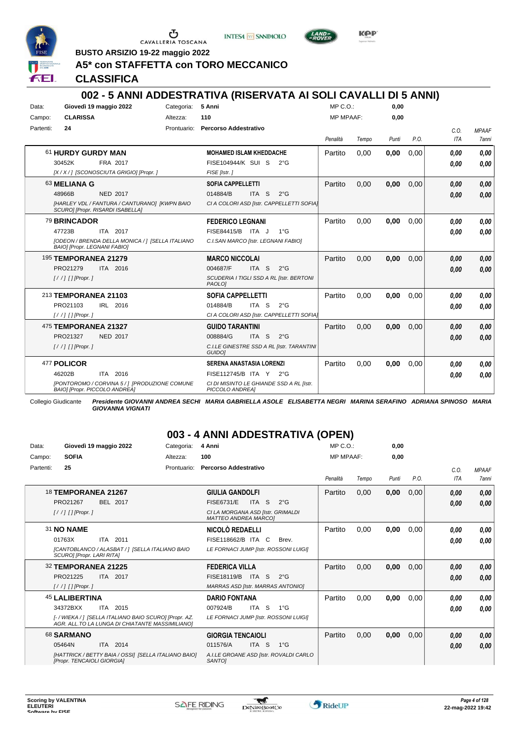BUSTO ARSIZIO 19-22 maggio 2022

**A5\* con STAFFETTA con TORO MECCANICO**

**CLASSIFICA**

## 002 - 5 ANNI ADDESTRATIVA (RISERVATA AI SOLI CAVALLI DI 5 ANNI)

Data: Giovedì 19 maggio 2022 — Categoria: 5 Anni — MP C.O.: 0,00
Campo: CLARISSA — Altezza: 110 — MP MPAAF: 0,00
Partenti: 24 — Prontuario: Percorso Addestrativo

| Cavallo | Cavaliere | Penalità | Tempo | Punti | P.O. | C.O. ITA | MPAAF 7anni |
|---|---|---|---|---|---|---|---|
| 61 **HURDY GURDY MAN** 30452K FRA 2017 [X / X / ] [SCONOSCIUTA GRIGIO] [Propr. ] | **MOHAMED ISLAM KHEDDACHE** FISE104944/K SUI S 2°G FISE [Istr. ] | Partito | 0,00 | 0,00 | 0,00 | 0,00 / 0,00 | 0,00 / 0,00 |
| 63 **MELIANA G** 48966B NED 2017 [HARLEY VDL / FANTURA / CANTURANO] [KWPN BAIO SCURO] [Propr. RISARDI ISABELLA] | **SOFIA CAPPELLETTI** 014884/B ITA S 2°G CI A COLORI ASD [Istr. CAPPELLETTI SOFIA] | Partito | 0,00 | 0,00 | 0,00 | 0,00 / 0,00 | 0,00 / 0,00 |
| 79 **BRINCADOR** 47723B ITA 2017 [ODEON / BRENDA DELLA MONICA / ] [SELLA ITALIANO BAIO] [Propr. LEGNANI FABIO] | **FEDERICO LEGNANI** FISE84415/B ITA J 1°G C.I.SAN MARCO [Istr. LEGNANI FABIO] | Partito | 0,00 | 0,00 | 0,00 | 0,00 / 0,00 | 0,00 / 0,00 |
| 195 **TEMPORANEA 21279** PRO21279 ITA 2016 [ / / ] [] [Propr. ] | **MARCO NICCOLAI** 004687/F ITA S 2°G SCUDERIA I TIGLI SSD A RL [Istr. BERTONI PAOLO] | Partito | 0,00 | 0,00 | 0,00 | 0,00 / 0,00 | 0,00 / 0,00 |
| 213 **TEMPORANEA 21103** PRO21103 IRL 2016 [ / / ] [] [Propr. ] | **SOFIA CAPPELLETTI** 014884/B ITA S 2°G CI A COLORI ASD [Istr. CAPPELLETTI SOFIA] | Partito | 0,00 | 0,00 | 0,00 | 0,00 / 0,00 | 0,00 / 0,00 |
| 475 **TEMPORANEA 21327** PRO21327 NED 2017 [ / / ] [] [Propr. ] | **GUIDO TARANTINI** 008884/G ITA S 2°G C.I.LE GINESTRE SSD A RL [Istr. TARANTINI GUIDO] | Partito | 0,00 | 0,00 | 0,00 | 0,00 / 0,00 | 0,00 / 0,00 |
| 477 **POLICOR** 46202B ITA 2016 [PONTOROMO / CORVINA 5 / ] [PRODUZIONE COMUNE BAIO] [Propr. PICCOLO ANDREA] | **SERENA ANASTASIA LORENZI** FISE112745/B ITA Y 2°G CI DI MISINTO LE GHIANDE SSD A RL [Istr. PICCOLO ANDREA] | Partito | 0,00 | 0,00 | 0,00 | 0,00 / 0,00 | 0,00 / 0,00 |

Collegio Giudicante: ***Presidente GIOVANNI ANDREA SECHI MARIA GABRIELLA ASOLE ELISABETTA NEGRI MARINA SERAFINO ADRIANA SPINOSO MARIA GIOVANNA VIGNATI***

## 003 - 4 ANNI ADDESTRATIVA (OPEN)

Data: Giovedì 19 maggio 2022 — Categoria: 4 Anni — MP C.O.: 0,00
Campo: SOFIA — Altezza: 100 — MP MPAAF: 0,00
Partenti: 25 — Prontuario: Percorso Addestrativo

| Cavallo | Cavaliere | Penalità | Tempo | Punti | P.O. | C.O. ITA | MPAAF 7anni |
|---|---|---|---|---|---|---|---|
| 18 **TEMPORANEA 21267** PRO21267 BEL 2017 [ / / ] [] [Propr. ] | **GIULIA GANDOLFI** FISE6731/E ITA S 2°G CI LA MORGANA ASD [Istr. GRIMALDI MATTEO ANDREA MARCO] | Partito | 0,00 | 0,00 | 0,00 | 0,00 / 0,00 | 0,00 / 0,00 |
| 31 **NO NAME** 01763X ITA 2011 [CANTOBLANCO / ALASBAT / ] [SELLA ITALIANO BAIO SCURO] [Propr. LARI RITA] | **NICOLÒ REDAELLI** FISE118662/B ITA C Brev. LE FORNACI JUMP [Istr. ROSSONI LUIGI] | Partito | 0,00 | 0,00 | 0,00 | 0,00 / 0,00 | 0,00 / 0,00 |
| 32 **TEMPORANEA 21225** PRO21225 ITA 2017 [ / / ] [] [Propr. ] | **FEDERICA VILLA** FISE18119/B ITA S 2°G MARRAS ASD [Istr. MARRAS ANTONIO] | Partito | 0,00 | 0,00 | 0,00 | 0,00 / 0,00 | 0,00 / 0,00 |
| 45 **LALIBERTINA** 34372BXX ITA 2015 [- / WIEKA / ] [SELLA ITALIANO BAIO SCURO] [Propr. AZ. AGR. ALL.TO LA LUNGA DI CHIATANTE MASSIMILIANO] | **DARIO FONTANA** 007924/B ITA S 1°G LE FORNACI JUMP [Istr. ROSSONI LUIGI] | Partito | 0,00 | 0,00 | 0,00 | 0,00 / 0,00 | 0,00 / 0,00 |
| 68 **SARMANO** 05464N ITA 2014 [HATTRICK / BETTY BAIA / OSSI] [SELLA ITALIANO BAIO] [Propr. TENCAIOLI GIORGIA] | **GIORGIA TENCAIOLI** 011576/A ITA S 1°G A.I.LE GROANE ASD [Istr. ROVALDI CARLO SANTO] | Partito | 0,00 | 0,00 | 0,00 | 0,00 / 0,00 | 0,00 / 0,00 |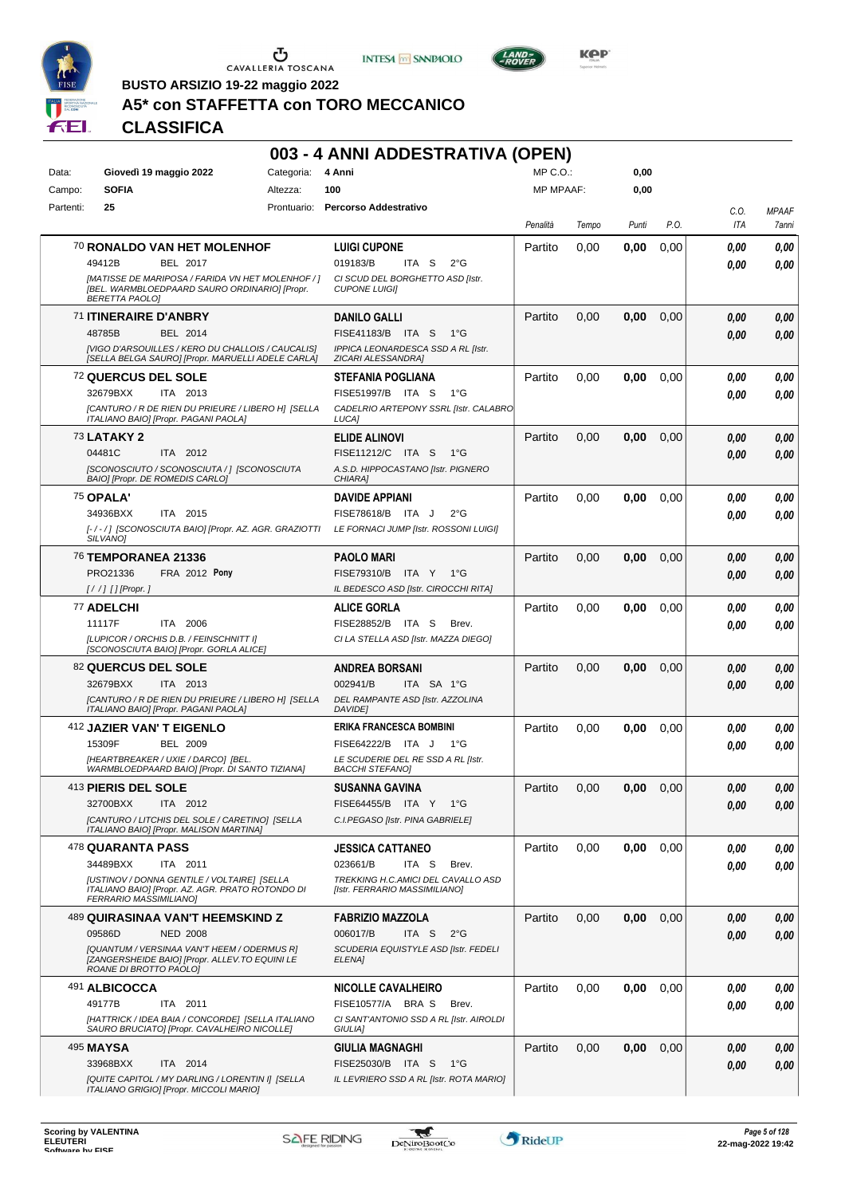BUSTO ARSIZIO 19-22 maggio 2022

# A5* con STAFFETTA con TORO MECCANICO

## CLASSIFICA

## 003 - 4 ANNI ADDESTRATIVA (OPEN)

| | | | | | |
|---|---|---|---|---|---|
| Data: | Giovedì 19 maggio 2022 | Categoria: | 4 Anni | MP C.O.: | 0,00 |
| Campo: | SOFIA | Altezza: | 100 | MP MPAAF: | 0,00 |
| Partenti: | 25 | Prontuario: | Percorso Addestrativo | | |

| Cavallo | Cavaliere | Penalità | Tempo | Punti | P.O. | C.O. ITA | MPAAF 7anni |
|---|---|---|---|---|---|---|---|
| 70 **RONALDO VAN HET MOLENHOF**<br>49412B BEL 2017<br>*[MATISSE DE MARIPOSA / FARIDA VN HET MOLENHOF / ] [BEL. WARMBLOEDPAARD SAURO ORDINARIO] [Propr. BERETTA PAOLO]* | **LUIGI CUPONE**<br>019183/B ITA S 2°G<br>*CI SCUD DEL BORGHETTO ASD [Istr. CUPONE LUIGI]* | Partito | 0,00 | **0,00** | 0,00 | *0,00*<br>*0,00* | *0,00*<br>*0,00* |
| 71 **ITINERAIRE D'ANBRY**<br>48785B BEL 2014<br>*[VIGO D'ARSOUILLES / KERO DU CHALLOIS / CAUCALIS] [SELLA BELGA SAURO] [Propr. MARUELLI ADELE CARLA]* | **DANILO GALLI**<br>FISE41183/B ITA S 1°G<br>*IPPICA LEONARDESCA SSD A RL [Istr. ZICARI ALESSANDRA]* | Partito | 0,00 | **0,00** | 0,00 | *0,00*<br>*0,00* | *0,00*<br>*0,00* |
| 72 **QUERCUS DEL SOLE**<br>32679BXX ITA 2013<br>*[CANTURO / R DE RIEN DU PRIEURE / LIBERO H] [SELLA ITALIANO BAIO] [Propr. PAGANI PAOLA]* | **STEFANIA POGLIANA**<br>FISE51997/B ITA S 1°G<br>*CADELRIO ARTEPONY SSRL [Istr. CALABRO LUCA]* | Partito | 0,00 | **0,00** | 0,00 | *0,00*<br>*0,00* | *0,00*<br>*0,00* |
| 73 **LATAKY 2**<br>04481C ITA 2012<br>*[SCONOSCIUTO / SCONOSCIUTA / ] [SCONOSCIUTA BAIO] [Propr. DE ROMEDIS CARLO]* | **ELIDE ALINOVI**<br>FISE11212/C ITA S 1°G<br>*A.S.D. HIPPOCASTANO [Istr. PIGNERO CHIARA]* | Partito | 0,00 | **0,00** | 0,00 | *0,00*<br>*0,00* | *0,00*<br>*0,00* |
| 75 **OPALA'**<br>34936BXX ITA 2015<br>*[- / - / ] [SCONOSCIUTA BAIO] [Propr. AZ. AGR. GRAZIOTTI SILVANO]* | **DAVIDE APPIANI**<br>FISE78618/B ITA J 2°G<br>*LE FORNACI JUMP [Istr. ROSSONI LUIGI]* | Partito | 0,00 | **0,00** | 0,00 | *0,00*<br>*0,00* | *0,00*<br>*0,00* |
| 76 **TEMPORANEA 21336**<br>PRO21336 FRA 2012 **Pony**<br>*[ / / ] [] [Propr. ]* | **PAOLO MARI**<br>FISE79310/B ITA Y 1°G<br>*IL BEDESCO ASD [Istr. CIROCCHI RITA]* | Partito | 0,00 | **0,00** | 0,00 | *0,00*<br>*0,00* | *0,00*<br>*0,00* |
| 77 **ADELCHI**<br>11117F ITA 2006<br>*[LUPICOR / ORCHIS D.B. / FEINSCHNITT I] [SCONOSCIUTA BAIO] [Propr. GORLA ALICE]* | **ALICE GORLA**<br>FISE28852/B ITA S Brev.<br>*CI LA STELLA ASD [Istr. MAZZA DIEGO]* | Partito | 0,00 | **0,00** | 0,00 | *0,00*<br>*0,00* | *0,00*<br>*0,00* |
| 82 **QUERCUS DEL SOLE**<br>32679BXX ITA 2013<br>*[CANTURO / R DE RIEN DU PRIEURE / LIBERO H] [SELLA ITALIANO BAIO] [Propr. PAGANI PAOLA]* | **ANDREA BORSANI**<br>002941/B ITA SA 1°G<br>*DEL RAMPANTE ASD [Istr. AZZOLINA DAVIDE]* | Partito | 0,00 | **0,00** | 0,00 | *0,00*<br>*0,00* | *0,00*<br>*0,00* |
| 412 **JAZIER VAN' T EIGENLO**<br>15309F BEL 2009<br>*[HEARTBREAKER / UXIE / DARCO] [BEL. WARMBLOEDPAARD BAIO] [Propr. DI SANTO TIZIANA]* | **ERIKA FRANCESCA BOMBINI**<br>FISE64222/B ITA J 1°G<br>*LE SCUDERIE DEL RE SSD A RL [Istr. BACCHI STEFANO]* | Partito | 0,00 | **0,00** | 0,00 | *0,00*<br>*0,00* | *0,00*<br>*0,00* |
| 413 **PIERIS DEL SOLE**<br>32700BXX ITA 2012<br>*[CANTURO / LITCHIS DEL SOLE / CARETINO] [SELLA ITALIANO BAIO] [Propr. MALISON MARTINA]* | **SUSANNA GAVINA**<br>FISE64455/B ITA Y 1°G<br>*C.I.PEGASO [Istr. PINA GABRIELE]* | Partito | 0,00 | **0,00** | 0,00 | *0,00*<br>*0,00* | *0,00*<br>*0,00* |
| 478 **QUARANTA PASS**<br>34489BXX ITA 2011<br>*[USTINOV / DONNA GENTILE / VOLTAIRE] [SELLA ITALIANO BAIO] [Propr. AZ. AGR. PRATO ROTONDO DI FERRARIO MASSIMILIANO]* | **JESSICA CATTANEO**<br>023661/B ITA S Brev.<br>*TREKKING H.C.AMICI DEL CAVALLO ASD [Istr. FERRARIO MASSIMILIANO]* | Partito | 0,00 | **0,00** | 0,00 | *0,00*<br>*0,00* | *0,00*<br>*0,00* |
| 489 **QUIRASINAA VAN'T HEEMSKIND Z**<br>09586D NED 2008<br>*[QUANTUM / VERSINAA VAN'T HEEM / ODERMUS R] [ZANGERSHEIDE BAIO] [Propr. ALLEV.TO EQUINI LE ROANE DI BROTTO PAOLO]* | **FABRIZIO MAZZOLA**<br>006017/B ITA S 2°G<br>*SCUDERIA EQUISTYLE ASD [Istr. FEDELI ELENA]* | Partito | 0,00 | **0,00** | 0,00 | *0,00*<br>*0,00* | *0,00*<br>*0,00* |
| 491 **ALBICOCCA**<br>49177B ITA 2011<br>*[HATTRICK / IDEA BAIA / CONCORDE] [SELLA ITALIANO SAURO BRUCIATO] [Propr. CAVALHEIRO NICOLLE]* | **NICOLLE CAVALHEIRO**<br>FISE10577/A BRA S Brev.<br>*CI SANT'ANTONIO SSD A RL [Istr. AIROLDI GIULIA]* | Partito | 0,00 | **0,00** | 0,00 | *0,00*<br>*0,00* | *0,00*<br>*0,00* |
| 495 **MAYSA**<br>33968BXX ITA 2014<br>*[QUITE CAPITOL / MY DARLING / LORENTIN I] [SELLA ITALIANO GRIGIO] [Propr. MICCOLI MARIO]* | **GIULIA MAGNAGHI**<br>FISE25030/B ITA S 1°G<br>*IL LEVRIERO SSD A RL [Istr. ROTA MARIO]* | Partito | 0,00 | **0,00** | 0,00 | *0,00*<br>*0,00* | *0,00*<br>*0,00* |

Scoring by VALENTINA ELEUTERI
Software by FISE

22-mag-2022 19:42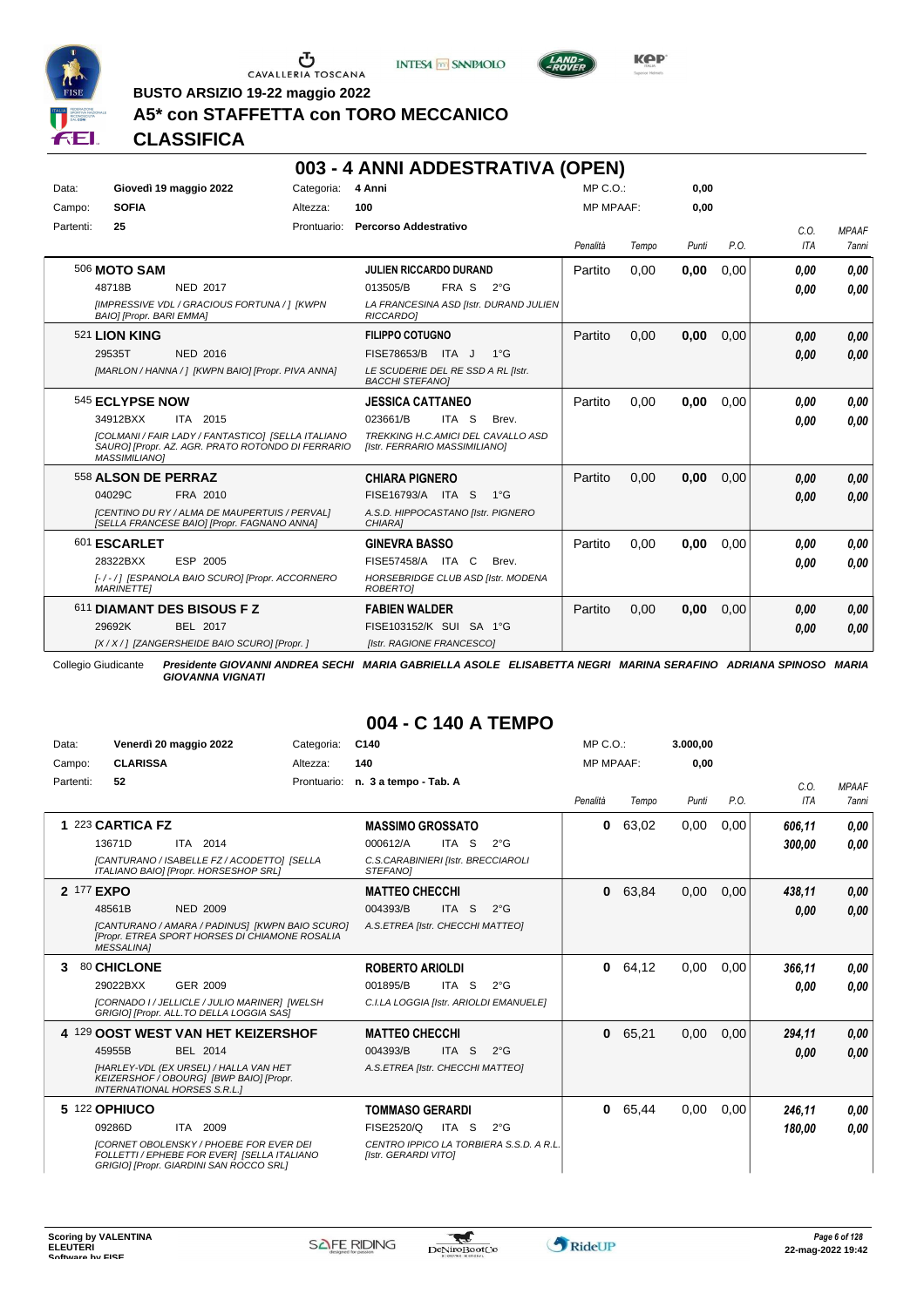BUSTO ARSIZIO 19-22 maggio 2022

# A5* con STAFFETTA con TORO MECCANICO

## CLASSIFICA

## 003 - 4 ANNI ADDESTRATIVA (OPEN)

Data: **Giovedì 19 maggio 2022** Categoria: **4 Anni** MP C.O.: **0,00**
Campo: **SOFIA** Altezza: **100** MP MPAAF: **0,00**
Partenti: **25** Prontuario: **Percorso Addestrativo**

| Cavallo | Cavaliere | Penalità | Tempo | Punti | P.O. | C.O. ITA | MPAAF 7anni |
|---|---|---|---|---|---|---|---|
| 506 **MOTO SAM** 48718B NED 2017 [IMPRESSIVE VDL / GRACIOUS FORTUNA / ] [KWPN BAIO] [Propr. BARI EMMA] | **JULIEN RICCARDO DURAND** 013505/B FRA S 2°G LA FRANCESINA ASD [Istr. DURAND JULIEN RICCARDO] | Partito | 0,00 | 0,00 | 0,00 | 0,00 / 0,00 | 0,00 / 0,00 |
| 521 **LION KING** 29535T NED 2016 [MARLON / HANNA / ] [KWPN BAIO] [Propr. PIVA ANNA] | **FILIPPO COTUGNO** FISE78653/B ITA J 1°G LE SCUDERIE DEL RE SSD A RL [Istr. BACCHI STEFANO] | Partito | 0,00 | 0,00 | 0,00 | 0,00 / 0,00 | 0,00 / 0,00 |
| 545 **ECLYPSE NOW** 34912BXX ITA 2015 [COLMANI / FAIR LADY / FANTASTICO] [SELLA ITALIANO SAURO] [Propr. AZ. AGR. PRATO ROTONDO DI FERRARIO MASSIMILIANO] | **JESSICA CATTANEO** 023661/B ITA S Brev. TREKKING H.C.AMICI DEL CAVALLO ASD [Istr. FERRARIO MASSIMILIANO] | Partito | 0,00 | 0,00 | 0,00 | 0,00 / 0,00 | 0,00 / 0,00 |
| 558 **ALSON DE PERRAZ** 04029C FRA 2010 [CENTINO DU RY / ALMA DE MAUPERTUIS / PERVAL] [SELLA FRANCESE BAIO] [Propr. FAGNANO ANNA] | **CHIARA PIGNERO** FISE16793/A ITA S 1°G A.S.D. HIPPOCASTANO [Istr. PIGNERO CHIARA] | Partito | 0,00 | 0,00 | 0,00 | 0,00 / 0,00 | 0,00 / 0,00 |
| 601 **ESCARLET** 28322BXX ESP 2005 [- / - / ] [ESPANOLA BAIO SCURO] [Propr. ACCORNERO MARINETTE] | **GINEVRA BASSO** FISE57458/A ITA C Brev. HORSEBRIDGE CLUB ASD [Istr. MODENA ROBERTO] | Partito | 0,00 | 0,00 | 0,00 | 0,00 / 0,00 | 0,00 / 0,00 |
| 611 **DIAMANT DES BISOUS F Z** 29692K BEL 2017 [X / X / ] [ZANGERSHEIDE BAIO SCURO] [Propr. ] | **FABIEN WALDER** FISE103152/K SUI SA 1°G [Istr. RAGIONE FRANCESCO] | Partito | 0,00 | 0,00 | 0,00 | 0,00 / 0,00 | 0,00 / 0,00 |

Collegio Giudicante *Presidente GIOVANNI ANDREA SECHI MARIA GABRIELLA ASOLE ELISABETTA NEGRI MARINA SERAFINO ADRIANA SPINOSO MARIA GIOVANNA VIGNATI*

## 004 - C 140 A TEMPO

Data: **Venerdì 20 maggio 2022** Categoria: **C140** MP C.O.: **3.000,00**
Campo: **CLARISSA** Altezza: **140** MP MPAAF: **0,00**
Partenti: **52** Prontuario: **n. 3 a tempo - Tab. A**

| Cavallo | Cavaliere | Penalità | Tempo | Punti | P.O. | C.O. ITA | MPAAF 7anni |
|---|---|---|---|---|---|---|---|
| 1 223 **CARTICA FZ** 13671D ITA 2014 [CANTURANO / ISABELLE FZ / ACODETTO] [SELLA ITALIANO BAIO] [Propr. HORSESHOP SRL] | **MASSIMO GROSSATO** 000612/A ITA S 2°G C.S.CARABINIERI [Istr. BRECCIAROLI STEFANO] | 0 | 63,02 | 0,00 | 0,00 | 606,11 / 300,00 | 0,00 / 0,00 |
| 2 177 **EXPO** 48561B NED 2009 [CANTURANO / AMARA / PADINUS] [KWPN BAIO SCURO] [Propr. ETREA SPORT HORSES DI CHIAMONE ROSALIA MESSALINA] | **MATTEO CHECCHI** 004393/B ITA S 2°G A.S.ETREA [Istr. CHECCHI MATTEO] | 0 | 63,84 | 0,00 | 0,00 | 438,11 / 0,00 | 0,00 / 0,00 |
| 3 80 **CHICLONE** 29022BXX GER 2009 [CORNADO I / JELLICLE / JULIO MARINER] [WELSH GRIGIO] [Propr. ALL.TO DELLA LOGGIA SAS] | **ROBERTO ARIOLDI** 001895/B ITA S 2°G C.I.LA LOGGIA [Istr. ARIOLDI EMANUELE] | 0 | 64,12 | 0,00 | 0,00 | 366,11 / 0,00 | 0,00 / 0,00 |
| 4 129 **OOST WEST VAN HET KEIZERSHOF** 45955B BEL 2014 [HARLEY-VDL (EX URSEL) / HALLA VAN HET KEIZERSHOF / OBOURG] [BWP BAIO] [Propr. INTERNATIONAL HORSES S.R.L.] | **MATTEO CHECCHI** 004393/B ITA S 2°G A.S.ETREA [Istr. CHECCHI MATTEO] | 0 | 65,21 | 0,00 | 0,00 | 294,11 / 0,00 | 0,00 / 0,00 |
| 5 122 **OPHIUCO** 09286D ITA 2009 [CORNET OBOLENSKY / PHOEBE FOR EVER DEI FOLLETTI / EPHEBE FOR EVER] [SELLA ITALIANO GRIGIO] [Propr. GIARDINI SAN ROCCO SRL] | **TOMMASO GERARDI** FISE2520/Q ITA S 2°G CENTRO IPPICO LA TORBIERA S.S.D. A R.L. [Istr. GERARDI VITO] | 0 | 65,44 | 0,00 | 0,00 | 246,11 / 180,00 | 0,00 / 0,00 |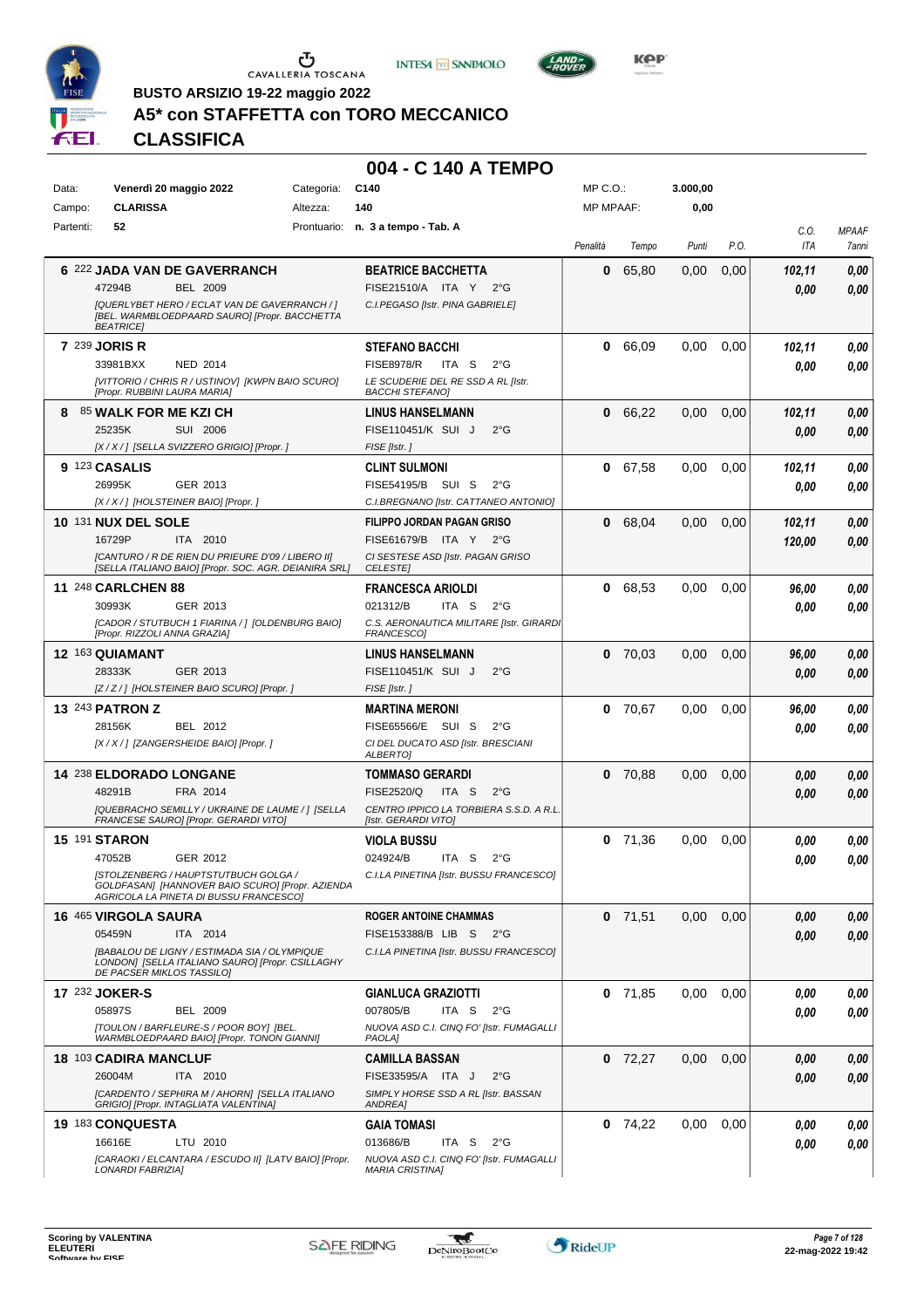**BUSTO ARSIZIO 19-22 maggio 2022**

## A5* con STAFFETTA con TORO MECCANICO

## CLASSIFICA

# 004 - C 140 A TEMPO

| | | | | | |
|---|---|---|---|---|---|
| Data: | Venerdì 20 maggio 2022 | Categoria: | C140 | MP C.O.: | 3.000,00 |
| Campo: | CLARISSA | Altezza: | 140 | MP MPAAF: | 0,00 |
| Partenti: | 52 | Prontuario: | n. 3 a tempo - Tab. A | | |

| Cl. | Cav. | Cavallo | Cavaliere | Penalità | Tempo | Punti | P.O. | C.O. ITA | MPAAF 7anni |
|---|---|---|---|---|---|---|---|---|---|
| 6 | 222 | **JADA VAN DE GAVERRANCH** 47294B BEL 2009 *[QUERLYBET HERO / ECLAT VAN DE GAVERRANCH / ] [BEL. WARMBLOEDPAARD SAURO] [Propr. BACCHETTA BEATRICE]* | **BEATRICE BACCHETTA** FISE21510/A ITA Y 2°G *C.I.PEGASO [Istr. PINA GABRIELE]* | 0 | 65,80 | 0,00 | 0,00 | 102,11 / 0,00 | 0,00 / 0,00 |
| 7 | 239 | **JORIS R** 33981BXX NED 2014 *[VITTORIO / CHRIS R / USTINOV] [KWPN BAIO SCURO] [Propr. RUBBINI LAURA MARIA]* | **STEFANO BACCHI** FISE8978/R ITA S 2°G *LE SCUDERIE DEL RE SSD A RL [Istr. BACCHI STEFANO]* | 0 | 66,09 | 0,00 | 0,00 | 102,11 / 0,00 | 0,00 / 0,00 |
| 8 | 85 | **WALK FOR ME KZI CH** 25235K SUI 2006 *[X / X / ] [SELLA SVIZZERO GRIGIO] [Propr. ]* | **LINUS HANSELMANN** FISE110451/K SUI J 2°G *FISE [Istr. ]* | 0 | 66,22 | 0,00 | 0,00 | 102,11 / 0,00 | 0,00 / 0,00 |
| 9 | 123 | **CASALIS** 26995K GER 2013 *[X / X / ] [HOLSTEINER BAIO] [Propr. ]* | **CLINT SULMONI** FISE54195/B SUI S 2°G *C.I.BREGNANO [Istr. CATTANEO ANTONIO]* | 0 | 67,58 | 0,00 | 0,00 | 102,11 / 0,00 | 0,00 / 0,00 |
| 10 | 131 | **NUX DEL SOLE** 16729P ITA 2010 *[CANTURO / R DE RIEN DU PRIEURE D'09 / LIBERO II] [SELLA ITALIANO BAIO] [Propr. SOC. AGR. DEIANIRA SRL]* | **FILIPPO JORDAN PAGAN GRISO** FISE61679/B ITA Y 2°G *CI SESTESE ASD [Istr. PAGAN GRISO CELESTE]* | 0 | 68,04 | 0,00 | 0,00 | 102,11 / 120,00 | 0,00 / 0,00 |
| 11 | 248 | **CARLCHEN 88** 30993K GER 2013 *[CADOR / STUTBUCH 1 FIARINA / ] [OLDENBURG BAIO] [Propr. RIZZOLI ANNA GRAZIA]* | **FRANCESCA ARIOLDI** 021312/B ITA S 2°G *C.S. AERONAUTICA MILITARE [Istr. GIRARDI FRANCESCO]* | 0 | 68,53 | 0,00 | 0,00 | 96,00 / 0,00 | 0,00 / 0,00 |
| 12 | 163 | **QUIAMANT** 28333K GER 2013 *[Z / Z / ] [HOLSTEINER BAIO SCURO] [Propr. ]* | **LINUS HANSELMANN** FISE110451/K SUI J 2°G *FISE [Istr. ]* | 0 | 70,03 | 0,00 | 0,00 | 96,00 / 0,00 | 0,00 / 0,00 |
| 13 | 243 | **PATRON Z** 28156K BEL 2012 *[X / X / ] [ZANGERSHEIDE BAIO] [Propr. ]* | **MARTINA MERONI** FISE65566/E SUI S 2°G *CI DEL DUCATO ASD [Istr. BRESCIANI ALBERTO]* | 0 | 70,67 | 0,00 | 0,00 | 96,00 / 0,00 | 0,00 / 0,00 |
| 14 | 238 | **ELDORADO LONGANE** 48291B FRA 2014 *[QUEBRACHO SEMILLY / UKRAINE DE LAUME / ] [SELLA FRANCESE SAURO] [Propr. GERARDI VITO]* | **TOMMASO GERARDI** FISE2520/Q ITA S 2°G *CENTRO IPPICO LA TORBIERA S.S.D. A R.L. [Istr. GERARDI VITO]* | 0 | 70,88 | 0,00 | 0,00 | 0,00 / 0,00 | 0,00 / 0,00 |
| 15 | 191 | **STARON** 47052B GER 2012 *[STOLZENBERG / HAUPTSTUTBUCH GOLGA / GOLDFASAN] [HANNOVER BAIO SCURO] [Propr. AZIENDA AGRICOLA LA PINETA DI BUSSU FRANCESCO]* | **VIOLA BUSSU** 024924/B ITA S 2°G *C.I.LA PINETINA [Istr. BUSSU FRANCESCO]* | 0 | 71,36 | 0,00 | 0,00 | 0,00 / 0,00 | 0,00 / 0,00 |
| 16 | 465 | **VIRGOLA SAURA** 05459N ITA 2014 *[BABALOU DE LIGNY / ESTIMADA SIA / OLYMPIQUE LONDON] [SELLA ITALIANO SAURO] [Propr. CSILLAGHY DE PACSER MIKLOS TASSILO]* | **ROGER ANTOINE CHAMMAS** FISE153388/B LIB S 2°G *C.I.LA PINETINA [Istr. BUSSU FRANCESCO]* | 0 | 71,51 | 0,00 | 0,00 | 0,00 / 0,00 | 0,00 / 0,00 |
| 17 | 232 | **JOKER-S** 05897S BEL 2009 *[TOULON / BARFLEURE-S / POOR BOY] [BEL. WARMBLOEDPAARD BAIO] [Propr. TONON GIANNI]* | **GIANLUCA GRAZIOTTI** 007805/B ITA S 2°G *NUOVA ASD C.I. CINQ FO' [Istr. FUMAGALLI PAOLA]* | 0 | 71,85 | 0,00 | 0,00 | 0,00 / 0,00 | 0,00 / 0,00 |
| 18 | 103 | **CADIRA MANCLUF** 26004M ITA 2010 *[CARDENTO / SEPHIRA M / AHORN] [SELLA ITALIANO GRIGIO] [Propr. INTAGLIATA VALENTINA]* | **CAMILLA BASSAN** FISE33595/A ITA J 2°G *SIMPLY HORSE SSD A RL [Istr. BASSAN ANDREA]* | 0 | 72,27 | 0,00 | 0,00 | 0,00 / 0,00 | 0,00 / 0,00 |
| 19 | 183 | **CONQUESTA** 16616E LTU 2010 *[CARAOKI / ELCANTARA / ESCUDO II] [LATV BAIO] [Propr. LONARDI FABRIZIA]* | **GAIA TOMASI** 013686/B ITA S 2°G *NUOVA ASD C.I. CINQ FO' [Istr. FUMAGALLI MARIA CRISTINA]* | 0 | 74,22 | 0,00 | 0,00 | 0,00 / 0,00 | 0,00 / 0,00 |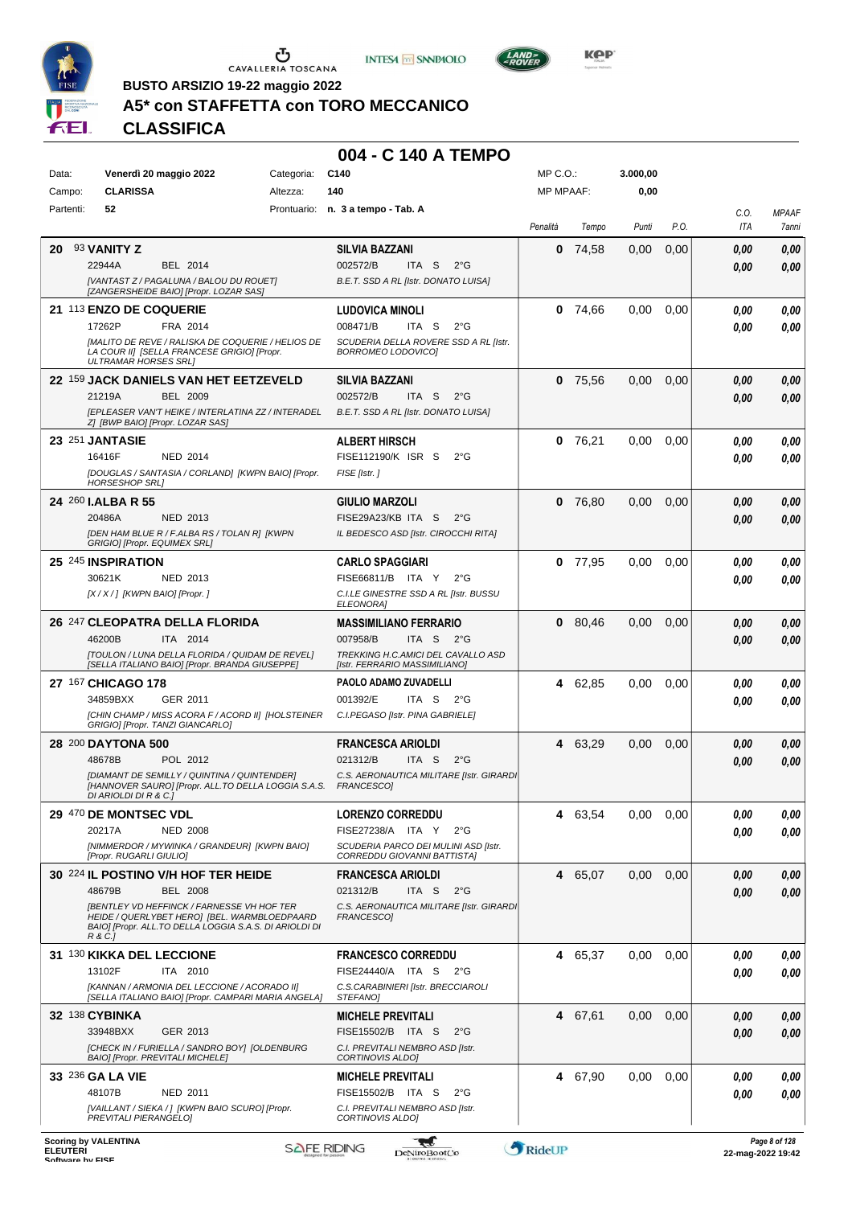BUSTO ARSIZIO 19-22 maggio 2022

# A5* con STAFFETTA con TORO MECCANICO

## CLASSIFICA

### 004 - C 140 A TEMPO

| | | | | | |
|---|---|---|---|---|---|
| Data: | Venerdì 20 maggio 2022 | Categoria: | C140 | MP C.O.: | 3.000,00 |
| Campo: | CLARISSA | Altezza: | 140 | MP MPAAF: | 0,00 |
| Partenti: | 52 | Prontuario: | n. 3 a tempo - Tab. A | | |

| Pos. | Cavallo | Cavaliere | Penalità | Tempo | Punti | P.O. | C.O. ITA | MPAAF 7anni |
|---|---|---|---|---|---|---|---|---|
| 20 | 93 **VANITY Z** 22944A BEL 2014 *[VANTAST Z / PAGALUNA / BALOU DU ROUET] [ZANGERSHEIDE BAIO] [Propr. LOZAR SAS]* | **SILVIA BAZZANI** 002572/B ITA S 2°G *B.E.T. SSD A RL [Istr. DONATO LUISA]* | 0 | 74,58 | 0,00 | 0,00 | 0,00 / 0,00 | 0,00 / 0,00 |
| 21 | 113 **ENZO DE COQUERIE** 17262P FRA 2014 *[MALITO DE REVE / RALISKA DE COQUERIE / HELIOS DE LA COUR II] [SELLA FRANCESE GRIGIO] [Propr. ULTRAMAR HORSES SRL]* | **LUDOVICA MINOLI** 008471/B ITA S 2°G *SCUDERIA DELLA ROVERE SSD A RL [Istr. BORROMEO LODOVICO]* | 0 | 74,66 | 0,00 | 0,00 | 0,00 / 0,00 | 0,00 / 0,00 |
| 22 | 159 **JACK DANIELS VAN HET EETZEVELD** 21219A BEL 2009 *[EPLEASER VAN'T HEIKE / INTERLATINA ZZ / INTERADEL Z] [BWP BAIO] [Propr. LOZAR SAS]* | **SILVIA BAZZANI** 002572/B ITA S 2°G *B.E.T. SSD A RL [Istr. DONATO LUISA]* | 0 | 75,56 | 0,00 | 0,00 | 0,00 / 0,00 | 0,00 / 0,00 |
| 23 | 251 **JANTASIE** 16416F NED 2014 *[DOUGLAS / SANTASIA / CORLAND] [KWPN BAIO] [Propr. HORSESHOP SRL]* | **ALBERT HIRSCH** FISE112190/K ISR S 2°G *FISE [Istr. ]* | 0 | 76,21 | 0,00 | 0,00 | 0,00 / 0,00 | 0,00 / 0,00 |
| 24 | 260 **I.ALBA R 55** 20486A NED 2013 *[DEN HAM BLUE R / F.ALBA RS / TOLAN R] [KWPN GRIGIO] [Propr. EQUIMEX SRL]* | **GIULIO MARZOLI** FISE29A23/KB ITA S 2°G *IL BEDESCO ASD [Istr. CIROCCHI RITA]* | 0 | 76,80 | 0,00 | 0,00 | 0,00 / 0,00 | 0,00 / 0,00 |
| 25 | 245 **INSPIRATION** 30621K NED 2013 *[X / X / ] [KWPN BAIO] [Propr. ]* | **CARLO SPAGGIARI** FISE66811/B ITA Y 2°G *C.I.LE GINESTRE SSD A RL [Istr. BUSSU ELEONORA]* | 0 | 77,95 | 0,00 | 0,00 | 0,00 / 0,00 | 0,00 / 0,00 |
| 26 | 247 **CLEOPATRA DELLA FLORIDA** 46200B ITA 2014 *[TOULON / LUNA DELLA FLORIDA / QUIDAM DE REVEL] [SELLA ITALIANO BAIO] [Propr. BRANDA GIUSEPPE]* | **MASSIMILIANO FERRARIO** 007958/B ITA S 2°G *TREKKING H.C.AMICI DEL CAVALLO ASD [Istr. FERRARIO MASSIMILIANO]* | 0 | 80,46 | 0,00 | 0,00 | 0,00 / 0,00 | 0,00 / 0,00 |
| 27 | 167 **CHICAGO 178** 34859BXX GER 2011 *[CHIN CHAMP / MISS ACORA F / ACORD II] [HOLSTEINER GRIGIO] [Propr. TANZI GIANCARLO]* | **PAOLO ADAMO ZUVADELLI** 001392/E ITA S 2°G *C.I.PEGASO [Istr. PINA GABRIELE]* | 4 | 62,85 | 0,00 | 0,00 | 0,00 / 0,00 | 0,00 / 0,00 |
| 28 | 200 **DAYTONA 500** 48678B POL 2012 *[DIAMANT DE SEMILLY / QUINTINA / QUINTENDER] [HANNOVER SAURO] [Propr. ALL.TO DELLA LOGGIA S.A.S. DI ARIOLDI DI R & C.]* | **FRANCESCA ARIOLDI** 021312/B ITA S 2°G *C.S. AERONAUTICA MILITARE [Istr. GIRARDI FRANCESCO]* | 4 | 63,29 | 0,00 | 0,00 | 0,00 / 0,00 | 0,00 / 0,00 |
| 29 | 470 **DE MONTSEC VDL** 20217A NED 2008 *[NIMMERDOR / MYWINKA / GRANDEUR] [KWPN BAIO] [Propr. RUGARLI GIULIO]* | **LORENZO CORREDDU** FISE27238/A ITA Y 2°G *SCUDERIA PARCO DEI MULINI ASD [Istr. CORREDDU GIOVANNI BATTISTA]* | 4 | 63,54 | 0,00 | 0,00 | 0,00 / 0,00 | 0,00 / 0,00 |
| 30 | 224 **IL POSTINO V/H HOF TER HEIDE** 48679B BEL 2008 *[BENTLEY VD HEFFINCK / FARNESSE VH HOF TER HEIDE / QUERLYBET HERO] [BEL. WARMBLOEDPAARD BAIO] [Propr. ALL.TO DELLA LOGGIA S.A.S. DI ARIOLDI DI R & C.]* | **FRANCESCA ARIOLDI** 021312/B ITA S 2°G *C.S. AERONAUTICA MILITARE [Istr. GIRARDI FRANCESCO]* | 4 | 65,07 | 0,00 | 0,00 | 0,00 / 0,00 | 0,00 / 0,00 |
| 31 | 130 **KIKKA DEL LECCIONE** 13102F ITA 2010 *[KANNAN / ARMONIA DEL LECCIONE / ACORADO II] [SELLA ITALIANO BAIO] [Propr. CAMPARI MARIA ANGELA]* | **FRANCESCO CORREDDU** FISE24440/A ITA S 2°G *C.S.CARABINIERI [Istr. BRECCIAROLI STEFANO]* | 4 | 65,37 | 0,00 | 0,00 | 0,00 / 0,00 | 0,00 / 0,00 |
| 32 | 138 **CYBINKA** 33948BXX GER 2013 *[CHECK IN / FURIELLA / SANDRO BOY] [OLDENBURG BAIO] [Propr. PREVITALI MICHELE]* | **MICHELE PREVITALI** FISE15502/B ITA S 2°G *C.I. PREVITALI NEMBRO ASD [Istr. CORTINOVIS ALDO]* | 4 | 67,61 | 0,00 | 0,00 | 0,00 / 0,00 | 0,00 / 0,00 |
| 33 | 236 **GA LA VIE** 48107B NED 2011 *[VAILLANT / SIEKA / ] [KWPN BAIO SCURO] [Propr. PREVITALI PIERANGELO]* | **MICHELE PREVITALI** FISE15502/B ITA S 2°G *C.I. PREVITALI NEMBRO ASD [Istr. CORTINOVIS ALDO]* | 4 | 67,90 | 0,00 | 0,00 | 0,00 / 0,00 | 0,00 / 0,00 |

Scoring by VALENTINA ELEUTERI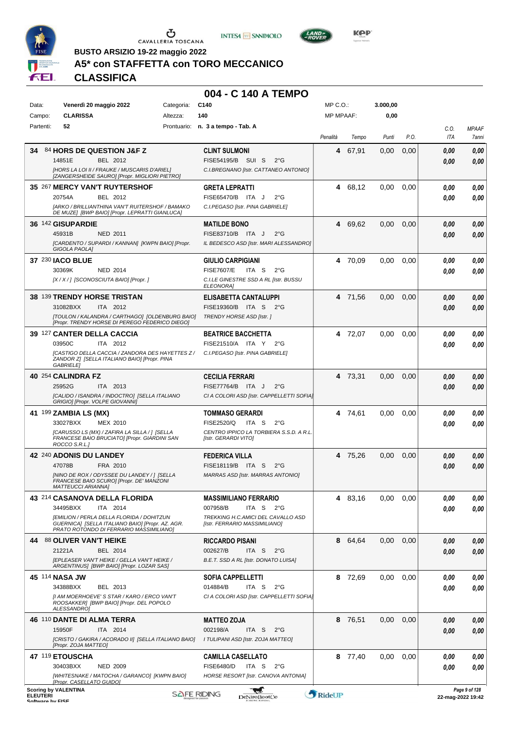BUSTO ARSIZIO 19-22 maggio 2022

## A5* con STAFFETTA con TORO MECCANICO

## CLASSIFICA

### 004 - C 140 A TEMPO

| | | | | | |
|---|---|---|---|---|---|
| Data: | Venerdì 20 maggio 2022 | Categoria: | C140 | MP C.O.: | 3.000,00 |
| Campo: | CLARISSA | Altezza: | 140 | MP MPAAF: | 0,00 |
| Partenti: | 52 | Prontuario: | n. 3 a tempo - Tab. A | | |

| Cl. | N. | Cavallo | Cavaliere | Penalità | Tempo | Punti | P.O. | C.O. ITA | MPAAF 7anni |
|---|---|---|---|---|---|---|---|---|---|
| 34 | 84 | **HORS DE QUESTION J&F Z**<br>14851E BEL 2012<br>*[HORS LA LOI II / FRAUKE / MUSCARIS D'ARIEL] [ZANGERSHEIDE SAURO] [Propr. MIGLIORI PIETRO]* | **CLINT SULMONI**<br>FISE54195/B SUI S 2°G<br>*C.I.BREGNANO [Istr. CATTANEO ANTONIO]* | 4 | 67,91 | 0,00 | 0,00 | 0,00<br>0,00 | 0,00<br>0,00 |
| 35 | 267 | **MERCY VAN'T RUYTERSHOF**<br>20754A BEL 2012<br>*[ARKO / BRILLIANTHINA VAN'T RUITERSHOF / BAMAKO DE MUZE] [BWP BAIO] [Propr. LEPRATTI GIANLUCA]* | **GRETA LEPRATTI**<br>FISE65470/B ITA J 2°G<br>*C.I.PEGASO [Istr. PINA GABRIELE]* | 4 | 68,12 | 0,00 | 0,00 | 0,00<br>0,00 | 0,00<br>0,00 |
| 36 | 142 | **GISUPARDIE**<br>45931B NED 2011<br>*[CARDENTO / SUPARDI / KANNAN] [KWPN BAIO] [Propr. GIGOLA PAOLA]* | **MATILDE BONO**<br>FISE83710/B ITA J 2°G<br>*IL BEDESCO ASD [Istr. MARI ALESSANDRO]* | 4 | 69,62 | 0,00 | 0,00 | 0,00<br>0,00 | 0,00<br>0,00 |
| 37 | 230 | **IACO BLUE**<br>30369K NED 2014<br>*[X / X / ] [SCONOSCIUTA BAIO] [Propr. ]* | **GIULIO CARPIGIANI**<br>FISE7607/E ITA S 2°G<br>*C.I.LE GINESTRE SSD A RL [Istr. BUSSU ELEONORA]* | 4 | 70,09 | 0,00 | 0,00 | 0,00<br>0,00 | 0,00<br>0,00 |
| 38 | 139 | **TRENDY HORSE TRISTAN**<br>31082BXX ITA 2012<br>*[TOULON / KALANDRA / CARTHAGO] [OLDENBURG BAIO] [Propr. TRENDY HORSE DI PEREGO FEDERICO DIEGO]* | **ELISABETTA CANTALUPPI**<br>FISE19360/B ITA S 2°G<br>*TRENDY HORSE ASD [Istr. ]* | 4 | 71,56 | 0,00 | 0,00 | 0,00<br>0,00 | 0,00<br>0,00 |
| 39 | 127 | **CANTER DELLA CACCIA**<br>03950C ITA 2012<br>*[CASTIGO DELLA CACCIA / ZANDORA DES HAYETTES Z / ZANDOR Z] [SELLA ITALIANO BAIO] [Propr. PINA GABRIELE]* | **BEATRICE BACCHETTA**<br>FISE21510/A ITA Y 2°G<br>*C.I.PEGASO [Istr. PINA GABRIELE]* | 4 | 72,07 | 0,00 | 0,00 | 0,00<br>0,00 | 0,00<br>0,00 |
| 40 | 254 | **CALINDRA FZ**<br>25952G ITA 2013<br>*[CALIDO / ISANDRA / INDOCTRO] [SELLA ITALIANO GRIGIO] [Propr. VOLPE GIOVANNI]* | **CECILIA FERRARI**<br>FISE77764/B ITA J 2°G<br>*CI A COLORI ASD [Istr. CAPPELLETTI SOFIA]* | 4 | 73,31 | 0,00 | 0,00 | 0,00<br>0,00 | 0,00<br>0,00 |
| 41 | 199 | **ZAMBIA LS (MX)**<br>33027BXX MEX 2010<br>*[CARUSSO LS (MX) / ZAFIRA LA SILLA / ] [SELLA FRANCESE BAIO BRUCIATO] [Propr. GIARDINI SAN ROCCO S.R.L.]* | **TOMMASO GERARDI**<br>FISE2520/Q ITA S 2°G<br>*CENTRO IPPICO LA TORBIERA S.S.D. A R.L. [Istr. GERARDI VITO]* | 4 | 74,61 | 0,00 | 0,00 | 0,00<br>0,00 | 0,00<br>0,00 |
| 42 | 240 | **ADONIS DU LANDEY**<br>47078B FRA 2010<br>*[NINO DE ROX / ODYSSEE DU LANDEY / ] [SELLA FRANCESE BAIO SCURO] [Propr. DE' MANZONI MATTEUCCI ARIANNA]* | **FEDERICA VILLA**<br>FISE18119/B ITA S 2°G<br>*MARRAS ASD [Istr. MARRAS ANTONIO]* | 4 | 75,26 | 0,00 | 0,00 | 0,00<br>0,00 | 0,00<br>0,00 |
| 43 | 214 | **CASANOVA DELLA FLORIDA**<br>34495BXX ITA 2014<br>*[EMILION / PERLA DELLA FLORIDA / DOHITZUN GUERNICA] [SELLA ITALIANO BAIO] [Propr. AZ. AGR. PRATO ROTONDO DI FERRARIO MASSIMILIANO]* | **MASSIMILIANO FERRARIO**<br>007958/B ITA S 2°G<br>*TREKKING H.C.AMICI DEL CAVALLO ASD [Istr. FERRARIO MASSIMILIANO]* | 4 | 83,16 | 0,00 | 0,00 | 0,00<br>0,00 | 0,00<br>0,00 |
| 44 | 88 | **OLIVER VAN'T HEIKE**<br>21221A BEL 2014<br>*[EPLEASER VAN'T HEIKE / GELLA VAN'T HEIKE / ARGENTINUS] [BWP BAIO] [Propr. LOZAR SAS]* | **RICCARDO PISANI**<br>002627/B ITA S 2°G<br>*B.E.T. SSD A RL [Istr. DONATO LUISA]* | 8 | 64,64 | 0,00 | 0,00 | 0,00<br>0,00 | 0,00<br>0,00 |
| 45 | 114 | **NASA JW**<br>34388BXX BEL 2013<br>*[I AM MOERHOEVE' S STAR / KARO / ERCO VAN'T ROOSAKKER] [BWP BAIO] [Propr. DEL POPOLO ALESSANDRO]* | **SOFIA CAPPELLETTI**<br>014884/B ITA S 2°G<br>*CI A COLORI ASD [Istr. CAPPELLETTI SOFIA]* | 8 | 72,69 | 0,00 | 0,00 | 0,00<br>0,00 | 0,00<br>0,00 |
| 46 | 110 | **DANTE DI ALMA TERRA**<br>15950F ITA 2014<br>*[CRISTO / GAKIRA / ACORADO II] [SELLA ITALIANO BAIO] [Propr. ZOJA MATTEO]* | **MATTEO ZOJA**<br>002198/A ITA S 2°G<br>*I TULIPANI ASD [Istr. ZOJA MATTEO]* | 8 | 76,51 | 0,00 | 0,00 | 0,00<br>0,00 | 0,00<br>0,00 |
| 47 | 119 | **ETOUSCHA**<br>30403BXX NED 2009<br>*[WHITESNAKE / MATOCHA / GARANCO] [KWPN BAIO] [Propr. CASELLATO GUIDO]* | **CAMILLA CASELLATO**<br>FISE6480/D ITA S 2°G<br>*HORSE RESORT [Istr. CANOVA ANTONIA]* | 8 | 77,40 | 0,00 | 0,00 | 0,00<br>0,00 | 0,00<br>0,00 |

Scoring by VALENTINA
ELEUTERI
Software by FISE

22-mag-2022 19:42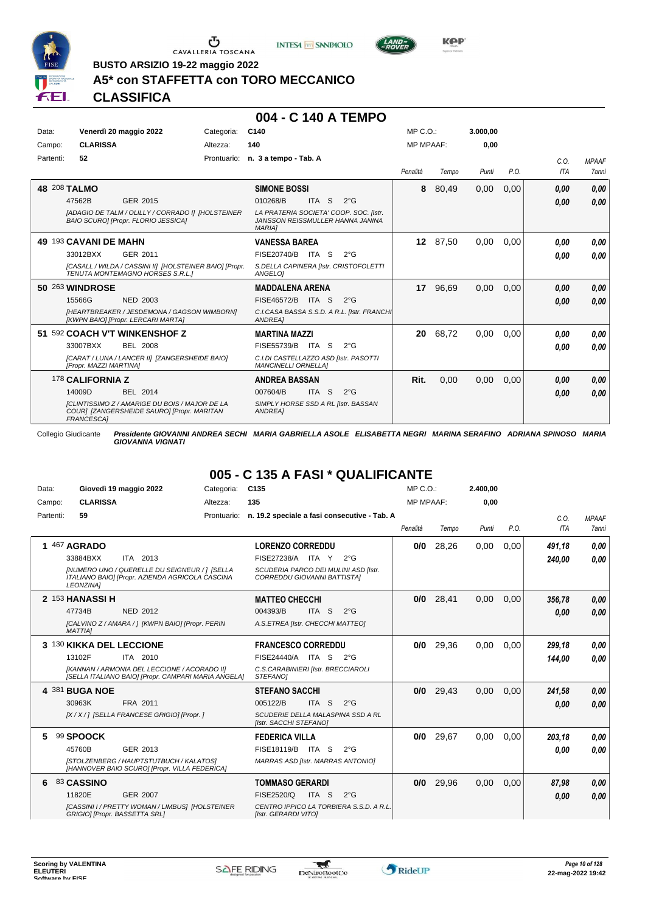BUSTO ARSIZIO 19-22 maggio 2022

# A5* con STAFFETTA con TORO MECCANICO

## CLASSIFICA

## 004 - C 140 A TEMPO

| Data: | Venerdì 20 maggio 2022 | Categoria: | C140 | MP C.O.: | 3.000,00 |
|---|---|---|---|---|---|
| Campo: | CLARISSA | Altezza: | 140 | MP MPAAF: | 0,00 |
| Partenti: | 52 | Prontuario: | n. 3 a tempo - Tab. A | | |

| | Cavallo | Cavaliere | Penalità | Tempo | Punti | P.O. | C.O. ITA | MPAAF 7anni |
|---|---|---|---|---|---|---|---|---|
| 48 | 208 **TALMO** 47562B GER 2015 *[ADAGIO DE TALM / OLILLY / CORRADO I] [HOLSTEINER BAIO SCURO] [Propr. FLORIO JESSICA]* | **SIMONE BOSSI** 010268/B ITA S 2°G *LA PRATERIA SOCIETA' COOP. SOC. [Istr. JANSSON REISSMULLER HANNA JANINA MARIA]* | 8 | 80,49 | 0,00 | 0,00 | 0,00 / 0,00 | 0,00 / 0,00 |
| 49 | 193 **CAVANI DE MAHN** 33012BXX GER 2011 *[CASALL / WILDA / CASSINI II] [HOLSTEINER BAIO] [Propr. TENUTA MONTEMAGNO HORSES S.R.L.]* | **VANESSA BAREA** FISE20740/B ITA S 2°G *S.DELLA CAPINERA [Istr. CRISTOFOLETTI ANGELO]* | 12 | 87,50 | 0,00 | 0,00 | 0,00 / 0,00 | 0,00 / 0,00 |
| 50 | 263 **WINDROSE** 15566G NED 2003 *[HEARTBREAKER / JESDEMONA / GAGSON WIMBORN] [KWPN BAIO] [Propr. LERCARI MARTA]* | **MADDALENA ARENA** FISE46572/B ITA S 2°G *C.I.CASA BASSA S.S.D. A R.L. [Istr. FRANCHI ANDREA]* | 17 | 96,69 | 0,00 | 0,00 | 0,00 / 0,00 | 0,00 / 0,00 |
| 51 | 592 **COACH V'T WINKENSHOF Z** 33007BXX BEL 2008 *[CARAT / LUNA / LANCER II] [ZANGERSHEIDE BAIO] [Propr. MAZZI MARTINA]* | **MARTINA MAZZI** FISE55739/B ITA S 2°G *C.I.DI CASTELLAZZO ASD [Istr. PASOTTI MANCINELLI ORNELLA]* | 20 | 68,72 | 0,00 | 0,00 | 0,00 / 0,00 | 0,00 / 0,00 |
| | 178 **CALIFORNIA Z** 14009D BEL 2014 *[CLINTISSIMO Z / AMARIGE DU BOIS / MAJOR DE LA COUR] [ZANGERSHEIDE SAURO] [Propr. MARITAN FRANCESCA]* | **ANDREA BASSAN** 007604/B ITA S 2°G *SIMPLY HORSE SSD A RL [Istr. BASSAN ANDREA]* | Rit. | 0,00 | 0,00 | 0,00 | 0,00 / 0,00 | 0,00 / 0,00 |

Collegio Giudicante *Presidente GIOVANNI ANDREA SECHI MARIA GABRIELLA ASOLE ELISABETTA NEGRI MARINA SERAFINO ADRIANA SPINOSO MARIA GIOVANNA VIGNATI*

## 005 - C 135 A FASI * QUALIFICANTE

| Data: | Giovedì 19 maggio 2022 | Categoria: | C135 | MP C.O.: | 2.400,00 |
|---|---|---|---|---|---|
| Campo: | CLARISSA | Altezza: | 135 | MP MPAAF: | 0,00 |
| Partenti: | 59 | Prontuario: | n. 19.2 speciale a fasi consecutive - Tab. A | | |

| | Cavallo | Cavaliere | Penalità | Tempo | Punti | P.O. | C.O. ITA | MPAAF 7anni |
|---|---|---|---|---|---|---|---|---|
| 1 | 467 **AGRADO** 33884BXX ITA 2013 *[NUMERO UNO / QUERELLE DU SEIGNEUR / ] [SELLA ITALIANO BAIO] [Propr. AZIENDA AGRICOLA CASCINA LEONZINA]* | **LORENZO CORREDDU** FISE27238/A ITA Y 2°G *SCUDERIA PARCO DEI MULINI ASD [Istr. CORREDDU GIOVANNI BATTISTA]* | 0/0 | 28,26 | 0,00 | 0,00 | 491,18 / 240,00 | 0,00 / 0,00 |
| 2 | 153 **HANASSI H** 47734B NED 2012 *[CALVINO Z / AMARA / ] [KWPN BAIO] [Propr. PERIN MATTIA]* | **MATTEO CHECCHI** 004393/B ITA S 2°G *A.S.ETREA [Istr. CHECCHI MATTEO]* | 0/0 | 28,41 | 0,00 | 0,00 | 356,78 / 0,00 | 0,00 / 0,00 |
| 3 | 130 **KIKKA DEL LECCIONE** 13102F ITA 2010 *[KANNAN / ARMONIA DEL LECCIONE / ACORADO II] [SELLA ITALIANO BAIO] [Propr. CAMPARI MARIA ANGELA]* | **FRANCESCO CORREDDU** FISE24440/A ITA S 2°G *C.S.CARABINIERI [Istr. BRECCIAROLI STEFANO]* | 0/0 | 29,36 | 0,00 | 0,00 | 299,18 / 144,00 | 0,00 / 0,00 |
| 4 | 381 **BUGA NOE** 30963K FRA 2011 *[X / X / ] [SELLA FRANCESE GRIGIO] [Propr. ]* | **STEFANO SACCHI** 005122/B ITA S 2°G *SCUDERIE DELLA MALASPINA SSD A RL [Istr. SACCHI STEFANO]* | 0/0 | 29,43 | 0,00 | 0,00 | 241,58 / 0,00 | 0,00 / 0,00 |
| 5 | 99 **SPOOCK** 45760B GER 2013 *[STOLZENBERG / HAUPTSTUTBUCH / KALATOS] [HANNOVER BAIO SCURO] [Propr. VILLA FEDERICA]* | **FEDERICA VILLA** FISE18119/B ITA S 2°G *MARRAS ASD [Istr. MARRAS ANTONIO]* | 0/0 | 29,67 | 0,00 | 0,00 | 203,18 / 0,00 | 0,00 / 0,00 |
| 6 | 83 **CASSINO** 11820E GER 2007 *[CASSINI I / PRETTY WOMAN / LIMBUS] [HOLSTEINER GRIGIO] [Propr. BASSETTA SRL]* | **TOMMASO GERARDI** FISE2520/Q ITA S 2°G *CENTRO IPPICO LA TORBIERA S.S.D. A R.L. [Istr. GERARDI VITO]* | 0/0 | 29,96 | 0,00 | 0,00 | 87,98 / 0,00 | 0,00 / 0,00 |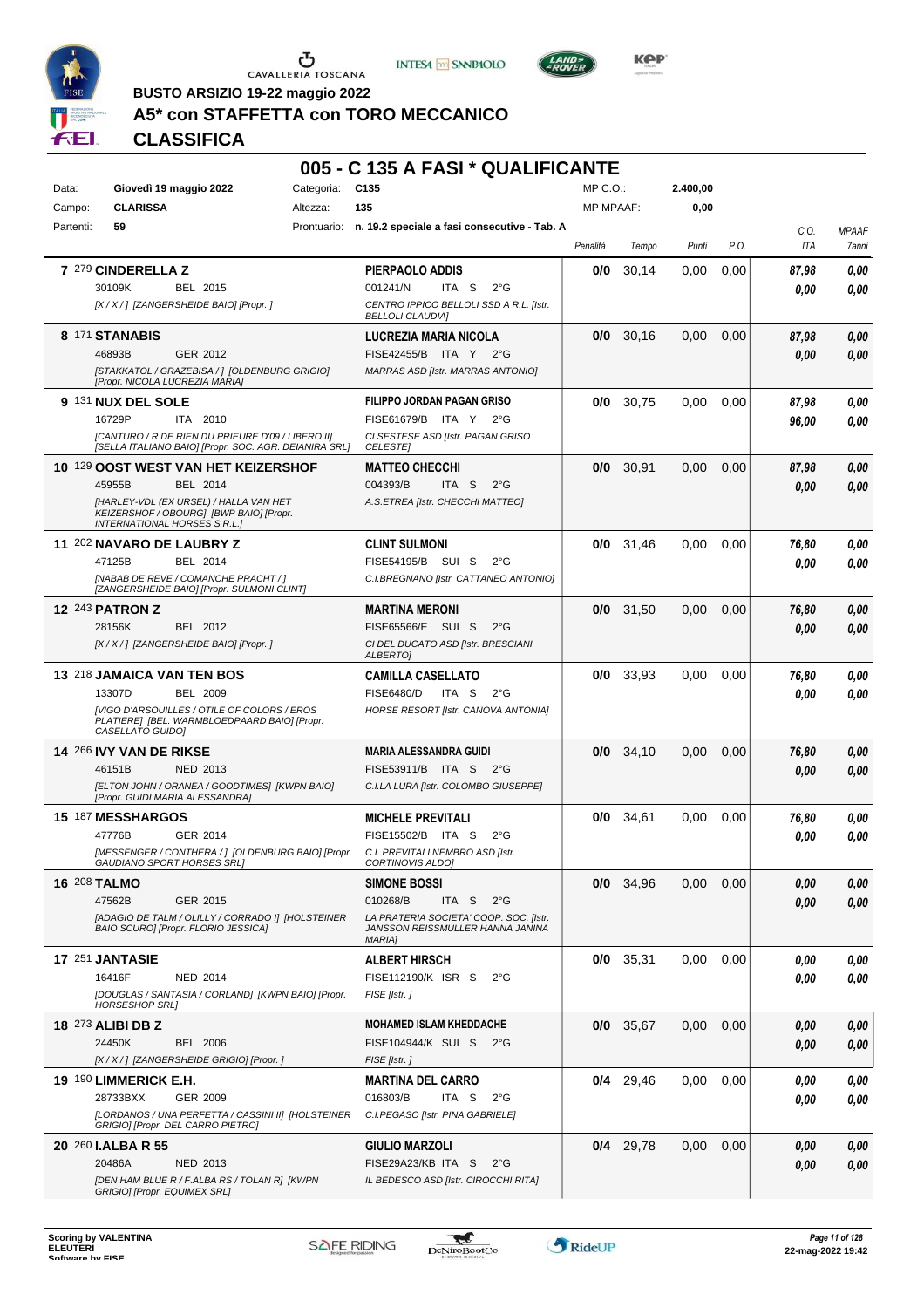BUSTO ARSIZIO 19-22 maggio 2022

# A5* con STAFFETTA con TORO MECCANICO

## CLASSIFICA

### 005 - C 135 A FASI * QUALIFICANTE

| | | | | | |
|---|---|---|---|---|---|
| Data: | Giovedì 19 maggio 2022 | Categoria: | C135 | MP C.O.: | 2.400,00 |
| Campo: | CLARISSA | Altezza: | 135 | MP MPAAF: | 0,00 |
| Partenti: | 59 | Prontuario: | n. 19.2 speciale a fasi consecutive - Tab. A | | |

| Cl. | N. | Cavallo | Cavaliere | Penalità | Tempo | Punti | P.O. | C.O. ITA | MPAAF 7anni |
|---|---|---|---|---|---|---|---|---|---|
| 7 | 279 | **CINDERELLA Z**<br>30109K BEL 2015<br>*[X / X / ] [ZANGERSHEIDE BAIO] [Propr. ]* | **PIERPAOLO ADDIS**<br>001241/N ITA S 2°G<br>*CENTRO IPPICO BELLOLI SSD A R.L. [Istr. BELLOLI CLAUDIA]* | 0/0 | 30,14 | 0,00 | 0,00 | 87,98<br>0,00 | 0,00<br>0,00 |
| 8 | 171 | **STANABIS**<br>46893B GER 2012<br>*[STAKKATOL / GRAZEBISA / ] [OLDENBURG GRIGIO] [Propr. NICOLA LUCREZIA MARIA]* | **LUCREZIA MARIA NICOLA**<br>FISE42455/B ITA Y 2°G<br>*MARRAS ASD [Istr. MARRAS ANTONIO]* | 0/0 | 30,16 | 0,00 | 0,00 | 87,98<br>0,00 | 0,00<br>0,00 |
| 9 | 131 | **NUX DEL SOLE**<br>16729P ITA 2010<br>*[CANTURO / R DE RIEN DU PRIEURE D'09 / LIBERO II] [SELLA ITALIANO BAIO] [Propr. SOC. AGR. DEIANIRA SRL]* | **FILIPPO JORDAN PAGAN GRISO**<br>FISE61679/B ITA Y 2°G<br>*CI SESTESE ASD [Istr. PAGAN GRISO CELESTE]* | 0/0 | 30,75 | 0,00 | 0,00 | 87,98<br>96,00 | 0,00<br>0,00 |
| 10 | 129 | **OOST WEST VAN HET KEIZERSHOF**<br>45955B BEL 2014<br>*[HARLEY-VDL (EX URSEL) / HALLA VAN HET KEIZERSHOF / OBOURG] [BWP BAIO] [Propr. INTERNATIONAL HORSES S.R.L.]* | **MATTEO CHECCHI**<br>004393/B ITA S 2°G<br>*A.S.ETREA [Istr. CHECCHI MATTEO]* | 0/0 | 30,91 | 0,00 | 0,00 | 87,98<br>0,00 | 0,00<br>0,00 |
| 11 | 202 | **NAVARO DE LAUBRY Z**<br>47125B BEL 2014<br>*[NABAB DE REVE / COMANCHE PRACHT / ] [ZANGERSHEIDE BAIO] [Propr. SULMONI CLINT]* | **CLINT SULMONI**<br>FISE54195/B SUI S 2°G<br>*C.I.BREGNANO [Istr. CATTANEO ANTONIO]* | 0/0 | 31,46 | 0,00 | 0,00 | 76,80<br>0,00 | 0,00<br>0,00 |
| 12 | 243 | **PATRON Z**<br>28156K BEL 2012<br>*[X / X / ] [ZANGERSHEIDE BAIO] [Propr. ]* | **MARTINA MERONI**<br>FISE65566/E SUI S 2°G<br>*CI DEL DUCATO ASD [Istr. BRESCIANI ALBERTO]* | 0/0 | 31,50 | 0,00 | 0,00 | 76,80<br>0,00 | 0,00<br>0,00 |
| 13 | 218 | **JAMAICA VAN TEN BOS**<br>13307D BEL 2009<br>*[VIGO D'ARSOUILLES / OTILE OF COLORS / EROS PLATIERE] [BEL. WARMBLOEDPAARD BAIO] [Propr. CASELLATO GUIDO]* | **CAMILLA CASELLATO**<br>FISE6480/D ITA S 2°G<br>*HORSE RESORT [Istr. CANOVA ANTONIA]* | 0/0 | 33,93 | 0,00 | 0,00 | 76,80<br>0,00 | 0,00<br>0,00 |
| 14 | 266 | **IVY VAN DE RIKSE**<br>46151B NED 2013<br>*[ELTON JOHN / ORANEA / GOODTIMES] [KWPN BAIO] [Propr. GUIDI MARIA ALESSANDRA]* | **MARIA ALESSANDRA GUIDI**<br>FISE53911/B ITA S 2°G<br>*C.I.LA LURA [Istr. COLOMBO GIUSEPPE]* | 0/0 | 34,10 | 0,00 | 0,00 | 76,80<br>0,00 | 0,00<br>0,00 |
| 15 | 187 | **MESSHARGOS**<br>47776B GER 2014<br>*[MESSENGER / CONTHERA / ] [OLDENBURG BAIO] [Propr. GAUDIANO SPORT HORSES SRL]* | **MICHELE PREVITALI**<br>FISE15502/B ITA S 2°G<br>*C.I. PREVITALI NEMBRO ASD [Istr. CORTINOVIS ALDO]* | 0/0 | 34,61 | 0,00 | 0,00 | 76,80<br>0,00 | 0,00<br>0,00 |
| 16 | 208 | **TALMO**<br>47562B GER 2015<br>*[ADAGIO DE TALM / OLILLY / CORRADO I] [HOLSTEINER BAIO SCURO] [Propr. FLORIO JESSICA]* | **SIMONE BOSSI**<br>010268/B ITA S 2°G<br>*LA PRATERIA SOCIETA' COOP. SOC. [Istr. JANSSON REISSMULLER HANNA JANINA MARIA]* | 0/0 | 34,96 | 0,00 | 0,00 | 0,00<br>0,00 | 0,00<br>0,00 |
| 17 | 251 | **JANTASIE**<br>16416F NED 2014<br>*[DOUGLAS / SANTASIA / CORLAND] [KWPN BAIO] [Propr. HORSESHOP SRL]* | **ALBERT HIRSCH**<br>FISE112190/K ISR S 2°G<br>*FISE [Istr. ]* | 0/0 | 35,31 | 0,00 | 0,00 | 0,00<br>0,00 | 0,00<br>0,00 |
| 18 | 273 | **ALIBI DB Z**<br>24450K BEL 2006<br>*[X / X / ] [ZANGERSHEIDE GRIGIO] [Propr. ]* | **MOHAMED ISLAM KHEDDACHE**<br>FISE104944/K SUI S 2°G<br>*FISE [Istr. ]* | 0/0 | 35,67 | 0,00 | 0,00 | 0,00<br>0,00 | 0,00<br>0,00 |
| 19 | 190 | **LIMMERICK E.H.**<br>28733BXX GER 2009<br>*[LORDANOS / UNA PERFETTA / CASSINI II] [HOLSTEINER GRIGIO] [Propr. DEL CARRO PIETRO]* | **MARTINA DEL CARRO**<br>016803/B ITA S 2°G<br>*C.I.PEGASO [Istr. PINA GABRIELE]* | 0/4 | 29,46 | 0,00 | 0,00 | 0,00<br>0,00 | 0,00<br>0,00 |
| 20 | 260 | **I.ALBA R 55**<br>20486A NED 2013<br>*[DEN HAM BLUE R / F.ALBA RS / TOLAN R] [KWPN GRIGIO] [Propr. EQUIMEX SRL]* | **GIULIO MARZOLI**<br>FISE29A23/KB ITA S 2°G<br>*IL BEDESCO ASD [Istr. CIROCCHI RITA]* | 0/4 | 29,78 | 0,00 | 0,00 | 0,00<br>0,00 | 0,00<br>0,00 |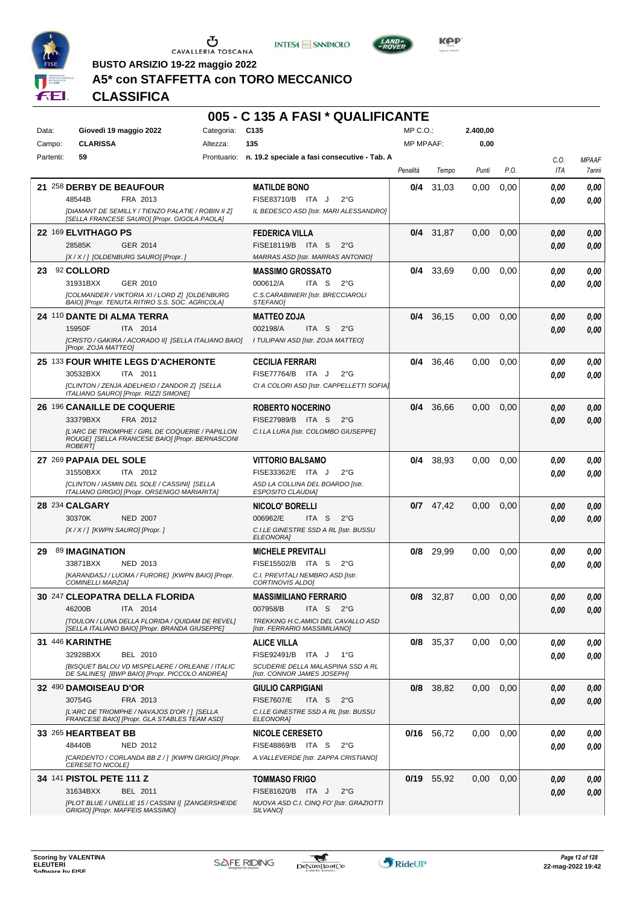BUSTO ARSIZIO 19-22 maggio 2022

# A5* con STAFFETTA con TORO MECCANICO

## CLASSIFICA

## 005 - C 135 A FASI * QUALIFICANTE

| | | | |
|---|---|---|---|
| Data: | Giovedì 19 maggio 2022 | Categoria: | C135 |
| Campo: | CLARISSA | Altezza: | 135 |
| Partenti: | 59 | Prontuario: | n. 19.2 speciale a fasi consecutive - Tab. A |

MP C.O.: 2.400,00 — MP MPAAF: 0,00

| Pos. | Cavallo | Cavaliere | Penalità | Tempo | Punti | P.O. | C.O. ITA | MPAAF 7anni |
|---|---|---|---|---|---|---|---|---|
| 21 | 258 **DERBY DE BEAUFOUR** 48544B FRA 2013 *[DIAMANT DE SEMILLY / TIENZO PALATIE / ROBIN II Z] [SELLA FRANCESE SAURO] [Propr. GIGOLA PAOLA]* | **MATILDE BONO** FISE83710/B ITA J 2°G *IL BEDESCO ASD [Istr. MARI ALESSANDRO]* | 0/4 | 31,03 | 0,00 | 0,00 | 0,00 / 0,00 | 0,00 / 0,00 |
| 22 | 169 **ELVITHAGO PS** 28585K GER 2014 *[X / X / ] [OLDENBURG SAURO] [Propr. ]* | **FEDERICA VILLA** FISE18119/B ITA S 2°G *MARRAS ASD [Istr. MARRAS ANTONIO]* | 0/4 | 31,87 | 0,00 | 0,00 | 0,00 / 0,00 | 0,00 / 0,00 |
| 23 | 92 **COLLORD** 31931BXX GER 2010 *[COLMANDER / VIKTORIA XI / LORD Z] [OLDENBURG BAIO] [Propr. TENUTA RITIRO S.S. SOC. AGRICOLA]* | **MASSIMO GROSSATO** 000612/A ITA S 2°G *C.S.CARABINIERI [Istr. BRECCIAROLI STEFANO]* | 0/4 | 33,69 | 0,00 | 0,00 | 0,00 / 0,00 | 0,00 / 0,00 |
| 24 | 110 **DANTE DI ALMA TERRA** 15950F ITA 2014 *[CRISTO / GAKIRA / ACORADO II] [SELLA ITALIANO BAIO] [Propr. ZOJA MATTEO]* | **MATTEO ZOJA** 002198/A ITA S 2°G *I TULIPANI ASD [Istr. ZOJA MATTEO]* | 0/4 | 36,15 | 0,00 | 0,00 | 0,00 / 0,00 | 0,00 / 0,00 |
| 25 | 133 **FOUR WHITE LEGS D'ACHERONTE** 30532BXX ITA 2011 *[CLINTON / ZENJA ADELHEID / ZANDOR Z] [SELLA ITALIANO SAURO] [Propr. RIZZI SIMONE]* | **CECILIA FERRARI** FISE77764/B ITA J 2°G *CI A COLORI ASD [Istr. CAPPELLETTI SOFIA]* | 0/4 | 36,46 | 0,00 | 0,00 | 0,00 / 0,00 | 0,00 / 0,00 |
| 26 | 196 **CANAILLE DE COQUERIE** 33379BXX FRA 2012 *[L'ARC DE TRIOMPHE / GIRL DE COQUERIE / PAPILLON ROUGE] [SELLA FRANCESE BAIO] [Propr. BERNASCONI ROBERT]* | **ROBERTO NOCERINO** FISE27989/B ITA S 2°G *C.I.LA LURA [Istr. COLOMBO GIUSEPPE]* | 0/4 | 36,66 | 0,00 | 0,00 | 0,00 / 0,00 | 0,00 / 0,00 |
| 27 | 269 **PAPAIA DEL SOLE** 31550BXX ITA 2012 *[CLINTON / IASMIN DEL SOLE / CASSINI] [SELLA ITALIANO GRIGIO] [Propr. ORSENIGO MARIARITA]* | **VITTORIO BALSAMO** FISE33362/E ITA J 2°G *ASD LA COLLINA DEL BOARDO [Istr. ESPOSITO CLAUDIA]* | 0/4 | 38,93 | 0,00 | 0,00 | 0,00 / 0,00 | 0,00 / 0,00 |
| 28 | 234 **CALGARY** 30370K NED 2007 *[X / X / ] [KWPN SAURO] [Propr. ]* | **NICOLO' BORELLI** 006962/E ITA S 2°G *C.I.LE GINESTRE SSD A RL [Istr. BUSSU ELEONORA]* | 0/7 | 47,42 | 0,00 | 0,00 | 0,00 / 0,00 | 0,00 / 0,00 |
| 29 | 89 **IMAGINATION** 33871BXX NED 2013 *[KARANDASJ / LUOMA / FURORE] [KWPN BAIO] [Propr. COMINELLI MARZIA]* | **MICHELE PREVITALI** FISE15502/B ITA S 2°G *C.I. PREVITALI NEMBRO ASD [Istr. CORTINOVIS ALDO]* | 0/8 | 29,99 | 0,00 | 0,00 | 0,00 / 0,00 | 0,00 / 0,00 |
| 30 | 247 **CLEOPATRA DELLA FLORIDA** 46200B ITA 2014 *[TOULON / LUNA DELLA FLORIDA / QUIDAM DE REVEL] [SELLA ITALIANO BAIO] [Propr. BRANDA GIUSEPPE]* | **MASSIMILIANO FERRARIO** 007958/B ITA S 2°G *TREKKING H.C.AMICI DEL CAVALLO ASD [Istr. FERRARIO MASSIMILIANO]* | 0/8 | 32,87 | 0,00 | 0,00 | 0,00 / 0,00 | 0,00 / 0,00 |
| 31 | 446 **KARINTHE** 32928BXX BEL 2010 *[BISQUET BALOU VD MISPELAERE / ORLEANE / ITALIC DE SALINES] [BWP BAIO] [Propr. PICCOLO ANDREA]* | **ALICE VILLA** FISE92491/B ITA J 1°G *SCUDERIE DELLA MALASPINA SSD A RL [Istr. CONNOR JAMES JOSEPH]* | 0/8 | 35,37 | 0,00 | 0,00 | 0,00 / 0,00 | 0,00 / 0,00 |
| 32 | 490 **DAMOISEAU D'OR** 30754G FRA 2013 *[L'ARC DE TRIOMPHE / NAVAJOS D'OR / ] [SELLA FRANCESE BAIO] [Propr. GLA STABLES TEAM ASD]* | **GIULIO CARPIGIANI** FISE7607/E ITA S 2°G *C.I.LE GINESTRE SSD A RL [Istr. BUSSU ELEONORA]* | 0/8 | 38,82 | 0,00 | 0,00 | 0,00 / 0,00 | 0,00 / 0,00 |
| 33 | 265 **HEARTBEAT BB** 48440B NED 2012 *[CARDENTO / CORLANDA BB Z / ] [KWPN GRIGIO] [Propr. CERESETO NICOLE]* | **NICOLE CERESETO** FISE48869/B ITA S 2°G *A.VALLEVERDE [Istr. ZAPPA CRISTIANO]* | 0/16 | 56,72 | 0,00 | 0,00 | 0,00 / 0,00 | 0,00 / 0,00 |
| 34 | 141 **PISTOL PETE 111 Z** 31634BXX BEL 2011 *[PLOT BLUE / UNELLIE 15 / CASSINI I] [ZANGERSHEIDE GRIGIO] [Propr. MAFFEIS MASSIMO]* | **TOMMASO FRIGO** FISE81620/B ITA J 2°G *NUOVA ASD C.I. CINQ FO' [Istr. GRAZIOTTI SILVANO]* | 0/19 | 55,92 | 0,00 | 0,00 | 0,00 / 0,00 | 0,00 / 0,00 |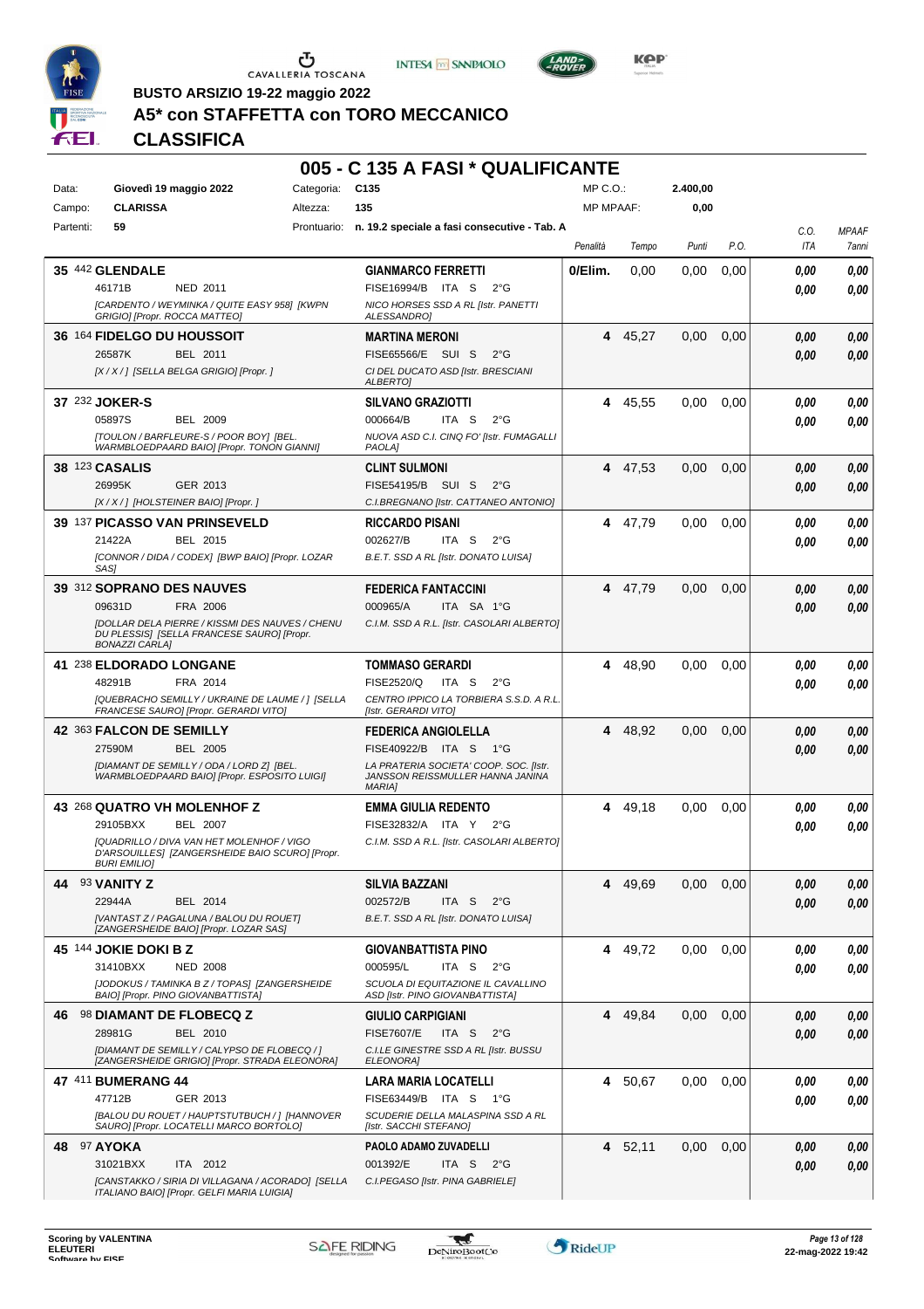BUSTO ARSIZIO 19-22 maggio 2022

# A5* con STAFFETTA con TORO MECCANICO

## CLASSIFICA

### 005 - C 135 A FASI * QUALIFICANTE

| | | | | | |
|---|---|---|---|---|---|
| Data: | Giovedì 19 maggio 2022 | Categoria: | C135 | MP C.O.: | 2.400,00 |
| Campo: | CLARISSA | Altezza: | 135 | MP MPAAF: | 0,00 |
| Partenti: | 59 | Prontuario: | n. 19.2 speciale a fasi consecutive - Tab. A | | |

| Pos. | Cavallo | Cavaliere | Penalità | Tempo | Punti | P.O. | C.O. ITA | MPAAF 7anni |
|---|---|---|---|---|---|---|---|---|
| 35 | 442 **GLENDALE** 46171B NED 2011 [CARDENTO / WEYMINKA / QUITE EASY 958] [KWPN GRIGIO] [Propr. ROCCA MATTEO] | **GIANMARCO FERRETTI** FISE16994/B ITA S 2°G NICO HORSES SSD A RL [Istr. PANETTI ALESSANDRO] | 0/Elim. | 0,00 | 0,00 | 0,00 | 0,00 0,00 | 0,00 0,00 |
| 36 | 164 **FIDELGO DU HOUSSOIT** 26587K BEL 2011 [X / X / ] [SELLA BELGA GRIGIO] [Propr. ] | **MARTINA MERONI** FISE65566/E SUI S 2°G CI DEL DUCATO ASD [Istr. BRESCIANI ALBERTO] | 4 | 45,27 | 0,00 | 0,00 | 0,00 0,00 | 0,00 0,00 |
| 37 | 232 **JOKER-S** 05897S BEL 2009 [TOULON / BARFLEURE-S / POOR BOY] [BEL. WARMBLOEDPAARD BAIO] [Propr. TONON GIANNI] | **SILVANO GRAZIOTTI** 000664/B ITA S 2°G NUOVA ASD C.I. CINQ FO' [Istr. FUMAGALLI PAOLA] | 4 | 45,55 | 0,00 | 0,00 | 0,00 0,00 | 0,00 0,00 |
| 38 | 123 **CASALIS** 26995K GER 2013 [X / X / ] [HOLSTEINER BAIO] [Propr. ] | **CLINT SULMONI** FISE54195/B SUI S 2°G C.I.BREGNANO [Istr. CATTANEO ANTONIO] | 4 | 47,53 | 0,00 | 0,00 | 0,00 0,00 | 0,00 0,00 |
| 39 | 137 **PICASSO VAN PRINSEVELD** 21422A BEL 2015 [CONNOR / DIDA / CODEX] [BWP BAIO] [Propr. LOZAR SAS] | **RICCARDO PISANI** 002627/B ITA S 2°G B.E.T. SSD A RL [Istr. DONATO LUISA] | 4 | 47,79 | 0,00 | 0,00 | 0,00 0,00 | 0,00 0,00 |
| 39 | 312 **SOPRANO DES NAUVES** 09631D FRA 2006 [DOLLAR DELA PIERRE / KISSMI DES NAUVES / CHENU DU PLESSIS] [SELLA FRANCESE SAURO] [Propr. BONAZZI CARLA] | **FEDERICA FANTACCINI** 000965/A ITA SA 1°G C.I.M. SSD A R.L. [Istr. CASOLARI ALBERTO] | 4 | 47,79 | 0,00 | 0,00 | 0,00 0,00 | 0,00 0,00 |
| 41 | 238 **ELDORADO LONGANE** 48291B FRA 2014 [QUEBRACHO SEMILLY / UKRAINE DE LAUME / ] [SELLA FRANCESE SAURO] [Propr. GERARDI VITO] | **TOMMASO GERARDI** FISE2520/Q ITA S 2°G CENTRO IPPICO LA TORBIERA S.S.D. A R.L. [Istr. GERARDI VITO] | 4 | 48,90 | 0,00 | 0,00 | 0,00 0,00 | 0,00 0,00 |
| 42 | 363 **FALCON DE SEMILLY** 27590M BEL 2005 [DIAMANT DE SEMILLY / ODA / LORD Z] [BEL. WARMBLOEDPAARD BAIO] [Propr. ESPOSITO LUIGI] | **FEDERICA ANGIOLELLA** FISE40922/B ITA S 1°G LA PRATERIA SOCIETA' COOP. SOC. [Istr. JANSSON REISSMULLER HANNA JANINA MARIA] | 4 | 48,92 | 0,00 | 0,00 | 0,00 0,00 | 0,00 0,00 |
| 43 | 268 **QUATRO VH MOLENHOF Z** 29105BXX BEL 2007 [QUADRILLO / DIVA VAN HET MOLENHOF / VIGO D'ARSOUILLES] [ZANGERSHEIDE BAIO SCURO] [Propr. BURI EMILIO] | **EMMA GIULIA REDENTO** FISE32832/A ITA Y 2°G C.I.M. SSD A R.L. [Istr. CASOLARI ALBERTO] | 4 | 49,18 | 0,00 | 0,00 | 0,00 0,00 | 0,00 0,00 |
| 44 | 93 **VANITY Z** 22944A BEL 2014 [VANTAST Z / PAGALUNA / BALOU DU ROUET] [ZANGERSHEIDE BAIO] [Propr. LOZAR SAS] | **SILVIA BAZZANI** 002572/B ITA S 2°G B.E.T. SSD A RL [Istr. DONATO LUISA] | 4 | 49,69 | 0,00 | 0,00 | 0,00 0,00 | 0,00 0,00 |
| 45 | 144 **JOKIE DOKI B Z** 31410BXX NED 2008 [JODOKUS / TAMINKA B Z / TOPAS] [ZANGERSHEIDE BAIO] [Propr. PINO GIOVANBATTISTA] | **GIOVANBATTISTA PINO** 000595/L ITA S 2°G SCUOLA DI EQUITAZIONE IL CAVALLINO ASD [Istr. PINO GIOVANBATTISTA] | 4 | 49,72 | 0,00 | 0,00 | 0,00 0,00 | 0,00 0,00 |
| 46 | 98 **DIAMANT DE FLOBECQ Z** 28981G BEL 2010 [DIAMANT DE SEMILLY / CALYPSO DE FLOBECQ / ] [ZANGERSHEIDE GRIGIO] [Propr. STRADA ELEONORA] | **GIULIO CARPIGIANI** FISE7607/E ITA S 2°G C.I.LE GINESTRE SSD A RL [Istr. BUSSU ELEONORA] | 4 | 49,84 | 0,00 | 0,00 | 0,00 0,00 | 0,00 0,00 |
| 47 | 411 **BUMERANG 44** 47712B GER 2013 [BALOU DU ROUET / HAUPTSTUTBUCH / ] [HANNOVER SAURO] [Propr. LOCATELLI MARCO BORTOLO] | **LARA MARIA LOCATELLI** FISE63449/B ITA S 1°G SCUDERIE DELLA MALASPINA SSD A RL [Istr. SACCHI STEFANO] | 4 | 50,67 | 0,00 | 0,00 | 0,00 0,00 | 0,00 0,00 |
| 48 | 97 **AYOKA** 31021BXX ITA 2012 [CANSTAKKO / SIRIA DI VILLAGANA / ACORADO] [SELLA ITALIANO BAIO] [Propr. GELFI MARIA LUIGIA] | **PAOLO ADAMO ZUVADELLI** 001392/E ITA S 2°G C.I.PEGASO [Istr. PINA GABRIELE] | 4 | 52,11 | 0,00 | 0,00 | 0,00 0,00 | 0,00 0,00 |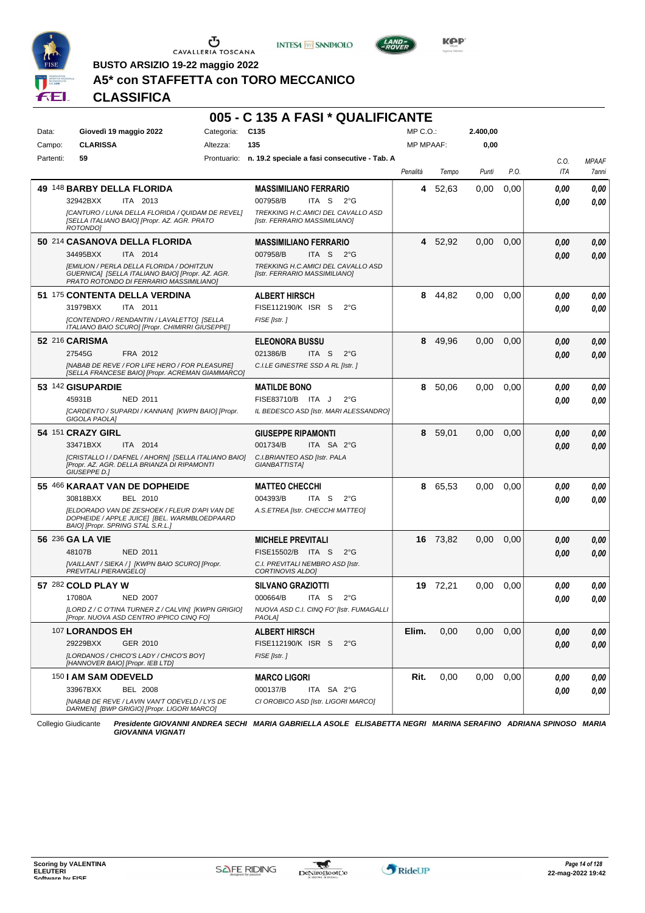**BUSTO ARSIZIO 19-22 maggio 2022**

## A5* con STAFFETTA con TORO MECCANICO

## CLASSIFICA

### 005 - C 135 A FASI * QUALIFICANTE

| | | | | | |
|---|---|---|---|---|---|
| Data: | Giovedì 19 maggio 2022 | Categoria: | C135 | MP C.O.: | 2.400,00 |
| Campo: | CLARISSA | Altezza: | 135 | MP MPAAF: | 0,00 |
| Partenti: | 59 | Prontuario: | n. 19.2 speciale a fasi consecutive - Tab. A | | |

| | Cavallo | Cavaliere | Penalità | Tempo | Punti | P.O. | C.O. ITA | MPAAF 7anni |
|---|---|---|---|---|---|---|---|---|
| 49 | 148 **BARBY DELLA FLORIDA**<br>32942BXX ITA 2013<br>*[CANTURO / LUNA DELLA FLORIDA / QUIDAM DE REVEL] [SELLA ITALIANO BAIO] [Propr. AZ. AGR. PRATO ROTONDO]* | **MASSIMILIANO FERRARIO**<br>007958/B ITA S 2°G<br>*TREKKING H.C.AMICI DEL CAVALLO ASD [Istr. FERRARIO MASSIMILIANO]* | 4 | 52,63 | 0,00 | 0,00 | 0,00<br>0,00 | 0,00<br>0,00 |
| 50 | 214 **CASANOVA DELLA FLORIDA**<br>34495BXX ITA 2014<br>*[EMILION / PERLA DELLA FLORIDA / DOHITZUN GUERNICA] [SELLA ITALIANO BAIO] [Propr. AZ. AGR. PRATO ROTONDO DI FERRARIO MASSIMILIANO]* | **MASSIMILIANO FERRARIO**<br>007958/B ITA S 2°G<br>*TREKKING H.C.AMICI DEL CAVALLO ASD [Istr. FERRARIO MASSIMILIANO]* | 4 | 52,92 | 0,00 | 0,00 | 0,00<br>0,00 | 0,00<br>0,00 |
| 51 | 175 **CONTENTA DELLA VERDINA**<br>31979BXX ITA 2011<br>*[CONTENDRO / RENDANTIN / LAVALETTO] [SELLA ITALIANO BAIO SCURO] [Propr. CHIMIRRI GIUSEPPE]* | **ALBERT HIRSCH**<br>FISE112190/K ISR S 2°G<br>*FISE [Istr. ]* | 8 | 44,82 | 0,00 | 0,00 | 0,00<br>0,00 | 0,00<br>0,00 |
| 52 | 216 **CARISMA**<br>27545G FRA 2012<br>*[NABAB DE REVE / FOR LIFE HERO / FOR PLEASURE] [SELLA FRANCESE BAIO] [Propr. ACREMAN GIAMMARCO]* | **ELEONORA BUSSU**<br>021386/B ITA S 2°G<br>*C.I.LE GINESTRE SSD A RL [Istr. ]* | 8 | 49,96 | 0,00 | 0,00 | 0,00<br>0,00 | 0,00<br>0,00 |
| 53 | 142 **GISUPARDIE**<br>45931B NED 2011<br>*[CARDENTO / SUPARDI / KANNAN] [KWPN BAIO] [Propr. GIGOLA PAOLA]* | **MATILDE BONO**<br>FISE83710/B ITA J 2°G<br>*IL BEDESCO ASD [Istr. MARI ALESSANDRO]* | 8 | 50,06 | 0,00 | 0,00 | 0,00<br>0,00 | 0,00<br>0,00 |
| 54 | 151 **CRAZY GIRL**<br>33471BXX ITA 2014<br>*[CRISTALLO I / DAFNEL / AHORN] [SELLA ITALIANO BAIO] [Propr. AZ. AGR. DELLA BRIANZA DI RIPAMONTI GIUSEPPE D.]* | **GIUSEPPE RIPAMONTI**<br>001734/B ITA SA 2°G<br>*C.I.BRIANTEO ASD [Istr. PALA GIANBATTISTA]* | 8 | 59,01 | 0,00 | 0,00 | 0,00<br>0,00 | 0,00<br>0,00 |
| 55 | 466 **KARAAT VAN DE DOPHEIDE**<br>30818BXX BEL 2010<br>*[ELDORADO VAN DE ZESHOEK / FLEUR D'API VAN DE DOPHEIDE / APPLE JUICE] [BEL. WARMBLOEDPAARD BAIO] [Propr. SPRING STAL S.R.L.]* | **MATTEO CHECCHI**<br>004393/B ITA S 2°G<br>*A.S.ETREA [Istr. CHECCHI MATTEO]* | 8 | 65,53 | 0,00 | 0,00 | 0,00<br>0,00 | 0,00<br>0,00 |
| 56 | 236 **GA LA VIE**<br>48107B NED 2011<br>*[VAILLANT / SIEKA / ] [KWPN BAIO SCURO] [Propr. PREVITALI PIERANGELO]* | **MICHELE PREVITALI**<br>FISE15502/B ITA S 2°G<br>*C.I. PREVITALI NEMBRO ASD [Istr. CORTINOVIS ALDO]* | 16 | 73,82 | 0,00 | 0,00 | 0,00<br>0,00 | 0,00<br>0,00 |
| 57 | 282 **COLD PLAY W**<br>17080A NED 2007<br>*[LORD Z / C O'TINA TURNER Z / CALVIN] [KWPN GRIGIO] [Propr. NUOVA ASD CENTRO IPPICO CINQ FO]* | **SILVANO GRAZIOTTI**<br>000664/B ITA S 2°G<br>*NUOVA ASD C.I. CINQ FO' [Istr. FUMAGALLI PAOLA]* | 19 | 72,21 | 0,00 | 0,00 | 0,00<br>0,00 | 0,00<br>0,00 |
| | 107 **LORANDOS EH**<br>29229BXX GER 2010<br>*[LORDANOS / CHICO'S LADY / CHICO'S BOY] [HANNOVER BAIO] [Propr. IEB LTD]* | **ALBERT HIRSCH**<br>FISE112190/K ISR S 2°G<br>*FISE [Istr. ]* | Elim. | 0,00 | 0,00 | 0,00 | 0,00<br>0,00 | 0,00<br>0,00 |
| | 150 **I AM SAM ODEVELD**<br>33967BXX BEL 2008<br>*[NABAB DE REVE / LAVIN VAN'T ODEVELD / LYS DE DARMEN] [BWP GRIGIO] [Propr. LIGORI MARCO]* | **MARCO LIGORI**<br>000137/B ITA SA 2°G<br>*CI OROBICO ASD [Istr. LIGORI MARCO]* | Rit. | 0,00 | 0,00 | 0,00 | 0,00<br>0,00 | 0,00<br>0,00 |

Collegio Giudicante *Presidente GIOVANNI ANDREA SECHI MARIA GABRIELLA ASOLE ELISABETTA NEGRI MARINA SERAFINO ADRIANA SPINOSO MARIA GIOVANNA VIGNATI*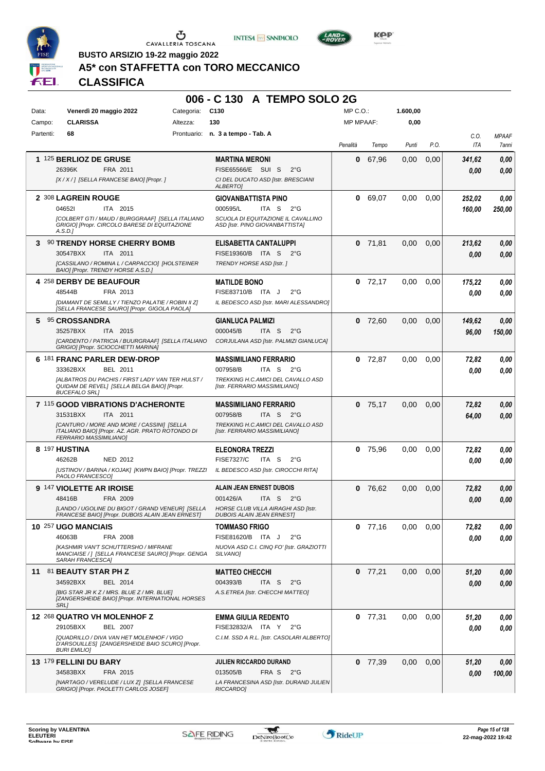BUSTO ARSIZIO 19-22 maggio 2022

# A5* con STAFFETTA con TORO MECCANICO

## CLASSIFICA

### 006 - C 130 A TEMPO SOLO 2G

| | | | | | |
|---|---|---|---|---|---|
| Data: | **Venerdì 20 maggio 2022** | Categoria: | **C130** | MP C.O.: | **1.600,00** |
| Campo: | **CLARISSA** | Altezza: | **130** | MP MPAAF: | **0,00** |
| Partenti: | **68** | Prontuario: | **n. 3 a tempo - Tab. A** | | |

| Pos. | Cavallo | Cavaliere | Penalità | Tempo | Punti | P.O. | C.O. ITA | MPAAF 7anni |
|---|---|---|---|---|---|---|---|---|
| 1 | 125 **BERLIOZ DE GRUSE**<br>26396K FRA 2011<br>*[X / X / ] [SELLA FRANCESE BAIO] [Propr. ]* | **MARTINA MERONI**<br>FISE65566/E SUI S 2°G<br>*CI DEL DUCATO ASD [Istr. BRESCIANI ALBERTO]* | **0** | 67,96 | 0,00 | 0,00 | ***341,62***<br>***0,00*** | ***0,00***<br>***0,00*** |
| 2 | 308 **LAGREIN ROUGE**<br>04652I ITA 2015<br>*[COLBERT GTI / MAUD / BURGGRAAF] [SELLA ITALIANO GRIGIO] [Propr. CIRCOLO BARESE DI EQUITAZIONE A.S.D.]* | **GIOVANBATTISTA PINO**<br>000595/L ITA S 2°G<br>*SCUOLA DI EQUITAZIONE IL CAVALLINO ASD [Istr. PINO GIOVANBATTISTA]* | **0** | 69,07 | 0,00 | 0,00 | ***252,02***<br>***160,00*** | ***0,00***<br>***250,00*** |
| 3 | 90 **TRENDY HORSE CHERRY BOMB**<br>30547BXX ITA 2011<br>*[CASSILANO / ROMINA L / CARPACCIO] [HOLSTEINER BAIO] [Propr. TRENDY HORSE A.S.D.]* | **ELISABETTA CANTALUPPI**<br>FISE19360/B ITA S 2°G<br>*TRENDY HORSE ASD [Istr. ]* | **0** | 71,81 | 0,00 | 0,00 | ***213,62***<br>***0,00*** | ***0,00***<br>***0,00*** |
| 4 | 258 **DERBY DE BEAUFOUR**<br>48544B FRA 2013<br>*[DIAMANT DE SEMILLY / TIENZO PALATIE / ROBIN II Z] [SELLA FRANCESE SAURO] [Propr. GIGOLA PAOLA]* | **MATILDE BONO**<br>FISE83710/B ITA J 2°G<br>*IL BEDESCO ASD [Istr. MARI ALESSANDRO]* | **0** | 72,17 | 0,00 | 0,00 | ***175,22***<br>***0,00*** | ***0,00***<br>***0,00*** |
| 5 | 95 **CROSSANDRA**<br>35257BXX ITA 2015<br>*[CARDENTO / PATRICIA / BUURGRAAF] [SELLA ITALIANO GRIGIO] [Propr. SCIOCCHETTI MARINA]* | **GIANLUCA PALMIZI**<br>000045/B ITA S 2°G<br>*CORJULANA ASD [Istr. PALMIZI GIANLUCA]* | **0** | 72,60 | 0,00 | 0,00 | ***149,62***<br>***96,00*** | ***0,00***<br>***150,00*** |
| 6 | 181 **FRANC PARLER DEW-DROP**<br>33362BXX BEL 2011<br>*[ALBATROS DU PACHIS / FIRST LADY VAN TER HULST / QUIDAM DE REVEL] [SELLA BELGA BAIO] [Propr. BUCEFALO SRL]* | **MASSIMILIANO FERRARIO**<br>007958/B ITA S 2°G<br>*TREKKING H.C.AMICI DEL CAVALLO ASD [Istr. FERRARIO MASSIMILIANO]* | **0** | 72,87 | 0,00 | 0,00 | ***72,82***<br>***0,00*** | ***0,00***<br>***0,00*** |
| 7 | 115 **GOOD VIBRATIONS D'ACHERONTE**<br>31531BXX ITA 2011<br>*[CANTURO / MORE AND MORE / CASSINI] [SELLA ITALIANO BAIO] [Propr. AZ. AGR. PRATO ROTONDO DI FERRARIO MASSIMILIANO]* | **MASSIMILIANO FERRARIO**<br>007958/B ITA S 2°G<br>*TREKKING H.C.AMICI DEL CAVALLO ASD [Istr. FERRARIO MASSIMILIANO]* | **0** | 75,17 | 0,00 | 0,00 | ***72,82***<br>***64,00*** | ***0,00***<br>***0,00*** |
| 8 | 197 **HUSTINA**<br>46262B NED 2012<br>*[USTINOV / BARINA / KOJAK] [KWPN BAIO] [Propr. TREZZI PAOLO FRANCESCO]* | **ELEONORA TREZZI**<br>FISE7327/C ITA S 2°G<br>*IL BEDESCO ASD [Istr. CIROCCHI RITA]* | **0** | 75,96 | 0,00 | 0,00 | ***72,82***<br>***0,00*** | ***0,00***<br>***0,00*** |
| 9 | 147 **VIOLETTE AR IROISE**<br>48416B FRA 2009<br>*[LANDO / UGOLINE DU BIGOT / GRAND VENEUR] [SELLA FRANCESE BAIO] [Propr. DUBOIS ALAIN JEAN ERNEST]* | **ALAIN JEAN ERNEST DUBOIS**<br>001426/A ITA S 2°G<br>*HORSE CLUB VILLA AIRAGHI ASD [Istr. DUBOIS ALAIN JEAN ERNEST]* | **0** | 76,62 | 0,00 | 0,00 | ***72,82***<br>***0,00*** | ***0,00***<br>***0,00*** |
| 10 | 257 **UGO MANCIAIS**<br>46063B FRA 2008<br>*[KASHMIR VAN'T SCHUTTERSHO / MIFRANE MANCIAISE / ] [SELLA FRANCESE SAURO] [Propr. GENGA SARAH FRANCESCA]* | **TOMMASO FRIGO**<br>FISE81620/B ITA J 2°G<br>*NUOVA ASD C.I. CINQ FO' [Istr. GRAZIOTTI SILVANO]* | **0** | 77,16 | 0,00 | 0,00 | ***72,82***<br>***0,00*** | ***0,00***<br>***0,00*** |
| 11 | 81 **BEAUTY STAR PH Z**<br>34592BXX BEL 2014<br>*[BIG STAR JR K Z / MRS. BLUE Z / MR. BLUE] [ZANGERSHEIDE BAIO] [Propr. INTERNATIONAL HORSES SRL]* | **MATTEO CHECCHI**<br>004393/B ITA S 2°G<br>*A.S.ETREA [Istr. CHECCHI MATTEO]* | **0** | 77,21 | 0,00 | 0,00 | ***51,20***<br>***0,00*** | ***0,00***<br>***0,00*** |
| 12 | 268 **QUATRO VH MOLENHOF Z**<br>29105BXX BEL 2007<br>*[QUADRILLO / DIVA VAN HET MOLENHOF / VIGO D'ARSOUILLES] [ZANGERSHEIDE BAIO SCURO] [Propr. BURI EMILIO]* | **EMMA GIULIA REDENTO**<br>FISE32832/A ITA Y 2°G<br>*C.I.M. SSD A R.L. [Istr. CASOLARI ALBERTO]* | **0** | 77,31 | 0,00 | 0,00 | ***51,20***<br>***0,00*** | ***0,00***<br>***0,00*** |
| 13 | 179 **FELLINI DU BARY**<br>34583BXX FRA 2015<br>*[NARTAGO / VERELUDE / LUX Z] [SELLA FRANCESE GRIGIO] [Propr. PAOLETTI CARLOS JOSEF]* | **JULIEN RICCARDO DURAND**<br>013505/B FRA S 2°G<br>*LA FRANCESINA ASD [Istr. DURAND JULIEN RICCARDO]* | **0** | 77,39 | 0,00 | 0,00 | ***51,20***<br>***0,00*** | ***0,00***<br>***100,00*** |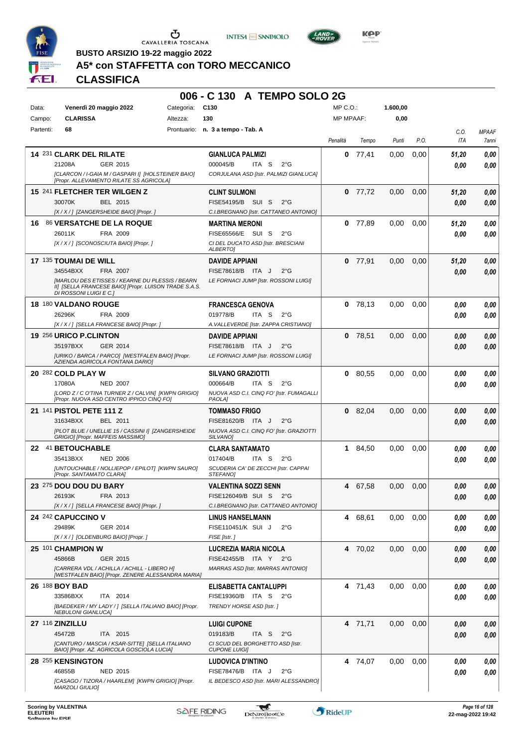BUSTO ARSIZIO 19-22 maggio 2022

# A5* con STAFFETTA con TORO MECCANICO

## CLASSIFICA

### 006 - C 130 A TEMPO SOLO 2G

| | | | | | |
|---|---|---|---|---|---|
| Data: | Venerdì 20 maggio 2022 | Categoria: | C130 | MP C.O.: | 1.600,00 |
| Campo: | CLARISSA | Altezza: | 130 | MP MPAAF: | 0,00 |
| Partenti: | 68 | Prontuario: | n. 3 a tempo - Tab. A | | |

| Cl. | N. | Cavallo | Cavaliere | Penalità | Tempo | Punti | P.O. | C.O. ITA | MPAAF 7anni |
|---|---|---|---|---|---|---|---|---|---|
| 14 | 231 | **CLARK DEL RILATE**<br>21208A GER 2015<br>*[CLARCON / I-GAIA M / GASPARI I] [HOLSTEINER BAIO] [Propr. ALLEVAMENTO RILATE SS AGRICOLA]* | **GIANLUCA PALMIZI**<br>000045/B ITA S 2°G<br>*CORJULANA ASD [Istr. PALMIZI GIANLUCA]* | 0 | 77,41 | 0,00 | 0,00 | 51,20<br>0,00 | 0,00<br>0,00 |
| 15 | 241 | **FLETCHER TER WILGEN Z**<br>30070K BEL 2015<br>*[X / X / ] [ZANGERSHEIDE BAIO] [Propr. ]* | **CLINT SULMONI**<br>FISE54195/B SUI S 2°G<br>*C.I.BREGNANO [Istr. CATTANEO ANTONIO]* | 0 | 77,72 | 0,00 | 0,00 | 51,20<br>0,00 | 0,00<br>0,00 |
| 16 | 86 | **VERSATCHE DE LA ROQUE**<br>26011K FRA 2009<br>*[X / X / ] [SCONOSCIUTA BAIO] [Propr. ]* | **MARTINA MERONI**<br>FISE65566/E SUI S 2°G<br>*CI DEL DUCATO ASD [Istr. BRESCIANI ALBERTO]* | 0 | 77,89 | 0,00 | 0,00 | 51,20<br>0,00 | 0,00<br>0,00 |
| 17 | 135 | **TOUMAI DE WILL**<br>34554BXX FRA 2007<br>*[MARLOU DES ETISSES / KEARNE DU PLESSIS / BEARN II] [SELLA FRANCESE BAIO] [Propr. LUISON TRADE S.A.S. DI ROSSONI LUIGI E C.]* | **DAVIDE APPIANI**<br>FISE78618/B ITA J 2°G<br>*LE FORNACI JUMP [Istr. ROSSONI LUIGI]* | 0 | 77,91 | 0,00 | 0,00 | 51,20<br>0,00 | 0,00<br>0,00 |
| 18 | 180 | **VALDANO ROUGE**<br>26296K FRA 2009<br>*[X / X / ] [SELLA FRANCESE BAIO] [Propr. ]* | **FRANCESCA GENOVA**<br>019778/B ITA S 2°G<br>*A.VALLEVERDE [Istr. ZAPPA CRISTIANO]* | 0 | 78,13 | 0,00 | 0,00 | 0,00<br>0,00 | 0,00<br>0,00 |
| 19 | 256 | **URICO P.CLINTON**<br>35197BXX GER 2014<br>*[URIKO / BARCA / PARCO] [WESTFALEN BAIO] [Propr. AZIENDA AGRICOLA FONTANA DARIO]* | **DAVIDE APPIANI**<br>FISE78618/B ITA J 2°G<br>*LE FORNACI JUMP [Istr. ROSSONI LUIGI]* | 0 | 78,51 | 0,00 | 0,00 | 0,00<br>0,00 | 0,00<br>0,00 |
| 20 | 282 | **COLD PLAY W**<br>17080A NED 2007<br>*[LORD Z / C O'TINA TURNER Z / CALVIN] [KWPN GRIGIO] [Propr. NUOVA ASD CENTRO IPPICO CINQ FO]* | **SILVANO GRAZIOTTI**<br>000664/B ITA S 2°G<br>*NUOVA ASD C.I. CINQ FO' [Istr. FUMAGALLI PAOLA]* | 0 | 80,55 | 0,00 | 0,00 | 0,00<br>0,00 | 0,00<br>0,00 |
| 21 | 141 | **PISTOL PETE 111 Z**<br>31634BXX BEL 2011<br>*[PLOT BLUE / UNELLIE 15 / CASSINI I] [ZANGERSHEIDE GRIGIO] [Propr. MAFFEIS MASSIMO]* | **TOMMASO FRIGO**<br>FISE81620/B ITA J 2°G<br>*NUOVA ASD C.I. CINQ FO' [Istr. GRAZIOTTI SILVANO]* | 0 | 82,04 | 0,00 | 0,00 | 0,00<br>0,00 | 0,00<br>0,00 |
| 22 | 41 | **BETOUCHABLE**<br>35413BXX NED 2006<br>*[UNTOUCHABLE / NOLLIEPOP / EPILOT] [KWPN SAURO] [Propr. SANTAMATO CLARA]* | **CLARA SANTAMATO**<br>017404/B ITA S 2°G<br>*SCUDERIA CA' DE ZECCHI [Istr. CAPPAI STEFANO]* | 1 | 84,50 | 0,00 | 0,00 | 0,00<br>0,00 | 0,00<br>0,00 |
| 23 | 275 | **DOU DOU DU BARY**<br>26193K FRA 2013<br>*[X / X / ] [SELLA FRANCESE BAIO] [Propr. ]* | **VALENTINA SOZZI SENN**<br>FISE126049/B SUI S 2°G<br>*C.I.BREGNANO [Istr. CATTANEO ANTONIO]* | 4 | 67,58 | 0,00 | 0,00 | 0,00<br>0,00 | 0,00<br>0,00 |
| 24 | 242 | **CAPUCCINO V**<br>29489K GER 2014<br>*[X / X / ] [OLDENBURG BAIO] [Propr. ]* | **LINUS HANSELMANN**<br>FISE110451/K SUI J 2°G<br>*FISE [Istr. ]* | 4 | 68,61 | 0,00 | 0,00 | 0,00<br>0,00 | 0,00<br>0,00 |
| 25 | 101 | **CHAMPION W**<br>45866B GER 2015<br>*[CARRERA VDL / ACHILLA / ACHILL - LIBERO H] [WESTFALEN BAIO] [Propr. ZENERE ALESSANDRA MARIA]* | **LUCREZIA MARIA NICOLA**<br>FISE42455/B ITA Y 2°G<br>*MARRAS ASD [Istr. MARRAS ANTONIO]* | 4 | 70,02 | 0,00 | 0,00 | 0,00<br>0,00 | 0,00<br>0,00 |
| 26 | 188 | **BOY BAD**<br>33586BXX ITA 2014<br>*[BAEDEKER / MY LADY / ] [SELLA ITALIANO BAIO] [Propr. NEBULONI GIANLUCA]* | **ELISABETTA CANTALUPPI**<br>FISE19360/B ITA S 2°G<br>*TRENDY HORSE ASD [Istr. ]* | 4 | 71,43 | 0,00 | 0,00 | 0,00<br>0,00 | 0,00<br>0,00 |
| 27 | 116 | **ZINZILLU**<br>45472B ITA 2015<br>*[CANTURO / MASCIA / KSAR-SITTE] [SELLA ITALIANO BAIO] [Propr. AZ. AGRICOLA GOSCIOLA LUCIA]* | **LUIGI CUPONE**<br>019183/B ITA S 2°G<br>*CI SCUD DEL BORGHETTO ASD [Istr. CUPONE LUIGI]* | 4 | 71,71 | 0,00 | 0,00 | 0,00<br>0,00 | 0,00<br>0,00 |
| 28 | 255 | **KENSINGTON**<br>46855B NED 2015<br>*[CASAGO / TIZORA / HAARLEM] [KWPN GRIGIO] [Propr. MARZOLI GIULIO]* | **LUDOVICA D'INTINO**<br>FISE78476/B ITA J 2°G<br>*IL BEDESCO ASD [Istr. MARI ALESSANDRO]* | 4 | 74,07 | 0,00 | 0,00 | 0,00<br>0,00 | 0,00<br>0,00 |

Scoring by VALENTINA ELEUTERI
Software by FISE

22-mag-2022 19:42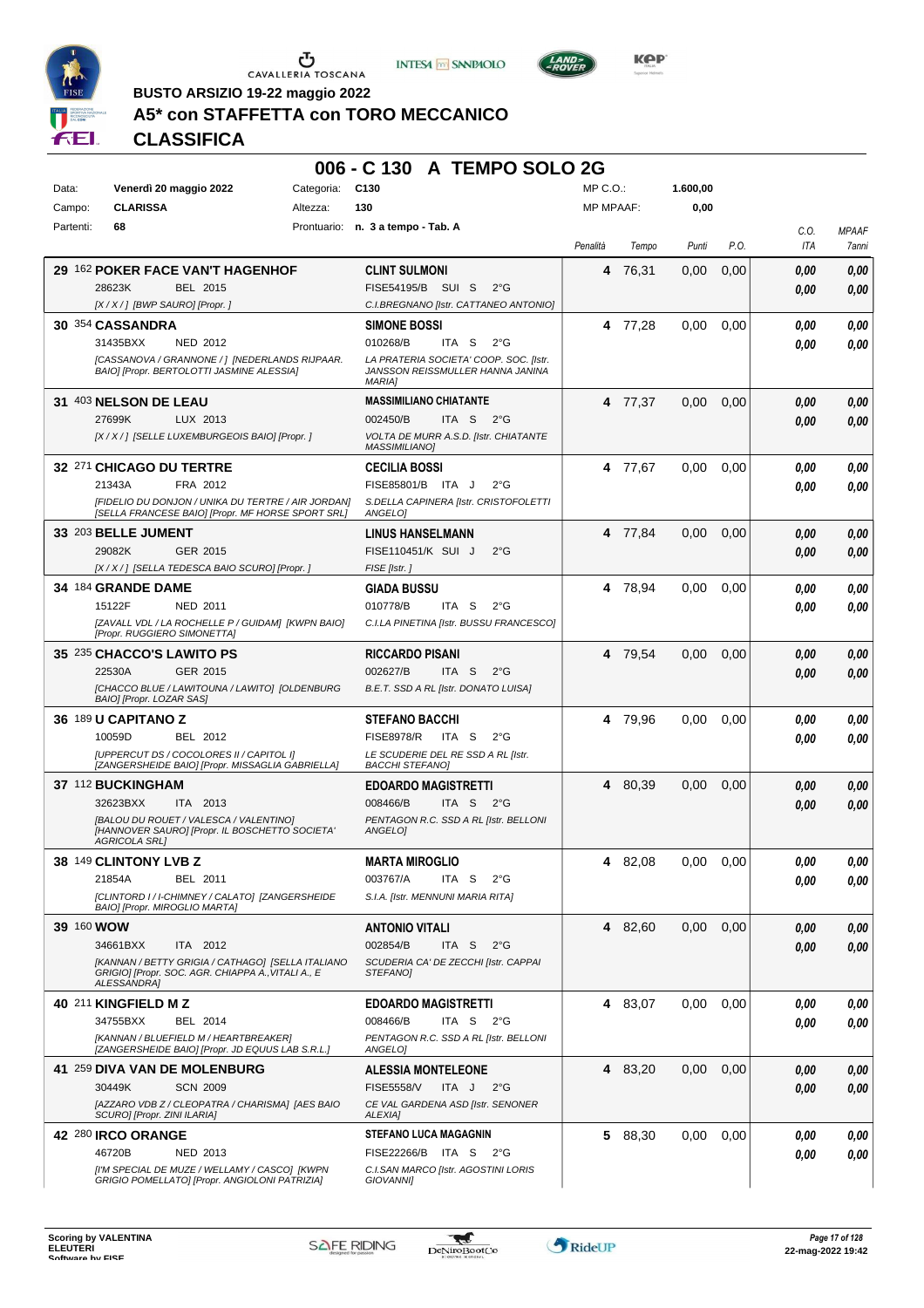BUSTO ARSIZIO 19-22 maggio 2022

# A5* con STAFFETTA con TORO MECCANICO

## CLASSIFICA

### 006 - C 130 A TEMPO SOLO 2G

| Data: | Venerdì 20 maggio 2022 | Categoria: | C130 | MP C.O.: | 1.600,00 |
|---|---|---|---|---|---|
| Campo: | CLARISSA | Altezza: | 130 | MP MPAAF: | 0,00 |
| Partenti: | 68 | Prontuario: | n. 3 a tempo - Tab. A | | |

| | Cavallo | Cavaliere | Penalità | Tempo | Punti | P.O. | C.O. ITA | MPAAF 7anni |
|---|---|---|---|---|---|---|---|---|
| 29 | 162 **POKER FACE VAN'T HAGENHOF** 28623K BEL 2015 *[X / X / ] [BWP SAURO] [Propr. ]* | **CLINT SULMONI** FISE54195/B SUI S 2°G *C.I.BREGNANO [Istr. CATTANEO ANTONIO]* | 4 | 76,31 | 0,00 | 0,00 | 0,00 / 0,00 | 0,00 / 0,00 |
| 30 | 354 **CASSANDRA** 31435BXX NED 2012 *[CASSANOVA / GRANNONE / ] [NEDERLANDS RIJPAAR. BAIO] [Propr. BERTOLOTTI JASMINE ALESSIA]* | **SIMONE BOSSI** 010268/B ITA S 2°G *LA PRATERIA SOCIETA' COOP. SOC. [Istr. JANSSON REISSMULLER HANNA JANINA MARIA]* | 4 | 77,28 | 0,00 | 0,00 | 0,00 / 0,00 | 0,00 / 0,00 |
| 31 | 403 **NELSON DE LEAU** 27699K LUX 2013 *[X / X / ] [SELLE LUXEMBURGEOIS BAIO] [Propr. ]* | **MASSIMILIANO CHIATANTE** 002450/B ITA S 2°G *VOLTA DE MURR A.S.D. [Istr. CHIATANTE MASSIMILIANO]* | 4 | 77,37 | 0,00 | 0,00 | 0,00 / 0,00 | 0,00 / 0,00 |
| 32 | 271 **CHICAGO DU TERTRE** 21343A FRA 2012 *[FIDELIO DU DONJON / UNIKA DU TERTRE / AIR JORDAN] [SELLA FRANCESE BAIO] [Propr. MF HORSE SPORT SRL]* | **CECILIA BOSSI** FISE85801/B ITA J 2°G *S.DELLA CAPINERA [Istr. CRISTOFOLETTI ANGELO]* | 4 | 77,67 | 0,00 | 0,00 | 0,00 / 0,00 | 0,00 / 0,00 |
| 33 | 203 **BELLE JUMENT** 29082K GER 2015 *[X / X / ] [SELLA TEDESCA BAIO SCURO] [Propr. ]* | **LINUS HANSELMANN** FISE110451/K SUI J 2°G *FISE [Istr. ]* | 4 | 77,84 | 0,00 | 0,00 | 0,00 / 0,00 | 0,00 / 0,00 |
| 34 | 184 **GRANDE DAME** 15122F NED 2011 *[ZAVALL VDL / LA ROCHELLE P / GUIDAM] [KWPN BAIO] [Propr. RUGGIERO SIMONETTA]* | **GIADA BUSSU** 010778/B ITA S 2°G *C.I.LA PINETINA [Istr. BUSSU FRANCESCO]* | 4 | 78,94 | 0,00 | 0,00 | 0,00 / 0,00 | 0,00 / 0,00 |
| 35 | 235 **CHACCO'S LAWITO PS** 22530A GER 2015 *[CHACCO BLUE / LAWITOUNA / LAWITO] [OLDENBURG BAIO] [Propr. LOZAR SAS]* | **RICCARDO PISANI** 002627/B ITA S 2°G *B.E.T. SSD A RL [Istr. DONATO LUISA]* | 4 | 79,54 | 0,00 | 0,00 | 0,00 / 0,00 | 0,00 / 0,00 |
| 36 | 189 **U CAPITANO Z** 10059D BEL 2012 *[UPPERCUT DS / COCOLORES II / CAPITOL I] [ZANGERSHEIDE BAIO] [Propr. MISSAGLIA GABRIELLA]* | **STEFANO BACCHI** FISE8978/R ITA S 2°G *LE SCUDERIE DEL RE SSD A RL [Istr. BACCHI STEFANO]* | 4 | 79,96 | 0,00 | 0,00 | 0,00 / 0,00 | 0,00 / 0,00 |
| 37 | 112 **BUCKINGHAM** 32623BXX ITA 2013 *[BALOU DU ROUET / VALESCA / VALENTINO] [HANNOVER SAURO] [Propr. IL BOSCHETTO SOCIETA' AGRICOLA SRL]* | **EDOARDO MAGISTRETTI** 008466/B ITA S 2°G *PENTAGON R.C. SSD A RL [Istr. BELLONI ANGELO]* | 4 | 80,39 | 0,00 | 0,00 | 0,00 / 0,00 | 0,00 / 0,00 |
| 38 | 149 **CLINTONY LVB Z** 21854A BEL 2011 *[CLINTORD I / I-CHIMNEY / CALATO] [ZANGERSHEIDE BAIO] [Propr. MIROGLIO MARTA]* | **MARTA MIROGLIO** 003767/A ITA S 2°G *S.I.A. [Istr. MENNUNI MARIA RITA]* | 4 | 82,08 | 0,00 | 0,00 | 0,00 / 0,00 | 0,00 / 0,00 |
| 39 | 160 **WOW** 34661BXX ITA 2012 *[KANNAN / BETTY GRIGIA / CATHAGO] [SELLA ITALIANO GRIGIO] [Propr. SOC. AGR. CHIAPPA A.,VITALI A., E ALESSANDRA]* | **ANTONIO VITALI** 002854/B ITA S 2°G *SCUDERIA CA' DE ZECCHI [Istr. CAPPAI STEFANO]* | 4 | 82,60 | 0,00 | 0,00 | 0,00 / 0,00 | 0,00 / 0,00 |
| 40 | 211 **KINGFIELD M Z** 34755BXX BEL 2014 *[KANNAN / BLUEFIELD M / HEARTBREAKER] [ZANGERSHEIDE BAIO] [Propr. JD EQUUS LAB S.R.L.]* | **EDOARDO MAGISTRETTI** 008466/B ITA S 2°G *PENTAGON R.C. SSD A RL [Istr. BELLONI ANGELO]* | 4 | 83,07 | 0,00 | 0,00 | 0,00 / 0,00 | 0,00 / 0,00 |
| 41 | 259 **DIVA VAN DE MOLENBURG** 30449K SCN 2009 *[AZZARO VDB Z / CLEOPATRA / CHARISMA] [AES BAIO SCURO] [Propr. ZINI ILARIA]* | **ALESSIA MONTELEONE** FISE5558/V ITA J 2°G *CE VAL GARDENA ASD [Istr. SENONER ALEXIA]* | 4 | 83,20 | 0,00 | 0,00 | 0,00 / 0,00 | 0,00 / 0,00 |
| 42 | 280 **IRCO ORANGE** 46720B NED 2013 *[I'M SPECIAL DE MUZE / WELLAMY / CASCO] [KWPN GRIGIO POMELLATO] [Propr. ANGIOLONI PATRIZIA]* | **STEFANO LUCA MAGAGNIN** FISE22266/B ITA S 2°G *C.I.SAN MARCO [Istr. AGOSTINI LORIS GIOVANNI]* | 5 | 88,30 | 0,00 | 0,00 | 0,00 / 0,00 | 0,00 / 0,00 |

Scoring by VALENTINA ELEUTERI
Software by FISE

22-mag-2022 19:42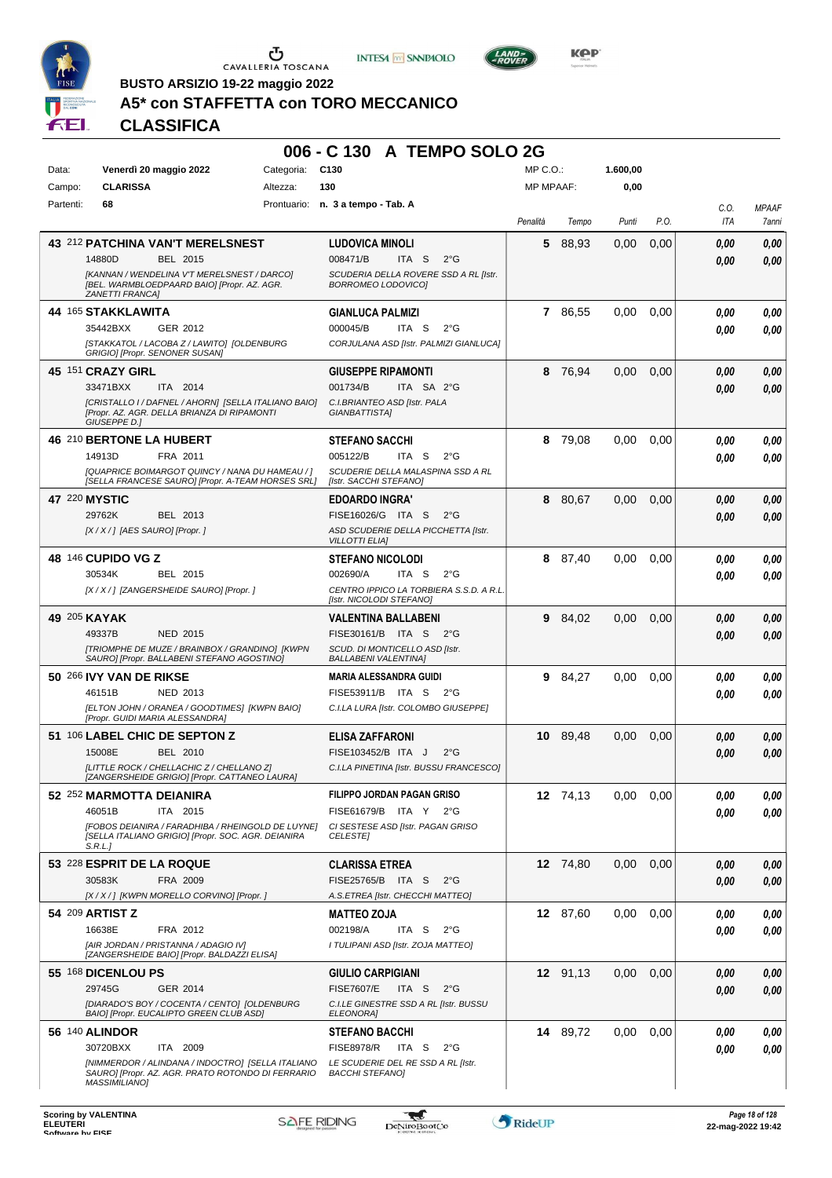BUSTO ARSIZIO 19-22 maggio 2022

# A5* con STAFFETTA con TORO MECCANICO

## CLASSIFICA

### 006 - C 130 A TEMPO SOLO 2G

| | | | | | |
|---|---|---|---|---|---|
| Data: | Venerdì 20 maggio 2022 | Categoria: | C130 | MP C.O.: | 1.600,00 |
| Campo: | CLARISSA | Altezza: | 130 | MP MPAAF: | 0,00 |
| Partenti: | 68 | Prontuario: | n. 3 a tempo - Tab. A | | |

| Pos. | Cavallo | Cavaliere | Penalità | Tempo | Punti | P.O. | C.O. ITA | MPAAF 7anni |
|---|---|---|---|---|---|---|---|---|
| 43 | 212 **PATCHINA VAN'T MERELSNEST** 14880D BEL 2015 *[KANNAN / WENDELINA V'T MERELSNEST / DARCO] [BEL. WARMBLOEDPAARD BAIO] [Propr. AZ. AGR. ZANETTI FRANCA]* | **LUDOVICA MINOLI** 008471/B ITA S 2°G *SCUDERIA DELLA ROVERE SSD A RL [Istr. BORROMEO LODOVICO]* | 5 | 88,93 | 0,00 | 0,00 | 0,00 / 0,00 | 0,00 / 0,00 |
| 44 | 165 **STAKKLAWITA** 35442BXX GER 2012 *[STAKKATOL / LACOBA Z / LAWITO] [OLDENBURG GRIGIO] [Propr. SENONER SUSAN]* | **GIANLUCA PALMIZI** 000045/B ITA S 2°G *CORJULANA ASD [Istr. PALMIZI GIANLUCA]* | 7 | 86,55 | 0,00 | 0,00 | 0,00 / 0,00 | 0,00 / 0,00 |
| 45 | 151 **CRAZY GIRL** 33471BXX ITA 2014 *[CRISTALLO I / DAFNEL / AHORN] [SELLA ITALIANO BAIO] [Propr. AZ. AGR. DELLA BRIANZA DI RIPAMONTI GIUSEPPE D.]* | **GIUSEPPE RIPAMONTI** 001734/B ITA SA 2°G *C.I.BRIANTEO ASD [Istr. PALA GIANBATTISTA]* | 8 | 76,94 | 0,00 | 0,00 | 0,00 / 0,00 | 0,00 / 0,00 |
| 46 | 210 **BERTONE LA HUBERT** 14913D FRA 2011 *[QUAPRICE BOIMARGOT QUINCY / NANA DU HAMEAU / ] [SELLA FRANCESE SAURO] [Propr. A-TEAM HORSES SRL]* | **STEFANO SACCHI** 005122/B ITA S 2°G *SCUDERIE DELLA MALASPINA SSD A RL [Istr. SACCHI STEFANO]* | 8 | 79,08 | 0,00 | 0,00 | 0,00 / 0,00 | 0,00 / 0,00 |
| 47 | 220 **MYSTIC** 29762K BEL 2013 *[X / X / ] [AES SAURO] [Propr. ]* | **EDOARDO INGRA'** FISE16026/G ITA S 2°G *ASD SCUDERIE DELLA PICCHETTA [Istr. VILLOTTI ELIA]* | 8 | 80,67 | 0,00 | 0,00 | 0,00 / 0,00 | 0,00 / 0,00 |
| 48 | 146 **CUPIDO VG Z** 30534K BEL 2015 *[X / X / ] [ZANGERSHEIDE SAURO] [Propr. ]* | **STEFANO NICOLODI** 002690/A ITA S 2°G *CENTRO IPPICO LA TORBIERA S.S.D. A R.L. [Istr. NICOLODI STEFANO]* | 8 | 87,40 | 0,00 | 0,00 | 0,00 / 0,00 | 0,00 / 0,00 |
| 49 | 205 **KAYAK** 49337B NED 2015 *[TRIOMPHE DE MUZE / BRAINBOX / GRANDINO] [KWPN SAURO] [Propr. BALLABENI STEFANO AGOSTINO]* | **VALENTINA BALLABENI** FISE30161/B ITA S 2°G *SCUD. DI MONTICELLO ASD [Istr. BALLABENI VALENTINA]* | 9 | 84,02 | 0,00 | 0,00 | 0,00 / 0,00 | 0,00 / 0,00 |
| 50 | 266 **IVY VAN DE RIKSE** 46151B NED 2013 *[ELTON JOHN / ORANEA / GOODTIMES] [KWPN BAIO] [Propr. GUIDI MARIA ALESSANDRA]* | **MARIA ALESSANDRA GUIDI** FISE53911/B ITA S 2°G *C.I.LA LURA [Istr. COLOMBO GIUSEPPE]* | 9 | 84,27 | 0,00 | 0,00 | 0,00 / 0,00 | 0,00 / 0,00 |
| 51 | 106 **LABEL CHIC DE SEPTON Z** 15008E BEL 2010 *[LITTLE ROCK / CHELLACHIC Z / CHELLANO Z] [ZANGERSHEIDE GRIGIO] [Propr. CATTANEO LAURA]* | **ELISA ZAFFARONI** FISE103452/B ITA J 2°G *C.I.LA PINETINA [Istr. BUSSU FRANCESCO]* | 10 | 89,48 | 0,00 | 0,00 | 0,00 / 0,00 | 0,00 / 0,00 |
| 52 | 252 **MARMOTTA DEIANIRA** 46051B ITA 2015 *[FOBOS DEIANIRA / FARADHIBA / RHEINGOLD DE LUYNE] [SELLA ITALIANO GRIGIO] [Propr. SOC. AGR. DEIANIRA S.R.L.]* | **FILIPPO JORDAN PAGAN GRISO** FISE61679/B ITA Y 2°G *CI SESTESE ASD [Istr. PAGAN GRISO CELESTE]* | 12 | 74,13 | 0,00 | 0,00 | 0,00 / 0,00 | 0,00 / 0,00 |
| 53 | 228 **ESPRIT DE LA ROQUE** 30583K FRA 2009 *[X / X / ] [KWPN MORELLO CORVINO] [Propr. ]* | **CLARISSA ETREA** FISE25765/B ITA S 2°G *A.S.ETREA [Istr. CHECCHI MATTEO]* | 12 | 74,80 | 0,00 | 0,00 | 0,00 / 0,00 | 0,00 / 0,00 |
| 54 | 209 **ARTIST Z** 16638E FRA 2012 *[AIR JORDAN / PRISTANNA / ADAGIO IV] [ZANGERSHEIDE BAIO] [Propr. BALDAZZI ELISA]* | **MATTEO ZOJA** 002198/A ITA S 2°G *I TULIPANI ASD [Istr. ZOJA MATTEO]* | 12 | 87,60 | 0,00 | 0,00 | 0,00 / 0,00 | 0,00 / 0,00 |
| 55 | 168 **DICENLOU PS** 29745G GER 2014 *[DIARADO'S BOY / COCENTA / CENTO] [OLDENBURG BAIO] [Propr. EUCALIPTO GREEN CLUB ASD]* | **GIULIO CARPIGIANI** FISE7607/E ITA S 2°G *C.I.LE GINESTRE SSD A RL [Istr. BUSSU ELEONORA]* | 12 | 91,13 | 0,00 | 0,00 | 0,00 / 0,00 | 0,00 / 0,00 |
| 56 | 140 **ALINDOR** 30720BXX ITA 2009 *[NIMMERDOR / ALINDANA / INDOCTRO] [SELLA ITALIANO SAURO] [Propr. AZ. AGR. PRATO ROTONDO DI FERRARIO MASSIMILIANO]* | **STEFANO BACCHI** FISE8978/R ITA S 2°G *LE SCUDERIE DEL RE SSD A RL [Istr. BACCHI STEFANO]* | 14 | 89,72 | 0,00 | 0,00 | 0,00 / 0,00 | 0,00 / 0,00 |

Scoring by VALENTINA ELEUTERI
Software by FISE

22-mag-2022 19:42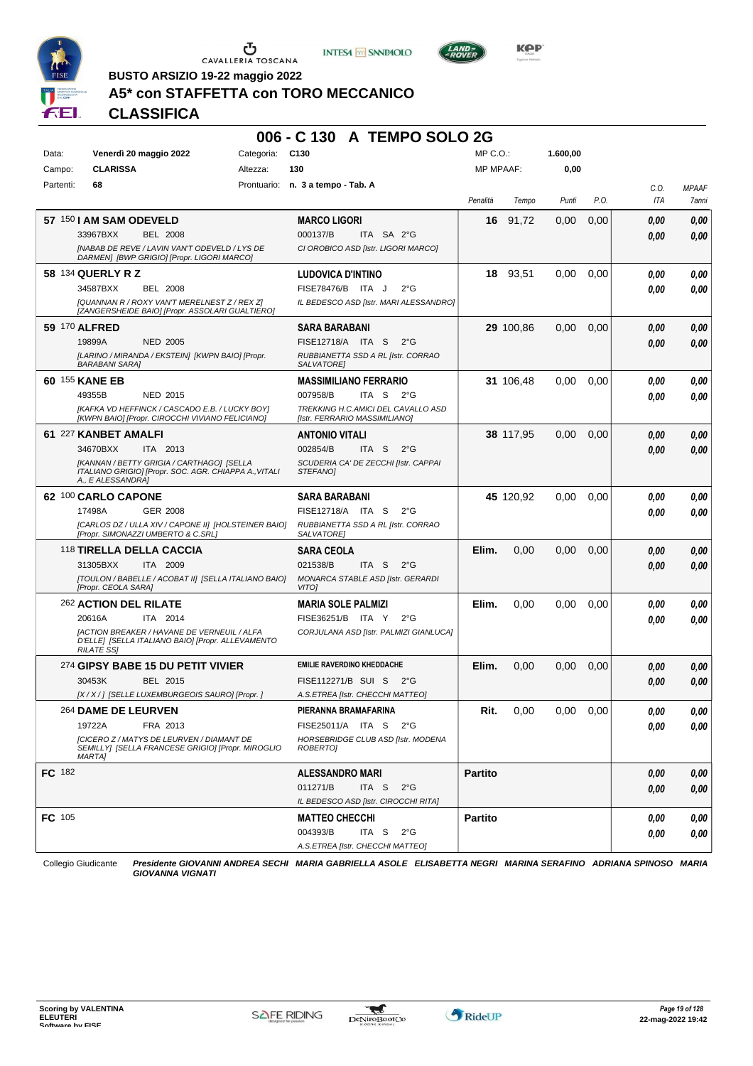BUSTO ARSIZIO 19-22 maggio 2022

# A5* con STAFFETTA con TORO MECCANICO

## CLASSIFICA

### 006 - C 130 A TEMPO SOLO 2G

| | | | | | |
|---|---|---|---|---|---|
| Data: | Venerdì 20 maggio 2022 | Categoria: | C130 | MP C.O.: | 1.600,00 |
| Campo: | CLARISSA | Altezza: | 130 | MP MPAAF: | 0,00 |
| Partenti: | 68 | Prontuario: | n. 3 a tempo - Tab. A | | |

| Pos. | Cavallo | Cavaliere | Penalità | Tempo | Punti | P.O. | C.O. ITA | MPAAF 7anni |
|---|---|---|---|---|---|---|---|---|
| 57 | 150 **I AM SAM ODEVELD** 33967BXX BEL 2008 *[NABAB DE REVE / LAVIN VAN'T ODEVELD / LYS DE DARMEN] [BWP GRIGIO] [Propr. LIGORI MARCO]* | **MARCO LIGORI** 000137/B ITA SA 2°G *CI OROBICO ASD [Istr. LIGORI MARCO]* | 16 | 91,72 | 0,00 | 0,00 | 0,00 / 0,00 | 0,00 / 0,00 |
| 58 | 134 **QUERLY R Z** 34587BXX BEL 2008 *[QUANNAN R / ROXY VAN'T MERELNEST Z / REX Z] [ZANGERSHEIDE BAIO] [Propr. ASSOLARI GUALTIERO]* | **LUDOVICA D'INTINO** FISE78476/B ITA J 2°G *IL BEDESCO ASD [Istr. MARI ALESSANDRO]* | 18 | 93,51 | 0,00 | 0,00 | 0,00 / 0,00 | 0,00 / 0,00 |
| 59 | 170 **ALFRED** 19899A NED 2005 *[LARINO / MIRANDA / EKSTEIN] [KWPN BAIO] [Propr. BARABANI SARA]* | **SARA BARABANI** FISE12718/A ITA S 2°G *RUBBIANETTA SSD A RL [Istr. CORRAO SALVATORE]* | 29 | 100,86 | 0,00 | 0,00 | 0,00 / 0,00 | 0,00 / 0,00 |
| 60 | 155 **KANE EB** 49355B NED 2015 *[KAFKA VD HEFFINCK / CASCADO E.B. / LUCKY BOY] [KWPN BAIO] [Propr. CIROCCHI VIVIANO FELICIANO]* | **MASSIMILIANO FERRARIO** 007958/B ITA S 2°G *TREKKING H.C.AMICI DEL CAVALLO ASD [Istr. FERRARIO MASSIMILIANO]* | 31 | 106,48 | 0,00 | 0,00 | 0,00 / 0,00 | 0,00 / 0,00 |
| 61 | 227 **KANBET AMALFI** 34670BXX ITA 2013 *[KANNAN / BETTY GRIGIA / CARTHAGO] [SELLA ITALIANO GRIGIO] [Propr. SOC. AGR. CHIAPPA A., VITALI A., E ALESSANDRA]* | **ANTONIO VITALI** 002854/B ITA S 2°G *SCUDERIA CA' DE ZECCHI [Istr. CAPPAI STEFANO]* | 38 | 117,95 | 0,00 | 0,00 | 0,00 / 0,00 | 0,00 / 0,00 |
| 62 | 100 **CARLO CAPONE** 17498A GER 2008 *[CARLOS DZ / ULLA XIV / CAPONE II] [HOLSTEINER BAIO] [Propr. SIMONAZZI UMBERTO & C.SRL]* | **SARA BARABANI** FISE12718/A ITA S 2°G *RUBBIANETTA SSD A RL [Istr. CORRAO SALVATORE]* | 45 | 120,92 | 0,00 | 0,00 | 0,00 / 0,00 | 0,00 / 0,00 |
| | 118 **TIRELLA DELLA CACCIA** 31305BXX ITA 2009 *[TOULON / BABELLE / ACOBAT II] [SELLA ITALIANO BAIO] [Propr. CEOLA SARA]* | **SARA CEOLA** 021538/B ITA S 2°G *MONARCA STABLE ASD [Istr. GERARDI VITO]* | Elim. | 0,00 | 0,00 | 0,00 | 0,00 / 0,00 | 0,00 / 0,00 |
| | 262 **ACTION DEL RILATE** 20616A ITA 2014 *[ACTION BREAKER / HAVANE DE VERNEUIL / ALFA D'ELLE] [SELLA ITALIANO BAIO] [Propr. ALLEVAMENTO RILATE SS]* | **MARIA SOLE PALMIZI** FISE36251/B ITA Y 2°G *CORJULANA ASD [Istr. PALMIZI GIANLUCA]* | Elim. | 0,00 | 0,00 | 0,00 | 0,00 / 0,00 | 0,00 / 0,00 |
| | 274 **GIPSY BABE 15 DU PETIT VIVIER** 30453K BEL 2015 *[X / X / ] [SELLE LUXEMBURGEOIS SAURO] [Propr. ]* | **EMILIE RAVERDINO KHEDDACHE** FISE112271/B SUI S 2°G *A.S.ETREA [Istr. CHECCHI MATTEO]* | Elim. | 0,00 | 0,00 | 0,00 | 0,00 / 0,00 | 0,00 / 0,00 |
| | 264 **DAME DE LEURVEN** 19722A FRA 2013 *[CICERO Z / MATYS DE LEURVEN / DIAMANT DE SEMILLY] [SELLA FRANCESE GRIGIO] [Propr. MIROGLIO MARTA]* | **PIERANNA BRAMAFARINA** FISE25011/A ITA S 2°G *HORSEBRIDGE CLUB ASD [Istr. MODENA ROBERTO]* | Rit. | 0,00 | 0,00 | 0,00 | 0,00 / 0,00 | 0,00 / 0,00 |
| FC | 182 | **ALESSANDRO MARI** 011271/B ITA S 2°G *IL BEDESCO ASD [Istr. CIROCCHI RITA]* | Partito | | | | 0,00 / 0,00 | 0,00 / 0,00 |
| FC | 105 | **MATTEO CHECCHI** 004393/B ITA S 2°G *A.S.ETREA [Istr. CHECCHI MATTEO]* | Partito | | | | 0,00 / 0,00 | 0,00 / 0,00 |

Collegio Giudicante *Presidente GIOVANNI ANDREA SECHI MARIA GABRIELLA ASOLE ELISABETTA NEGRI MARINA SERAFINO ADRIANA SPINOSO MARIA GIOVANNA VIGNATI*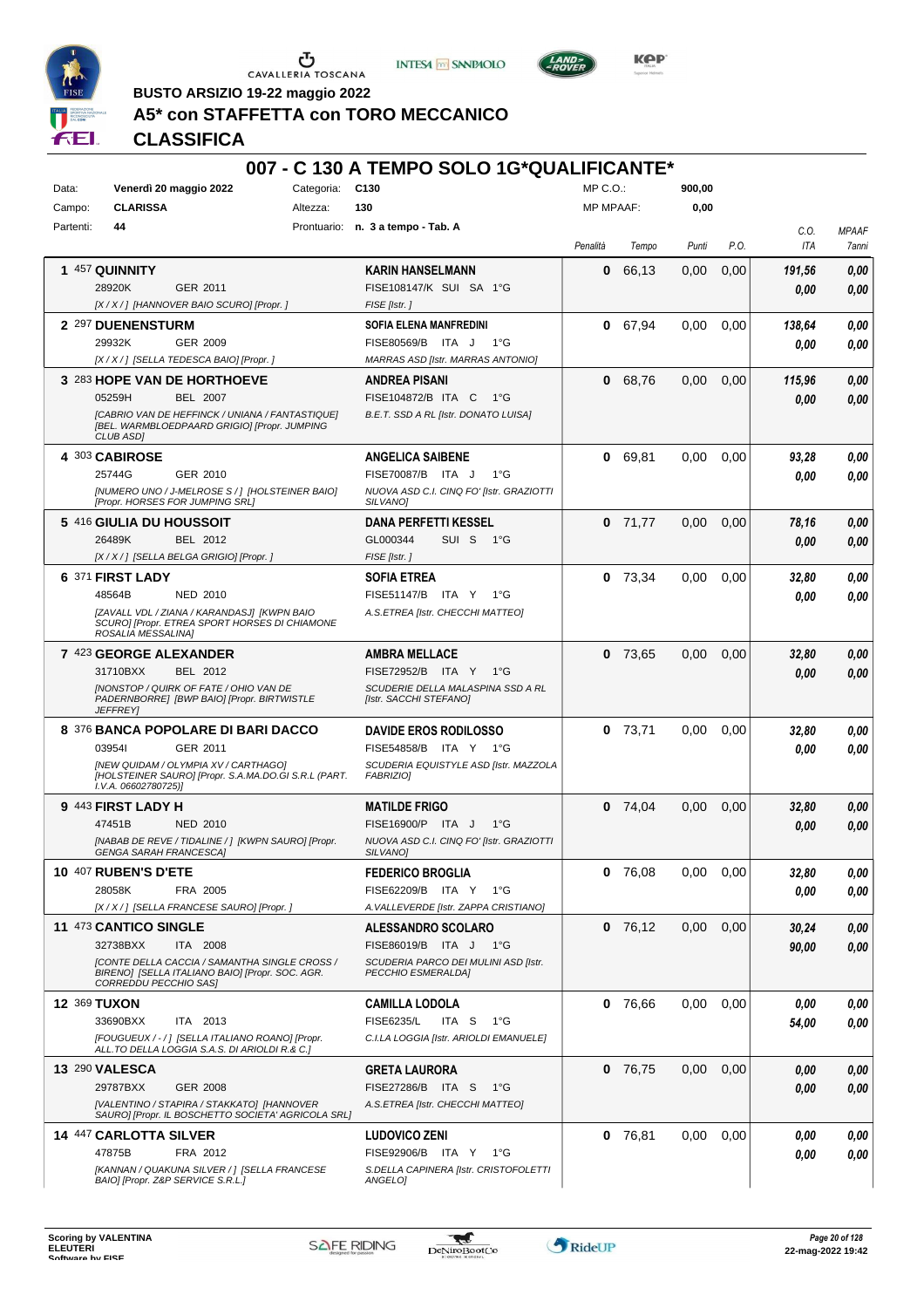**BUSTO ARSIZIO 19-22 maggio 2022**

**A5* con STAFFETTA con TORO MECCANICO**

**CLASSIFICA**

## 007 - C 130 A TEMPO SOLO 1G*QUALIFICANTE*

| Data: | Venerdì 20 maggio 2022 | Categoria: | C130 | MP C.O.: | 900,00 |
|---|---|---|---|---|---|
| Campo: | CLARISSA | Altezza: | 130 | MP MPAAF: | 0,00 |
| Partenti: | 44 | Prontuario: | n. 3 a tempo - Tab. A | | |

| Cl. | Cavallo | Cavaliere | Penalità | Tempo | Punti | P.O. | C.O. ITA | MPAAF 7anni |
|---|---|---|---|---|---|---|---|---|
| 1 | 457 **QUINNITY** 28920K GER 2011 [X / X / ] [HANNOVER BAIO SCURO] [Propr. ] | **KARIN HANSELMANN** FISE108147/K SUI SA 1°G FISE [Istr. ] | 0 | 66,13 | 0,00 | 0,00 | 191,56 / 0,00 | 0,00 / 0,00 |
| 2 | 297 **DUENENSTURM** 29932K GER 2009 [X / X / ] [SELLA TEDESCA BAIO] [Propr. ] | **SOFIA ELENA MANFREDINI** FISE80569/B ITA J 1°G MARRAS ASD [Istr. MARRAS ANTONIO] | 0 | 67,94 | 0,00 | 0,00 | 138,64 / 0,00 | 0,00 / 0,00 |
| 3 | 283 **HOPE VAN DE HORTHOEVE** 05259H BEL 2007 [CABRIO VAN DE HEFFINCK / UNIANA / FANTASTIQUE] [BEL. WARMBLOEDPAARD GRIGIO] [Propr. JUMPING CLUB ASD] | **ANDREA PISANI** FISE104872/B ITA C 1°G B.E.T. SSD A RL [Istr. DONATO LUISA] | 0 | 68,76 | 0,00 | 0,00 | 115,96 / 0,00 | 0,00 / 0,00 |
| 4 | 303 **CABIROSE** 25744G GER 2010 [NUMERO UNO / J-MELROSE S / ] [HOLSTEINER BAIO] [Propr. HORSES FOR JUMPING SRL] | **ANGELICA SAIBENE** FISE70087/B ITA J 1°G NUOVA ASD C.I. CINQ FO' [Istr. GRAZIOTTI SILVANO] | 0 | 69,81 | 0,00 | 0,00 | 93,28 / 0,00 | 0,00 / 0,00 |
| 5 | 416 **GIULIA DU HOUSSOIT** 26489K BEL 2012 [X / X / ] [SELLA BELGA GRIGIO] [Propr. ] | **DANA PERFETTI KESSEL** GL000344 SUI S 1°G FISE [Istr. ] | 0 | 71,77 | 0,00 | 0,00 | 78,16 / 0,00 | 0,00 / 0,00 |
| 6 | 371 **FIRST LADY** 48564B NED 2010 [ZAVALL VDL / ZIANA / KARANDASJ] [KWPN BAIO SCURO] [Propr. ETREA SPORT HORSES DI CHIAMONE ROSALIA MESSALINA] | **SOFIA ETREA** FISE51147/B ITA Y 1°G A.S.ETREA [Istr. CHECCHI MATTEO] | 0 | 73,34 | 0,00 | 0,00 | 32,80 / 0,00 | 0,00 / 0,00 |
| 7 | 423 **GEORGE ALEXANDER** 31710BXX BEL 2012 [NONSTOP / QUIRK OF FATE / OHIO VAN DE PADERNBORRE] [BWP BAIO] [Propr. BIRTWISTLE JEFFREY] | **AMBRA MELLACE** FISE72952/B ITA Y 1°G SCUDERIE DELLA MALASPINA SSD A RL [Istr. SACCHI STEFANO] | 0 | 73,65 | 0,00 | 0,00 | 32,80 / 0,00 | 0,00 / 0,00 |
| 8 | 376 **BANCA POPOLARE DI BARI DACCO** 03954I GER 2011 [NEW QUIDAM / OLYMPIA XV / CARTHAGO] [HOLSTEINER SAURO] [Propr. S.A.MA.DO.GI S.R.L (PART. I.V.A. 06602780725)] | **DAVIDE EROS RODILOSSO** FISE54858/B ITA Y 1°G SCUDERIA EQUISTYLE ASD [Istr. MAZZOLA FABRIZIO] | 0 | 73,71 | 0,00 | 0,00 | 32,80 / 0,00 | 0,00 / 0,00 |
| 9 | 443 **FIRST LADY H** 47451B NED 2010 [NABAB DE REVE / TIDALINE / ] [KWPN SAURO] [Propr. GENGA SARAH FRANCESCA] | **MATILDE FRIGO** FISE16900/P ITA J 1°G NUOVA ASD C.I. CINQ FO' [Istr. GRAZIOTTI SILVANO] | 0 | 74,04 | 0,00 | 0,00 | 32,80 / 0,00 | 0,00 / 0,00 |
| 10 | 407 **RUBEN'S D'ETE** 28058K FRA 2005 [X / X / ] [SELLA FRANCESE SAURO] [Propr. ] | **FEDERICO BROGLIA** FISE62209/B ITA Y 1°G A.VALLEVERDE [Istr. ZAPPA CRISTIANO] | 0 | 76,08 | 0,00 | 0,00 | 32,80 / 0,00 | 0,00 / 0,00 |
| 11 | 473 **CANTICO SINGLE** 32738BXX ITA 2008 [CONTE DELLA CACCIA / SAMANTHA SINGLE CROSS / BIRENO] [SELLA ITALIANO BAIO] [Propr. SOC. AGR. CORREDDU PECCHIO SAS] | **ALESSANDRO SCOLARO** FISE86019/B ITA J 1°G SCUDERIA PARCO DEI MULINI ASD [Istr. PECCHIO ESMERALDA] | 0 | 76,12 | 0,00 | 0,00 | 30,24 / 90,00 | 0,00 / 0,00 |
| 12 | 369 **TUXON** 33690BXX ITA 2013 [FOUGUEUX / - / ] [SELLA ITALIANO ROANO] [Propr. ALL.TO DELLA LOGGIA S.A.S. DI ARIOLDI R.& C.] | **CAMILLA LODOLA** FISE6235/L ITA S 1°G C.I.LA LOGGIA [Istr. ARIOLDI EMANUELE] | 0 | 76,66 | 0,00 | 0,00 | 0,00 / 54,00 | 0,00 / 0,00 |
| 13 | 290 **VALESCA** 29787BXX GER 2008 [VALENTINO / STAPIRA / STAKKATO] [HANNOVER SAURO] [Propr. IL BOSCHETTO SOCIETA' AGRICOLA SRL] | **GRETA LAURORA** FISE27286/B ITA S 1°G A.S.ETREA [Istr. CHECCHI MATTEO] | 0 | 76,75 | 0,00 | 0,00 | 0,00 / 0,00 | 0,00 / 0,00 |
| 14 | 447 **CARLOTTA SILVER** 47875B FRA 2012 [KANNAN / QUAKUNA SILVER / ] [SELLA FRANCESE BAIO] [Propr. Z&P SERVICE S.R.L.] | **LUDOVICO ZENI** FISE92906/B ITA Y 1°G S.DELLA CAPINERA [Istr. CRISTOFOLETTI ANGELO] | 0 | 76,81 | 0,00 | 0,00 | 0,00 / 0,00 | 0,00 / 0,00 |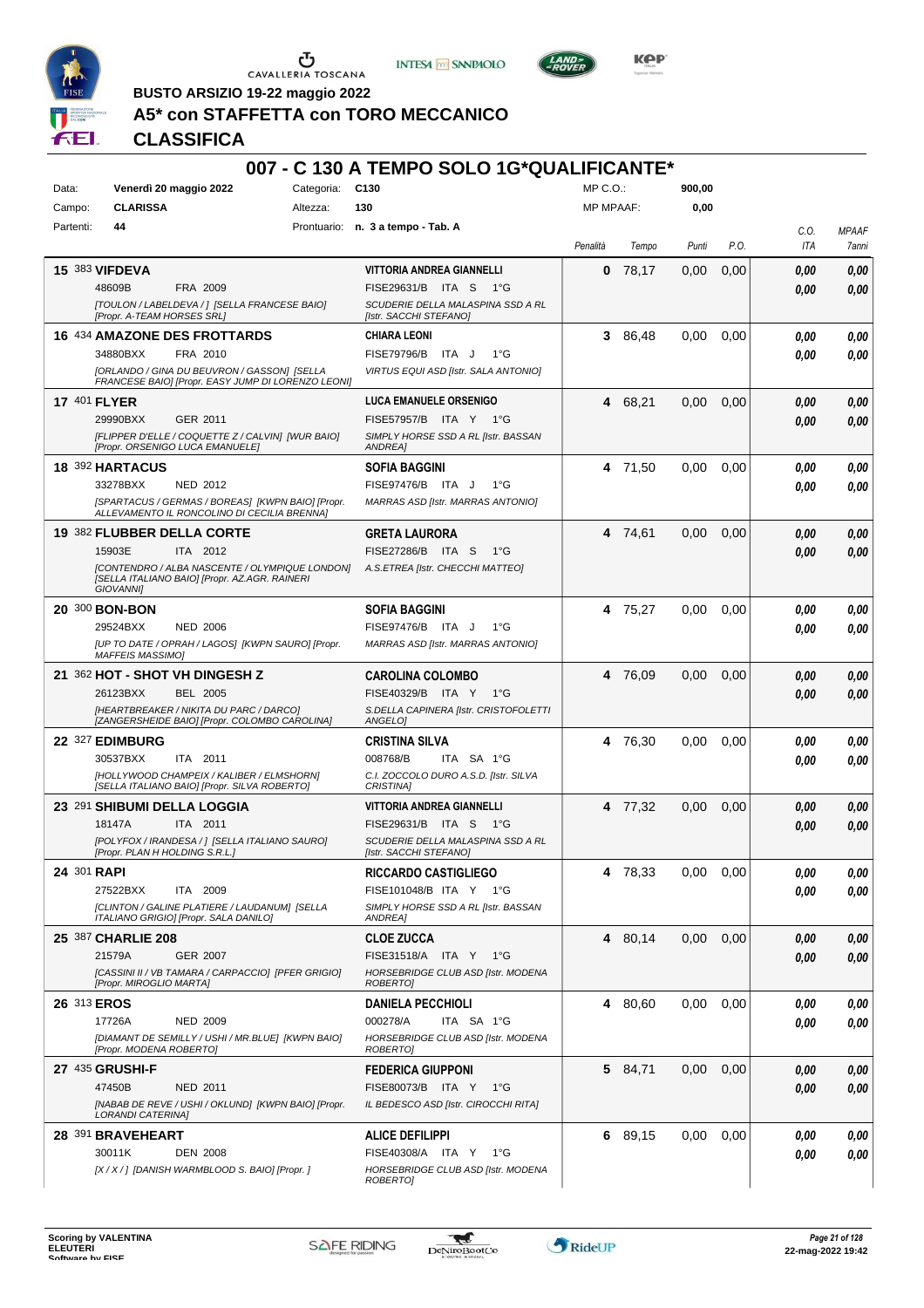BUSTO ARSIZIO 19-22 maggio 2022

# A5* con STAFFETTA con TORO MECCANICO

## CLASSIFICA

## 007 - C 130 A TEMPO SOLO 1G*QUALIFICANTE*

| | | | | | | |
|---|---|---|---|---|---|---|
| Data: | Venerdì 20 maggio 2022 | Categoria: | C130 | MP C.O.: | 900,00 | |
| Campo: | CLARISSA | Altezza: | 130 | MP MPAAF: | 0,00 | |
| Partenti: | 44 | Prontuario: | n. 3 a tempo - Tab. A | | | |

| Pos. | Cavallo | Cavaliere | Penalità | Tempo | Punti | P.O. | C.O. ITA | MPAAF 7anni |
|---|---|---|---|---|---|---|---|---|
| 15 | 383 **VIFDEVA** 48609B FRA 2009 *[TOULON / LABELDEVA / ] [SELLA FRANCESE BAIO] [Propr. A-TEAM HORSES SRL]* | **VITTORIA ANDREA GIANNELLI** FISE29631/B ITA S 1°G *SCUDERIE DELLA MALASPINA SSD A RL [Istr. SACCHI STEFANO]* | 0 | 78,17 | 0,00 | 0,00 | 0,00 / 0,00 | 0,00 / 0,00 |
| 16 | 434 **AMAZONE DES FROTTARDS** 34880BXX FRA 2010 *[ORLANDO / GINA DU BEUVRON / GASSON] [SELLA FRANCESE BAIO] [Propr. EASY JUMP DI LORENZO LEONI]* | **CHIARA LEONI** FISE79796/B ITA J 1°G *VIRTUS EQUI ASD [Istr. SALA ANTONIO]* | 3 | 86,48 | 0,00 | 0,00 | 0,00 / 0,00 | 0,00 / 0,00 |
| 17 | 401 **FLYER** 29990BXX GER 2011 *[FLIPPER D'ELLE / COQUETTE Z / CALVIN] [WUR BAIO] [Propr. ORSENIGO LUCA EMANUELE]* | **LUCA EMANUELE ORSENIGO** FISE57957/B ITA Y 1°G *SIMPLY HORSE SSD A RL [Istr. BASSAN ANDREA]* | 4 | 68,21 | 0,00 | 0,00 | 0,00 / 0,00 | 0,00 / 0,00 |
| 18 | 392 **HARTACUS** 33278BXX NED 2012 *[SPARTACUS / GERMAS / BOREAS] [KWPN BAIO] [Propr. ALLEVAMENTO IL RONCOLINO DI CECILIA BRENNA]* | **SOFIA BAGGINI** FISE97476/B ITA J 1°G *MARRAS ASD [Istr. MARRAS ANTONIO]* | 4 | 71,50 | 0,00 | 0,00 | 0,00 / 0,00 | 0,00 / 0,00 |
| 19 | 382 **FLUBBER DELLA CORTE** 15903E ITA 2012 *[CONTENDRO / ALBA NASCENTE / OLYMPIQUE LONDON] [SELLA ITALIANO BAIO] [Propr. AZ.AGR. RAINERI GIOVANNI]* | **GRETA LAURORA** FISE27286/B ITA S 1°G *A.S.ETREA [Istr. CHECCHI MATTEO]* | 4 | 74,61 | 0,00 | 0,00 | 0,00 / 0,00 | 0,00 / 0,00 |
| 20 | 300 **BON-BON** 29524BXX NED 2006 *[UP TO DATE / OPRAH / LAGOS] [KWPN SAURO] [Propr. MAFFEIS MASSIMO]* | **SOFIA BAGGINI** FISE97476/B ITA J 1°G *MARRAS ASD [Istr. MARRAS ANTONIO]* | 4 | 75,27 | 0,00 | 0,00 | 0,00 / 0,00 | 0,00 / 0,00 |
| 21 | 362 **HOT - SHOT VH DINGESH Z** 26123BXX BEL 2005 *[HEARTBREAKER / NIKITA DU PARC / DARCO] [ZANGERSHEIDE BAIO] [Propr. COLOMBO CAROLINA]* | **CAROLINA COLOMBO** FISE40329/B ITA Y 1°G *S.DELLA CAPINERA [Istr. CRISTOFOLETTI ANGELO]* | 4 | 76,09 | 0,00 | 0,00 | 0,00 / 0,00 | 0,00 / 0,00 |
| 22 | 327 **EDIMBURG** 30537BXX ITA 2011 *[HOLLYWOOD CHAMPEIX / KALIBER / ELMSHORN] [SELLA ITALIANO BAIO] [Propr. SILVA ROBERTO]* | **CRISTINA SILVA** 008768/B ITA SA 1°G *C.I. ZOCCOLO DURO A.S.D. [Istr. SILVA CRISTINA]* | 4 | 76,30 | 0,00 | 0,00 | 0,00 / 0,00 | 0,00 / 0,00 |
| 23 | 291 **SHIBUMI DELLA LOGGIA** 18147A ITA 2011 *[POLYFOX / IRANDESA / ] [SELLA ITALIANO SAURO] [Propr. PLAN H HOLDING S.R.L.]* | **VITTORIA ANDREA GIANNELLI** FISE29631/B ITA S 1°G *SCUDERIE DELLA MALASPINA SSD A RL [Istr. SACCHI STEFANO]* | 4 | 77,32 | 0,00 | 0,00 | 0,00 / 0,00 | 0,00 / 0,00 |
| 24 | 301 **RAPI** 27522BXX ITA 2009 *[CLINTON / GALINE PLATIERE / LAUDANUM] [SELLA ITALIANO GRIGIO] [Propr. SALA DANILO]* | **RICCARDO CASTIGLIEGO** FISE101048/B ITA Y 1°G *SIMPLY HORSE SSD A RL [Istr. BASSAN ANDREA]* | 4 | 78,33 | 0,00 | 0,00 | 0,00 / 0,00 | 0,00 / 0,00 |
| 25 | 387 **CHARLIE 208** 21579A GER 2007 *[CASSINI II / VB TAMARA / CARPACCIO] [PFER GRIGIO] [Propr. MIROGLIO MARTA]* | **CLOE ZUCCA** FISE31518/A ITA Y 1°G *HORSEBRIDGE CLUB ASD [Istr. MODENA ROBERTO]* | 4 | 80,14 | 0,00 | 0,00 | 0,00 / 0,00 | 0,00 / 0,00 |
| 26 | 313 **EROS** 17726A NED 2009 *[DIAMANT DE SEMILLY / USHI / MR.BLUE] [KWPN BAIO] [Propr. MODENA ROBERTO]* | **DANIELA PECCHIOLI** 000278/A ITA SA 1°G *HORSEBRIDGE CLUB ASD [Istr. MODENA ROBERTO]* | 4 | 80,60 | 0,00 | 0,00 | 0,00 / 0,00 | 0,00 / 0,00 |
| 27 | 435 **GRUSHI-F** 47450B NED 2011 *[NABAB DE REVE / USHI / OKLUND] [KWPN BAIO] [Propr. LORANDI CATERINA]* | **FEDERICA GIUPPONI** FISE80073/B ITA Y 1°G *IL BEDESCO ASD [Istr. CIROCCHI RITA]* | 5 | 84,71 | 0,00 | 0,00 | 0,00 / 0,00 | 0,00 / 0,00 |
| 28 | 391 **BRAVEHEART** 30011K DEN 2008 *[X / X / ] [DANISH WARMBLOOD S. BAIO] [Propr. ]* | **ALICE DEFILIPPI** FISE40308/A ITA Y 1°G *HORSEBRIDGE CLUB ASD [Istr. MODENA ROBERTO]* | 6 | 89,15 | 0,00 | 0,00 | 0,00 / 0,00 | 0,00 / 0,00 |

Scoring by VALENTINA ELEUTERI

22-mag-2022 19:42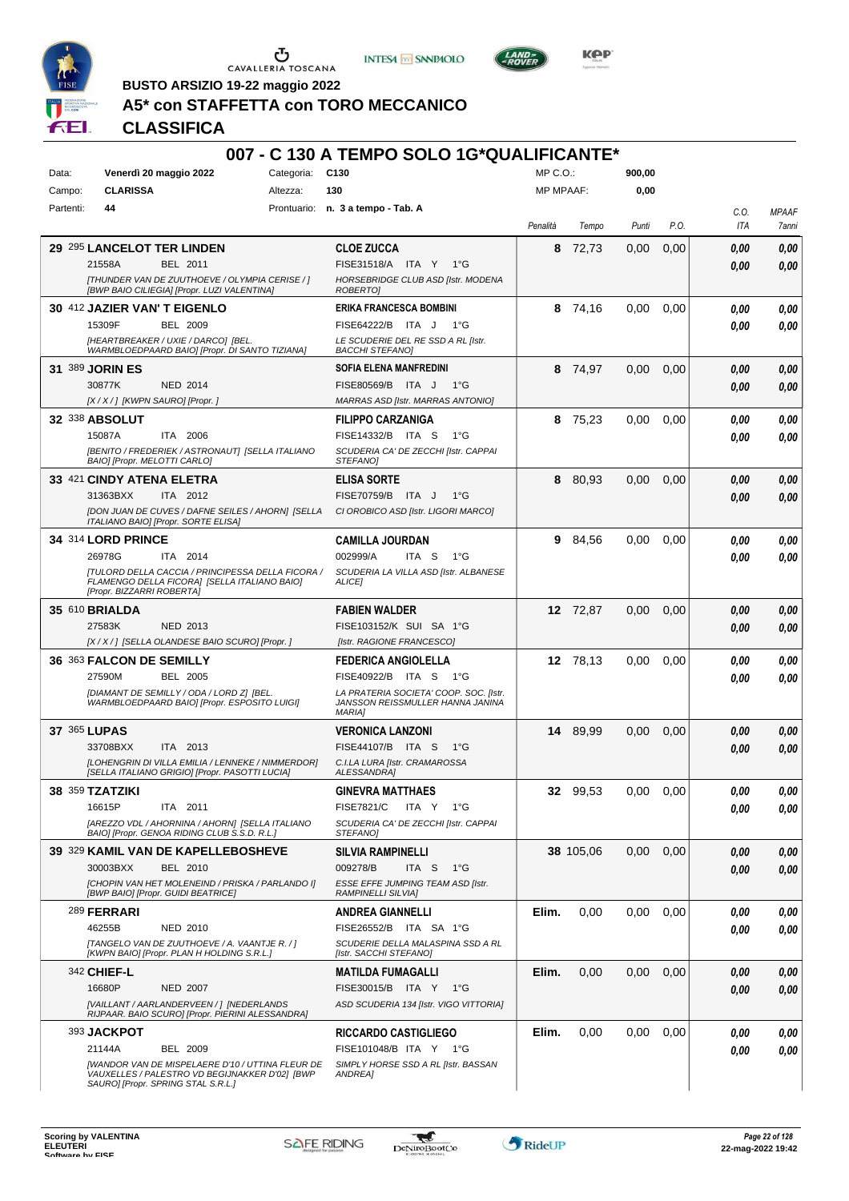BUSTO ARSIZIO 19-22 maggio 2022

**A5* con STAFFETTA con TORO MECCANICO**

**CLASSIFICA**

## 007 - C 130 A TEMPO SOLO 1G*QUALIFICANTE*

| | | | | | |
|---|---|---|---|---|---|
| Data: | Venerdì 20 maggio 2022 | Categoria: | C130 | MP C.O.: | 900,00 |
| Campo: | CLARISSA | Altezza: | 130 | MP MPAAF: | 0,00 |
| Partenti: | 44 | Prontuario: | n. 3 a tempo - Tab. A | | |

| | Cavallo | Cavaliere | Penalità | Tempo | Punti | P.O. | C.O. ITA | MPAAF 7anni |
|---|---|---|---|---|---|---|---|---|
| 29 | 295 **LANCELOT TER LINDEN** 21558A BEL 2011 [THUNDER VAN DE ZUUTHOEVE / OLYMPIA CERISE / ] [BWP BAIO CILIEGIA] [Propr. LUZI VALENTINA] | **CLOE ZUCCA** FISE31518/A ITA Y 1°G HORSEBRIDGE CLUB ASD [Istr. MODENA ROBERTO] | 8 | 72,73 | 0,00 | 0,00 | 0,00 0,00 | 0,00 0,00 |
| 30 | 412 **JAZIER VAN' T EIGENLO** 15309F BEL 2009 [HEARTBREAKER / UXIE / DARCO] [BEL. WARMBLOEDPAARD BAIO] [Propr. DI SANTO TIZIANA] | **ERIKA FRANCESCA BOMBINI** FISE64222/B ITA J 1°G LE SCUDERIE DEL RE SSD A RL [Istr. BACCHI STEFANO] | 8 | 74,16 | 0,00 | 0,00 | 0,00 0,00 | 0,00 0,00 |
| 31 | 389 **JORIN ES** 30877K NED 2014 [X / X / ] [KWPN SAURO] [Propr. ] | **SOFIA ELENA MANFREDINI** FISE80569/B ITA J 1°G MARRAS ASD [Istr. MARRAS ANTONIO] | 8 | 74,97 | 0,00 | 0,00 | 0,00 0,00 | 0,00 0,00 |
| 32 | 338 **ABSOLUT** 15087A ITA 2006 [BENITO / FREDERIEK / ASTRONAUT] [SELLA ITALIANO BAIO] [Propr. MELOTTI CARLO] | **FILIPPO CARZANIGA** FISE14332/B ITA S 1°G SCUDERIA CA' DE ZECCHI [Istr. CAPPAI STEFANO] | 8 | 75,23 | 0,00 | 0,00 | 0,00 0,00 | 0,00 0,00 |
| 33 | 421 **CINDY ATENA ELETRA** 31363BXX ITA 2012 [DON JUAN DE CUVES / DAFNE SEILES / AHORN] [SELLA ITALIANO BAIO] [Propr. SORTE ELISA] | **ELISA SORTE** FISE70759/B ITA J 1°G CI OROBICO ASD [Istr. LIGORI MARCO] | 8 | 80,93 | 0,00 | 0,00 | 0,00 0,00 | 0,00 0,00 |
| 34 | 314 **LORD PRINCE** 26978G ITA 2014 [TULORD DELLA CACCIA / PRINCIPESSA DELLA FICORA / FLAMENGO DELLA FICORA] [SELLA ITALIANO BAIO] [Propr. BIZZARRI ROBERTA] | **CAMILLA JOURDAN** 002999/A ITA S 1°G SCUDERIA LA VILLA ASD [Istr. ALBANESE ALICE] | 9 | 84,56 | 0,00 | 0,00 | 0,00 0,00 | 0,00 0,00 |
| 35 | 610 **BRIALDA** 27583K NED 2013 [X / X / ] [SELLA OLANDESE BAIO SCURO] [Propr. ] | **FABIEN WALDER** FISE103152/K SUI SA 1°G [Istr. RAGIONE FRANCESCO] | 12 | 72,87 | 0,00 | 0,00 | 0,00 0,00 | 0,00 0,00 |
| 36 | 363 **FALCON DE SEMILLY** 27590M BEL 2005 [DIAMANT DE SEMILLY / ODA / LORD Z] [BEL. WARMBLOEDPAARD BAIO] [Propr. ESPOSITO LUIGI] | **FEDERICA ANGIOLELLA** FISE40922/B ITA S 1°G LA PRATERIA SOCIETA' COOP. SOC. [Istr. JANSSON REISSMULLER HANNA JANINA MARIA] | 12 | 78,13 | 0,00 | 0,00 | 0,00 0,00 | 0,00 0,00 |
| 37 | 365 **LUPAS** 33708BXX ITA 2013 [LOHENGRIN DI VILLA EMILIA / LENNEKE / NIMMERDOR] [SELLA ITALIANO GRIGIO] [Propr. PASOTTI LUCIA] | **VERONICA LANZONI** FISE44107/B ITA S 1°G C.I.LA LURA [Istr. CRAMAROSSA ALESSANDRA] | 14 | 89,99 | 0,00 | 0,00 | 0,00 0,00 | 0,00 0,00 |
| 38 | 359 **TZATZIKI** 16615P ITA 2011 [AREZZO VDL / AHORNINA / AHORN] [SELLA ITALIANO BAIO] [Propr. GENOA RIDING CLUB S.S.D. R.L.] | **GINEVRA MATTHAES** FISE7821/C ITA Y 1°G SCUDERIA CA' DE ZECCHI [Istr. CAPPAI STEFANO] | 32 | 99,53 | 0,00 | 0,00 | 0,00 0,00 | 0,00 0,00 |
| 39 | 329 **KAMIL VAN DE KAPELLEBOSHEVE** 30003BXX BEL 2010 [CHOPIN VAN HET MOLENEIND / PRISKA / PARLANDO I] [BWP BAIO] [Propr. GUIDI BEATRICE] | **SILVIA RAMPINELLI** 009278/B ITA S 1°G ESSE EFFE JUMPING TEAM ASD [Istr. RAMPINELLI SILVIA] | 38 | 105,06 | 0,00 | 0,00 | 0,00 0,00 | 0,00 0,00 |
| | 289 **FERRARI** 46255B NED 2010 [TANGELO VAN DE ZUUTHOEVE / A. VAANTJE R. / ] [KWPN BAIO] [Propr. PLAN H HOLDING S.R.L.] | **ANDREA GIANNELLI** FISE26552/B ITA SA 1°G SCUDERIE DELLA MALASPINA SSD A RL [Istr. SACCHI STEFANO] | Elim. | 0,00 | 0,00 | 0,00 | 0,00 0,00 | 0,00 0,00 |
| | 342 **CHIEF-L** 16680P NED 2007 [VAILLANT / AARLANDERVEEN / ] [NEDERLANDS RIJPAAR. BAIO SCURO] [Propr. PIERINI ALESSANDRA] | **MATILDA FUMAGALLI** FISE30015/B ITA Y 1°G ASD SCUDERIA 134 [Istr. VIGO VITTORIA] | Elim. | 0,00 | 0,00 | 0,00 | 0,00 0,00 | 0,00 0,00 |
| | 393 **JACKPOT** 21144A BEL 2009 [WANDOR VAN DE MISPELAERE D'10 / UTTINA FLEUR DE VAUXELLES / PALESTRO VD BEGIJNAKKER D'02] [BWP SAURO] [Propr. SPRING STAL S.R.L.] | **RICCARDO CASTIGLIEGO** FISE101048/B ITA Y 1°G SIMPLY HORSE SSD A RL [Istr. BASSAN ANDREA] | Elim. | 0,00 | 0,00 | 0,00 | 0,00 0,00 | 0,00 0,00 |

Scoring by VALENTINA ELEUTERI

22-mag-2022 19:42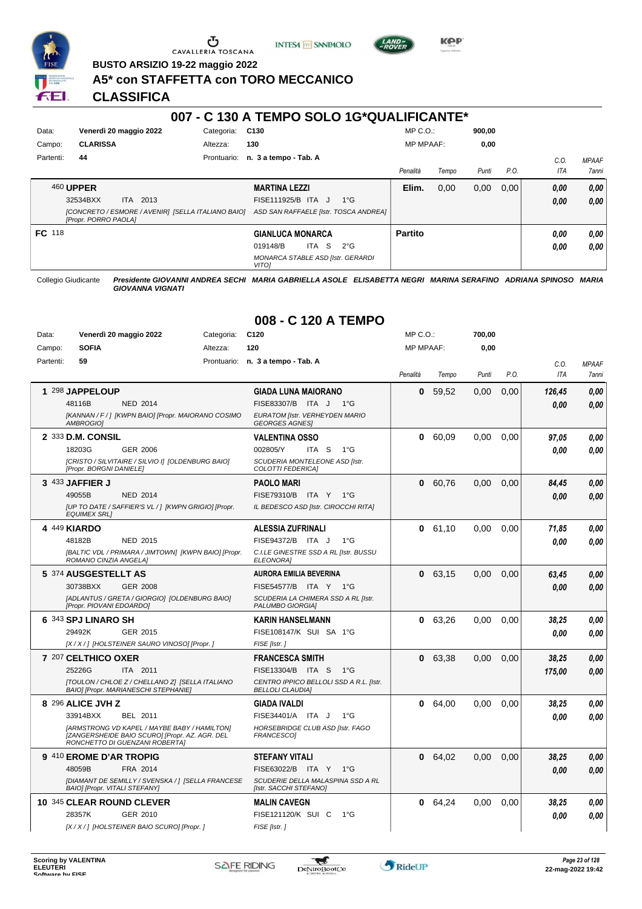BUSTO ARSIZIO 19-22 maggio 2022

# A5* con STAFFETTA con TORO MECCANICO

## CLASSIFICA

## 007 - C 130 A TEMPO SOLO 1G*QUALIFICANTE*

| | | | | | |
|---|---|---|---|---|---|
| Data: | Venerdì 20 maggio 2022 | Categoria: | C130 | MP C.O.: | 900,00 |
| Campo: | CLARISSA | Altezza: | 130 | MP MPAAF: | 0,00 |
| Partenti: | 44 | Prontuario: | n. 3 a tempo - Tab. A | | |

| | Cavallo | Cavaliere | Penalità | Tempo | Punti | P.O. | C.O. ITA | MPAAF 7anni |
|---|---|---|---|---|---|---|---|---|
| | 460 UPPER<br>32534BXX ITA 2013<br>[CONCRETO / ESMORE / AVENIR] [SELLA ITALIANO BAIO] [Propr. PORRO PAOLA] | MARTINA LEZZI<br>FISE111925/B ITA J 1°G<br>ASD SAN RAFFAELE [Istr. TOSCA ANDREA] | Elim. | 0,00 | 0,00 | 0,00 | 0,00<br>0,00 | 0,00<br>0,00 |
| FC | 118 | GIANLUCA MONARCA<br>019148/B ITA S 2°G<br>MONARCA STABLE ASD [Istr. GERARDI VITO] | Partito | | | | 0,00<br>0,00 | 0,00<br>0,00 |

Collegio Giudicante *Presidente GIOVANNI ANDREA SECHI MARIA GABRIELLA ASOLE ELISABETTA NEGRI MARINA SERAFINO ADRIANA SPINOSO MARIA GIOVANNA VIGNATI*

## 008 - C 120 A TEMPO

| | | | | | |
|---|---|---|---|---|---|
| Data: | Venerdì 20 maggio 2022 | Categoria: | C120 | MP C.O.: | 700,00 |
| Campo: | SOFIA | Altezza: | 120 | MP MPAAF: | 0,00 |
| Partenti: | 59 | Prontuario: | n. 3 a tempo - Tab. A | | |

| | Cavallo | Cavaliere | Penalità | Tempo | Punti | P.O. | C.O. ITA | MPAAF 7anni |
|---|---|---|---|---|---|---|---|---|
| 1 | 298 JAPPELOUP<br>48116B NED 2014<br>[KANNAN / F / ] [KWPN BAIO] [Propr. MAIORANO COSIMO AMBROGIO] | GIADA LUNA MAIORANO<br>FISE83307/B ITA J 1°G<br>EURATOM [Istr. VERHEYDEN MARIO GEORGES AGNES] | 0 | 59,52 | 0,00 | 0,00 | 126,45<br>0,00 | 0,00<br>0,00 |
| 2 | 333 D.M. CONSIL<br>18203G GER 2006<br>[CRISTO / SILVITAIRE / SILVIO I] [OLDENBURG BAIO] [Propr. BORGNI DANIELE] | VALENTINA OSSO<br>002805/Y ITA S 1°G<br>SCUDERIA MONTELEONE ASD [Istr. COLOTTI FEDERICA] | 0 | 60,09 | 0,00 | 0,00 | 97,05<br>0,00 | 0,00<br>0,00 |
| 3 | 433 JAFFIER J<br>49055B NED 2014<br>[UP TO DATE / SAFFIER'S VL / ] [KWPN GRIGIO] [Propr. EQUIMEX SRL] | PAOLO MARI<br>FISE79310/B ITA Y 1°G<br>IL BEDESCO ASD [Istr. CIROCCHI RITA] | 0 | 60,76 | 0,00 | 0,00 | 84,45<br>0,00 | 0,00<br>0,00 |
| 4 | 449 KIARDO<br>48182B NED 2015<br>[BALTIC VDL / PRIMARA / JIMTOWN] [KWPN BAIO] [Propr. ROMANO CINZIA ANGELA] | ALESSIA ZUFRINALI<br>FISE94372/B ITA J 1°G<br>C.I.LE GINESTRE SSD A RL [Istr. BUSSU ELEONORA] | 0 | 61,10 | 0,00 | 0,00 | 71,85<br>0,00 | 0,00<br>0,00 |
| 5 | 374 AUSGESTELLT AS<br>30738BXX GER 2008<br>[ADLANTUS / GRETA / GIORGIO] [OLDENBURG BAIO] [Propr. PIOVANI EDOARDO] | AURORA EMILIA BEVERINA<br>FISE54577/B ITA Y 1°G<br>SCUDERIA LA CHIMERA SSD A RL [Istr. PALUMBO GIORGIA] | 0 | 63,15 | 0,00 | 0,00 | 63,45<br>0,00 | 0,00<br>0,00 |
| 6 | 343 SPJ LINARO SH<br>29492K GER 2015<br>[X / X / ] [HOLSTEINER SAURO VINOSO] [Propr. ] | KARIN HANSELMANN<br>FISE108147/K SUI SA 1°G<br>FISE [Istr. ] | 0 | 63,26 | 0,00 | 0,00 | 38,25<br>0,00 | 0,00<br>0,00 |
| 7 | 207 CELTHICO OXER<br>25226G ITA 2011<br>[TOULON / CHLOE Z / CHELLANO Z] [SELLA ITALIANO BAIO] [Propr. MARIANESCHI STEPHANIE] | FRANCESCA SMITH<br>FISE13304/B ITA S 1°G<br>CENTRO IPPICO BELLOLI SSD A R.L. [Istr. BELLOLI CLAUDIA] | 0 | 63,38 | 0,00 | 0,00 | 38,25<br>175,00 | 0,00<br>0,00 |
| 8 | 296 ALICE JVH Z<br>33914BXX BEL 2011<br>[ARMSTRONG VD KAPEL / MAYBE BABY / HAMILTON] [ZANGERSHEIDE BAIO SCURO] [Propr. AZ. AGR. DEL RONCHETTO DI GUENZANI ROBERTA] | GIADA IVALDI<br>FISE34401/A ITA J 1°G<br>HORSEBRIDGE CLUB ASD [Istr. FAGO FRANCESCO] | 0 | 64,00 | 0,00 | 0,00 | 38,25<br>0,00 | 0,00<br>0,00 |
| 9 | 410 EROME D'AR TROPIG<br>48059B FRA 2014<br>[DIAMANT DE SEMILLY / SVENSKA / ] [SELLA FRANCESE BAIO] [Propr. VITALI STEFANY] | STEFANY VITALI<br>FISE63022/B ITA Y 1°G<br>SCUDERIE DELLA MALASPINA SSD A RL [Istr. SACCHI STEFANO] | 0 | 64,02 | 0,00 | 0,00 | 38,25<br>0,00 | 0,00<br>0,00 |
| 10 | 345 CLEAR ROUND CLEVER<br>28357K GER 2010<br>[X / X / ] [HOLSTEINER BAIO SCURO] [Propr. ] | MALIN CAVEGN<br>FISE121120/K SUI C 1°G<br>FISE [Istr. ] | 0 | 64,24 | 0,00 | 0,00 | 38,25<br>0,00 | 0,00<br>0,00 |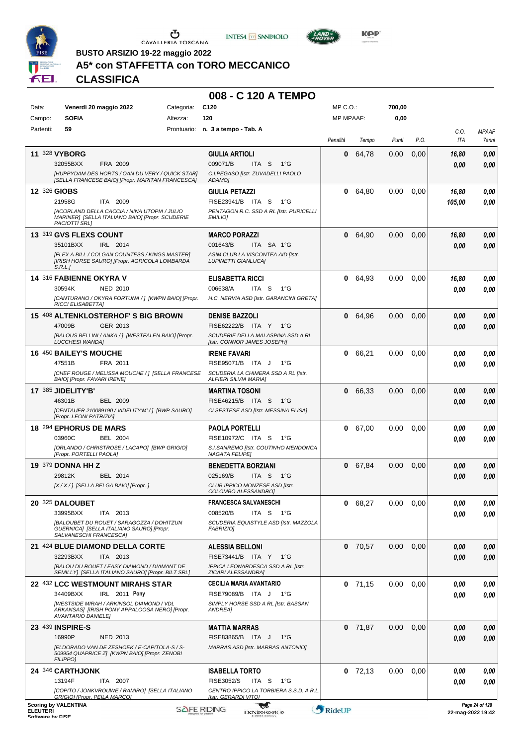**BUSTO ARSIZIO 19-22 maggio 2022**

# A5* con STAFFETTA con TORO MECCANICO

## CLASSIFICA

### 008 - C 120 A TEMPO

| | | | | | |
|---|---|---|---|---|---|
| Data: | Venerdì 20 maggio 2022 | Categoria: | C120 | MP C.O.: | 700,00 |
| Campo: | SOFIA | Altezza: | 120 | MP MPAAF: | 0,00 |
| Partenti: | 59 | Prontuario: | n. 3 a tempo - Tab. A | | |

| Cl. | N. | Cavallo | Cavaliere | Penalità | Tempo | Punti | P.O. | C.O. / ITA | MPAAF / 7anni |
|---|---|---|---|---|---|---|---|---|---|
| 11 | 328 | **VYBORG**<br>32055BXX FRA 2009<br>*[HUPPYDAM DES HORTS / OAN DU VERY / QUICK STAR] [SELLA FRANCESE BAIO] [Propr. MARITAN FRANCESCA]* | **GIULIA ARTIOLI**<br>009071/B ITA S 1°G<br>*C.I.PEGASO [Istr. ZUVADELLI PAOLO ADAMO]* | 0 | 64,78 | 0,00 | 0,00 | 16,80<br>0,00 | 0,00<br>0,00 |
| 12 | 326 | **GIOBS**<br>21958G ITA 2009<br>*[ACORLAND DELLA CACCIA / NINA UTOPIA / JULIO MARINER] [SELLA ITALIANO BAIO] [Propr. SCUDERIE PACIOTTI SRL]* | **GIULIA PETAZZI**<br>FISE23941/B ITA S 1°G<br>*PENTAGON R.C. SSD A RL [Istr. PURICELLI EMILIO]* | 0 | 64,80 | 0,00 | 0,00 | 16,80<br>105,00 | 0,00<br>0,00 |
| 13 | 319 | **GVS FLEXS COUNT**<br>35101BXX IRL 2014<br>*[FLEX A BILL / COLGAN COUNTESS / KINGS MASTER] [IRISH HORSE SAURO] [Propr. AGRICOLA LOMBARDA S.R.L.]* | **MARCO PORAZZI**<br>001643/B ITA SA 1°G<br>*ASIM CLUB LA VISCONTEA AID [Istr. LUPINETTI GIANLUCA]* | 0 | 64,90 | 0,00 | 0,00 | 16,80<br>0,00 | 0,00<br>0,00 |
| 14 | 316 | **FABIENNE OKYRA V**<br>30594K NED 2010<br>*[CANTURANO / OKYRA FORTUNA / ] [KWPN BAIO] [Propr. RICCI ELISABETTA]* | **ELISABETTA RICCI**<br>006638/A ITA S 1°G<br>*H.C. NERVIA ASD [Istr. GARANCINI GRETA]* | 0 | 64,93 | 0,00 | 0,00 | 16,80<br>0,00 | 0,00<br>0,00 |
| 15 | 408 | **ALTENKLOSTERHOF' S BIG BROWN**<br>47009B GER 2013<br>*[BALOUS BELLINI / ANKA / ] [WESTFALEN BAIO] [Propr. LUCCHESI WANDA]* | **DENISE BAZZOLI**<br>FISE62222/B ITA Y 1°G<br>*SCUDERIE DELLA MALASPINA SSD A RL [Istr. CONNOR JAMES JOSEPH]* | 0 | 64,96 | 0,00 | 0,00 | 0,00<br>0,00 | 0,00<br>0,00 |
| 16 | 450 | **BAILEY'S MOUCHE**<br>47551B FRA 2011<br>*[CHEF ROUGE / MELISSA MOUCHE / ] [SELLA FRANCESE BAIO] [Propr. FAVARI IRENE]* | **IRENE FAVARI**<br>FISE95071/B ITA J 1°G<br>*SCUDERIA LA CHIMERA SSD A RL [Istr. ALFIERI SILVIA MARIA]* | 0 | 66,21 | 0,00 | 0,00 | 0,00<br>0,00 | 0,00<br>0,00 |
| 17 | 385 | **JIDELITY'B'**<br>46301B BEL 2009<br>*[CENTAUER 210089190 / VIDELITY'M' / ] [BWP SAURO] [Propr. LEONI PATRIZIA]* | **MARTINA TOSONI**<br>FISE46215/B ITA S 1°G<br>*CI SESTESE ASD [Istr. MESSINA ELISA]* | 0 | 66,33 | 0,00 | 0,00 | 0,00<br>0,00 | 0,00<br>0,00 |
| 18 | 294 | **EPHORUS DE MARS**<br>03960C BEL 2004<br>*[ORLANDO / CHRISTROSE / LACAPO] [BWP GRIGIO] [Propr. PORTELLI PAOLA]* | **PAOLA PORTELLI**<br>FISE10972/C ITA S 1°G<br>*S.I.SANREMO [Istr. COUTINHO MENDONCA NAGATA FELIPE]* | 0 | 67,00 | 0,00 | 0,00 | 0,00<br>0,00 | 0,00<br>0,00 |
| 19 | 379 | **DONNA HH Z**<br>29812K BEL 2014<br>*[X / X / ] [SELLA BELGA BAIO] [Propr. ]* | **BENEDETTA BORZIANI**<br>025169/B ITA S 1°G<br>*CLUB IPPICO MONZESE ASD [Istr. COLOMBO ALESSANDRO]* | 0 | 67,84 | 0,00 | 0,00 | 0,00<br>0,00 | 0,00<br>0,00 |
| 20 | 325 | **DALOUBET**<br>33995BXX ITA 2013<br>*[BALOUBET DU ROUET / SARAGOZZA / DOHITZUN GUERNICA] [SELLA ITALIANO SAURO] [Propr. SALVANESCHI FRANCESCA]* | **FRANCESCA SALVANESCHI**<br>008520/B ITA S 1°G<br>*SCUDERIA EQUISTYLE ASD [Istr. MAZZOLA FABRIZIO]* | 0 | 68,27 | 0,00 | 0,00 | 0,00<br>0,00 | 0,00<br>0,00 |
| 21 | 424 | **BLUE DIAMOND DELLA CORTE**<br>32293BXX ITA 2013<br>*[BALOU DU ROUET / EASY DIAMOND / DIAMANT DE SEMILLY] [SELLA ITALIANO SAURO] [Propr. BILT SRL]* | **ALESSIA BELLONI**<br>FISE73441/B ITA Y 1°G<br>*IPPICA LEONARDESCA SSD A RL [Istr. ZICARI ALESSANDRA]* | 0 | 70,57 | 0,00 | 0,00 | 0,00<br>0,00 | 0,00<br>0,00 |
| 22 | 432 | **LCC WESTMOUNT MIRAHS STAR**<br>34409BXX IRL 2011 **Pony**<br>*[WESTSIDE MIRAH / ARKINSOL DIAMOND / VDL ARKANSAS] [IRISH PONY APPALOOSA NERO] [Propr. AVANTARIO DANIELE]* | **CECILIA MARIA AVANTARIO**<br>FISE79089/B ITA J 1°G<br>*SIMPLY HORSE SSD A RL [Istr. BASSAN ANDREA]* | 0 | 71,15 | 0,00 | 0,00 | 0,00<br>0,00 | 0,00<br>0,00 |
| 23 | 439 | **INSPIRE-S**<br>16990P NED 2013<br>*[ELDORADO VAN DE ZESHOEK / E-CAPITOLA-S / S-509954 QUAPRICE Z] [KWPN BAIO] [Propr. ZENOBI FILIPPO]* | **MATTIA MARRAS**<br>FISE83865/B ITA J 1°G<br>*MARRAS ASD [Istr. MARRAS ANTONIO]* | 0 | 71,87 | 0,00 | 0,00 | 0,00<br>0,00 | 0,00<br>0,00 |
| 24 | 346 | **CARTHJONK**<br>13194F ITA 2007<br>*[COPITO / JONKVROUWE / RAMIRO] [SELLA ITALIANO GRIGIO] [Propr. PEILA MARCO]* | **ISABELLA TORTO**<br>FISE3052/S ITA S 1°G<br>*CENTRO IPPICO LA TORBIERA S.S.D. A R.L. [Istr. GERARDI VITO]* | 0 | 72,13 | 0,00 | 0,00 | 0,00<br>0,00 | 0,00<br>0,00 |

Scoring by VALENTINA
ELEUTERI
Software by FISE

22-mag-2022 19:42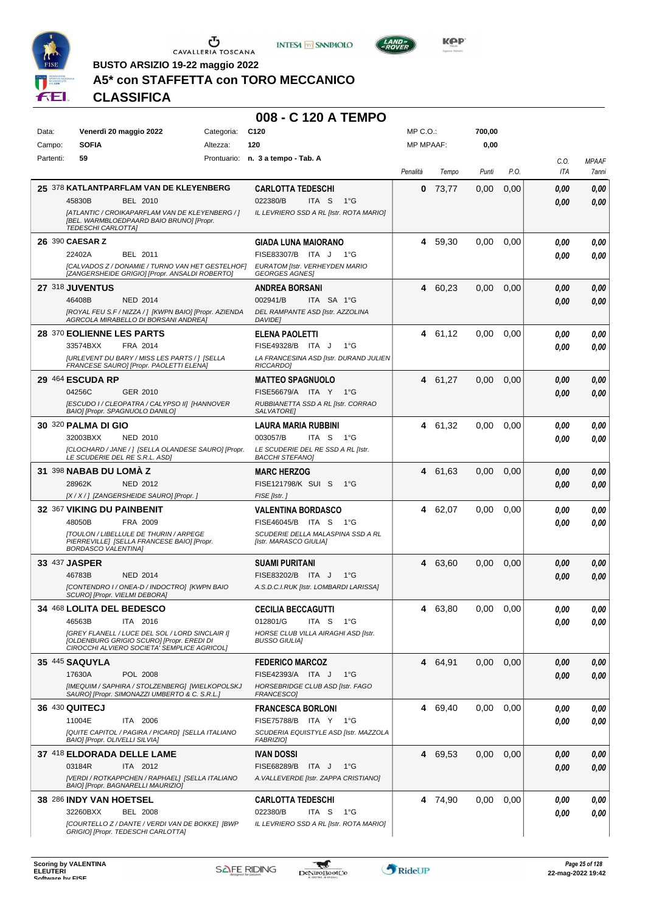**BUSTO ARSIZIO 19-22 maggio 2022**

# A5* con STAFFETTA con TORO MECCANICO

## CLASSIFICA

### 008 - C 120 A TEMPO

| | | | | | |
|---|---|---|---|---|---|
| Data: | Venerdì 20 maggio 2022 | Categoria: | C120 | MP C.O.: | 700,00 |
| Campo: | SOFIA | Altezza: | 120 | MP MPAAF: | 0,00 |
| Partenti: | 59 | Prontuario: | n. 3 a tempo - Tab. A | | |

| Cl. | N. | Cavallo | Cavaliere | Penalità | Tempo | Punti | P.O. | C.O. ITA | MPAAF 7anni |
|---|---|---|---|---|---|---|---|---|---|
| 25 | 378 | **KATLANTPARFLAM VAN DE KLEYENBERG** 45830B BEL 2010 *[ATLANTIC / CROIKAPARFLAM VAN DE KLEYENBERG / ] [BEL. WARMBLOEDPAARD BAIO BRUNO] [Propr. TEDESCHI CARLOTTA]* | **CARLOTTA TEDESCHI** 022380/B ITA S 1°G *IL LEVRIERO SSD A RL [Istr. ROTA MARIO]* | 0 | 73,77 | 0,00 | 0,00 | 0,00 / 0,00 | 0,00 / 0,00 |
| 26 | 390 | **CAESAR Z** 22402A BEL 2011 *[CALVADOS Z / DONAMIE / TURNO VAN HET GESTELHOF] [ZANGERSHEIDE GRIGIO] [Propr. ANSALDI ROBERTO]* | **GIADA LUNA MAIORANO** FISE83307/B ITA J 1°G *EURATOM [Istr. VERHEYDEN MARIO GEORGES AGNES]* | 4 | 59,30 | 0,00 | 0,00 | 0,00 / 0,00 | 0,00 / 0,00 |
| 27 | 318 | **JUVENTUS** 46408B NED 2014 *[ROYAL FEU S.F / NIZZA / ] [KWPN BAIO] [Propr. AZIENDA AGRCOLA MIRABELLO DI BORSANI ANDREA]* | **ANDREA BORSANI** 002941/B ITA SA 1°G *DEL RAMPANTE ASD [Istr. AZZOLINA DAVIDE]* | 4 | 60,23 | 0,00 | 0,00 | 0,00 / 0,00 | 0,00 / 0,00 |
| 28 | 370 | **EOLIENNE LES PARTS** 33574BXX FRA 2014 *[URLEVENT DU BARY / MISS LES PARTS / ] [SELLA FRANCESE SAURO] [Propr. PAOLETTI ELENA]* | **ELENA PAOLETTI** FISE49328/B ITA J 1°G *LA FRANCESINA ASD [Istr. DURAND JULIEN RICCARDO]* | 4 | 61,12 | 0,00 | 0,00 | 0,00 / 0,00 | 0,00 / 0,00 |
| 29 | 464 | **ESCUDA RP** 04256C GER 2010 *[ESCUDO I / CLEOPATRA / CALYPSO II] [HANNOVER BAIO] [Propr. SPAGNUOLO DANILO]* | **MATTEO SPAGNUOLO** FISE56679/A ITA Y 1°G *RUBBIANETTA SSD A RL [Istr. CORRAO SALVATORE]* | 4 | 61,27 | 0,00 | 0,00 | 0,00 / 0,00 | 0,00 / 0,00 |
| 30 | 320 | **PALMA DI GIO** 32003BXX NED 2010 *[CLOCHARD / JANE / ] [SELLA OLANDESE SAURO] [Propr. LE SCUDERIE DEL RE S.R.L. ASD]* | **LAURA MARIA RUBBINI** 003057/B ITA S 1°G *LE SCUDERIE DEL RE SSD A RL [Istr. BACCHI STEFANO]* | 4 | 61,32 | 0,00 | 0,00 | 0,00 / 0,00 | 0,00 / 0,00 |
| 31 | 398 | **NABAB DU LOMÀ Z** 28962K NED 2012 *[X / X / ] [ZANGERSHEIDE SAURO] [Propr. ]* | **MARC HERZOG** FISE121798/K SUI S 1°G *FISE [Istr. ]* | 4 | 61,63 | 0,00 | 0,00 | 0,00 / 0,00 | 0,00 / 0,00 |
| 32 | 367 | **VIKING DU PAINBENIT** 48050B FRA 2009 *[TOULON / LIBELLULE DE THURIN / ARPEGE PIERREVILLE] [SELLA FRANCESE BAIO] [Propr. BORDASCO VALENTINA]* | **VALENTINA BORDASCO** FISE46045/B ITA S 1°G *SCUDERIE DELLA MALASPINA SSD A RL [Istr. MARASCO GIULIA]* | 4 | 62,07 | 0,00 | 0,00 | 0,00 / 0,00 | 0,00 / 0,00 |
| 33 | 437 | **JASPER** 46783B NED 2014 *[CONTENDRO I / ONEA-D / INDOCTRO] [KWPN BAIO SCURO] [Propr. VIELMI DEBORA]* | **SUAMI PURITANI** FISE83202/B ITA J 1°G *A.S.D.C.I.RUK [Istr. LOMBARDI LARISSA]* | 4 | 63,60 | 0,00 | 0,00 | 0,00 / 0,00 | 0,00 / 0,00 |
| 34 | 468 | **LOLITA DEL BEDESCO** 46563B ITA 2016 *[GREY FLANELL / LUCE DEL SOL / LORD SINCLAIR I] [OLDENBURG GRIGIO SCURO] [Propr. EREDI DI CIROCCHI ALVIERO SOCIETA' SEMPLICE AGRICOL]* | **CECILIA BECCAGUTTI** 012801/G ITA S 1°G *HORSE CLUB VILLA AIRAGHI ASD [Istr. BUSSO GIULIA]* | 4 | 63,80 | 0,00 | 0,00 | 0,00 / 0,00 | 0,00 / 0,00 |
| 35 | 445 | **SAQUYLA** 17630A POL 2008 *[IMEQUIM / SAPHIRA / STOLZENBERG] [WIELKOPOLSKJ SAURO] [Propr. SIMONAZZI UMBERTO & C. S.R.L.]* | **FEDERICO MARCOZ** FISE42393/A ITA J 1°G *HORSEBRIDGE CLUB ASD [Istr. FAGO FRANCESCO]* | 4 | 64,91 | 0,00 | 0,00 | 0,00 / 0,00 | 0,00 / 0,00 |
| 36 | 430 | **QUITECJ** 11004E ITA 2006 *[QUITE CAPITOL / PAGIRA / PICARD] [SELLA ITALIANO BAIO] [Propr. OLIVELLI SILVIA]* | **FRANCESCA BORLONI** FISE75788/B ITA Y 1°G *SCUDERIA EQUISTYLE ASD [Istr. MAZZOLA FABRIZIO]* | 4 | 69,40 | 0,00 | 0,00 | 0,00 / 0,00 | 0,00 / 0,00 |
| 37 | 418 | **ELDORADA DELLE LAME** 03184R ITA 2012 *[VERDI / ROTKAPPCHEN / RAPHAEL] [SELLA ITALIANO BAIO] [Propr. BAGNARELLI MAURIZIO]* | **IVAN DOSSI** FISE68289/B ITA J 1°G *A.VALLEVERDE [Istr. ZAPPA CRISTIANO]* | 4 | 69,53 | 0,00 | 0,00 | 0,00 / 0,00 | 0,00 / 0,00 |
| 38 | 286 | **INDY VAN HOETSEL** 32260BXX BEL 2008 *[COURTELLO Z / DANTE / VERDI VAN DE BOKKE] [BWP GRIGIO] [Propr. TEDESCHI CARLOTTA]* | **CARLOTTA TEDESCHI** 022380/B ITA S 1°G *IL LEVRIERO SSD A RL [Istr. ROTA MARIO]* | 4 | 74,90 | 0,00 | 0,00 | 0,00 / 0,00 | 0,00 / 0,00 |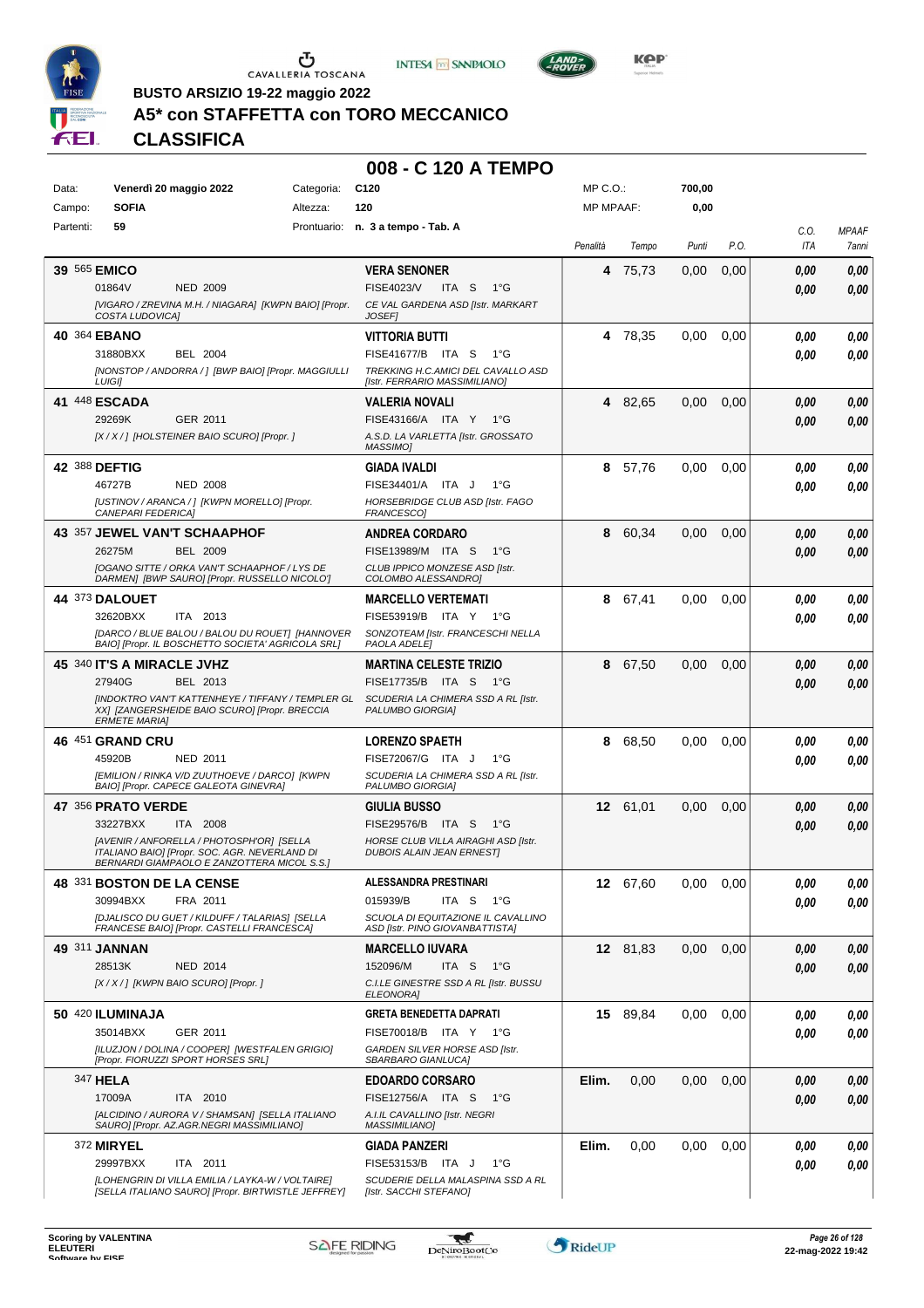BUSTO ARSIZIO 19-22 maggio 2022

# A5* con STAFFETTA con TORO MECCANICO

## CLASSIFICA

## 008 - C 120 A TEMPO

| | | | | | |
|---|---|---|---|---|---|
| Data: | Venerdì 20 maggio 2022 | Categoria: | C120 | MP C.O.: | 700,00 |
| Campo: | SOFIA | Altezza: | 120 | MP MPAAF: | 0,00 |
| Partenti: | 59 | Prontuario: | n. 3 a tempo - Tab. A | | |

| Pos. | Cavallo | Cavaliere | Penalità | Tempo | Punti | P.O. | C.O. ITA | MPAAF 7anni |
|---|---|---|---|---|---|---|---|---|
| 39 | 565 **EMICO**<br>01864V NED 2009<br>*[VIGARO / ZREVINA M.H. / NIAGARA] [KWPN BAIO] [Propr. COSTA LUDOVICA]* | **VERA SENONER**<br>FISE4023/V ITA S 1°G<br>*CE VAL GARDENA ASD [Istr. MARKART JOSEF]* | 4 | 75,73 | 0,00 | 0,00 | 0,00<br>0,00 | 0,00<br>0,00 |
| 40 | 364 **EBANO**<br>31880BXX BEL 2004<br>*[NONSTOP / ANDORRA / ] [BWP BAIO] [Propr. MAGGIULLI LUIGI]* | **VITTORIA BUTTI**<br>FISE41677/B ITA S 1°G<br>*TREKKING H.C.AMICI DEL CAVALLO ASD [Istr. FERRARIO MASSIMILIANO]* | 4 | 78,35 | 0,00 | 0,00 | 0,00<br>0,00 | 0,00<br>0,00 |
| 41 | 448 **ESCADA**<br>29269K GER 2011<br>*[X / X / ] [HOLSTEINER BAIO SCURO] [Propr. ]* | **VALERIA NOVALI**<br>FISE43166/A ITA Y 1°G<br>*A.S.D. LA VARLETTA [Istr. GROSSATO MASSIMO]* | 4 | 82,65 | 0,00 | 0,00 | 0,00<br>0,00 | 0,00<br>0,00 |
| 42 | 388 **DEFTIG**<br>46727B NED 2008<br>*[USTINOV / ARANCA / ] [KWPN MORELLO] [Propr. CANEPARI FEDERICA]* | **GIADA IVALDI**<br>FISE34401/A ITA J 1°G<br>*HORSEBRIDGE CLUB ASD [Istr. FAGO FRANCESCO]* | 8 | 57,76 | 0,00 | 0,00 | 0,00<br>0,00 | 0,00<br>0,00 |
| 43 | 357 **JEWEL VAN'T SCHAAPHOF**<br>26275M BEL 2009<br>*[OGANO SITTE / ORKA VAN'T SCHAAPHOF / LYS DE DARMEN] [BWP SAURO] [Propr. RUSSELLO NICOLO']* | **ANDREA CORDARO**<br>FISE13989/M ITA S 1°G<br>*CLUB IPPICO MONZESE ASD [Istr. COLOMBO ALESSANDRO]* | 8 | 60,34 | 0,00 | 0,00 | 0,00<br>0,00 | 0,00<br>0,00 |
| 44 | 373 **DALOUET**<br>32620BXX ITA 2013<br>*[DARCO / BLUE BALOU / BALOU DU ROUET] [HANNOVER BAIO] [Propr. IL BOSCHETTO SOCIETA' AGRICOLA SRL]* | **MARCELLO VERTEMATI**<br>FISE53919/B ITA Y 1°G<br>*SONZOTEAM [Istr. FRANCESCHI NELLA PAOLA ADELE]* | 8 | 67,41 | 0,00 | 0,00 | 0,00<br>0,00 | 0,00<br>0,00 |
| 45 | 340 **IT'S A MIRACLE JVHZ**<br>27940G BEL 2013<br>*[INDOKTRO VAN'T KATTENHEYE / TIFFANY / TEMPLER GL XX] [ZANGERSHEIDE BAIO SCURO] [Propr. BRECCIA ERMETE MARIA]* | **MARTINA CELESTE TRIZIO**<br>FISE17735/B ITA S 1°G<br>*SCUDERIA LA CHIMERA SSD A RL [Istr. PALUMBO GIORGIA]* | 8 | 67,50 | 0,00 | 0,00 | 0,00<br>0,00 | 0,00<br>0,00 |
| 46 | 451 **GRAND CRU**<br>45920B NED 2011<br>*[EMILION / RINKA V/D ZUUTHOEVE / DARCO] [KWPN BAIO] [Propr. CAPECE GALEOTA GINEVRA]* | **LORENZO SPAETH**<br>FISE72067/G ITA J 1°G<br>*SCUDERIA LA CHIMERA SSD A RL [Istr. PALUMBO GIORGIA]* | 8 | 68,50 | 0,00 | 0,00 | 0,00<br>0,00 | 0,00<br>0,00 |
| 47 | 356 **PRATO VERDE**<br>33227BXX ITA 2008<br>*[AVENIR / ANFORELLA / PHOTOSPH'OR] [SELLA ITALIANO BAIO] [Propr. SOC. AGR. NEVERLAND DI BERNARDI GIAMPAOLO E ZANZOTTERA MICOL S.S.]* | **GIULIA BUSSO**<br>FISE29576/B ITA S 1°G<br>*HORSE CLUB VILLA AIRAGHI ASD [Istr. DUBOIS ALAIN JEAN ERNEST]* | 12 | 61,01 | 0,00 | 0,00 | 0,00<br>0,00 | 0,00<br>0,00 |
| 48 | 331 **BOSTON DE LA CENSE**<br>30994BXX FRA 2011<br>*[DJALISCO DU GUET / KILDUFF / TALARIAS] [SELLA FRANCESE BAIO] [Propr. CASTELLI FRANCESCA]* | **ALESSANDRA PRESTINARI**<br>015939/B ITA S 1°G<br>*SCUOLA DI EQUITAZIONE IL CAVALLINO ASD [Istr. PINO GIOVANBATTISTA]* | 12 | 67,60 | 0,00 | 0,00 | 0,00<br>0,00 | 0,00<br>0,00 |
| 49 | 311 **JANNAN**<br>28513K NED 2014<br>*[X / X / ] [KWPN BAIO SCURO] [Propr. ]* | **MARCELLO IUVARA**<br>152096/M ITA S 1°G<br>*C.I.LE GINESTRE SSD A RL [Istr. BUSSU ELEONORA]* | 12 | 81,83 | 0,00 | 0,00 | 0,00<br>0,00 | 0,00<br>0,00 |
| 50 | 420 **ILUMINAJA**<br>35014BXX GER 2011<br>*[ILUZJON / DOLINA / COOPER] [WESTFALEN GRIGIO] [Propr. FIORUZZI SPORT HORSES SRL]* | **GRETA BENEDETTA DAPRATI**<br>FISE70018/B ITA Y 1°G<br>*GARDEN SILVER HORSE ASD [Istr. SBARBARO GIANLUCA]* | 15 | 89,84 | 0,00 | 0,00 | 0,00<br>0,00 | 0,00<br>0,00 |
| | 347 **HELA**<br>17009A ITA 2010<br>*[ALCIDINO / AURORA V / SHAMSAN] [SELLA ITALIANO SAURO] [Propr. AZ.AGR.NEGRI MASSIMILIANO]* | **EDOARDO CORSARO**<br>FISE12756/A ITA S 1°G<br>*A.I.L CAVALLINO [Istr. NEGRI MASSIMILIANO]* | Elim. | 0,00 | 0,00 | 0,00 | 0,00<br>0,00 | 0,00<br>0,00 |
| | 372 **MIRYEL**<br>29997BXX ITA 2011<br>*[LOHENGRIN DI VILLA EMILIA / LAYKA-W / VOLTAIRE] [SELLA ITALIANO SAURO] [Propr. BIRTWISTLE JEFFREY]* | **GIADA PANZERI**<br>FISE53153/B ITA J 1°G<br>*SCUDERIE DELLA MALASPINA SSD A RL [Istr. SACCHI STEFANO]* | Elim. | 0,00 | 0,00 | 0,00 | 0,00<br>0,00 | 0,00<br>0,00 |

Scoring by VALENTINA ELEUTERI
Software by FISE

22-mag-2022 19:42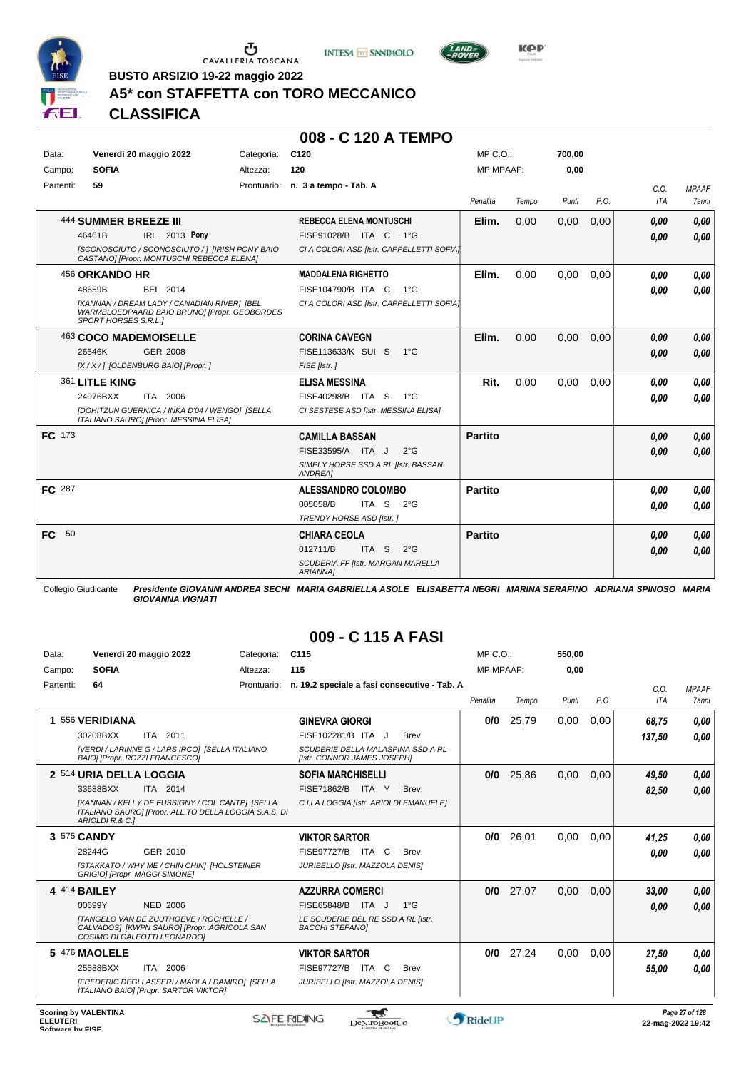BUSTO ARSIZIO 19-22 maggio 2022

# A5* con STAFFETTA con TORO MECCANICO

## CLASSIFICA

## 008 - C 120 A TEMPO

| Data: | Venerdì 20 maggio 2022 | Categoria: | C120 | MP C.O.: | 700,00 |
|---|---|---|---|---|---|
| Campo: | SOFIA | Altezza: | 120 | MP MPAAF: | 0,00 |
| Partenti: | 59 | Prontuario: | n. 3 a tempo - Tab. A | | |

| | Cavallo | Cavaliere | Penalità | Tempo | Punti | P.O. | C.O. ITA | MPAAF 7anni |
|---|---|---|---|---|---|---|---|---|
| | 444 **SUMMER BREEZE III**<br>46461B IRL 2013 **Pony**<br>*[SCONOSCIUTO / SCONOSCIUTO / ] [IRISH PONY BAIO CASTANO] [Propr. MONTUSCHI REBECCA ELENA]* | **REBECCA ELENA MONTUSCHI**<br>FISE91028/B ITA C 1°G<br>*CI A COLORI ASD [Istr. CAPPELLETTI SOFIA]* | **Elim.** | 0,00 | 0,00 | 0,00 | *0,00*<br>*0,00* | *0,00*<br>*0,00* |
| | 456 **ORKANDO HR**<br>48659B BEL 2014<br>*[KANNAN / DREAM LADY / CANADIAN RIVER] [BEL. WARMBLOEDPAARD BAIO BRUNO] [Propr. GEOBORDES SPORT HORSES S.R.L.]* | **MADDALENA RIGHETTO**<br>FISE104790/B ITA C 1°G<br>*CI A COLORI ASD [Istr. CAPPELLETTI SOFIA]* | **Elim.** | 0,00 | 0,00 | 0,00 | *0,00*<br>*0,00* | *0,00*<br>*0,00* |
| | 463 **COCO MADEMOISELLE**<br>26546K GER 2008<br>*[X / X / ] [OLDENBURG BAIO] [Propr. ]* | **CORINA CAVEGN**<br>FISE113633/K SUI S 1°G<br>*FISE [Istr. ]* | **Elim.** | 0,00 | 0,00 | 0,00 | *0,00*<br>*0,00* | *0,00*<br>*0,00* |
| | 361 **LITLE KING**<br>24976BXX ITA 2006<br>*[DOHITZUN GUERNICA / INKA D'04 / WENGO] [SELLA ITALIANO SAURO] [Propr. MESSINA ELISA]* | **ELISA MESSINA**<br>FISE40298/B ITA S 1°G<br>*CI SESTESE ASD [Istr. MESSINA ELISA]* | **Rit.** | 0,00 | 0,00 | 0,00 | *0,00*<br>*0,00* | *0,00*<br>*0,00* |
| **FC** | 173 | **CAMILLA BASSAN**<br>FISE33595/A ITA J 2°G<br>*SIMPLY HORSE SSD A RL [Istr. BASSAN ANDREA]* | **Partito** | | | | *0,00*<br>*0,00* | *0,00*<br>*0,00* |
| **FC** | 287 | **ALESSANDRO COLOMBO**<br>005058/B ITA S 2°G<br>*TRENDY HORSE ASD [Istr. ]* | **Partito** | | | | *0,00*<br>*0,00* | *0,00*<br>*0,00* |
| **FC** | 50 | **CHIARA CEOLA**<br>012711/B ITA S 2°G<br>*SCUDERIA FF [Istr. MARGAN MARELLA ARIANNA]* | **Partito** | | | | *0,00*<br>*0,00* | *0,00*<br>*0,00* |

Collegio Giudicante ***Presidente GIOVANNI ANDREA SECHI MARIA GABRIELLA ASOLE ELISABETTA NEGRI MARINA SERAFINO ADRIANA SPINOSO MARIA GIOVANNA VIGNATI***

## 009 - C 115 A FASI

| Data: | Venerdì 20 maggio 2022 | Categoria: | C115 | MP C.O.: | 550,00 |
|---|---|---|---|---|---|
| Campo: | SOFIA | Altezza: | 115 | MP MPAAF: | 0,00 |
| Partenti: | 64 | Prontuario: | n. 19.2 speciale a fasi consecutive - Tab. A | | |

| | Cavallo | Cavaliere | Penalità | Tempo | Punti | P.O. | C.O. ITA | MPAAF 7anni |
|---|---|---|---|---|---|---|---|---|
| **1** | 556 **VERIDIANA**<br>30208BXX ITA 2011<br>*[VERDI / LARINNE G / LARS IRCO] [SELLA ITALIANO BAIO] [Propr. ROZZI FRANCESCO]* | **GINEVRA GIORGI**<br>FISE102281/B ITA J Brev.<br>*SCUDERIE DELLA MALASPINA SSD A RL [Istr. CONNOR JAMES JOSEPH]* | **0/0** | 25,79 | 0,00 | 0,00 | *68,75*<br>*137,50* | *0,00*<br>*0,00* |
| **2** | 514 **URIA DELLA LOGGIA**<br>33688BXX ITA 2014<br>*[KANNAN / KELLY DE FUSSIGNY / COL CANTP] [SELLA ITALIANO SAURO] [Propr. ALL.TO DELLA LOGGIA S.A.S. DI ARIOLDI R.& C.]* | **SOFIA MARCHISELLI**<br>FISE71862/B ITA Y Brev.<br>*C.I.LA LOGGIA [Istr. ARIOLDI EMANUELE]* | **0/0** | 25,86 | 0,00 | 0,00 | *49,50*<br>*82,50* | *0,00*<br>*0,00* |
| **3** | 575 **CANDY**<br>28244G GER 2010<br>*[STAKKATO / WHY ME / CHIN CHIN] [HOLSTEINER GRIGIO] [Propr. MAGGI SIMONE]* | **VIKTOR SARTOR**<br>FISE97727/B ITA C Brev.<br>*JURIBELLO [Istr. MAZZOLA DENIS]* | **0/0** | 26,01 | 0,00 | 0,00 | *41,25*<br>*0,00* | *0,00*<br>*0,00* |
| **4** | 414 **BAILEY**<br>00699Y NED 2006<br>*[TANGELO VAN DE ZUUTHOEVE / ROCHELLE / CALVADOS] [KWPN SAURO] [Propr. AGRICOLA SAN COSIMO DI GALEOTTI LEONARDO]* | **AZZURRA COMERCI**<br>FISE65848/B ITA J 1°G<br>*LE SCUDERIE DEL RE SSD A RL [Istr. BACCHI STEFANO]* | **0/0** | 27,07 | 0,00 | 0,00 | *33,00*<br>*0,00* | *0,00*<br>*0,00* |
| **5** | 476 **MAOLELE**<br>25588BXX ITA 2006<br>*[FREDERIC DEGLI ASSERI / MAOLA / DAMIRO] [SELLA ITALIANO BAIO] [Propr. SARTOR VIKTOR]* | **VIKTOR SARTOR**<br>FISE97727/B ITA C Brev.<br>*JURIBELLO [Istr. MAZZOLA DENIS]* | **0/0** | 27,24 | 0,00 | 0,00 | *27,50*<br>*55,00* | *0,00*<br>*0,00* |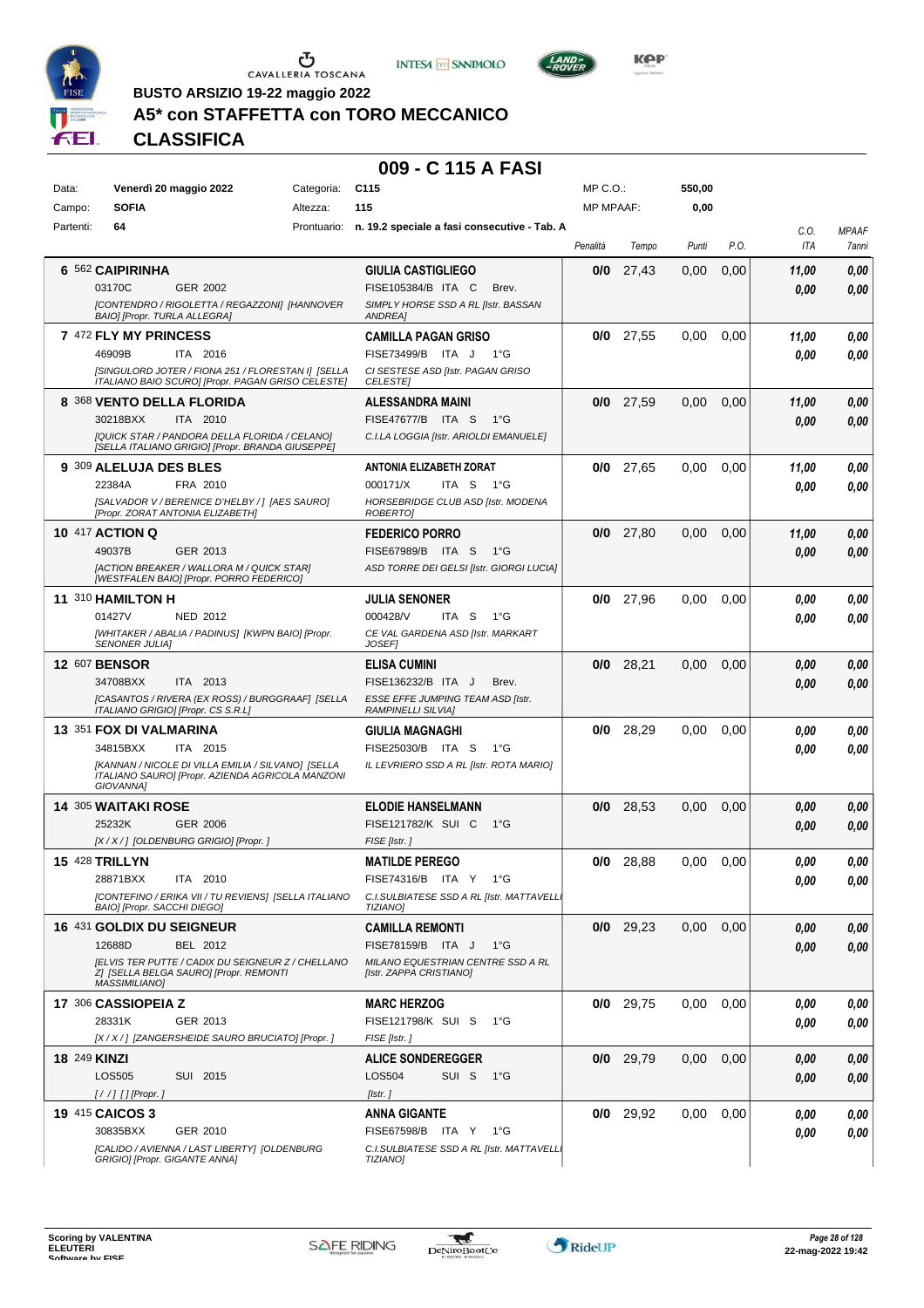BUSTO ARSIZIO 19-22 maggio 2022

# A5* con STAFFETTA con TORO MECCANICO

## CLASSIFICA

### 009 - C 115 A FASI

| Data: | Venerdì 20 maggio 2022 | Categoria: | C115 | MP C.O.: | 550,00 |
|---|---|---|---|---|---|
| Campo: | SOFIA | Altezza: | 115 | MP MPAAF: | 0,00 |
| Partenti: | 64 | Prontuario: | n. 19.2 speciale a fasi consecutive - Tab. A | | |

| Pos. | Cavallo | Cavaliere | Penalità | Tempo | Punti | P.O. | C.O. ITA | MPAAF 7anni |
|---|---|---|---|---|---|---|---|---|
| 6 | 562 **CAIPIRINHA** 03170C GER 2002 *[CONTENDRO / RIGOLETTA / REGAZZONI] [HANNOVER BAIO] [Propr. TURLA ALLEGRA]* | **GIULIA CASTIGLIEGO** FISE105384/B ITA C Brev. *SIMPLY HORSE SSD A RL [Istr. BASSAN ANDREA]* | 0/0 | 27,43 | 0,00 | 0,00 | 11,00 / 0,00 | 0,00 / 0,00 |
| 7 | 472 **FLY MY PRINCESS** 46909B ITA 2016 *[SINGULORD JOTER / FIONA 251 / FLORESTAN I] [SELLA ITALIANO BAIO SCURO] [Propr. PAGAN GRISO CELESTE]* | **CAMILLA PAGAN GRISO** FISE73499/B ITA J 1°G *CI SESTESE ASD [Istr. PAGAN GRISO CELESTE]* | 0/0 | 27,55 | 0,00 | 0,00 | 11,00 / 0,00 | 0,00 / 0,00 |
| 8 | 368 **VENTO DELLA FLORIDA** 30218BXX ITA 2010 *[QUICK STAR / PANDORA DELLA FLORIDA / CELANO] [SELLA ITALIANO GRIGIO] [Propr. BRANDA GIUSEPPE]* | **ALESSANDRA MAINI** FISE47677/B ITA S 1°G *C.I.LA LOGGIA [Istr. ARIOLDI EMANUELE]* | 0/0 | 27,59 | 0,00 | 0,00 | 11,00 / 0,00 | 0,00 / 0,00 |
| 9 | 309 **ALELUJA DES BLES** 22384A FRA 2010 *[SALVADOR V / BERENICE D'HELBY / ] [AES SAURO] [Propr. ZORAT ANTONIA ELIZABETH]* | **ANTONIA ELIZABETH ZORAT** 000171/X ITA S 1°G *HORSEBRIDGE CLUB ASD [Istr. MODENA ROBERTO]* | 0/0 | 27,65 | 0,00 | 0,00 | 11,00 / 0,00 | 0,00 / 0,00 |
| 10 | 417 **ACTION Q** 49037B GER 2013 *[ACTION BREAKER / WALLORA M / QUICK STAR] [WESTFALEN BAIO] [Propr. PORRO FEDERICO]* | **FEDERICO PORRO** FISE67989/B ITA S 1°G *ASD TORRE DEI GELSI [Istr. GIORGI LUCIA]* | 0/0 | 27,80 | 0,00 | 0,00 | 11,00 / 0,00 | 0,00 / 0,00 |
| 11 | 310 **HAMILTON H** 01427V NED 2012 *[WHITAKER / ABALIA / PADINUS] [KWPN BAIO] [Propr. SENONER JULIA]* | **JULIA SENONER** 000428/V ITA S 1°G *CE VAL GARDENA ASD [Istr. MARKART JOSEF]* | 0/0 | 27,96 | 0,00 | 0,00 | 0,00 / 0,00 | 0,00 / 0,00 |
| 12 | 607 **BENSOR** 34708BXX ITA 2013 *[CASANTOS / RIVERA (EX ROSS) / BURGGRAAF] [SELLA ITALIANO GRIGIO] [Propr. CS S.R.L]* | **ELISA CUMINI** FISE136232/B ITA J Brev. *ESSE EFFE JUMPING TEAM ASD [Istr. RAMPINELLI SILVIA]* | 0/0 | 28,21 | 0,00 | 0,00 | 0,00 / 0,00 | 0,00 / 0,00 |
| 13 | 351 **FOX DI VALMARINA** 34815BXX ITA 2015 *[KANNAN / NICOLE DI VILLA EMILIA / SILVANO] [SELLA ITALIANO SAURO] [Propr. AZIENDA AGRICOLA MANZONI GIOVANNA]* | **GIULIA MAGNAGHI** FISE25030/B ITA S 1°G *IL LEVRIERO SSD A RL [Istr. ROTA MARIO]* | 0/0 | 28,29 | 0,00 | 0,00 | 0,00 / 0,00 | 0,00 / 0,00 |
| 14 | 305 **WAITAKI ROSE** 25232K GER 2006 *[X / X / ] [OLDENBURG GRIGIO] [Propr. ]* | **ELODIE HANSELMANN** FISE121782/K SUI C 1°G *FISE [Istr. ]* | 0/0 | 28,53 | 0,00 | 0,00 | 0,00 / 0,00 | 0,00 / 0,00 |
| 15 | 428 **TRILLYN** 28871BXX ITA 2010 *[CONTEFINO / ERIKA VII / TU REVIENS] [SELLA ITALIANO BAIO] [Propr. SACCHI DIEGO]* | **MATILDE PEREGO** FISE74316/B ITA Y 1°G *C.I.SULBIATESE SSD A RL [Istr. MATTAVELLI TIZIANO]* | 0/0 | 28,88 | 0,00 | 0,00 | 0,00 / 0,00 | 0,00 / 0,00 |
| 16 | 431 **GOLDIX DU SEIGNEUR** 12688D BEL 2012 *[ELVIS TER PUTTE / CADIX DU SEIGNEUR Z / CHELLANO Z] [SELLA BELGA SAURO] [Propr. REMONTI MASSIMILIANO]* | **CAMILLA REMONTI** FISE78159/B ITA J 1°G *MILANO EQUESTRIAN CENTRE SSD A RL [Istr. ZAPPA CRISTIANO]* | 0/0 | 29,23 | 0,00 | 0,00 | 0,00 / 0,00 | 0,00 / 0,00 |
| 17 | 306 **CASSIOPEIA Z** 28331K GER 2013 *[X / X / ] [ZANGERSHEIDE SAURO BRUCIATO] [Propr. ]* | **MARC HERZOG** FISE121798/K SUI S 1°G *FISE [Istr. ]* | 0/0 | 29,75 | 0,00 | 0,00 | 0,00 / 0,00 | 0,00 / 0,00 |
| 18 | 249 **KINZI** LOS505 SUI 2015 *[ / / ] [] [Propr. ]* | **ALICE SONDEREGGER** LOS504 SUI S 1°G *[Istr. ]* | 0/0 | 29,79 | 0,00 | 0,00 | 0,00 / 0,00 | 0,00 / 0,00 |
| 19 | 415 **CAICOS 3** 30835BXX GER 2010 *[CALIDO / AVIENNA / LAST LIBERTY] [OLDENBURG GRIGIO] [Propr. GIGANTE ANNA]* | **ANNA GIGANTE** FISE67598/B ITA Y 1°G *C.I.SULBIATESE SSD A RL [Istr. MATTAVELLI TIZIANO]* | 0/0 | 29,92 | 0,00 | 0,00 | 0,00 / 0,00 | 0,00 / 0,00 |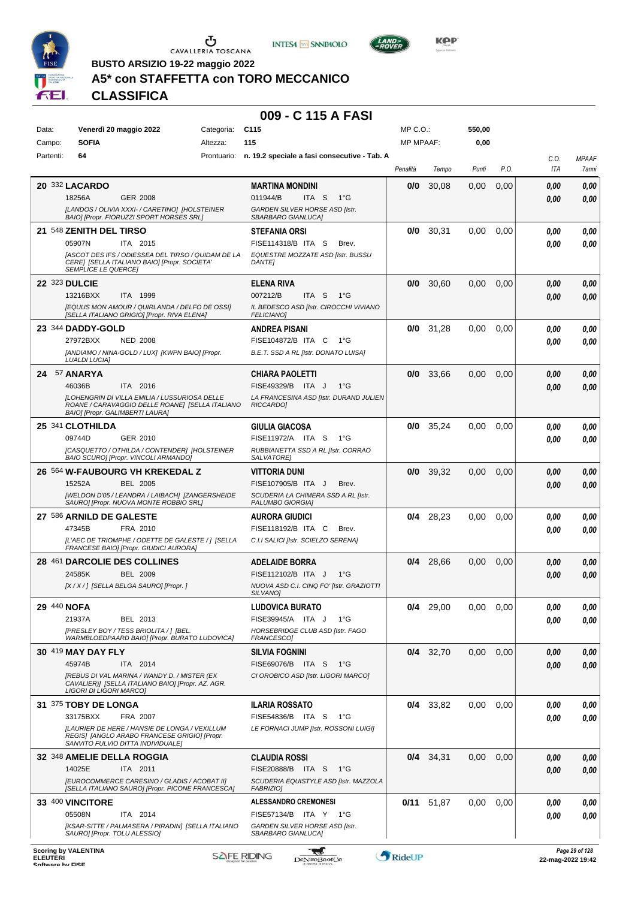BUSTO ARSIZIO 19-22 maggio 2022

# A5* con STAFFETTA con TORO MECCANICO

## CLASSIFICA

### 009 - C 115 A FASI

| Data: | Venerdì 20 maggio 2022 | Categoria: | C115 | MP C.O.: | 550,00 |
|---|---|---|---|---|---|
| Campo: | SOFIA | Altezza: | 115 | MP MPAAF: | 0,00 |
| Partenti: | 64 | Prontuario: | n. 19.2 speciale a fasi consecutive - Tab. A | | |

| Cl. | N. | Cavallo | Cavaliere | Penalità | Tempo | Punti | P.O. | C.O. ITA | MPAAF 7anni |
|---|---|---|---|---|---|---|---|---|---|
| 20 | 332 | **LACARDO** 18256A GER 2008 [LANDOS / OLIVIA XXXI- / CARETINO] [HOLSTEINER BAIO] [Propr. FIORUZZI SPORT HORSES SRL] | **MARTINA MONDINI** 011944/B ITA S 1°G GARDEN SILVER HORSE ASD [Istr. SBARBARO GIANLUCA] | 0/0 | 30,08 | 0,00 | 0,00 | 0,00 0,00 | 0,00 0,00 |
| 21 | 548 | **ZENITH DEL TIRSO** 05907N ITA 2015 [ASCOT DES IFS / ODIESSEA DEL TIRSO / QUIDAM DE LA CERE] [SELLA ITALIANO BAIO] [Propr. SOCIETA' SEMPLICE LE QUERCE] | **STEFANIA ORSI** FISE114318/B ITA S Brev. EQUESTRE MOZZATE ASD [Istr. BUSSU DANTE] | 0/0 | 30,31 | 0,00 | 0,00 | 0,00 0,00 | 0,00 0,00 |
| 22 | 323 | **DULCIE** 13216BXX ITA 1999 [EQUUS MON AMOUR / QUIRLANDA / DELFO DE OSSI] [SELLA ITALIANO GRIGIO] [Propr. RIVA ELENA] | **ELENA RIVA** 007212/B ITA S 1°G IL BEDESCO ASD [Istr. CIROCCHI VIVIANO FELICIANO] | 0/0 | 30,60 | 0,00 | 0,00 | 0,00 0,00 | 0,00 0,00 |
| 23 | 344 | **DADDY-GOLD** 27972BXX NED 2008 [ANDIAMO / NINA-GOLD / LUX] [KWPN BAIO] [Propr. LUALDI LUCIA] | **ANDREA PISANI** FISE104872/B ITA C 1°G B.E.T. SSD A RL [Istr. DONATO LUISA] | 0/0 | 31,28 | 0,00 | 0,00 | 0,00 0,00 | 0,00 0,00 |
| 24 | 57 | **ANARYA** 46036B ITA 2016 [LOHENGRIN DI VILLA EMILIA / LUSSURIOSA DELLE ROANE / CARAVAGGIO DELLE ROANE] [SELLA ITALIANO BAIO] [Propr. GALIMBERTI LAURA] | **CHIARA PAOLETTI** FISE49329/B ITA J 1°G LA FRANCESINA ASD [Istr. DURAND JULIEN RICCARDO] | 0/0 | 33,66 | 0,00 | 0,00 | 0,00 0,00 | 0,00 0,00 |
| 25 | 341 | **CLOTHILDA** 09744D GER 2010 [CASQUETTO / OTHILDA / CONTENDER] [HOLSTEINER BAIO SCURO] [Propr. VINCOLI ARMANDO] | **GIULIA GIACOSA** FISE11972/A ITA S 1°G RUBBIANETTA SSD A RL [Istr. CORRAO SALVATORE] | 0/0 | 35,24 | 0,00 | 0,00 | 0,00 0,00 | 0,00 0,00 |
| 26 | 564 | **W-FAUBOURG VH KREKEDAL Z** 15252A BEL 2005 [WELDON D'05 / LEANDRA / LAIBACH] [ZANGERSHEIDE SAURO] [Propr. NUOVA MONTE ROBBIO SRL] | **VITTORIA DUNI** FISE107905/B ITA J Brev. SCUDERIA LA CHIMERA SSD A RL [Istr. PALUMBO GIORGIA] | 0/0 | 39,32 | 0,00 | 0,00 | 0,00 0,00 | 0,00 0,00 |
| 27 | 586 | **ARNILD DE GALESTE** 47345B FRA 2010 [L'AEC DE TRIOMPHE / ODETTE DE GALESTE / ] [SELLA FRANCESE BAIO] [Propr. GIUDICI AURORA] | **AURORA GIUDICI** FISE118192/B ITA C Brev. C.I.I SALICI [Istr. SCIELZO SERENA] | 0/4 | 28,23 | 0,00 | 0,00 | 0,00 0,00 | 0,00 0,00 |
| 28 | 461 | **DARCOLIE DES COLLINES** 24585K BEL 2009 [X / X / ] [SELLA BELGA SAURO] [Propr. ] | **ADELAIDE BORRA** FISE112102/B ITA J 1°G NUOVA ASD C.I. CINQ FO' [Istr. GRAZIOTTI SILVANO] | 0/4 | 28,66 | 0,00 | 0,00 | 0,00 0,00 | 0,00 0,00 |
| 29 | 440 | **NOFA** 21937A BEL 2013 [PRESLEY BOY / TESS BRIOLITA / ] [BEL. WARMBLOEDPAARD BAIO] [Propr. BURATO LUDOVICA] | **LUDOVICA BURATO** FISE39945/A ITA J 1°G HORSEBRIDGE CLUB ASD [Istr. FAGO FRANCESCO] | 0/4 | 29,00 | 0,00 | 0,00 | 0,00 0,00 | 0,00 0,00 |
| 30 | 419 | **MAY DAY FLY** 45974B ITA 2014 [REBUS DI VAL MARINA / WANDY D. / MISTER (EX CAVALIER)] [SELLA ITALIANO BAIO] [Propr. AZ. AGR. LIGORI DI LIGORI MARCO] | **SILVIA FOGNINI** FISE69076/B ITA S 1°G CI OROBICO ASD [Istr. LIGORI MARCO] | 0/4 | 32,70 | 0,00 | 0,00 | 0,00 0,00 | 0,00 0,00 |
| 31 | 375 | **TOBY DE LONGA** 33175BXX FRA 2007 [LAURIER DE HERE / HANSIE DE LONGA / VEXILLUM REGIS] [ANGLO ARABO FRANCESE GRIGIO] [Propr. SANVITO FULVIO DITTA INDIVIDUALE] | **ILARIA ROSSATO** FISE54836/B ITA S 1°G LE FORNACI JUMP [Istr. ROSSONI LUIGI] | 0/4 | 33,82 | 0,00 | 0,00 | 0,00 0,00 | 0,00 0,00 |
| 32 | 348 | **AMELIE DELLA ROGGIA** 14025E ITA 2011 [EUROCOMMERCE CARESINO / GLADIS / ACOBAT II] [SELLA ITALIANO SAURO] [Propr. PICONE FRANCESCA] | **CLAUDIA ROSSI** FISE20888/B ITA S 1°G SCUDERIA EQUISTYLE ASD [Istr. MAZZOLA FABRIZIO] | 0/4 | 34,31 | 0,00 | 0,00 | 0,00 0,00 | 0,00 0,00 |
| 33 | 400 | **VINCITORE** 05508N ITA 2014 [KSAR-SITTE / PALMASERA / PIRADIN] [SELLA ITALIANO SAURO] [Propr. TOLU ALESSIO] | **ALESSANDRO CREMONESI** FISE57134/B ITA Y 1°G GARDEN SILVER HORSE ASD [Istr. SBARBARO GIANLUCA] | 0/11 | 51,87 | 0,00 | 0,00 | 0,00 0,00 | 0,00 0,00 |

Scoring by VALENTINA ELEUTERI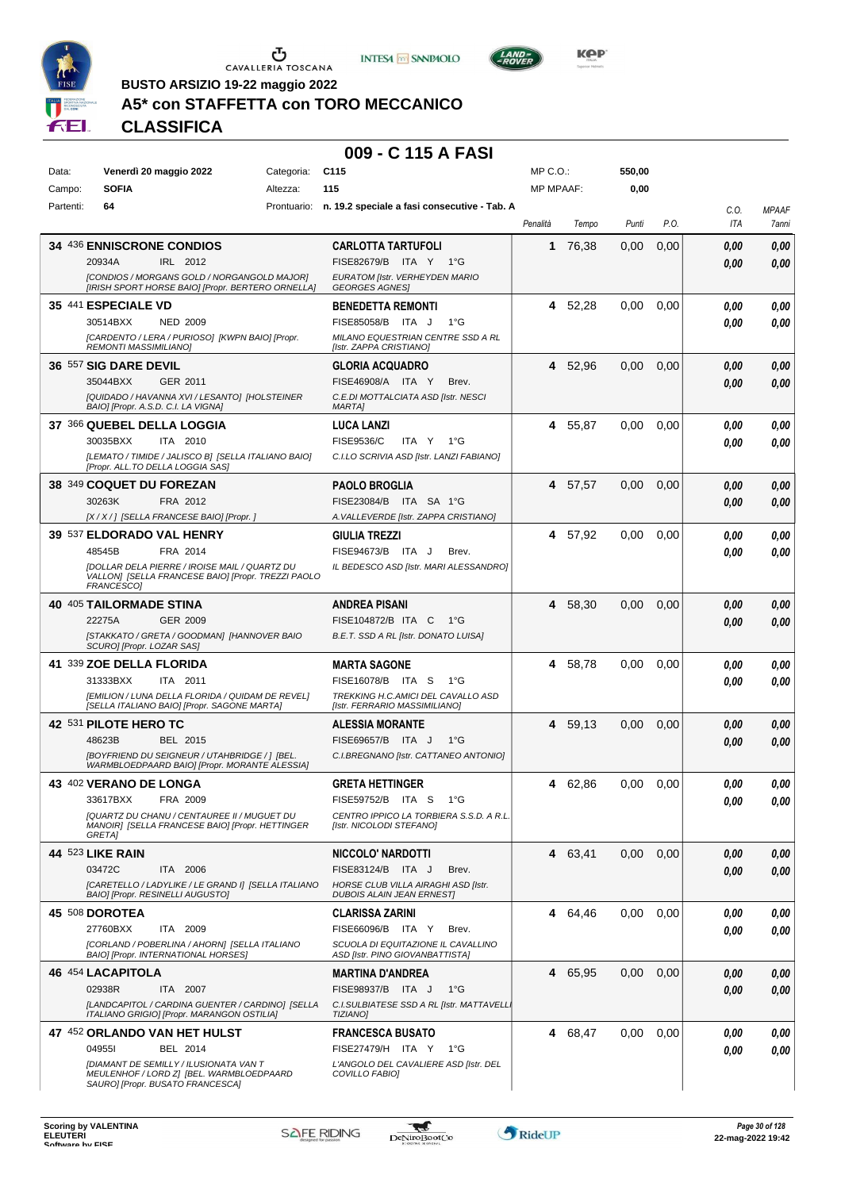BUSTO ARSIZIO 19-22 maggio 2022

# A5* con STAFFETTA con TORO MECCANICO

## CLASSIFICA

### 009 - C 115 A FASI

| | | | |
|---|---|---|---|
| Data: | Venerdì 20 maggio 2022 | Categoria: | C115 |
| Campo: | SOFIA | Altezza: | 115 |
| Partenti: | 64 | Prontuario: | n. 19.2 speciale a fasi consecutive - Tab. A |

MP C.O.: 550,00
MP MPAAF: 0,00

| Pos. | Cavallo | Cavaliere | Penalità | Tempo | Punti | P.O. | C.O. ITA | MPAAF 7anni |
|---|---|---|---|---|---|---|---|---|
| 34 | 436 **ENNISCRONE CONDIOS** 20934A IRL 2012 *[CONDIOS / MORGANS GOLD / NORGANGOLD MAJOR] [IRISH SPORT HORSE BAIO] [Propr. BERTERO ORNELLA]* | **CARLOTTA TARTUFOLI** FISE82679/B ITA Y 1°G *EURATOM [Istr. VERHEYDEN MARIO GEORGES AGNES]* | 1 | 76,38 | 0,00 | 0,00 | 0,00 / 0,00 | 0,00 / 0,00 |
| 35 | 441 **ESPECIALE VD** 30514BXX NED 2009 *[CARDENTO / LERA / PURIOSO] [KWPN BAIO] [Propr. REMONTI MASSIMILIANO]* | **BENEDETTA REMONTI** FISE85058/B ITA J 1°G *MILANO EQUESTRIAN CENTRE SSD A RL [Istr. ZAPPA CRISTIANO]* | 4 | 52,28 | 0,00 | 0,00 | 0,00 / 0,00 | 0,00 / 0,00 |
| 36 | 557 **SIG DARE DEVIL** 35044BXX GER 2011 *[QUIDADO / HAVANNA XVI / LESANTO] [HOLSTEINER BAIO] [Propr. A.S.D. C.I. LA VIGNA]* | **GLORIA ACQUADRO** FISE46908/A ITA Y Brev. *C.E.DI MOTTALCIATA ASD [Istr. NESCI MARTA]* | 4 | 52,96 | 0,00 | 0,00 | 0,00 / 0,00 | 0,00 / 0,00 |
| 37 | 366 **QUEBEL DELLA LOGGIA** 30035BXX ITA 2010 *[LEMATO / TIMIDE / JALISCO B] [SELLA ITALIANO BAIO] [Propr. ALL.TO DELLA LOGGIA SAS]* | **LUCA LANZI** FISE9536/C ITA Y 1°G *C.I.LO SCRIVIA ASD [Istr. LANZI FABIANO]* | 4 | 55,87 | 0,00 | 0,00 | 0,00 / 0,00 | 0,00 / 0,00 |
| 38 | 349 **COQUET DU FOREZAN** 30263K FRA 2012 *[X / X / ] [SELLA FRANCESE BAIO] [Propr. ]* | **PAOLO BROGLIA** FISE23084/B ITA SA 1°G *A.VALLEVERDE [Istr. ZAPPA CRISTIANO]* | 4 | 57,57 | 0,00 | 0,00 | 0,00 / 0,00 | 0,00 / 0,00 |
| 39 | 537 **ELDORADO VAL HENRY** 48545B FRA 2014 *[DOLLAR DELA PIERRE / IROISE MAIL / QUARTZ DU VALLON] [SELLA FRANCESE BAIO] [Propr. TREZZI PAOLO FRANCESCO]* | **GIULIA TREZZI** FISE94673/B ITA J Brev. *IL BEDESCO ASD [Istr. MARI ALESSANDRO]* | 4 | 57,92 | 0,00 | 0,00 | 0,00 / 0,00 | 0,00 / 0,00 |
| 40 | 405 **TAILORMADE STINA** 22275A GER 2009 *[STAKKATO / GRETA / GOODMAN] [HANNOVER BAIO SCURO] [Propr. LOZAR SAS]* | **ANDREA PISANI** FISE104872/B ITA C 1°G *B.E.T. SSD A RL [Istr. DONATO LUISA]* | 4 | 58,30 | 0,00 | 0,00 | 0,00 / 0,00 | 0,00 / 0,00 |
| 41 | 339 **ZOE DELLA FLORIDA** 31333BXX ITA 2011 *[EMILION / LUNA DELLA FLORIDA / QUIDAM DE REVEL] [SELLA ITALIANO BAIO] [Propr. SAGONE MARTA]* | **MARTA SAGONE** FISE16078/B ITA S 1°G *TREKKING H.C.AMICI DEL CAVALLO ASD [Istr. FERRARIO MASSIMILIANO]* | 4 | 58,78 | 0,00 | 0,00 | 0,00 / 0,00 | 0,00 / 0,00 |
| 42 | 531 **PILOTE HERO TC** 48623B BEL 2015 *[BOYFRIEND DU SEIGNEUR / UTAHBRIDGE / ] [BEL. WARMBLOEDPAARD BAIO] [Propr. MORANTE ALESSIA]* | **ALESSIA MORANTE** FISE69657/B ITA J 1°G *C.I.BREGNANO [Istr. CATTANEO ANTONIO]* | 4 | 59,13 | 0,00 | 0,00 | 0,00 / 0,00 | 0,00 / 0,00 |
| 43 | 402 **VERANO DE LONGA** 33617BXX FRA 2009 *[QUARTZ DU CHANU / CENTAUREE II / MUGUET DU MANOIR] [SELLA FRANCESE BAIO] [Propr. HETTINGER GRETA]* | **GRETA HETTINGER** FISE59752/B ITA S 1°G *CENTRO IPPICO LA TORBIERA S.S.D. A R.L. [Istr. NICOLODI STEFANO]* | 4 | 62,86 | 0,00 | 0,00 | 0,00 / 0,00 | 0,00 / 0,00 |
| 44 | 523 **LIKE RAIN** 03472C ITA 2006 *[CARETELLO / LADYLIKE / LE GRAND I] [SELLA ITALIANO BAIO] [Propr. RESINELLI AUGUSTO]* | **NICCOLO' NARDOTTI** FISE83124/B ITA J Brev. *HORSE CLUB VILLA AIRAGHI ASD [Istr. DUBOIS ALAIN JEAN ERNEST]* | 4 | 63,41 | 0,00 | 0,00 | 0,00 / 0,00 | 0,00 / 0,00 |
| 45 | 508 **DOROTEA** 27760BXX ITA 2009 *[CORLAND / POBERLINA / AHORN] [SELLA ITALIANO BAIO] [Propr. INTERNATIONAL HORSES]* | **CLARISSA ZARINI** FISE66096/B ITA Y Brev. *SCUOLA DI EQUITAZIONE IL CAVALLINO ASD [Istr. PINO GIOVANBATTISTA]* | 4 | 64,46 | 0,00 | 0,00 | 0,00 / 0,00 | 0,00 / 0,00 |
| 46 | 454 **LACAPITOLA** 02938R ITA 2007 *[LANDCAPITOL / CARDINA GUENTER / CARDINO] [SELLA ITALIANO GRIGIO] [Propr. MARANGON OSTILIA]* | **MARTINA D'ANDREA** FISE98937/B ITA J 1°G *C.I.SULBIATESE SSD A RL [Istr. MATTAVELLI TIZIANO]* | 4 | 65,95 | 0,00 | 0,00 | 0,00 / 0,00 | 0,00 / 0,00 |
| 47 | 452 **ORLANDO VAN HET HULST** 04955I BEL 2014 *[DIAMANT DE SEMILLY / ILUSIONATA VAN T MEULENHOF / LORD Z] [BEL. WARMBLOEDPAARD SAURO] [Propr. BUSATO FRANCESCA]* | **FRANCESCA BUSATO** FISE27479/H ITA Y 1°G *L'ANGOLO DEL CAVALIERE ASD [Istr. DEL COVILLO FABIO]* | 4 | 68,47 | 0,00 | 0,00 | 0,00 / 0,00 | 0,00 / 0,00 |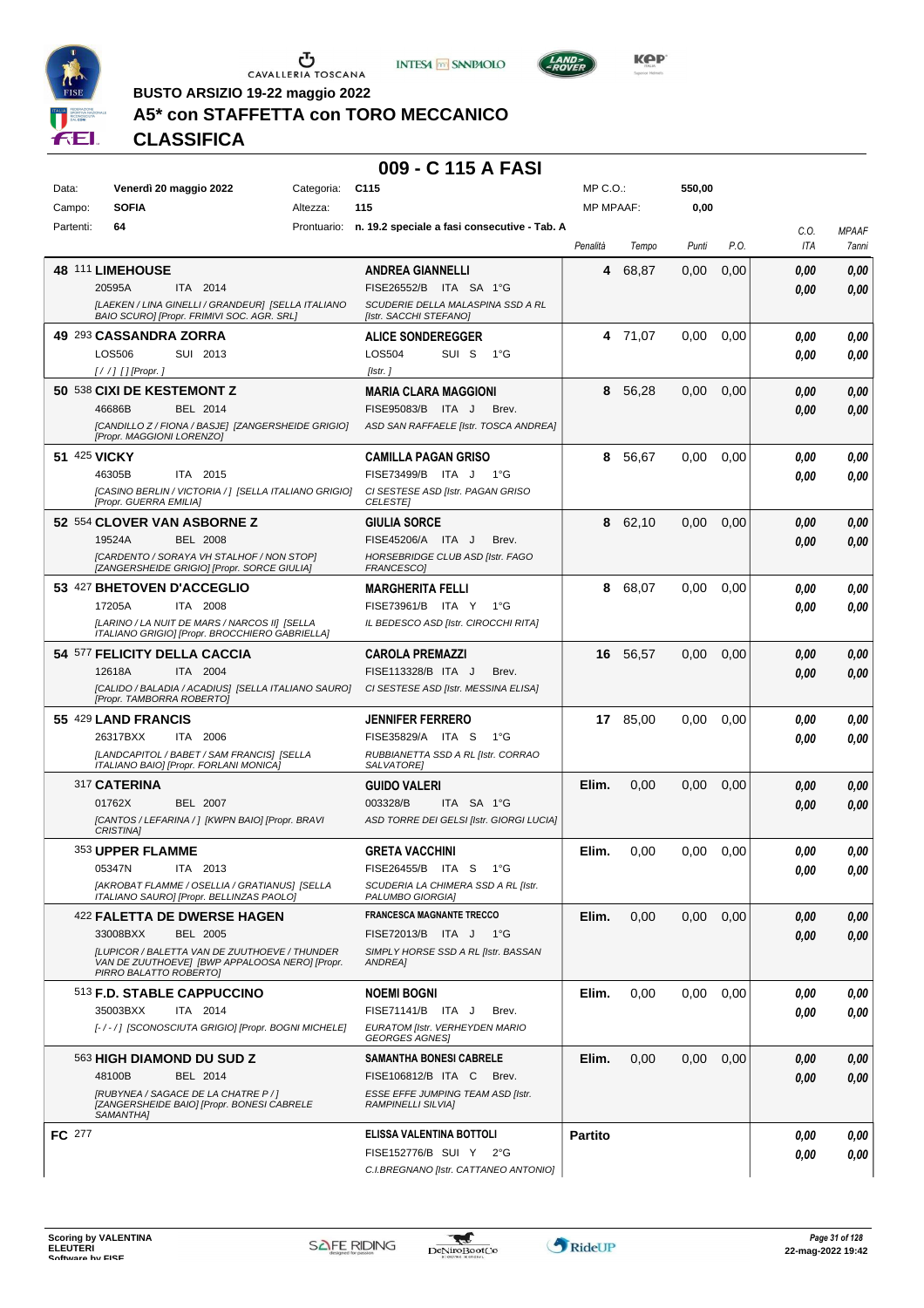**BUSTO ARSIZIO 19-22 maggio 2022**

# A5* con STAFFETTA con TORO MECCANICO

## CLASSIFICA

### 009 - C 115 A FASI

| | | | | |
|---|---|---|---|---|
| Data: | **Venerdì 20 maggio 2022** | Categoria: | **C115** | MP C.O.: **550,00** |
| Campo: | **SOFIA** | Altezza: | **115** | MP MPAAF: **0,00** |
| Partenti: | **64** | Prontuario: | **n. 19.2 speciale a fasi consecutive - Tab. A** | |

| Pos. | Cavallo | Cavaliere | Penalità | Tempo | Punti | P.O. | C.O. ITA | MPAAF 7anni |
|---|---|---|---|---|---|---|---|---|
| **48** | 111 **LIMEHOUSE** 20595A ITA 2014 *[LAEKEN / LINA GINELLI / GRANDEUR] [SELLA ITALIANO BAIO SCURO] [Propr. FRIMIVI SOC. AGR. SRL]* | **ANDREA GIANNELLI** FISE26552/B ITA SA 1°G *SCUDERIE DELLA MALASPINA SSD A RL [Istr. SACCHI STEFANO]* | **4** | 68,87 | 0,00 | 0,00 | **0,00** / **0,00** | **0,00** / **0,00** |
| **49** | 293 **CASSANDRA ZORRA** LOS506 SUI 2013 *[/ / ] [] [Propr. ]* | **ALICE SONDEREGGER** LOS504 SUI S 1°G *[Istr. ]* | **4** | 71,07 | 0,00 | 0,00 | **0,00** / **0,00** | **0,00** / **0,00** |
| **50** | 538 **CIXI DE KESTEMONT Z** 46686B BEL 2014 *[CANDILLO Z / FIONA / BASJE] [ZANGERSHEIDE GRIGIO] [Propr. MAGGIONI LORENZO]* | **MARIA CLARA MAGGIONI** FISE95083/B ITA J Brev. *ASD SAN RAFFAELE [Istr. TOSCA ANDREA]* | **8** | 56,28 | 0,00 | 0,00 | **0,00** / **0,00** | **0,00** / **0,00** |
| **51** | 425 **VICKY** 46305B ITA 2015 *[CASINO BERLIN / VICTORIA / ] [SELLA ITALIANO GRIGIO] [Propr. GUERRA EMILIA]* | **CAMILLA PAGAN GRISO** FISE73499/B ITA J 1°G *CI SESTESE ASD [Istr. PAGAN GRISO CELESTE]* | **8** | 56,67 | 0,00 | 0,00 | **0,00** / **0,00** | **0,00** / **0,00** |
| **52** | 554 **CLOVER VAN ASBORNE Z** 19524A BEL 2008 *[CARDENTO / SORAYA VH STALHOF / NON STOP] [ZANGERSHEIDE GRIGIO] [Propr. SORCE GIULIA]* | **GIULIA SORCE** FISE45206/A ITA J Brev. *HORSEBRIDGE CLUB ASD [Istr. FAGO FRANCESCO]* | **8** | 62,10 | 0,00 | 0,00 | **0,00** / **0,00** | **0,00** / **0,00** |
| **53** | 427 **BHETOVEN D'ACCEGLIO** 17205A ITA 2008 *[LARINO / LA NUIT DE MARS / NARCOS II] [SELLA ITALIANO GRIGIO] [Propr. BROCCHIERO GABRIELLA]* | **MARGHERITA FELLI** FISE73961/B ITA Y 1°G *IL BEDESCO ASD [Istr. CIROCCHI RITA]* | **8** | 68,07 | 0,00 | 0,00 | **0,00** / **0,00** | **0,00** / **0,00** |
| **54** | 577 **FELICITY DELLA CACCIA** 12618A ITA 2004 *[CALIDO / BALADIA / ACADIUS] [SELLA ITALIANO SAURO] [Propr. TAMBORRA ROBERTO]* | **CAROLA PREMAZZI** FISE113328/B ITA J Brev. *CI SESTESE ASD [Istr. MESSINA ELISA]* | **16** | 56,57 | 0,00 | 0,00 | **0,00** / **0,00** | **0,00** / **0,00** |
| **55** | 429 **LAND FRANCIS** 26317BXX ITA 2006 *[LANDCAPITOL / BABET / SAM FRANCIS] [SELLA ITALIANO BAIO] [Propr. FORLANI MONICA]* | **JENNIFER FERRERO** FISE35829/A ITA S 1°G *RUBBIANETTA SSD A RL [Istr. CORRAO SALVATORE]* | **17** | 85,00 | 0,00 | 0,00 | **0,00** / **0,00** | **0,00** / **0,00** |
| | 317 **CATERINA** 01762X BEL 2007 *[CANTOS / LEFARINA / ] [KWPN BAIO] [Propr. BRAVI CRISTINA]* | **GUIDO VALERI** 003328/B ITA SA 1°G *ASD TORRE DEI GELSI [Istr. GIORGI LUCIA]* | **Elim.** | 0,00 | 0,00 | 0,00 | **0,00** / **0,00** | **0,00** / **0,00** |
| | 353 **UPPER FLAMME** 05347N ITA 2013 *[AKROBAT FLAMME / OSELLIA / GRATIANUS] [SELLA ITALIANO SAURO] [Propr. BELLINZAS PAOLO]* | **GRETA VACCHINI** FISE26455/B ITA S 1°G *SCUDERIA LA CHIMERA SSD A RL [Istr. PALUMBO GIORGIA]* | **Elim.** | 0,00 | 0,00 | 0,00 | **0,00** / **0,00** | **0,00** / **0,00** |
| | 422 **FALETTA DE DWERSE HAGEN** 33008BXX BEL 2005 *[LUPICOR / BALETTA VAN DE ZUUTHOEVE / THUNDER VAN DE ZUUTHOEVE] [BWP APPALOOSA NERO] [Propr. PIRRO BALATTO ROBERTO]* | **FRANCESCA MAGNANTE TRECCO** FISE72013/B ITA J 1°G *SIMPLY HORSE SSD A RL [Istr. BASSAN ANDREA]* | **Elim.** | 0,00 | 0,00 | 0,00 | **0,00** / **0,00** | **0,00** / **0,00** |
| | 513 **F.D. STABLE CAPPUCCINO** 35003BXX ITA 2014 *[- / - / ] [SCONOSCIUTA GRIGIO] [Propr. BOGNI MICHELE]* | **NOEMI BOGNI** FISE71141/B ITA J Brev. *EURATOM [Istr. VERHEYDEN MARIO GEORGES AGNES]* | **Elim.** | 0,00 | 0,00 | 0,00 | **0,00** / **0,00** | **0,00** / **0,00** |
| | 563 **HIGH DIAMOND DU SUD Z** 48100B BEL 2014 *[RUBYNEA / SAGACE DE LA CHATRE P / ] [ZANGERSHEIDE BAIO] [Propr. BONESI CABRELE SAMANTHA]* | **SAMANTHA BONESI CABRELE** FISE106812/B ITA C Brev. *ESSE EFFE JUMPING TEAM ASD [Istr. RAMPINELLI SILVIA]* | **Elim.** | 0,00 | 0,00 | 0,00 | **0,00** / **0,00** | **0,00** / **0,00** |
| **FC** | 277 | **ELISSA VALENTINA BOTTOLI** FISE152776/B SUI Y 2°G *C.I.BREGNANO [Istr. CATTANEO ANTONIO]* | **Partito** | | | | **0,00** / **0,00** | **0,00** / **0,00** |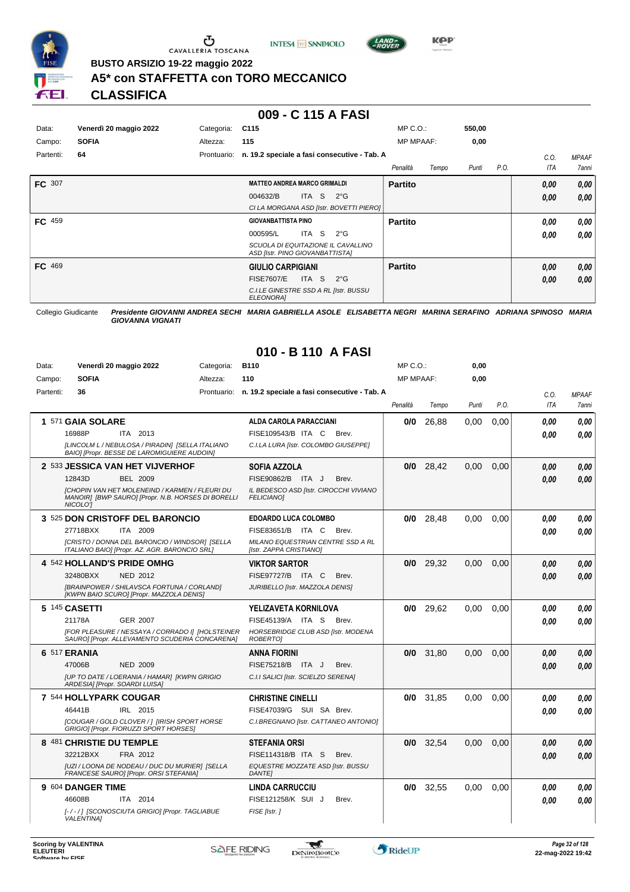**BUSTO ARSIZIO 19-22 maggio 2022**

## A5* con STAFFETTA con TORO MECCANICO

## CLASSIFICA

### 009 - C 115 A FASI

| Data: | Venerdì 20 maggio 2022 | Categoria: | C115 | MP C.O.: | 550,00 |
|---|---|---|---|---|---|
| Campo: | SOFIA | Altezza: | 115 | MP MPAAF: | 0,00 |
| Partenti: | 64 | Prontuario: | n. 19.2 speciale a fasi consecutive - Tab. A | | |

| | Cavaliere | Penalità | Tempo | Punti | P.O. | C.O. ITA | MPAAF 7anni |
|---|---|---|---|---|---|---|---|
| FC 307 | **MATTEO ANDREA MARCO GRIMALDI** 004632/B ITA S 2°G *CI LA MORGANA ASD [Istr. BOVETTI PIERO]* | **Partito** | | | | 0,00 / 0,00 | 0,00 / 0,00 |
| FC 459 | **GIOVANBATTISTA PINO** 000595/L ITA S 2°G *SCUOLA DI EQUITAZIONE IL CAVALLINO ASD [Istr. PINO GIOVANBATTISTA]* | **Partito** | | | | 0,00 / 0,00 | 0,00 / 0,00 |
| FC 469 | **GIULIO CARPIGIANI** FISE7607/E ITA S 2°G *C.I.LE GINESTRE SSD A RL [Istr. BUSSU ELEONORA]* | **Partito** | | | | 0,00 / 0,00 | 0,00 / 0,00 |

Collegio Giudicante *Presidente GIOVANNI ANDREA SECHI MARIA GABRIELLA ASOLE ELISABETTA NEGRI MARINA SERAFINO ADRIANA SPINOSO MARIA GIOVANNA VIGNATI*

### 010 - B 110 A FASI

| Data: | Venerdì 20 maggio 2022 | Categoria: | B110 | MP C.O.: | 0,00 |
|---|---|---|---|---|---|
| Campo: | SOFIA | Altezza: | 110 | MP MPAAF: | 0,00 |
| Partenti: | 36 | Prontuario: | n. 19.2 speciale a fasi consecutive - Tab. A | | |

| Cl. | Cavallo | Cavaliere | Penalità | Tempo | Punti | P.O. | C.O. ITA | MPAAF 7anni |
|---|---|---|---|---|---|---|---|---|
| 1 | 571 **GAIA SOLARE** 16988P ITA 2013 *[LINCOLM L / NEBULOSA / PIRADIN] [SELLA ITALIANO BAIO] [Propr. BESSE DE LAROMIGUIERE AUDOIN]* | **ALDA CAROLA PARACCIANI** FISE109543/B ITA C Brev. *C.I.LA LURA [Istr. COLOMBO GIUSEPPE]* | 0/0 | 26,88 | 0,00 | 0,00 | 0,00 / 0,00 | 0,00 / 0,00 |
| 2 | 533 **JESSICA VAN HET VIJVERHOF** 12843D BEL 2009 *[CHOPIN VAN HET MOLENEIND / KARMEN / FLEURI DU MANOIR] [BWP SAURO] [Propr. N.B. HORSES DI BORELLI NICOLO']* | **SOFIA AZZOLA** FISE90862/B ITA J Brev. *IL BEDESCO ASD [Istr. CIROCCHI VIVIANO FELICIANO]* | 0/0 | 28,42 | 0,00 | 0,00 | 0,00 / 0,00 | 0,00 / 0,00 |
| 3 | 525 **DON CRISTOFF DEL BARONCIO** 27718BXX ITA 2009 *[CRISTO / DONNA DEL BARONCIO / WINDSOR] [SELLA ITALIANO BAIO] [Propr. AZ. AGR. BARONCIO SRL]* | **EDOARDO LUCA COLOMBO** FISE83651/B ITA C Brev. *MILANO EQUESTRIAN CENTRE SSD A RL [Istr. ZAPPA CRISTIANO]* | 0/0 | 28,48 | 0,00 | 0,00 | 0,00 / 0,00 | 0,00 / 0,00 |
| 4 | 542 **HOLLAND'S PRIDE OMHG** 32480BXX NED 2012 *[BRAINPOWER / SHILAVSCA FORTUNA / CORLAND] [KWPN BAIO SCURO] [Propr. MAZZOLA DENIS]* | **VIKTOR SARTOR** FISE97727/B ITA C Brev. *JURIBELLO [Istr. MAZZOLA DENIS]* | 0/0 | 29,32 | 0,00 | 0,00 | 0,00 / 0,00 | 0,00 / 0,00 |
| 5 | 145 **CASETTI** 21178A GER 2007 *[FOR PLEASURE / NESSAYA / CORRADO I] [HOLSTEINER SAURO] [Propr. ALLEVAMENTO SCUDERIA CONCARENA]* | **YELIZAVETA KORNILOVA** FISE45139/A ITA S Brev. *HORSEBRIDGE CLUB ASD [Istr. MODENA ROBERTO]* | 0/0 | 29,62 | 0,00 | 0,00 | 0,00 / 0,00 | 0,00 / 0,00 |
| 6 | 517 **ERANIA** 47006B NED 2009 *[UP TO DATE / LOERANIA / HAMAR] [KWPN GRIGIO ARDESIA] [Propr. SOARDI LUISA]* | **ANNA FIORINI** FISE75218/B ITA J Brev. *C.I.I SALICI [Istr. SCIELZO SERENA]* | 0/0 | 31,80 | 0,00 | 0,00 | 0,00 / 0,00 | 0,00 / 0,00 |
| 7 | 544 **HOLLYPARK COUGAR** 46441B IRL 2015 *[COUGAR / GOLD CLOVER / ] [IRISH SPORT HORSE GRIGIO] [Propr. FIORUZZI SPORT HORSES]* | **CHRISTINE CINELLI** FISE47039/G SUI SA Brev. *C.I.BREGNANO [Istr. CATTANEO ANTONIO]* | 0/0 | 31,85 | 0,00 | 0,00 | 0,00 / 0,00 | 0,00 / 0,00 |
| 8 | 481 **CHRISTIE DU TEMPLE** 32212BXX FRA 2012 *[UZI / LOONA DE NODEAU / DUC DU MURIER] [SELLA FRANCESE SAURO] [Propr. ORSI STEFANIA]* | **STEFANIA ORSI** FISE114318/B ITA S Brev. *EQUESTRE MOZZATE ASD [Istr. BUSSU DANTE]* | 0/0 | 32,54 | 0,00 | 0,00 | 0,00 / 0,00 | 0,00 / 0,00 |
| 9 | 604 **DANGER TIME** 46608B ITA 2014 *[- / - / ] [SCONOSCIUTA GRIGIO] [Propr. TAGLIABUE VALENTINA]* | **LINDA CARRUCCIU** FISE121258/K SUI J Brev. *FISE [Istr. ]* | 0/0 | 32,55 | 0,00 | 0,00 | 0,00 / 0,00 | 0,00 / 0,00 |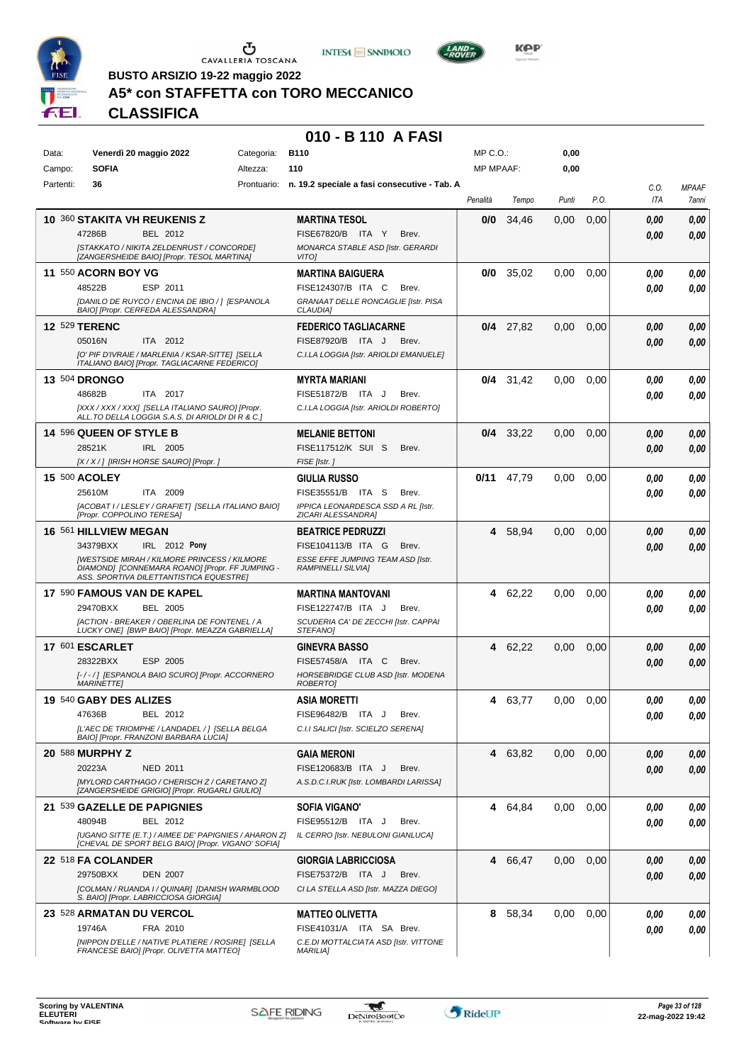BUSTO ARSIZIO 19-22 maggio 2022

# A5* con STAFFETTA con TORO MECCANICO

## CLASSIFICA

### 010 - B 110 A FASI

| | | | | | |
|---|---|---|---|---|---|
| Data: | Venerdì 20 maggio 2022 | Categoria: | B110 | MP C.O.: | 0,00 |
| Campo: | SOFIA | Altezza: | 110 | MP MPAAF: | 0,00 |
| Partenti: | 36 | Prontuario: | n. 19.2 speciale a fasi consecutive - Tab. A | | |

| Cl. | Cav. | Cavallo | Cavaliere | Penalità | Tempo | Punti | P.O. | C.O. ITA | MPAAF 7anni |
|---|---|---|---|---|---|---|---|---|---|
| 10 | 360 | **STAKITA VH REUKENIS Z** 47286B BEL 2012 [STAKKATO / NIKITA ZELDENRUST / CONCORDE] [ZANGERSHEIDE BAIO] [Propr. TESOL MARTINA] | **MARTINA TESOL** FISE67820/B ITA Y Brev. MONARCA STABLE ASD [Istr. GERARDI VITO] | 0/0 | 34,46 | 0,00 | 0,00 | 0,00 / 0,00 | 0,00 / 0,00 |
| 11 | 550 | **ACORN BOY VG** 48522B ESP 2011 [DANILO DE RUYCO / ENCINA DE IBIO / ] [ESPANOLA BAIO] [Propr. CERFEDA ALESSANDRA] | **MARTINA BAIGUERA** FISE124307/B ITA C Brev. GRANAAT DELLE RONCAGLIE [Istr. PISA CLAUDIA] | 0/0 | 35,02 | 0,00 | 0,00 | 0,00 / 0,00 | 0,00 / 0,00 |
| 12 | 529 | **TERENC** 05016N ITA 2012 [O' PIF D'IVRAIE / MARLENIA / KSAR-SITTE] [SELLA ITALIANO BAIO] [Propr. TAGLIACARNE FEDERICO] | **FEDERICO TAGLIACARNE** FISE87920/B ITA J Brev. C.I.LA LOGGIA [Istr. ARIOLDI EMANUELE] | 0/4 | 27,82 | 0,00 | 0,00 | 0,00 / 0,00 | 0,00 / 0,00 |
| 13 | 504 | **DRONGO** 48682B ITA 2017 [XXX / XXX / XXX] [SELLA ITALIANO SAURO] [Propr. ALL.TO DELLA LOGGIA S.A.S. DI ARIOLDI DI R & C.] | **MYRTA MARIANI** FISE51872/B ITA J Brev. C.I.LA LOGGIA [Istr. ARIOLDI ROBERTO] | 0/4 | 31,42 | 0,00 | 0,00 | 0,00 / 0,00 | 0,00 / 0,00 |
| 14 | 596 | **QUEEN OF STYLE B** 28521K IRL 2005 [X / X / ] [IRISH HORSE SAURO] [Propr. ] | **MELANIE BETTONI** FISE117512/K SUI S Brev. FISE [Istr. ] | 0/4 | 33,22 | 0,00 | 0,00 | 0,00 / 0,00 | 0,00 / 0,00 |
| 15 | 500 | **ACOLEY** 25610M ITA 2009 [ACOBAT I / LESLEY / GRAFIET] [SELLA ITALIANO BAIO] [Propr. COPPOLINO TERESA] | **GIULIA RUSSO** FISE35551/B ITA S Brev. IPPICA LEONARDESCA SSD A RL [Istr. ZICARI ALESSANDRA] | 0/11 | 47,79 | 0,00 | 0,00 | 0,00 / 0,00 | 0,00 / 0,00 |
| 16 | 561 | **HILLVIEW MEGAN** 34379BXX IRL 2012 **Pony** [WESTSIDE MIRAH / KILMORE PRINCESS / KILMORE DIAMOND] [CONNEMARA ROANO] [Propr. FF JUMPING - ASS. SPORTIVA DILETTANTISTICA EQUESTRE] | **BEATRICE PEDRUZZI** FISE104113/B ITA G Brev. ESSE EFFE JUMPING TEAM ASD [Istr. RAMPINELLI SILVIA] | 4 | 58,94 | 0,00 | 0,00 | 0,00 / 0,00 | 0,00 / 0,00 |
| 17 | 590 | **FAMOUS VAN DE KAPEL** 29470BXX BEL 2005 [ACTION - BREAKER / OBERLINA DE FONTENEL / A LUCKY ONE] [BWP BAIO] [Propr. MEAZZA GABRIELLA] | **MARTINA MANTOVANI** FISE122747/B ITA J Brev. SCUDERIA CA' DE ZECCHI [Istr. CAPPAI STEFANO] | 4 | 62,22 | 0,00 | 0,00 | 0,00 / 0,00 | 0,00 / 0,00 |
| 17 | 601 | **ESCARLET** 28322BXX ESP 2005 [- / - / ] [ESPANOLA BAIO SCURO] [Propr. ACCORNERO MARINETTE] | **GINEVRA BASSO** FISE57458/A ITA C Brev. HORSEBRIDGE CLUB ASD [Istr. MODENA ROBERTO] | 4 | 62,22 | 0,00 | 0,00 | 0,00 / 0,00 | 0,00 / 0,00 |
| 19 | 540 | **GABY DES ALIZES** 47636B BEL 2012 [L'AEC DE TRIOMPHE / LANDADEL / ] [SELLA BELGA BAIO] [Propr. FRANZONI BARBARA LUCIA] | **ASIA MORETTI** FISE96482/B ITA J Brev. C.I.I SALICI [Istr. SCIELZO SERENA] | 4 | 63,77 | 0,00 | 0,00 | 0,00 / 0,00 | 0,00 / 0,00 |
| 20 | 588 | **MURPHY Z** 20223A NED 2011 [MYLORD CARTHAGO / CHERISCH Z / CARETANO Z] [ZANGERSHEIDE GRIGIO] [Propr. RUGARLI GIULIO] | **GAIA MERONI** FISE120683/B ITA J Brev. A.S.D.C.I.RUK [Istr. LOMBARDI LARISSA] | 4 | 63,82 | 0,00 | 0,00 | 0,00 / 0,00 | 0,00 / 0,00 |
| 21 | 539 | **GAZELLE DE PAPIGNIES** 48094B BEL 2012 [UGANO SITTE (E.T.) / AIMEE DE' PAPIGNIES / AHARON Z] [CHEVAL DE SPORT BELG BAIO] [Propr. VIGANO' SOFIA] | **SOFIA VIGANO'** FISE95512/B ITA J Brev. IL CERRO [Istr. NEBULONI GIANLUCA] | 4 | 64,84 | 0,00 | 0,00 | 0,00 / 0,00 | 0,00 / 0,00 |
| 22 | 518 | **FA COLANDER** 29750BXX DEN 2007 [COLMAN / RUANDA I / QUINAR] [DANISH WARMBLOOD S. BAIO] [Propr. LABRICCIOSA GIORGIA] | **GIORGIA LABRICCIOSA** FISE75372/B ITA J Brev. CI LA STELLA ASD [Istr. MAZZA DIEGO] | 4 | 66,47 | 0,00 | 0,00 | 0,00 / 0,00 | 0,00 / 0,00 |
| 23 | 528 | **ARMATAN DU VERCOL** 19746A FRA 2010 [NIPPON D'ELLE / NATIVE PLATIERE / ROSIRE] [SELLA FRANCESE BAIO] [Propr. OLIVETTA MATTEO] | **MATTEO OLIVETTA** FISE41031/A ITA SA Brev. C.E.DI MOTTALCIATA ASD [Istr. VITTONE MARILIA] | 8 | 58,34 | 0,00 | 0,00 | 0,00 / 0,00 | 0,00 / 0,00 |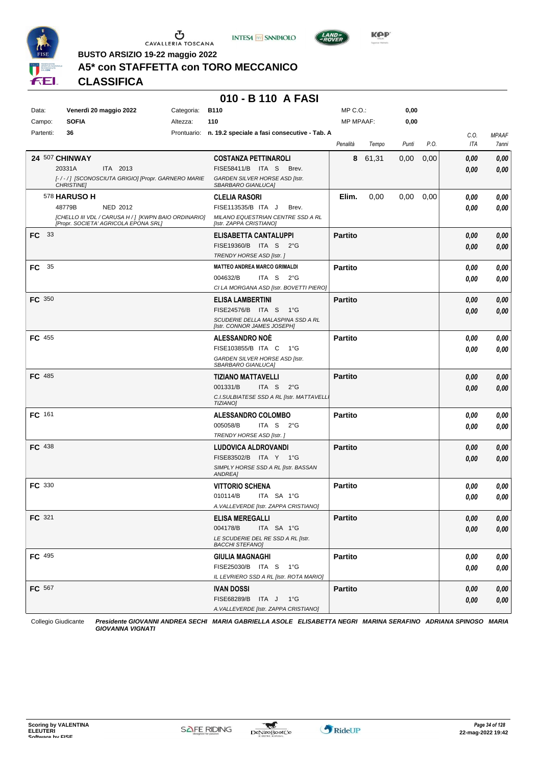BUSTO ARSIZIO 19-22 maggio 2022

# A5* con STAFFETTA con TORO MECCANICO

## CLASSIFICA

### 010 - B 110 A FASI

| | | | |
|---|---|---|---|
| Data: | Venerdì 20 maggio 2022 | Categoria: | B110 |
| Campo: | SOFIA | Altezza: | 110 |
| Partenti: | 36 | Prontuario: | n. 19.2 speciale a fasi consecutive - Tab. A |

MP C.O.: 0,00
MP MPAAF: 0,00

| Pos. | Cavallo | Cavaliere | Penalità | Tempo | Punti | P.O. | C.O. ITA | MPAAF 7anni |
|---|---|---|---|---|---|---|---|---|
| 24 | 507 **CHINWAY** 20331A ITA 2013 [-/-/] [SCONOSCIUTA GRIGIO] [Propr. GARNERO MARIE CHRISTINE] | **COSTANZA PETTINAROLI** FISE58411/B ITA S Brev. GARDEN SILVER HORSE ASD [Istr. SBARBARO GIANLUCA] | 8 | 61,31 | 0,00 | 0,00 | 0,00 / 0,00 | 0,00 / 0,00 |
| | 578 **HARUSO H** 48779B NED 2012 [CHELLO III VDL / CARUSA H / ] [KWPN BAIO ORDINARIO] [Propr. SOCIETA' AGRICOLA EPONA SRL] | **CLELIA RASORI** FISE113535/B ITA J Brev. MILANO EQUESTRIAN CENTRE SSD A RL [Istr. ZAPPA CRISTIANO] | Elim. | 0,00 | 0,00 | 0,00 | 0,00 / 0,00 | 0,00 / 0,00 |
| FC | 33 | **ELISABETTA CANTALUPPI** FISE19360/B ITA S 2°G TRENDY HORSE ASD [Istr. ] | Partito | | | | 0,00 / 0,00 | 0,00 / 0,00 |
| FC | 35 | **MATTEO ANDREA MARCO GRIMALDI** 004632/B ITA S 2°G CI LA MORGANA ASD [Istr. BOVETTI PIERO] | Partito | | | | 0,00 / 0,00 | 0,00 / 0,00 |
| FC | 350 | **ELISA LAMBERTINI** FISE24576/B ITA S 1°G SCUDERIE DELLA MALASPINA SSD A RL [Istr. CONNOR JAMES JOSEPH] | Partito | | | | 0,00 / 0,00 | 0,00 / 0,00 |
| FC | 455 | **ALESSANDRO NOÈ** FISE103855/B ITA C 1°G GARDEN SILVER HORSE ASD [Istr. SBARBARO GIANLUCA] | Partito | | | | 0,00 / 0,00 | 0,00 / 0,00 |
| FC | 485 | **TIZIANO MATTAVELLI** 001331/B ITA S 2°G C.I.SULBIATESE SSD A RL [Istr. MATTAVELLI TIZIANO] | Partito | | | | 0,00 / 0,00 | 0,00 / 0,00 |
| FC | 161 | **ALESSANDRO COLOMBO** 005058/B ITA S 2°G TRENDY HORSE ASD [Istr. ] | Partito | | | | 0,00 / 0,00 | 0,00 / 0,00 |
| FC | 438 | **LUDOVICA ALDROVANDI** FISE83502/B ITA Y 1°G SIMPLY HORSE SSD A RL [Istr. BASSAN ANDREA] | Partito | | | | 0,00 / 0,00 | 0,00 / 0,00 |
| FC | 330 | **VITTORIO SCHENA** 010114/B ITA SA 1°G A.VALLEVERDE [Istr. ZAPPA CRISTIANO] | Partito | | | | 0,00 / 0,00 | 0,00 / 0,00 |
| FC | 321 | **ELISA MEREGALLI** 004178/B ITA SA 1°G LE SCUDERIE DEL RE SSD A RL [Istr. BACCHI STEFANO] | Partito | | | | 0,00 / 0,00 | 0,00 / 0,00 |
| FC | 495 | **GIULIA MAGNAGHI** FISE25030/B ITA S 1°G IL LEVRIERO SSD A RL [Istr. ROTA MARIO] | Partito | | | | 0,00 / 0,00 | 0,00 / 0,00 |
| FC | 567 | **IVAN DOSSI** FISE68289/B ITA J 1°G A.VALLEVERDE [Istr. ZAPPA CRISTIANO] | Partito | | | | 0,00 / 0,00 | 0,00 / 0,00 |

Collegio Giudicante *Presidente GIOVANNI ANDREA SECHI MARIA GABRIELLA ASOLE ELISABETTA NEGRI MARINA SERAFINO ADRIANA SPINOSO MARIA GIOVANNA VIGNATI*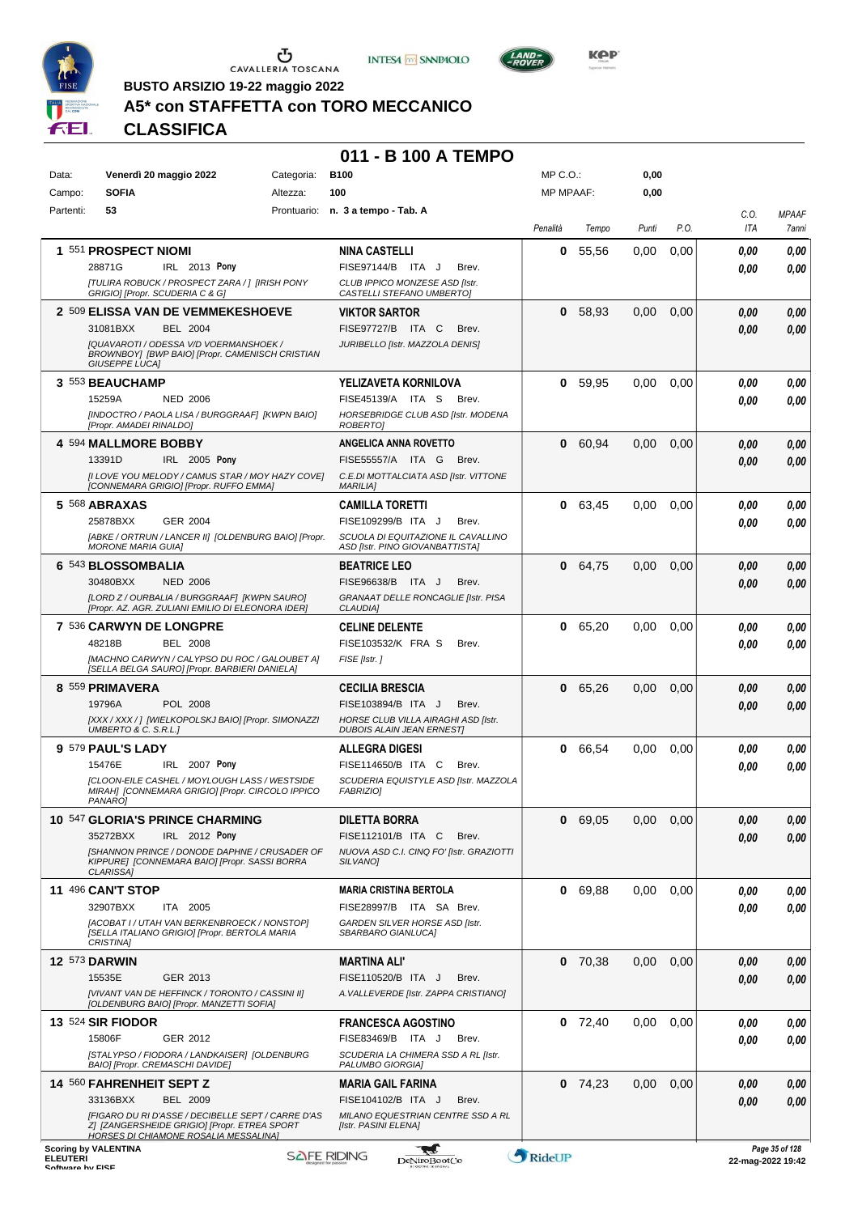BUSTO ARSIZIO 19-22 maggio 2022

# A5* con STAFFETTA con TORO MECCANICO

## CLASSIFICA

### 011 - B 100 A TEMPO

| Data: | Venerdì 20 maggio 2022 | Categoria: | B100 | MP C.O.: | 0,00 |
|---|---|---|---|---|---|
| Campo: | SOFIA | Altezza: | 100 | MP MPAAF: | 0,00 |
| Partenti: | 53 | Prontuario: | n. 3 a tempo - Tab. A | | |

| Pos. | Cavallo | Cavaliere | Penalità | Tempo | Punti | P.O. | C.O. ITA | MPAAF 7anni |
|---|---|---|---|---|---|---|---|---|
| 1 | 551 **PROSPECT NIOMI**<br>28871G IRL 2013 **Pony**<br>*[TULIRA ROBUCK / PROSPECT ZARA / ] [IRISH PONY GRIGIO] [Propr. SCUDERIA C & G]* | **NINA CASTELLI**<br>FISE97144/B ITA J Brev.<br>*CLUB IPPICO MONZESE ASD [Istr. CASTELLI STEFANO UMBERTO]* | 0 | 55,56 | 0,00 | 0,00 | 0,00<br>0,00 | 0,00<br>0,00 |
| 2 | 509 **ELISSA VAN DE VEMMEKESHOEVE**<br>31081BXX BEL 2004<br>*[QUAVAROTI / ODESSA V/D VOERMANSHOEK / BROWNBOY] [BWP BAIO] [Propr. CAMENISCH CRISTIAN GIUSEPPE LUCA]* | **VIKTOR SARTOR**<br>FISE97727/B ITA C Brev.<br>*JURIBELLO [Istr. MAZZOLA DENIS]* | 0 | 58,93 | 0,00 | 0,00 | 0,00<br>0,00 | 0,00<br>0,00 |
| 3 | 553 **BEAUCHAMP**<br>15259A NED 2006<br>*[INDOCTRO / PAOLA LISA / BURGGRAAF] [KWPN BAIO] [Propr. AMADEI RINALDO]* | **YELIZAVETA KORNILOVA**<br>FISE45139/A ITA S Brev.<br>*HORSEBRIDGE CLUB ASD [Istr. MODENA ROBERTO]* | 0 | 59,95 | 0,00 | 0,00 | 0,00<br>0,00 | 0,00<br>0,00 |
| 4 | 594 **MALLMORE BOBBY**<br>13391D IRL 2005 **Pony**<br>*[I LOVE YOU MELODY / CAMUS STAR / MOY HAZY COVE] [CONNEMARA GRIGIO] [Propr. RUFFO EMMA]* | **ANGELICA ANNA ROVETTO**<br>FISE55557/A ITA G Brev.<br>*C.E.DI MOTTALCIATA ASD [Istr. VITTONE MARILIA]* | 0 | 60,94 | 0,00 | 0,00 | 0,00<br>0,00 | 0,00<br>0,00 |
| 5 | 568 **ABRAXAS**<br>25878BXX GER 2004<br>*[ABKE / ORTRUN / LANCER II] [OLDENBURG BAIO] [Propr. MORONE MARIA GUIA]* | **CAMILLA TORETTI**<br>FISE109299/B ITA J Brev.<br>*SCUOLA DI EQUITAZIONE IL CAVALLINO ASD [Istr. PINO GIOVANBATTISTA]* | 0 | 63,45 | 0,00 | 0,00 | 0,00<br>0,00 | 0,00<br>0,00 |
| 6 | 543 **BLOSSOMBALIA**<br>30480BXX NED 2006<br>*[LORD Z / OURBALIA / BURGGRAAF] [KWPN SAURO] [Propr. AZ. AGR. ZULIANI EMILIO DI ELEONORA IDER]* | **BEATRICE LEO**<br>FISE96638/B ITA J Brev.<br>*GRANAAT DELLE RONCAGLIE [Istr. PISA CLAUDIA]* | 0 | 64,75 | 0,00 | 0,00 | 0,00<br>0,00 | 0,00<br>0,00 |
| 7 | 536 **CARWYN DE LONGPRE**<br>48218B BEL 2008<br>*[MACHNO CARWYN / CALYPSO DU ROC / GALOUBET A] [SELLA BELGA SAURO] [Propr. BARBIERI DANIELA]* | **CELINE DELENTE**<br>FISE103532/K FRA S Brev.<br>*FISE [Istr. ]* | 0 | 65,20 | 0,00 | 0,00 | 0,00<br>0,00 | 0,00<br>0,00 |
| 8 | 559 **PRIMAVERA**<br>19796A POL 2008<br>*[XXX / XXX / ] [WIELKOPOLSKJ BAIO] [Propr. SIMONAZZI UMBERTO & C. S.R.L.]* | **CECILIA BRESCIA**<br>FISE103894/B ITA J Brev.<br>*HORSE CLUB VILLA AIRAGHI ASD [Istr. DUBOIS ALAIN JEAN ERNEST]* | 0 | 65,26 | 0,00 | 0,00 | 0,00<br>0,00 | 0,00<br>0,00 |
| 9 | 579 **PAUL'S LADY**<br>15476E IRL 2007 **Pony**<br>*[CLOON-EILE CASHEL / MOYLOUGH LASS / WESTSIDE MIRAH] [CONNEMARA GRIGIO] [Propr. CIRCOLO IPPICO PANARO]* | **ALLEGRA DIGESI**<br>FISE114650/B ITA C Brev.<br>*SCUDERIA EQUISTYLE ASD [Istr. MAZZOLA FABRIZIO]* | 0 | 66,54 | 0,00 | 0,00 | 0,00<br>0,00 | 0,00<br>0,00 |
| 10 | 547 **GLORIA'S PRINCE CHARMING**<br>35272BXX IRL 2012 **Pony**<br>*[SHANNON PRINCE / DONODE DAPHNE / CRUSADER OF KIPPURE] [CONNEMARA BAIO] [Propr. SASSI BORRA CLARISSA]* | **DILETTA BORRA**<br>FISE112101/B ITA C Brev.<br>*NUOVA ASD C.I. CINQ FO' [Istr. GRAZIOTTI SILVANO]* | 0 | 69,05 | 0,00 | 0,00 | 0,00<br>0,00 | 0,00<br>0,00 |
| 11 | 496 **CAN'T STOP**<br>32907BXX ITA 2005<br>*[ACOBAT I / UTAH VAN BERKENBROECK / NONSTOP] [SELLA ITALIANO GRIGIO] [Propr. BERTOLA MARIA CRISTINA]* | **MARIA CRISTINA BERTOLA**<br>FISE28997/B ITA SA Brev.<br>*GARDEN SILVER HORSE ASD [Istr. SBARBARO GIANLUCA]* | 0 | 69,88 | 0,00 | 0,00 | 0,00<br>0,00 | 0,00<br>0,00 |
| 12 | 573 **DARWIN**<br>15535E GER 2013<br>*[VIVANT VAN DE HEFFINCK / TORONTO / CASSINI II] [OLDENBURG BAIO] [Propr. MANZETTI SOFIA]* | **MARTINA ALI'**<br>FISE110520/B ITA J Brev.<br>*A.VALLEVERDE [Istr. ZAPPA CRISTIANO]* | 0 | 70,38 | 0,00 | 0,00 | 0,00<br>0,00 | 0,00<br>0,00 |
| 13 | 524 **SIR FIODOR**<br>15806F GER 2012<br>*[STALYPSO / FIODORA / LANDKAISER] [OLDENBURG BAIO] [Propr. CREMASCHI DAVIDE]* | **FRANCESCA AGOSTINO**<br>FISE83469/B ITA J Brev.<br>*SCUDERIA LA CHIMERA SSD A RL [Istr. PALUMBO GIORGIA]* | 0 | 72,40 | 0,00 | 0,00 | 0,00<br>0,00 | 0,00<br>0,00 |
| 14 | 560 **FAHRENHEIT SEPT Z**<br>33136BXX BEL 2009<br>*[FIGARO DU RI D'ASSE / DECIBELLE SEPT / CARRE D'AS Z] [ZANGERSHEIDE GRIGIO] [Propr. ETREA SPORT HORSES DI CHIAMONE ROSALIA MESSALINA]* | **MARIA GAIL FARINA**<br>FISE104102/B ITA J Brev.<br>*MILANO EQUESTRIAN CENTRE SSD A RL [Istr. PASINI ELENA]* | 0 | 74,23 | 0,00 | 0,00 | 0,00<br>0,00 | 0,00<br>0,00 |

Scoring by VALENTINA
ELEUTERI
Software by FISE

22-mag-2022 19:42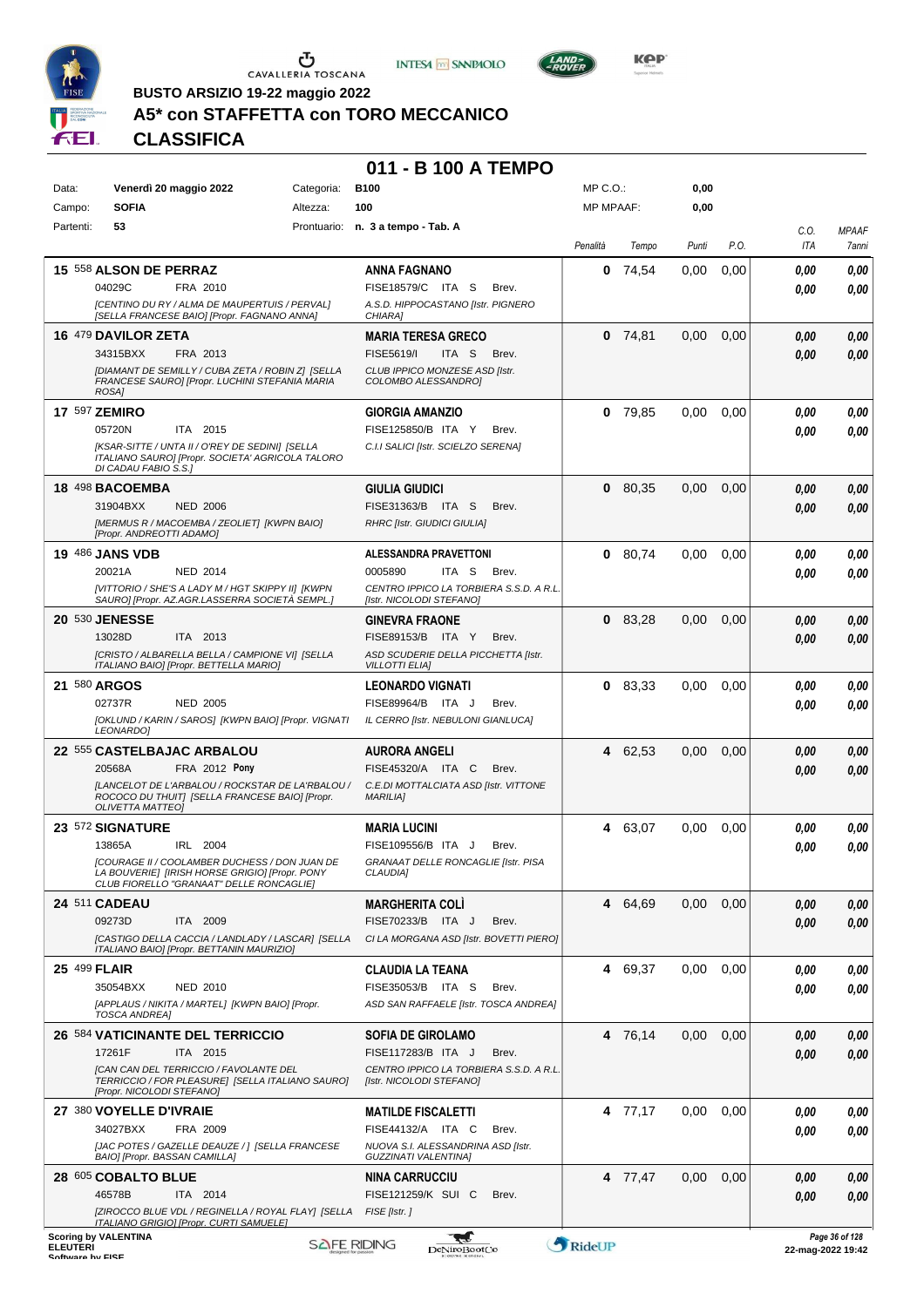BUSTO ARSIZIO 19-22 maggio 2022

# A5* con STAFFETTA con TORO MECCANICO

## CLASSIFICA

### 011 - B 100 A TEMPO

| | | | | | |
|---|---|---|---|---|---|
| Data: | Venerdì 20 maggio 2022 | Categoria: | B100 | MP C.O.: | 0,00 |
| Campo: | SOFIA | Altezza: | 100 | MP MPAAF: | 0,00 |
| Partenti: | 53 | Prontuario: | n. 3 a tempo - Tab. A | | |

| Pos. | Cavallo | Cavaliere | Penalità | Tempo | Punti | P.O. | C.O. ITA | MPAAF 7anni |
|---|---|---|---|---|---|---|---|---|
| 15 | 558 **ALSON DE PERRAZ**<br>04029C FRA 2010<br>*[CENTINO DU RY / ALMA DE MAUPERTUIS / PERVAL] [SELLA FRANCESE BAIO] [Propr. FAGNANO ANNA]* | **ANNA FAGNANO**<br>FISE18579/C ITA S Brev.<br>*A.S.D. HIPPOCASTANO [Istr. PIGNERO CHIARA]* | 0 | 74,54 | 0,00 | 0,00 | 0,00<br>0,00 | 0,00<br>0,00 |
| 16 | 479 **DAVILOR ZETA**<br>34315BXX FRA 2013<br>*[DIAMANT DE SEMILLY / CUBA ZETA / ROBIN Z] [SELLA FRANCESE SAURO] [Propr. LUCHINI STEFANIA MARIA ROSA]* | **MARIA TERESA GRECO**<br>FISE5619/I ITA S Brev.<br>*CLUB IPPICO MONZESE ASD [Istr. COLOMBO ALESSANDRO]* | 0 | 74,81 | 0,00 | 0,00 | 0,00<br>0,00 | 0,00<br>0,00 |
| 17 | 597 **ZEMIRO**<br>05720N ITA 2015<br>*[KSAR-SITTE / UNTA II / O'REY DE SEDINI] [SELLA ITALIANO SAURO] [Propr. SOCIETA' AGRICOLA TALORO DI CADAU FABIO S.S.]* | **GIORGIA AMANZIO**<br>FISE125850/B ITA Y Brev.<br>*C.I.I SALICI [Istr. SCIELZO SERENA]* | 0 | 79,85 | 0,00 | 0,00 | 0,00<br>0,00 | 0,00<br>0,00 |
| 18 | 498 **BACOEMBA**<br>31904BXX NED 2006<br>*[MERMUS R / MACOEMBA / ZEOLIET] [KWPN BAIO] [Propr. ANDREOTTI ADAMO]* | **GIULIA GIUDICI**<br>FISE31363/B ITA S Brev.<br>*RHRC [Istr. GIUDICI GIULIA]* | 0 | 80,35 | 0,00 | 0,00 | 0,00<br>0,00 | 0,00<br>0,00 |
| 19 | 486 **JANS VDB**<br>20021A NED 2014<br>*[VITTORIO / SHE'S A LADY M / HGT SKIPPY II] [KWPN SAURO] [Propr. AZ.AGR.LASSERRA SOCIETÀ SEMPL.]* | **ALESSANDRA PRAVETTONI**<br>0005890 ITA S Brev.<br>*CENTRO IPPICO LA TORBIERA S.S.D. A R.L. [Istr. NICOLODI STEFANO]* | 0 | 80,74 | 0,00 | 0,00 | 0,00<br>0,00 | 0,00<br>0,00 |
| 20 | 530 **JENESSE**<br>13028D ITA 2013<br>*[CRISTO / ALBARELLA BELLA / CAMPIONE VI] [SELLA ITALIANO BAIO] [Propr. BETTELLA MARIO]* | **GINEVRA FRAONE**<br>FISE89153/B ITA Y Brev.<br>*ASD SCUDERIE DELLA PICCHETTA [Istr. VILLOTTI ELIA]* | 0 | 83,28 | 0,00 | 0,00 | 0,00<br>0,00 | 0,00<br>0,00 |
| 21 | 580 **ARGOS**<br>02737R NED 2005<br>*[OKLUND / KARIN / SAROS] [KWPN BAIO] [Propr. VIGNATI LEONARDO]* | **LEONARDO VIGNATI**<br>FISE89964/B ITA J Brev.<br>*IL CERRO [Istr. NEBULONI GIANLUCA]* | 0 | 83,33 | 0,00 | 0,00 | 0,00<br>0,00 | 0,00<br>0,00 |
| 22 | 555 **CASTELBAJAC ARBALOU**<br>20568A FRA 2012 **Pony**<br>*[LANCELOT DE L'ARBALOU / ROCKSTAR DE LA'RBALOU / ROCOCO DU THUIT] [SELLA FRANCESE BAIO] [Propr. OLIVETTA MATTEO]* | **AURORA ANGELI**<br>FISE45320/A ITA C Brev.<br>*C.E.DI MOTTALCIATA ASD [Istr. VITTONE MARILIA]* | 4 | 62,53 | 0,00 | 0,00 | 0,00<br>0,00 | 0,00<br>0,00 |
| 23 | 572 **SIGNATURE**<br>13865A IRL 2004<br>*[COURAGE II / COOLAMBER DUCHESS / DON JUAN DE LA BOUVERIE] [IRISH HORSE GRIGIO] [Propr. PONY CLUB FIORELLO "GRANAAT" DELLE RONCAGLIE]* | **MARIA LUCINI**<br>FISE109556/B ITA J Brev.<br>*GRANAAT DELLE RONCAGLIE [Istr. PISA CLAUDIA]* | 4 | 63,07 | 0,00 | 0,00 | 0,00<br>0,00 | 0,00<br>0,00 |
| 24 | 511 **CADEAU**<br>09273D ITA 2009<br>*[CASTIGO DELLA CACCIA / LANDLADY / LASCAR] [SELLA ITALIANO BAIO] [Propr. BETTANIN MAURIZIO]* | **MARGHERITA COLÌ**<br>FISE70233/B ITA J Brev.<br>*CI LA MORGANA ASD [Istr. BOVETTI PIERO]* | 4 | 64,69 | 0,00 | 0,00 | 0,00<br>0,00 | 0,00<br>0,00 |
| 25 | 499 **FLAIR**<br>35054BXX NED 2010<br>*[APPLAUS / NIKITA / MARTEL] [KWPN BAIO] [Propr. TOSCA ANDREA]* | **CLAUDIA LA TEANA**<br>FISE35053/B ITA S Brev.<br>*ASD SAN RAFFAELE [Istr. TOSCA ANDREA]* | 4 | 69,37 | 0,00 | 0,00 | 0,00<br>0,00 | 0,00<br>0,00 |
| 26 | 584 **VATICINANTE DEL TERRICCIO**<br>17261F ITA 2015<br>*[CAN CAN DEL TERRICCIO / FAVOLANTE DEL TERRICCIO / FOR PLEASURE] [SELLA ITALIANO SAURO] [Propr. NICOLODI STEFANO]* | **SOFIA DE GIROLAMO**<br>FISE117283/B ITA J Brev.<br>*CENTRO IPPICO LA TORBIERA S.S.D. A R.L. [Istr. NICOLODI STEFANO]* | 4 | 76,14 | 0,00 | 0,00 | 0,00<br>0,00 | 0,00<br>0,00 |
| 27 | 380 **VOYELLE D'IVRAIE**<br>34027BXX FRA 2009<br>*[JAC POTES / GAZELLE DEAUZE / ] [SELLA FRANCESE BAIO] [Propr. BASSAN CAMILLA]* | **MATILDE FISCALETTI**<br>FISE44132/A ITA C Brev.<br>*NUOVA S.I. ALESSANDRINA ASD [Istr. GUZZINATI VALENTINA]* | 4 | 77,17 | 0,00 | 0,00 | 0,00<br>0,00 | 0,00<br>0,00 |
| 28 | 605 **COBALTO BLUE**<br>46578B ITA 2014<br>*[ZIROCCO BLUE VDL / REGINELLA / ROYAL FLAY] [SELLA ITALIANO GRIGIO] [Propr. CURTI SAMUELE]* | **NINA CARRUCCIU**<br>FISE121259/K SUI C Brev.<br>*FISE [Istr. ]* | 4 | 77,47 | 0,00 | 0,00 | 0,00<br>0,00 | 0,00<br>0,00 |

Scoring by VALENTINA
ELEUTERI
22-mag-2022 19:42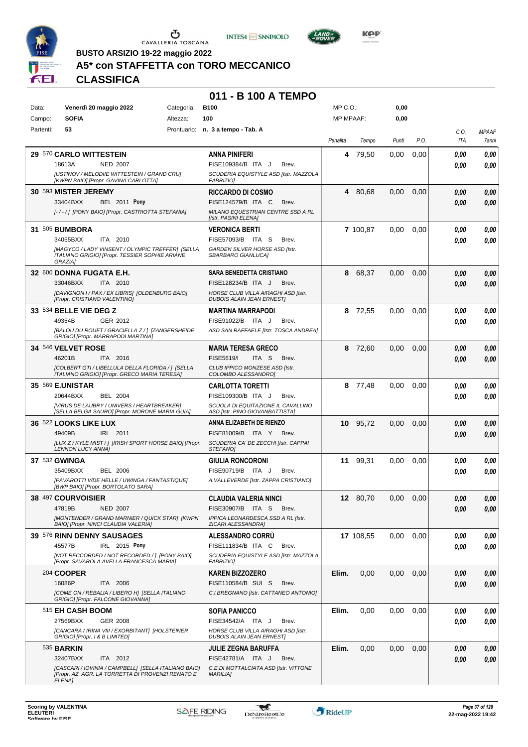BUSTO ARSIZIO 19-22 maggio 2022

# A5* con STAFFETTA con TORO MECCANICO

## CLASSIFICA

### 011 - B 100 A TEMPO

| | | | | | |
|---|---|---|---|---|---|
| Data: | Venerdì 20 maggio 2022 | Categoria: | B100 | MP C.O.: | 0,00 |
| Campo: | SOFIA | Altezza: | 100 | MP MPAAF: | 0,00 |
| Partenti: | 53 | Prontuario: | n. 3 a tempo - Tab. A | | |

| Cl. | Cavallo | Cavaliere | Penalità | Tempo | Punti | P.O. | C.O. ITA | MPAAF 7anni |
|---|---|---|---|---|---|---|---|---|
| 29 | 570 **CARLO WITTESTEIN** 18613A NED 2007 *[USTINOV / MELODIIE WITTESTEIN / GRAND CRU] [KWPN BAIO] [Propr. GAVINA CARLOTTA]* | **ANNA PINIFERI** FISE109384/B ITA J Brev. *SCUDERIA EQUISTYLE ASD [Istr. MAZZOLA FABRIZIO]* | 4 | 79,50 | 0,00 | 0,00 | 0,00 / 0,00 | 0,00 / 0,00 |
| 30 | 593 **MISTER JEREMY** 33404BXX BEL 2011 Pony *[- / - / ] [PONY BAIO] [Propr. CASTRIOTTA STEFANIA]* | **RICCARDO DI COSMO** FISE124579/B ITA C Brev. *MILANO EQUESTRIAN CENTRE SSD A RL [Istr. PASINI ELENA]* | 4 | 80,68 | 0,00 | 0,00 | 0,00 / 0,00 | 0,00 / 0,00 |
| 31 | 505 **BUMBORA** 34055BXX ITA 2010 *[MAGYCO / LADY VINSENT / OLYMPIC TREFFER] [SELLA ITALIANO GRIGIO] [Propr. TESSIER SOPHIE ARIANE GRAZIA]* | **VERONICA BERTI** FISE57093/B ITA S Brev. *GARDEN SILVER HORSE ASD [Istr. SBARBARO GIANLUCA]* | 7 | 100,87 | 0,00 | 0,00 | 0,00 / 0,00 | 0,00 / 0,00 |
| 32 | 600 **DONNA FUGATA E.H.** 33046BXX ITA 2010 *[DAVIGNON I / PAX / EX LIBRIS] [OLDENBURG BAIO] [Propr. CRISTIANO VALENTINO]* | **SARA BENEDETTA CRISTIANO** FISE128234/B ITA J Brev. *HORSE CLUB VILLA AIRAGHI ASD [Istr. DUBOIS ALAIN JEAN ERNEST]* | 8 | 68,37 | 0,00 | 0,00 | 0,00 / 0,00 | 0,00 / 0,00 |
| 33 | 534 **BELLE VIE DEG Z** 49354B GER 2012 *[BALOU DU ROUET / GRACIELLA Z / ] [ZANGERSHEIDE GRIGIO] [Propr. MARRAPODI MARTINA]* | **MARTINA MARRAPODI** FISE91022/B ITA J Brev. *ASD SAN RAFFAELE [Istr. TOSCA ANDREA]* | 8 | 72,55 | 0,00 | 0,00 | 0,00 / 0,00 | 0,00 / 0,00 |
| 34 | 546 **VELVET ROSE** 46201B ITA 2016 *[COLBERT GTI / LIBELLULA DELLA FLORIDA / ] [SELLA ITALIANO GRIGIO] [Propr. GRECO MARIA TERESA]* | **MARIA TERESA GRECO** FISE5619/I ITA S Brev. *CLUB IPPICO MONZESE ASD [Istr. COLOMBO ALESSANDRO]* | 8 | 72,60 | 0,00 | 0,00 | 0,00 / 0,00 | 0,00 / 0,00 |
| 35 | 569 **E.UNISTAR** 20644BXX BEL 2004 *[VIRUS DE LAUBRY / UNIVERS / HEARTBREAKER] [SELLA BELGA SAURO] [Propr. MORONE MARIA GUIA]* | **CARLOTTA TORETTI** FISE109300/B ITA J Brev. *SCUOLA DI EQUITAZIONE IL CAVALLINO ASD [Istr. PINO GIOVANBATTISTA]* | 8 | 77,48 | 0,00 | 0,00 | 0,00 / 0,00 | 0,00 / 0,00 |
| 36 | 522 **LOOKS LIKE LUX** 49409B IRL 2011 *[LUX Z / KYLE MIST / ] [IRISH SPORT HORSE BAIO] [Propr. LENNON LUCY ANNA]* | **ANNA ELIZABETH DE RIENZO** FISE81009/B ITA Y Brev. *SCUDERIA CA' DE ZECCHI [Istr. CAPPAI STEFANO]* | 10 | 95,72 | 0,00 | 0,00 | 0,00 / 0,00 | 0,00 / 0,00 |
| 37 | 532 **GWINGA** 35409BXX BEL 2006 *[PAVAROTTI V/DE HELLE / UWINGA / FANTASTIQUE] [BWP BAIO] [Propr. BORTOLATO SARA]* | **GIULIA RONCORONI** FISE90719/B ITA J Brev. *A.VALLEVERDE [Istr. ZAPPA CRISTIANO]* | 11 | 99,31 | 0,00 | 0,00 | 0,00 / 0,00 | 0,00 / 0,00 |
| 38 | 497 **COURVOISIER** 47819B NED 2007 *[MONTENDER / GRAND MARNIER / QUICK STAR] [KWPN BAIO] [Propr. NINCI CLAUDIA VALERIA]* | **CLAUDIA VALERIA NINCI** FISE30907/B ITA S Brev. *IPPICA LEONARDESCA SSD A RL [Istr. ZICARI ALESSANDRA]* | 12 | 80,70 | 0,00 | 0,00 | 0,00 / 0,00 | 0,00 / 0,00 |
| 39 | 576 **RINN DENNY SAUSAGES** 45577B IRL 2015 Pony *[NOT RECCORDED / NOT RECORDED / ] [PONY BAIO] [Propr. SAVAROLA AVELLA FRANCESCA MARIA]* | **ALESSANDRO CORRÙ** FISE111834/B ITA C Brev. *SCUDERIA EQUISTYLE ASD [Istr. MAZZOLA FABRIZIO]* | 17 | 108,55 | 0,00 | 0,00 | 0,00 / 0,00 | 0,00 / 0,00 |
| | 204 **COOPER** 16086P ITA 2006 *[COME ON / REBALIA / LIBERO H] [SELLA ITALIANO GRIGIO] [Propr. FALCONE GIOVANNA]* | **KAREN BIZZOZERO** FISE110584/B SUI S Brev. *C.I.BREGNANO [Istr. CATTANEO ANTONIO]* | Elim. | 0,00 | 0,00 | 0,00 | 0,00 / 0,00 | 0,00 / 0,00 |
| | 515 **EH CASH BOOM** 27569BXX GER 2008 *[CANCARA / IRINA VIII / EXORBITANT] [HOLSTEINER GRIGIO] [Propr. I & B LIMITED]* | **SOFIA PANICCO** FISE34542/A ITA J Brev. *HORSE CLUB VILLA AIRAGHI ASD [Istr. DUBOIS ALAIN JEAN ERNEST]* | Elim. | 0,00 | 0,00 | 0,00 | 0,00 / 0,00 | 0,00 / 0,00 |
| | 535 **BARKIN** 32407BXX ITA 2012 *[CASCARI / IOVINIA / CAMPBELL] [SELLA ITALIANO BAIO] [Propr. AZ. AGR. LA TORRETTA DI PROVENZI RENATO E ELENA]* | **JULIE ZEGNA BARUFFA** FISE42781/A ITA J Brev. *C.E.DI MOTTALCIATA ASD [Istr. VITTONE MARILIA]* | Elim. | 0,00 | 0,00 | 0,00 | 0,00 / 0,00 | 0,00 / 0,00 |

Scoring by VALENTINA ELEUTERI

22-mag-2022 19:42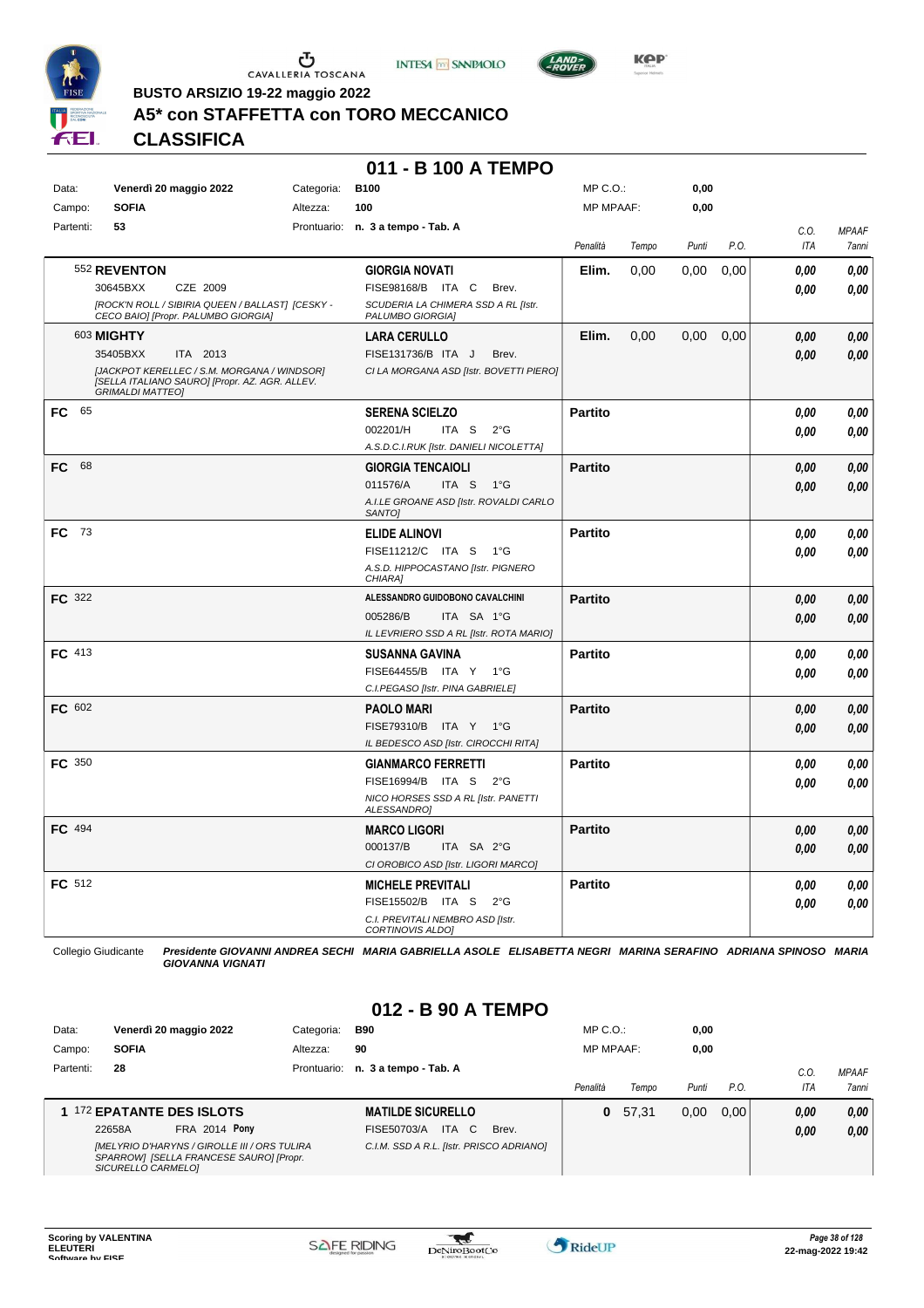BUSTO ARSIZIO 19-22 maggio 2022

# A5* con STAFFETTA con TORO MECCANICO

## CLASSIFICA

## 011 - B 100 A TEMPO

| Data: | Venerdì 20 maggio 2022 | Categoria: | B100 | MP C.O.: | 0,00 |
|---|---|---|---|---|---|
| Campo: | SOFIA | Altezza: | 100 | MP MPAAF: | 0,00 |
| Partenti: | 53 | Prontuario: | n. 3 a tempo - Tab. A | | |

| | Cavallo | Cavaliere | Penalità | Tempo | Punti | P.O. | C.O. ITA | MPAAF 7anni |
|---|---|---|---|---|---|---|---|---|
| | 552 **REVENTON** 30645BXX CZE 2009 *[ROCK'N ROLL / SIBIRIA QUEEN / BALLAST] [CESKY - CECO BAIO] [Propr. PALUMBO GIORGIA]* | **GIORGIA NOVATI** FISE98168/B ITA C Brev. *SCUDERIA LA CHIMERA SSD A RL [Istr. PALUMBO GIORGIA]* | **Elim.** | 0,00 | 0,00 | 0,00 | *0,00* *0,00* | *0,00* *0,00* |
| | 603 **MIGHTY** 35405BXX ITA 2013 *[JACKPOT KERELLEC / S.M. MORGANA / WINDSOR] [SELLA ITALIANO SAURO] [Propr. AZ. AGR. ALLEV. GRIMALDI MATTEO]* | **LARA CERULLO** FISE131736/B ITA J Brev. *CI LA MORGANA ASD [Istr. BOVETTI PIERO]* | **Elim.** | 0,00 | 0,00 | 0,00 | *0,00* *0,00* | *0,00* *0,00* |
| **FC** | 65 | **SERENA SCIELZO** 002201/H ITA S 2°G *A.S.D.C.I.RUK [Istr. DANIELI NICOLETTA]* | **Partito** | | | | *0,00* *0,00* | *0,00* *0,00* |
| **FC** | 68 | **GIORGIA TENCAIOLI** 011576/A ITA S 1°G *A.I.LE GROANE ASD [Istr. ROVALDI CARLO SANTO]* | **Partito** | | | | *0,00* *0,00* | *0,00* *0,00* |
| **FC** | 73 | **ELIDE ALINOVI** FISE11212/C ITA S 1°G *A.S.D. HIPPOCASTANO [Istr. PIGNERO CHIARA]* | **Partito** | | | | *0,00* *0,00* | *0,00* *0,00* |
| **FC** | 322 | **ALESSANDRO GUIDOBONO CAVALCHINI** 005286/B ITA SA 1°G *IL LEVRIERO SSD A RL [Istr. ROTA MARIO]* | **Partito** | | | | *0,00* *0,00* | *0,00* *0,00* |
| **FC** | 413 | **SUSANNA GAVINA** FISE64455/B ITA Y 1°G *C.I.PEGASO [Istr. PINA GABRIELE]* | **Partito** | | | | *0,00* *0,00* | *0,00* *0,00* |
| **FC** | 602 | **PAOLO MARI** FISE79310/B ITA Y 1°G *IL BEDESCO ASD [Istr. CIROCCHI RITA]* | **Partito** | | | | *0,00* *0,00* | *0,00* *0,00* |
| **FC** | 350 | **GIANMARCO FERRETTI** FISE16994/B ITA S 2°G *NICO HORSES SSD A RL [Istr. PANETTI ALESSANDRO]* | **Partito** | | | | *0,00* *0,00* | *0,00* *0,00* |
| **FC** | 494 | **MARCO LIGORI** 000137/B ITA SA 2°G *CI OROBICO ASD [Istr. LIGORI MARCO]* | **Partito** | | | | *0,00* *0,00* | *0,00* *0,00* |
| **FC** | 512 | **MICHELE PREVITALI** FISE15502/B ITA S 2°G *C.I. PREVITALI NEMBRO ASD [Istr. CORTINOVIS ALDO]* | **Partito** | | | | *0,00* *0,00* | *0,00* *0,00* |

Collegio Giudicante *Presidente GIOVANNI ANDREA SECHI MARIA GABRIELLA ASOLE ELISABETTA NEGRI MARINA SERAFINO ADRIANA SPINOSO MARIA GIOVANNA VIGNATI*

## 012 - B 90 A TEMPO

| Data: | Venerdì 20 maggio 2022 | Categoria: | B90 | MP C.O.: | 0,00 |
|---|---|---|---|---|---|
| Campo: | SOFIA | Altezza: | 90 | MP MPAAF: | 0,00 |
| Partenti: | 28 | Prontuario: | n. 3 a tempo - Tab. A | | |

| | Cavallo | Cavaliere | Penalità | Tempo | Punti | P.O. | C.O. ITA | MPAAF 7anni |
|---|---|---|---|---|---|---|---|---|
| 1 | 172 **EPATANTE DES ISLOTS** 22658A FRA 2014 **Pony** *[MELYRIO D'HARYNS / GIROLLE III / ORS TULIRA SPARROW] [SELLA FRANCESE SAURO] [Propr. SICURELLO CARMELO]* | **MATILDE SICURELLO** FISE50703/A ITA C Brev. *C.I.M. SSD A R.L. [Istr. PRISCO ADRIANO]* | **0** | 57,31 | 0,00 | 0,00 | *0,00* *0,00* | *0,00* *0,00* |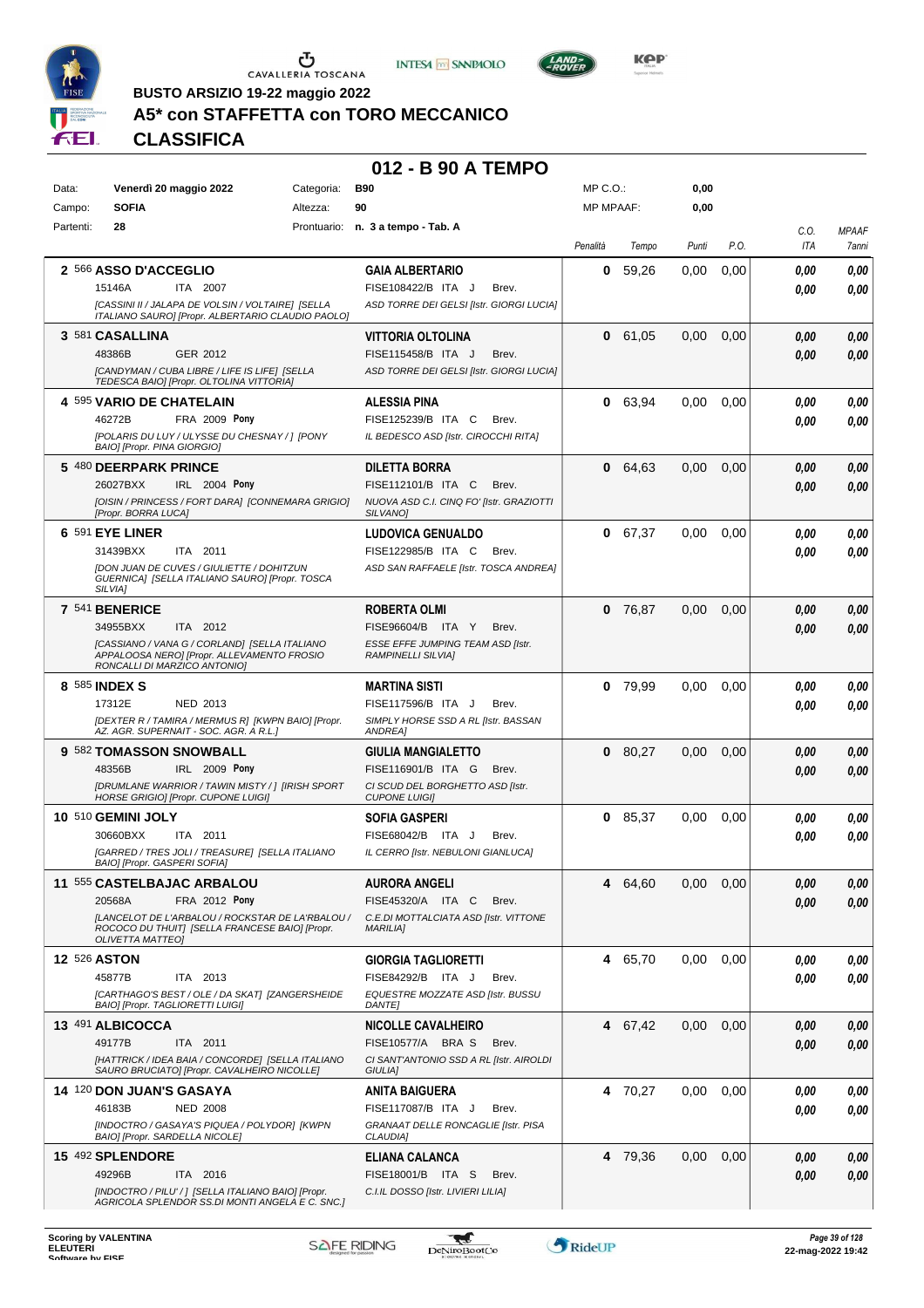BUSTO ARSIZIO 19-22 maggio 2022

# A5* con STAFFETTA con TORO MECCANICO

## CLASSIFICA

## 012 - B 90 A TEMPO

| | | | | | |
|---|---|---|---|---|---|
| Data: | Venerdì 20 maggio 2022 | Categoria: | B90 | MP C.O.: | 0,00 |
| Campo: | SOFIA | Altezza: | 90 | MP MPAAF: | 0,00 |
| Partenti: | 28 | Prontuario: | n. 3 a tempo - Tab. A | | |

| Cl. | N. | Cavallo | Cavaliere | Penalità | Tempo | Punti | P.O. | C.O. ITA | MPAAF 7anni |
|---|---|---|---|---|---|---|---|---|---|
| 2 | 566 | **ASSO D'ACCEGLIO** 15146A ITA 2007 *[CASSINI II / JALAPA DE VOLSIN / VOLTAIRE] [SELLA ITALIANO SAURO] [Propr. ALBERTARIO CLAUDIO PAOLO]* | **GAIA ALBERTARIO** FISE108422/B ITA J Brev. *ASD TORRE DEI GELSI [Istr. GIORGI LUCIA]* | 0 | 59,26 | 0,00 | 0,00 | 0,00 / 0,00 | 0,00 / 0,00 |
| 3 | 581 | **CASALLINA** 48386B GER 2012 *[CANDYMAN / CUBA LIBRE / LIFE IS LIFE] [SELLA TEDESCA BAIO] [Propr. OLTOLINA VITTORIA]* | **VITTORIA OLTOLINA** FISE115458/B ITA J Brev. *ASD TORRE DEI GELSI [Istr. GIORGI LUCIA]* | 0 | 61,05 | 0,00 | 0,00 | 0,00 / 0,00 | 0,00 / 0,00 |
| 4 | 595 | **VARIO DE CHATELAIN** 46272B FRA 2009 Pony *[POLARIS DU LUY / ULYSSE DU CHESNAY / ] [PONY BAIO] [Propr. PINA GIORGIO]* | **ALESSIA PINA** FISE125239/B ITA C Brev. *IL BEDESCO ASD [Istr. CIROCCHI RITA]* | 0 | 63,94 | 0,00 | 0,00 | 0,00 / 0,00 | 0,00 / 0,00 |
| 5 | 480 | **DEERPARK PRINCE** 26027BXX IRL 2004 Pony *[OISIN / PRINCESS / FORT DARA] [CONNEMARA GRIGIO] [Propr. BORRA LUCA]* | **DILETTA BORRA** FISE112101/B ITA C Brev. *NUOVA ASD C.I. CINQ FO' [Istr. GRAZIOTTI SILVANO]* | 0 | 64,63 | 0,00 | 0,00 | 0,00 / 0,00 | 0,00 / 0,00 |
| 6 | 591 | **EYE LINER** 31439BXX ITA 2011 *[DON JUAN DE CUVES / GIULIETTE / DOHITZUN GUERNICA] [SELLA ITALIANO SAURO] [Propr. TOSCA SILVIA]* | **LUDOVICA GENUALDO** FISE122985/B ITA C Brev. *ASD SAN RAFFAELE [Istr. TOSCA ANDREA]* | 0 | 67,37 | 0,00 | 0,00 | 0,00 / 0,00 | 0,00 / 0,00 |
| 7 | 541 | **BENERICE** 34955BXX ITA 2012 *[CASSIANO / VANA G / CORLAND] [SELLA ITALIANO APPALOOSA NERO] [Propr. ALLEVAMENTO FROSIO RONCALLI DI MARZICO ANTONIO]* | **ROBERTA OLMI** FISE96604/B ITA Y Brev. *ESSE EFFE JUMPING TEAM ASD [Istr. RAMPINELLI SILVIA]* | 0 | 76,87 | 0,00 | 0,00 | 0,00 / 0,00 | 0,00 / 0,00 |
| 8 | 585 | **INDEX S** 17312E NED 2013 *[DEXTER R / TAMIRA / MERMUS R] [KWPN BAIO] [Propr. AZ. AGR. SUPERNAIT - SOC. AGR. A R.L.]* | **MARTINA SISTI** FISE117596/B ITA J Brev. *SIMPLY HORSE SSD A RL [Istr. BASSAN ANDREA]* | 0 | 79,99 | 0,00 | 0,00 | 0,00 / 0,00 | 0,00 / 0,00 |
| 9 | 582 | **TOMASSON SNOWBALL** 48356B IRL 2009 Pony *[DRUMLANE WARRIOR / TAWIN MISTY / ] [IRISH SPORT HORSE GRIGIO] [Propr. CUPONE LUIGI]* | **GIULIA MANGIALETTO** FISE116901/B ITA G Brev. *CI SCUD DEL BORGHETTO ASD [Istr. CUPONE LUIGI]* | 0 | 80,27 | 0,00 | 0,00 | 0,00 / 0,00 | 0,00 / 0,00 |
| 10 | 510 | **GEMINI JOLY** 30660BXX ITA 2011 *[GARRED / TRES JOLI / TREASURE] [SELLA ITALIANO BAIO] [Propr. GASPERI SOFIA]* | **SOFIA GASPERI** FISE68042/B ITA J Brev. *IL CERRO [Istr. NEBULONI GIANLUCA]* | 0 | 85,37 | 0,00 | 0,00 | 0,00 / 0,00 | 0,00 / 0,00 |
| 11 | 555 | **CASTELBAJAC ARBALOU** 20568A FRA 2012 Pony *[LANCELOT DE L'ARBALOU / ROCKSTAR DE LA'RBALOU / ROCOCO DU THUIT] [SELLA FRANCESE BAIO] [Propr. OLIVETTA MATTEO]* | **AURORA ANGELI** FISE45320/A ITA C Brev. *C.E.DI MOTTALCIATA ASD [Istr. VITTONE MARILIA]* | 4 | 64,60 | 0,00 | 0,00 | 0,00 / 0,00 | 0,00 / 0,00 |
| 12 | 526 | **ASTON** 45877B ITA 2013 *[CARTHAGO'S BEST / OLE / DA SKAT] [ZANGERSHEIDE BAIO] [Propr. TAGLIORETTI LUIGI]* | **GIORGIA TAGLIORETTI** FISE84292/B ITA J Brev. *EQUESTRE MOZZATE ASD [Istr. BUSSU DANTE]* | 4 | 65,70 | 0,00 | 0,00 | 0,00 / 0,00 | 0,00 / 0,00 |
| 13 | 491 | **ALBICOCCA** 49177B ITA 2011 *[HATTRICK / IDEA BAIA / CONCORDE] [SELLA ITALIANO SAURO BRUCIATO] [Propr. CAVALHEIRO NICOLLE]* | **NICOLLE CAVALHEIRO** FISE10577/A BRA S Brev. *CI SANT'ANTONIO SSD A RL [Istr. AIROLDI GIULIA]* | 4 | 67,42 | 0,00 | 0,00 | 0,00 / 0,00 | 0,00 / 0,00 |
| 14 | 120 | **DON JUAN'S GASAYA** 46183B NED 2008 *[INDOCTRO / GASAYA'S PIQUEA / POLYDOR] [KWPN BAIO] [Propr. SARDELLA NICOLE]* | **ANITA BAIGUERA** FISE117087/B ITA J Brev. *GRANAAT DELLE RONCAGLIE [Istr. PISA CLAUDIA]* | 4 | 70,27 | 0,00 | 0,00 | 0,00 / 0,00 | 0,00 / 0,00 |
| 15 | 492 | **SPLENDORE** 49296B ITA 2016 *[INDOCTRO / PILU' / ] [SELLA ITALIANO BAIO] [Propr. AGRICOLA SPLENDOR SS.DI MONTI ANGELA E C. SNC.]* | **ELIANA CALANCA** FISE18001/B ITA S Brev. *C.I.IL DOSSO [Istr. LIVIERI LILIA]* | 4 | 79,36 | 0,00 | 0,00 | 0,00 / 0,00 | 0,00 / 0,00 |

Scoring by VALENTINA ELEUTERI
Software by FISE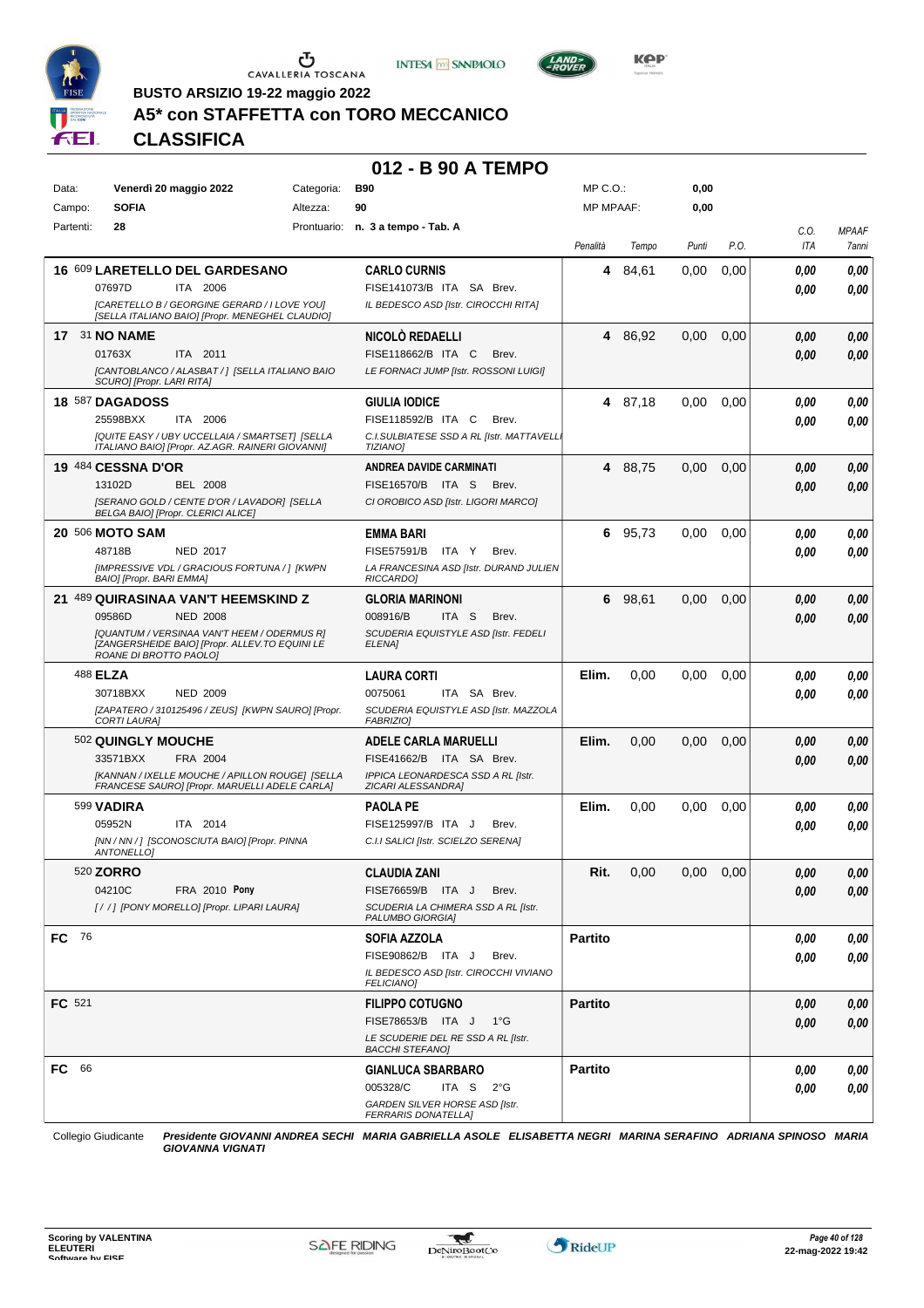**BUSTO ARSIZIO 19-22 maggio 2022**

# A5* con STAFFETTA con TORO MECCANICO

## CLASSIFICA

### 012 - B 90 A TEMPO

| Data: | Venerdì 20 maggio 2022 | Categoria: | B90 | MP C.O.: | 0,00 |
|---|---|---|---|---|---|
| Campo: | SOFIA | Altezza: | 90 | MP MPAAF: | 0,00 |
| Partenti: | 28 | Prontuario: | n. 3 a tempo - Tab. A | | |

| Pos. | Cavallo | Cavaliere | Penalità | Tempo | Punti | P.O. | C.O. ITA | MPAAF 7anni |
|---|---|---|---|---|---|---|---|---|
| 16 | 609 **LARETELLO DEL GARDESANO** 07697D ITA 2006 *[CARETELLO B / GEORGINE GERARD / I LOVE YOU] [SELLA ITALIANO BAIO] [Propr. MENEGHEL CLAUDIO]* | **CARLO CURNIS** FISE141073/B ITA SA Brev. *IL BEDESCO ASD [Istr. CIROCCHI RITA]* | 4 | 84,61 | 0,00 | 0,00 | 0,00 / 0,00 | 0,00 / 0,00 |
| 17 | 31 **NO NAME** 01763X ITA 2011 *[CANTOBLANCO / ALASBAT / ] [SELLA ITALIANO BAIO SCURO] [Propr. LARI RITA]* | **NICOLÒ REDAELLI** FISE118662/B ITA C Brev. *LE FORNACI JUMP [Istr. ROSSONI LUIGI]* | 4 | 86,92 | 0,00 | 0,00 | 0,00 / 0,00 | 0,00 / 0,00 |
| 18 | 587 **DAGADOSS** 25598BXX ITA 2006 *[QUITE EASY / UBY UCCELLAIA / SMARTSET] [SELLA ITALIANO BAIO] [Propr. AZ.AGR. RAINERI GIOVANNI]* | **GIULIA IODICE** FISE118592/B ITA C Brev. *C.I.SULBIATESE SSD A RL [Istr. MATTAVELLI TIZIANO]* | 4 | 87,18 | 0,00 | 0,00 | 0,00 / 0,00 | 0,00 / 0,00 |
| 19 | 484 **CESSNA D'OR** 13102D BEL 2008 *[SERANO GOLD / CENTE D'OR / LAVADOR] [SELLA BELGA BAIO] [Propr. CLERICI ALICE]* | **ANDREA DAVIDE CARMINATI** FISE16570/B ITA S Brev. *CI OROBICO ASD [Istr. LIGORI MARCO]* | 4 | 88,75 | 0,00 | 0,00 | 0,00 / 0,00 | 0,00 / 0,00 |
| 20 | 506 **MOTO SAM** 48718B NED 2017 *[IMPRESSIVE VDL / GRACIOUS FORTUNA / ] [KWPN BAIO] [Propr. BARI EMMA]* | **EMMA BARI** FISE57591/B ITA Y Brev. *LA FRANCESINA ASD [Istr. DURAND JULIEN RICCARDO]* | 6 | 95,73 | 0,00 | 0,00 | 0,00 / 0,00 | 0,00 / 0,00 |
| 21 | 489 **QUIRASINAA VAN'T HEEMSKIND Z** 09586D NED 2008 *[QUANTUM / VERSINAA VAN'T HEEM / ODERMUS R] [ZANGERSHEIDE BAIO] [Propr. ALLEV.TO EQUINI LE ROANE DI BROTTO PAOLO]* | **GLORIA MARINONI** 008916/B ITA S Brev. *SCUDERIA EQUISTYLE ASD [Istr. FEDELI ELENA]* | 6 | 98,61 | 0,00 | 0,00 | 0,00 / 0,00 | 0,00 / 0,00 |
| | 488 **ELZA** 30718BXX NED 2009 *[ZAPATERO / 310125496 / ZEUS] [KWPN SAURO] [Propr. CORTI LAURA]* | **LAURA CORTI** 0075061 ITA SA Brev. *SCUDERIA EQUISTYLE ASD [Istr. MAZZOLA FABRIZIO]* | Elim. | 0,00 | 0,00 | 0,00 | 0,00 / 0,00 | 0,00 / 0,00 |
| | 502 **QUINGLY MOUCHE** 33571BXX FRA 2004 *[KANNAN / IXELLE MOUCHE / APILLON ROUGE] [SELLA FRANCESE SAURO] [Propr. MARUELLI ADELE CARLA]* | **ADELE CARLA MARUELLI** FISE41662/B ITA SA Brev. *IPPICA LEONARDESCA SSD A RL [Istr. ZICARI ALESSANDRA]* | Elim. | 0,00 | 0,00 | 0,00 | 0,00 / 0,00 | 0,00 / 0,00 |
| | 599 **VADIRA** 05952N ITA 2014 *[NN / NN / ] [SCONOSCIUTA BAIO] [Propr. PINNA ANTONELLO]* | **PAOLA PE** FISE125997/B ITA J Brev. *C.I.I SALICI [Istr. SCIELZO SERENA]* | Elim. | 0,00 | 0,00 | 0,00 | 0,00 / 0,00 | 0,00 / 0,00 |
| | 520 **ZORRO** 04210C FRA 2010 **Pony** *[ / / ] [PONY MORELLO] [Propr. LIPARI LAURA]* | **CLAUDIA ZANI** FISE76659/B ITA J Brev. *SCUDERIA LA CHIMERA SSD A RL [Istr. PALUMBO GIORGIA]* | Rit. | 0,00 | 0,00 | 0,00 | 0,00 / 0,00 | 0,00 / 0,00 |
| FC | 76 | **SOFIA AZZOLA** FISE90862/B ITA J Brev. *IL BEDESCO ASD [Istr. CIROCCHI VIVIANO FELICIANO]* | Partito | | | | 0,00 / 0,00 | 0,00 / 0,00 |
| FC | 521 | **FILIPPO COTUGNO** FISE78653/B ITA J 1°G *LE SCUDERIE DEL RE SSD A RL [Istr. BACCHI STEFANO]* | Partito | | | | 0,00 / 0,00 | 0,00 / 0,00 |
| FC | 66 | **GIANLUCA SBARBARO** 005328/C ITA S 2°G *GARDEN SILVER HORSE ASD [Istr. FERRARIS DONATELLA]* | Partito | | | | 0,00 / 0,00 | 0,00 / 0,00 |

Collegio Giudicante *Presidente GIOVANNI ANDREA SECHI MARIA GABRIELLA ASOLE ELISABETTA NEGRI MARINA SERAFINO ADRIANA SPINOSO MARIA GIOVANNA VIGNATI*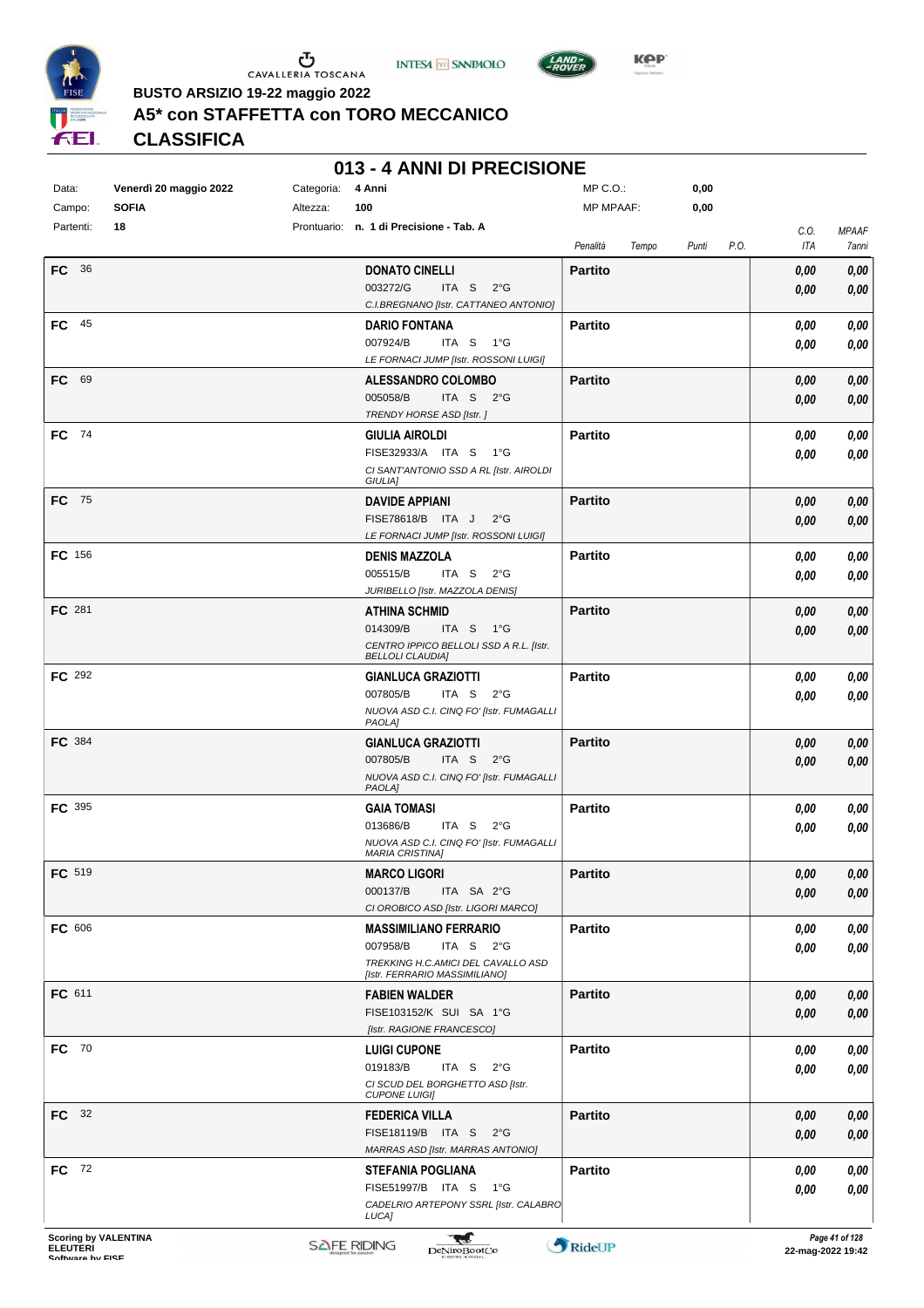BUSTO ARSIZIO 19-22 maggio 2022

# A5* con STAFFETTA con TORO MECCANICO

## CLASSIFICA

### 013 - 4 ANNI DI PRECISIONE

| Data: | Venerdì 20 maggio 2022 | Categoria: | 4 Anni | MP C.O.: | 0,00 |
|---|---|---|---|---|---|
| Campo: | SOFIA | Altezza: | 100 | MP MPAAF: | 0,00 |
| Partenti: | 18 | Prontuario: | n. 1 di Precisione - Tab. A | | |

| | | Cavaliere | Penalità | Tempo | Punti | P.O. | C.O. ITA | MPAAF 7anni |
|---|---|---|---|---|---|---|---|---|
| FC | 36 | **DONATO CINELLI** 003272/G ITA S 2°G *C.I.BREGNANO [Istr. CATTANEO ANTONIO]* | **Partito** | | | | 0,00 / 0,00 | 0,00 / 0,00 |
| FC | 45 | **DARIO FONTANA** 007924/B ITA S 1°G *LE FORNACI JUMP [Istr. ROSSONI LUIGI]* | **Partito** | | | | 0,00 / 0,00 | 0,00 / 0,00 |
| FC | 69 | **ALESSANDRO COLOMBO** 005058/B ITA S 2°G *TRENDY HORSE ASD [Istr. ]* | **Partito** | | | | 0,00 / 0,00 | 0,00 / 0,00 |
| FC | 74 | **GIULIA AIROLDI** FISE32933/A ITA S 1°G *CI SANT'ANTONIO SSD A RL [Istr. AIROLDI GIULIA]* | **Partito** | | | | 0,00 / 0,00 | 0,00 / 0,00 |
| FC | 75 | **DAVIDE APPIANI** FISE78618/B ITA J 2°G *LE FORNACI JUMP [Istr. ROSSONI LUIGI]* | **Partito** | | | | 0,00 / 0,00 | 0,00 / 0,00 |
| FC | 156 | **DENIS MAZZOLA** 005515/B ITA S 2°G *JURIBELLO [Istr. MAZZOLA DENIS]* | **Partito** | | | | 0,00 / 0,00 | 0,00 / 0,00 |
| FC | 281 | **ATHINA SCHMID** 014309/B ITA S 1°G *CENTRO IPPICO BELLOLI SSD A R.L. [Istr. BELLOLI CLAUDIA]* | **Partito** | | | | 0,00 / 0,00 | 0,00 / 0,00 |
| FC | 292 | **GIANLUCA GRAZIOTTI** 007805/B ITA S 2°G *NUOVA ASD C.I. CINQ FO' [Istr. FUMAGALLI PAOLA]* | **Partito** | | | | 0,00 / 0,00 | 0,00 / 0,00 |
| FC | 384 | **GIANLUCA GRAZIOTTI** 007805/B ITA S 2°G *NUOVA ASD C.I. CINQ FO' [Istr. FUMAGALLI PAOLA]* | **Partito** | | | | 0,00 / 0,00 | 0,00 / 0,00 |
| FC | 395 | **GAIA TOMASI** 013686/B ITA S 2°G *NUOVA ASD C.I. CINQ FO' [Istr. FUMAGALLI MARIA CRISTINA]* | **Partito** | | | | 0,00 / 0,00 | 0,00 / 0,00 |
| FC | 519 | **MARCO LIGORI** 000137/B ITA SA 2°G *CI OROBICO ASD [Istr. LIGORI MARCO]* | **Partito** | | | | 0,00 / 0,00 | 0,00 / 0,00 |
| FC | 606 | **MASSIMILIANO FERRARIO** 007958/B ITA S 2°G *TREKKING H.C.AMICI DEL CAVALLO ASD [Istr. FERRARIO MASSIMILIANO]* | **Partito** | | | | 0,00 / 0,00 | 0,00 / 0,00 |
| FC | 611 | **FABIEN WALDER** FISE103152/K SUI SA 1°G *[Istr. RAGIONE FRANCESCO]* | **Partito** | | | | 0,00 / 0,00 | 0,00 / 0,00 |
| FC | 70 | **LUIGI CUPONE** 019183/B ITA S 2°G *CI SCUD DEL BORGHETTO ASD [Istr. CUPONE LUIGI]* | **Partito** | | | | 0,00 / 0,00 | 0,00 / 0,00 |
| FC | 32 | **FEDERICA VILLA** FISE18119/B ITA S 2°G *MARRAS ASD [Istr. MARRAS ANTONIO]* | **Partito** | | | | 0,00 / 0,00 | 0,00 / 0,00 |
| FC | 72 | **STEFANIA POGLIANA** FISE51997/B ITA S 1°G *CADELRIO ARTEPONY SSRL [Istr. CALABRO LUCA]* | **Partito** | | | | 0,00 / 0,00 | 0,00 / 0,00 |

Scoring by VALENTINA ELEUTERI
Software by FISE

22-mag-2022 19:42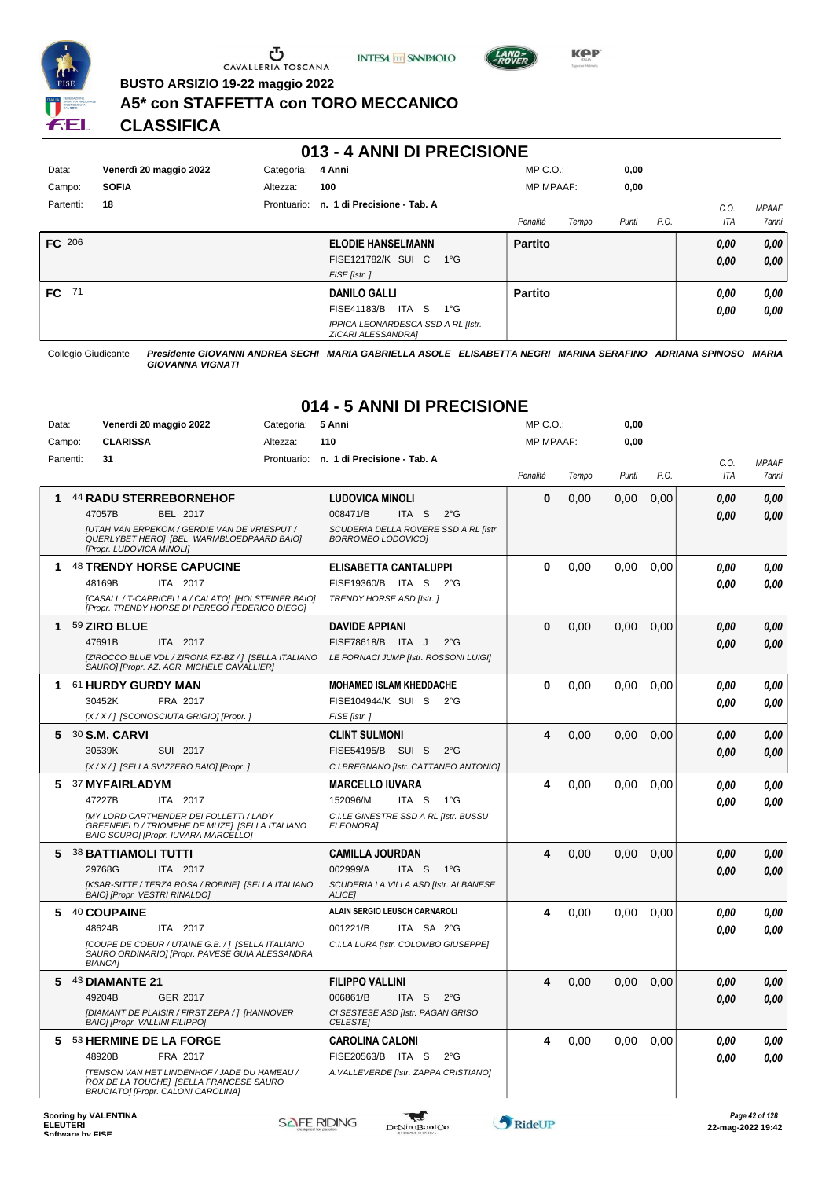**BUSTO ARSIZIO 19-22 maggio 2022**

# A5* con STAFFETTA con TORO MECCANICO

## CLASSIFICA

## 013 - 4 ANNI DI PRECISIONE

| | | | | | |
|---|---|---|---|---|---|
| Data: | Venerdì 20 maggio 2022 | Categoria: | 4 Anni | MP C.O.: | 0,00 |
| Campo: | SOFIA | Altezza: | 100 | MP MPAAF: | 0,00 |
| Partenti: | 18 | Prontuario: | n. 1 di Precisione - Tab. A | | |

| | Cavallo | Cavaliere | Penalità | Tempo | Punti | P.O. | C.O. ITA | MPAAF 7anni |
|---|---|---|---|---|---|---|---|---|
| FC | 206 | ELODIE HANSELMANN<br>FISE121782/K SUI C 1°G<br>FISE [Istr. ] | Partito | | | | 0,00<br>0,00 | 0,00<br>0,00 |
| FC | 71 | DANILO GALLI<br>FISE41183/B ITA S 1°G<br>IPPICA LEONARDESCA SSD A RL [Istr. ZICARI ALESSANDRA] | Partito | | | | 0,00<br>0,00 | 0,00<br>0,00 |

Collegio Giudicante *Presidente GIOVANNI ANDREA SECHI MARIA GABRIELLA ASOLE ELISABETTA NEGRI MARINA SERAFINO ADRIANA SPINOSO MARIA GIOVANNA VIGNATI*

## 014 - 5 ANNI DI PRECISIONE

| | | | | | |
|---|---|---|---|---|---|
| Data: | Venerdì 20 maggio 2022 | Categoria: | 5 Anni | MP C.O.: | 0,00 |
| Campo: | CLARISSA | Altezza: | 110 | MP MPAAF: | 0,00 |
| Partenti: | 31 | Prontuario: | n. 1 di Precisione - Tab. A | | |

| | Cavallo | Cavaliere | Penalità | Tempo | Punti | P.O. | C.O. ITA | MPAAF 7anni |
|---|---|---|---|---|---|---|---|---|
| 1 | 44 RADU STERREBORNEHOF<br>47057B BEL 2017<br>*[UTAH VAN ERPEKOM / GERDIE VAN DE VRIESPUT / QUERLYBET HERO] [BEL. WARMBLOEDPAARD BAIO] [Propr. LUDOVICA MINOLI]* | LUDOVICA MINOLI<br>008471/B ITA S 2°G<br>SCUDERIA DELLA ROVERE SSD A RL [Istr. BORROMEO LODOVICO] | 0 | 0,00 | 0,00 | 0,00 | 0,00<br>0,00 | 0,00<br>0,00 |
| 1 | 48 TRENDY HORSE CAPUCINE<br>48169B ITA 2017<br>*[CASALL / T-CAPRICELLA / CALATO] [HOLSTEINER BAIO] [Propr. TRENDY HORSE DI PEREGO FEDERICO DIEGO]* | ELISABETTA CANTALUPPI<br>FISE19360/B ITA S 2°G<br>TRENDY HORSE ASD [Istr. ] | 0 | 0,00 | 0,00 | 0,00 | 0,00<br>0,00 | 0,00<br>0,00 |
| 1 | 59 ZIRO BLUE<br>47691B ITA 2017<br>*[ZIROCCO BLUE VDL / ZIRONA FZ-BZ / ] [SELLA ITALIANO SAURO] [Propr. AZ. AGR. MICHELE CAVALLIER]* | DAVIDE APPIANI<br>FISE78618/B ITA J 2°G<br>LE FORNACI JUMP [Istr. ROSSONI LUIGI] | 0 | 0,00 | 0,00 | 0,00 | 0,00<br>0,00 | 0,00<br>0,00 |
| 1 | 61 HURDY GURDY MAN<br>30452K FRA 2017<br>*[X / X / ] [SCONOSCIUTA GRIGIO] [Propr. ]* | MOHAMED ISLAM KHEDDACHE<br>FISE104944/K SUI S 2°G<br>FISE [Istr. ] | 0 | 0,00 | 0,00 | 0,00 | 0,00<br>0,00 | 0,00<br>0,00 |
| 5 | 30 S.M. CARVI<br>30539K SUI 2017<br>*[X / X / ] [SELLA SVIZZERO BAIO] [Propr. ]* | CLINT SULMONI<br>FISE54195/B SUI S 2°G<br>C.I.BREGNANO [Istr. CATTANEO ANTONIO] | 4 | 0,00 | 0,00 | 0,00 | 0,00<br>0,00 | 0,00<br>0,00 |
| 5 | 37 MYFAIRLADYM<br>47227B ITA 2017<br>*[MY LORD CARTHENDER DEI FOLLETTI / LADY GREENFIELD / TRIOMPHE DE MUZE] [SELLA ITALIANO BAIO SCURO] [Propr. IUVARA MARCELLO]* | MARCELLO IUVARA<br>152096/M ITA S 1°G<br>C.I.LE GINESTRE SSD A RL [Istr. BUSSU ELEONORA] | 4 | 0,00 | 0,00 | 0,00 | 0,00<br>0,00 | 0,00<br>0,00 |
| 5 | 38 BATTIAMOLI TUTTI<br>29768G ITA 2017<br>*[KSAR-SITTE / TERZA ROSA / ROBINE] [SELLA ITALIANO BAIO] [Propr. VESTRI RINALDO]* | CAMILLA JOURDAN<br>002999/A ITA S 1°G<br>SCUDERIA LA VILLA ASD [Istr. ALBANESE ALICE] | 4 | 0,00 | 0,00 | 0,00 | 0,00<br>0,00 | 0,00<br>0,00 |
| 5 | 40 COUPAINE<br>48624B ITA 2017<br>*[COUPE DE COEUR / UTAINE G.B. / ] [SELLA ITALIANO SAURO ORDINARIO] [Propr. PAVESE GUIA ALESSANDRA BIANCA]* | ALAIN SERGIO LEUSCH CARNAROLI<br>001221/B ITA SA 2°G<br>C.I.LA LURA [Istr. COLOMBO GIUSEPPE] | 4 | 0,00 | 0,00 | 0,00 | 0,00<br>0,00 | 0,00<br>0,00 |
| 5 | 43 DIAMANTE 21<br>49204B GER 2017<br>*[DIAMANT DE PLAISIR / FIRST ZEPA / ] [HANNOVER BAIO] [Propr. VALLINI FILIPPO]* | FILIPPO VALLINI<br>006861/B ITA S 2°G<br>CI SESTESE ASD [Istr. PAGAN GRISO CELESTE] | 4 | 0,00 | 0,00 | 0,00 | 0,00<br>0,00 | 0,00<br>0,00 |
| 5 | 53 HERMINE DE LA FORGE<br>48920B FRA 2017<br>*[TENSON VAN HET LINDENHOF / JADE DU HAMEAU / ROX DE LA TOUCHE] [SELLA FRANCESE SAURO BRUCIATO] [Propr. CALONI CAROLINA]* | CAROLINA CALONI<br>FISE20563/B ITA S 2°G<br>A.VALLEVERDE [Istr. ZAPPA CRISTIANO] | 4 | 0,00 | 0,00 | 0,00 | 0,00<br>0,00 | 0,00<br>0,00 |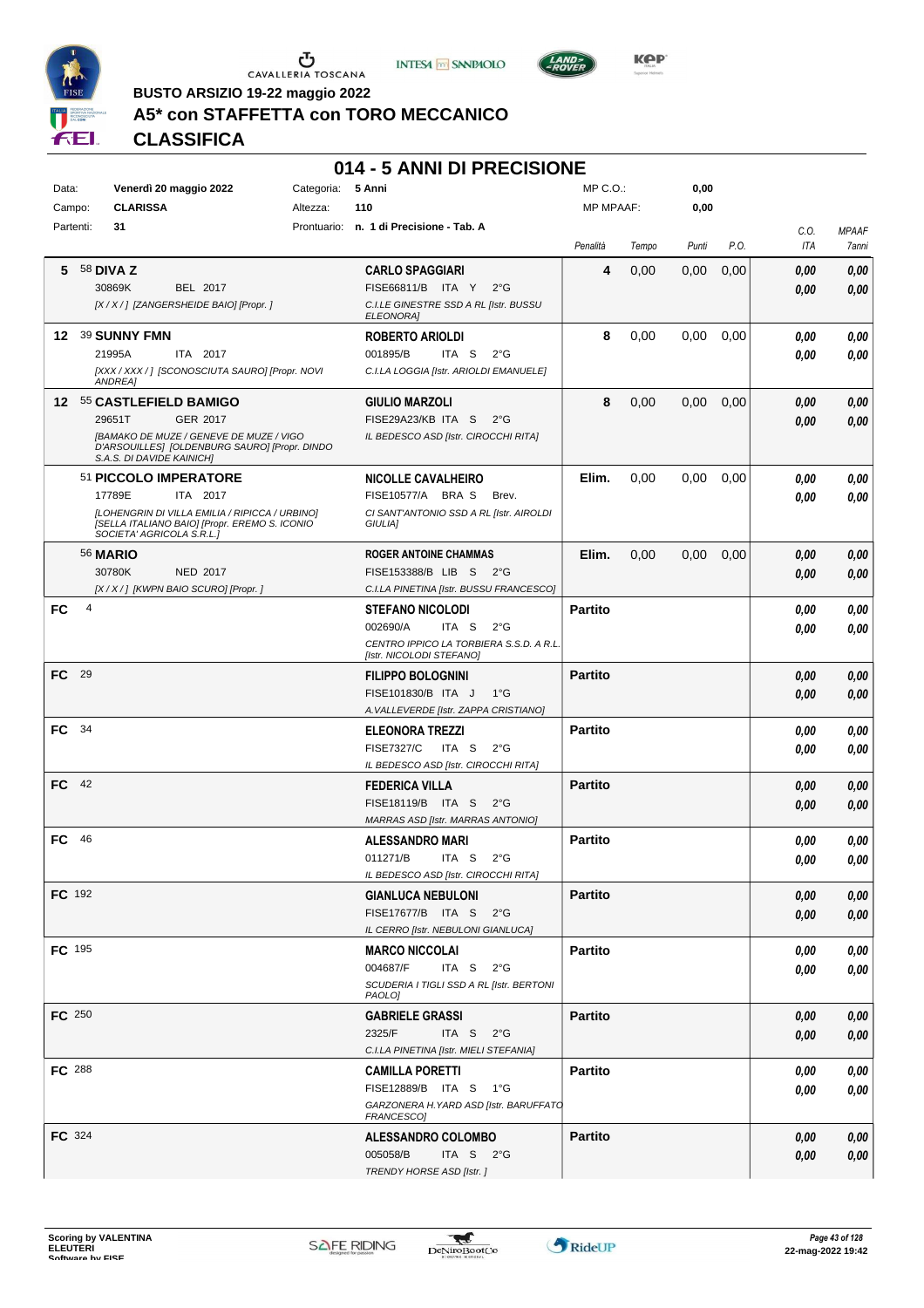BUSTO ARSIZIO 19-22 maggio 2022

# A5* con STAFFETTA con TORO MECCANICO

## CLASSIFICA

## 014 - 5 ANNI DI PRECISIONE

| | | | | | |
|---|---|---|---|---|---|
| Data: | Venerdì 20 maggio 2022 | Categoria: | 5 Anni | MP C.O.: | 0,00 |
| Campo: | CLARISSA | Altezza: | 110 | MP MPAAF: | 0,00 |
| Partenti: | 31 | Prontuario: | n. 1 di Precisione - Tab. A | | |

| Cl. | Cavallo | Cavaliere | Penalità | Tempo | Punti | P.O. | C.O. ITA | MPAAF 7anni |
|---|---|---|---|---|---|---|---|---|
| 5 | 58 **DIVA Z**<br>30869K BEL 2017<br>*[X / X / ] [ZANGERSHEIDE BAIO] [Propr. ]* | **CARLO SPAGGIARI**<br>FISE66811/B ITA Y 2°G<br>*C.I.LE GINESTRE SSD A RL [Istr. BUSSU ELEONORA]* | 4 | 0,00 | 0,00 | 0,00 | 0,00<br>0,00 | 0,00<br>0,00 |
| 12 | 39 **SUNNY FMN**<br>21995A ITA 2017<br>*[XXX / XXX / ] [SCONOSCIUTA SAURO] [Propr. NOVI ANDREA]* | **ROBERTO ARIOLDI**<br>001895/B ITA S 2°G<br>*C.I.LA LOGGIA [Istr. ARIOLDI EMANUELE]* | 8 | 0,00 | 0,00 | 0,00 | 0,00<br>0,00 | 0,00<br>0,00 |
| 12 | 55 **CASTLEFIELD BAMIGO**<br>29651T GER 2017<br>*[BAMAKO DE MUZE / GENEVE DE MUZE / VIGO D'ARSOUILLES] [OLDENBURG SAURO] [Propr. DINDO S.A.S. DI DAVIDE KAINICH]* | **GIULIO MARZOLI**<br>FISE29A23/KB ITA S 2°G<br>*IL BEDESCO ASD [Istr. CIROCCHI RITA]* | 8 | 0,00 | 0,00 | 0,00 | 0,00<br>0,00 | 0,00<br>0,00 |
| | 51 **PICCOLO IMPERATORE**<br>17789E ITA 2017<br>*[LOHENGRIN DI VILLA EMILIA / RIPICCA / URBINO] [SELLA ITALIANO BAIO] [Propr. EREMO S. ICONIO SOCIETA' AGRICOLA S.R.L.]* | **NICOLLE CAVALHEIRO**<br>FISE10577/A BRA S Brev.<br>*CI SANT'ANTONIO SSD A RL [Istr. AIROLDI GIULIA]* | Elim. | 0,00 | 0,00 | 0,00 | 0,00<br>0,00 | 0,00<br>0,00 |
| | 56 **MARIO**<br>30780K NED 2017<br>*[X / X / ] [KWPN BAIO SCURO] [Propr. ]* | **ROGER ANTOINE CHAMMAS**<br>FISE153388/B LIB S 2°G<br>*C.I.LA PINETINA [Istr. BUSSU FRANCESCO]* | Elim. | 0,00 | 0,00 | 0,00 | 0,00<br>0,00 | 0,00<br>0,00 |
| FC | 4 | **STEFANO NICOLODI**<br>002690/A ITA S 2°G<br>*CENTRO IPPICO LA TORBIERA S.S.D. A R.L. [Istr. NICOLODI STEFANO]* | Partito | | | | 0,00<br>0,00 | 0,00<br>0,00 |
| FC | 29 | **FILIPPO BOLOGNINI**<br>FISE101830/B ITA J 1°G<br>*A.VALLEVERDE [Istr. ZAPPA CRISTIANO]* | Partito | | | | 0,00<br>0,00 | 0,00<br>0,00 |
| FC | 34 | **ELEONORA TREZZI**<br>FISE7327/C ITA S 2°G<br>*IL BEDESCO ASD [Istr. CIROCCHI RITA]* | Partito | | | | 0,00<br>0,00 | 0,00<br>0,00 |
| FC | 42 | **FEDERICA VILLA**<br>FISE18119/B ITA S 2°G<br>*MARRAS ASD [Istr. MARRAS ANTONIO]* | Partito | | | | 0,00<br>0,00 | 0,00<br>0,00 |
| FC | 46 | **ALESSANDRO MARI**<br>011271/B ITA S 2°G<br>*IL BEDESCO ASD [Istr. CIROCCHI RITA]* | Partito | | | | 0,00<br>0,00 | 0,00<br>0,00 |
| FC | 192 | **GIANLUCA NEBULONI**<br>FISE17677/B ITA S 2°G<br>*IL CERRO [Istr. NEBULONI GIANLUCA]* | Partito | | | | 0,00<br>0,00 | 0,00<br>0,00 |
| FC | 195 | **MARCO NICCOLAI**<br>004687/F ITA S 2°G<br>*SCUDERIA I TIGLI SSD A RL [Istr. BERTONI PAOLO]* | Partito | | | | 0,00<br>0,00 | 0,00<br>0,00 |
| FC | 250 | **GABRIELE GRASSI**<br>2325/F ITA S 2°G<br>*C.I.LA PINETINA [Istr. MIELI STEFANIA]* | Partito | | | | 0,00<br>0,00 | 0,00<br>0,00 |
| FC | 288 | **CAMILLA PORETTI**<br>FISE12889/B ITA S 1°G<br>*GARZONERA H.YARD ASD [Istr. BARUFFATO FRANCESCO]* | Partito | | | | 0,00<br>0,00 | 0,00<br>0,00 |
| FC | 324 | **ALESSANDRO COLOMBO**<br>005058/B ITA S 2°G<br>*TRENDY HORSE ASD [Istr. ]* | Partito | | | | 0,00<br>0,00 | 0,00<br>0,00 |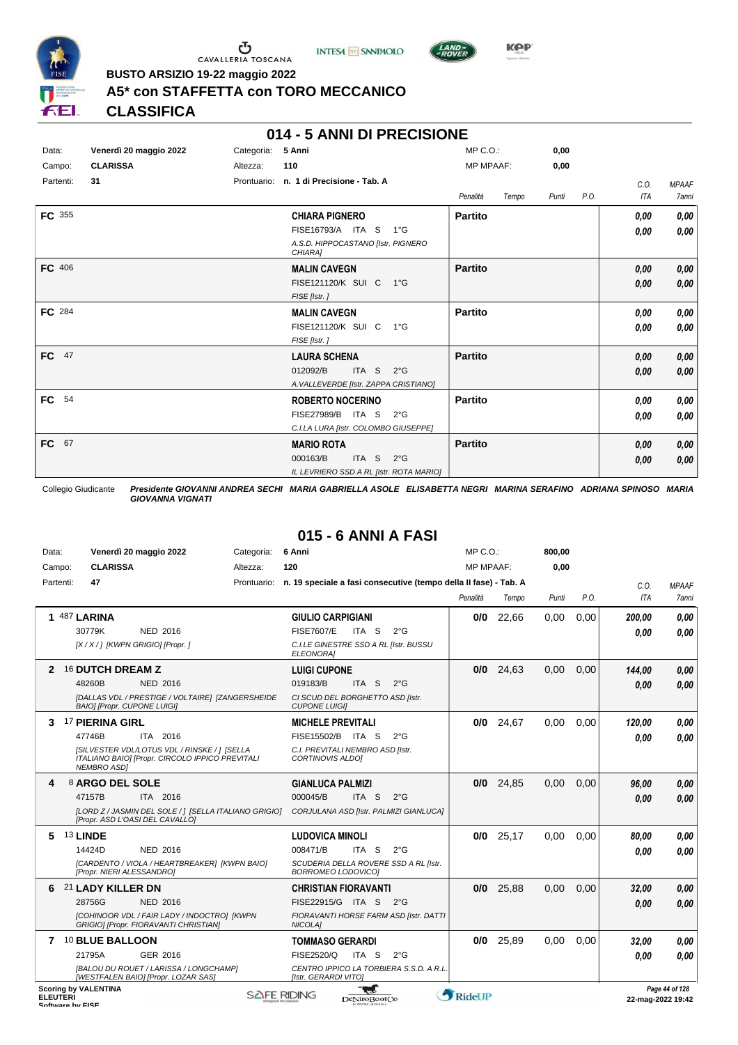BUSTO ARSIZIO 19-22 maggio 2022

# A5* con STAFFETTA con TORO MECCANICO

## CLASSIFICA

## 014 - 5 ANNI DI PRECISIONE

| | | | |
|---|---|---|---|
| Data: | Venerdì 20 maggio 2022 | Categoria: | 5 Anni |
| Campo: | CLARISSA | Altezza: | 110 |
| Partenti: | 31 | Prontuario: | n. 1 di Precisione - Tab. A |

MP C.O.: 0,00
MP MPAAF: 0,00

| | Cavaliere | Penalità | Tempo | Punti | P.O. | C.O. ITA | MPAAF 7anni |
|---|---|---|---|---|---|---|---|
| FC 355 | CHIARA PIGNERO<br>FISE16793/A ITA S 1°G<br>A.S.D. HIPPOCASTANO [Istr. PIGNERO CHIARA] | Partito | | | | 0,00<br>0,00 | 0,00<br>0,00 |
| FC 406 | MALIN CAVEGN<br>FISE121120/K SUI C 1°G<br>FISE [Istr. ] | Partito | | | | 0,00<br>0,00 | 0,00<br>0,00 |
| FC 284 | MALIN CAVEGN<br>FISE121120/K SUI C 1°G<br>FISE [Istr. ] | Partito | | | | 0,00<br>0,00 | 0,00<br>0,00 |
| FC 47 | LAURA SCHENA<br>012092/B ITA S 2°G<br>A.VALLEVERDE [Istr. ZAPPA CRISTIANO] | Partito | | | | 0,00<br>0,00 | 0,00<br>0,00 |
| FC 54 | ROBERTO NOCERINO<br>FISE27989/B ITA S 2°G<br>C.I.LA LURA [Istr. COLOMBO GIUSEPPE] | Partito | | | | 0,00<br>0,00 | 0,00<br>0,00 |
| FC 67 | MARIO ROTA<br>000163/B ITA S 2°G<br>IL LEVRIERO SSD A RL [Istr. ROTA MARIO] | Partito | | | | 0,00<br>0,00 | 0,00<br>0,00 |

Collegio Giudicante *Presidente GIOVANNI ANDREA SECHI MARIA GABRIELLA ASOLE ELISABETTA NEGRI MARINA SERAFINO ADRIANA SPINOSO MARIA GIOVANNA VIGNATI*

## 015 - 6 ANNI A FASI

| | | | |
|---|---|---|---|
| Data: | Venerdì 20 maggio 2022 | Categoria: | 6 Anni |
| Campo: | CLARISSA | Altezza: | 120 |
| Partenti: | 47 | Prontuario: | n. 19 speciale a fasi consecutive (tempo della II fase) - Tab. A |

MP C.O.: 800,00
MP MPAAF: 0,00

| Pos. | Cavallo | Cavaliere | Penalità | Tempo | Punti | P.O. | C.O. ITA | MPAAF 7anni |
|---|---|---|---|---|---|---|---|---|
| 1 | 487 LARINA<br>30779K NED 2016<br>[X / X / ] [KWPN GRIGIO] [Propr. ] | GIULIO CARPIGIANI<br>FISE7607/E ITA S 2°G<br>C.I.LE GINESTRE SSD A RL [Istr. BUSSU ELEONORA] | 0/0 | 22,66 | 0,00 | 0,00 | 200,00<br>0,00 | 0,00<br>0,00 |
| 2 | 16 DUTCH DREAM Z<br>48260B NED 2016<br>[DALLAS VDL / PRESTIGE / VOLTAIRE] [ZANGERSHEIDE BAIO] [Propr. CUPONE LUIGI] | LUIGI CUPONE<br>019183/B ITA S 2°G<br>CI SCUD DEL BORGHETTO ASD [Istr. CUPONE LUIGI] | 0/0 | 24,63 | 0,00 | 0,00 | 144,00<br>0,00 | 0,00<br>0,00 |
| 3 | 17 PIERINA GIRL<br>47746B ITA 2016<br>[SILVESTER VDL/LOTUS VDL / RINSKE / ] [SELLA ITALIANO BAIO] [Propr. CIRCOLO IPPICO PREVITALI NEMBRO ASD] | MICHELE PREVITALI<br>FISE15502/B ITA S 2°G<br>C.I. PREVITALI NEMBRO ASD [Istr. CORTINOVIS ADLO] | 0/0 | 24,67 | 0,00 | 0,00 | 120,00<br>0,00 | 0,00<br>0,00 |
| 4 | 8 ARGO DEL SOLE<br>47157B ITA 2016<br>[LORD Z / JASMIN DEL SOLE / ] [SELLA ITALIANO GRIGIO] [Propr. ASD L'OASI DEL CAVALLO] | GIANLUCA PALMIZI<br>000045/B ITA S 2°G<br>CORJULANA ASD [Istr. PALMIZI GIANLUCA] | 0/0 | 24,85 | 0,00 | 0,00 | 96,00<br>0,00 | 0,00<br>0,00 |
| 5 | 13 LINDE<br>14424D NED 2016<br>[CARDENTO / VIOLA / HEARTBREAKER] [KWPN BAIO] [Propr. NIERI ALESSANDRO] | LUDOVICA MINOLI<br>008471/B ITA S 2°G<br>SCUDERIA DELLA ROVERE SSD A RL [Istr. BORROMEO LODOVICO] | 0/0 | 25,17 | 0,00 | 0,00 | 80,00<br>0,00 | 0,00<br>0,00 |
| 6 | 21 LADY KILLER DN<br>28756G NED 2016<br>[COHINOOR VDL / FAIR LADY / INDOCTRO] [KWPN GRIGIO] [Propr. FIORAVANTI CHRISTIAN] | CHRISTIAN FIORAVANTI<br>FISE22915/G ITA S 2°G<br>FIORAVANTI HORSE FARM ASD [Istr. DATTI NICOLA] | 0/0 | 25,88 | 0,00 | 0,00 | 32,00<br>0,00 | 0,00<br>0,00 |
| 7 | 10 BLUE BALLOON<br>21795A GER 2016<br>[BALOU DU ROUET / LARISSA / LONGCHAMP] [WESTFALEN BAIO] [Propr. LOZAR SAS] | TOMMASO GERARDI<br>FISE2520/Q ITA S 2°G<br>CENTRO IPPICO LA TORBIERA S.S.D. A R.L. [Istr. GERARDI VITO] | 0/0 | 25,89 | 0,00 | 0,00 | 32,00<br>0,00 | 0,00<br>0,00 |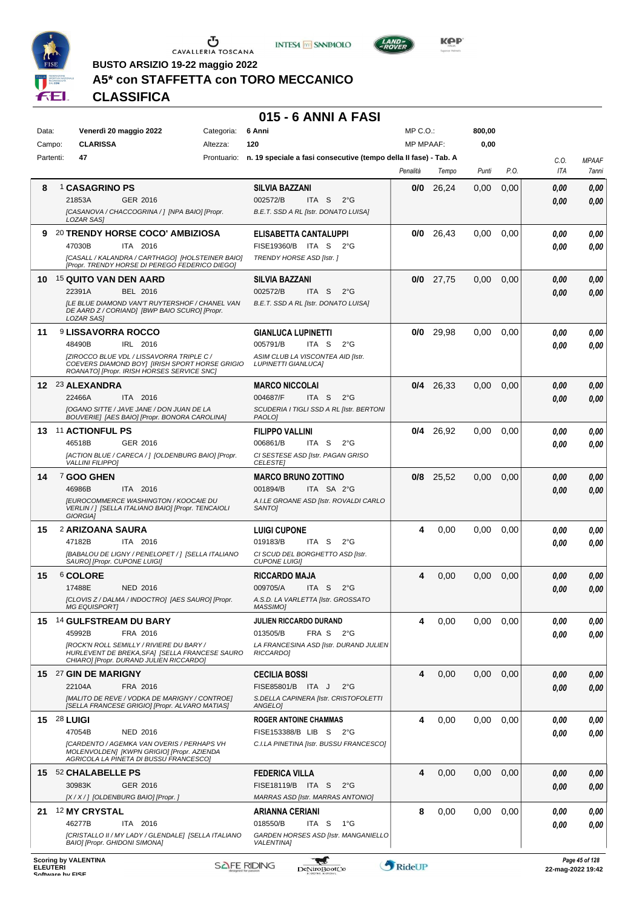BUSTO ARSIZIO 19-22 maggio 2022

# A5* con STAFFETTA con TORO MECCANICO

## CLASSIFICA

### 015 - 6 ANNI A FASI

| | | | |
|---|---|---|---|
| Data: | Venerdì 20 maggio 2022 | Categoria: | 6 Anni |
| Campo: | CLARISSA | Altezza: | 120 |
| Partenti: | 47 | Prontuario: | n. 19 speciale a fasi consecutive (tempo della II fase) - Tab. A |

MP C.O.: 800,00 — MP MPAAF: 0,00

| Pos. | Cavallo | Cavaliere | Penalità | Tempo | Punti | P.O. | C.O. ITA | MPAAF 7anni |
|---|---|---|---|---|---|---|---|---|
| 8 | 1 **CASAGRINO PS** 21853A GER 2016 *[CASANOVA / CHACCOGRINA / ] [NPA BAIO] [Propr. LOZAR SAS]* | **SILVIA BAZZANI** 002572/B ITA S 2°G *B.E.T. SSD A RL [Istr. DONATO LUISA]* | 0/0 | 26,24 | 0,00 | 0,00 | 0,00 / 0,00 | 0,00 / 0,00 |
| 9 | 20 **TRENDY HORSE COCO' AMBIZIOSA** 47030B ITA 2016 *[CASALL / KALANDRA / CARTHAGO] [HOLSTEINER BAIO] [Propr. TRENDY HORSE DI PEREGO FEDERICO DIEGO]* | **ELISABETTA CANTALUPPI** FISE19360/B ITA S 2°G *TRENDY HORSE ASD [Istr. ]* | 0/0 | 26,43 | 0,00 | 0,00 | 0,00 / 0,00 | 0,00 / 0,00 |
| 10 | 15 **QUITO VAN DEN AARD** 22391A BEL 2016 *[LE BLUE DIAMOND VAN'T RUYTERSHOF / CHANEL VAN DE AARD Z / CORIAND] [BWP BAIO SCURO] [Propr. LOZAR SAS]* | **SILVIA BAZZANI** 002572/B ITA S 2°G *B.E.T. SSD A RL [Istr. DONATO LUISA]* | 0/0 | 27,75 | 0,00 | 0,00 | 0,00 / 0,00 | 0,00 / 0,00 |
| 11 | 9 **LISSAVORRA ROCCO** 48490B IRL 2016 *[ZIROCCO BLUE VDL / LISSAVORRA TRIPLE C / COEVERS DIAMOND BOY] [IRISH SPORT HORSE GRIGIO ROANATO] [Propr. IRISH HORSES SERVICE SNC]* | **GIANLUCA LUPINETTI** 005791/B ITA S 2°G *ASIM CLUB LA VISCONTEA AID [Istr. LUPINETTI GIANLUCA]* | 0/0 | 29,98 | 0,00 | 0,00 | 0,00 / 0,00 | 0,00 / 0,00 |
| 12 | 23 **ALEXANDRA** 22466A ITA 2016 *[OGANO SITTE / JAVE JANE / DON JUAN DE LA BOUVERIE] [AES BAIO] [Propr. BONORA CAROLINA]* | **MARCO NICCOLAI** 004687/F ITA S 2°G *SCUDERIA I TIGLI SSD A RL [Istr. BERTONI PAOLO]* | 0/4 | 26,33 | 0,00 | 0,00 | 0,00 / 0,00 | 0,00 / 0,00 |
| 13 | 11 **ACTIONFUL PS** 46518B GER 2016 *[ACTION BLUE / CARECA / ] [OLDENBURG BAIO] [Propr. VALLINI FILIPPO]* | **FILIPPO VALLINI** 006861/B ITA S 2°G *CI SESTESE ASD [Istr. PAGAN GRISO CELESTE]* | 0/4 | 26,92 | 0,00 | 0,00 | 0,00 / 0,00 | 0,00 / 0,00 |
| 14 | 7 **GOO GHEN** 46986B ITA 2016 *[EUROCOMMERCE WASHINGTON / KOOCAIE DU VERLIN / ] [SELLA ITALIANO BAIO] [Propr. TENCAIOLI GIORGIA]* | **MARCO BRUNO ZOTTINO** 001894/B ITA SA 2°G *A.I.LE GROANE ASD [Istr. ROVALDI CARLO SANTO]* | 0/8 | 25,52 | 0,00 | 0,00 | 0,00 / 0,00 | 0,00 / 0,00 |
| 15 | 2 **ARIZOANA SAURA** 47182B ITA 2016 *[BABALOU DE LIGNY / PENELOPET / ] [SELLA ITALIANO SAURO] [Propr. CUPONE LUIGI]* | **LUIGI CUPONE** 019183/B ITA S 2°G *CI SCUD DEL BORGHETTO ASD [Istr. CUPONE LUIGI]* | 4 | 0,00 | 0,00 | 0,00 | 0,00 / 0,00 | 0,00 / 0,00 |
| 15 | 6 **COLORE** 17488E NED 2016 *[CLOVIS Z / DALMA / INDOCTRO] [AES SAURO] [Propr. MG EQUISPORT]* | **RICCARDO MAJA** 009705/A ITA S 2°G *A.S.D. LA VARLETTA [Istr. GROSSATO MASSIMO]* | 4 | 0,00 | 0,00 | 0,00 | 0,00 / 0,00 | 0,00 / 0,00 |
| 15 | 14 **GULFSTREAM DU BARY** 45992B FRA 2016 *[ROCK'N ROLL SEMILLY / RIVIERE DU BARY / HURLEVENT DE BREKA,SFA] [SELLA FRANCESE SAURO CHIARO] [Propr. DURAND JULIEN RICCARDO]* | **JULIEN RICCARDO DURAND** 013505/B FRA S 2°G *LA FRANCESINA ASD [Istr. DURAND JULIEN RICCARDO]* | 4 | 0,00 | 0,00 | 0,00 | 0,00 / 0,00 | 0,00 / 0,00 |
| 15 | 27 **GIN DE MARIGNY** 22104A FRA 2016 *[MALITO DE REVE / VODKA DE MARIGNY / CONTROE] [SELLA FRANCESE GRIGIO] [Propr. ALVARO MATIAS]* | **CECILIA BOSSI** FISE85801/B ITA J 2°G *S.DELLA CAPINERA [Istr. CRISTOFOLETTI ANGELO]* | 4 | 0,00 | 0,00 | 0,00 | 0,00 / 0,00 | 0,00 / 0,00 |
| 15 | 28 **LUIGI** 47054B NED 2016 *[CARDENTO / AGEMKA VAN OVERIS / PERHAPS VH MOLENVOLDEN] [KWPN GRIGIO] [Propr. AZIENDA AGRICOLA LA PINETA DI BUSSU FRANCESCO]* | **ROGER ANTOINE CHAMMAS** FISE153388/B LIB S 2°G *C.I.LA PINETINA [Istr. BUSSU FRANCESCO]* | 4 | 0,00 | 0,00 | 0,00 | 0,00 / 0,00 | 0,00 / 0,00 |
| 15 | 52 **CHALABELLE PS** 30983K GER 2016 *[X / X / ] [OLDENBURG BAIO] [Propr. ]* | **FEDERICA VILLA** FISE18119/B ITA S 2°G *MARRAS ASD [Istr. MARRAS ANTONIO]* | 4 | 0,00 | 0,00 | 0,00 | 0,00 / 0,00 | 0,00 / 0,00 |
| 21 | 12 **MY CRYSTAL** 46277B ITA 2016 *[CRISTALLO II / MY LADY / GLENDALE] [SELLA ITALIANO BAIO] [Propr. GHIDONI SIMONA]* | **ARIANNA CERIANI** 018550/B ITA S 1°G *GARDEN HORSES ASD [Istr. MANGANIELLO VALENTINA]* | 8 | 0,00 | 0,00 | 0,00 | 0,00 / 0,00 | 0,00 / 0,00 |

Scoring by VALENTINA ELEUTERI — Software by FISE — 22-mag-2022 19:42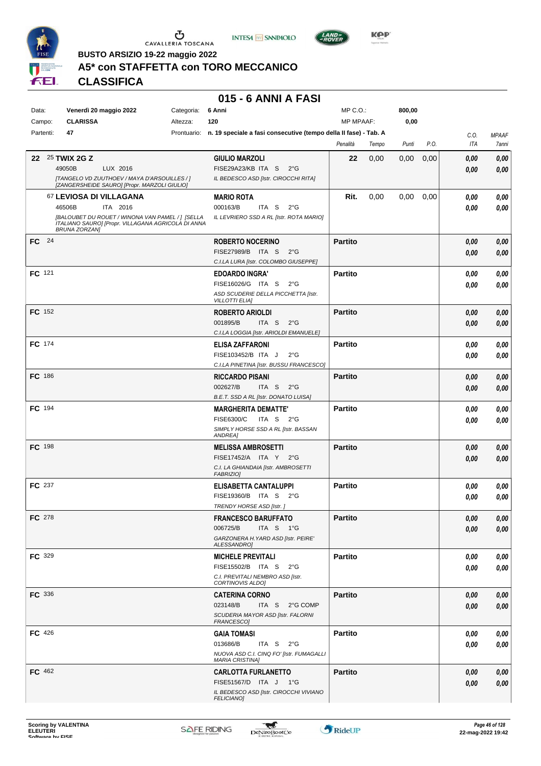BUSTO ARSIZIO 19-22 maggio 2022

# A5* con STAFFETTA con TORO MECCANICO

## CLASSIFICA

### 015 - 6 ANNI A FASI

| | | | | | |
|---|---|---|---|---|---|
| Data: | Venerdì 20 maggio 2022 | Categoria: | 6 Anni | MP C.O.: | 800,00 |
| Campo: | CLARISSA | Altezza: | 120 | MP MPAAF: | 0,00 |
| Partenti: | 47 | Prontuario: | n. 19 speciale a fasi consecutive (tempo della II fase) - Tab. A | | |

| Pos. | Cavallo | Cavaliere | Penalità | Tempo | Punti | P.O. | C.O. ITA | MPAAF 7anni |
|---|---|---|---|---|---|---|---|---|
| 22 | 25 **TWIX 2G Z**<br>49050B LUX 2016<br>*[TANGELO VD ZUUTHOEV / MAYA D'ARSOUILLES / ] [ZANGERSHEIDE SAURO] [Propr. MARZOLI GIULIO]* | **GIULIO MARZOLI**<br>FISE29A23/KB ITA S 2°G<br>*IL BEDESCO ASD [Istr. CIROCCHI RITA]* | 22 | 0,00 | 0,00 | 0,00 | 0,00<br>0,00 | 0,00<br>0,00 |
| | 67 **LEVIOSA DI VILLAGANA**<br>46506B ITA 2016<br>*[BALOUBET DU ROUET / WINONA VAN PAMEL / ] [SELLA ITALIANO SAURO] [Propr. VILLAGANA AGRICOLA DI ANNA BRUNA ZORZAN]* | **MARIO ROTA**<br>000163/B ITA S 2°G<br>*IL LEVRIERO SSD A RL [Istr. ROTA MARIO]* | Rit. | 0,00 | 0,00 | 0,00 | 0,00<br>0,00 | 0,00<br>0,00 |
| FC | 24 | **ROBERTO NOCERINO**<br>FISE27989/B ITA S 2°G<br>*C.I.LA LURA [Istr. COLOMBO GIUSEPPE]* | Partito | | | | 0,00<br>0,00 | 0,00<br>0,00 |
| FC | 121 | **EDOARDO INGRA'**<br>FISE16026/G ITA S 2°G<br>*ASD SCUDERIE DELLA PICCHETTA [Istr. VILLOTTI ELIA]* | Partito | | | | 0,00<br>0,00 | 0,00<br>0,00 |
| FC | 152 | **ROBERTO ARIOLDI**<br>001895/B ITA S 2°G<br>*C.I.LA LOGGIA [Istr. ARIOLDI EMANUELE]* | Partito | | | | 0,00<br>0,00 | 0,00<br>0,00 |
| FC | 174 | **ELISA ZAFFARONI**<br>FISE103452/B ITA J 2°G<br>*C.I.LA PINETINA [Istr. BUSSU FRANCESCO]* | Partito | | | | 0,00<br>0,00 | 0,00<br>0,00 |
| FC | 186 | **RICCARDO PISANI**<br>002627/B ITA S 2°G<br>*B.E.T. SSD A RL [Istr. DONATO LUISA]* | Partito | | | | 0,00<br>0,00 | 0,00<br>0,00 |
| FC | 194 | **MARGHERITA DEMATTE'**<br>FISE6300/C ITA S 2°G<br>*SIMPLY HORSE SSD A RL [Istr. BASSAN ANDREA]* | Partito | | | | 0,00<br>0,00 | 0,00<br>0,00 |
| FC | 198 | **MELISSA AMBROSETTI**<br>FISE17452/A ITA Y 2°G<br>*C.I. LA GHIANDAIA [Istr. AMBROSETTI FABRIZIO]* | Partito | | | | 0,00<br>0,00 | 0,00<br>0,00 |
| FC | 237 | **ELISABETTA CANTALUPPI**<br>FISE19360/B ITA S 2°G<br>*TRENDY HORSE ASD [Istr. ]* | Partito | | | | 0,00<br>0,00 | 0,00<br>0,00 |
| FC | 278 | **FRANCESCO BARUFFATO**<br>006725/B ITA S 1°G<br>*GARZONERA H.YARD ASD [Istr. PEIRE' ALESSANDRO]* | Partito | | | | 0,00<br>0,00 | 0,00<br>0,00 |
| FC | 329 | **MICHELE PREVITALI**<br>FISE15502/B ITA S 2°G<br>*C.I. PREVITALI NEMBRO ASD [Istr. CORTINOVIS ALDO]* | Partito | | | | 0,00<br>0,00 | 0,00<br>0,00 |
| FC | 336 | **CATERINA CORNO**<br>023148/B ITA S 2°G COMP<br>*SCUDERIA MAYOR ASD [Istr. FALORNI FRANCESCO]* | Partito | | | | 0,00<br>0,00 | 0,00<br>0,00 |
| FC | 426 | **GAIA TOMASI**<br>013686/B ITA S 2°G<br>*NUOVA ASD C.I. CINQ FO' [Istr. FUMAGALLI MARIA CRISTINA]* | Partito | | | | 0,00<br>0,00 | 0,00<br>0,00 |
| FC | 462 | **CARLOTTA FURLANETTO**<br>FISE51567/D ITA J 1°G<br>*IL BEDESCO ASD [Istr. CIROCCHI VIVIANO FELICIANO]* | Partito | | | | 0,00<br>0,00 | 0,00<br>0,00 |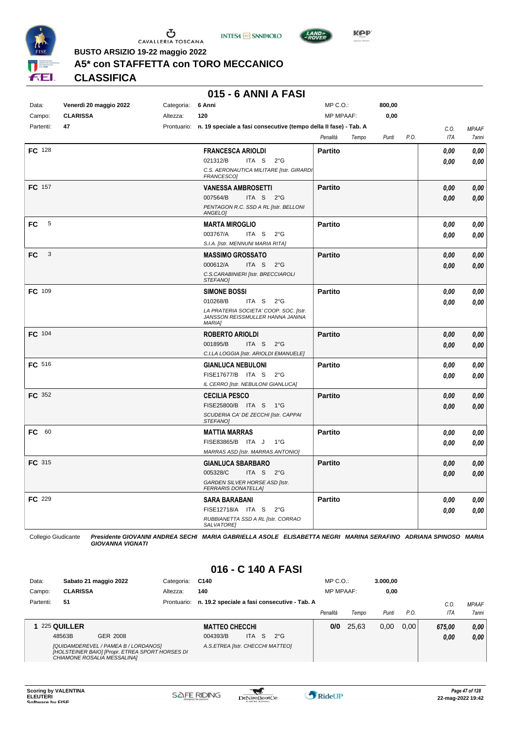BUSTO ARSIZIO 19-22 maggio 2022

# A5* con STAFFETTA con TORO MECCANICO

## CLASSIFICA

### 015 - 6 ANNI A FASI

| | | | | | |
|---|---|---|---|---|---|
| Data: | Venerdì 20 maggio 2022 | Categoria: | 6 Anni | MP C.O.: | 800,00 |
| Campo: | CLARISSA | Altezza: | 120 | MP MPAAF: | 0,00 |
| Partenti: | 47 | Prontuario: | n. 19 speciale a fasi consecutive (tempo della II fase) - Tab. A | | |

| | Cavaliere | Penalità | Tempo | Punti | P.O. | C.O. ITA | MPAAF 7anni |
|---|---|---|---|---|---|---|---|
| FC 128 | **FRANCESCA ARIOLDI** 021312/B ITA S 2°G *C.S. AERONAUTICA MILITARE [Istr. GIRARDI FRANCESCO]* | **Partito** | | | | 0,00 / 0,00 | 0,00 / 0,00 |
| FC 157 | **VANESSA AMBROSETTI** 007564/B ITA S 2°G *PENTAGON R.C. SSD A RL [Istr. BELLONI ANGELO]* | **Partito** | | | | 0,00 / 0,00 | 0,00 / 0,00 |
| FC 5 | **MARTA MIROGLIO** 003767/A ITA S 2°G *S.I.A. [Istr. MENNUNI MARIA RITA]* | **Partito** | | | | 0,00 / 0,00 | 0,00 / 0,00 |
| FC 3 | **MASSIMO GROSSATO** 000612/A ITA S 2°G *C.S.CARABINIERI [Istr. BRECCIAROLI STEFANO]* | **Partito** | | | | 0,00 / 0,00 | 0,00 / 0,00 |
| FC 109 | **SIMONE BOSSI** 010268/B ITA S 2°G *LA PRATERIA SOCIETA' COOP. SOC. [Istr. JANSSON REISSMULLER HANNA JANINA MARIA]* | **Partito** | | | | 0,00 / 0,00 | 0,00 / 0,00 |
| FC 104 | **ROBERTO ARIOLDI** 001895/B ITA S 2°G *C.I.LA LOGGIA [Istr. ARIOLDI EMANUELE]* | **Partito** | | | | 0,00 / 0,00 | 0,00 / 0,00 |
| FC 516 | **GIANLUCA NEBULONI** FISE17677/B ITA S 2°G *IL CERRO [Istr. NEBULONI GIANLUCA]* | **Partito** | | | | 0,00 / 0,00 | 0,00 / 0,00 |
| FC 352 | **CECILIA PESCO** FISE25800/B ITA S 1°G *SCUDERIA CA' DE ZECCHI [Istr. CAPPAI STEFANO]* | **Partito** | | | | 0,00 / 0,00 | 0,00 / 0,00 |
| FC 60 | **MATTIA MARRAS** FISE83865/B ITA J 1°G *MARRAS ASD [Istr. MARRAS ANTONIO]* | **Partito** | | | | 0,00 / 0,00 | 0,00 / 0,00 |
| FC 315 | **GIANLUCA SBARBARO** 005328/C ITA S 2°G *GARDEN SILVER HORSE ASD [Istr. FERRARIS DONATELLA]* | **Partito** | | | | 0,00 / 0,00 | 0,00 / 0,00 |
| FC 229 | **SARA BARABANI** FISE12718/A ITA S 2°G *RUBBIANETTA SSD A RL [Istr. CORRAO SALVATORE]* | **Partito** | | | | 0,00 / 0,00 | 0,00 / 0,00 |

Collegio Giudicante *Presidente GIOVANNI ANDREA SECHI MARIA GABRIELLA ASOLE ELISABETTA NEGRI MARINA SERAFINO ADRIANA SPINOSO MARIA GIOVANNA VIGNATI*

### 016 - C 140 A FASI

| | | | | | |
|---|---|---|---|---|---|
| Data: | Sabato 21 maggio 2022 | Categoria: | C140 | MP C.O.: | 3.000,00 |
| Campo: | CLARISSA | Altezza: | 140 | MP MPAAF: | 0,00 |
| Partenti: | 51 | Prontuario: | n. 19.2 speciale a fasi consecutive - Tab. A | | |

| | Cavallo | Cavaliere | Penalità | Tempo | Punti | P.O. | C.O. ITA | MPAAF 7anni |
|---|---|---|---|---|---|---|---|---|
| 1 | **225 QUILLER** 48563B GER 2008 *[QUIDAMDEREVEL / PAMEA B / LORDANOS] [HOLSTEINER BAIO] [Propr. ETREA SPORT HORSES DI CHIAMONE ROSALIA MESSALINA]* | **MATTEO CHECCHI** 004393/B ITA S 2°G *A.S.ETREA [Istr. CHECCHI MATTEO]* | 0/0 | 25,63 | 0,00 | 0,00 | 675,00 / 0,00 | 0,00 / 0,00 |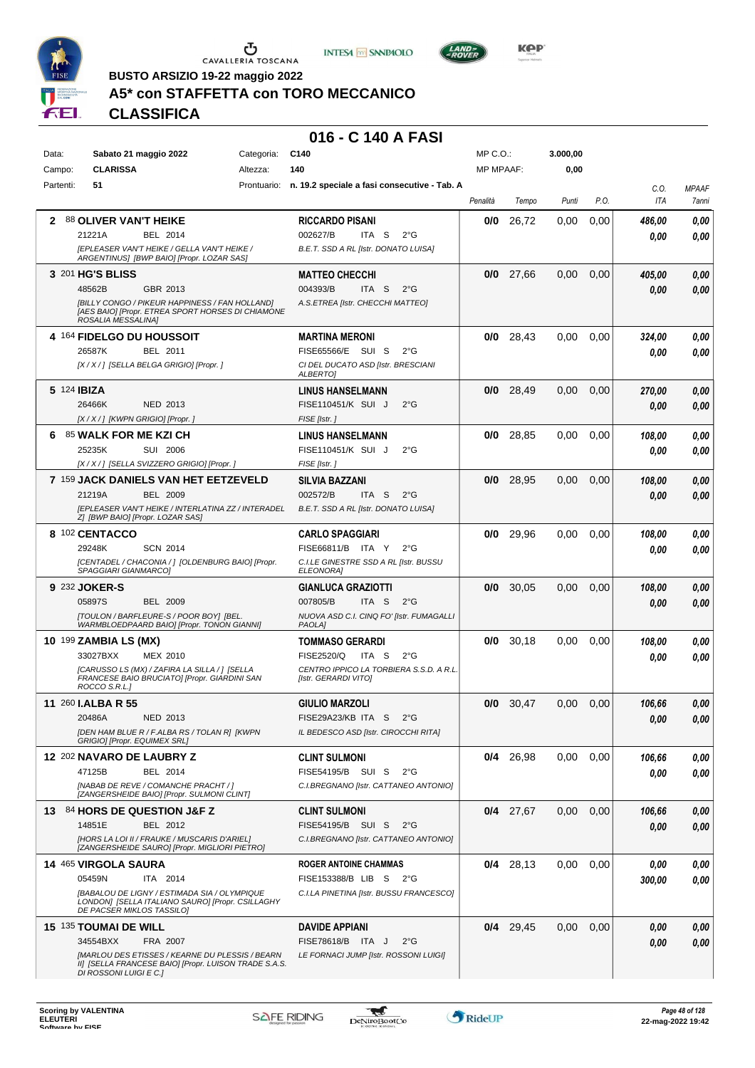BUSTO ARSIZIO 19-22 maggio 2022

# A5* con STAFFETTA con TORO MECCANICO

## CLASSIFICA

### 016 - C 140 A FASI

| | | | | | |
|---|---|---|---|---|---|
| Data: | Sabato 21 maggio 2022 | Categoria: | C140 | MP C.O.: | 3.000,00 |
| Campo: | CLARISSA | Altezza: | 140 | MP MPAAF: | 0,00 |
| Partenti: | 51 | Prontuario: | n. 19.2 speciale a fasi consecutive - Tab. A | | |

| Cl. | Cavallo | Cavaliere | Penalità | Tempo | Punti | P.O. | C.O. ITA | MPAAF 7anni |
|---|---|---|---|---|---|---|---|---|
| 2 | 88 **OLIVER VAN'T HEIKE**<br>21221A BEL 2014<br>*[EPLEASER VAN'T HEIKE / GELLA VAN'T HEIKE / ARGENTINUS] [BWP BAIO] [Propr. LOZAR SAS]* | **RICCARDO PISANI**<br>002627/B ITA S 2°G<br>B.E.T. SSD A RL [Istr. DONATO LUISA] | 0/0 | 26,72 | 0,00 | 0,00 | 486,00<br>0,00 | 0,00<br>0,00 |
| 3 | 201 **HG'S BLISS**<br>48562B GBR 2013<br>*[BILLY CONGO / PIKEUR HAPPINESS / FAN HOLLAND] [AES BAIO] [Propr. ETREA SPORT HORSES DI CHIAMONE ROSALIA MESSALINA]* | **MATTEO CHECCHI**<br>004393/B ITA S 2°G<br>A.S.ETREA [Istr. CHECCHI MATTEO] | 0/0 | 27,66 | 0,00 | 0,00 | 405,00<br>0,00 | 0,00<br>0,00 |
| 4 | 164 **FIDELGO DU HOUSSOIT**<br>26587K BEL 2011<br>*[X / X / ] [SELLA BELGA GRIGIO] [Propr. ]* | **MARTINA MERONI**<br>FISE65566/E SUI S 2°G<br>CI DEL DUCATO ASD [Istr. BRESCIANI ALBERTO] | 0/0 | 28,43 | 0,00 | 0,00 | 324,00<br>0,00 | 0,00<br>0,00 |
| 5 | 124 **IBIZA**<br>26466K NED 2013<br>*[X / X / ] [KWPN GRIGIO] [Propr. ]* | **LINUS HANSELMANN**<br>FISE110451/K SUI J 2°G<br>FISE [Istr. ] | 0/0 | 28,49 | 0,00 | 0,00 | 270,00<br>0,00 | 0,00<br>0,00 |
| 6 | 85 **WALK FOR ME KZI CH**<br>25235K SUI 2006<br>*[X / X / ] [SELLA SVIZZERO GRIGIO] [Propr. ]* | **LINUS HANSELMANN**<br>FISE110451/K SUI J 2°G<br>FISE [Istr. ] | 0/0 | 28,85 | 0,00 | 0,00 | 108,00<br>0,00 | 0,00<br>0,00 |
| 7 | 159 **JACK DANIELS VAN HET EETZEVELD**<br>21219A BEL 2009<br>*[EPLEASER VAN'T HEIKE / INTERLATINA ZZ / INTERADEL Z] [BWP BAIO] [Propr. LOZAR SAS]* | **SILVIA BAZZANI**<br>002572/B ITA S 2°G<br>B.E.T. SSD A RL [Istr. DONATO LUISA] | 0/0 | 28,95 | 0,00 | 0,00 | 108,00<br>0,00 | 0,00<br>0,00 |
| 8 | 102 **CENTACCO**<br>29248K SCN 2014<br>*[CENTADEL / CHACONIA / ] [OLDENBURG BAIO] [Propr. SPAGGIARI GIANMARCO]* | **CARLO SPAGGIARI**<br>FISE66811/B ITA Y 2°G<br>C.I.LE GINESTRE SSD A RL [Istr. BUSSU ELEONORA] | 0/0 | 29,96 | 0,00 | 0,00 | 108,00<br>0,00 | 0,00<br>0,00 |
| 9 | 232 **JOKER-S**<br>05897S BEL 2009<br>*[TOULON / BARFLEURE-S / POOR BOY] [BEL. WARMBLOEDPAARD BAIO] [Propr. TONON GIANNI]* | **GIANLUCA GRAZIOTTI**<br>007805/B ITA S 2°G<br>NUOVA ASD C.I. CINQ FO' [Istr. FUMAGALLI PAOLA] | 0/0 | 30,05 | 0,00 | 0,00 | 108,00<br>0,00 | 0,00<br>0,00 |
| 10 | 199 **ZAMBIA LS (MX)**<br>33027BXX MEX 2010<br>*[CARUSSO LS (MX) / ZAFIRA LA SILLA / ] [SELLA FRANCESE BAIO BRUCIATO] [Propr. GIARDINI SAN ROCCO S.R.L.]* | **TOMMASO GERARDI**<br>FISE2520/Q ITA S 2°G<br>CENTRO IPPICO LA TORBIERA S.S.D. A R.L. [Istr. GERARDI VITO] | 0/0 | 30,18 | 0,00 | 0,00 | 108,00<br>0,00 | 0,00<br>0,00 |
| 11 | 260 **I.ALBA R 55**<br>20486A NED 2013<br>*[DEN HAM BLUE R / F.ALBA RS / TOLAN R] [KWPN GRIGIO] [Propr. EQUIMEX SRL]* | **GIULIO MARZOLI**<br>FISE29A23/KB ITA S 2°G<br>IL BEDESCO ASD [Istr. CIROCCHI RITA] | 0/0 | 30,47 | 0,00 | 0,00 | 106,66<br>0,00 | 0,00<br>0,00 |
| 12 | 202 **NAVARO DE LAUBRY Z**<br>47125B BEL 2014<br>*[NABAB DE REVE / COMANCHE PRACHT / ] [ZANGERSHEIDE BAIO] [Propr. SULMONI CLINT]* | **CLINT SULMONI**<br>FISE54195/B SUI S 2°G<br>C.I.BREGNANO [Istr. CATTANEO ANTONIO] | 0/4 | 26,98 | 0,00 | 0,00 | 106,66<br>0,00 | 0,00<br>0,00 |
| 13 | 84 **HORS DE QUESTION J&F Z**<br>14851E BEL 2012<br>*[HORS LA LOI II / FRAUKE / MUSCARIS D'ARIEL] [ZANGERSHEIDE SAURO] [Propr. MIGLIORI PIETRO]* | **CLINT SULMONI**<br>FISE54195/B SUI S 2°G<br>C.I.BREGNANO [Istr. CATTANEO ANTONIO] | 0/4 | 27,67 | 0,00 | 0,00 | 106,66<br>0,00 | 0,00<br>0,00 |
| 14 | 465 **VIRGOLA SAURA**<br>05459N ITA 2014<br>*[BABALOU DE LIGNY / ESTIMADA SIA / OLYMPIQUE LONDON] [SELLA ITALIANO SAURO] [Propr. CSILLAGHY DE PACSER MIKLOS TASSILO]* | **ROGER ANTOINE CHAMMAS**<br>FISE153388/B LIB S 2°G<br>C.I.LA PINETINA [Istr. BUSSU FRANCESCO] | 0/4 | 28,13 | 0,00 | 0,00 | 0,00<br>300,00 | 0,00<br>0,00 |
| 15 | 135 **TOUMAI DE WILL**<br>34554BXX FRA 2007<br>*[MARLOU DES ETISSES / KEARNE DU PLESSIS / BEARN II] [SELLA FRANCESE BAIO] [Propr. LUISON TRADE S.A.S. DI ROSSONI LUIGI E C.]* | **DAVIDE APPIANI**<br>FISE78618/B ITA J 2°G<br>LE FORNACI JUMP [Istr. ROSSONI LUIGI] | 0/4 | 29,45 | 0,00 | 0,00 | 0,00<br>0,00 | 0,00<br>0,00 |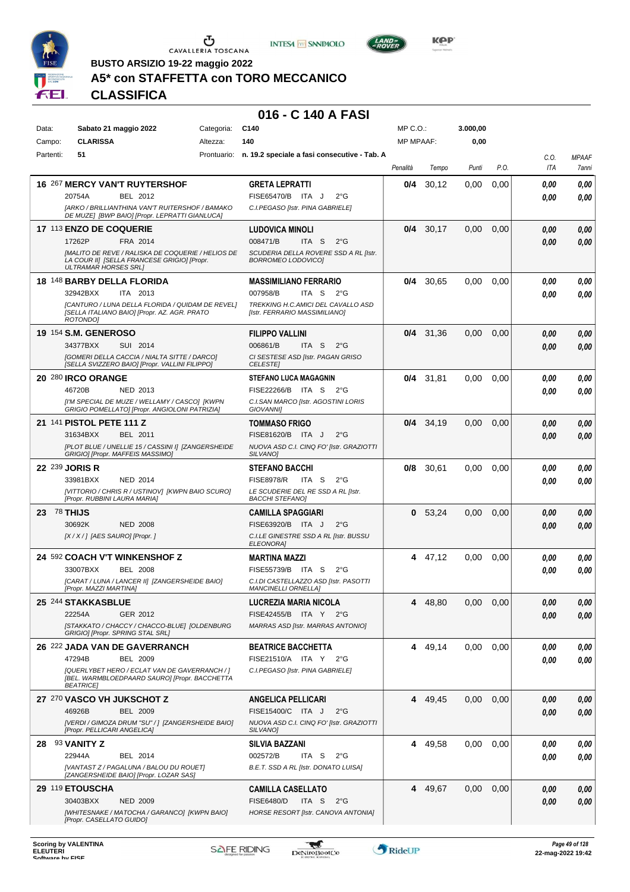BUSTO ARSIZIO 19-22 maggio 2022

# A5* con STAFFETTA con TORO MECCANICO

## CLASSIFICA

### 016 - C 140 A FASI

| Data: | Sabato 21 maggio 2022 | Categoria: | C140 | MP C.O.: | 3.000,00 |
|---|---|---|---|---|---|
| Campo: | CLARISSA | Altezza: | 140 | MP MPAAF: | 0,00 |
| Partenti: | 51 | Prontuario: | n. 19.2 speciale a fasi consecutive - Tab. A | | |

| Pos. | Cavallo | Cavaliere | Penalità | Tempo | Punti | P.O. | C.O. ITA | MPAAF 7anni |
|---|---|---|---|---|---|---|---|---|
| 16 | 267 **MERCY VAN'T RUYTERSHOF** 20754A BEL 2012 *[ARKO / BRILLIANTHINA VAN'T RUITERSHOF / BAMAKO DE MUZE] [BWP BAIO] [Propr. LEPRATTI GIANLUCA]* | **GRETA LEPRATTI** FISE65470/B ITA J 2°G *C.I.PEGASO [Istr. PINA GABRIELE]* | **0/4** | 30,12 | 0,00 | 0,00 | *0,00* *0,00* | *0,00* *0,00* |
| 17 | 113 **ENZO DE COQUERIE** 17262P FRA 2014 *[MALITO DE REVE / RALISKA DE COQUERIE / HELIOS DE LA COUR II] [SELLA FRANCESE GRIGIO] [Propr. ULTRAMAR HORSES SRL]* | **LUDOVICA MINOLI** 008471/B ITA S 2°G *SCUDERIA DELLA ROVERE SSD A RL [Istr. BORROMEO LODOVICO]* | **0/4** | 30,17 | 0,00 | 0,00 | *0,00* *0,00* | *0,00* *0,00* |
| 18 | 148 **BARBY DELLA FLORIDA** 32942BXX ITA 2013 *[CANTURO / LUNA DELLA FLORIDA / QUIDAM DE REVEL] [SELLA ITALIANO BAIO] [Propr. AZ. AGR. PRATO ROTONDO]* | **MASSIMILIANO FERRARIO** 007958/B ITA S 2°G *TREKKING H.C.AMICI DEL CAVALLO ASD [Istr. FERRARIO MASSIMILIANO]* | **0/4** | 30,65 | 0,00 | 0,00 | *0,00* *0,00* | *0,00* *0,00* |
| 19 | 154 **S.M. GENEROSO** 34377BXX SUI 2014 *[GOMERI DELLA CACCIA / NIALTA SITTE / DARCO] [SELLA SVIZZERO BAIO] [Propr. VALLINI FILIPPO]* | **FILIPPO VALLINI** 006861/B ITA S 2°G *CI SESTESE ASD [Istr. PAGAN GRISO CELESTE]* | **0/4** | 31,36 | 0,00 | 0,00 | *0,00* *0,00* | *0,00* *0,00* |
| 20 | 280 **IRCO ORANGE** 46720B NED 2013 *[I'M SPECIAL DE MUZE / WELLAMY / CASCO] [KWPN GRIGIO POMELLATO] [Propr. ANGIOLONI PATRIZIA]* | **STEFANO LUCA MAGAGNIN** FISE22266/B ITA S 2°G *C.I.SAN MARCO [Istr. AGOSTINI LORIS GIOVANNI]* | **0/4** | 31,81 | 0,00 | 0,00 | *0,00* *0,00* | *0,00* *0,00* |
| 21 | 141 **PISTOL PETE 111 Z** 31634BXX BEL 2011 *[PLOT BLUE / UNELLIE 15 / CASSINI I] [ZANGERSHEIDE GRIGIO] [Propr. MAFFEIS MASSIMO]* | **TOMMASO FRIGO** FISE81620/B ITA J 2°G *NUOVA ASD C.I. CINQ FO' [Istr. GRAZIOTTI SILVANO]* | **0/4** | 34,19 | 0,00 | 0,00 | *0,00* *0,00* | *0,00* *0,00* |
| 22 | 239 **JORIS R** 33981BXX NED 2014 *[VITTORIO / CHRIS R / USTINOV] [KWPN BAIO SCURO] [Propr. RUBBINI LAURA MARIA]* | **STEFANO BACCHI** FISE8978/R ITA S 2°G *LE SCUDERIE DEL RE SSD A RL [Istr. BACCHI STEFANO]* | **0/8** | 30,61 | 0,00 | 0,00 | *0,00* *0,00* | *0,00* *0,00* |
| 23 | 78 **THIJS** 30692K NED 2008 *[X / X / ] [AES SAURO] [Propr. ]* | **CAMILLA SPAGGIARI** FISE63920/B ITA J 2°G *C.I.LE GINESTRE SSD A RL [Istr. BUSSU ELEONORA]* | **0** | 53,24 | 0,00 | 0,00 | *0,00* *0,00* | *0,00* *0,00* |
| 24 | 592 **COACH V'T WINKENSHOF Z** 33007BXX BEL 2008 *[CARAT / LUNA / LANCER II] [ZANGERSHEIDE BAIO] [Propr. MAZZI MARTINA]* | **MARTINA MAZZI** FISE55739/B ITA S 2°G *C.I.DI CASTELLAZZO ASD [Istr. PASOTTI MANCINELLI ORNELLA]* | **4** | 47,12 | 0,00 | 0,00 | *0,00* *0,00* | *0,00* *0,00* |
| 25 | 244 **STAKKASBLUE** 22254A GER 2012 *[STAKKATO / CHACCY / CHACCO-BLUE] [OLDENBURG GRIGIO] [Propr. SPRING STAL SRL]* | **LUCREZIA MARIA NICOLA** FISE42455/B ITA Y 2°G *MARRAS ASD [Istr. MARRAS ANTONIO]* | **4** | 48,80 | 0,00 | 0,00 | *0,00* *0,00* | *0,00* *0,00* |
| 26 | 222 **JADA VAN DE GAVERRANCH** 47294B BEL 2009 *[QUERLYBET HERO / ECLAT VAN DE GAVERRANCH / ] [BEL. WARMBLOEDPAARD SAURO] [Propr. BACCHETTA BEATRICE]* | **BEATRICE BACCHETTA** FISE21510/A ITA Y 2°G *C.I.PEGASO [Istr. PINA GABRIELE]* | **4** | 49,14 | 0,00 | 0,00 | *0,00* *0,00* | *0,00* *0,00* |
| 27 | 270 **VASCO VH JUKSCHOT Z** 46926B BEL 2009 *[VERDI / GIMOZA DRUM "SU" / ] [ZANGERSHEIDE BAIO] [Propr. PELLICARI ANGELICA]* | **ANGELICA PELLICARI** FISE15400/C ITA J 2°G *NUOVA ASD C.I. CINQ FO' [Istr. GRAZIOTTI SILVANO]* | **4** | 49,45 | 0,00 | 0,00 | *0,00* *0,00* | *0,00* *0,00* |
| 28 | 93 **VANITY Z** 22944A BEL 2014 *[VANTAST Z / PAGALUNA / BALOU DU ROUET] [ZANGERSHEIDE BAIO] [Propr. LOZAR SAS]* | **SILVIA BAZZANI** 002572/B ITA S 2°G *B.E.T. SSD A RL [Istr. DONATO LUISA]* | **4** | 49,58 | 0,00 | 0,00 | *0,00* *0,00* | *0,00* *0,00* |
| 29 | 119 **ETOUSCHA** 30403BXX NED 2009 *[WHITESNAKE / MATOCHA / GARANCO] [KWPN BAIO] [Propr. CASELLATO GUIDO]* | **CAMILLA CASELLATO** FISE6480/D ITA S 2°G *HORSE RESORT [Istr. CANOVA ANTONIA]* | **4** | 49,67 | 0,00 | 0,00 | *0,00* *0,00* | *0,00* *0,00* |

Scoring by VALENTINA ELEUTERI
Software by FISE

22-mag-2022 19:42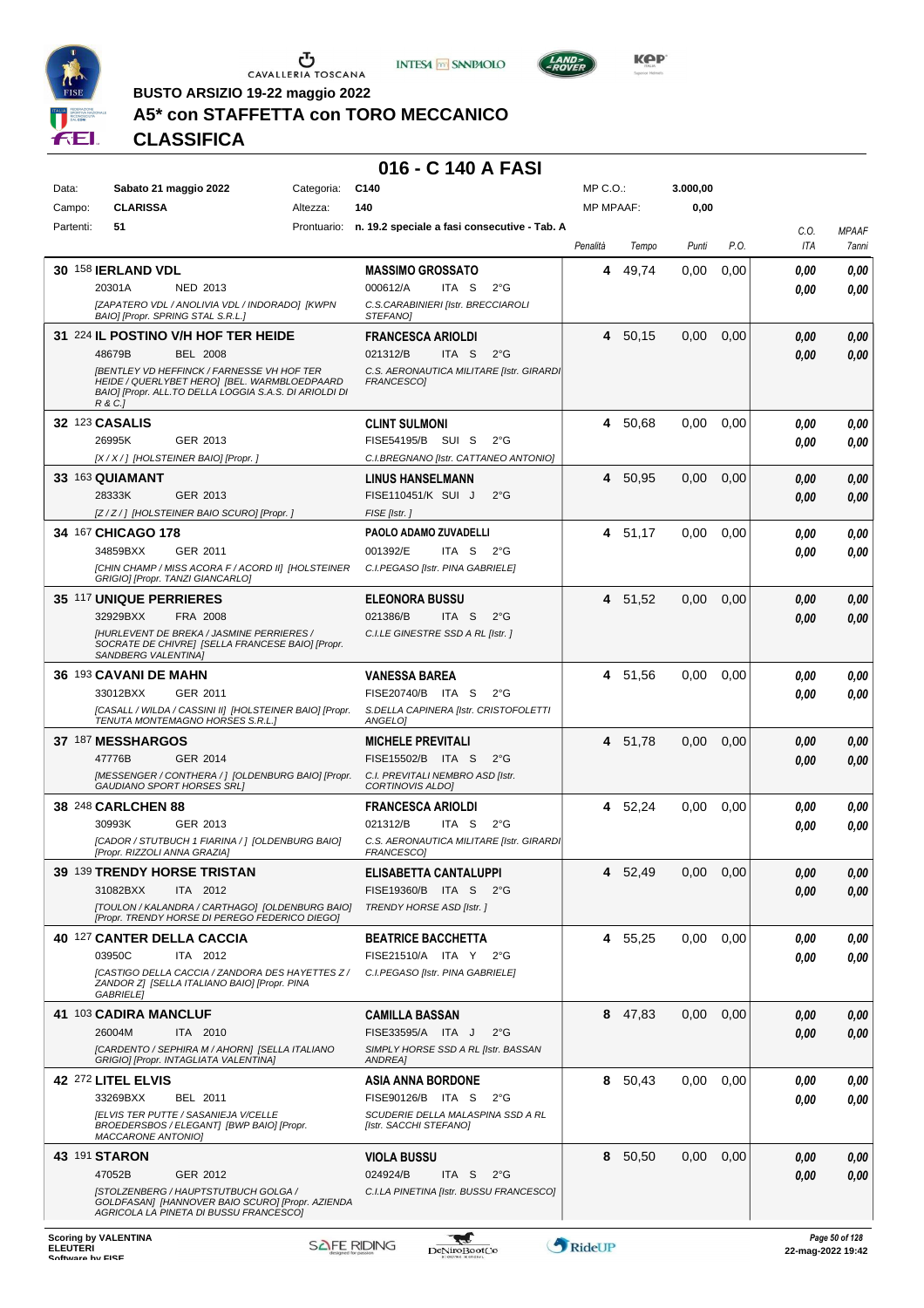BUSTO ARSIZIO 19-22 maggio 2022

# A5* con STAFFETTA con TORO MECCANICO

## CLASSIFICA

### 016 - C 140 A FASI

| | | | | | |
|---|---|---|---|---|---|
| Data: | Sabato 21 maggio 2022 | Categoria: | C140 | MP C.O.: | 3.000,00 |
| Campo: | CLARISSA | Altezza: | 140 | MP MPAAF: | 0,00 |
| Partenti: | 51 | Prontuario: | n. 19.2 speciale a fasi consecutive - Tab. A | | |

| Cl. | N. | Cavallo | Cavaliere | Penalità | Tempo | Punti | P.O. | C.O. ITA | MPAAF 7anni |
|---|---|---|---|---|---|---|---|---|---|
| 30 | 158 | **IERLAND VDL** 20301A NED 2013 *[ZAPATERO VDL / ANOLIVIA VDL / INDORADO] [KWPN BAIO] [Propr. SPRING STAL S.R.L.]* | **MASSIMO GROSSATO** 000612/A ITA S 2°G *C.S.CARABINIERI [Istr. BRECCIAROLI STEFANO]* | 4 | 49,74 | 0,00 | 0,00 | 0,00 / 0,00 | 0,00 / 0,00 |
| 31 | 224 | **IL POSTINO V/H HOF TER HEIDE** 48679B BEL 2008 *[BENTLEY VD HEFFINCK / FARNESSE VH HOF TER HEIDE / QUERLYBET HERO] [BEL. WARMBLOEDPAARD BAIO] [Propr. ALL.TO DELLA LOGGIA S.A.S. DI ARIOLDI DI R & C.]* | **FRANCESCA ARIOLDI** 021312/B ITA S 2°G *C.S. AERONAUTICA MILITARE [Istr. GIRARDI FRANCESCO]* | 4 | 50,15 | 0,00 | 0,00 | 0,00 / 0,00 | 0,00 / 0,00 |
| 32 | 123 | **CASALIS** 26995K GER 2013 *[X / X / ] [HOLSTEINER BAIO] [Propr. ]* | **CLINT SULMONI** FISE54195/B SUI S 2°G *C.I.BREGNANO [Istr. CATTANEO ANTONIO]* | 4 | 50,68 | 0,00 | 0,00 | 0,00 / 0,00 | 0,00 / 0,00 |
| 33 | 163 | **QUIAMANT** 28333K GER 2013 *[Z / Z / ] [HOLSTEINER BAIO SCURO] [Propr. ]* | **LINUS HANSELMANN** FISE110451/K SUI J 2°G *FISE [Istr. ]* | 4 | 50,95 | 0,00 | 0,00 | 0,00 / 0,00 | 0,00 / 0,00 |
| 34 | 167 | **CHICAGO 178** 34859BXX GER 2011 *[CHIN CHAMP / MISS ACORA F / ACORD II] [HOLSTEINER GRIGIO] [Propr. TANZI GIANCARLO]* | **PAOLO ADAMO ZUVADELLI** 001392/E ITA S 2°G *C.I.PEGASO [Istr. PINA GABRIELE]* | 4 | 51,17 | 0,00 | 0,00 | 0,00 / 0,00 | 0,00 / 0,00 |
| 35 | 117 | **UNIQUE PERRIERES** 32929BXX FRA 2008 *[HURLEVENT DE BREKA / JASMINE PERRIERES / SOCRATE DE CHIVRE] [SELLA FRANCESE BAIO] [Propr. SANDBERG VALENTINA]* | **ELEONORA BUSSU** 021386/B ITA S 2°G *C.I.LE GINESTRE SSD A RL [Istr. ]* | 4 | 51,52 | 0,00 | 0,00 | 0,00 / 0,00 | 0,00 / 0,00 |
| 36 | 193 | **CAVANI DE MAHN** 33012BXX GER 2011 *[CASALL / WILDA / CASSINI II] [HOLSTEINER BAIO] [Propr. TENUTA MONTEMAGNO HORSES S.R.L.]* | **VANESSA BAREA** FISE20740/B ITA S 2°G *S.DELLA CAPINERA [Istr. CRISTOFOLETTI ANGELO]* | 4 | 51,56 | 0,00 | 0,00 | 0,00 / 0,00 | 0,00 / 0,00 |
| 37 | 187 | **MESSHARGOS** 47776B GER 2014 *[MESSENGER / CONTHERA / ] [OLDENBURG BAIO] [Propr. GAUDIANO SPORT HORSES SRL]* | **MICHELE PREVITALI** FISE15502/B ITA S 2°G *C.I. PREVITALI NEMBRO ASD [Istr. CORTINOVIS ALDO]* | 4 | 51,78 | 0,00 | 0,00 | 0,00 / 0,00 | 0,00 / 0,00 |
| 38 | 248 | **CARLCHEN 88** 30993K GER 2013 *[CADOR / STUTBUCH 1 FIARINA / ] [OLDENBURG BAIO] [Propr. RIZZOLI ANNA GRAZIA]* | **FRANCESCA ARIOLDI** 021312/B ITA S 2°G *C.S. AERONAUTICA MILITARE [Istr. GIRARDI FRANCESCO]* | 4 | 52,24 | 0,00 | 0,00 | 0,00 / 0,00 | 0,00 / 0,00 |
| 39 | 139 | **TRENDY HORSE TRISTAN** 31082BXX ITA 2012 *[TOULON / KALANDRA / CARTHAGO] [OLDENBURG BAIO] [Propr. TRENDY HORSE DI PEREGO FEDERICO DIEGO]* | **ELISABETTA CANTALUPPI** FISE19360/B ITA S 2°G *TRENDY HORSE ASD [Istr. ]* | 4 | 52,49 | 0,00 | 0,00 | 0,00 / 0,00 | 0,00 / 0,00 |
| 40 | 127 | **CANTER DELLA CACCIA** 03950C ITA 2012 *[CASTIGO DELLA CACCIA / ZANDORA DES HAYETTES Z / ZANDOR Z] [SELLA ITALIANO BAIO] [Propr. PINA GABRIELE]* | **BEATRICE BACCHETTA** FISE21510/A ITA Y 2°G *C.I.PEGASO [Istr. PINA GABRIELE]* | 4 | 55,25 | 0,00 | 0,00 | 0,00 / 0,00 | 0,00 / 0,00 |
| 41 | 103 | **CADIRA MANCLUF** 26004M ITA 2010 *[CARDENTO / SEPHIRA M / AHORN] [SELLA ITALIANO GRIGIO] [Propr. INTAGLIATA VALENTINA]* | **CAMILLA BASSAN** FISE33595/A ITA J 2°G *SIMPLY HORSE SSD A RL [Istr. BASSAN ANDREA]* | 8 | 47,83 | 0,00 | 0,00 | 0,00 / 0,00 | 0,00 / 0,00 |
| 42 | 272 | **LITEL ELVIS** 33269BXX BEL 2011 *[ELVIS TER PUTTE / SASANIEJA V/CELLE BROEDERSBOS / ELEGANT] [BWP BAIO] [Propr. MACCARONE ANTONIO]* | **ASIA ANNA BORDONE** FISE90126/B ITA S 2°G *SCUDERIE DELLA MALASPINA SSD A RL [Istr. SACCHI STEFANO]* | 8 | 50,43 | 0,00 | 0,00 | 0,00 / 0,00 | 0,00 / 0,00 |
| 43 | 191 | **STARON** 47052B GER 2012 *[STOLZENBERG / HAUPTSTUTBUCH GOLGA / GOLDFASAN] [HANNOVER BAIO SCURO] [Propr. AZIENDA AGRICOLA LA PINETA DI BUSSU FRANCESCO]* | **VIOLA BUSSU** 024924/B ITA S 2°G *C.I.LA PINETINA [Istr. BUSSU FRANCESCO]* | 8 | 50,50 | 0,00 | 0,00 | 0,00 / 0,00 | 0,00 / 0,00 |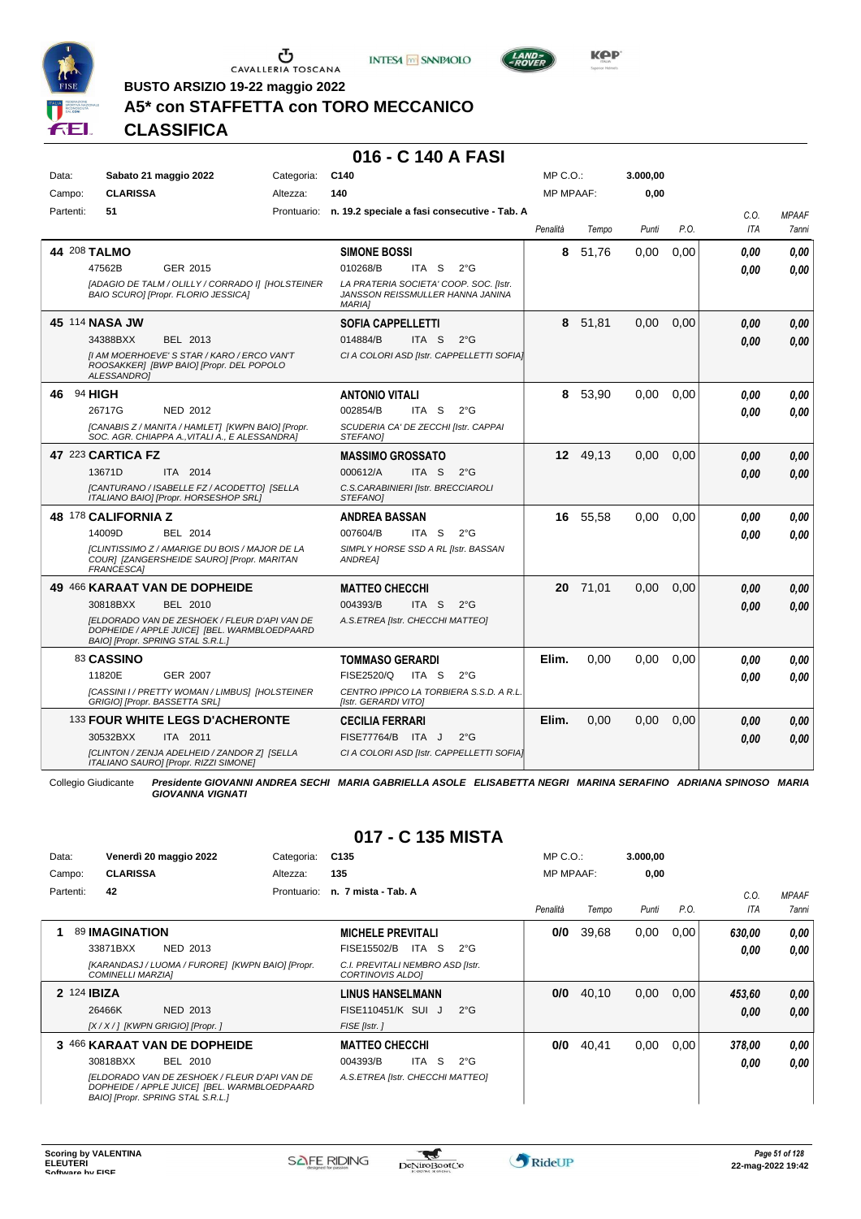BUSTO ARSIZIO 19-22 maggio 2022

# A5* con STAFFETTA con TORO MECCANICO

## CLASSIFICA

## 016 - C 140 A FASI

| Data: | Sabato 21 maggio 2022 | Categoria: | C140 | MP C.O.: | 3.000,00 |
|---|---|---|---|---|---|
| Campo: | CLARISSA | Altezza: | 140 | MP MPAAF: | 0,00 |
| Partenti: | 51 | Prontuario: | n. 19.2 speciale a fasi consecutive - Tab. A | | |

| Pos. | Cavallo | Cavaliere | Penalità | Tempo | Punti | P.O. | C.O. ITA | MPAAF 7anni |
|---|---|---|---|---|---|---|---|---|
| 44 | 208 **TALMO** 47562B GER 2015 *[ADAGIO DE TALM / OLILLY / CORRADO I] [HOLSTEINER BAIO SCURO] [Propr. FLORIO JESSICA]* | **SIMONE BOSSI** 010268/B ITA S 2°G *LA PRATERIA SOCIETA' COOP. SOC. [Istr. JANSSON REISSMULLER HANNA JANINA MARIA]* | 8 | 51,76 | 0,00 | 0,00 | 0,00 / 0,00 | 0,00 / 0,00 |
| 45 | 114 **NASA JW** 34388BXX BEL 2013 *[I AM MOERHOEVE' S STAR / KARO / ERCO VAN'T ROOSAKKER] [BWP BAIO] [Propr. DEL POPOLO ALESSANDRO]* | **SOFIA CAPPELLETTI** 014884/B ITA S 2°G *CI A COLORI ASD [Istr. CAPPELLETTI SOFIA]* | 8 | 51,81 | 0,00 | 0,00 | 0,00 / 0,00 | 0,00 / 0,00 |
| 46 | 94 **HIGH** 26717G NED 2012 *[CANABIS Z / MANITA / HAMLET] [KWPN BAIO] [Propr. SOC. AGR. CHIAPPA A.,VITALI A., E ALESSANDRA]* | **ANTONIO VITALI** 002854/B ITA S 2°G *SCUDERIA CA' DE ZECCHI [Istr. CAPPAI STEFANO]* | 8 | 53,90 | 0,00 | 0,00 | 0,00 / 0,00 | 0,00 / 0,00 |
| 47 | 223 **CARTICA FZ** 13671D ITA 2014 *[CANTURANO / ISABELLE FZ / ACODETTO] [SELLA ITALIANO BAIO] [Propr. HORSESHOP SRL]* | **MASSIMO GROSSATO** 000612/A ITA S 2°G *C.S.CARABINIERI [Istr. BRECCIAROLI STEFANO]* | 12 | 49,13 | 0,00 | 0,00 | 0,00 / 0,00 | 0,00 / 0,00 |
| 48 | 178 **CALIFORNIA Z** 14009D BEL 2014 *[CLINTISSIMO Z / AMARIGE DU BOIS / MAJOR DE LA COUR] [ZANGERSHEIDE SAURO] [Propr. MARITAN FRANCESCA]* | **ANDREA BASSAN** 007604/B ITA S 2°G *SIMPLY HORSE SSD A RL [Istr. BASSAN ANDREA]* | 16 | 55,58 | 0,00 | 0,00 | 0,00 / 0,00 | 0,00 / 0,00 |
| 49 | 466 **KARAAT VAN DE DOPHEIDE** 30818BXX BEL 2010 *[ELDORADO VAN DE ZESHOEK / FLEUR D'API VAN DE DOPHEIDE / APPLE JUICE] [BEL. WARMBLOEDPAARD BAIO] [Propr. SPRING STAL S.R.L.]* | **MATTEO CHECCHI** 004393/B ITA S 2°G *A.S.ETREA [Istr. CHECCHI MATTEO]* | 20 | 71,01 | 0,00 | 0,00 | 0,00 / 0,00 | 0,00 / 0,00 |
| | 83 **CASSINO** 11820E GER 2007 *[CASSINI I / PRETTY WOMAN / LIMBUS] [HOLSTEINER GRIGIO] [Propr. BASSETTA SRL]* | **TOMMASO GERARDI** FISE2520/Q ITA S 2°G *CENTRO IPPICO LA TORBIERA S.S.D. A R.L. [Istr. GERARDI VITO]* | Elim. | 0,00 | 0,00 | 0,00 | 0,00 / 0,00 | 0,00 / 0,00 |
| | 133 **FOUR WHITE LEGS D'ACHERONTE** 30532BXX ITA 2011 *[CLINTON / ZENJA ADELHEID / ZANDOR Z] [SELLA ITALIANO SAURO] [Propr. RIZZI SIMONE]* | **CECILIA FERRARI** FISE77764/B ITA J 2°G *CI A COLORI ASD [Istr. CAPPELLETTI SOFIA]* | Elim. | 0,00 | 0,00 | 0,00 | 0,00 / 0,00 | 0,00 / 0,00 |

Collegio Giudicante ***Presidente GIOVANNI ANDREA SECHI MARIA GABRIELLA ASOLE ELISABETTA NEGRI MARINA SERAFINO ADRIANA SPINOSO MARIA GIOVANNA VIGNATI***

## 017 - C 135 MISTA

| Data: | Venerdì 20 maggio 2022 | Categoria: | C135 | MP C.O.: | 3.000,00 |
|---|---|---|---|---|---|
| Campo: | CLARISSA | Altezza: | 135 | MP MPAAF: | 0,00 |
| Partenti: | 42 | Prontuario: | n. 7 mista - Tab. A | | |

| Pos. | Cavallo | Cavaliere | Penalità | Tempo | Punti | P.O. | C.O. ITA | MPAAF 7anni |
|---|---|---|---|---|---|---|---|---|
| 1 | 89 **IMAGINATION** 33871BXX NED 2013 *[KARANDASJ / LUOMA / FURORE] [KWPN BAIO] [Propr. COMINELLI MARZIA]* | **MICHELE PREVITALI** FISE15502/B ITA S 2°G *C.I. PREVITALI NEMBRO ASD [Istr. CORTINOVIS ALDO]* | 0/0 | 39,68 | 0,00 | 0,00 | 630,00 / 0,00 | 0,00 / 0,00 |
| 2 | 124 **IBIZA** 26466K NED 2013 *[X / X / ] [KWPN GRIGIO] [Propr. ]* | **LINUS HANSELMANN** FISE110451/K SUI J 2°G *FISE [Istr. ]* | 0/0 | 40,10 | 0,00 | 0,00 | 453,60 / 0,00 | 0,00 / 0,00 |
| 3 | 466 **KARAAT VAN DE DOPHEIDE** 30818BXX BEL 2010 *[ELDORADO VAN DE ZESHOEK / FLEUR D'API VAN DE DOPHEIDE / APPLE JUICE] [BEL. WARMBLOEDPAARD BAIO] [Propr. SPRING STAL S.R.L.]* | **MATTEO CHECCHI** 004393/B ITA S 2°G *A.S.ETREA [Istr. CHECCHI MATTEO]* | 0/0 | 40,41 | 0,00 | 0,00 | 378,00 / 0,00 | 0,00 / 0,00 |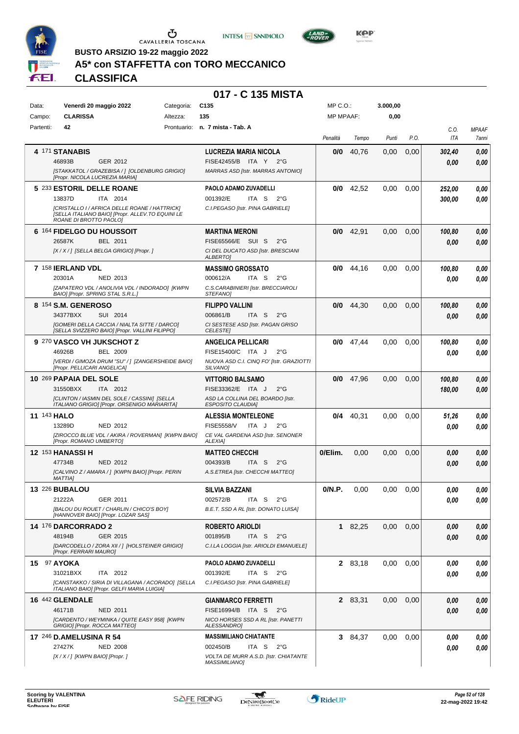BUSTO ARSIZIO 19-22 maggio 2022

# A5* con STAFFETTA con TORO MECCANICO

## CLASSIFICA

### 017 - C 135 MISTA

| | | | | | |
|---|---|---|---|---|---|
| Data: | Venerdì 20 maggio 2022 | Categoria: | C135 | MP C.O.: | 3.000,00 |
| Campo: | CLARISSA | Altezza: | 135 | MP MPAAF: | 0,00 |
| Partenti: | 42 | Prontuario: | n. 7 mista - Tab. A | | |

| Cl. | Cavallo | Cavaliere | Penalità | Tempo | Punti | P.O. | C.O. ITA | MPAAF 7anni |
|---|---|---|---|---|---|---|---|---|
| 4 | 171 **STANABIS** 46893B GER 2012 *[STAKKATOL / GRAZEBISA / ] [OLDENBURG GRIGIO] [Propr. NICOLA LUCREZIA MARIA]* | **LUCREZIA MARIA NICOLA** FISE42455/B ITA Y 2°G *MARRAS ASD [Istr. MARRAS ANTONIO]* | **0/0** | 40,76 | 0,00 | 0,00 | *302,40* / *0,00* | *0,00* / *0,00* |
| 5 | 233 **ESTORIL DELLE ROANE** 13837D ITA 2014 *[CRISTALLO I / AFRICA DELLE ROANE / HATTRICK] [SELLA ITALIANO BAIO] [Propr. ALLEV.TO EQUINI LE ROANE DI BROTTO PAOLO]* | **PAOLO ADAMO ZUVADELLI** 001392/E ITA S 2°G *C.I.PEGASO [Istr. PINA GABRIELE]* | **0/0** | 42,52 | 0,00 | 0,00 | *252,00* / *300,00* | *0,00* / *0,00* |
| 6 | 164 **FIDELGO DU HOUSSOIT** 26587K BEL 2011 *[X / X / ] [SELLA BELGA GRIGIO] [Propr. ]* | **MARTINA MERONI** FISE65566/E SUI S 2°G *CI DEL DUCATO ASD [Istr. BRESCIANI ALBERTO]* | **0/0** | 42,91 | 0,00 | 0,00 | *100,80* / *0,00* | *0,00* / *0,00* |
| 7 | 158 **IERLAND VDL** 20301A NED 2013 *[ZAPATERO VDL / ANOLIVIA VDL / INDORADO] [KWPN BAIO] [Propr. SPRING STAL S.R.L.]* | **MASSIMO GROSSATO** 000612/A ITA S 2°G *C.S.CARABINIERI [Istr. BRECCIAROLI STEFANO]* | **0/0** | 44,16 | 0,00 | 0,00 | *100,80* / *0,00* | *0,00* / *0,00* |
| 8 | 154 **S.M. GENEROSO** 34377BXX SUI 2014 *[GOMERI DELLA CACCIA / NIALTA SITTE / DARCO] [SELLA SVIZZERO BAIO] [Propr. VALLINI FILIPPO]* | **FILIPPO VALLINI** 006861/B ITA S 2°G *CI SESTESE ASD [Istr. PAGAN GRISO CELESTE]* | **0/0** | 44,30 | 0,00 | 0,00 | *100,80* / *0,00* | *0,00* / *0,00* |
| 9 | 270 **VASCO VH JUKSCHOT Z** 46926B BEL 2009 *[VERDI / GIMOZA DRUM "SU" / ] [ZANGERSHEIDE BAIO] [Propr. PELLICARI ANGELICA]* | **ANGELICA PELLICARI** FISE15400/C ITA J 2°G *NUOVA ASD C.I. CINQ FO' [Istr. GRAZIOTTI SILVANO]* | **0/0** | 47,44 | 0,00 | 0,00 | *100,80* / *0,00* | *0,00* / *0,00* |
| 10 | 269 **PAPAIA DEL SOLE** 31550BXX ITA 2012 *[CLINTON / IASMIN DEL SOLE / CASSINI] [SELLA ITALIANO GRIGIO] [Propr. ORSENIGO MARIARITA]* | **VITTORIO BALSAMO** FISE33362/E ITA J 2°G *ASD LA COLLINA DEL BOARDO [Istr. ESPOSITO CLAUDIA]* | **0/0** | 47,96 | 0,00 | 0,00 | *100,80* / *180,00* | *0,00* / *0,00* |
| 11 | 143 **HALO** 13289D NED 2012 *[ZIROCCO BLUE VDL / AKIRA / ROVERMAN] [KWPN BAIO] [Propr. ROMANO UMBERTO]* | **ALESSIA MONTELEONE** FISE5558/V ITA J 2°G *CE VAL GARDENA ASD [Istr. SENONER ALEXIA]* | **0/4** | 40,31 | 0,00 | 0,00 | *51,26* / *0,00* | *0,00* / *0,00* |
| 12 | 153 **HANASSI H** 47734B NED 2012 *[CALVINO Z / AMARA / ] [KWPN BAIO] [Propr. PERIN MATTIA]* | **MATTEO CHECCHI** 004393/B ITA S 2°G *A.S.ETREA [Istr. CHECCHI MATTEO]* | **0/Elim.** | 0,00 | 0,00 | 0,00 | *0,00* / *0,00* | *0,00* / *0,00* |
| 13 | 226 **BUBALOU** 21222A GER 2011 *[BALOU DU ROUET / CHARLIN / CHICO'S BOY] [HANNOVER BAIO] [Propr. LOZAR SAS]* | **SILVIA BAZZANI** 002572/B ITA S 2°G *B.E.T. SSD A RL [Istr. DONATO LUISA]* | **0/N.P.** | 0,00 | 0,00 | 0,00 | *0,00* / *0,00* | *0,00* / *0,00* |
| 14 | 176 **DARCORRADO 2** 48194B GER 2015 *[DARCODELLO / ZORA XII / ] [HOLSTEINER GRIGIO] [Propr. FERRARI MAURO]* | **ROBERTO ARIOLDI** 001895/B ITA S 2°G *C.I.LA LOGGIA [Istr. ARIOLDI EMANUELE]* | **1** | 82,25 | 0,00 | 0,00 | *0,00* / *0,00* | *0,00* / *0,00* |
| 15 | 97 **AYOKA** 31021BXX ITA 2012 *[CANSTAKKO / SIRIA DI VILLAGANA / ACORADO] [SELLA ITALIANO BAIO] [Propr. GELFI MARIA LUIGIA]* | **PAOLO ADAMO ZUVADELLI** 001392/E ITA S 2°G *C.I.PEGASO [Istr. PINA GABRIELE]* | **2** | 83,18 | 0,00 | 0,00 | *0,00* / *0,00* | *0,00* / *0,00* |
| 16 | 442 **GLENDALE** 46171B NED 2011 *[CARDENTO / WEYMINKA / QUITE EASY 958] [KWPN GRIGIO] [Propr. ROCCA MATTEO]* | **GIANMARCO FERRETTI** FISE16994/B ITA S 2°G *NICO HORSES SSD A RL [Istr. PANETTI ALESSANDRO]* | **2** | 83,31 | 0,00 | 0,00 | *0,00* / *0,00* | *0,00* / *0,00* |
| 17 | 246 **D.AMELUSINA R 54** 27427K NED 2008 *[X / X / ] [KWPN BAIO] [Propr. ]* | **MASSIMILIANO CHIATANTE** 002450/B ITA S 2°G *VOLTA DE MURR A.S.D. [Istr. CHIATANTE MASSIMILIANO]* | **3** | 84,37 | 0,00 | 0,00 | *0,00* / *0,00* | *0,00* / *0,00* |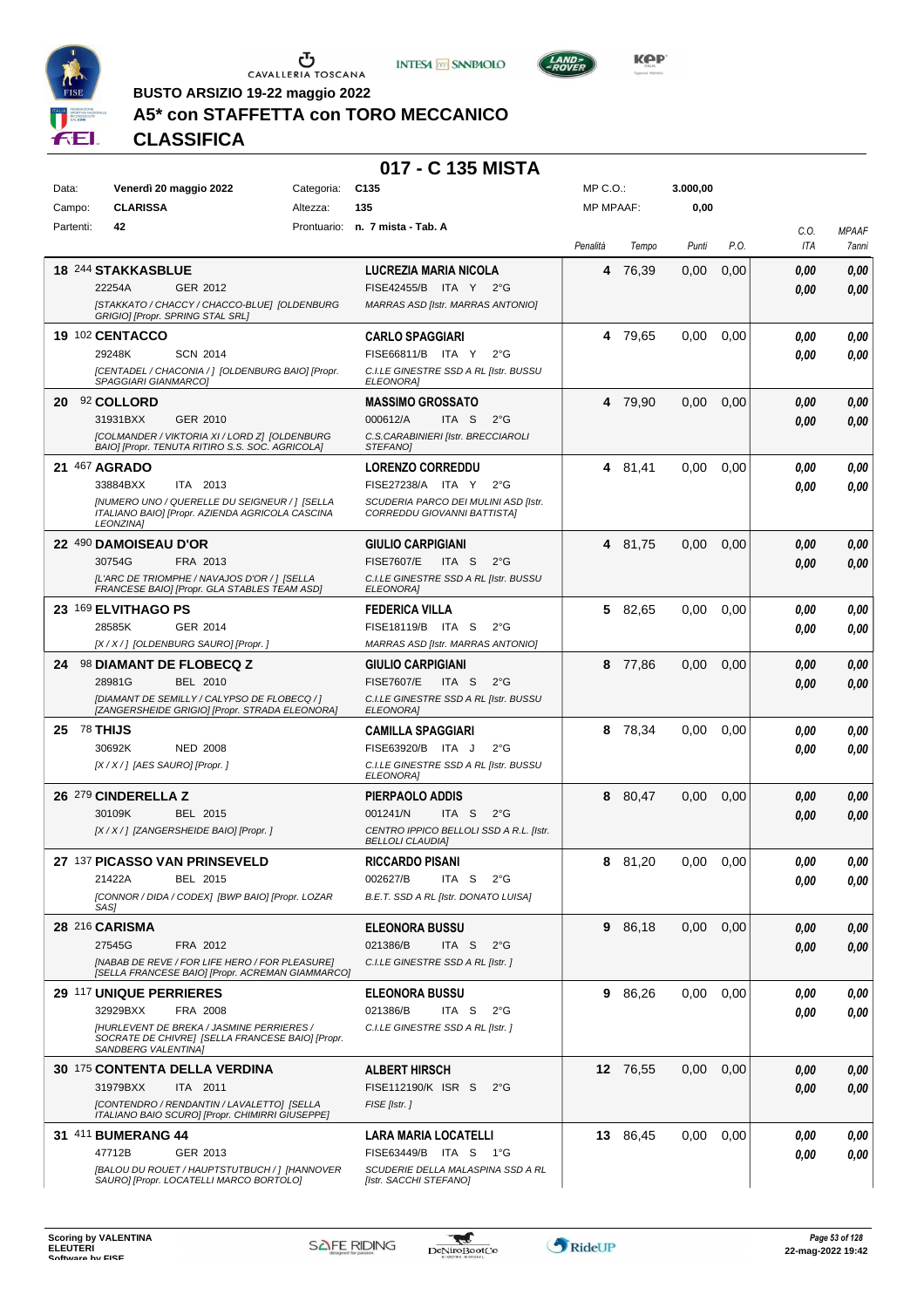**BUSTO ARSIZIO 19-22 maggio 2022**

# A5* con STAFFETTA con TORO MECCANICO

## CLASSIFICA

### 017 - C 135 MISTA

| Data: | Venerdì 20 maggio 2022 | Categoria: | C135 | MP C.O.: | 3.000,00 |
|---|---|---|---|---|---|
| Campo: | CLARISSA | Altezza: | 135 | MP MPAAF: | 0,00 |
| Partenti: | 42 | Prontuario: | n. 7 mista - Tab. A | | |

| | Cavallo | Cavaliere | Penalità | Tempo | Punti | P.O. | C.O. ITA | MPAAF 7anni |
|---|---|---|---|---|---|---|---|---|
| 18 | 244 **STAKKASBLUE** 22254A GER 2012 [STAKKATO / CHACCY / CHACCO-BLUE] [OLDENBURG GRIGIO] [Propr. SPRING STAL SRL] | **LUCREZIA MARIA NICOLA** FISE42455/B ITA Y 2°G MARRAS ASD [Istr. MARRAS ANTONIO] | 4 | 76,39 | 0,00 | 0,00 | 0,00 / 0,00 | 0,00 / 0,00 |
| 19 | 102 **CENTACCO** 29248K SCN 2014 [CENTADEL / CHACONIA / ] [OLDENBURG BAIO] [Propr. SPAGGIARI GIANMARCO] | **CARLO SPAGGIARI** FISE66811/B ITA Y 2°G C.I.LE GINESTRE SSD A RL [Istr. BUSSU ELEONORA] | 4 | 79,65 | 0,00 | 0,00 | 0,00 / 0,00 | 0,00 / 0,00 |
| 20 | 92 **COLLORD** 31931BXX GER 2010 [COLMANDER / VIKTORIA XI / LORD Z] [OLDENBURG BAIO] [Propr. TENUTA RITIRO S.S. SOC. AGRICOLA] | **MASSIMO GROSSATO** 000612/A ITA S 2°G C.S.CARABINIERI [Istr. BRECCIAROLI STEFANO] | 4 | 79,90 | 0,00 | 0,00 | 0,00 / 0,00 | 0,00 / 0,00 |
| 21 | 467 **AGRADO** 33884BXX ITA 2013 [NUMERO UNO / QUERELLE DU SEIGNEUR / ] [SELLA ITALIANO BAIO] [Propr. AZIENDA AGRICOLA CASCINA LEONZINA] | **LORENZO CORREDDU** FISE27238/A ITA Y 2°G SCUDERIA PARCO DEI MULINI ASD [Istr. CORREDDU GIOVANNI BATTISTA] | 4 | 81,41 | 0,00 | 0,00 | 0,00 / 0,00 | 0,00 / 0,00 |
| 22 | 490 **DAMOISEAU D'OR** 30754G FRA 2013 [L'ARC DE TRIOMPHE / NAVAJOS D'OR / ] [SELLA FRANCESE BAIO] [Propr. GLA STABLES TEAM ASD] | **GIULIO CARPIGIANI** FISE7607/E ITA S 2°G C.I.LE GINESTRE SSD A RL [Istr. BUSSU ELEONORA] | 4 | 81,75 | 0,00 | 0,00 | 0,00 / 0,00 | 0,00 / 0,00 |
| 23 | 169 **ELVITHAGO PS** 28585K GER 2014 [X / X / ] [OLDENBURG SAURO] [Propr. ] | **FEDERICA VILLA** FISE18119/B ITA S 2°G MARRAS ASD [Istr. MARRAS ANTONIO] | 5 | 82,65 | 0,00 | 0,00 | 0,00 / 0,00 | 0,00 / 0,00 |
| 24 | 98 **DIAMANT DE FLOBECQ Z** 28981G BEL 2010 [DIAMANT DE SEMILLY / CALYPSO DE FLOBECQ / ] [ZANGERSHEIDE GRIGIO] [Propr. STRADA ELEONORA] | **GIULIO CARPIGIANI** FISE7607/E ITA S 2°G C.I.LE GINESTRE SSD A RL [Istr. BUSSU ELEONORA] | 8 | 77,86 | 0,00 | 0,00 | 0,00 / 0,00 | 0,00 / 0,00 |
| 25 | 78 **THIJS** 30692K NED 2008 [X / X / ] [AES SAURO] [Propr. ] | **CAMILLA SPAGGIARI** FISE63920/B ITA J 2°G C.I.LE GINESTRE SSD A RL [Istr. BUSSU ELEONORA] | 8 | 78,34 | 0,00 | 0,00 | 0,00 / 0,00 | 0,00 / 0,00 |
| 26 | 279 **CINDERELLA Z** 30109K BEL 2015 [X / X / ] [ZANGERSHEIDE BAIO] [Propr. ] | **PIERPAOLO ADDIS** 001241/N ITA S 2°G CENTRO IPPICO BELLOLI SSD A R.L. [Istr. BELLOLI CLAUDIA] | 8 | 80,47 | 0,00 | 0,00 | 0,00 / 0,00 | 0,00 / 0,00 |
| 27 | 137 **PICASSO VAN PRINSEVELD** 21422A BEL 2015 [CONNOR / DIDA / CODEX] [BWP BAIO] [Propr. LOZAR SAS] | **RICCARDO PISANI** 002627/B ITA S 2°G B.E.T. SSD A RL [Istr. DONATO LUISA] | 8 | 81,20 | 0,00 | 0,00 | 0,00 / 0,00 | 0,00 / 0,00 |
| 28 | 216 **CARISMA** 27545G FRA 2012 [NABAB DE REVE / FOR LIFE HERO / FOR PLEASURE] [SELLA FRANCESE BAIO] [Propr. ACREMAN GIAMMARCO] | **ELEONORA BUSSU** 021386/B ITA S 2°G C.I.LE GINESTRE SSD A RL [Istr. ] | 9 | 86,18 | 0,00 | 0,00 | 0,00 / 0,00 | 0,00 / 0,00 |
| 29 | 117 **UNIQUE PERRIERES** 32929BXX FRA 2008 [HURLEVENT DE BREKA / JASMINE PERRIERES / SOCRATE DE CHIVRE] [SELLA FRANCESE BAIO] [Propr. SANDBERG VALENTINA] | **ELEONORA BUSSU** 021386/B ITA S 2°G C.I.LE GINESTRE SSD A RL [Istr. ] | 9 | 86,26 | 0,00 | 0,00 | 0,00 / 0,00 | 0,00 / 0,00 |
| 30 | 175 **CONTENTA DELLA VERDINA** 31979BXX ITA 2011 [CONTENDRO / RENDANTIN / LAVALETTO] [SELLA ITALIANO BAIO SCURO] [Propr. CHIMIRRI GIUSEPPE] | **ALBERT HIRSCH** FISE112190/K ISR S 2°G FISE [Istr. ] | 12 | 76,55 | 0,00 | 0,00 | 0,00 / 0,00 | 0,00 / 0,00 |
| 31 | 411 **BUMERANG 44** 47712B GER 2013 [BALOU DU ROUET / HAUPTSTUTBUCH / ] [HANNOVER SAURO] [Propr. LOCATELLI MARCO BORTOLO] | **LARA MARIA LOCATELLI** FISE63449/B ITA S 1°G SCUDERIE DELLA MALASPINA SSD A RL [Istr. SACCHI STEFANO] | 13 | 86,45 | 0,00 | 0,00 | 0,00 / 0,00 | 0,00 / 0,00 |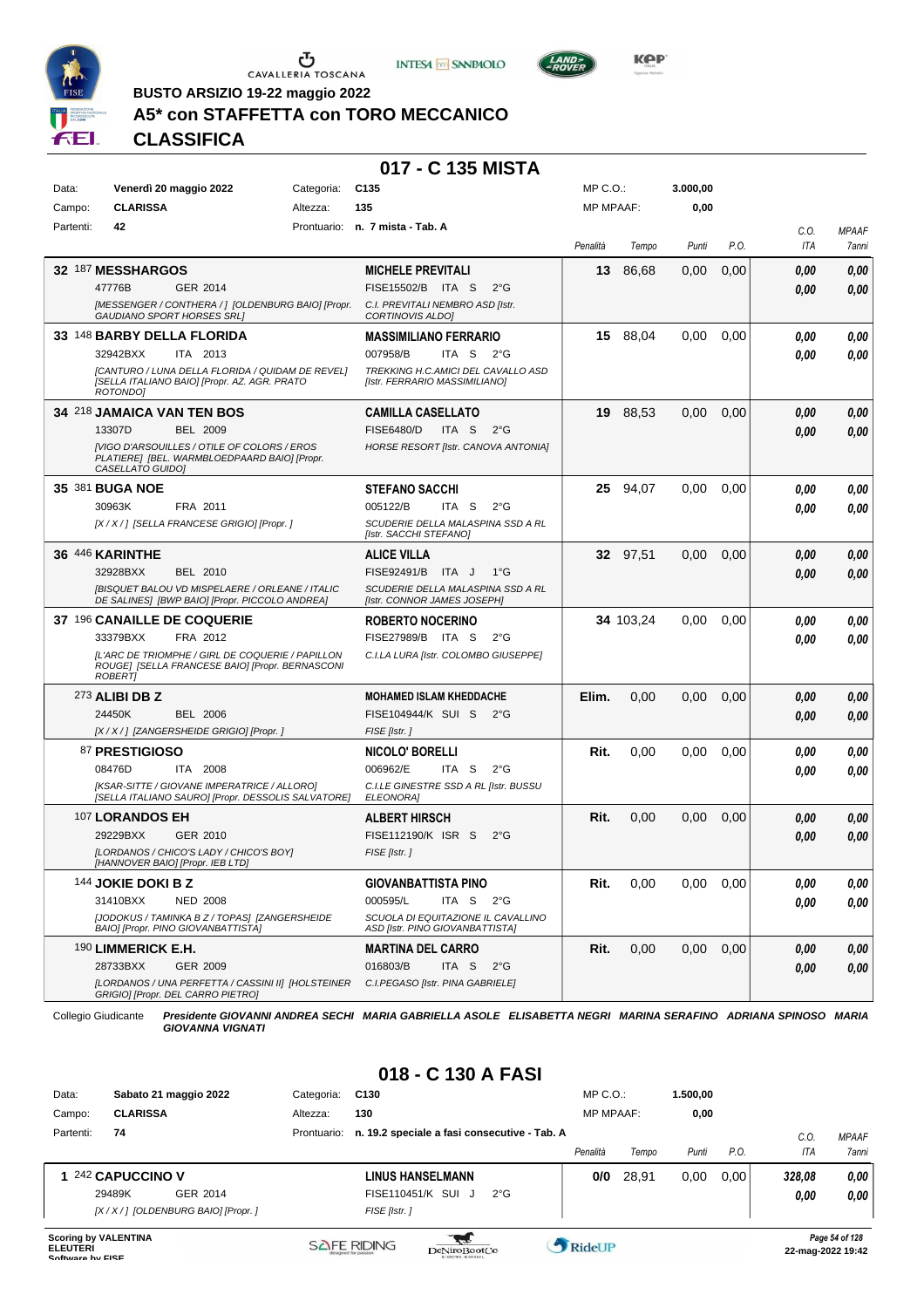BUSTO ARSIZIO 19-22 maggio 2022

# A5* con STAFFETTA con TORO MECCANICO

## CLASSIFICA

### 017 - C 135 MISTA

| | | | | | |
|---|---|---|---|---|---|
| Data: | Venerdì 20 maggio 2022 | Categoria: | C135 | MP C.O.: | 3.000,00 |
| Campo: | CLARISSA | Altezza: | 135 | MP MPAAF: | 0,00 |
| Partenti: | 42 | Prontuario: | n. 7 mista - Tab. A | | |

| Pos. | Cavallo | Cavaliere | Penalità | Tempo | Punti | P.O. | C.O. ITA | MPAAF 7anni |
|---|---|---|---|---|---|---|---|---|
| 32 | 187 **MESSHARGOS** 47776B GER 2014 [MESSENGER / CONTHERA / ] [OLDENBURG BAIO] [Propr. GAUDIANO SPORT HORSES SRL] | **MICHELE PREVITALI** FISE15502/B ITA S 2°G C.I. PREVITALI NEMBRO ASD [Istr. CORTINOVIS ALDO] | 13 | 86,68 | 0,00 | 0,00 | 0,00 / 0,00 | 0,00 / 0,00 |
| 33 | 148 **BARBY DELLA FLORIDA** 32942BXX ITA 2013 [CANTURO / LUNA DELLA FLORIDA / QUIDAM DE REVEL] [SELLA ITALIANO BAIO] [Propr. AZ. AGR. PRATO ROTONDO] | **MASSIMILIANO FERRARIO** 007958/B ITA S 2°G TREKKING H.C.AMICI DEL CAVALLO ASD [Istr. FERRARIO MASSIMILIANO] | 15 | 88,04 | 0,00 | 0,00 | 0,00 / 0,00 | 0,00 / 0,00 |
| 34 | 218 **JAMAICA VAN TEN BOS** 13307D BEL 2009 [VIGO D'ARSOUILLES / OTILE OF COLORS / EROS PLATIERE] [BEL. WARMBLOEDPAARD BAIO] [Propr. CASELLATO GUIDO] | **CAMILLA CASELLATO** FISE6480/D ITA S 2°G HORSE RESORT [Istr. CANOVA ANTONIA] | 19 | 88,53 | 0,00 | 0,00 | 0,00 / 0,00 | 0,00 / 0,00 |
| 35 | 381 **BUGA NOE** 30963K FRA 2011 [X / X / ] [SELLA FRANCESE GRIGIO] [Propr. ] | **STEFANO SACCHI** 005122/B ITA S 2°G SCUDERIE DELLA MALASPINA SSD A RL [Istr. SACCHI STEFANO] | 25 | 94,07 | 0,00 | 0,00 | 0,00 / 0,00 | 0,00 / 0,00 |
| 36 | 446 **KARINTHE** 32928BXX BEL 2010 [BISQUET BALOU VD MISPELAERE / ORLEANE / ITALIC DE SALINES] [BWP BAIO] [Propr. PICCOLO ANDREA] | **ALICE VILLA** FISE92491/B ITA J 1°G SCUDERIE DELLA MALASPINA SSD A RL [Istr. CONNOR JAMES JOSEPH] | 32 | 97,51 | 0,00 | 0,00 | 0,00 / 0,00 | 0,00 / 0,00 |
| 37 | 196 **CANAILLE DE COQUERIE** 33379BXX FRA 2012 [L'ARC DE TRIOMPHE / GIRL DE COQUERIE / PAPILLON ROUGE] [SELLA FRANCESE BAIO] [Propr. BERNASCONI ROBERT] | **ROBERTO NOCERINO** FISE27989/B ITA S 2°G C.I.LA LURA [Istr. COLOMBO GIUSEPPE] | 34 | 103,24 | 0,00 | 0,00 | 0,00 / 0,00 | 0,00 / 0,00 |
| | 273 **ALIBI DB Z** 24450K BEL 2006 [X / X / ] [ZANGERSHEIDE GRIGIO] [Propr. ] | **MOHAMED ISLAM KHEDDACHE** FISE104944/K SUI S 2°G FISE [Istr. ] | Elim. | 0,00 | 0,00 | 0,00 | 0,00 / 0,00 | 0,00 / 0,00 |
| | 87 **PRESTIGIOSO** 08476D ITA 2008 [KSAR-SITTE / GIOVANE IMPERATRICE / ALLORO] [SELLA ITALIANO SAURO] [Propr. DESSOLIS SALVATORE] | **NICOLO' BORELLI** 006962/E ITA S 2°G C.I.LE GINESTRE SSD A RL [Istr. BUSSU ELEONORA] | Rit. | 0,00 | 0,00 | 0,00 | 0,00 / 0,00 | 0,00 / 0,00 |
| | 107 **LORANDOS EH** 29229BXX GER 2010 [LORDANOS / CHICO'S LADY / CHICO'S BOY] [HANNOVER BAIO] [Propr. IEB LTD] | **ALBERT HIRSCH** FISE112190/K ISR S 2°G FISE [Istr. ] | Rit. | 0,00 | 0,00 | 0,00 | 0,00 / 0,00 | 0,00 / 0,00 |
| | 144 **JOKIE DOKI B Z** 31410BXX NED 2008 [JODOKUS / TAMINKA B Z / TOPAS] [ZANGERSHEIDE BAIO] [Propr. PINO GIOVANBATTISTA] | **GIOVANBATTISTA PINO** 000595/L ITA S 2°G SCUOLA DI EQUITAZIONE IL CAVALLINO ASD [Istr. PINO GIOVANBATTISTA] | Rit. | 0,00 | 0,00 | 0,00 | 0,00 / 0,00 | 0,00 / 0,00 |
| | 190 **LIMMERICK E.H.** 28733BXX GER 2009 [LORDANOS / UNA PERFETTA / CASSINI II] [HOLSTEINER GRIGIO] [Propr. DEL CARRO PIETRO] | **MARTINA DEL CARRO** 016803/B ITA S 2°G C.I.PEGASO [Istr. PINA GABRIELE] | Rit. | 0,00 | 0,00 | 0,00 | 0,00 / 0,00 | 0,00 / 0,00 |

Collegio Giudicante *Presidente GIOVANNI ANDREA SECHI MARIA GABRIELLA ASOLE ELISABETTA NEGRI MARINA SERAFINO ADRIANA SPINOSO MARIA GIOVANNA VIGNATI*

### 018 - C 130 A FASI

| | | | | | |
|---|---|---|---|---|---|
| Data: | Sabato 21 maggio 2022 | Categoria: | C130 | MP C.O.: | 1.500,00 |
| Campo: | CLARISSA | Altezza: | 130 | MP MPAAF: | 0,00 |
| Partenti: | 74 | Prontuario: | n. 19.2 speciale a fasi consecutive - Tab. A | | |

| Pos. | Cavallo | Cavaliere | Penalità | Tempo | Punti | P.O. | C.O. ITA | MPAAF 7anni |
|---|---|---|---|---|---|---|---|---|
| 1 | 242 **CAPUCCINO V** 29489K GER 2014 [X / X / ] [OLDENBURG BAIO] [Propr. ] | **LINUS HANSELMANN** FISE110451/K SUI J 2°G FISE [Istr. ] | 0/0 | 28,91 | 0,00 | 0,00 | 328,08 / 0,00 | 0,00 / 0,00 |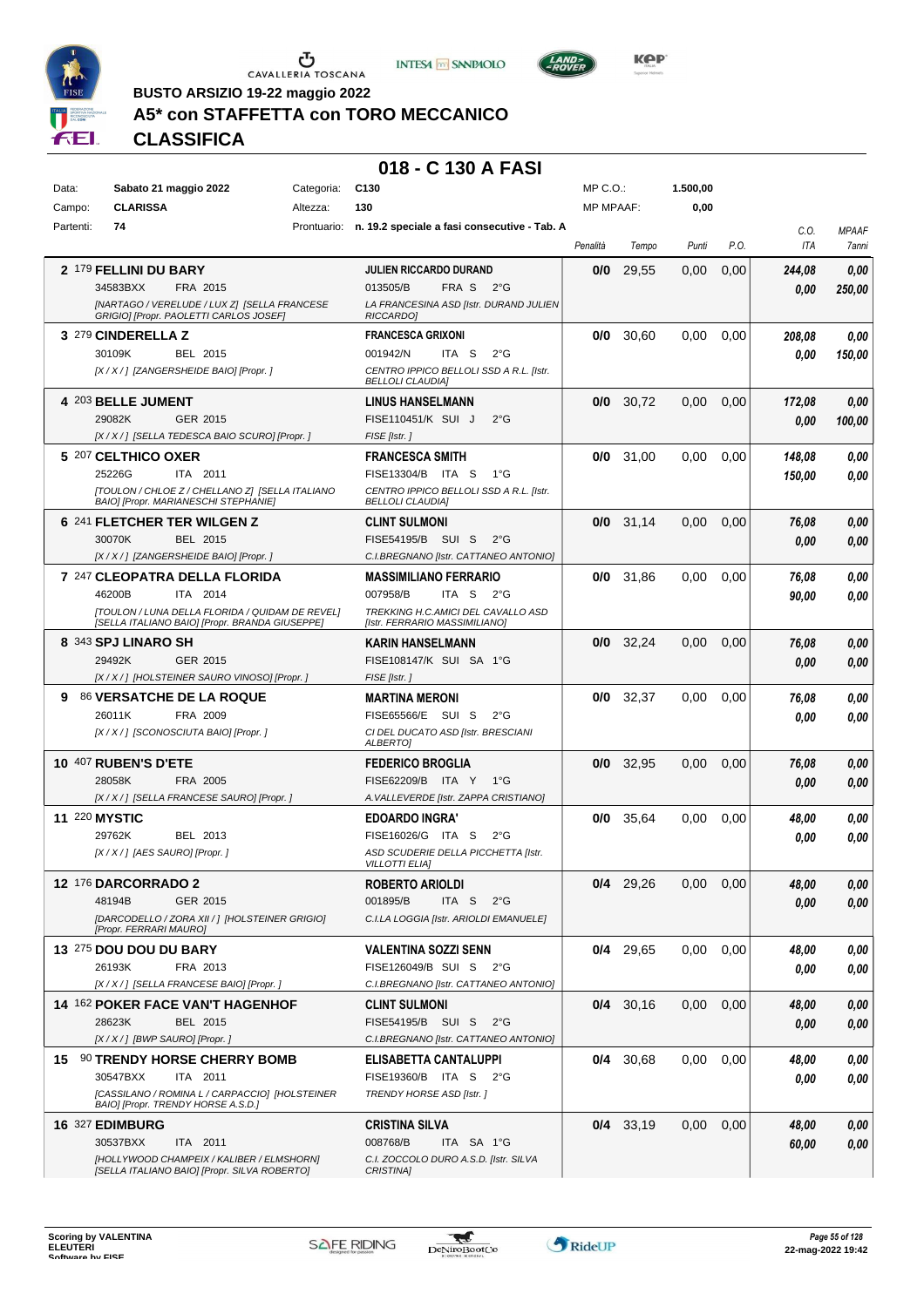BUSTO ARSIZIO 19-22 maggio 2022

# A5* con STAFFETTA con TORO MECCANICO

## CLASSIFICA

### 018 - C 130 A FASI

| | | | | | |
|---|---|---|---|---|---|
| Data: | Sabato 21 maggio 2022 | Categoria: | C130 | MP C.O.: | 1.500,00 |
| Campo: | CLARISSA | Altezza: | 130 | MP MPAAF: | 0,00 |
| Partenti: | 74 | Prontuario: | n. 19.2 speciale a fasi consecutive - Tab. A | | |

| Cl. | Cav. | Cavallo | Cavaliere | Penalità | Tempo | Punti | P.O. | C.O. ITA | MPAAF 7anni |
|---|---|---|---|---|---|---|---|---|---|
| 2 | 179 | **FELLINI DU BARY** 34583BXX FRA 2015 *[NARTAGO / VERELUDE / LUX Z] [SELLA FRANCESE GRIGIO] [Propr. PAOLETTI CARLOS JOSEF]* | **JULIEN RICCARDO DURAND** 013505/B FRA S 2°G *LA FRANCESINA ASD [Istr. DURAND JULIEN RICCARDO]* | **0/0** | 29,55 | 0,00 | 0,00 | *244,08* *0,00* | *0,00* *250,00* |
| 3 | 279 | **CINDERELLA Z** 30109K BEL 2015 *[X / X / ] [ZANGERSHEIDE BAIO] [Propr. ]* | **FRANCESCA GRIXONI** 001942/N ITA S 2°G *CENTRO IPPICO BELLOLI SSD A R.L. [Istr. BELLOLI CLAUDIA]* | **0/0** | 30,60 | 0,00 | 0,00 | *208,08* *0,00* | *0,00* *150,00* |
| 4 | 203 | **BELLE JUMENT** 29082K GER 2015 *[X / X / ] [SELLA TEDESCA BAIO SCURO] [Propr. ]* | **LINUS HANSELMANN** FISE110451/K SUI J 2°G *FISE [Istr. ]* | **0/0** | 30,72 | 0,00 | 0,00 | *172,08* *0,00* | *0,00* *100,00* |
| 5 | 207 | **CELTHICO OXER** 25226G ITA 2011 *[TOULON / CHLOE Z / CHELLANO Z] [SELLA ITALIANO BAIO] [Propr. MARIANESCHI STEPHANIE]* | **FRANCESCA SMITH** FISE13304/B ITA S 1°G *CENTRO IPPICO BELLOLI SSD A R.L. [Istr. BELLOLI CLAUDIA]* | **0/0** | 31,00 | 0,00 | 0,00 | *148,08* *150,00* | *0,00* *0,00* |
| 6 | 241 | **FLETCHER TER WILGEN Z** 30070K BEL 2015 *[X / X / ] [ZANGERSHEIDE BAIO] [Propr. ]* | **CLINT SULMONI** FISE54195/B SUI S 2°G *C.I.BREGNANO [Istr. CATTANEO ANTONIO]* | **0/0** | 31,14 | 0,00 | 0,00 | *76,08* *0,00* | *0,00* *0,00* |
| 7 | 247 | **CLEOPATRA DELLA FLORIDA** 46200B ITA 2014 *[TOULON / LUNA DELLA FLORIDA / QUIDAM DE REVEL] [SELLA ITALIANO BAIO] [Propr. BRANDA GIUSEPPE]* | **MASSIMILIANO FERRARIO** 007958/B ITA S 2°G *TREKKING H.C.AMICI DEL CAVALLO ASD [Istr. FERRARIO MASSIMILIANO]* | **0/0** | 31,86 | 0,00 | 0,00 | *76,08* *90,00* | *0,00* *0,00* |
| 8 | 343 | **SPJ LINARO SH** 29492K GER 2015 *[X / X / ] [HOLSTEINER SAURO VINOSO] [Propr. ]* | **KARIN HANSELMANN** FISE108147/K SUI SA 1°G *FISE [Istr. ]* | **0/0** | 32,24 | 0,00 | 0,00 | *76,08* *0,00* | *0,00* *0,00* |
| 9 | 86 | **VERSATCHE DE LA ROQUE** 26011K FRA 2009 *[X / X / ] [SCONOSCIUTA BAIO] [Propr. ]* | **MARTINA MERONI** FISE65566/E SUI S 2°G *CI DEL DUCATO ASD [Istr. BRESCIANI ALBERTO]* | **0/0** | 32,37 | 0,00 | 0,00 | *76,08* *0,00* | *0,00* *0,00* |
| 10 | 407 | **RUBEN'S D'ETE** 28058K FRA 2005 *[X / X / ] [SELLA FRANCESE SAURO] [Propr. ]* | **FEDERICO BROGLIA** FISE62209/B ITA Y 1°G *A.VALLEVERDE [Istr. ZAPPA CRISTIANO]* | **0/0** | 32,95 | 0,00 | 0,00 | *76,08* *0,00* | *0,00* *0,00* |
| 11 | 220 | **MYSTIC** 29762K BEL 2013 *[X / X / ] [AES SAURO] [Propr. ]* | **EDOARDO INGRA'** FISE16026/G ITA S 2°G *ASD SCUDERIE DELLA PICCHETTA [Istr. VILLOTTI ELIA]* | **0/0** | 35,64 | 0,00 | 0,00 | *48,00* *0,00* | *0,00* *0,00* |
| 12 | 176 | **DARCORRADO 2** 48194B GER 2015 *[DARCODELLO / ZORA XII / ] [HOLSTEINER GRIGIO] [Propr. FERRARI MAURO]* | **ROBERTO ARIOLDI** 001895/B ITA S 2°G *C.I.LA LOGGIA [Istr. ARIOLDI EMANUELE]* | **0/4** | 29,26 | 0,00 | 0,00 | *48,00* *0,00* | *0,00* *0,00* |
| 13 | 275 | **DOU DOU DU BARY** 26193K FRA 2013 *[X / X / ] [SELLA FRANCESE BAIO] [Propr. ]* | **VALENTINA SOZZI SENN** FISE126049/B SUI S 2°G *C.I.BREGNANO [Istr. CATTANEO ANTONIO]* | **0/4** | 29,65 | 0,00 | 0,00 | *48,00* *0,00* | *0,00* *0,00* |
| 14 | 162 | **POKER FACE VAN'T HAGENHOF** 28623K BEL 2015 *[X / X / ] [BWP SAURO] [Propr. ]* | **CLINT SULMONI** FISE54195/B SUI S 2°G *C.I.BREGNANO [Istr. CATTANEO ANTONIO]* | **0/4** | 30,16 | 0,00 | 0,00 | *48,00* *0,00* | *0,00* *0,00* |
| 15 | 90 | **TRENDY HORSE CHERRY BOMB** 30547BXX ITA 2011 *[CASSILANO / ROMINA L / CARPACCIO] [HOLSTEINER BAIO] [Propr. TRENDY HORSE A.S.D.]* | **ELISABETTA CANTALUPPI** FISE19360/B ITA S 2°G *TRENDY HORSE ASD [Istr. ]* | **0/4** | 30,68 | 0,00 | 0,00 | *48,00* *0,00* | *0,00* *0,00* |
| 16 | 327 | **EDIMBURG** 30537BXX ITA 2011 *[HOLLYWOOD CHAMPEIX / KALIBER / ELMSHORN] [SELLA ITALIANO BAIO] [Propr. SILVA ROBERTO]* | **CRISTINA SILVA** 008768/B ITA SA 1°G *C.I. ZOCCOLO DURO A.S.D. [Istr. SILVA CRISTINA]* | **0/4** | 33,19 | 0,00 | 0,00 | *48,00* *60,00* | *0,00* *0,00* |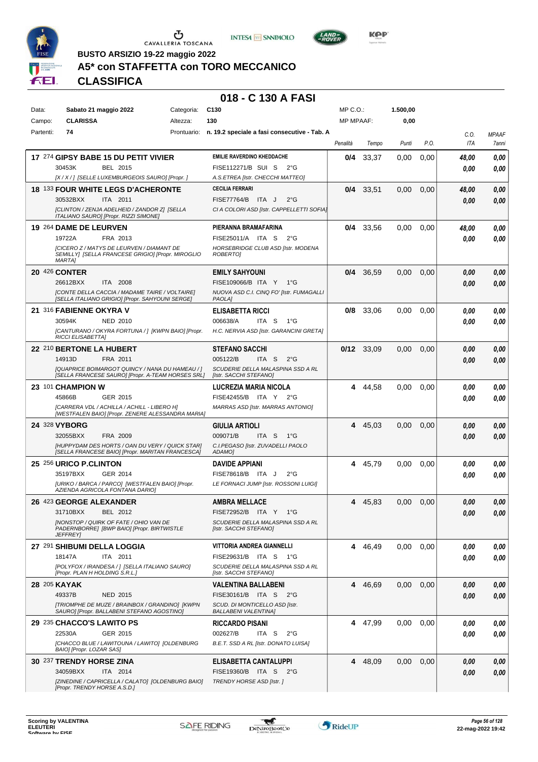BUSTO ARSIZIO 19-22 maggio 2022

# A5* con STAFFETTA con TORO MECCANICO

## CLASSIFICA

### 018 - C 130 A FASI

| | | | | | |
|---|---|---|---|---|---|
| Data: | Sabato 21 maggio 2022 | Categoria: | C130 | MP C.O.: | 1.500,00 |
| Campo: | CLARISSA | Altezza: | 130 | MP MPAAF: | 0,00 |
| Partenti: | 74 | Prontuario: | n. 19.2 speciale a fasi consecutive - Tab. A | | |

| Cl. | N. Cavallo | Cavaliere | Penalità | Tempo | Punti | P.O. | C.O. ITA | MPAAF 7anni |
|---|---|---|---|---|---|---|---|---|
| 17 | 274 **GIPSY BABE 15 DU PETIT VIVIER** 30453K BEL 2015 *[X / X / ] [SELLE LUXEMBURGEOIS SAURO] [Propr. ]* | **EMILIE RAVERDINO KHEDDACHE** FISE112271/B SUI S 2°G *A.S.ETREA [Istr. CHECCHI MATTEO]* | 0/4 | 33,37 | 0,00 | 0,00 | 48,00 / 0,00 | 0,00 / 0,00 |
| 18 | 133 **FOUR WHITE LEGS D'ACHERONTE** 30532BXX ITA 2011 *[CLINTON / ZENJA ADELHEID / ZANDOR Z] [SELLA ITALIANO SAURO] [Propr. RIZZI SIMONE]* | **CECILIA FERRARI** FISE77764/B ITA J 2°G *CI A COLORI ASD [Istr. CAPPELLETTI SOFIA]* | 0/4 | 33,51 | 0,00 | 0,00 | 48,00 / 0,00 | 0,00 / 0,00 |
| 19 | 264 **DAME DE LEURVEN** 19722A FRA 2013 *[CICERO Z / MATYS DE LEURVEN / DIAMANT DE SEMILLY] [SELLA FRANCESE GRIGIO] [Propr. MIROGLIO MARTA]* | **PIERANNA BRAMAFARINA** FISE25011/A ITA S 2°G *HORSEBRIDGE CLUB ASD [Istr. MODENA ROBERTO]* | 0/4 | 33,56 | 0,00 | 0,00 | 48,00 / 0,00 | 0,00 / 0,00 |
| 20 | 426 **CONTER** 26612BXX ITA 2008 *[CONTE DELLA CACCIA / MADAME TAIRE / VOLTAIRE] [SELLA ITALIANO GRIGIO] [Propr. SAHYOUNI SERGE]* | **EMILY SAHYOUNI** FISE109066/B ITA Y 1°G *NUOVA ASD C.I. CINQ FO' [Istr. FUMAGALLI PAOLA]* | 0/4 | 36,59 | 0,00 | 0,00 | 0,00 / 0,00 | 0,00 / 0,00 |
| 21 | 316 **FABIENNE OKYRA V** 30594K NED 2010 *[CANTURANO / OKYRA FORTUNA / ] [KWPN BAIO] [Propr. RICCI ELISABETTA]* | **ELISABETTA RICCI** 006638/A ITA S 1°G *H.C. NERVIA ASD [Istr. GARANCINI GRETA]* | 0/8 | 33,06 | 0,00 | 0,00 | 0,00 / 0,00 | 0,00 / 0,00 |
| 22 | 210 **BERTONE LA HUBERT** 14913D FRA 2011 *[QUAPRICE BOIMARGOT QUINCY / NANA DU HAMEAU / ] [SELLA FRANCESE SAURO] [Propr. A-TEAM HORSES SRL]* | **STEFANO SACCHI** 005122/B ITA S 2°G *SCUDERIE DELLA MALASPINA SSD A RL [Istr. SACCHI STEFANO]* | 0/12 | 33,09 | 0,00 | 0,00 | 0,00 / 0,00 | 0,00 / 0,00 |
| 23 | 101 **CHAMPION W** 45866B GER 2015 *[CARRERA VDL / ACHILLA / ACHILL - LIBERO H] [WESTFALEN BAIO] [Propr. ZENERE ALESSANDRA MARIA]* | **LUCREZIA MARIA NICOLA** FISE42455/B ITA Y 2°G *MARRAS ASD [Istr. MARRAS ANTONIO]* | 4 | 44,58 | 0,00 | 0,00 | 0,00 / 0,00 | 0,00 / 0,00 |
| 24 | 328 **VYBORG** 32055BXX FRA 2009 *[HUPPYDAM DES HORTS / OAN DU VERY / QUICK STAR] [SELLA FRANCESE BAIO] [Propr. MARITAN FRANCESCA]* | **GIULIA ARTIOLI** 009071/B ITA S 1°G *C.I.PEGASO [Istr. ZUVADELLI PAOLO ADAMO]* | 4 | 45,03 | 0,00 | 0,00 | 0,00 / 0,00 | 0,00 / 0,00 |
| 25 | 256 **URICO P.CLINTON** 35197BXX GER 2014 *[URIKO / BARCA / PARCO] [WESTFALEN BAIO] [Propr. AZIENDA AGRICOLA FONTANA DARIO]* | **DAVIDE APPIANI** FISE78618/B ITA J 2°G *LE FORNACI JUMP [Istr. ROSSONI LUIGI]* | 4 | 45,79 | 0,00 | 0,00 | 0,00 / 0,00 | 0,00 / 0,00 |
| 26 | 423 **GEORGE ALEXANDER** 31710BXX BEL 2012 *[NONSTOP / QUIRK OF FATE / OHIO VAN DE PADERNBORRE] [BWP BAIO] [Propr. BIRTWISTLE JEFFREY]* | **AMBRA MELLACE** FISE72952/B ITA Y 1°G *SCUDERIE DELLA MALASPINA SSD A RL [Istr. SACCHI STEFANO]* | 4 | 45,83 | 0,00 | 0,00 | 0,00 / 0,00 | 0,00 / 0,00 |
| 27 | 291 **SHIBUMI DELLA LOGGIA** 18147A ITA 2011 *[POLYFOX / IRANDESA / ] [SELLA ITALIANO SAURO] [Propr. PLAN H HOLDING S.R.L.]* | **VITTORIA ANDREA GIANNELLI** FISE29631/B ITA S 1°G *SCUDERIE DELLA MALASPINA SSD A RL [Istr. SACCHI STEFANO]* | 4 | 46,49 | 0,00 | 0,00 | 0,00 / 0,00 | 0,00 / 0,00 |
| 28 | 205 **KAYAK** 49337B NED 2015 *[TRIOMPHE DE MUZE / BRAINBOX / GRANDINO] [KWPN SAURO] [Propr. BALLABENI STEFANO AGOSTINO]* | **VALENTINA BALLABENI** FISE30161/B ITA S 2°G *SCUD. DI MONTICELLO ASD [Istr. BALLABENI VALENTINA]* | 4 | 46,69 | 0,00 | 0,00 | 0,00 / 0,00 | 0,00 / 0,00 |
| 29 | 235 **CHACCO'S LAWITO PS** 22530A GER 2015 *[CHACCO BLUE / LAWITOUNA / LAWITO] [OLDENBURG BAIO] [Propr. LOZAR SAS]* | **RICCARDO PISANI** 002627/B ITA S 2°G *B.E.T. SSD A RL [Istr. DONATO LUISA]* | 4 | 47,99 | 0,00 | 0,00 | 0,00 / 0,00 | 0,00 / 0,00 |
| 30 | 237 **TRENDY HORSE ZINA** 34059BXX ITA 2014 *[ZINEDINE / CAPRICELLA / CALATO] [OLDENBURG BAIO] [Propr. TRENDY HORSE A.S.D.]* | **ELISABETTA CANTALUPPI** FISE19360/B ITA S 2°G *TRENDY HORSE ASD [Istr. ]* | 4 | 48,09 | 0,00 | 0,00 | 0,00 / 0,00 | 0,00 / 0,00 |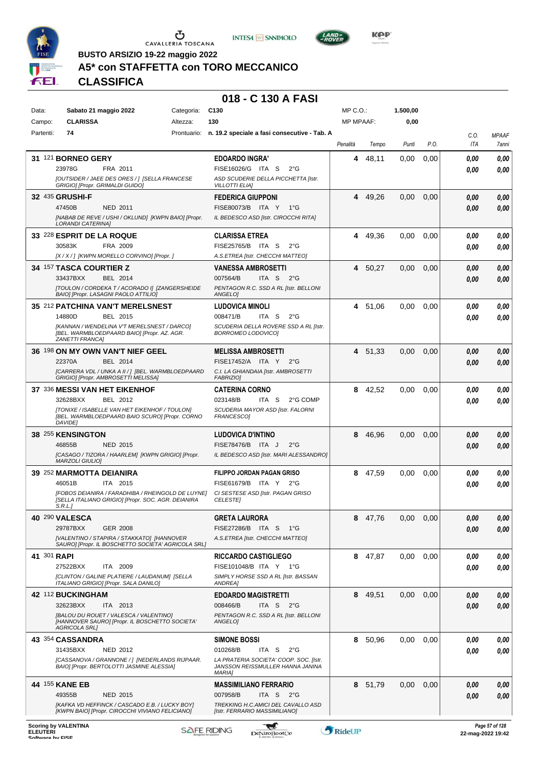**BUSTO ARSIZIO 19-22 maggio 2022**

# A5* con STAFFETTA con TORO MECCANICO

## CLASSIFICA

### 018 - C 130 A FASI

| | | | | | |
|---|---|---|---|---|---|
| Data: | Sabato 21 maggio 2022 | Categoria: | C130 | MP C.O.: | 1.500,00 |
| Campo: | CLARISSA | Altezza: | 130 | MP MPAAF: | 0,00 |
| Partenti: | 74 | Prontuario: | n. 19.2 speciale a fasi consecutive - Tab. A | | |

| Pos. | Cavallo | Cavaliere | Penalità | Tempo | Punti | P.O. | C.O. ITA | MPAAF 7anni |
|---|---|---|---|---|---|---|---|---|
| 31 | 121 **BORNEO GERY** 23978G FRA 2011 *[OUTSIDER / JAEE DES ORES / ] [SELLA FRANCESE GRIGIO] [Propr. GRIMALDI GUIDO]* | **EDOARDO INGRA'** FISE16026/G ITA S 2°G *ASD SCUDERIE DELLA PICCHETTA [Istr. VILLOTTI ELIA]* | 4 | 48,11 | 0,00 | 0,00 | 0,00 / 0,00 | 0,00 / 0,00 |
| 32 | 435 **GRUSHI-F** 47450B NED 2011 *[NABAB DE REVE / USHI / OKLUND] [KWPN BAIO] [Propr. LORANDI CATERINA]* | **FEDERICA GIUPPONI** FISE80073/B ITA Y 1°G *IL BEDESCO ASD [Istr. CIROCCHI RITA]* | 4 | 49,26 | 0,00 | 0,00 | 0,00 / 0,00 | 0,00 / 0,00 |
| 33 | 228 **ESPRIT DE LA ROQUE** 30583K FRA 2009 *[X / X / ] [KWPN MORELLO CORVINO] [Propr. ]* | **CLARISSA ETREA** FISE25765/B ITA S 2°G *A.S.ETREA [Istr. CHECCHI MATTEO]* | 4 | 49,36 | 0,00 | 0,00 | 0,00 / 0,00 | 0,00 / 0,00 |
| 34 | 157 **TASCA COURTIER Z** 33437BXX BEL 2014 *[TOULON / CORDEKA T / ACORADO I] [ZANGERSHEIDE BAIO] [Propr. LASAGNI PAOLO ATTILIO]* | **VANESSA AMBROSETTI** 007564/B ITA S 2°G *PENTAGON R.C. SSD A RL [Istr. BELLONI ANGELO]* | 4 | 50,27 | 0,00 | 0,00 | 0,00 / 0,00 | 0,00 / 0,00 |
| 35 | 212 **PATCHINA VAN'T MERELSNEST** 14880D BEL 2015 *[KANNAN / WENDELINA V'T MERELSNEST / DARCO] [BEL. WARMBLOEDPAARD BAIO] [Propr. AZ. AGR. ZANETTI FRANCA]* | **LUDOVICA MINOLI** 008471/B ITA S 2°G *SCUDERIA DELLA ROVERE SSD A RL [Istr. BORROMEO LODOVICO]* | 4 | 51,06 | 0,00 | 0,00 | 0,00 / 0,00 | 0,00 / 0,00 |
| 36 | 198 **ON MY OWN VAN'T NIEF GEEL** 22370A BEL 2014 *[CARRERA VDL / UNKA A II / ] [BEL. WARMBLOEDPAARD GRIGIO] [Propr. AMBROSETTI MELISSA]* | **MELISSA AMBROSETTI** FISE17452/A ITA Y 2°G *C.I. LA GHIANDAIA [Istr. AMBROSETTI FABRIZIO]* | 4 | 51,33 | 0,00 | 0,00 | 0,00 / 0,00 | 0,00 / 0,00 |
| 37 | 336 **MESSI VAN HET EIKENHOF** 32628BXX BEL 2012 *[TONIXE / ISABELLE VAN HET EIKENHOF / TOULON] [BEL. WARMBLOEDPAARD BAIO SCURO] [Propr. CORNO DAVIDE]* | **CATERINA CORNO** 023148/B ITA S 2°G COMP *SCUDERIA MAYOR ASD [Istr. FALORNI FRANCESCO]* | 8 | 42,52 | 0,00 | 0,00 | 0,00 / 0,00 | 0,00 / 0,00 |
| 38 | 255 **KENSINGTON** 46855B NED 2015 *[CASAGO / TIZORA / HAARLEM] [KWPN GRIGIO] [Propr. MARZOLI GIULIO]* | **LUDOVICA D'INTINO** FISE78476/B ITA J 2°G *IL BEDESCO ASD [Istr. MARI ALESSANDRO]* | 8 | 46,96 | 0,00 | 0,00 | 0,00 / 0,00 | 0,00 / 0,00 |
| 39 | 252 **MARMOTTA DEIANIRA** 46051B ITA 2015 *[FOBOS DEIANIRA / FARADHIBA / RHEINGOLD DE LUYNE] [SELLA ITALIANO GRIGIO] [Propr. SOC. AGR. DEIANIRA S.R.L.]* | **FILIPPO JORDAN PAGAN GRISO** FISE61679/B ITA Y 2°G *CI SESTESE ASD [Istr. PAGAN GRISO CELESTE]* | 8 | 47,59 | 0,00 | 0,00 | 0,00 / 0,00 | 0,00 / 0,00 |
| 40 | 290 **VALESCA** 29787BXX GER 2008 *[VALENTINO / STAPIRA / STAKKATO] [HANNOVER SAURO] [Propr. IL BOSCHETTO SOCIETA' AGRICOLA SRL]* | **GRETA LAURORA** FISE27286/B ITA S 1°G *A.S.ETREA [Istr. CHECCHI MATTEO]* | 8 | 47,76 | 0,00 | 0,00 | 0,00 / 0,00 | 0,00 / 0,00 |
| 41 | 301 **RAPI** 27522BXX ITA 2009 *[CLINTON / GALINE PLATIERE / LAUDANUM] [SELLA ITALIANO GRIGIO] [Propr. SALA DANILO]* | **RICCARDO CASTIGLIEGO** FISE101048/B ITA Y 1°G *SIMPLY HORSE SSD A RL [Istr. BASSAN ANDREA]* | 8 | 47,87 | 0,00 | 0,00 | 0,00 / 0,00 | 0,00 / 0,00 |
| 42 | 112 **BUCKINGHAM** 32623BXX ITA 2013 *[BALOU DU ROUET / VALESCA / VALENTINO] [HANNOVER SAURO] [Propr. IL BOSCHETTO SOCIETA' AGRICOLA SRL]* | **EDOARDO MAGISTRETTI** 008466/B ITA S 2°G *PENTAGON R.C. SSD A RL [Istr. BELLONI ANGELO]* | 8 | 49,51 | 0,00 | 0,00 | 0,00 / 0,00 | 0,00 / 0,00 |
| 43 | 354 **CASSANDRA** 31435BXX NED 2012 *[CASSANOVA / GRANNONE / ] [NEDERLANDS RIJPAAR. BAIO] [Propr. BERTOLOTTI JASMINE ALESSIA]* | **SIMONE BOSSI** 010268/B ITA S 2°G *LA PRATERIA SOCIETA' COOP. SOC. [Istr. JANSSON REISSMULLER HANNA JANINA MARIA]* | 8 | 50,96 | 0,00 | 0,00 | 0,00 / 0,00 | 0,00 / 0,00 |
| 44 | 155 **KANE EB** 49355B NED 2015 *[KAFKA VD HEFFINCK / CASCADO E.B. / LUCKY BOY] [KWPN BAIO] [Propr. CIROCCHI VIVIANO FELICIANO]* | **MASSIMILIANO FERRARIO** 007958/B ITA S 2°G *TREKKING H.C.AMICI DEL CAVALLO ASD [Istr. FERRARIO MASSIMILIANO]* | 8 | 51,79 | 0,00 | 0,00 | 0,00 / 0,00 | 0,00 / 0,00 |

Scoring by VALENTINA ELEUTERI

22-mag-2022 19:42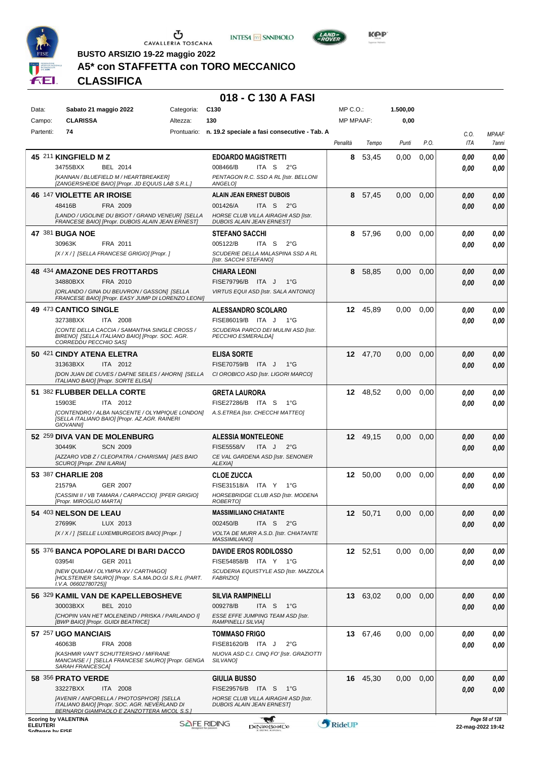BUSTO ARSIZIO 19-22 maggio 2022

# A5* con STAFFETTA con TORO MECCANICO

## CLASSIFICA

### 018 - C 130 A FASI

| Data: | Sabato 21 maggio 2022 | Categoria: | C130 | MP C.O.: | 1.500,00 |
|---|---|---|---|---|---|
| Campo: | CLARISSA | Altezza: | 130 | MP MPAAF: | 0,00 |
| Partenti: | 74 | Prontuario: | n. 19.2 speciale a fasi consecutive - Tab. A | | |

| Pos. | Cavallo | Cavaliere | Penalità | Tempo | Punti | P.O. | C.O. ITA | MPAAF 7anni |
|---|---|---|---|---|---|---|---|---|
| 45 | 211 **KINGFIELD M Z**<br>34755BXX BEL 2014<br>*[KANNAN / BLUEFIELD M / HEARTBREAKER] [ZANGERSHEIDE BAIO] [Propr. JD EQUUS LAB S.R.L.]* | **EDOARDO MAGISTRETTI**<br>008466/B ITA S 2°G<br>*PENTAGON R.C. SSD A RL [Istr. BELLONI ANGELO]* | 8 | 53,45 | 0,00 | 0,00 | 0,00<br>0,00 | 0,00<br>0,00 |
| 46 | 147 **VIOLETTE AR IROISE**<br>48416B FRA 2009<br>*[LANDO / UGOLINE DU BIGOT / GRAND VENEUR] [SELLA FRANCESE BAIO] [Propr. DUBOIS ALAIN JEAN ERNEST]* | **ALAIN JEAN ERNEST DUBOIS**<br>001426/A ITA S 2°G<br>*HORSE CLUB VILLA AIRAGHI ASD [Istr. DUBOIS ALAIN JEAN ERNEST]* | 8 | 57,45 | 0,00 | 0,00 | 0,00<br>0,00 | 0,00<br>0,00 |
| 47 | 381 **BUGA NOE**<br>30963K FRA 2011<br>*[X / X / ] [SELLA FRANCESE GRIGIO] [Propr. ]* | **STEFANO SACCHI**<br>005122/B ITA S 2°G<br>*SCUDERIE DELLA MALASPINA SSD A RL [Istr. SACCHI STEFANO]* | 8 | 57,96 | 0,00 | 0,00 | 0,00<br>0,00 | 0,00<br>0,00 |
| 48 | 434 **AMAZONE DES FROTTARDS**<br>34880BXX FRA 2010<br>*[ORLANDO / GINA DU BEUVRON / GASSON] [SELLA FRANCESE BAIO] [Propr. EASY JUMP DI LORENZO LEONI]* | **CHIARA LEONI**<br>FISE79796/B ITA J 1°G<br>*VIRTUS EQUI ASD [Istr. SALA ANTONIO]* | 8 | 58,85 | 0,00 | 0,00 | 0,00<br>0,00 | 0,00<br>0,00 |
| 49 | 473 **CANTICO SINGLE**<br>32738BXX ITA 2008<br>*[CONTE DELLA CACCIA / SAMANTHA SINGLE CROSS / BIRENO] [SELLA ITALIANO BAIO] [Propr. SOC. AGR. CORREDDU PECCHIO SAS]* | **ALESSANDRO SCOLARO**<br>FISE86019/B ITA J 1°G<br>*SCUDERIA PARCO DEI MULINI ASD [Istr. PECCHIO ESMERALDA]* | 12 | 45,89 | 0,00 | 0,00 | 0,00<br>0,00 | 0,00<br>0,00 |
| 50 | 421 **CINDY ATENA ELETRA**<br>31363BXX ITA 2012<br>*[DON JUAN DE CUVES / DAFNE SEILES / AHORN] [SELLA ITALIANO BAIO] [Propr. SORTE ELISA]* | **ELISA SORTE**<br>FISE70759/B ITA J 1°G<br>*CI OROBICO ASD [Istr. LIGORI MARCO]* | 12 | 47,70 | 0,00 | 0,00 | 0,00<br>0,00 | 0,00<br>0,00 |
| 51 | 382 **FLUBBER DELLA CORTE**<br>15903E ITA 2012<br>*[CONTENDRO / ALBA NASCENTE / OLYMPIQUE LONDON] [SELLA ITALIANO BAIO] [Propr. AZ.AGR. RAINERI GIOVANNI]* | **GRETA LAURORA**<br>FISE27286/B ITA S 1°G<br>*A.S.ETREA [Istr. CHECCHI MATTEO]* | 12 | 48,52 | 0,00 | 0,00 | 0,00<br>0,00 | 0,00<br>0,00 |
| 52 | 259 **DIVA VAN DE MOLENBURG**<br>30449K SCN 2009<br>*[AZZARO VDB Z / CLEOPATRA / CHARISMA] [AES BAIO SCURO] [Propr. ZINI ILARIA]* | **ALESSIA MONTELEONE**<br>FISE5558/V ITA J 2°G<br>*CE VAL GARDENA ASD [Istr. SENONER ALEXIA]* | 12 | 49,15 | 0,00 | 0,00 | 0,00<br>0,00 | 0,00<br>0,00 |
| 53 | 387 **CHARLIE 208**<br>21579A GER 2007<br>*[CASSINI II / VB TAMARA / CARPACCIO] [PFER GRIGIO] [Propr. MIROGLIO MARTA]* | **CLOE ZUCCA**<br>FISE31518/A ITA Y 1°G<br>*HORSEBRIDGE CLUB ASD [Istr. MODENA ROBERTO]* | 12 | 50,00 | 0,00 | 0,00 | 0,00<br>0,00 | 0,00<br>0,00 |
| 54 | 403 **NELSON DE LEAU**<br>27699K LUX 2013<br>*[X / X / ] [SELLE LUXEMBURGEOIS BAIO] [Propr. ]* | **MASSIMILIANO CHIATANTE**<br>002450/B ITA S 2°G<br>*VOLTA DE MURR A.S.D. [Istr. CHIATANTE MASSIMILIANO]* | 12 | 50,71 | 0,00 | 0,00 | 0,00<br>0,00 | 0,00<br>0,00 |
| 55 | 376 **BANCA POPOLARE DI BARI DACCO**<br>03954I GER 2011<br>*[NEW QUIDAM / OLYMPIA XV / CARTHAGO] [HOLSTEINER SAURO] [Propr. S.A.MA.DO.GI S.R.L (PART. I.V.A. 06602780725)]* | **DAVIDE EROS RODILOSSO**<br>FISE54858/B ITA Y 1°G<br>*SCUDERIA EQUISTYLE ASD [Istr. MAZZOLA FABRIZIO]* | 12 | 52,51 | 0,00 | 0,00 | 0,00<br>0,00 | 0,00<br>0,00 |
| 56 | 329 **KAMIL VAN DE KAPELLEBOSHEVE**<br>30003BXX BEL 2010<br>*[CHOPIN VAN HET MOLENEIND / PRISKA / PARLANDO I] [BWP BAIO] [Propr. GUIDI BEATRICE]* | **SILVIA RAMPINELLI**<br>009278/B ITA S 1°G<br>*ESSE EFFE JUMPING TEAM ASD [Istr. RAMPINELLI SILVIA]* | 13 | 63,02 | 0,00 | 0,00 | 0,00<br>0,00 | 0,00<br>0,00 |
| 57 | 257 **UGO MANCIAIS**<br>46063B FRA 2008<br>*[KASHMIR VAN'T SCHUTTERSHO / MIFRANE MANCIAISE / ] [SELLA FRANCESE SAURO] [Propr. GENGA SARAH FRANCESCA]* | **TOMMASO FRIGO**<br>FISE81620/B ITA J 2°G<br>*NUOVA ASD C.I. CINQ FO' [Istr. GRAZIOTTI SILVANO]* | 13 | 67,46 | 0,00 | 0,00 | 0,00<br>0,00 | 0,00<br>0,00 |
| 58 | 356 **PRATO VERDE**<br>33227BXX ITA 2008<br>*[AVENIR / ANFORELLA / PHOTOSPH'ORI] [SELLA ITALIANO BAIO] [Propr. SOC. AGR. NEVERLAND DI BERNARDI GIAMPAOLO E ZANZOTTERA MICOL S.S.]* | **GIULIA BUSSO**<br>FISE29576/B ITA S 1°G<br>*HORSE CLUB VILLA AIRAGHI ASD [Istr. DUBOIS ALAIN JEAN ERNEST]* | 16 | 45,30 | 0,00 | 0,00 | 0,00<br>0,00 | 0,00<br>0,00 |

Scoring by VALENTINA ELEUTERI
Software by FISE

22-mag-2022 19:42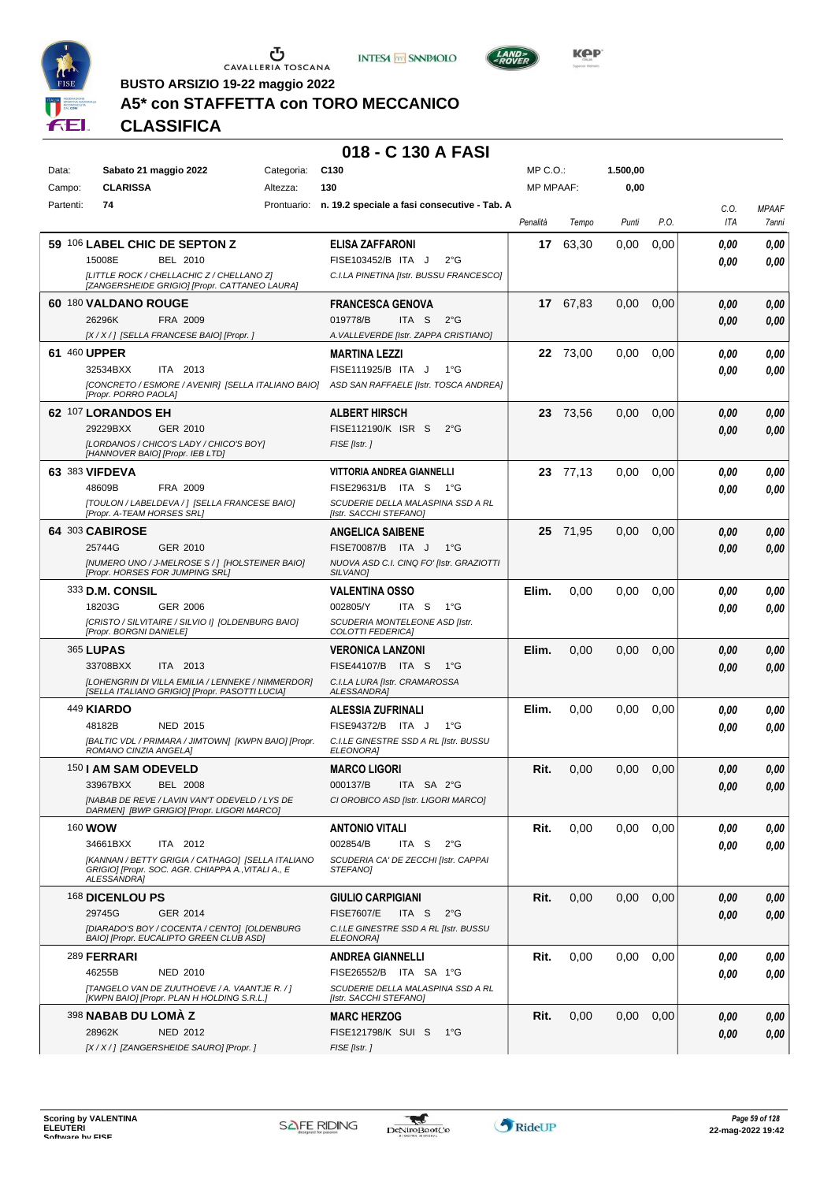BUSTO ARSIZIO 19-22 maggio 2022

# A5* con STAFFETTA con TORO MECCANICO

## CLASSIFICA

### 018 - C 130 A FASI

| | | | | | |
|---|---|---|---|---|---|
| Data: | Sabato 21 maggio 2022 | Categoria: | C130 | MP C.O.: | 1.500,00 |
| Campo: | CLARISSA | Altezza: | 130 | MP MPAAF: | 0,00 |
| Partenti: | 74 | Prontuario: | n. 19.2 speciale a fasi consecutive - Tab. A | | |

| Pos. | Cavallo | Cavaliere | Penalità | Tempo | Punti | P.O. | C.O. ITA | MPAAF 7anni |
|---|---|---|---|---|---|---|---|---|
| 59 | 106 **LABEL CHIC DE SEPTON Z**<br>15008E BEL 2010<br>*[LITTLE ROCK / CHELLACHIC Z / CHELLANO Z] [ZANGERSHEIDE GRIGIO] [Propr. CATTANEO LAURA]* | **ELISA ZAFFARONI**<br>FISE103452/B ITA J 2°G<br>*C.I.LA PINETINA [Istr. BUSSU FRANCESCO]* | 17 | 63,30 | 0,00 | 0,00 | 0,00<br>0,00 | 0,00<br>0,00 |
| 60 | 180 **VALDANO ROUGE**<br>26296K FRA 2009<br>*[X / X / ] [SELLA FRANCESE BAIO] [Propr. ]* | **FRANCESCA GENOVA**<br>019778/B ITA S 2°G<br>*A.VALLEVERDE [Istr. ZAPPA CRISTIANO]* | 17 | 67,83 | 0,00 | 0,00 | 0,00<br>0,00 | 0,00<br>0,00 |
| 61 | 460 **UPPER**<br>32534BXX ITA 2013<br>*[CONCRETO / ESMORE / AVENIR] [SELLA ITALIANO BAIO] [Propr. PORRO PAOLA]* | **MARTINA LEZZI**<br>FISE111925/B ITA J 1°G<br>*ASD SAN RAFFAELE [Istr. TOSCA ANDREA]* | 22 | 73,00 | 0,00 | 0,00 | 0,00<br>0,00 | 0,00<br>0,00 |
| 62 | 107 **LORANDOS EH**<br>29229BXX GER 2010<br>*[LORDANOS / CHICO'S LADY / CHICO'S BOY] [HANNOVER BAIO] [Propr. IEB LTD]* | **ALBERT HIRSCH**<br>FISE112190/K ISR S 2°G<br>*FISE [Istr. ]* | 23 | 73,56 | 0,00 | 0,00 | 0,00<br>0,00 | 0,00<br>0,00 |
| 63 | 383 **VIFDEVA**<br>48609B FRA 2009<br>*[TOULON / LABELDEVA / ] [SELLA FRANCESE BAIO] [Propr. A-TEAM HORSES SRL]* | **VITTORIA ANDREA GIANNELLI**<br>FISE29631/B ITA S 1°G<br>*SCUDERIE DELLA MALASPINA SSD A RL [Istr. SACCHI STEFANO]* | 23 | 77,13 | 0,00 | 0,00 | 0,00<br>0,00 | 0,00<br>0,00 |
| 64 | 303 **CABIROSE**<br>25744G GER 2010<br>*[NUMERO UNO / J-MELROSE S / ] [HOLSTEINER BAIO] [Propr. HORSES FOR JUMPING SRL]* | **ANGELICA SAIBENE**<br>FISE70087/B ITA J 1°G<br>*NUOVA ASD C.I. CINQ FO' [Istr. GRAZIOTTI SILVANO]* | 25 | 71,95 | 0,00 | 0,00 | 0,00<br>0,00 | 0,00<br>0,00 |
| | 333 **D.M. CONSIL**<br>18203G GER 2006<br>*[CRISTO / SILVITAIRE / SILVIO I] [OLDENBURG BAIO] [Propr. BORGNI DANIELE]* | **VALENTINA OSSO**<br>002805/Y ITA S 1°G<br>*SCUDERIA MONTELEONE ASD [Istr. COLOTTI FEDERICA]* | Elim. | 0,00 | 0,00 | 0,00 | 0,00<br>0,00 | 0,00<br>0,00 |
| | 365 **LUPAS**<br>33708BXX ITA 2013<br>*[LOHENGRIN DI VILLA EMILIA / LENNEKE / NIMMERDOR] [SELLA ITALIANO GRIGIO] [Propr. PASOTTI LUCIA]* | **VERONICA LANZONI**<br>FISE44107/B ITA S 1°G<br>*C.I.LA LURA [Istr. CRAMAROSSA ALESSANDRA]* | Elim. | 0,00 | 0,00 | 0,00 | 0,00<br>0,00 | 0,00<br>0,00 |
| | 449 **KIARDO**<br>48182B NED 2015<br>*[BALTIC VDL / PRIMARA / JIMTOWN] [KWPN BAIO] [Propr. ROMANO CINZIA ANGELA]* | **ALESSIA ZUFRINALI**<br>FISE94372/B ITA J 1°G<br>*C.I.LE GINESTRE SSD A RL [Istr. BUSSU ELEONORA]* | Elim. | 0,00 | 0,00 | 0,00 | 0,00<br>0,00 | 0,00<br>0,00 |
| | 150 **I AM SAM ODEVELD**<br>33967BXX BEL 2008<br>*[NABAB DE REVE / LAVIN VAN'T ODEVELD / LYS DE DARMEN] [BWP GRIGIO] [Propr. LIGORI MARCO]* | **MARCO LIGORI**<br>000137/B ITA SA 2°G<br>*CI OROBICO ASD [Istr. LIGORI MARCO]* | Rit. | 0,00 | 0,00 | 0,00 | 0,00<br>0,00 | 0,00<br>0,00 |
| | 160 **WOW**<br>34661BXX ITA 2012<br>*[KANNAN / BETTY GRIGIA / CATHAGO] [SELLA ITALIANO GRIGIO] [Propr. SOC. AGR. CHIAPPA A.,VITALI A., E ALESSANDRA]* | **ANTONIO VITALI**<br>002854/B ITA S 2°G<br>*SCUDERIA CA' DE ZECCHI [Istr. CAPPAI STEFANO]* | Rit. | 0,00 | 0,00 | 0,00 | 0,00<br>0,00 | 0,00<br>0,00 |
| | 168 **DICENLOU PS**<br>29745G GER 2014<br>*[DIARADO'S BOY / COCENTA / CENTO] [OLDENBURG BAIO] [Propr. EUCALIPTO GREEN CLUB ASD]* | **GIULIO CARPIGIANI**<br>FISE7607/E ITA S 2°G<br>*C.I.LE GINESTRE SSD A RL [Istr. BUSSU ELEONORA]* | Rit. | 0,00 | 0,00 | 0,00 | 0,00<br>0,00 | 0,00<br>0,00 |
| | 289 **FERRARI**<br>46255B NED 2010<br>*[TANGELO VAN DE ZUUTHOEVE / A. VAANTJE R. / ] [KWPN BAIO] [Propr. PLAN H HOLDING S.R.L.]* | **ANDREA GIANNELLI**<br>FISE26552/B ITA SA 1°G<br>*SCUDERIE DELLA MALASPINA SSD A RL [Istr. SACCHI STEFANO]* | Rit. | 0,00 | 0,00 | 0,00 | 0,00<br>0,00 | 0,00<br>0,00 |
| | 398 **NABAB DU LOMÀ Z**<br>28962K NED 2012<br>*[X / X / ] [ZANGERSHEIDE SAURO] [Propr. ]* | **MARC HERZOG**<br>FISE121798/K SUI S 1°G<br>*FISE [Istr. ]* | Rit. | 0,00 | 0,00 | 0,00 | 0,00<br>0,00 | 0,00<br>0,00 |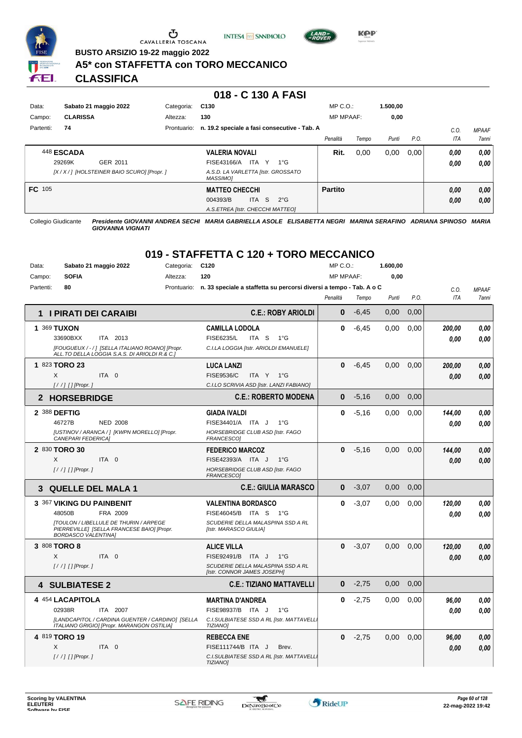BUSTO ARSIZIO 19-22 maggio 2022

# A5* con STAFFETTA con TORO MECCANICO

# CLASSIFICA

## 018 - C 130 A FASI

| | | | |
|---|---|---|---|
| Data: | Sabato 21 maggio 2022 | Categoria: | C130 |
| Campo: | CLARISSA | Altezza: | 130 |
| Partenti: | 74 | Prontuario: | n. 19.2 speciale a fasi consecutive - Tab. A |

MP C.O.: 1.500,00 — MP MPAAF: 0,00

| Cavallo | Cavaliere | Penalità | Tempo | Punti | P.O. | C.O. ITA | MPAAF 7anni |
|---|---|---|---|---|---|---|---|
| 448 **ESCADA** 29269K GER 2011 [X / X / ] [HOLSTEINER BAIO SCURO] [Propr. ] | **VALERIA NOVALI** FISE43166/A ITA Y 1°G A.S.D. LA VARLETTA [Istr. GROSSATO MASSIMO] | Rit. | 0,00 | 0,00 | 0,00 | 0,00 / 0,00 | 0,00 / 0,00 |
| **FC** 105 | **MATTEO CHECCHI** 004393/B ITA S 2°G A.S.ETREA [Istr. CHECCHI MATTEO] | Partito | | | | 0,00 / 0,00 | 0,00 / 0,00 |

Collegio Giudicante *Presidente GIOVANNI ANDREA SECHI MARIA GABRIELLA ASOLE ELISABETTA NEGRI MARINA SERAFINO ADRIANA SPINOSO MARIA GIOVANNA VIGNATI*

## 019 - STAFFETTA C 120 + TORO MECCANICO

| | | | |
|---|---|---|---|
| Data: | Sabato 21 maggio 2022 | Categoria: | C120 |
| Campo: | SOFIA | Altezza: | 120 |
| Partenti: | 80 | Prontuario: | n. 33 speciale a staffetta su percorsi diversi a tempo - Tab. A o C |

MP C.O.: 1.600,00 — MP MPAAF: 0,00

| Cavallo | Cavaliere | Penalità | Tempo | Punti | P.O. | C.O. ITA | MPAAF 7anni |
|---|---|---|---|---|---|---|---|
| **1 I PIRATI DEI CARAIBI** | **C.E.: ROBY ARIOLDI** | 0 | -6,45 | 0,00 | 0,00 | | |
| 1 369 **TUXON** 33690BXX ITA 2013 [FOUGUEUX / - / ] [SELLA ITALIANO ROANO] [Propr. ALL.TO DELLA LOGGIA S.A.S. DI ARIOLDI R.& C.] | **CAMILLA LODOLA** FISE6235/L ITA S 1°G C.I.LA LOGGIA [Istr. ARIOLDI EMANUELE] | 0 | -6,45 | 0,00 | 0,00 | 200,00 / 0,00 | 0,00 / 0,00 |
| 1 823 **TORO 23** X ITA 0 [ / / ] [] [Propr. ] | **LUCA LANZI** FISE9536/C ITA Y 1°G C.I.LO SCRIVIA ASD [Istr. LANZI FABIANO] | 0 | -6,45 | 0,00 | 0,00 | 200,00 / 0,00 | 0,00 / 0,00 |
| **2 HORSEBRIDGE** | **C.E.: ROBERTO MODENA** | 0 | -5,16 | 0,00 | 0,00 | | |
| 2 388 **DEFTIG** 46727B NED 2008 [USTINOV / ARANCA / ] [KWPN MORELLO] [Propr. CANEPARI FEDERICA] | **GIADA IVALDI** FISE34401/A ITA J 1°G HORSEBRIDGE CLUB ASD [Istr. FAGO FRANCESCO] | 0 | -5,16 | 0,00 | 0,00 | 144,00 / 0,00 | 0,00 / 0,00 |
| 2 830 **TORO 30** X ITA 0 [ / / ] [] [Propr. ] | **FEDERICO MARCOZ** FISE42393/A ITA J 1°G HORSEBRIDGE CLUB ASD [Istr. FAGO FRANCESCO] | 0 | -5,16 | 0,00 | 0,00 | 144,00 / 0,00 | 0,00 / 0,00 |
| **3 QUELLE DEL MALA 1** | **C.E.: GIULIA MARASCO** | 0 | -3,07 | 0,00 | 0,00 | | |
| 3 367 **VIKING DU PAINBENIT** 48050B FRA 2009 [TOULON / LIBELLULE DE THURIN / ARPEGE PIERREVILLE] [SELLA FRANCESE BAIO] [Propr. BORDASCO VALENTINA] | **VALENTINA BORDASCO** FISE46045/B ITA S 1°G SCUDERIE DELLA MALASPINA SSD A RL [Istr. MARASCO GIULIA] | 0 | -3,07 | 0,00 | 0,00 | 120,00 / 0,00 | 0,00 / 0,00 |
| 3 808 **TORO 8** X ITA 0 [ / / ] [] [Propr. ] | **ALICE VILLA** FISE92491/B ITA J 1°G SCUDERIE DELLA MALASPINA SSD A RL [Istr. CONNOR JAMES JOSEPH] | 0 | -3,07 | 0,00 | 0,00 | 120,00 / 0,00 | 0,00 / 0,00 |
| **4 SULBIATESE 2** | **C.E.: TIZIANO MATTAVELLI** | 0 | -2,75 | 0,00 | 0,00 | | |
| 4 454 **LACAPITOLA** 02938R ITA 2007 [LANDCAPITOL / CARDINA GUENTER / CARDINO] [SELLA ITALIANO GRIGIO] [Propr. MARANGON OSTILIA] | **MARTINA D'ANDREA** FISE98937/B ITA J 1°G C.I.SULBIATESE SSD A RL [Istr. MATTAVELLI TIZIANO] | 0 | -2,75 | 0,00 | 0,00 | 96,00 / 0,00 | 0,00 / 0,00 |
| 4 819 **TORO 19** X ITA 0 [ / / ] [] [Propr. ] | **REBECCA ENE** FISE111744/B ITA J Brev. C.I.SULBIATESE SSD A RL [Istr. MATTAVELLI TIZIANO] | 0 | -2,75 | 0,00 | 0,00 | 96,00 / 0,00 | 0,00 / 0,00 |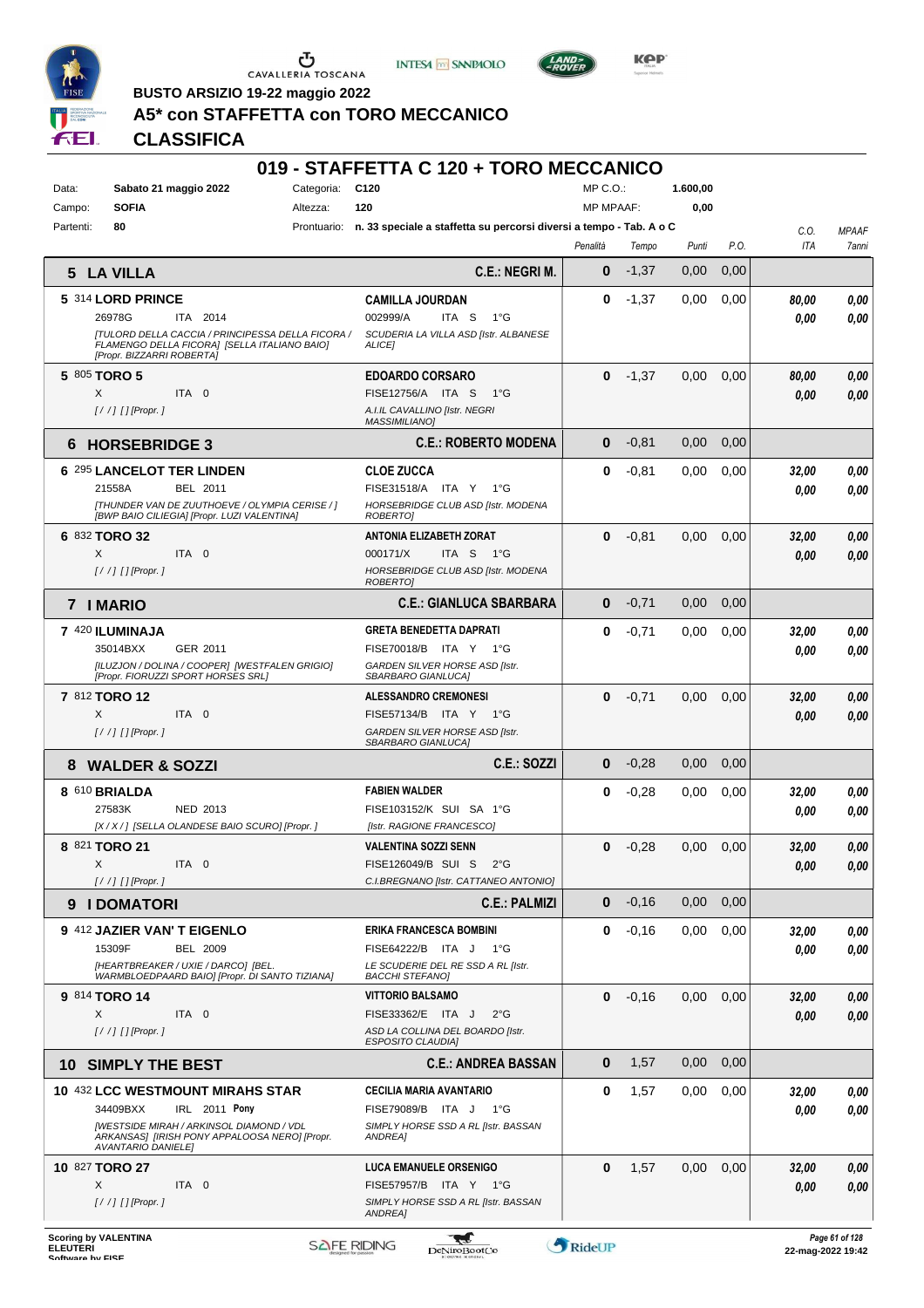BUSTO ARSIZIO 19-22 maggio 2022

# A5* con STAFFETTA con TORO MECCANICO

## CLASSIFICA

## 019 - STAFFETTA C 120 + TORO MECCANICO

| | | | | | |
|---|---|---|---|---|---|
| Data: | Sabato 21 maggio 2022 | Categoria: | C120 | MP C.O.: | 1.600,00 |
| Campo: | SOFIA | Altezza: | 120 | MP MPAAF: | 0,00 |
| Partenti: | 80 | Prontuario: | n. 33 speciale a staffetta su percorsi diversi a tempo - Tab. A o C | | |

| Pos. / Cavallo | Cavaliere / Squadra | Penalità | Tempo | Punti | P.O. | C.O. ITA | MPAAF 7anni |
|---|---|---|---|---|---|---|---|
| **5 LA VILLA** | **C.E.: NEGRI M.** | **0** | -1,37 | 0,00 | 0,00 | | |
| 5 314 **LORD PRINCE** 26978G ITA 2014 [TULORD DELLA CACCIA / PRINCIPESSA DELLA FICORA / FLAMENGO DELLA FICORA] [SELLA ITALIANO BAIO] [Propr. BIZZARRI ROBERTA] | **CAMILLA JOURDAN** 002999/A ITA S 1°G SCUDERIA LA VILLA ASD [Istr. ALBANESE ALICE] | **0** | -1,37 | 0,00 | 0,00 | *80,00* / *0,00* | *0,00* / *0,00* |
| 5 805 **TORO 5** X ITA 0 [/ /] [] [Propr. ] | **EDOARDO CORSARO** FISE12756/A ITA S 1°G A.I.IL CAVALLINO [Istr. NEGRI MASSIMILIANO] | **0** | -1,37 | 0,00 | 0,00 | *80,00* / *0,00* | *0,00* / *0,00* |
| **6 HORSEBRIDGE 3** | **C.E.: ROBERTO MODENA** | **0** | -0,81 | 0,00 | 0,00 | | |
| 6 295 **LANCELOT TER LINDEN** 21558A BEL 2011 [THUNDER VAN DE ZUUTHOEVE / OLYMPIA CERISE / ] [BWP BAIO CILIEGIA] [Propr. LUZI VALENTINA] | **CLOE ZUCCA** FISE31518/A ITA Y 1°G HORSEBRIDGE CLUB ASD [Istr. MODENA ROBERTO] | **0** | -0,81 | 0,00 | 0,00 | *32,00* / *0,00* | *0,00* / *0,00* |
| 6 832 **TORO 32** X ITA 0 [/ /] [] [Propr. ] | **ANTONIA ELIZABETH ZORAT** 000171/X ITA S 1°G HORSEBRIDGE CLUB ASD [Istr. MODENA ROBERTO] | **0** | -0,81 | 0,00 | 0,00 | *32,00* / *0,00* | *0,00* / *0,00* |
| **7 I MARIO** | **C.E.: GIANLUCA SBARBARA** | **0** | -0,71 | 0,00 | 0,00 | | |
| 7 420 **ILUMINAJA** 35014BXX GER 2011 [ILUZJON / DOLINA / COOPER] [WESTFALEN GRIGIO] [Propr. FIORUZZI SPORT HORSES SRL] | **GRETA BENEDETTA DAPRATI** FISE70018/B ITA Y 1°G GARDEN SILVER HORSE ASD [Istr. SBARBARO GIANLUCA] | **0** | -0,71 | 0,00 | 0,00 | *32,00* / *0,00* | *0,00* / *0,00* |
| 7 812 **TORO 12** X ITA 0 [/ /] [] [Propr. ] | **ALESSANDRO CREMONESI** FISE57134/B ITA Y 1°G GARDEN SILVER HORSE ASD [Istr. SBARBARO GIANLUCA] | **0** | -0,71 | 0,00 | 0,00 | *32,00* / *0,00* | *0,00* / *0,00* |
| **8 WALDER & SOZZI** | **C.E.: SOZZI** | **0** | -0,28 | 0,00 | 0,00 | | |
| 8 610 **BRIALDA** 27583K NED 2013 [X / X / ] [SELLA OLANDESE BAIO SCURO] [Propr. ] | **FABIEN WALDER** FISE103152/K SUI SA 1°G [Istr. RAGIONE FRANCESCO] | **0** | -0,28 | 0,00 | 0,00 | *32,00* / *0,00* | *0,00* / *0,00* |
| 8 821 **TORO 21** X ITA 0 [/ /] [] [Propr. ] | **VALENTINA SOZZI SENN** FISE126049/B SUI S 2°G C.I.BREGNANO [Istr. CATTANEO ANTONIO] | **0** | -0,28 | 0,00 | 0,00 | *32,00* / *0,00* | *0,00* / *0,00* |
| **9 I DOMATORI** | **C.E.: PALMIZI** | **0** | -0,16 | 0,00 | 0,00 | | |
| 9 412 **JAZIER VAN' T EIGENLO** 15309F BEL 2009 [HEARTBREAKER / UXIE / DARCO] [BEL. WARMBLOEDPAARD BAIO] [Propr. DI SANTO TIZIANA] | **ERIKA FRANCESCA BOMBINI** FISE64222/B ITA J 1°G LE SCUDERIE DEL RE SSD A RL [Istr. BACCHI STEFANO] | **0** | -0,16 | 0,00 | 0,00 | *32,00* / *0,00* | *0,00* / *0,00* |
| 9 814 **TORO 14** X ITA 0 [/ /] [] [Propr. ] | **VITTORIO BALSAMO** FISE33362/E ITA J 2°G ASD LA COLLINA DEL BOARDO [Istr. ESPOSITO CLAUDIA] | **0** | -0,16 | 0,00 | 0,00 | *32,00* / *0,00* | *0,00* / *0,00* |
| **10 SIMPLY THE BEST** | **C.E.: ANDREA BASSAN** | **0** | 1,57 | 0,00 | 0,00 | | |
| 10 432 **LCC WESTMOUNT MIRAHS STAR** 34409BXX IRL 2011 **Pony** [WESTSIDE MIRAH / ARKINSOL DIAMOND / VDL ARKANSAS] [IRISH PONY APPALOOSA NERO] [Propr. AVANTARIO DANIELE] | **CECILIA MARIA AVANTARIO** FISE79089/B ITA J 1°G SIMPLY HORSE SSD A RL [Istr. BASSAN ANDREA] | **0** | 1,57 | 0,00 | 0,00 | *32,00* / *0,00* | *0,00* / *0,00* |
| 10 827 **TORO 27** X ITA 0 [/ /] [] [Propr. ] | **LUCA EMANUELE ORSENIGO** FISE57957/B ITA Y 1°G SIMPLY HORSE SSD A RL [Istr. BASSAN ANDREA] | **0** | 1,57 | 0,00 | 0,00 | *32,00* / *0,00* | *0,00* / *0,00* |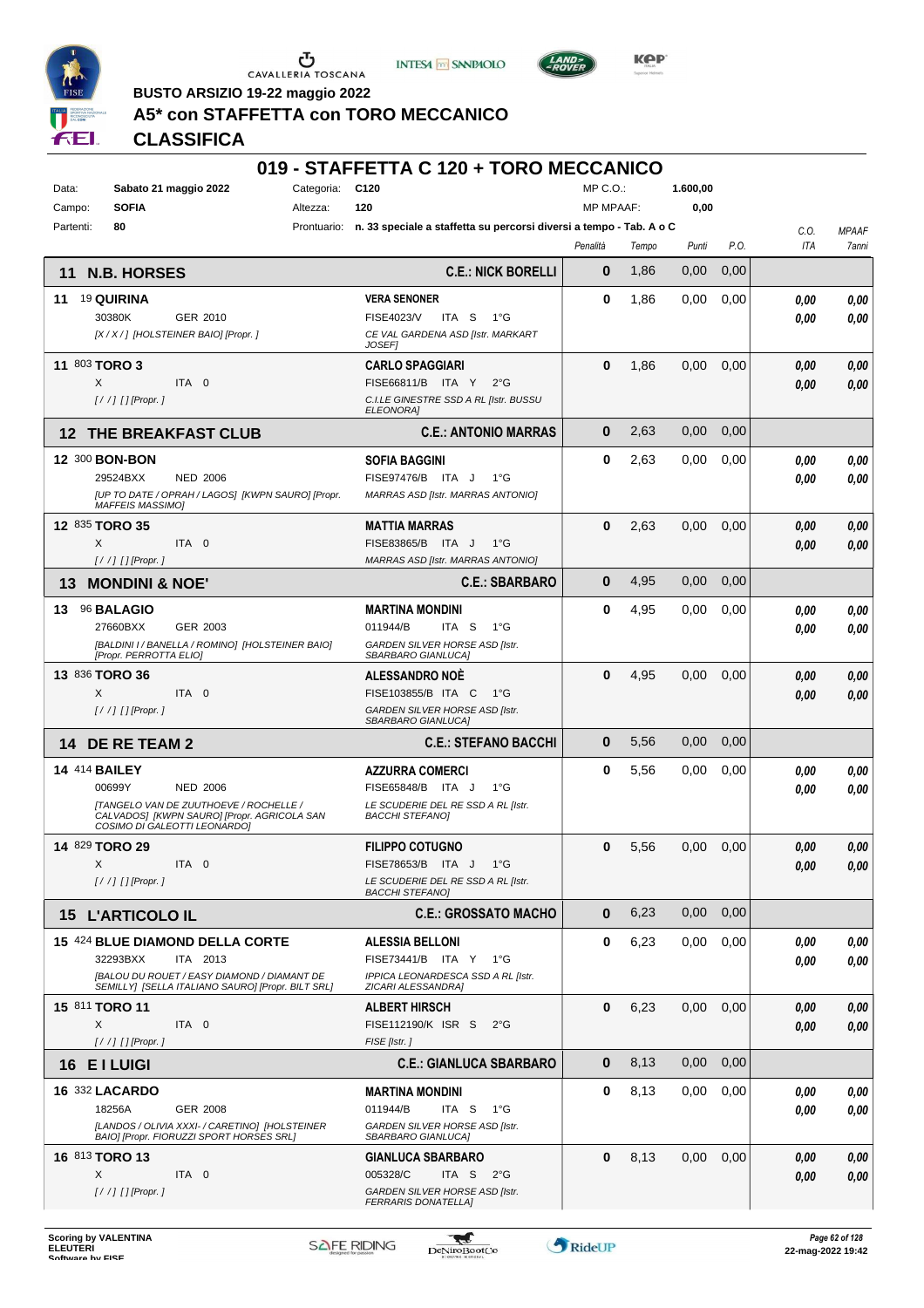BUSTO ARSIZIO 19-22 maggio 2022

# A5* con STAFFETTA con TORO MECCANICO

## CLASSIFICA

## 019 - STAFFETTA C 120 + TORO MECCANICO

Data: **Sabato 21 maggio 2022** Categoria: **C120** MP C.O.: **1.600,00**
Campo: **SOFIA** Altezza: **120** MP MPAAF: **0,00**
Partenti: **80** Prontuario: **n. 33 speciale a staffetta su percorsi diversi a tempo - Tab. A o C**

| | | | Penalità | Tempo | Punti | P.O. | C.O. ITA | MPAAF 7anni |
|---|---|---|---|---|---|---|---|---|
| **11 N.B. HORSES** | | **C.E.: NICK BORELLI** | **0** | 1,86 | 0,00 | 0,00 | | |
| 11 [19] **QUIRINA** 30380K GER 2010 [X / X / ] [HOLSTEINER BAIO] [Propr. ] | | **VERA SENONER** FISE4023/V ITA S 1°G CE VAL GARDENA ASD [Istr. MARKART JOSEF] | **0** | 1,86 | 0,00 | 0,00 | *0,00* *0,00* | *0,00* *0,00* |
| 11 [803] **TORO 3** X ITA 0 [ / / ] [] [Propr. ] | | **CARLO SPAGGIARI** FISE66811/B ITA Y 2°G C.I.LE GINESTRE SSD A RL [Istr. BUSSU ELEONORA] | **0** | 1,86 | 0,00 | 0,00 | *0,00* *0,00* | *0,00* *0,00* |
| **12 THE BREAKFAST CLUB** | | **C.E.: ANTONIO MARRAS** | **0** | 2,63 | 0,00 | 0,00 | | |
| 12 [300] **BON-BON** 29524BXX NED 2006 [UP TO DATE / OPRAH / LAGOS] [KWPN SAURO] [Propr. MAFFEIS MASSIMO] | | **SOFIA BAGGINI** FISE97476/B ITA J 1°G MARRAS ASD [Istr. MARRAS ANTONIO] | **0** | 2,63 | 0,00 | 0,00 | *0,00* *0,00* | *0,00* *0,00* |
| 12 [835] **TORO 35** X ITA 0 [ / / ] [] [Propr. ] | | **MATTIA MARRAS** FISE83865/B ITA J 1°G MARRAS ASD [Istr. MARRAS ANTONIO] | **0** | 2,63 | 0,00 | 0,00 | *0,00* *0,00* | *0,00* *0,00* |
| **13 MONDINI & NOE'** | | **C.E.: SBARBARO** | **0** | 4,95 | 0,00 | 0,00 | | |
| 13 [96] **BALAGIO** 27660BXX GER 2003 [BALDINI I / BANELLA / ROMINO] [HOLSTEINER BAIO] [Propr. PERROTTA ELIO] | | **MARTINA MONDINI** 011944/B ITA S 1°G GARDEN SILVER HORSE ASD [Istr. SBARBARO GIANLUCA] | **0** | 4,95 | 0,00 | 0,00 | *0,00* *0,00* | *0,00* *0,00* |
| 13 [836] **TORO 36** X ITA 0 [ / / ] [] [Propr. ] | | **ALESSANDRO NOÈ** FISE103855/B ITA C 1°G GARDEN SILVER HORSE ASD [Istr. SBARBARO GIANLUCA] | **0** | 4,95 | 0,00 | 0,00 | *0,00* *0,00* | *0,00* *0,00* |
| **14 DE RE TEAM 2** | | **C.E.: STEFANO BACCHI** | **0** | 5,56 | 0,00 | 0,00 | | |
| 14 [414] **BAILEY** 00699Y NED 2006 [TANGELO VAN DE ZUUTHOEVE / ROCHELLE / CALVADOS] [KWPN SAURO] [Propr. AGRICOLA SAN COSIMO DI GALEOTTI LEONARDO] | | **AZZURRA COMERCI** FISE65848/B ITA J 1°G LE SCUDERIE DEL RE SSD A RL [Istr. BACCHI STEFANO] | **0** | 5,56 | 0,00 | 0,00 | *0,00* *0,00* | *0,00* *0,00* |
| 14 [829] **TORO 29** X ITA 0 [ / / ] [] [Propr. ] | | **FILIPPO COTUGNO** FISE78653/B ITA J 1°G LE SCUDERIE DEL RE SSD A RL [Istr. BACCHI STEFANO] | **0** | 5,56 | 0,00 | 0,00 | *0,00* *0,00* | *0,00* *0,00* |
| **15 L'ARTICOLO IL** | | **C.E.: GROSSATO MACHO** | **0** | 6,23 | 0,00 | 0,00 | | |
| 15 [424] **BLUE DIAMOND DELLA CORTE** 32293BXX ITA 2013 [BALOU DU ROUET / EASY DIAMOND / DIAMANT DE SEMILLY] [SELLA ITALIANO SAURO] [Propr. BILT SRL] | | **ALESSIA BELLONI** FISE73441/B ITA Y 1°G IPPICA LEONARDESCA SSD A RL [Istr. ZICARI ALESSANDRA] | **0** | 6,23 | 0,00 | 0,00 | *0,00* *0,00* | *0,00* *0,00* |
| 15 [811] **TORO 11** X ITA 0 [ / / ] [] [Propr. ] | | **ALBERT HIRSCH** FISE112190/K ISR S 2°G FISE [Istr. ] | **0** | 6,23 | 0,00 | 0,00 | *0,00* *0,00* | *0,00* *0,00* |
| **16 E I LUIGI** | | **C.E.: GIANLUCA SBARBARO** | **0** | 8,13 | 0,00 | 0,00 | | |
| 16 [332] **LACARDO** 18256A GER 2008 [LANDOS / OLIVIA XXXI- / CARETINO] [HOLSTEINER BAIO] [Propr. FIORUZZI SPORT HORSES SRL] | | **MARTINA MONDINI** 011944/B ITA S 1°G GARDEN SILVER HORSE ASD [Istr. SBARBARO GIANLUCA] | **0** | 8,13 | 0,00 | 0,00 | *0,00* *0,00* | *0,00* *0,00* |
| 16 [813] **TORO 13** X ITA 0 [ / / ] [] [Propr. ] | | **GIANLUCA SBARBARO** 005328/C ITA S 2°G GARDEN SILVER HORSE ASD [Istr. FERRARIS DONATELLA] | **0** | 8,13 | 0,00 | 0,00 | *0,00* *0,00* | *0,00* *0,00* |

Scoring by VALENTINA ELEUTERI
Software by FISE

22-mag-2022 19:42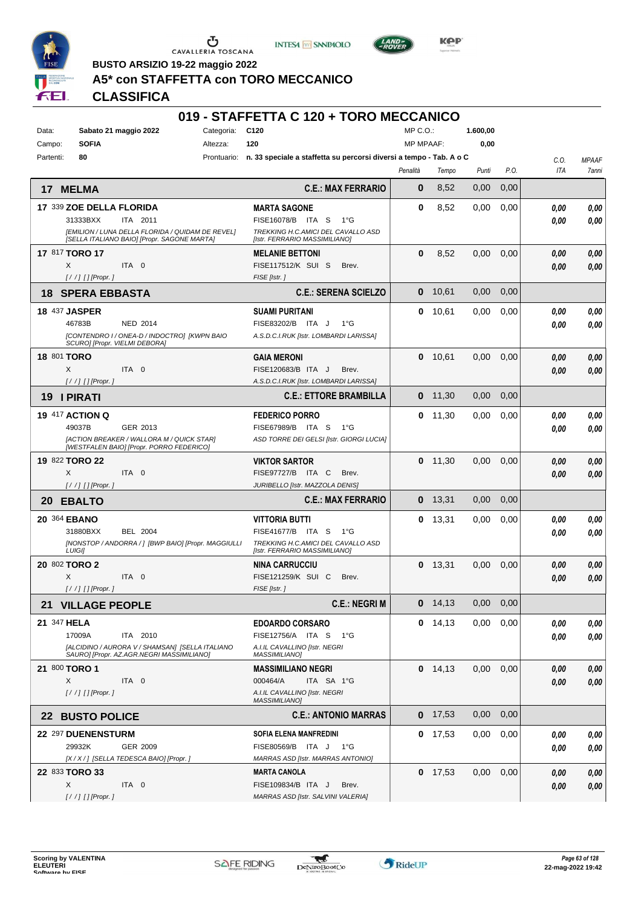BUSTO ARSIZIO 19-22 maggio 2022

# A5* con STAFFETTA con TORO MECCANICO

## CLASSIFICA

## 019 - STAFFETTA C 120 + TORO MECCANICO

| | | | | | |
|---|---|---|---|---|---|
| Data: | Sabato 21 maggio 2022 | Categoria: | C120 | MP C.O.: | 1.600,00 |
| Campo: | SOFIA | Altezza: | 120 | MP MPAAF: | 0,00 |
| Partenti: | 80 | Prontuario: | n. 33 speciale a staffetta su percorsi diversi a tempo - Tab. A o C | | |

| Cavallo | Cavaliere | Penalità | Tempo | Punti | P.O. | C.O. ITA | MPAAF 7anni |
|---|---|---|---|---|---|---|---|
| **17 MELMA** | **C.E.: MAX FERRARIO** | **0** | 8,52 | 0,00 | 0,00 | | |
| **17** 339 **ZOE DELLA FLORIDA** 31333BXX ITA 2011 *[EMILION / LUNA DELLA FLORIDA / QUIDAM DE REVEL] [SELLA ITALIANO BAIO] [Propr. SAGONE MARTA]* | **MARTA SAGONE** FISE16078/B ITA S 1°G *TREKKING H.C.AMICI DEL CAVALLO ASD [Istr. FERRARIO MASSIMILIANO]* | **0** | 8,52 | 0,00 | 0,00 | *0,00* *0,00* | *0,00* *0,00* |
| **17** 817 **TORO 17** X ITA 0 *[ / / ] [] [Propr. ]* | **MELANIE BETTONI** FISE117512/K SUI S Brev. *FISE [Istr. ]* | **0** | 8,52 | 0,00 | 0,00 | *0,00* *0,00* | *0,00* *0,00* |
| **18 SPERA EBBASTA** | **C.E.: SERENA SCIELZO** | **0** | 10,61 | 0,00 | 0,00 | | |
| **18** 437 **JASPER** 46783B NED 2014 *[CONTENDRO I / ONEA-D / INDOCTRO] [KWPN BAIO SCURO] [Propr. VIELMI DEBORA]* | **SUAMI PURITANI** FISE83202/B ITA J 1°G *A.S.D.C.I.RUK [Istr. LOMBARDI LARISSA]* | **0** | 10,61 | 0,00 | 0,00 | *0,00* *0,00* | *0,00* *0,00* |
| **18** 801 **TORO** X ITA 0 *[ / / ] [] [Propr. ]* | **GAIA MERONI** FISE120683/B ITA J Brev. *A.S.D.C.I.RUK [Istr. LOMBARDI LARISSA]* | **0** | 10,61 | 0,00 | 0,00 | *0,00* *0,00* | *0,00* *0,00* |
| **19 I PIRATI** | **C.E.: ETTORE BRAMBILLA** | **0** | 11,30 | 0,00 | 0,00 | | |
| **19** 417 **ACTION Q** 49037B GER 2013 *[ACTION BREAKER / WALLORA M / QUICK STAR] [WESTFALEN BAIO] [Propr. PORRO FEDERICO]* | **FEDERICO PORRO** FISE67989/B ITA S 1°G *ASD TORRE DEI GELSI [Istr. GIORGI LUCIA]* | **0** | 11,30 | 0,00 | 0,00 | *0,00* *0,00* | *0,00* *0,00* |
| **19** 822 **TORO 22** X ITA 0 *[ / / ] [] [Propr. ]* | **VIKTOR SARTOR** FISE97727/B ITA C Brev. *JURIBELLO [Istr. MAZZOLA DENIS]* | **0** | 11,30 | 0,00 | 0,00 | *0,00* *0,00* | *0,00* *0,00* |
| **20 EBALTO** | **C.E.: MAX FERRARIO** | **0** | 13,31 | 0,00 | 0,00 | | |
| **20** 364 **EBANO** 31880BXX BEL 2004 *[NONSTOP / ANDORRA / ] [BWP BAIO] [Propr. MAGGIULLI LUIGI]* | **VITTORIA BUTTI** FISE41677/B ITA S 1°G *TREKKING H.C.AMICI DEL CAVALLO ASD [Istr. FERRARIO MASSIMILIANO]* | **0** | 13,31 | 0,00 | 0,00 | *0,00* *0,00* | *0,00* *0,00* |
| **20** 802 **TORO 2** X ITA 0 *[ / / ] [] [Propr. ]* | **NINA CARRUCCIU** FISE121259/K SUI C Brev. *FISE [Istr. ]* | **0** | 13,31 | 0,00 | 0,00 | *0,00* *0,00* | *0,00* *0,00* |
| **21 VILLAGE PEOPLE** | **C.E.: NEGRI M** | **0** | 14,13 | 0,00 | 0,00 | | |
| **21** 347 **HELA** 17009A ITA 2010 *[ALCIDINO / AURORA V / SHAMSAN] [SELLA ITALIANO SAURO] [Propr. AZ.AGR.NEGRI MASSIMILIANO]* | **EDOARDO CORSARO** FISE12756/A ITA S 1°G *A.I.L CAVALLINO [Istr. NEGRI MASSIMILIANO]* | **0** | 14,13 | 0,00 | 0,00 | *0,00* *0,00* | *0,00* *0,00* |
| **21** 800 **TORO 1** X ITA 0 *[ / / ] [] [Propr. ]* | **MASSIMILIANO NEGRI** 000464/A ITA SA 1°G *A.I.L CAVALLINO [Istr. NEGRI MASSIMILIANO]* | **0** | 14,13 | 0,00 | 0,00 | *0,00* *0,00* | *0,00* *0,00* |
| **22 BUSTO POLICE** | **C.E.: ANTONIO MARRAS** | **0** | 17,53 | 0,00 | 0,00 | | |
| **22** 297 **DUENENSTURM** 29932K GER 2009 *[X / X / ] [SELLA TEDESCA BAIO] [Propr. ]* | **SOFIA ELENA MANFREDINI** FISE80569/B ITA J 1°G *MARRAS ASD [Istr. MARRAS ANTONIO]* | **0** | 17,53 | 0,00 | 0,00 | *0,00* *0,00* | *0,00* *0,00* |
| **22** 833 **TORO 33** X ITA 0 *[ / / ] [] [Propr. ]* | **MARTA CANOLA** FISE109834/B ITA J Brev. *MARRAS ASD [Istr. SALVINI VALERIA]* | **0** | 17,53 | 0,00 | 0,00 | *0,00* *0,00* | *0,00* *0,00* |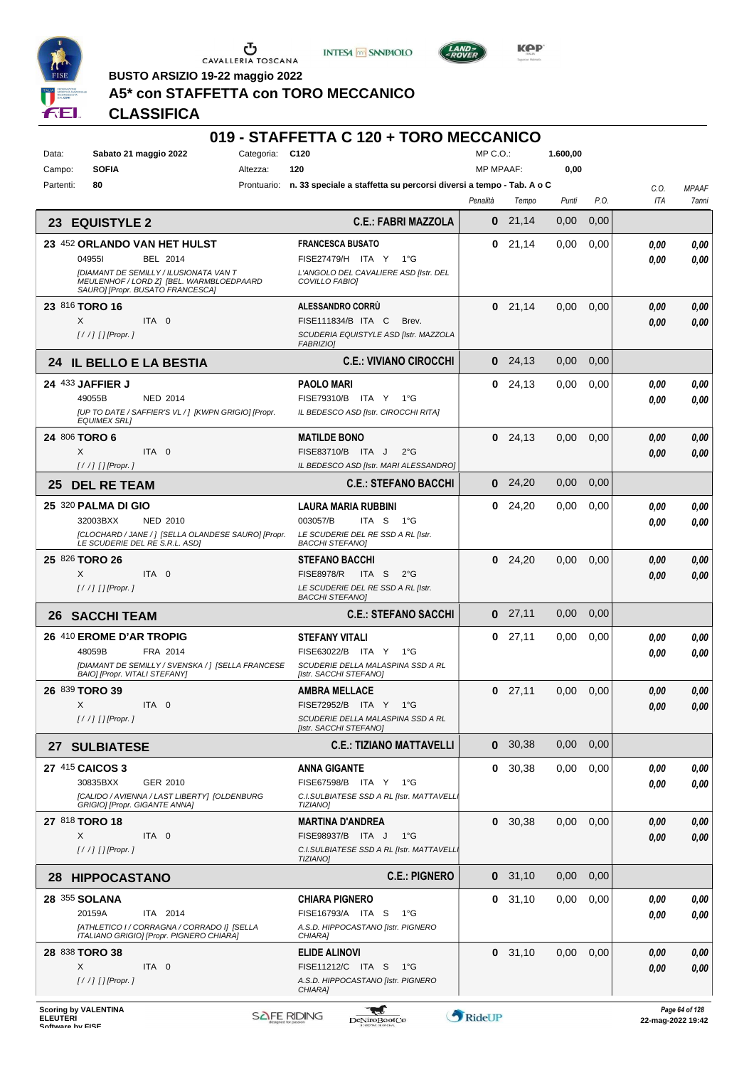BUSTO ARSIZIO 19-22 maggio 2022

# A5* con STAFFETTA con TORO MECCANICO

## CLASSIFICA

## 019 - STAFFETTA C 120 + TORO MECCANICO

Data: **Sabato 21 maggio 2022** Categoria: **C120** MP C.O.: **1.600,00**
Campo: **SOFIA** Altezza: **120** MP MPAAF: **0,00**
Partenti: **80** Prontuario: **n. 33 speciale a staffetta su percorsi diversi a tempo - Tab. A o C**

| | | Penalità | Tempo | Punti | P.O. | C.O. ITA | MPAAF 7anni |
|---|---|---|---|---|---|---|---|
| **23 EQUISTYLE 2** | **C.E.: FABRI MAZZOLA** | **0** | 21,14 | 0,00 | 0,00 | | |
| **23** 452 **ORLANDO VAN HET HULST** 04955I BEL 2014 *[DIAMANT DE SEMILLY / ILUSIONATA VAN T MEULENHOF / LORD Z] [BEL. WARMBLOEDPAARD SAURO] [Propr. BUSATO FRANCESCA]* | **FRANCESCA BUSATO** FISE27479/H ITA Y 1°G *L'ANGOLO DEL CAVALIERE ASD [Istr. DEL COVILLO FABIO]* | **0** | 21,14 | 0,00 | 0,00 | 0,00 / 0,00 | 0,00 / 0,00 |
| **23** 816 **TORO 16** X ITA 0 *[ / / ] [] [Propr. ]* | **ALESSANDRO CORRÙ** FISE111834/B ITA C Brev. *SCUDERIA EQUISTYLE ASD [Istr. MAZZOLA FABRIZIO]* | **0** | 21,14 | 0,00 | 0,00 | 0,00 / 0,00 | 0,00 / 0,00 |
| **24 IL BELLO E LA BESTIA** | **C.E.: VIVIANO CIROCCHI** | **0** | 24,13 | 0,00 | 0,00 | | |
| **24** 433 **JAFFIER J** 49055B NED 2014 *[UP TO DATE / SAFFIER'S VL / ] [KWPN GRIGIO] [Propr. EQUIMEX SRL]* | **PAOLO MARI** FISE79310/B ITA Y 1°G *IL BEDESCO ASD [Istr. CIROCCHI RITA]* | **0** | 24,13 | 0,00 | 0,00 | 0,00 / 0,00 | 0,00 / 0,00 |
| **24** 806 **TORO 6** X ITA 0 *[ / / ] [] [Propr. ]* | **MATILDE BONO** FISE83710/B ITA J 2°G *IL BEDESCO ASD [Istr. MARI ALESSANDRO]* | **0** | 24,13 | 0,00 | 0,00 | 0,00 / 0,00 | 0,00 / 0,00 |
| **25 DEL RE TEAM** | **C.E.: STEFANO BACCHI** | **0** | 24,20 | 0,00 | 0,00 | | |
| **25** 320 **PALMA DI GIO** 32003BXX NED 2010 *[CLOCHARD / JANE / ] [SELLA OLANDESE SAURO] [Propr. LE SCUDERIE DEL RE S.R.L. ASD]* | **LAURA MARIA RUBBINI** 003057/B ITA S 1°G *LE SCUDERIE DEL RE SSD A RL [Istr. BACCHI STEFANO]* | **0** | 24,20 | 0,00 | 0,00 | 0,00 / 0,00 | 0,00 / 0,00 |
| **25** 826 **TORO 26** X ITA 0 *[ / / ] [] [Propr. ]* | **STEFANO BACCHI** FISE8978/R ITA S 2°G *LE SCUDERIE DEL RE SSD A RL [Istr. BACCHI STEFANO]* | **0** | 24,20 | 0,00 | 0,00 | 0,00 / 0,00 | 0,00 / 0,00 |
| **26 SACCHI TEAM** | **C.E.: STEFANO SACCHI** | **0** | 27,11 | 0,00 | 0,00 | | |
| **26** 410 **EROME D'AR TROPIG** 48059B FRA 2014 *[DIAMANT DE SEMILLY / SVENSKA / ] [SELLA FRANCESE BAIO] [Propr. VITALI STEFANY]* | **STEFANY VITALI** FISE63022/B ITA Y 1°G *SCUDERIE DELLA MALASPINA SSD A RL [Istr. SACCHI STEFANO]* | **0** | 27,11 | 0,00 | 0,00 | 0,00 / 0,00 | 0,00 / 0,00 |
| **26** 839 **TORO 39** X ITA 0 *[ / / ] [] [Propr. ]* | **AMBRA MELLACE** FISE72952/B ITA Y 1°G *SCUDERIE DELLA MALASPINA SSD A RL [Istr. SACCHI STEFANO]* | **0** | 27,11 | 0,00 | 0,00 | 0,00 / 0,00 | 0,00 / 0,00 |
| **27 SULBIATESE** | **C.E.: TIZIANO MATTAVELLI** | **0** | 30,38 | 0,00 | 0,00 | | |
| **27** 415 **CAICOS 3** 30835BXX GER 2010 *[CALIDO / AVIENNA / LAST LIBERTY] [OLDENBURG GRIGIO] [Propr. GIGANTE ANNA]* | **ANNA GIGANTE** FISE67598/B ITA Y 1°G *C.I.SULBIATESE SSD A RL [Istr. MATTAVELLI TIZIANO]* | **0** | 30,38 | 0,00 | 0,00 | 0,00 / 0,00 | 0,00 / 0,00 |
| **27** 818 **TORO 18** X ITA 0 *[ / / ] [] [Propr. ]* | **MARTINA D'ANDREA** FISE98937/B ITA J 1°G *C.I.SULBIATESE SSD A RL [Istr. MATTAVELLI TIZIANO]* | **0** | 30,38 | 0,00 | 0,00 | 0,00 / 0,00 | 0,00 / 0,00 |
| **28 HIPPOCASTANO** | **C.E.: PIGNERO** | **0** | 31,10 | 0,00 | 0,00 | | |
| **28** 355 **SOLANA** 20159A ITA 2014 *[ATHLETICO I / CORRAGNA / CORRADO I] [SELLA ITALIANO GRIGIO] [Propr. PIGNERO CHIARA]* | **CHIARA PIGNERO** FISE16793/A ITA S 1°G *A.S.D. HIPPOCASTANO [Istr. PIGNERO CHIARA]* | **0** | 31,10 | 0,00 | 0,00 | 0,00 / 0,00 | 0,00 / 0,00 |
| **28** 838 **TORO 38** X ITA 0 *[ / / ] [] [Propr. ]* | **ELIDE ALINOVI** FISE11212/C ITA S 1°G *A.S.D. HIPPOCASTANO [Istr. PIGNERO CHIARA]* | **0** | 31,10 | 0,00 | 0,00 | 0,00 / 0,00 | 0,00 / 0,00 |

Scoring by VALENTINA ELEUTERI — 22-mag-2022 19:42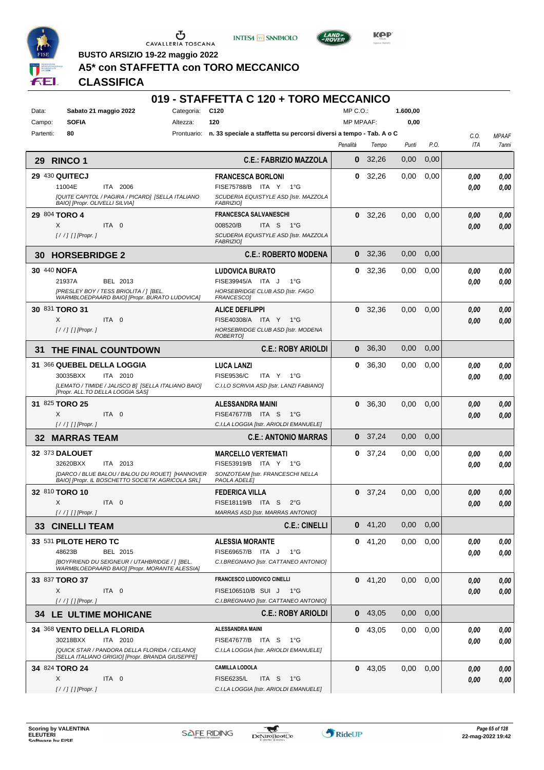BUSTO ARSIZIO 19-22 maggio 2022

**A5* con STAFFETTA con TORO MECCANICO**

**CLASSIFICA**

# 019 - STAFFETTA C 120 + TORO MECCANICO

| | | | | | |
|---|---|---|---|---|---|
| Data: | Sabato 21 maggio 2022 | Categoria: | C120 | MP C.O.: | 1.600,00 |
| Campo: | SOFIA | Altezza: | 120 | MP MPAAF: | 0,00 |
| Partenti: | 80 | Prontuario: | n. 33 speciale a staffetta su percorsi diversi a tempo - Tab. A o C | | |

| Cavallo | Cavaliere | Penalità | Tempo | Punti | P.O. | C.O. ITA | MPAAF 7anni |
|---|---|---|---|---|---|---|---|
| **29 RINCO 1** | **C.E.: FABRIZIO MAZZOLA** | **0** | 32,26 | 0,00 | 0,00 | | |
| **29** 430 **QUITECJ** 11004E ITA 2006 *[QUITE CAPITOL / PAGIRA / PICARD] [SELLA ITALIANO BAIO] [Propr. OLIVELLI SILVIA]* | **FRANCESCA BORLONI** FISE75788/B ITA Y 1°G *SCUDERIA EQUISTYLE ASD [Istr. MAZZOLA FABRIZIO]* | **0** | 32,26 | 0,00 | 0,00 | ***0,00*** ***0,00*** | ***0,00*** ***0,00*** |
| **29** 804 **TORO 4** X ITA 0 *[ / / ] [] [Propr. ]* | **FRANCESCA SALVANESCHI** 008520/B ITA S 1°G *SCUDERIA EQUISTYLE ASD [Istr. MAZZOLA FABRIZIO]* | **0** | 32,26 | 0,00 | 0,00 | ***0,00*** ***0,00*** | ***0,00*** ***0,00*** |
| **30 HORSEBRIDGE 2** | **C.E.: ROBERTO MODENA** | **0** | 32,36 | 0,00 | 0,00 | | |
| **30** 440 **NOFA** 21937A BEL 2013 *[PRESLEY BOY / TESS BRIOLITA / ] [BEL. WARMBLOEDPAARD BAIO] [Propr. BURATO LUDOVICA]* | **LUDOVICA BURATO** FISE39945/A ITA J 1°G *HORSEBRIDGE CLUB ASD [Istr. FAGO FRANCESCO]* | **0** | 32,36 | 0,00 | 0,00 | ***0,00*** ***0,00*** | ***0,00*** ***0,00*** |
| **30** 831 **TORO 31** X ITA 0 *[ / / ] [] [Propr. ]* | **ALICE DEFILIPPI** FISE40308/A ITA Y 1°G *HORSEBRIDGE CLUB ASD [Istr. MODENA ROBERTO]* | **0** | 32,36 | 0,00 | 0,00 | ***0,00*** ***0,00*** | ***0,00*** ***0,00*** |
| **31 THE FINAL COUNTDOWN** | **C.E.: ROBY ARIOLDI** | **0** | 36,30 | 0,00 | 0,00 | | |
| **31** 366 **QUEBEL DELLA LOGGIA** 30035BXX ITA 2010 *[LEMATO / TIMIDE / JALISCO B] [SELLA ITALIANO BAIO] [Propr. ALL.TO DELLA LOGGIA SAS]* | **LUCA LANZI** FISE9536/C ITA Y 1°G *C.I.LO SCRIVIA ASD [Istr. LANZI FABIANO]* | **0** | 36,30 | 0,00 | 0,00 | ***0,00*** ***0,00*** | ***0,00*** ***0,00*** |
| **31** 825 **TORO 25** X ITA 0 *[ / / ] [] [Propr. ]* | **ALESSANDRA MAINI** FISE47677/B ITA S 1°G *C.I.LA LOGGIA [Istr. ARIOLDI EMANUELE]* | **0** | 36,30 | 0,00 | 0,00 | ***0,00*** ***0,00*** | ***0,00*** ***0,00*** |
| **32 MARRAS TEAM** | **C.E.: ANTONIO MARRAS** | **0** | 37,24 | 0,00 | 0,00 | | |
| **32** 373 **DALOUET** 32620BXX ITA 2013 *[DARCO / BLUE BALOU / BALOU DU ROUET] [HANNOVER BAIO] [Propr. IL BOSCHETTO SOCIETA' AGRICOLA SRL]* | **MARCELLO VERTEMATI** FISE53919/B ITA Y 1°G *SONZOTEAM [Istr. FRANCESCHI NELLA PAOLA ADELE]* | **0** | 37,24 | 0,00 | 0,00 | ***0,00*** ***0,00*** | ***0,00*** ***0,00*** |
| **32** 810 **TORO 10** X ITA 0 *[ / / ] [] [Propr. ]* | **FEDERICA VILLA** FISE18119/B ITA S 2°G *MARRAS ASD [Istr. MARRAS ANTONIO]* | **0** | 37,24 | 0,00 | 0,00 | ***0,00*** ***0,00*** | ***0,00*** ***0,00*** |
| **33 CINELLI TEAM** | **C.E.: CINELLI** | **0** | 41,20 | 0,00 | 0,00 | | |
| **33** 531 **PILOTE HERO TC** 48623B BEL 2015 *[BOYFRIEND DU SEIGNEUR / UTAHBRIDGE / ] [BEL. WARMBLOEDPAARD BAIO] [Propr. MORANTE ALESSIA]* | **ALESSIA MORANTE** FISE69657/B ITA J 1°G *C.I.BREGNANO [Istr. CATTANEO ANTONIO]* | **0** | 41,20 | 0,00 | 0,00 | ***0,00*** ***0,00*** | ***0,00*** ***0,00*** |
| **33** 837 **TORO 37** X ITA 0 *[ / / ] [] [Propr. ]* | **FRANCESCO LUDOVICO CINELLI** FISE106510/B SUI J 1°G *C.I.BREGNANO [Istr. CATTANEO ANTONIO]* | **0** | 41,20 | 0,00 | 0,00 | ***0,00*** ***0,00*** | ***0,00*** ***0,00*** |
| **34 LE ULTIME MOHICANE** | **C.E.: ROBY ARIOLDI** | **0** | 43,05 | 0,00 | 0,00 | | |
| **34** 368 **VENTO DELLA FLORIDA** 30218BXX ITA 2010 *[QUICK STAR / PANDORA DELLA FLORIDA / CELANO] [SELLA ITALIANO GRIGIO] [Propr. BRANDA GIUSEPPE]* | **ALESSANDRA MAINI** FISE47677/B ITA S 1°G *C.I.LA LOGGIA [Istr. ARIOLDI EMANUELE]* | **0** | 43,05 | 0,00 | 0,00 | ***0,00*** ***0,00*** | ***0,00*** ***0,00*** |
| **34** 824 **TORO 24** X ITA 0 *[ / / ] [] [Propr. ]* | **CAMILLA LODOLA** FISE6235/L ITA S 1°G *C.I.LA LOGGIA [Istr. ARIOLDI EMANUELE]* | **0** | 43,05 | 0,00 | 0,00 | ***0,00*** ***0,00*** | ***0,00*** ***0,00*** |

Scoring by VALENTINA ELEUTERI Software by FISE

22-mag-2022 19:42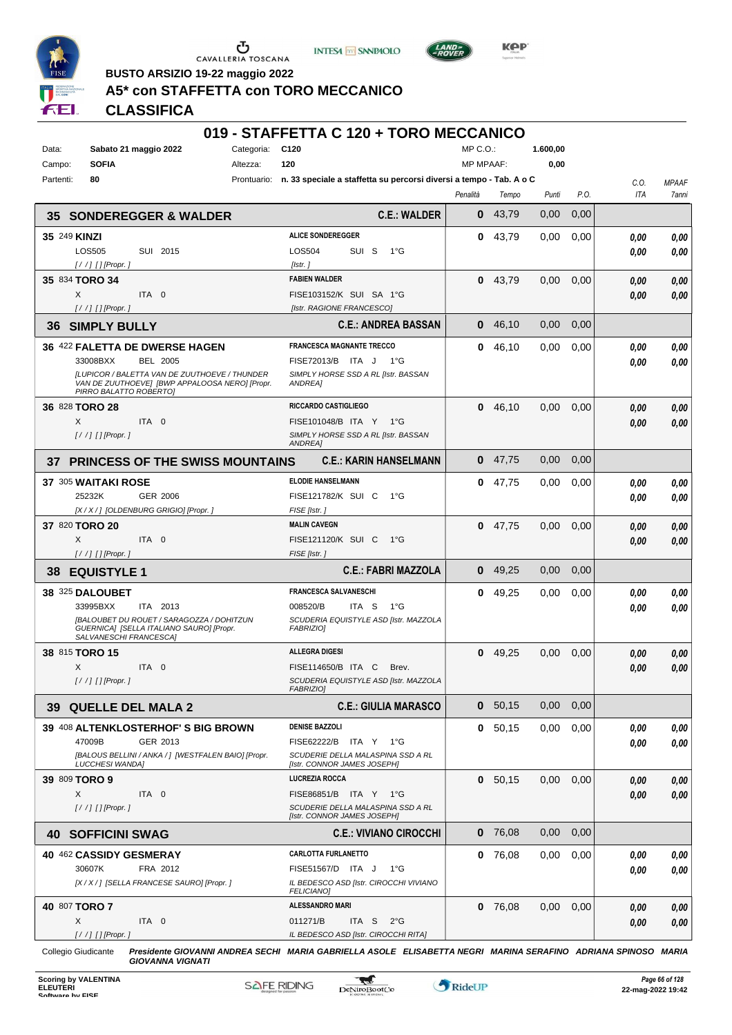BUSTO ARSIZIO 19-22 maggio 2022

# A5* con STAFFETTA con TORO MECCANICO

## CLASSIFICA

## 019 - STAFFETTA C 120 + TORO MECCANICO

| | | | | | |
|---|---|---|---|---|---|
| Data: | Sabato 21 maggio 2022 | Categoria: | C120 | MP C.O.: | 1.600,00 |
| Campo: | SOFIA | Altezza: | 120 | MP MPAAF: | 0,00 |
| Partenti: | 80 | Prontuario: | n. 33 speciale a staffetta su percorsi diversi a tempo - Tab. A o C | | |

| Cavallo | Cavaliere | Penalità | Tempo | Punti | P.O. | C.O. ITA | MPAAF 7anni |
|---|---|---|---|---|---|---|---|
| **35 SONDEREGGER & WALDER** | **C.E.: WALDER** | **0** | 43,79 | 0,00 | 0,00 | | |
| **35** 249 **KINZI** LOS505 SUI 2015 *[/ /] [] [Propr. ]* | **ALICE SONDEREGGER** LOS504 SUI S 1°G *[Istr. ]* | **0** | 43,79 | 0,00 | 0,00 | 0,00 / 0,00 | 0,00 / 0,00 |
| **35** 834 **TORO 34** X ITA 0 *[/ /] [] [Propr. ]* | **FABIEN WALDER** FISE103152/K SUI SA 1°G *[Istr. RAGIONE FRANCESCO]* | **0** | 43,79 | 0,00 | 0,00 | 0,00 / 0,00 | 0,00 / 0,00 |
| **36 SIMPLY BULLY** | **C.E.: ANDREA BASSAN** | **0** | 46,10 | 0,00 | 0,00 | | |
| **36** 422 **FALETTA DE DWERSE HAGEN** 33008BXX BEL 2005 *[LUPICOR / BALETTA VAN DE ZUTHOEVE / THUNDER VAN DE ZUTHOEVE] [BWP APPALOOSA NERO] [Propr. PIRRO BALATTO ROBERTO]* | **FRANCESCA MAGNANTE TRECCO** FISE72013/B ITA J 1°G *SIMPLY HORSE SSD A RL [Istr. BASSAN ANDREA]* | **0** | 46,10 | 0,00 | 0,00 | 0,00 / 0,00 | 0,00 / 0,00 |
| **36** 828 **TORO 28** X ITA 0 *[/ /] [] [Propr. ]* | **RICCARDO CASTIGLIEGO** FISE101048/B ITA Y 1°G *SIMPLY HORSE SSD A RL [Istr. BASSAN ANDREA]* | **0** | 46,10 | 0,00 | 0,00 | 0,00 / 0,00 | 0,00 / 0,00 |
| **37 PRINCESS OF THE SWISS MOUNTAINS** | **C.E.: KARIN HANSELMANN** | **0** | 47,75 | 0,00 | 0,00 | | |
| **37** 305 **WAITAKI ROSE** 25232K GER 2006 *[X / X / ] [OLDENBURG GRIGIO] [Propr. ]* | **ELODIE HANSELMANN** FISE121782/K SUI C 1°G *FISE [Istr. ]* | **0** | 47,75 | 0,00 | 0,00 | 0,00 / 0,00 | 0,00 / 0,00 |
| **37** 820 **TORO 20** X ITA 0 *[/ /] [] [Propr. ]* | **MALIN CAVEGN** FISE121120/K SUI C 1°G *FISE [Istr. ]* | **0** | 47,75 | 0,00 | 0,00 | 0,00 / 0,00 | 0,00 / 0,00 |
| **38 EQUISTYLE 1** | **C.E.: FABRI MAZZOLA** | **0** | 49,25 | 0,00 | 0,00 | | |
| **38** 325 **DALOUBET** 33995BXX ITA 2013 *[BALOUBET DU ROUET / SARAGOZZA / DOHITZUN GUERNICA] [SELLA ITALIANO SAURO] [Propr. SALVANESCHI FRANCESCA]* | **FRANCESCA SALVANESCHI** 008520/B ITA S 1°G *SCUDERIA EQUISTYLE ASD [Istr. MAZZOLA FABRIZIO]* | **0** | 49,25 | 0,00 | 0,00 | 0,00 / 0,00 | 0,00 / 0,00 |
| **38** 815 **TORO 15** X ITA 0 *[/ /] [] [Propr. ]* | **ALLEGRA DIGESI** FISE114650/B ITA C Brev. *SCUDERIA EQUISTYLE ASD [Istr. MAZZOLA FABRIZIO]* | **0** | 49,25 | 0,00 | 0,00 | 0,00 / 0,00 | 0,00 / 0,00 |
| **39 QUELLE DEL MALA 2** | **C.E.: GIULIA MARASCO** | **0** | 50,15 | 0,00 | 0,00 | | |
| **39** 408 **ALTENKLOSTERHOF' S BIG BROWN** 47009B GER 2013 *[BALOUS BELLINI / ANKA / ] [WESTFALEN BAIO] [Propr. LUCCHESI WANDA]* | **DENISE BAZZOLI** FISE62222/B ITA Y 1°G *SCUDERIE DELLA MALASPINA SSD A RL [Istr. CONNOR JAMES JOSEPH]* | **0** | 50,15 | 0,00 | 0,00 | 0,00 / 0,00 | 0,00 / 0,00 |
| **39** 809 **TORO 9** X ITA 0 *[/ /] [] [Propr. ]* | **LUCREZIA ROCCA** FISE86851/B ITA Y 1°G *SCUDERIE DELLA MALASPINA SSD A RL [Istr. CONNOR JAMES JOSEPH]* | **0** | 50,15 | 0,00 | 0,00 | 0,00 / 0,00 | 0,00 / 0,00 |
| **40 SOFFICINI SWAG** | **C.E.: VIVIANO CIROCCHI** | **0** | 76,08 | 0,00 | 0,00 | | |
| **40** 462 **CASSIDY GESMERAY** 30607K FRA 2012 *[X / X / ] [SELLA FRANCESE SAURO] [Propr. ]* | **CARLOTTA FURLANETTO** FISE51567/D ITA J 1°G *IL BEDESCO ASD [Istr. CIROCCHI VIVIANO FELICIANO]* | **0** | 76,08 | 0,00 | 0,00 | 0,00 / 0,00 | 0,00 / 0,00 |
| **40** 807 **TORO 7** X ITA 0 *[/ /] [] [Propr. ]* | **ALESSANDRO MARI** 011271/B ITA S 2°G *IL BEDESCO ASD [Istr. CIROCCHI RITA]* | **0** | 76,08 | 0,00 | 0,00 | 0,00 / 0,00 | 0,00 / 0,00 |

Collegio Giudicante *Presidente GIOVANNI ANDREA SECHI MARIA GABRIELLA ASOLE ELISABETTA NEGRI MARINA SERAFINO ADRIANA SPINOSO MARIA GIOVANNA VIGNATI*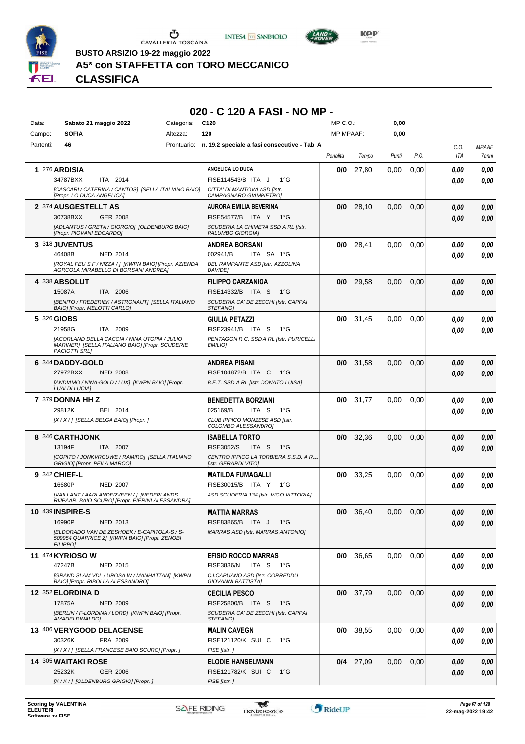BUSTO ARSIZIO 19-22 maggio 2022

# A5* con STAFFETTA con TORO MECCANICO

## CLASSIFICA

## 020 - C 120 A FASI - NO MP -

| | | | |
|---|---|---|---|
| Data: | Sabato 21 maggio 2022 | Categoria: | C120 |
| Campo: | SOFIA | Altezza: | 120 |
| Partenti: | 46 | Prontuario: | n. 19.2 speciale a fasi consecutive - Tab. A |

MP C.O.: 0,00
MP MPAAF: 0,00

| Pos. | Cavallo | Cavaliere | Penalità | Tempo | Punti | P.O. | C.O. ITA | MPAAF 7anni |
|---|---|---|---|---|---|---|---|---|
| 1 | 276 **ARDISIA** 34787BXX ITA 2014 *[CASCARI / CATERINA / CANTOS] [SELLA ITALIANO BAIO] [Propr. LO DUCA ANGELICA]* | **ANGELICA LO DUCA** FISE114543/B ITA J 1°G *CITTA' DI MANTOVA ASD [Istr. CAMPAGNARO GIAMPIETRO]* | **0/0** | 27,80 | 0,00 | 0,00 | 0,00 / 0,00 | 0,00 / 0,00 |
| 2 | 374 **AUSGESTELLT AS** 30738BXX GER 2008 *[ADLANTUS / GRETA / GIORGIO] [OLDENBURG BAIO] [Propr. PIOVANI EDOARDO]* | **AURORA EMILIA BEVERINA** FISE54577/B ITA Y 1°G *SCUDERIA LA CHIMERA SSD A RL [Istr. PALUMBO GIORGIA]* | **0/0** | 28,10 | 0,00 | 0,00 | 0,00 / 0,00 | 0,00 / 0,00 |
| 3 | 318 **JUVENTUS** 46408B NED 2014 *[ROYAL FEU S.F / NIZZA / ] [KWPN BAIO] [Propr. AZIENDA AGRICOLA MIRABELLO DI BORSANI ANDREA]* | **ANDREA BORSANI** 002941/B ITA SA 1°G *DEL RAMPANTE ASD [Istr. AZZOLINA DAVIDE]* | **0/0** | 28,41 | 0,00 | 0,00 | 0,00 / 0,00 | 0,00 / 0,00 |
| 4 | 338 **ABSOLUT** 15087A ITA 2006 *[BENITO / FREDERIEK / ASTRONAUT] [SELLA ITALIANO BAIO] [Propr. MELOTTI CARLO]* | **FILIPPO CARZANIGA** FISE14332/B ITA S 1°G *SCUDERIA CA' DE ZECCHI [Istr. CAPPAI STEFANO]* | **0/0** | 29,58 | 0,00 | 0,00 | 0,00 / 0,00 | 0,00 / 0,00 |
| 5 | 326 **GIOBS** 21958G ITA 2009 *[ACORLAND DELLA CACCIA / NINA UTOPIA / JULIO MARINER] [SELLA ITALIANO BAIO] [Propr. SCUDERIE PACIOTTI SRL]* | **GIULIA PETAZZI** FISE23941/B ITA S 1°G *PENTAGON R.C. SSD A RL [Istr. PURICELLI EMILIO]* | **0/0** | 31,45 | 0,00 | 0,00 | 0,00 / 0,00 | 0,00 / 0,00 |
| 6 | 344 **DADDY-GOLD** 27972BXX NED 2008 *[ANDIAMO / NINA-GOLD / LUX] [KWPN BAIO] [Propr. LUALDI LUCIA]* | **ANDREA PISANI** FISE104872/B ITA C 1°G *B.E.T. SSD A RL [Istr. DONATO LUISA]* | **0/0** | 31,58 | 0,00 | 0,00 | 0,00 / 0,00 | 0,00 / 0,00 |
| 7 | 379 **DONNA HH Z** 29812K BEL 2014 *[X / X / ] [SELLA BELGA BAIO] [Propr. ]* | **BENEDETTA BORZIANI** 025169/B ITA S 1°G *CLUB IPPICO MONZESE ASD [Istr. COLOMBO ALESSANDRO]* | **0/0** | 31,77 | 0,00 | 0,00 | 0,00 / 0,00 | 0,00 / 0,00 |
| 8 | 346 **CARTHJONK** 13194F ITA 2007 *[COPITO / JONKVROUWE / RAMIRO] [SELLA ITALIANO GRIGIO] [Propr. PEILA MARCO]* | **ISABELLA TORTO** FISE3052/S ITA S 1°G *CENTRO IPPICO LA TORBIERA S.S.D. A R.L. [Istr. GERARDI VITO]* | **0/0** | 32,36 | 0,00 | 0,00 | 0,00 / 0,00 | 0,00 / 0,00 |
| 9 | 342 **CHIEF-L** 16680P NED 2007 *[VAILLANT / AARLANDERVEEN / ] [NEDERLANDS RIJPAAR. BAIO SCURO] [Propr. PIERINI ALESSANDRA]* | **MATILDA FUMAGALLI** FISE30015/B ITA Y 1°G *ASD SCUDERIA 134 [Istr. VIGO VITTORIA]* | **0/0** | 33,25 | 0,00 | 0,00 | 0,00 / 0,00 | 0,00 / 0,00 |
| 10 | 439 **INSPIRE-S** 16990P NED 2013 *[ELDORADO VAN DE ZESHOEK / E-CAPITOLA-S / S-509954 QUAPRICE Z] [KWPN BAIO] [Propr. ZENOBI FILIPPO]* | **MATTIA MARRAS** FISE83865/B ITA J 1°G *MARRAS ASD [Istr. MARRAS ANTONIO]* | **0/0** | 36,40 | 0,00 | 0,00 | 0,00 / 0,00 | 0,00 / 0,00 |
| 11 | 474 **KYRIOSO W** 47247B NED 2015 *[GRAND SLAM VDL / UROSA W / MANHATTAN] [KWPN BAIO] [Propr. RIBOLLA ALESSANDRO]* | **EFISIO ROCCO MARRAS** FISE3836/N ITA S 1°G *C.I.CAPUANO ASD [Istr. CORREDDU GIOVANNI BATTISTA]* | **0/0** | 36,65 | 0,00 | 0,00 | 0,00 / 0,00 | 0,00 / 0,00 |
| 12 | 352 **ELORDINA D** 17875A NED 2009 *[BERLIN / F-LORDINA / LORD] [KWPN BAIO] [Propr. AMADEI RINALDO]* | **CECILIA PESCO** FISE25800/B ITA S 1°G *SCUDERIA CA' DE ZECCHI [Istr. CAPPAI STEFANO]* | **0/0** | 37,79 | 0,00 | 0,00 | 0,00 / 0,00 | 0,00 / 0,00 |
| 13 | 406 **VERYGOOD DELACENSE** 30326K FRA 2009 *[X / X / ] [SELLA FRANCESE BAIO SCURO] [Propr. ]* | **MALIN CAVEGN** FISE121120/K SUI C 1°G *FISE [Istr. ]* | **0/0** | 38,55 | 0,00 | 0,00 | 0,00 / 0,00 | 0,00 / 0,00 |
| 14 | 305 **WAITAKI ROSE** 25232K GER 2006 *[X / X / ] [OLDENBURG GRIGIO] [Propr. ]* | **ELODIE HANSELMANN** FISE121782/K SUI C 1°G *FISE [Istr. ]* | **0/4** | 27,09 | 0,00 | 0,00 | 0,00 / 0,00 | 0,00 / 0,00 |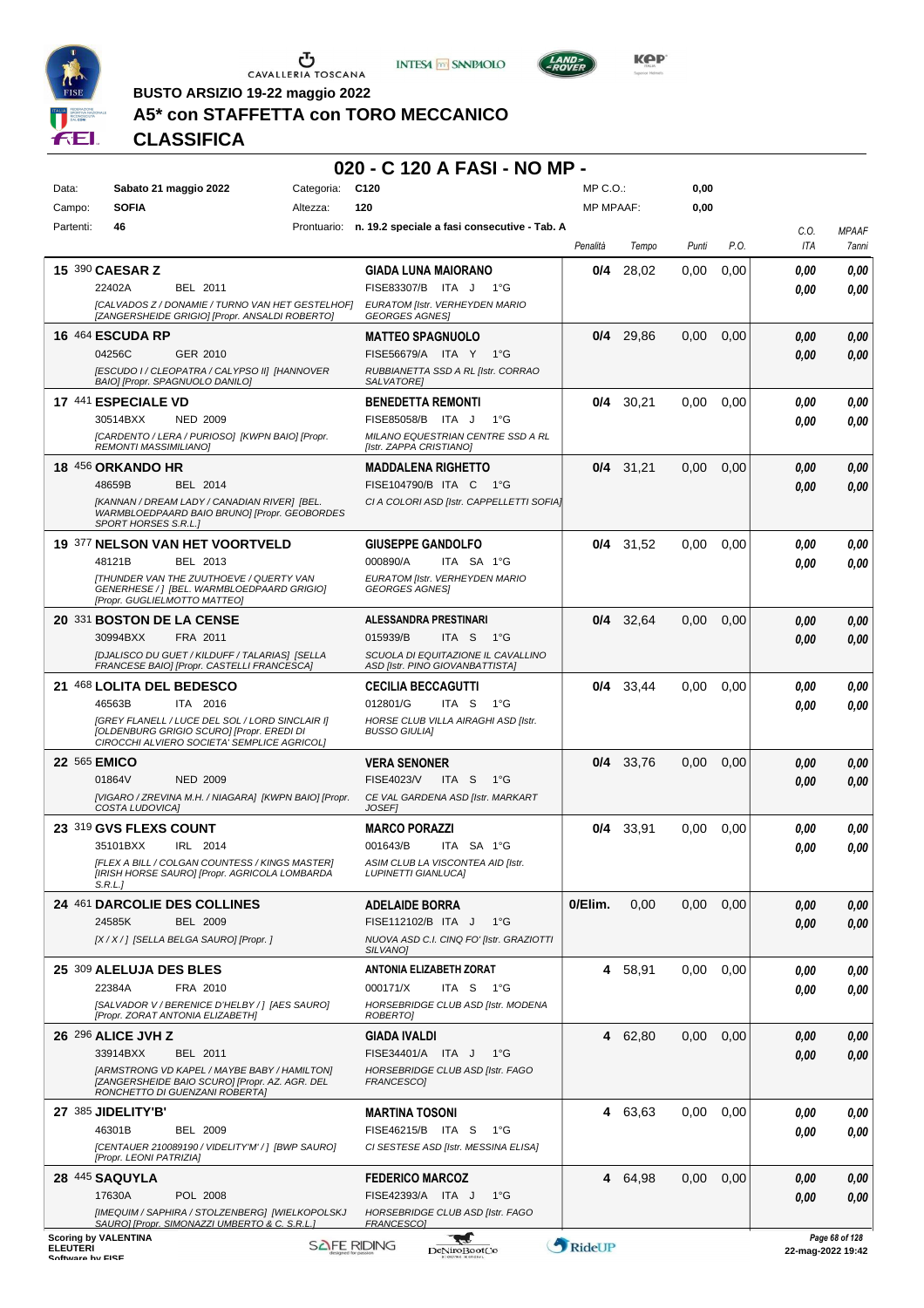BUSTO ARSIZIO 19-22 maggio 2022

# A5* con STAFFETTA con TORO MECCANICO

## CLASSIFICA

### 020 - C 120 A FASI - NO MP -

| Data: | Sabato 21 maggio 2022 | Categoria: | C120 | MP C.O.: | 0,00 |
|---|---|---|---|---|---|
| Campo: | SOFIA | Altezza: | 120 | MP MPAAF: | 0,00 |
| Partenti: | 46 | Prontuario: | n. 19.2 speciale a fasi consecutive - Tab. A | | |

| Pos. | Cavallo | Cavaliere | Penalità | Tempo | Punti | P.O. | C.O. ITA | MPAAF 7anni |
|---|---|---|---|---|---|---|---|---|
| 15 | 390 **CAESAR Z** 22402A BEL 2011 [CALVADOS Z / DONAMIE / TURNO VAN HET GESTELHOF] [ZANGERSHEIDE GRIGIO] [Propr. ANSALDI ROBERTO] | **GIADA LUNA MAIORANO** FISE83307/B ITA J 1°G EURATOM [Istr. VERHEYDEN MARIO GEORGES AGNES] | 0/4 | 28,02 | 0,00 | 0,00 | 0,00 / 0,00 | 0,00 / 0,00 |
| 16 | 464 **ESCUDA RP** 04256C GER 2010 [ESCUDO I / CLEOPATRA / CALYPSO II] [HANNOVER BAIO] [Propr. SPAGNUOLO DANILO] | **MATTEO SPAGNUOLO** FISE56679/A ITA Y 1°G RUBBIANETTA SSD A RL [Istr. CORRAO SALVATORE] | 0/4 | 29,86 | 0,00 | 0,00 | 0,00 / 0,00 | 0,00 / 0,00 |
| 17 | 441 **ESPECIALE VD** 30514BXX NED 2009 [CARDENTO / LERA / PURIOSO] [KWPN BAIO] [Propr. REMONTI MASSIMILIANO] | **BENEDETTA REMONTI** FISE85058/B ITA J 1°G MILANO EQUESTRIAN CENTRE SSD A RL [Istr. ZAPPA CRISTIANO] | 0/4 | 30,21 | 0,00 | 0,00 | 0,00 / 0,00 | 0,00 / 0,00 |
| 18 | 456 **ORKANDO HR** 48659B BEL 2014 [KANNAN / DREAM LADY / CANADIAN RIVER] [BEL. WARMBLOEDPAARD BAIO BRUNO] [Propr. GEOBORDES SPORT HORSES S.R.L.] | **MADDALENA RIGHETTO** FISE104790/B ITA C 1°G CI A COLORI ASD [Istr. CAPPELLETTI SOFIA] | 0/4 | 31,21 | 0,00 | 0,00 | 0,00 / 0,00 | 0,00 / 0,00 |
| 19 | 377 **NELSON VAN HET VOORTVELD** 48121B BEL 2013 [THUNDER VAN THE ZUUTHOEVE / QUERTY VAN GENERHESE / ] [BEL. WARMBLOEDPAARD GRIGIO] [Propr. GUGLIELMOTTO MATTEO] | **GIUSEPPE GANDOLFO** 000890/A ITA SA 1°G EURATOM [Istr. VERHEYDEN MARIO GEORGES AGNES] | 0/4 | 31,52 | 0,00 | 0,00 | 0,00 / 0,00 | 0,00 / 0,00 |
| 20 | 331 **BOSTON DE LA CENSE** 30994BXX FRA 2011 [DJALISCO DU GUET / KILDUFF / TALARIAS] [SELLA FRANCESE BAIO] [Propr. CASTELLI FRANCESCA] | **ALESSANDRA PRESTINARI** 015939/B ITA S 1°G SCUOLA DI EQUITAZIONE IL CAVALLINO ASD [Istr. PINO GIOVANBATTISTA] | 0/4 | 32,64 | 0,00 | 0,00 | 0,00 / 0,00 | 0,00 / 0,00 |
| 21 | 468 **LOLITA DEL BEDESCO** 46563B ITA 2016 [GREY FLANELL / LUCE DEL SOL / LORD SINCLAIR I] [OLDENBURG GRIGIO SCURO] [Propr. EREDI DI CIROCCHI ALVIERO SOCIETA' SEMPLICE AGRICOL] | **CECILIA BECCAGUTTI** 012801/G ITA S 1°G HORSE CLUB VILLA AIRAGHI ASD [Istr. BUSSO GIULIA] | 0/4 | 33,44 | 0,00 | 0,00 | 0,00 / 0,00 | 0,00 / 0,00 |
| 22 | 565 **EMICO** 01864V NED 2009 [VIGARO / ZREVINA M.H. / NIAGARA] [KWPN BAIO] [Propr. COSTA LUDOVICA] | **VERA SENONER** FISE4023/V ITA S 1°G CE VAL GARDENA ASD [Istr. MARKART JOSEF] | 0/4 | 33,76 | 0,00 | 0,00 | 0,00 / 0,00 | 0,00 / 0,00 |
| 23 | 319 **GVS FLEXS COUNT** 35101BXX IRL 2014 [FLEX A BILL / COLGAN COUNTESS / KINGS MASTER] [IRISH HORSE SAURO] [Propr. AGRICOLA LOMBARDA S.R.L.] | **MARCO PORAZZI** 001643/B ITA SA 1°G ASIM CLUB LA VISCONTEA AID [Istr. LUPINETTI GIANLUCA] | 0/4 | 33,91 | 0,00 | 0,00 | 0,00 / 0,00 | 0,00 / 0,00 |
| 24 | 461 **DARCOLIE DES COLLINES** 24585K BEL 2009 [X / X / ] [SELLA BELGA SAURO] [Propr. ] | **ADELAIDE BORRA** FISE112102/B ITA J 1°G NUOVA ASD C.I. CINQ FO' [Istr. GRAZIOTTI SILVANO] | 0/Elim. | 0,00 | 0,00 | 0,00 | 0,00 / 0,00 | 0,00 / 0,00 |
| 25 | 309 **ALELUJA DES BLES** 22384A FRA 2010 [SALVADOR V / BERENICE D'HELBY / ] [AES SAURO] [Propr. ZORAT ANTONIA ELIZABETH] | **ANTONIA ELIZABETH ZORAT** 000171/X ITA S 1°G HORSEBRIDGE CLUB ASD [Istr. MODENA ROBERTO] | 4 | 58,91 | 0,00 | 0,00 | 0,00 / 0,00 | 0,00 / 0,00 |
| 26 | 296 **ALICE JVH Z** 33914BXX BEL 2011 [ARMSTRONG VD KAPEL / MAYBE BABY / HAMILTON] [ZANGERSHEIDE BAIO SCURO] [Propr. AZ. AGR. DEL RONCHETTO DI GUENZANI ROBERTA] | **GIADA IVALDI** FISE34401/A ITA J 1°G HORSEBRIDGE CLUB ASD [Istr. FAGO FRANCESCO] | 4 | 62,80 | 0,00 | 0,00 | 0,00 / 0,00 | 0,00 / 0,00 |
| 27 | 385 **JIDELITY'B'** 46301B BEL 2009 [CENTAUER 210089190 / VIDELITY'M' / ] [BWP SAURO] [Propr. LEONI PATRIZIA] | **MARTINA TOSONI** FISE46215/B ITA S 1°G CI SESTESE ASD [Istr. MESSINA ELISA] | 4 | 63,63 | 0,00 | 0,00 | 0,00 / 0,00 | 0,00 / 0,00 |
| 28 | 445 **SAQUYLA** 17630A POL 2008 [IMEQUIM / SAPHIRA / STOLZENBERG] [WIELKOPOLSKJ SAURO] [Propr. SIMONAZZI UMBERTO & C. S.R.L.] | **FEDERICO MARCOZ** FISE42393/A ITA J 1°G HORSEBRIDGE CLUB ASD [Istr. FAGO FRANCESCO] | 4 | 64,98 | 0,00 | 0,00 | 0,00 / 0,00 | 0,00 / 0,00 |

Scoring by VALENTINA ELEUTERI

22-mag-2022 19:42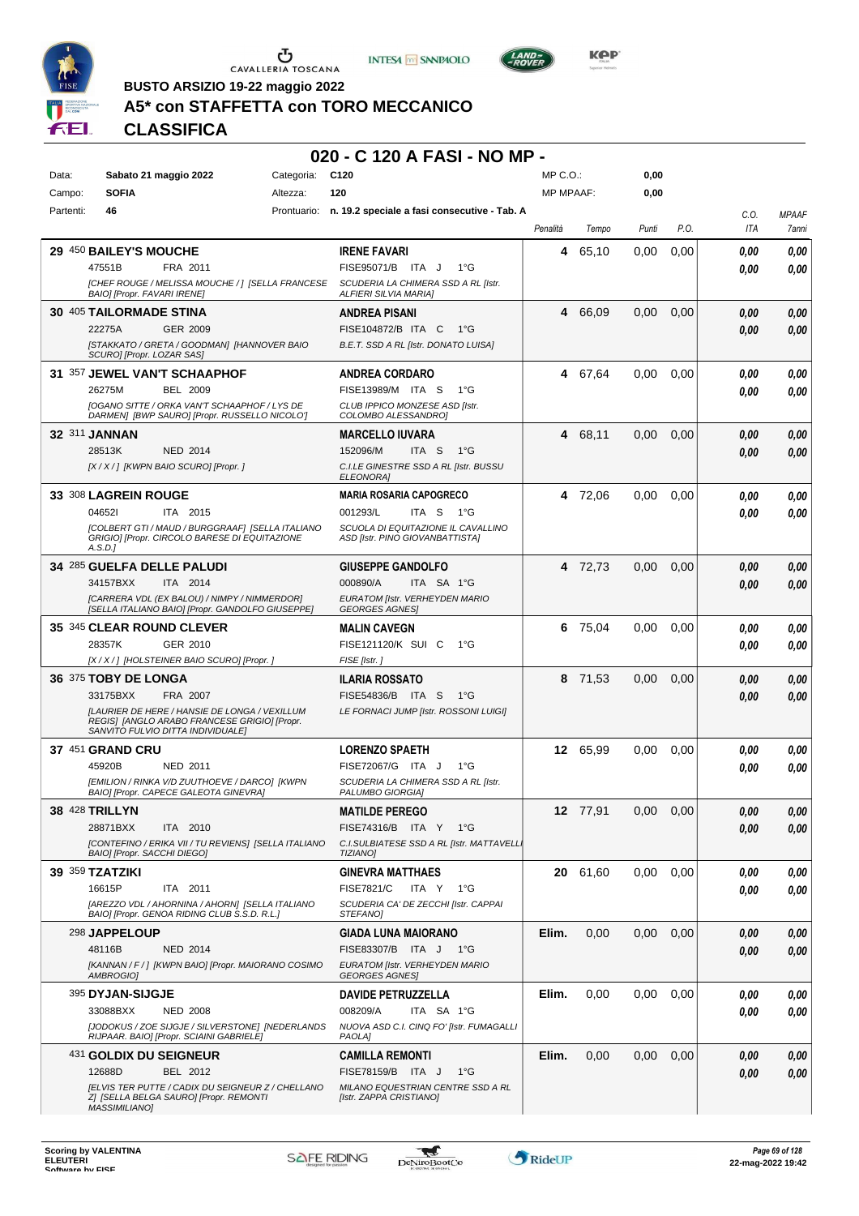BUSTO ARSIZIO 19-22 maggio 2022

# A5* con STAFFETTA con TORO MECCANICO

## CLASSIFICA

### 020 - C 120 A FASI - NO MP -

| Data: | Sabato 21 maggio 2022 | Categoria: | C120 | MP C.O.: | 0,00 |
|---|---|---|---|---|---|
| Campo: | SOFIA | Altezza: | 120 | MP MPAAF: | 0,00 |
| Partenti: | 46 | Prontuario: | n. 19.2 speciale a fasi consecutive - Tab. A | | |

| Pos. | Cavallo | Cavaliere | Penalità | Tempo | Punti | P.O. | C.O. ITA | MPAAF 7anni |
|---|---|---|---|---|---|---|---|---|
| 29 | 450 **BAILEY'S MOUCHE** 47551B FRA 2011 [CHEF ROUGE / MELISSA MOUCHE / ] [SELLA FRANCESE BAIO] [Propr. FAVARI IRENE] | **IRENE FAVARI** FISE95071/B ITA J 1°G SCUDERIA LA CHIMERA SSD A RL [Istr. ALFIERI SILVIA MARIA] | 4 | 65,10 | 0,00 | 0,00 | 0,00 / 0,00 | 0,00 / 0,00 |
| 30 | 405 **TAILORMADE STINA** 22275A GER 2009 [STAKKATO / GRETA / GOODMAN] [HANNOVER BAIO SCURO] [Propr. LOZAR SAS] | **ANDREA PISANI** FISE104872/B ITA C 1°G B.E.T. SSD A RL [Istr. DONATO LUISA] | 4 | 66,09 | 0,00 | 0,00 | 0,00 / 0,00 | 0,00 / 0,00 |
| 31 | 357 **JEWEL VAN'T SCHAAPHOF** 26275M BEL 2009 [OGANO SITTE / ORKA VAN'T SCHAAPHOF / LYS DE DARMEN] [BWP SAURO] [Propr. RUSSELLO NICOLO'] | **ANDREA CORDARO** FISE13989/M ITA S 1°G CLUB IPPICO MONZESE ASD [Istr. COLOMBO ALESSANDRO] | 4 | 67,64 | 0,00 | 0,00 | 0,00 / 0,00 | 0,00 / 0,00 |
| 32 | 311 **JANNAN** 28513K NED 2014 [X / X / ] [KWPN BAIO SCURO] [Propr. ] | **MARCELLO IUVARA** 152096/M ITA S 1°G C.I.LE GINESTRE SSD A RL [Istr. BUSSU ELEONORA] | 4 | 68,11 | 0,00 | 0,00 | 0,00 / 0,00 | 0,00 / 0,00 |
| 33 | 308 **LAGREIN ROUGE** 04652I ITA 2015 [COLBERT GTI / MAUD / BURGGRAAF] [SELLA ITALIANO GRIGIO] [Propr. CIRCOLO BARESE DI EQUITAZIONE A.S.D.] | **MARIA ROSARIA CAPOGRECO** 001293/L ITA S 1°G SCUOLA DI EQUITAZIONE IL CAVALLINO ASD [Istr. PINO GIOVANBATTISTA] | 4 | 72,06 | 0,00 | 0,00 | 0,00 / 0,00 | 0,00 / 0,00 |
| 34 | 285 **GUELFA DELLE PALUDI** 34157BXX ITA 2014 [CARRERA VDL (EX BALOU) / NIMPY / NIMMERDOR] [SELLA ITALIANO BAIO] [Propr. GANDOLFO GIUSEPPE] | **GIUSEPPE GANDOLFO** 000890/A ITA SA 1°G EURATOM [Istr. VERHEYDEN MARIO GEORGES AGNES] | 4 | 72,73 | 0,00 | 0,00 | 0,00 / 0,00 | 0,00 / 0,00 |
| 35 | 345 **CLEAR ROUND CLEVER** 28357K GER 2010 [X / X / ] [HOLSTEINER BAIO SCURO] [Propr. ] | **MALIN CAVEGN** FISE121120/K SUI C 1°G FISE [Istr. ] | 6 | 75,04 | 0,00 | 0,00 | 0,00 / 0,00 | 0,00 / 0,00 |
| 36 | 375 **TOBY DE LONGA** 33175BXX FRA 2007 [LAURIER DE HERE / HANSIE DE LONGA / VEXILLUM REGIS] [ANGLO ARABO FRANCESE GRIGIO] [Propr. SANVITO FULVIO DITTA INDIVIDUALE] | **ILARIA ROSSATO** FISE54836/B ITA S 1°G LE FORNACI JUMP [Istr. ROSSONI LUIGI] | 8 | 71,53 | 0,00 | 0,00 | 0,00 / 0,00 | 0,00 / 0,00 |
| 37 | 451 **GRAND CRU** 45920B NED 2011 [EMILION / RINKA V/D ZUUTHOEVE / DARCO] [KWPN BAIO] [Propr. CAPECE GALEOTA GINEVRA] | **LORENZO SPAETH** FISE72067/G ITA J 1°G SCUDERIA LA CHIMERA SSD A RL [Istr. PALUMBO GIORGIA] | 12 | 65,99 | 0,00 | 0,00 | 0,00 / 0,00 | 0,00 / 0,00 |
| 38 | 428 **TRILLYN** 28871BXX ITA 2010 [CONTEFINO / ERIKA VII / TU REVIENS] [SELLA ITALIANO BAIO] [Propr. SACCHI DIEGO] | **MATILDE PEREGO** FISE74316/B ITA Y 1°G C.I.SULBIATESE SSD A RL [Istr. MATTAVELLI TIZIANO] | 12 | 77,91 | 0,00 | 0,00 | 0,00 / 0,00 | 0,00 / 0,00 |
| 39 | 359 **TZATZIKI** 16615P ITA 2011 [AREZZO VDL / AHORNINA / AHORN] [SELLA ITALIANO BAIO] [Propr. GENOA RIDING CLUB S.S.D. R.L.] | **GINEVRA MATTHAES** FISE7821/C ITA Y 1°G SCUDERIA CA' DE ZECCHI [Istr. CAPPAI STEFANO] | 20 | 61,60 | 0,00 | 0,00 | 0,00 / 0,00 | 0,00 / 0,00 |
| | 298 **JAPPELOUP** 48116B NED 2014 [KANNAN / F / ] [KWPN BAIO] [Propr. MAIORANO COSIMO AMBROGIO] | **GIADA LUNA MAIORANO** FISE83307/B ITA J 1°G EURATOM [Istr. VERHEYDEN MARIO GEORGES AGNES] | Elim. | 0,00 | 0,00 | 0,00 | 0,00 / 0,00 | 0,00 / 0,00 |
| | 395 **DYJAN-SIJGJE** 33088BXX NED 2008 [JODOKUS / ZOE SIJGJE / SILVERSTONE] [NEDERLANDS RIJPAAR. BAIO] [Propr. SCIAINI GABRIELE] | **DAVIDE PETRUZZELLA** 008209/A ITA SA 1°G NUOVA ASD C.I. CINQ FO' [Istr. FUMAGALLI PAOLA] | Elim. | 0,00 | 0,00 | 0,00 | 0,00 / 0,00 | 0,00 / 0,00 |
| | 431 **GOLDIX DU SEIGNEUR** 12688D BEL 2012 [ELVIS TER PUTTE / CADIX DU SEIGNEUR Z / CHELLANO Z] [SELLA BELGA SAURO] [Propr. REMONTI MASSIMILIANO] | **CAMILLA REMONTI** FISE78159/B ITA J 1°G MILANO EQUESTRIAN CENTRE SSD A RL [Istr. ZAPPA CRISTIANO] | Elim. | 0,00 | 0,00 | 0,00 | 0,00 / 0,00 | 0,00 / 0,00 |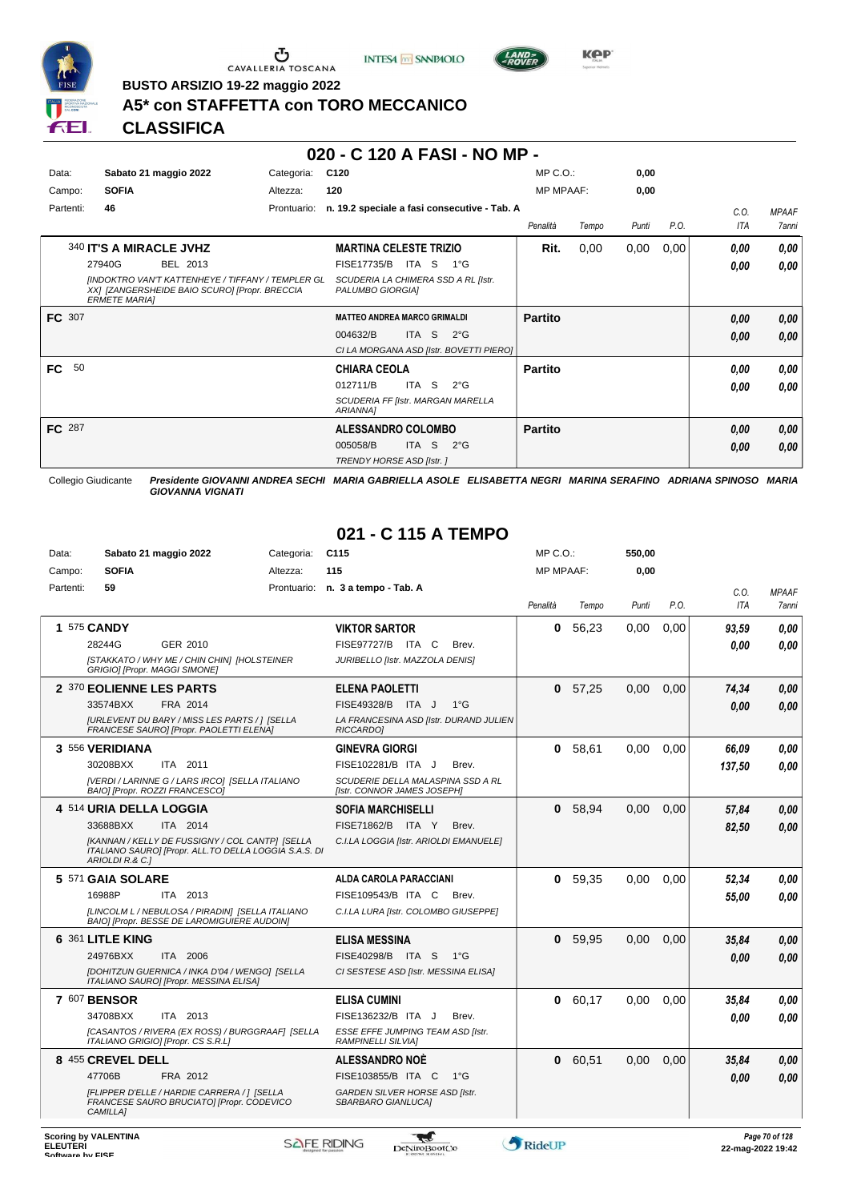**BUSTO ARSIZIO 19-22 maggio 2022**

# A5* con STAFFETTA con TORO MECCANICO

## CLASSIFICA

## 020 - C 120 A FASI - NO MP -

| Data: | Sabato 21 maggio 2022 | Categoria: | C120 | MP C.O.: | 0,00 |
|---|---|---|---|---|---|
| Campo: | SOFIA | Altezza: | 120 | MP MPAAF: | 0,00 |
| Partenti: | 46 | Prontuario: | n. 19.2 speciale a fasi consecutive - Tab. A | | |

| | Cavallo | Cavaliere | Penalità | Tempo | Punti | P.O. | C.O. ITA | MPAAF 7anni |
|---|---|---|---|---|---|---|---|---|
| | 340 **IT'S A MIRACLE JVHZ** 27940G BEL 2013 *[INDOKTRO VAN'T KATTENHEYE / TIFFANY / TEMPLER GL XX] [ZANGERSHEIDE BAIO SCURO] [Propr. BRECCIA ERMETE MARIA]* | **MARTINA CELESTE TRIZIO** FISE17735/B ITA S 1°G *SCUDERIA LA CHIMERA SSD A RL [Istr. PALUMBO GIORGIA]* | **Rit.** | 0,00 | 0,00 | 0,00 | **0,00** **0,00** | **0,00** **0,00** |
| FC | 307 | **MATTEO ANDREA MARCO GRIMALDI** 004632/B ITA S 2°G *CI LA MORGANA ASD [Istr. BOVETTI PIERO]* | **Partito** | | | | **0,00** **0,00** | **0,00** **0,00** |
| FC | 50 | **CHIARA CEOLA** 012711/B ITA S 2°G *SCUDERIA FF [Istr. MARGAN MARELLA ARIANNA]* | **Partito** | | | | **0,00** **0,00** | **0,00** **0,00** |
| FC | 287 | **ALESSANDRO COLOMBO** 005058/B ITA S 2°G *TRENDY HORSE ASD [Istr. ]* | **Partito** | | | | **0,00** **0,00** | **0,00** **0,00** |

Collegio Giudicante *Presidente GIOVANNI ANDREA SECHI MARIA GABRIELLA ASOLE ELISABETTA NEGRI MARINA SERAFINO ADRIANA SPINOSO MARIA GIOVANNA VIGNATI*

## 021 - C 115 A TEMPO

| Data: | Sabato 21 maggio 2022 | Categoria: | C115 | MP C.O.: | 550,00 |
|---|---|---|---|---|---|
| Campo: | SOFIA | Altezza: | 115 | MP MPAAF: | 0,00 |
| Partenti: | 59 | Prontuario: | n. 3 a tempo - Tab. A | | |

| | Cavallo | Cavaliere | Penalità | Tempo | Punti | P.O. | C.O. ITA | MPAAF 7anni |
|---|---|---|---|---|---|---|---|---|
| 1 | 575 **CANDY** 28244G GER 2010 *[STAKKATO / WHY ME / CHIN CHIN] [HOLSTEINER GRIGIO] [Propr. MAGGI SIMONE]* | **VIKTOR SARTOR** FISE97727/B ITA C Brev. *JURIBELLO [Istr. MAZZOLA DENIS]* | **0** | 56,23 | 0,00 | 0,00 | **93,59** **0,00** | **0,00** **0,00** |
| 2 | 370 **EOLIENNE LES PARTS** 33574BXX FRA 2014 *[URLEVENT DU BARY / MISS LES PARTS / ] [SELLA FRANCESE SAURO] [Propr. PAOLETTI ELENA]* | **ELENA PAOLETTI** FISE49328/B ITA J 1°G *LA FRANCESINA ASD [Istr. DURAND JULIEN RICCARDO]* | **0** | 57,25 | 0,00 | 0,00 | **74,34** **0,00** | **0,00** **0,00** |
| 3 | 556 **VERIDIANA** 30208BXX ITA 2011 *[VERDI / LARINNE G / LARS IRCO] [SELLA ITALIANO BAIO] [Propr. ROZZI FRANCESCO]* | **GINEVRA GIORGI** FISE102281/B ITA J Brev. *SCUDERIE DELLA MALASPINA SSD A RL [Istr. CONNOR JAMES JOSEPH]* | **0** | 58,61 | 0,00 | 0,00 | **66,09** **137,50** | **0,00** **0,00** |
| 4 | 514 **URIA DELLA LOGGIA** 33688BXX ITA 2014 *[KANNAN / KELLY DE FUSSIGNY / COL CANTP] [SELLA ITALIANO SAURO] [Propr. ALL.TO DELLA LOGGIA S.A.S. DI ARIOLDI R.& C.]* | **SOFIA MARCHISELLI** FISE71862/B ITA Y Brev. *C.I.LA LOGGIA [Istr. ARIOLDI EMANUELE]* | **0** | 58,94 | 0,00 | 0,00 | **57,84** **82,50** | **0,00** **0,00** |
| 5 | 571 **GAIA SOLARE** 16988P ITA 2013 *[LINCOLM L / NEBULOSA / PIRADIN] [SELLA ITALIANO BAIO] [Propr. BESSE DE LAROMIGUIERE AUDOIN]* | **ALDA CAROLA PARACCIANI** FISE109543/B ITA C Brev. *C.I.LA LURA [Istr. COLOMBO GIUSEPPE]* | **0** | 59,35 | 0,00 | 0,00 | **52,34** **55,00** | **0,00** **0,00** |
| 6 | 361 **LITLE KING** 24976BXX ITA 2006 *[DOHITZUN GUERNICA / INKA D'04 / WENGO] [SELLA ITALIANO SAURO] [Propr. MESSINA ELISA]* | **ELISA MESSINA** FISE40298/B ITA S 1°G *CI SESTESE ASD [Istr. MESSINA ELISA]* | **0** | 59,95 | 0,00 | 0,00 | **35,84** **0,00** | **0,00** **0,00** |
| 7 | 607 **BENSOR** 34708BXX ITA 2013 *[CASANTOS / RIVERA (EX ROSS) / BURGGRAAF] [SELLA ITALIANO GRIGIO] [Propr. CS S.R.L]* | **ELISA CUMINI** FISE136232/B ITA J Brev. *ESSE EFFE JUMPING TEAM ASD [Istr. RAMPINELLI SILVIA]* | **0** | 60,17 | 0,00 | 0,00 | **35,84** **0,00** | **0,00** **0,00** |
| 8 | 455 **CREVEL DELL** 47706B FRA 2012 *[FLIPPER D'ELLE / HARDIE CARRERA / ] [SELLA FRANCESE SAURO BRUCIATO] [Propr. CODEVICO CAMILLA]* | **ALESSANDRO NOÈ** FISE103855/B ITA C 1°G *GARDEN SILVER HORSE ASD [Istr. SBARBARO GIANLUCA]* | **0** | 60,51 | 0,00 | 0,00 | **35,84** **0,00** | **0,00** **0,00** |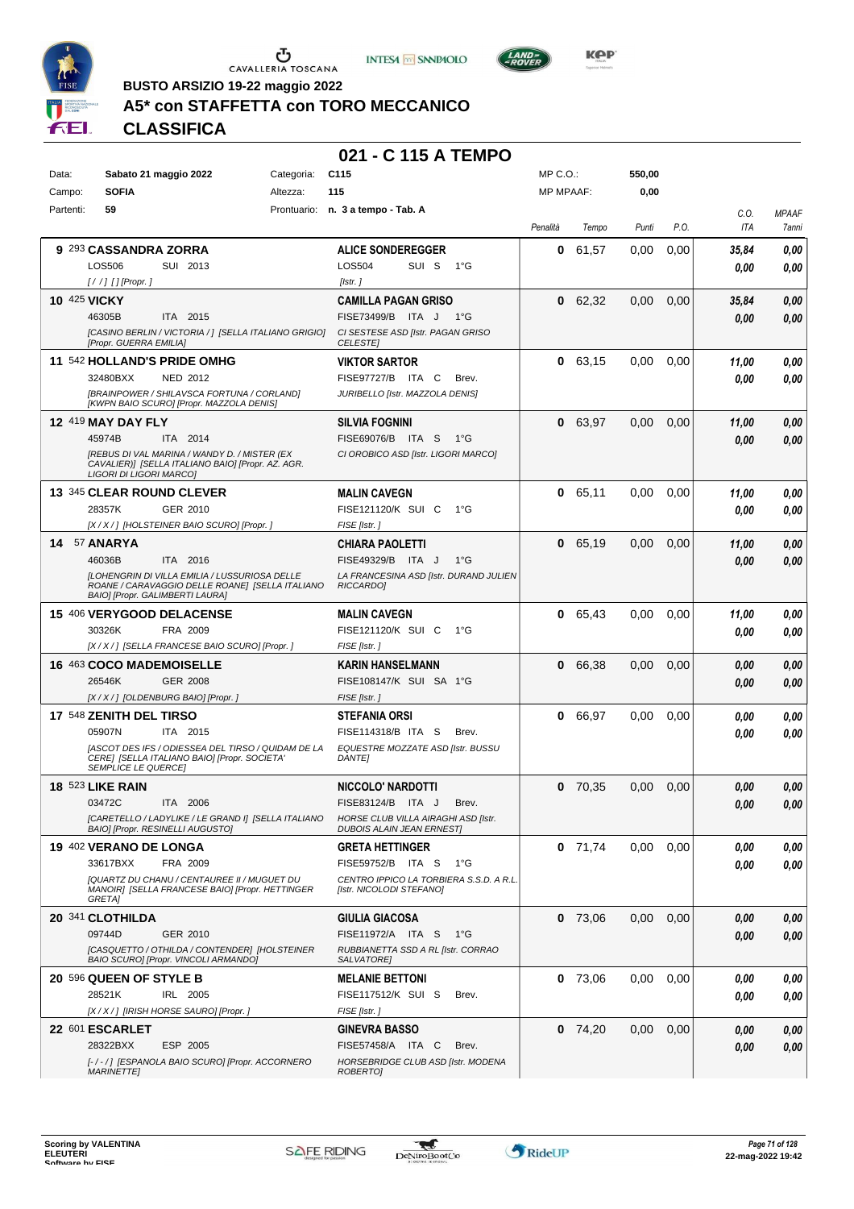**BUSTO ARSIZIO 19-22 maggio 2022**

# A5* con STAFFETTA con TORO MECCANICO

## CLASSIFICA

## 021 - C 115 A TEMPO

| Data: | Sabato 21 maggio 2022 | Categoria: | C115 | MP C.O.: | 550,00 |
|---|---|---|---|---|---|
| Campo: | SOFIA | Altezza: | 115 | MP MPAAF: | 0,00 |
| Partenti: | 59 | Prontuario: | n. 3 a tempo - Tab. A | | |

| Pos. | Cavallo | Cavaliere | Penalità | Tempo | Punti | P.O. | C.O. ITA | MPAAF 7anni |
|---|---|---|---|---|---|---|---|---|
| 9 | 293 **CASSANDRA ZORRA** LOS506 SUI 2013 [ / / ] [ ] [Propr. ] | **ALICE SONDEREGGER** LOS504 SUI S 1°G [Istr. ] | 0 | 61,57 | 0,00 | 0,00 | 35,84 / 0,00 | 0,00 / 0,00 |
| 10 | 425 **VICKY** 46305B ITA 2015 [CASINO BERLIN / VICTORIA / ] [SELLA ITALIANO GRIGIO] [Propr. GUERRA EMILIA] | **CAMILLA PAGAN GRISO** FISE73499/B ITA J 1°G CI SESTESE ASD [Istr. PAGAN GRISO CELESTE] | 0 | 62,32 | 0,00 | 0,00 | 35,84 / 0,00 | 0,00 / 0,00 |
| 11 | 542 **HOLLAND'S PRIDE OMHG** 32480BXX NED 2012 [BRAINPOWER / SHILAVSCA FORTUNA / CORLAND] [KWPN BAIO SCURO] [Propr. MAZZOLA DENIS] | **VIKTOR SARTOR** FISE97727/B ITA C Brev. JURIBELLO [Istr. MAZZOLA DENIS] | 0 | 63,15 | 0,00 | 0,00 | 11,00 / 0,00 | 0,00 / 0,00 |
| 12 | 419 **MAY DAY FLY** 45974B ITA 2014 [REBUS DI VAL MARINA / WANDY D. / MISTER (EX CAVALIER)] [SELLA ITALIANO BAIO] [Propr. AZ. AGR. LIGORI DI LIGORI MARCO] | **SILVIA FOGNINI** FISE69076/B ITA S 1°G CI OROBICO ASD [Istr. LIGORI MARCO] | 0 | 63,97 | 0,00 | 0,00 | 11,00 / 0,00 | 0,00 / 0,00 |
| 13 | 345 **CLEAR ROUND CLEVER** 28357K GER 2010 [X / X / ] [HOLSTEINER BAIO SCURO] [Propr. ] | **MALIN CAVEGN** FISE121120/K SUI C 1°G FISE [Istr. ] | 0 | 65,11 | 0,00 | 0,00 | 11,00 / 0,00 | 0,00 / 0,00 |
| 14 | 57 **ANARYA** 46036B ITA 2016 [LOHENGRIN DI VILLA EMILIA / LUSSURIOSA DELLE ROANE / CARAVAGGIO DELLE ROANE] [SELLA ITALIANO BAIO] [Propr. GALIMBERTI LAURA] | **CHIARA PAOLETTI** FISE49329/B ITA J 1°G LA FRANCESINA ASD [Istr. DURAND JULIEN RICCARDO] | 0 | 65,19 | 0,00 | 0,00 | 11,00 / 0,00 | 0,00 / 0,00 |
| 15 | 406 **VERYGOOD DELACENSE** 30326K FRA 2009 [X / X / ] [SELLA FRANCESE BAIO SCURO] [Propr. ] | **MALIN CAVEGN** FISE121120/K SUI C 1°G FISE [Istr. ] | 0 | 65,43 | 0,00 | 0,00 | 11,00 / 0,00 | 0,00 / 0,00 |
| 16 | 463 **COCO MADEMOISELLE** 26546K GER 2008 [X / X / ] [OLDENBURG BAIO] [Propr. ] | **KARIN HANSELMANN** FISE108147/K SUI SA 1°G FISE [Istr. ] | 0 | 66,38 | 0,00 | 0,00 | 0,00 / 0,00 | 0,00 / 0,00 |
| 17 | 548 **ZENITH DEL TIRSO** 05907N ITA 2015 [ASCOT DES IFS / ODIESSEA DEL TIRSO / QUIDAM DE LA CERE] [SELLA ITALIANO BAIO] [Propr. SOCIETA' SEMPLICE LE QUERCE] | **STEFANIA ORSI** FISE114318/B ITA S Brev. EQUESTRE MOZZATE ASD [Istr. BUSSU DANTE] | 0 | 66,97 | 0,00 | 0,00 | 0,00 / 0,00 | 0,00 / 0,00 |
| 18 | 523 **LIKE RAIN** 03472C ITA 2006 [CARETELLO / LADYLIKE / LE GRAND I] [SELLA ITALIANO BAIO] [Propr. RESINELLI AUGUSTO] | **NICCOLO' NARDOTTI** FISE83124/B ITA J Brev. HORSE CLUB VILLA AIRAGHI ASD [Istr. DUBOIS ALAIN JEAN ERNEST] | 0 | 70,35 | 0,00 | 0,00 | 0,00 / 0,00 | 0,00 / 0,00 |
| 19 | 402 **VERANO DE LONGA** 33617BXX FRA 2009 [QUARTZ DU CHANU / CENTAUREE II / MUGUET DU MANOIR] [SELLA FRANCESE BAIO] [Propr. HETTINGER GRETA] | **GRETA HETTINGER** FISE59752/B ITA S 1°G CENTRO IPPICO LA TORBIERA S.S.D. A R.L. [Istr. NICOLODI STEFANO] | 0 | 71,74 | 0,00 | 0,00 | 0,00 / 0,00 | 0,00 / 0,00 |
| 20 | 341 **CLOTHILDA** 09744D GER 2010 [CASQUETTO / OTHILDA / CONTENDER] [HOLSTEINER BAIO SCURO] [Propr. VINCOLI ARMANDO] | **GIULIA GIACOSA** FISE11972/A ITA S 1°G RUBBIANETTA SSD A RL [Istr. CORRAO SALVATORE] | 0 | 73,06 | 0,00 | 0,00 | 0,00 / 0,00 | 0,00 / 0,00 |
| 20 | 596 **QUEEN OF STYLE B** 28521K IRL 2005 [X / X / ] [IRISH HORSE SAURO] [Propr. ] | **MELANIE BETTONI** FISE117512/K SUI S Brev. FISE [Istr. ] | 0 | 73,06 | 0,00 | 0,00 | 0,00 / 0,00 | 0,00 / 0,00 |
| 22 | 601 **ESCARLET** 28322BXX ESP 2005 [- / - / ] [ESPANOLA BAIO SCURO] [Propr. ACCORNERO MARINETTE] | **GINEVRA BASSO** FISE57458/A ITA C Brev. HORSEBRIDGE CLUB ASD [Istr. MODENA ROBERTO] | 0 | 74,20 | 0,00 | 0,00 | 0,00 / 0,00 | 0,00 / 0,00 |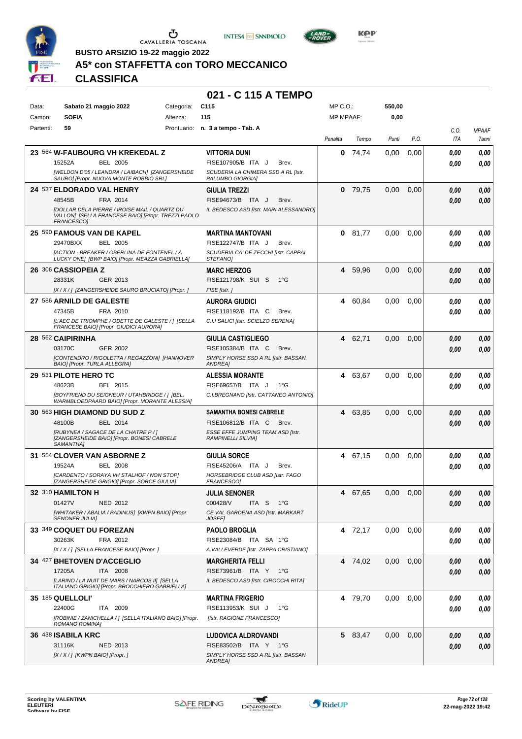BUSTO ARSIZIO 19-22 maggio 2022

# A5* con STAFFETTA con TORO MECCANICO

## CLASSIFICA

### 021 - C 115 A TEMPO

| Data: | Sabato 21 maggio 2022 | Categoria: | C115 | MP C.O.: | 550,00 |
|---|---|---|---|---|---|
| Campo: | SOFIA | Altezza: | 115 | MP MPAAF: | 0,00 |
| Partenti: | 59 | Prontuario: | n. 3 a tempo - Tab. A | | |

| Cl. | N. | Cavallo | Cavaliere | Penalità | Tempo | Punti | P.O. | C.O. ITA | MPAAF 7anni |
|---|---|---|---|---|---|---|---|---|---|
| 23 | 564 | **W-FAUBOURG VH KREKEDAL Z** 15252A BEL 2005 *[WELDON D'05 / LEANDRA / LAIBACH] [ZANGERSHEIDE SAURO] [Propr. NUOVA MONTE ROBBIO SRL]* | **VITTORIA DUNI** FISE107905/B ITA J Brev. *SCUDERIA LA CHIMERA SSD A RL [Istr. PALUMBO GIORGIA]* | 0 | 74,74 | 0,00 | 0,00 | 0,00 / 0,00 | 0,00 / 0,00 |
| 24 | 537 | **ELDORADO VAL HENRY** 48545B FRA 2014 *[DOLLAR DELA PIERRE / IROISE MAIL / QUARTZ DU VALLON] [SELLA FRANCESE BAIO] [Propr. TREZZI PAOLO FRANCESCO]* | **GIULIA TREZZI** FISE94673/B ITA J Brev. *IL BEDESCO ASD [Istr. MARI ALESSANDRO]* | 0 | 79,75 | 0,00 | 0,00 | 0,00 / 0,00 | 0,00 / 0,00 |
| 25 | 590 | **FAMOUS VAN DE KAPEL** 29470BXX BEL 2005 *[ACTION - BREAKER / OBERLINA DE FONTENEL / A LUCKY ONE] [BWP BAIO] [Propr. MEAZZA GABRIELLA]* | **MARTINA MANTOVANI** FISE122747/B ITA J Brev. *SCUDERIA CA' DE ZECCHI [Istr. CAPPAI STEFANO]* | 0 | 81,77 | 0,00 | 0,00 | 0,00 / 0,00 | 0,00 / 0,00 |
| 26 | 306 | **CASSIOPEIA Z** 28331K GER 2013 *[X / X / ] [ZANGERSHEIDE SAURO BRUCIATO] [Propr. ]* | **MARC HERZOG** FISE121798/K SUI S 1°G *FISE [Istr. ]* | 4 | 59,96 | 0,00 | 0,00 | 0,00 / 0,00 | 0,00 / 0,00 |
| 27 | 586 | **ARNILD DE GALESTE** 47345B FRA 2010 *[L'AEC DE TRIOMPHE / ODETTE DE GALESTE / ] [SELLA FRANCESE BAIO] [Propr. GIUDICI AURORA]* | **AURORA GIUDICI** FISE118192/B ITA C Brev. *C.I.I SALICI [Istr. SCIELZO SERENA]* | 4 | 60,84 | 0,00 | 0,00 | 0,00 / 0,00 | 0,00 / 0,00 |
| 28 | 562 | **CAIPIRINHA** 03170C GER 2002 *[CONTENDRO / RIGOLETTA / REGAZZONI] [HANNOVER BAIO] [Propr. TURLA ALLEGRA]* | **GIULIA CASTIGLIEGO** FISE105384/B ITA C Brev. *SIMPLY HORSE SSD A RL [Istr. BASSAN ANDREA]* | 4 | 62,71 | 0,00 | 0,00 | 0,00 / 0,00 | 0,00 / 0,00 |
| 29 | 531 | **PILOTE HERO TC** 48623B BEL 2015 *[BOYFRIEND DU SEIGNEUR / UTAHBRIDGE / ] [BEL. WARMBLOEDPAARD BAIO] [Propr. MORANTE ALESSIA]* | **ALESSIA MORANTE** FISE69657/B ITA J 1°G *C.I.BREGNANO [Istr. CATTANEO ANTONIO]* | 4 | 63,67 | 0,00 | 0,00 | 0,00 / 0,00 | 0,00 / 0,00 |
| 30 | 563 | **HIGH DIAMOND DU SUD Z** 48100B BEL 2014 *[RUBYNEA / SAGACE DE LA CHATRE P / ] [ZANGERSHEIDE BAIO] [Propr. BONESI CABRELE SAMANTHA]* | **SAMANTHA BONESI CABRELE** FISE106812/B ITA C Brev. *ESSE EFFE JUMPING TEAM ASD [Istr. RAMPINELLI SILVIA]* | 4 | 63,85 | 0,00 | 0,00 | 0,00 / 0,00 | 0,00 / 0,00 |
| 31 | 554 | **CLOVER VAN ASBORNE Z** 19524A BEL 2008 *[CARDENTO / SORAYA VH STALHOF / NON STOP] [ZANGERSHEIDE GRIGIO] [Propr. SORCE GIULIA]* | **GIULIA SORCE** FISE45206/A ITA J Brev. *HORSEBRIDGE CLUB ASD [Istr. FAGO FRANCESCO]* | 4 | 67,15 | 0,00 | 0,00 | 0,00 / 0,00 | 0,00 / 0,00 |
| 32 | 310 | **HAMILTON H** 01427V NED 2012 *[WHITAKER / ABALIA / PADINUS] [KWPN BAIO] [Propr. SENONER JULIA]* | **JULIA SENONER** 000428/V ITA S 1°G *CE VAL GARDENA ASD [Istr. MARKART JOSEF]* | 4 | 67,65 | 0,00 | 0,00 | 0,00 / 0,00 | 0,00 / 0,00 |
| 33 | 349 | **COQUET DU FOREZAN** 30263K FRA 2012 *[X / X / ] [SELLA FRANCESE BAIO] [Propr. ]* | **PAOLO BROGLIA** FISE23084/B ITA SA 1°G *A.VALLEVERDE [Istr. ZAPPA CRISTIANO]* | 4 | 72,17 | 0,00 | 0,00 | 0,00 / 0,00 | 0,00 / 0,00 |
| 34 | 427 | **BHETOVEN D'ACCEGLIO** 17205A ITA 2008 *[LARINO / LA NUIT DE MARS / NARCOS II] [SELLA ITALIANO GRIGIO] [Propr. BROCCHIERO GABRIELLA]* | **MARGHERITA FELLI** FISE73901/B ITA Y 1°G *IL BEDESCO ASD [Istr. CIROCCHI RITA]* | 4 | 74,02 | 0,00 | 0,00 | 0,00 / 0,00 | 0,00 / 0,00 |
| 35 | 185 | **QUELLOLI'** 22400G ITA 2009 *[ROBINIE / ZANICHELLA / ] [SELLA ITALIANO BAIO] [Propr. ROMANO ROMINA]* | **MARTINA FRIGERIO** FISE113953/K SUI J 1°G *[Istr. RAGIONE FRANCESCO]* | 4 | 79,70 | 0,00 | 0,00 | 0,00 / 0,00 | 0,00 / 0,00 |
| 36 | 438 | **ISABILA KRC** 31116K NED 2013 *[X / X / ] [KWPN BAIO] [Propr. ]* | **LUDOVICA ALDROVANDI** FISE83502/B ITA Y 1°G *SIMPLY HORSE SSD A RL [Istr. BASSAN ANDREA]* | 5 | 83,47 | 0,00 | 0,00 | 0,00 / 0,00 | 0,00 / 0,00 |

Scoring by VALENTINA ELEUTERI

22-mag-2022 19:42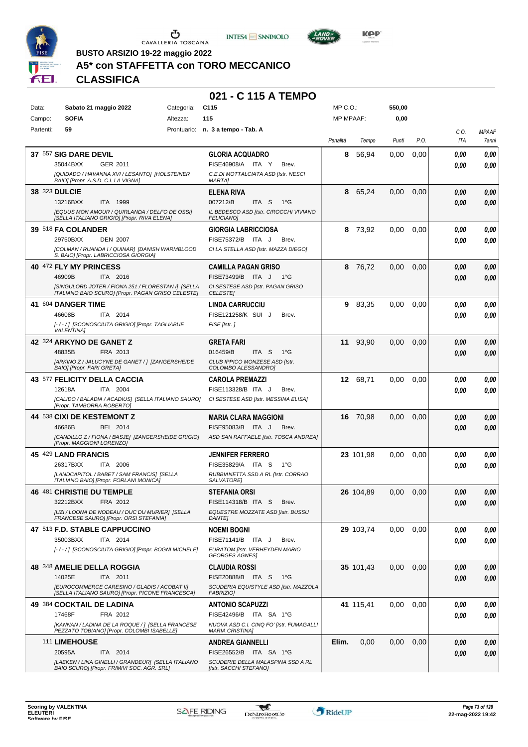BUSTO ARSIZIO 19-22 maggio 2022

# A5* con STAFFETTA con TORO MECCANICO

## CLASSIFICA

## 021 - C 115 A TEMPO

| Data: | Sabato 21 maggio 2022 | Categoria: | C115 | MP C.O.: | 550,00 |
|---|---|---|---|---|---|
| Campo: | SOFIA | Altezza: | 115 | MP MPAAF: | 0,00 |
| Partenti: | 59 | Prontuario: | n. 3 a tempo - Tab. A | | |

| Pos. | Cavallo | Cavaliere | Penalità | Tempo | Punti | P.O. | C.O. ITA | MPAAF 7anni |
|---|---|---|---|---|---|---|---|---|
| 37 | 557 **SIG DARE DEVIL** 35044BXX GER 2011 *[QUIDADO / HAVANNA XVI / LESANTO] [HOLSTEINER BAIO] [Propr. A.S.D. C.I. LA VIGNA]* | **GLORIA ACQUADRO** FISE46908/A ITA Y Brev. *C.E.DI MOTTALCIATA ASD [Istr. NESCI MARTA]* | 8 | 56,94 | 0,00 | 0,00 | 0,00 / 0,00 | 0,00 / 0,00 |
| 38 | 323 **DULCIE** 13216BXX ITA 1999 *[EQUUS MON AMOUR / QUIRLANDA / DELFO DE OSSI] [SELLA ITALIANO GRIGIO] [Propr. RIVA ELENA]* | **ELENA RIVA** 007212/B ITA S 1°G *IL BEDESCO ASD [Istr. CIROCCHI VIVIANO FELICIANO]* | 8 | 65,24 | 0,00 | 0,00 | 0,00 / 0,00 | 0,00 / 0,00 |
| 39 | 518 **FA COLANDER** 29750BXX DEN 2007 *[COLMAN / RUANDA I / QUINAR] [DANISH WARMBLOOD S. BAIO] [Propr. LABRICCIOSA GIORGIA]* | **GIORGIA LABRICCIOSA** FISE75372/B ITA J Brev. *CI LA STELLA ASD [Istr. MAZZA DIEGO]* | 8 | 73,92 | 0,00 | 0,00 | 0,00 / 0,00 | 0,00 / 0,00 |
| 40 | 472 **FLY MY PRINCESS** 46909B ITA 2016 *[SINGULORD JOTER / FIONA 251 / FLORESTAN I] [SELLA ITALIANO BAIO SCURO] [Propr. PAGAN GRISO CELESTE]* | **CAMILLA PAGAN GRISO** FISE73499/B ITA J 1°G *CI SESTESE ASD [Istr. PAGAN GRISO CELESTE]* | 8 | 76,72 | 0,00 | 0,00 | 0,00 / 0,00 | 0,00 / 0,00 |
| 41 | 604 **DANGER TIME** 46608B ITA 2014 *[- / - / ] [SCONOSCIUTA GRIGIO] [Propr. TAGLIABUE VALENTINA]* | **LINDA CARRUCCIU** FISE121258/K SUI J Brev. *FISE [Istr. ]* | 9 | 83,35 | 0,00 | 0,00 | 0,00 / 0,00 | 0,00 / 0,00 |
| 42 | 324 **ARKYNO DE GANET Z** 48835B FRA 2013 *[ARKINO Z / JALUCYNE DE GANET / ] [ZANGERSHEIDE BAIO] [Propr. FARI GRETA]* | **GRETA FARI** 016459/B ITA S 1°G *CLUB IPPICO MONZESE ASD [Istr. COLOMBO ALESSANDRO]* | 11 | 93,90 | 0,00 | 0,00 | 0,00 / 0,00 | 0,00 / 0,00 |
| 43 | 577 **FELICITY DELLA CACCIA** 12618A ITA 2004 *[CALIDO / BALADIA / ACADIUS] [SELLA ITALIANO SAURO] [Propr. TAMBORRA ROBERTO]* | **CAROLA PREMAZZI** FISE113328/B ITA J Brev. *CI SESTESE ASD [Istr. MESSINA ELISA]* | 12 | 68,71 | 0,00 | 0,00 | 0,00 / 0,00 | 0,00 / 0,00 |
| 44 | 538 **CIXI DE KESTEMONT Z** 46686B BEL 2014 *[CANDILLO Z / FIONA / BASJE] [ZANGERSHEIDE GRIGIO] [Propr. MAGGIONI LORENZO]* | **MARIA CLARA MAGGIONI** FISE95083/B ITA J Brev. *ASD SAN RAFFAELE [Istr. TOSCA ANDREA]* | 16 | 70,98 | 0,00 | 0,00 | 0,00 / 0,00 | 0,00 / 0,00 |
| 45 | 429 **LAND FRANCIS** 26317BXX ITA 2006 *[LANDCAPITOL / BABET / SAM FRANCIS] [SELLA ITALIANO BAIO] [Propr. FORLANI MONICA]* | **JENNIFER FERRERO** FISE35829/A ITA S 1°G *RUBBIANETTA SSD A RL [Istr. CORRAO SALVATORE]* | 23 | 101,98 | 0,00 | 0,00 | 0,00 / 0,00 | 0,00 / 0,00 |
| 46 | 481 **CHRISTIE DU TEMPLE** 32212BXX FRA 2012 *[UZI / LOONA DE NODEAU / DUC DU MURIER] [SELLA FRANCESE SAURO] [Propr. ORSI STEFANIA]* | **STEFANIA ORSI** FISE114318/B ITA S Brev. *EQUESTRE MOZZATE ASD [Istr. BUSSU DANTE]* | 26 | 104,89 | 0,00 | 0,00 | 0,00 / 0,00 | 0,00 / 0,00 |
| 47 | 513 **F.D. STABLE CAPPUCCINO** 35003BXX ITA 2014 *[- / - / ] [SCONOSCIUTA GRIGIO] [Propr. BOGNI MICHELE]* | **NOEMI BOGNI** FISE71141/B ITA J Brev. *EURATOM [Istr. VERHEYDEN MARIO GEORGES AGNES]* | 29 | 103,74 | 0,00 | 0,00 | 0,00 / 0,00 | 0,00 / 0,00 |
| 48 | 348 **AMELIE DELLA ROGGIA** 14025E ITA 2011 *[EUROCOMMERCE CARESINO / GLADIS / ACOBAT II] [SELLA ITALIANO SAURO] [Propr. PICONE FRANCESCA]* | **CLAUDIA ROSSI** FISE20888/B ITA S 1°G *SCUDERIA EQUISTYLE ASD [Istr. MAZZOLA FABRIZIO]* | 35 | 101,43 | 0,00 | 0,00 | 0,00 / 0,00 | 0,00 / 0,00 |
| 49 | 384 **COCKTAIL DE LADINA** 17468F FRA 2012 *[KANNAN / LADINA DE LA ROQUE / ] [SELLA FRANCESE PEZZATO TOBIANO] [Propr. COLOMBI ISABELLE]* | **ANTONIO SCAPUZZI** FISE42496/B ITA SA 1°G *NUOVA ASD C.I. CINQ FO' [Istr. FUMAGALLI MARIA CRISTINA]* | 41 | 115,41 | 0,00 | 0,00 | 0,00 / 0,00 | 0,00 / 0,00 |
| | 111 **LIMEHOUSE** 20595A ITA 2014 *[LAEKEN / LINA GINELLI / GRANDEUR] [SELLA ITALIANO BAIO SCURO] [Propr. FRIMIVI SOC. AGR. SRL]* | **ANDREA GIANNELLI** FISE26552/B ITA SA 1°G *SCUDERIE DELLA MALASPINA SSD A RL [Istr. SACCHI STEFANO]* | Elim. | 0,00 | 0,00 | 0,00 | 0,00 / 0,00 | 0,00 / 0,00 |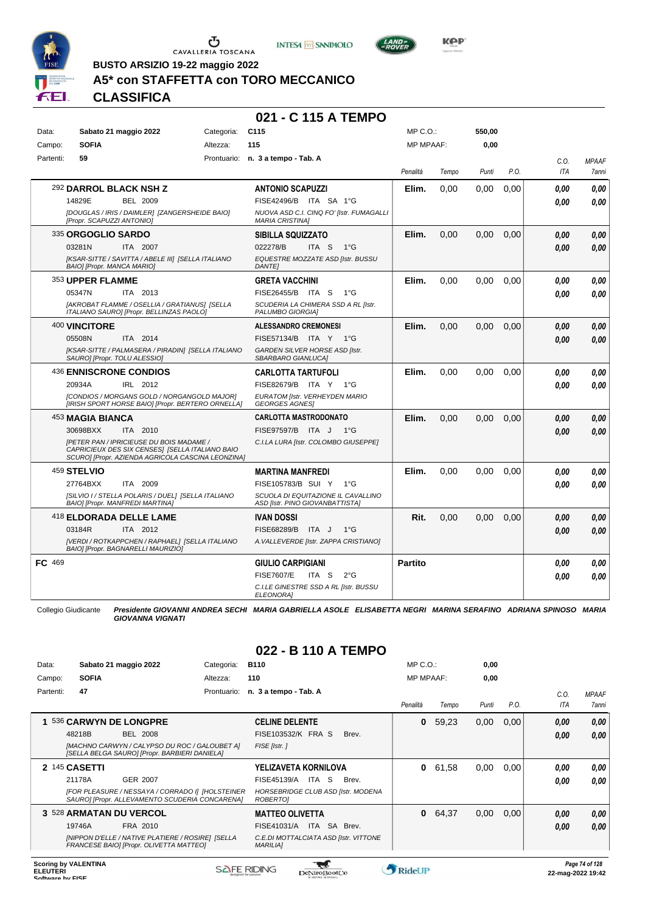# BUSTO ARSIZIO 19-22 maggio 2022

## A5* con STAFFETTA con TORO MECCANICO

## CLASSIFICA

### 021 - C 115 A TEMPO

| Data: | Sabato 21 maggio 2022 | Categoria: | C115 | MP C.O.: | 550,00 |
|---|---|---|---|---|---|
| Campo: | SOFIA | Altezza: | 115 | MP MPAAF: | 0,00 |
| Partenti: | 59 | Prontuario: | n. 3 a tempo - Tab. A | | |

| Cavallo | Cavaliere | Penalità | Tempo | Punti | P.O. | C.O. ITA | MPAAF 7anni |
|---|---|---|---|---|---|---|---|
| 292 **DARROL BLACK NSH Z**<br>14829E BEL 2009<br>*[DOUGLAS / IRIS / DAIMLER] [ZANGERSHEIDE BAIO] [Propr. SCAPUZZI ANTONIO]* | **ANTONIO SCAPUZZI**<br>FISE42496/B ITA SA 1°G<br>*NUOVA ASD C.I. CINQ FO' [Istr. FUMAGALLI MARIA CRISTINA]* | Elim. | 0,00 | 0,00 | 0,00 | 0,00<br>0,00 | 0,00<br>0,00 |
| 335 **ORGOGLIO SARDO**<br>03281N ITA 2007<br>*[KSAR-SITTE / SAVITTA / ABELE III] [SELLA ITALIANO BAIO] [Propr. MANCA MARIO]* | **SIBILLA SQUIZZATO**<br>022278/B ITA S 1°G<br>*EQUESTRE MOZZATE ASD [Istr. BUSSU DANTE]* | Elim. | 0,00 | 0,00 | 0,00 | 0,00<br>0,00 | 0,00<br>0,00 |
| 353 **UPPER FLAMME**<br>05347N ITA 2013<br>*[AKROBAT FLAMME / OSELLIA / GRATIANUS] [SELLA ITALIANO SAURO] [Propr. BELLINZAS PAOLO]* | **GRETA VACCHINI**<br>FISE26455/B ITA S 1°G<br>*SCUDERIA LA CHIMERA SSD A RL [Istr. PALUMBO GIORGIA]* | Elim. | 0,00 | 0,00 | 0,00 | 0,00<br>0,00 | 0,00<br>0,00 |
| 400 **VINCITORE**<br>05508N ITA 2014<br>*[KSAR-SITTE / PALMASERA / PIRADIN] [SELLA ITALIANO SAURO] [Propr. TOLU ALESSIO]* | **ALESSANDRO CREMONESI**<br>FISE57134/B ITA Y 1°G<br>*GARDEN SILVER HORSE ASD [Istr. SBARBARO GIANLUCA]* | Elim. | 0,00 | 0,00 | 0,00 | 0,00<br>0,00 | 0,00<br>0,00 |
| 436 **ENNISCRONE CONDIOS**<br>20934A IRL 2012<br>*[CONDIOS / MORGANS GOLD / NORGANGOLD MAJOR] [IRISH SPORT HORSE BAIO] [Propr. BERTERO ORNELLA]* | **CARLOTTA TARTUFOLI**<br>FISE82679/B ITA Y 1°G<br>*EURATOM [Istr. VERHEYDEN MARIO GEORGES AGNES]* | Elim. | 0,00 | 0,00 | 0,00 | 0,00<br>0,00 | 0,00<br>0,00 |
| 453 **MAGIA BIANCA**<br>30698BXX ITA 2010<br>*[PETER PAN / IPRICIEUSE DU BOIS MADAME / CAPRICIEUX DES SIX CENSES] [SELLA ITALIANO BAIO SCURO] [Propr. AZIENDA AGRICOLA CASCINA LEONZINA]* | **CARLOTTA MASTRODONATO**<br>FISE97597/B ITA J 1°G<br>*C.I.LA LURA [Istr. COLOMBO GIUSEPPE]* | Elim. | 0,00 | 0,00 | 0,00 | 0,00<br>0,00 | 0,00<br>0,00 |
| 459 **STELVIO**<br>27764BXX ITA 2009<br>*[SILVIO I / STELLA POLARIS / DUEL] [SELLA ITALIANO BAIO] [Propr. MANFREDI MARTINA]* | **MARTINA MANFREDI**<br>FISE105783/B SUI Y 1°G<br>*SCUOLA DI EQUITAZIONE IL CAVALLINO ASD [Istr. PINO GIOVANBATTISTA]* | Elim. | 0,00 | 0,00 | 0,00 | 0,00<br>0,00 | 0,00<br>0,00 |
| 418 **ELDORADA DELLE LAME**<br>03184R ITA 2012<br>*[VERDI / ROTKAPPCHEN / RAPHAEL] [SELLA ITALIANO BAIO] [Propr. BAGNARELLI MAURIZIO]* | **IVAN DOSSI**<br>FISE68289/B ITA J 1°G<br>*A.VALLEVERDE [Istr. ZAPPA CRISTIANO]* | Rit. | 0,00 | 0,00 | 0,00 | 0,00<br>0,00 | 0,00<br>0,00 |
| **FC** 469 | **GIULIO CARPIGIANI**<br>FISE7607/E ITA S 2°G<br>*C.I.LE GINESTRE SSD A RL [Istr. BUSSU ELEONORA]* | Partito | | | | 0,00<br>0,00 | 0,00<br>0,00 |

Collegio Giudicante *Presidente GIOVANNI ANDREA SECHI MARIA GABRIELLA ASOLE ELISABETTA NEGRI MARINA SERAFINO ADRIANA SPINOSO MARIA GIOVANNA VIGNATI*

### 022 - B 110 A TEMPO

| Data: | Sabato 21 maggio 2022 | Categoria: | B110 | MP C.O.: | 0,00 |
|---|---|---|---|---|---|
| Campo: | SOFIA | Altezza: | 110 | MP MPAAF: | 0,00 |
| Partenti: | 47 | Prontuario: | n. 3 a tempo - Tab. A | | |

| Cavallo | Cavaliere | Penalità | Tempo | Punti | P.O. | C.O. ITA | MPAAF 7anni |
|---|---|---|---|---|---|---|---|
| **1** 536 **CARWYN DE LONGPRE**<br>48218B BEL 2008<br>*[MACHNO CARWYN / CALYPSO DU ROC / GALOUBET A] [SELLA BELGA SAURO] [Propr. BARBIERI DANIELA]* | **CELINE DELENTE**<br>FISE103532/K FRA S Brev.<br>*FISE [Istr. ]* | 0 | 59,23 | 0,00 | 0,00 | 0,00<br>0,00 | 0,00<br>0,00 |
| **2** 145 **CASETTI**<br>21178A GER 2007<br>*[FOR PLEASURE / NESSAYA / CORRADO I] [HOLSTEINER SAURO] [Propr. ALLEVAMENTO SCUDERIA CONCARENA]* | **YELIZAVETA KORNILOVA**<br>FISE45139/A ITA S Brev.<br>*HORSEBRIDGE CLUB ASD [Istr. MODENA ROBERTO]* | 0 | 61,58 | 0,00 | 0,00 | 0,00<br>0,00 | 0,00<br>0,00 |
| **3** 528 **ARMATAN DU VERCOL**<br>19746A FRA 2010<br>*[NIPPON D'ELLE / NATIVE PLATIERE / ROSIRE] [SELLA FRANCESE BAIO] [Propr. OLIVETTA MATTEO]* | **MATTEO OLIVETTA**<br>FISE41031/A ITA SA Brev.<br>*C.E.DI MOTTALCIATA ASD [Istr. VITTONE MARILIA]* | 0 | 64,37 | 0,00 | 0,00 | 0,00<br>0,00 | 0,00<br>0,00 |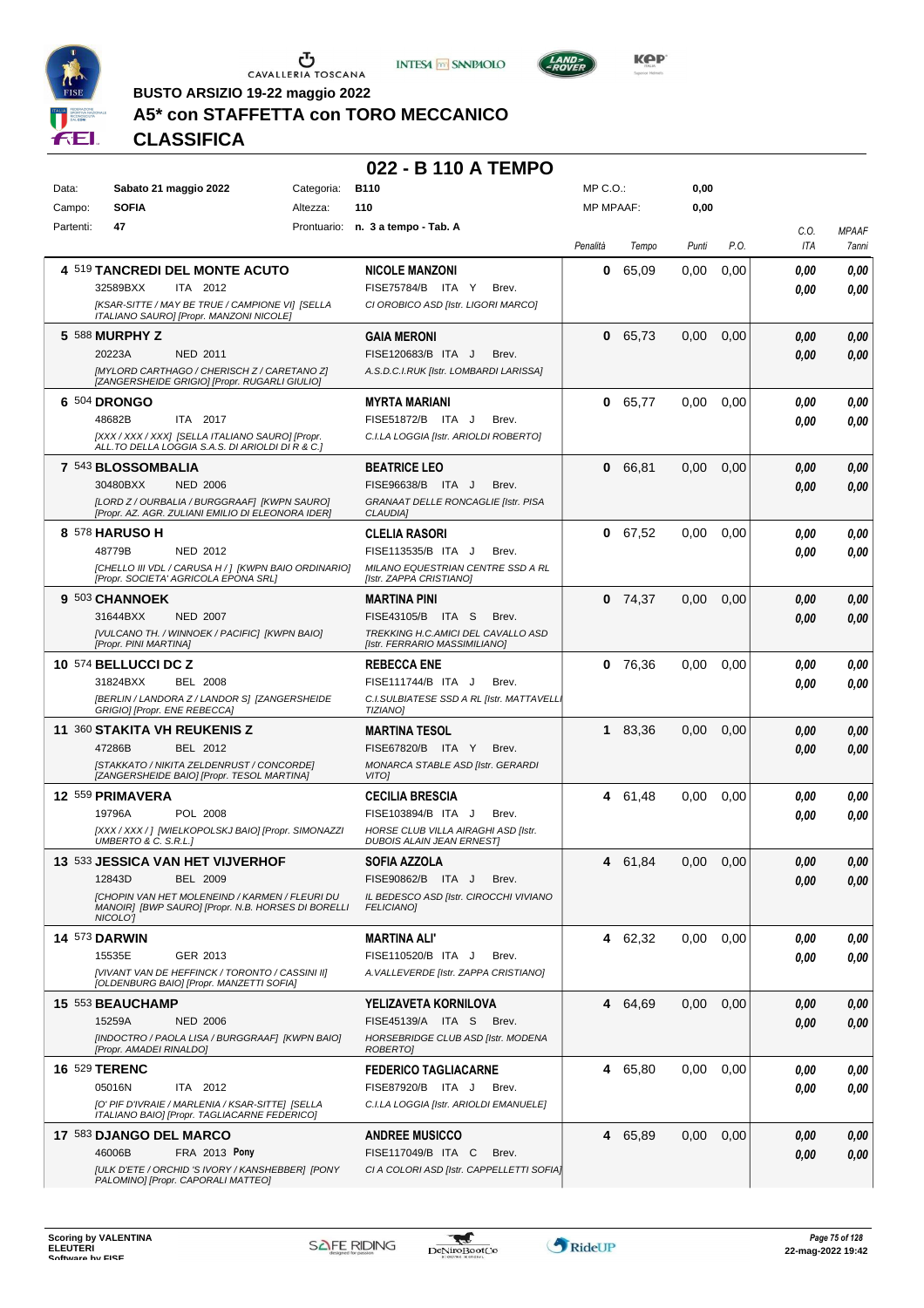BUSTO ARSIZIO 19-22 maggio 2022

# A5* con STAFFETTA con TORO MECCANICO

## CLASSIFICA

### 022 - B 110 A TEMPO

| | | | | | |
|---|---|---|---|---|---|
| Data: | Sabato 21 maggio 2022 | Categoria: | B110 | MP C.O.: | 0,00 |
| Campo: | SOFIA | Altezza: | 110 | MP MPAAF: | 0,00 |
| Partenti: | 47 | Prontuario: | n. 3 a tempo - Tab. A | | |

| Cl. | Cavallo | Cavaliere | Penalità | Tempo | Punti | P.O. | C.O. ITA | MPAAF 7anni |
|---|---|---|---|---|---|---|---|---|
| 4 | 519 **TANCREDI DEL MONTE ACUTO** 32589BXX ITA 2012 *[KSAR-SITTE / MAY BE TRUE / CAMPIONE VI] [SELLA ITALIANO SAURO] [Propr. MANZONI NICOLE]* | **NICOLE MANZONI** FISE75784/B ITA Y Brev. *CI OROBICO ASD [Istr. LIGORI MARCO]* | 0 | 65,09 | 0,00 | 0,00 | 0,00 / 0,00 | 0,00 / 0,00 |
| 5 | 588 **MURPHY Z** 20223A NED 2011 *[MYLORD CARTHAGO / CHERISCH Z / CARETANO Z] [ZANGERSHEIDE GRIGIO] [Propr. RUGARLI GIULIO]* | **GAIA MERONI** FISE120683/B ITA J Brev. *A.S.D.C.I.RUK [Istr. LOMBARDI LARISSA]* | 0 | 65,73 | 0,00 | 0,00 | 0,00 / 0,00 | 0,00 / 0,00 |
| 6 | 504 **DRONGO** 48682B ITA 2017 *[XXX / XXX / XXX] [SELLA ITALIANO SAURO] [Propr. ALL.TO DELLA LOGGIA S.A.S. DI ARIOLDI DI R & C.]* | **MYRTA MARIANI** FISE51872/B ITA J Brev. *C.I.LA LOGGIA [Istr. ARIOLDI ROBERTO]* | 0 | 65,77 | 0,00 | 0,00 | 0,00 / 0,00 | 0,00 / 0,00 |
| 7 | 543 **BLOSSOMBALIA** 30480BXX NED 2006 *[LORD Z / OURBALIA / BURGGRAAF] [KWPN SAURO] [Propr. AZ. AGR. ZULIANI EMILIO DI ELEONORA IDER]* | **BEATRICE LEO** FISE96638/B ITA J Brev. *GRANAAT DELLE RONCAGLIE [Istr. PISA CLAUDIA]* | 0 | 66,81 | 0,00 | 0,00 | 0,00 / 0,00 | 0,00 / 0,00 |
| 8 | 578 **HARUSO H** 48779B NED 2012 *[CHELLO III VDL / CARUSA H / ] [KWPN BAIO ORDINARIO] [Propr. SOCIETA' AGRICOLA EPONA SRL]* | **CLELIA RASORI** FISE113535/B ITA J Brev. *MILANO EQUESTRIAN CENTRE SSD A RL [Istr. ZAPPA CRISTIANO]* | 0 | 67,52 | 0,00 | 0,00 | 0,00 / 0,00 | 0,00 / 0,00 |
| 9 | 503 **CHANNOEK** 31644BXX NED 2007 *[VULCANO TH. / WINNOEK / PACIFIC] [KWPN BAIO] [Propr. PINI MARTINA]* | **MARTINA PINI** FISE43105/B ITA S Brev. *TREKKING H.C.AMICI DEL CAVALLO ASD [Istr. FERRARIO MASSIMILIANO]* | 0 | 74,37 | 0,00 | 0,00 | 0,00 / 0,00 | 0,00 / 0,00 |
| 10 | 574 **BELLUCCI DC Z** 31824BXX BEL 2008 *[BERLIN / LANDORA Z / LANDOR S] [ZANGERSHEIDE GRIGIO] [Propr. ENE REBECCA]* | **REBECCA ENE** FISE111744/B ITA J Brev. *C.I.SULBIATESE SSD A RL [Istr. MATTAVELLI TIZIANO]* | 0 | 76,36 | 0,00 | 0,00 | 0,00 / 0,00 | 0,00 / 0,00 |
| 11 | 360 **STAKITA VH REUKENIS Z** 47286B BEL 2012 *[STAKKATO / NIKITA ZELDENRUST / CONCORDE] [ZANGERSHEIDE BAIO] [Propr. TESOL MARTINA]* | **MARTINA TESOL** FISE67820/B ITA Y Brev. *MONARCA STABLE ASD [Istr. GERARDI VITO]* | 1 | 83,36 | 0,00 | 0,00 | 0,00 / 0,00 | 0,00 / 0,00 |
| 12 | 559 **PRIMAVERA** 19796A POL 2008 *[XXX / XXX / ] [WIELKOPOLSKJ BAIO] [Propr. SIMONAZZI UMBERTO & C. S.R.L.]* | **CECILIA BRESCIA** FISE103894/B ITA J Brev. *HORSE CLUB VILLA AIRAGHI ASD [Istr. DUBOIS ALAIN JEAN ERNEST]* | 4 | 61,48 | 0,00 | 0,00 | 0,00 / 0,00 | 0,00 / 0,00 |
| 13 | 533 **JESSICA VAN HET VIJVERHOF** 12843D BEL 2009 *[CHOPIN VAN HET MOLENEIND / KARMEN / FLEURI DU MANOIR] [BWP SAURO] [Propr. N.B. HORSES DI BORELLI NICOLO']* | **SOFIA AZZOLA** FISE90862/B ITA J Brev. *IL BEDESCO ASD [Istr. CIROCCHI VIVIANO FELICIANO]* | 4 | 61,84 | 0,00 | 0,00 | 0,00 / 0,00 | 0,00 / 0,00 |
| 14 | 573 **DARWIN** 15535E GER 2013 *[VIVANT VAN DE HEFFINCK / TORONTO / CASSINI II] [OLDENBURG BAIO] [Propr. MANZETTI SOFIA]* | **MARTINA ALI'** FISE110520/B ITA J Brev. *A.VALLEVERDE [Istr. ZAPPA CRISTIANO]* | 4 | 62,32 | 0,00 | 0,00 | 0,00 / 0,00 | 0,00 / 0,00 |
| 15 | 553 **BEAUCHAMP** 15259A NED 2006 *[INDOCTRO / PAOLA LISA / BURGGRAAF] [KWPN BAIO] [Propr. AMADEI RINALDO]* | **YELIZAVETA KORNILOVA** FISE45139/A ITA S Brev. *HORSEBRIDGE CLUB ASD [Istr. MODENA ROBERTO]* | 4 | 64,69 | 0,00 | 0,00 | 0,00 / 0,00 | 0,00 / 0,00 |
| 16 | 529 **TERENC** 05016N ITA 2012 *[O' PIF D'IVRAIE / MARLENIA / KSAR-SITTE] [SELLA ITALIANO BAIO] [Propr. TAGLIACARNE FEDERICO]* | **FEDERICO TAGLIACARNE** FISE87920/B ITA J Brev. *C.I.LA LOGGIA [Istr. ARIOLDI EMANUELE]* | 4 | 65,80 | 0,00 | 0,00 | 0,00 / 0,00 | 0,00 / 0,00 |
| 17 | 583 **DJANGO DEL MARCO** 46006B FRA 2013 **Pony** *[ULK D'ETE / ORCHID 'S IVORY / KANSHEBBER] [PONY PALOMINO] [Propr. CAPORALI MATTEO]* | **ANDREE MUSICCO** FISE117049/B ITA C Brev. *CI A COLORI ASD [Istr. CAPPELLETTI SOFIA]* | 4 | 65,89 | 0,00 | 0,00 | 0,00 / 0,00 | 0,00 / 0,00 |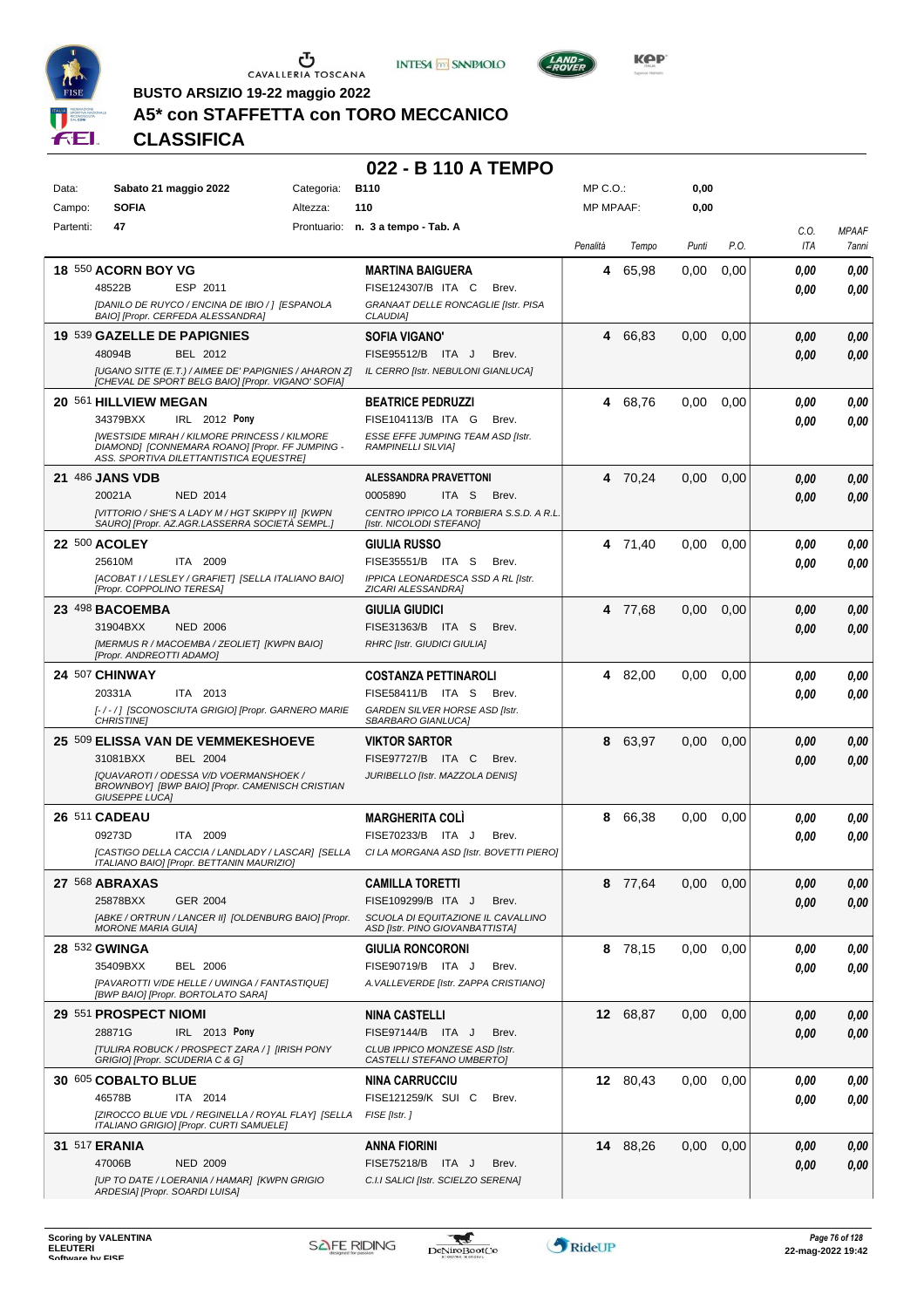BUSTO ARSIZIO 19-22 maggio 2022

# A5* con STAFFETTA con TORO MECCANICO

## CLASSIFICA

### 022 - B 110 A TEMPO

| Data: | Sabato 21 maggio 2022 | Categoria: | B110 | MP C.O.: | 0,00 |
|---|---|---|---|---|---|
| Campo: | SOFIA | Altezza: | 110 | MP MPAAF: | 0,00 |
| Partenti: | 47 | Prontuario: | n. 3 a tempo - Tab. A | | |

| Pos. | Cavallo | Cavaliere | Penalità | Tempo | Punti | P.O. | C.O. ITA | MPAAF 7anni |
|---|---|---|---|---|---|---|---|---|
| 18 | 550 **ACORN BOY VG** 48522B ESP 2011 *[DANILO DE RUYCO / ENCINA DE IBIO / ] [ESPANOLA BAIO] [Propr. CERFEDA ALESSANDRA]* | **MARTINA BAIGUERA** FISE124307/B ITA C Brev. *GRANAAT DELLE RONCAGLIE [Istr. PISA CLAUDIA]* | 4 | 65,98 | 0,00 | 0,00 | 0,00 / 0,00 | 0,00 / 0,00 |
| 19 | 539 **GAZELLE DE PAPIGNIES** 48094B BEL 2012 *[UGANO SITTE (E.T.) / AIMEE DE' PAPIGNIES / AHARON Z] [CHEVAL DE SPORT BELG BAIO] [Propr. VIGANO' SOFIA]* | **SOFIA VIGANO'** FISE95512/B ITA J Brev. *IL CERRO [Istr. NEBULONI GIANLUCA]* | 4 | 66,83 | 0,00 | 0,00 | 0,00 / 0,00 | 0,00 / 0,00 |
| 20 | 561 **HILLVIEW MEGAN** 34379BXX IRL 2012 **Pony** *[WESTSIDE MIRAH / KILMORE PRINCESS / KILMORE DIAMOND] [CONNEMARA ROANO] [Propr. FF JUMPING - ASS. SPORTIVA DILETTANTISTICA EQUESTRE]* | **BEATRICE PEDRUZZI** FISE104113/B ITA G Brev. *ESSE EFFE JUMPING TEAM ASD [Istr. RAMPINELLI SILVIA]* | 4 | 68,76 | 0,00 | 0,00 | 0,00 / 0,00 | 0,00 / 0,00 |
| 21 | 486 **JANS VDB** 20021A NED 2014 *[VITTORIO / SHE'S A LADY M / HGT SKIPPY II] [KWPN SAURO] [Propr. AZ.AGR.LASSERRA SOCIETÀ SEMPL.]* | **ALESSANDRA PRAVETTONI** 0005890 ITA S Brev. *CENTRO IPPICO LA TORBIERA S.S.D. A R.L. [Istr. NICOLODI STEFANO]* | 4 | 70,24 | 0,00 | 0,00 | 0,00 / 0,00 | 0,00 / 0,00 |
| 22 | 500 **ACOLEY** 25610M ITA 2009 *[ACOBAT I / LESLEY / GRAFIET] [SELLA ITALIANO BAIO] [Propr. COPPOLINO TERESA]* | **GIULIA RUSSO** FISE35551/B ITA S Brev. *IPPICA LEONARDESCA SSD A RL [Istr. ZICARI ALESSANDRA]* | 4 | 71,40 | 0,00 | 0,00 | 0,00 / 0,00 | 0,00 / 0,00 |
| 23 | 498 **BACOEMBA** 31904BXX NED 2006 *[MERMUS R / MACOEMBA / ZEOLIET] [KWPN BAIO] [Propr. ANDREOTTI ADAMO]* | **GIULIA GIUDICI** FISE31363/B ITA S Brev. *RHRC [Istr. GIUDICI GIULIA]* | 4 | 77,68 | 0,00 | 0,00 | 0,00 / 0,00 | 0,00 / 0,00 |
| 24 | 507 **CHINWAY** 20331A ITA 2013 *[-/-/] [SCONOSCIUTA GRIGIO] [Propr. GARNERO MARIE CHRISTINE]* | **COSTANZA PETTINAROLI** FISE58411/B ITA S Brev. *GARDEN SILVER HORSE ASD [Istr. SBARBARO GIANLUCA]* | 4 | 82,00 | 0,00 | 0,00 | 0,00 / 0,00 | 0,00 / 0,00 |
| 25 | 509 **ELISSA VAN DE VEMMEKESHOEVE** 31081BXX BEL 2004 *[QUAVAROTI / ODESSA V/D VOERMANSHOEK / BROWNBOY] [BWP BAIO] [Propr. CAMENISCH CRISTIAN GIUSEPPE LUCA]* | **VIKTOR SARTOR** FISE97727/B ITA C Brev. *JURIBELLO [Istr. MAZZOLA DENIS]* | 8 | 63,97 | 0,00 | 0,00 | 0,00 / 0,00 | 0,00 / 0,00 |
| 26 | 511 **CADEAU** 09273D ITA 2009 *[CASTIGO DELLA CACCIA / LANDLADY / LASCAR] [SELLA ITALIANO BAIO] [Propr. BETTANIN MAURIZIO]* | **MARGHERITA COLÌ** FISE70233/B ITA J Brev. *CI LA MORGANA ASD [Istr. BOVETTI PIERO]* | 8 | 66,38 | 0,00 | 0,00 | 0,00 / 0,00 | 0,00 / 0,00 |
| 27 | 568 **ABRAXAS** 25878BXX GER 2004 *[ABKE / ORTRUN / LANCER II] [OLDENBURG BAIO] [Propr. MORONE MARIA GUIA]* | **CAMILLA TORETTI** FISE109299/B ITA J Brev. *SCUOLA DI EQUITAZIONE IL CAVALLINO ASD [Istr. PINO GIOVANBATTISTA]* | 8 | 77,64 | 0,00 | 0,00 | 0,00 / 0,00 | 0,00 / 0,00 |
| 28 | 532 **GWINGA** 35409BXX BEL 2006 *[PAVAROTTI V/DE HELLE / UWINGA / FANTASTIQUE] [BWP BAIO] [Propr. BORTOLATO SARA]* | **GIULIA RONCORONI** FISE90719/B ITA J Brev. *A.VALLEVERDE [Istr. ZAPPA CRISTIANO]* | 8 | 78,15 | 0,00 | 0,00 | 0,00 / 0,00 | 0,00 / 0,00 |
| 29 | 551 **PROSPECT NIOMI** 28871G IRL 2013 **Pony** *[TULIRA ROBUCK / PROSPECT ZARA / ] [IRISH PONY GRIGIO] [Propr. SCUDERIA C & G]* | **NINA CASTELLI** FISE97144/B ITA J Brev. *CLUB IPPICO MONZESE ASD [Istr. CASTELLI STEFANO UMBERTO]* | 12 | 68,87 | 0,00 | 0,00 | 0,00 / 0,00 | 0,00 / 0,00 |
| 30 | 605 **COBALTO BLUE** 46578B ITA 2014 *[ZIROCCO BLUE VDL / REGINELLA / ROYAL FLAY] [SELLA ITALIANO GRIGIO] [Propr. CURTI SAMUELE]* | **NINA CARRUCCIU** FISE121259/K SUI C Brev. *FISE [Istr. ]* | 12 | 80,43 | 0,00 | 0,00 | 0,00 / 0,00 | 0,00 / 0,00 |
| 31 | 517 **ERANIA** 47006B NED 2009 *[UP TO DATE / LOERANIA / HAMAR] [KWPN GRIGIO ARDESIA] [Propr. SOARDI LUISA]* | **ANNA FIORINI** FISE75218/B ITA J Brev. *C.I.I SALICI [Istr. SCIELZO SERENA]* | 14 | 88,26 | 0,00 | 0,00 | 0,00 / 0,00 | 0,00 / 0,00 |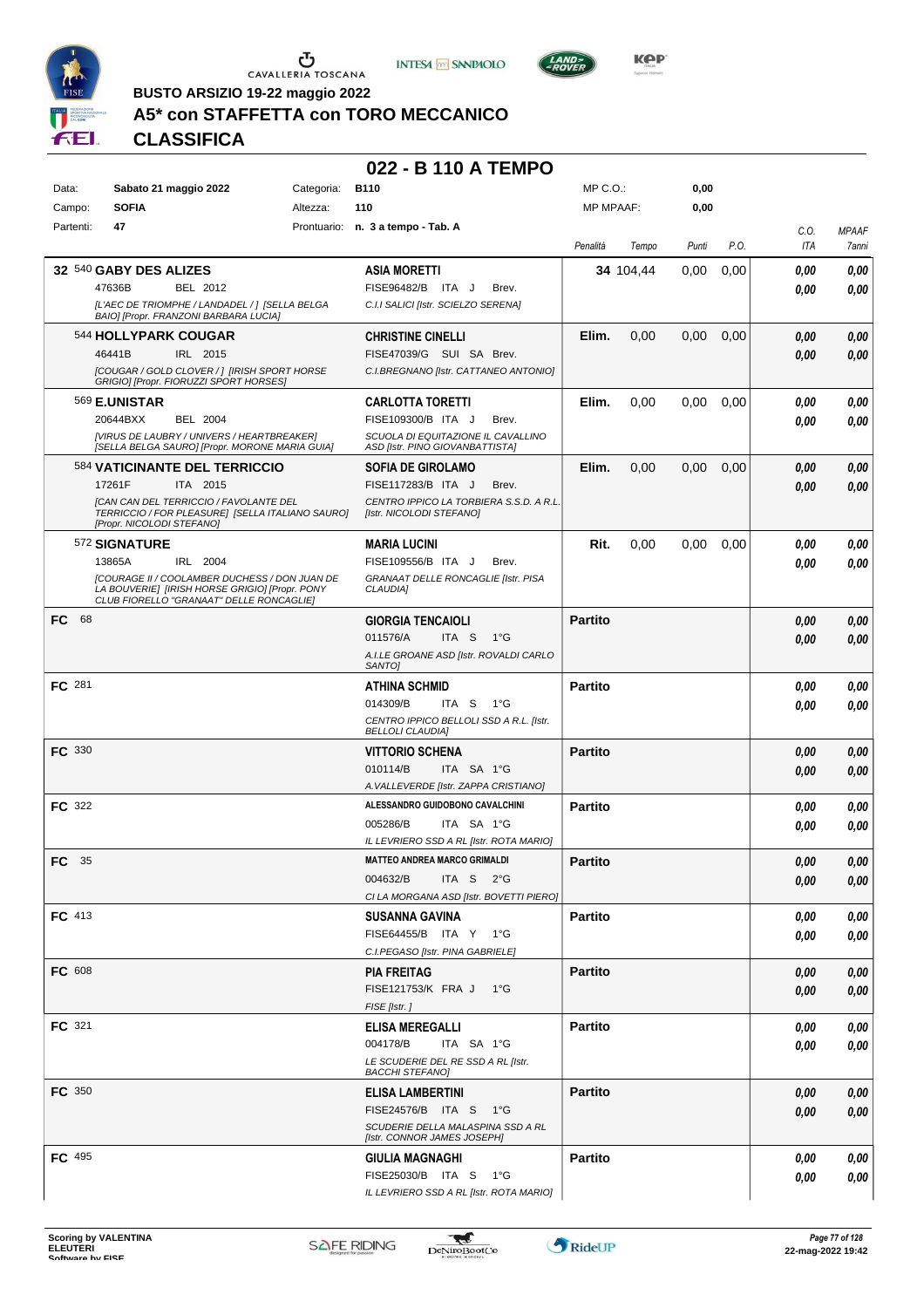**BUSTO ARSIZIO 19-22 maggio 2022**

## A5* con STAFFETTA con TORO MECCANICO

## CLASSIFICA

# 022 - B 110 A TEMPO

| | | | | | | |
|---|---|---|---|---|---|---|
| Data: | Sabato 21 maggio 2022 | Categoria: | B110 | MP C.O.: | 0,00 | |
| Campo: | SOFIA | Altezza: | 110 | MP MPAAF: | 0,00 | |
| Partenti: | 47 | Prontuario: | n. 3 a tempo - Tab. A | | | |

| Pos. | Cavallo | Cavaliere | Penalità | Tempo | Punti | P.O. | C.O. ITA | MPAAF 7anni |
|---|---|---|---|---|---|---|---|---|
| 32 | 540 **GABY DES ALIZES** 47636B BEL 2012 [L'AEC DE TRIOMPHE / LANDADEL / ] [SELLA BELGA BAIO] [Propr. FRANZONI BARBARA LUCIA] | **ASIA MORETTI** FISE96482/B ITA J Brev. C.I.I SALICI [Istr. SCIELZO SERENA] | 34 | 104,44 | 0,00 | 0,00 | 0,00 / 0,00 | 0,00 / 0,00 |
| | 544 **HOLLYPARK COUGAR** 46441B IRL 2015 [COUGAR / GOLD CLOVER / ] [IRISH SPORT HORSE GRIGIO] [Propr. FIORUZZI SPORT HORSES] | **CHRISTINE CINELLI** FISE47039/G SUI SA Brev. C.I.BREGNANO [Istr. CATTANEO ANTONIO] | Elim. | 0,00 | 0,00 | 0,00 | 0,00 / 0,00 | 0,00 / 0,00 |
| | 569 **E.UNISTAR** 20644BXX BEL 2004 [VIRUS DE LAUBRY / UNIVERS / HEARTBREAKER] [SELLA BELGA SAURO] [Propr. MORONE MARIA GUIA] | **CARLOTTA TORETTI** FISE109300/B ITA J Brev. SCUOLA DI EQUITAZIONE IL CAVALLINO ASD [Istr. PINO GIOVANBATTISTA] | Elim. | 0,00 | 0,00 | 0,00 | 0,00 / 0,00 | 0,00 / 0,00 |
| | 584 **VATICINANTE DEL TERRICCIO** 17261F ITA 2015 [CAN CAN DEL TERRICCIO / FAVOLANTE DEL TERRICCIO / FOR PLEASURE] [SELLA ITALIANO SAURO] [Propr. NICOLODI STEFANO] | **SOFIA DE GIROLAMO** FISE117283/B ITA J Brev. CENTRO IPPICO LA TORBIERA S.S.D. A R.L. [Istr. NICOLODI STEFANO] | Elim. | 0,00 | 0,00 | 0,00 | 0,00 / 0,00 | 0,00 / 0,00 |
| | 572 **SIGNATURE** 13865A IRL 2004 [COURAGE II / COOLAMBER DUCHESS / DON JUAN DE LA BOUVERIE] [IRISH HORSE GRIGIO] [Propr. PONY CLUB FIORELLO "GRANAAT" DELLE RONCAGLIE] | **MARIA LUCINI** FISE109556/B ITA J Brev. GRANAAT DELLE RONCAGLIE [Istr. PISA CLAUDIA] | Rit. | 0,00 | 0,00 | 0,00 | 0,00 / 0,00 | 0,00 / 0,00 |
| FC | 68 | **GIORGIA TENCAIOLI** 011576/A ITA S 1°G A.I.LE GROANE ASD [Istr. ROVALDI CARLO SANTO] | Partito | | | | 0,00 / 0,00 | 0,00 / 0,00 |
| FC | 281 | **ATHINA SCHMID** 014309/B ITA S 1°G CENTRO IPPICO BELLOLI SSD A R.L. [Istr. BELLOLI CLAUDIA] | Partito | | | | 0,00 / 0,00 | 0,00 / 0,00 |
| FC | 330 | **VITTORIO SCHENA** 010114/B ITA SA 1°G A.VALLEVERDE [Istr. ZAPPA CRISTIANO] | Partito | | | | 0,00 / 0,00 | 0,00 / 0,00 |
| FC | 322 | **ALESSANDRO GUIDOBONO CAVALCHINI** 005286/B ITA SA 1°G IL LEVRIERO SSD A RL [Istr. ROTA MARIO] | Partito | | | | 0,00 / 0,00 | 0,00 / 0,00 |
| FC | 35 | **MATTEO ANDREA MARCO GRIMALDI** 004632/B ITA S 2°G CI LA MORGANA ASD [Istr. BOVETTI PIERO] | Partito | | | | 0,00 / 0,00 | 0,00 / 0,00 |
| FC | 413 | **SUSANNA GAVINA** FISE64455/B ITA Y 1°G C.I.PEGASO [Istr. PINA GABRIELE] | Partito | | | | 0,00 / 0,00 | 0,00 / 0,00 |
| FC | 608 | **PIA FREITAG** FISE121753/K FRA J 1°G FISE [Istr. ] | Partito | | | | 0,00 / 0,00 | 0,00 / 0,00 |
| FC | 321 | **ELISA MEREGALLI** 004178/B ITA SA 1°G LE SCUDERIE DEL RE SSD A RL [Istr. BACCHI STEFANO] | Partito | | | | 0,00 / 0,00 | 0,00 / 0,00 |
| FC | 350 | **ELISA LAMBERTINI** FISE24576/B ITA S 1°G SCUDERIE DELLA MALASPINA SSD A RL [Istr. CONNOR JAMES JOSEPH] | Partito | | | | 0,00 / 0,00 | 0,00 / 0,00 |
| FC | 495 | **GIULIA MAGNAGHI** FISE25030/B ITA S 1°G IL LEVRIERO SSD A RL [Istr. ROTA MARIO] | Partito | | | | 0,00 / 0,00 | 0,00 / 0,00 |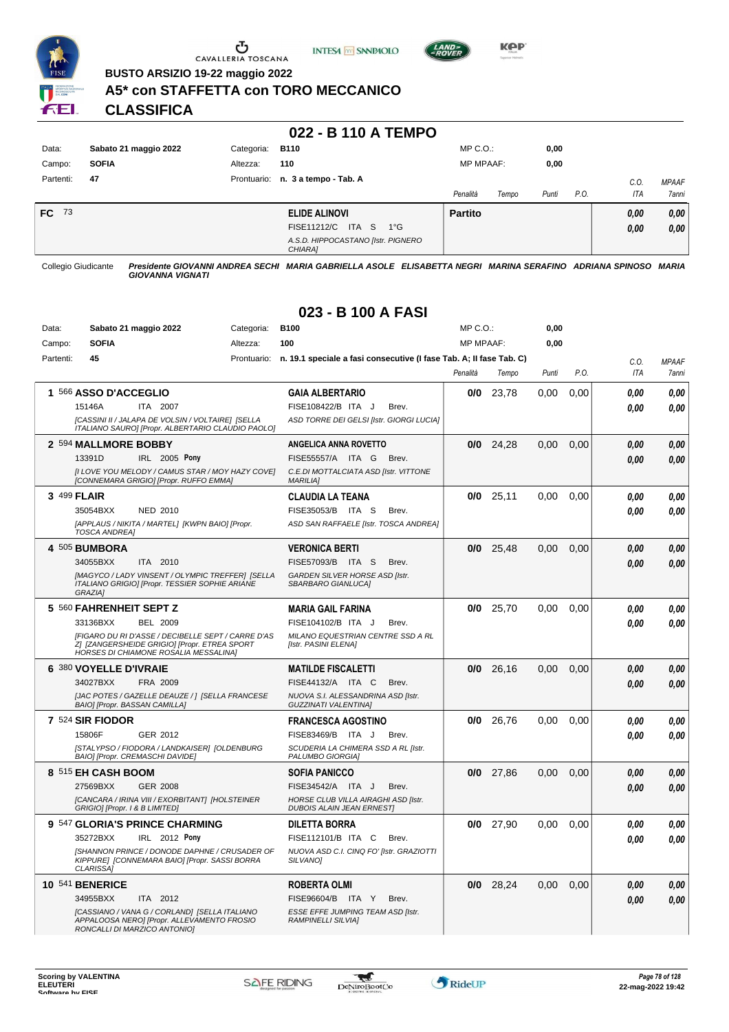BUSTO ARSIZIO 19-22 maggio 2022

**A5* con STAFFETTA con TORO MECCANICO**

**CLASSIFICA**

## 022 - B 110 A TEMPO

| | | | | | |
|---|---|---|---|---|---|
| Data: | **Sabato 21 maggio 2022** | Categoria: | **B110** | MP C.O.: | **0,00** |
| Campo: | **SOFIA** | Altezza: | **110** | MP MPAAF: | **0,00** |
| Partenti: | **47** | Prontuario: | **n. 3 a tempo - Tab. A** | | |

| | | | Penalità | Tempo | Punti | P.O. | C.O. ITA | MPAAF 7anni |
|---|---|---|---|---|---|---|---|---|
| **FC** 73 | | **ELIDE ALINOVI**<br>FISE11212/C ITA S 1°G<br>A.S.D. HIPPOCASTANO [Istr. PIGNERO CHIARA] | **Partito** | | | | **0,00**<br>**0,00** | **0,00**<br>**0,00** |

Collegio Giudicante *Presidente GIOVANNI ANDREA SECHI MARIA GABRIELLA ASOLE ELISABETTA NEGRI MARINA SERAFINO ADRIANA SPINOSO MARIA GIOVANNA VIGNATI*

## 023 - B 100 A FASI

| | | | | | |
|---|---|---|---|---|---|
| Data: | **Sabato 21 maggio 2022** | Categoria: | **B100** | MP C.O.: | **0,00** |
| Campo: | **SOFIA** | Altezza: | **100** | MP MPAAF: | **0,00** |
| Partenti: | **45** | Prontuario: | **n. 19.1 speciale a fasi consecutive (I fase Tab. A; II fase Tab. C)** | | |

| Cl. | Cavallo | Cavaliere | Penalità | Tempo | Punti | P.O. | C.O. ITA | MPAAF 7anni |
|---|---|---|---|---|---|---|---|---|
| **1** | 566 **ASSO D'ACCEGLIO**<br>15146A ITA 2007<br>*[CASSINI II / JALAPA DE VOLSIN / VOLTAIRE] [SELLA ITALIANO SAURO] [Propr. ALBERTARIO CLAUDIO PAOLO]* | **GAIA ALBERTARIO**<br>FISE108422/B ITA J Brev.<br>*ASD TORRE DEI GELSI [Istr. GIORGI LUCIA]* | **0/0** | 23,78 | 0,00 | 0,00 | **0,00**<br>**0,00** | **0,00**<br>**0,00** |
| **2** | 594 **MALLMORE BOBBY**<br>13391D IRL 2005 **Pony**<br>*[I LOVE YOU MELODY / CAMUS STAR / MOY HAZY COVE] [CONNEMARA GRIGIO] [Propr. RUFFO EMMA]* | **ANGELICA ANNA ROVETTO**<br>FISE55557/A ITA G Brev.<br>*C.E.DI MOTTALCIATA ASD [Istr. VITTONE MARILIA]* | **0/0** | 24,28 | 0,00 | 0,00 | **0,00**<br>**0,00** | **0,00**<br>**0,00** |
| **3** | 499 **FLAIR**<br>35054BXX NED 2010<br>*[APPLAUS / NIKITA / MARTEL] [KWPN BAIO] [Propr. TOSCA ANDREA]* | **CLAUDIA LA TEANA**<br>FISE35053/B ITA S Brev.<br>*ASD SAN RAFFAELE [Istr. TOSCA ANDREA]* | **0/0** | 25,11 | 0,00 | 0,00 | **0,00**<br>**0,00** | **0,00**<br>**0,00** |
| **4** | 505 **BUMBORA**<br>34055BXX ITA 2010<br>*[MAGYCO / LADY VINSENT / OLYMPIC TREFFER] [SELLA ITALIANO GRIGIO] [Propr. TESSIER SOPHIE ARIANE GRAZIA]* | **VERONICA BERTI**<br>FISE57093/B ITA S Brev.<br>*GARDEN SILVER HORSE ASD [Istr. SBARBARO GIANLUCA]* | **0/0** | 25,48 | 0,00 | 0,00 | **0,00**<br>**0,00** | **0,00**<br>**0,00** |
| **5** | 560 **FAHRENHEIT SEPT Z**<br>33136BXX BEL 2009<br>*[FIGARO DU RI D'ASSE / DECIBELLE SEPT / CARRE D'AS Z] [ZANGERSHEIDE GRIGIO] [Propr. ETREA SPORT HORSES DI CHIAMONE ROSALIA MESSALINA]* | **MARIA GAIL FARINA**<br>FISE104102/B ITA J Brev.<br>*MILANO EQUESTRIAN CENTRE SSD A RL [Istr. PASINI ELENA]* | **0/0** | 25,70 | 0,00 | 0,00 | **0,00**<br>**0,00** | **0,00**<br>**0,00** |
| **6** | 380 **VOYELLE D'IVRAIE**<br>34027BXX FRA 2009<br>*[JAC POTES / GAZELLE DEAUZE / ] [SELLA FRANCESE BAIO] [Propr. BASSAN CAMILLA]* | **MATILDE FISCALETTI**<br>FISE44132/A ITA C Brev.<br>*NUOVA S.I. ALESSANDRINA ASD [Istr. GUZZINATI VALENTINA]* | **0/0** | 26,16 | 0,00 | 0,00 | **0,00**<br>**0,00** | **0,00**<br>**0,00** |
| **7** | 524 **SIR FIODOR**<br>15806F GER 2012<br>*[STALYPSO / FIODORA / LANDKAISER] [OLDENBURG BAIO] [Propr. CREMASCHI DAVIDE]* | **FRANCESCA AGOSTINO**<br>FISE83469/B ITA J Brev.<br>*SCUDERIA LA CHIMERA SSD A RL [Istr. PALUMBO GIORGIA]* | **0/0** | 26,76 | 0,00 | 0,00 | **0,00**<br>**0,00** | **0,00**<br>**0,00** |
| **8** | 515 **EH CASH BOOM**<br>27569BXX GER 2008<br>*[CANCARA / IRINA VIII / EXORBITANT] [HOLSTEINER GRIGIO] [Propr. I & B LIMITED]* | **SOFIA PANICCO**<br>FISE34542/A ITA J Brev.<br>*HORSE CLUB VILLA AIRAGHI ASD [Istr. DUBOIS ALAIN JEAN ERNEST]* | **0/0** | 27,86 | 0,00 | 0,00 | **0,00**<br>**0,00** | **0,00**<br>**0,00** |
| **9** | 547 **GLORIA'S PRINCE CHARMING**<br>35272BXX IRL 2012 **Pony**<br>*[SHANNON PRINCE / DONODE DAPHNE / CRUSADER OF KIPPURE] [CONNEMARA BAIO] [Propr. SASSI BORRA CLARISSA]* | **DILETTA BORRA**<br>FISE112101/B ITA C Brev.<br>*NUOVA ASD C.I. CINQ FO' [Istr. GRAZIOTTI SILVANO]* | **0/0** | 27,90 | 0,00 | 0,00 | **0,00**<br>**0,00** | **0,00**<br>**0,00** |
| **10** | 541 **BENERICE**<br>34955BXX ITA 2012<br>*[CASSIANO / VANA G / CORLAND] [SELLA ITALIANO APPALOOSA NERO] [Propr. ALLEVAMENTO FROSIO RONCALLI DI MARZICO ANTONIO]* | **ROBERTA OLMI**<br>FISE96604/B ITA Y Brev.<br>*ESSE EFFE JUMPING TEAM ASD [Istr. RAMPINELLI SILVIA]* | **0/0** | 28,24 | 0,00 | 0,00 | **0,00**<br>**0,00** | **0,00**<br>**0,00** |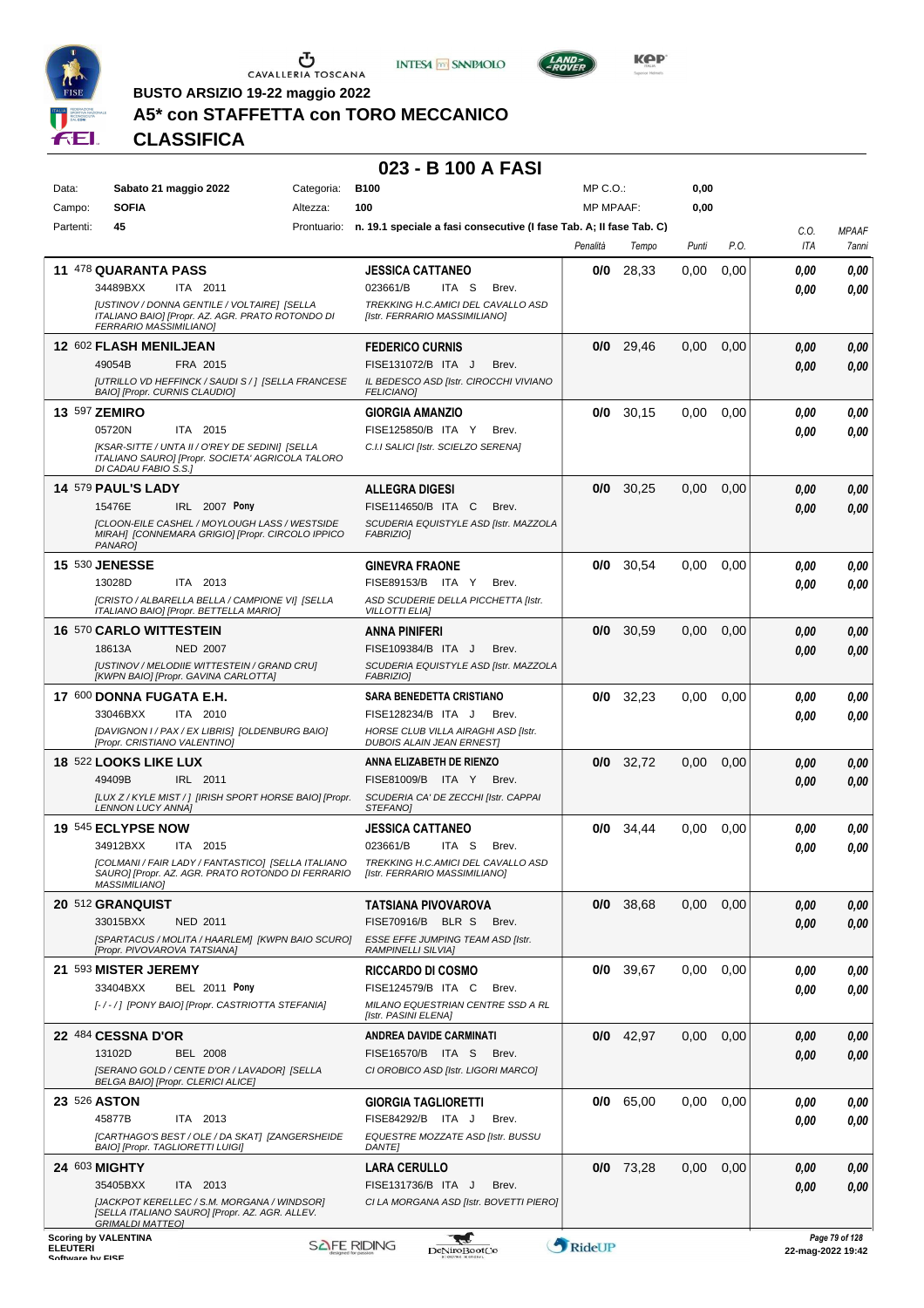**BUSTO ARSIZIO 19-22 maggio 2022**

## A5* con STAFFETTA con TORO MECCANICO

## CLASSIFICA

# 023 - B 100 A FASI

| | | | | | |
|---|---|---|---|---|---|
| Data: | Sabato 21 maggio 2022 | Categoria: | B100 | MP C.O.: | 0,00 |
| Campo: | SOFIA | Altezza: | 100 | MP MPAAF: | 0,00 |
| Partenti: | 45 | Prontuario: | n. 19.1 speciale a fasi consecutive (I fase Tab. A; II fase Tab. C) | | |

| Cl. | N. | Cavallo | Cavaliere | Penalità | Tempo | Punti | P.O. | C.O. ITA | MPAAF 7anni |
|---|---|---|---|---|---|---|---|---|---|
| 11 | 478 | **QUARANTA PASS** 34489BXX ITA 2011 [USTINOV / DONNA GENTILE / VOLTAIRE] [SELLA ITALIANO BAIO] [Propr. AZ. AGR. PRATO ROTONDO DI FERRARIO MASSIMILIANO] | **JESSICA CATTANEO** 023661/B ITA S Brev. TREKKING H.C.AMICI DEL CAVALLO ASD [Istr. FERRARIO MASSIMILIANO] | 0/0 | 28,33 | 0,00 | 0,00 | 0,00 / 0,00 | 0,00 / 0,00 |
| 12 | 602 | **FLASH MENILJEAN** 49054B FRA 2015 [UTRILLO VD HEFFINCK / SAUDI S / ] [SELLA FRANCESE BAIO] [Propr. CURNIS CLAUDIO] | **FEDERICO CURNIS** FISE131072/B ITA J Brev. IL BEDESCO ASD [Istr. CIROCCHI VIVIANO FELICIANO] | 0/0 | 29,46 | 0,00 | 0,00 | 0,00 / 0,00 | 0,00 / 0,00 |
| 13 | 597 | **ZEMIRO** 05720N ITA 2015 [KSAR-SITTE / UNTA II / O'REY DE SEDINI] [SELLA ITALIANO SAURO] [Propr. SOCIETA' AGRICOLA TALORO DI CADAU FABIO S.S.] | **GIORGIA AMANZIO** FISE125850/B ITA Y Brev. C.I.I SALICI [Istr. SCIELZO SERENA] | 0/0 | 30,15 | 0,00 | 0,00 | 0,00 / 0,00 | 0,00 / 0,00 |
| 14 | 579 | **PAUL'S LADY** 15476E IRL 2007 Pony [CLOON-EILE CASHEL / MOYLOUGH LASS / WESTSIDE MIRAH] [CONNEMARA GRIGIO] [Propr. CIRCOLO IPPICO PANARO] | **ALLEGRA DIGESI** FISE114650/B ITA C Brev. SCUDERIA EQUISTYLE ASD [Istr. MAZZOLA FABRIZIO] | 0/0 | 30,25 | 0,00 | 0,00 | 0,00 / 0,00 | 0,00 / 0,00 |
| 15 | 530 | **JENESSE** 13028D ITA 2013 [CRISTO / ALBARELLA BELLA / CAMPIONE VI] [SELLA ITALIANO BAIO] [Propr. BETTELLA MARIO] | **GINEVRA FRAONE** FISE89153/B ITA Y Brev. ASD SCUDERIE DELLA PICCHETTA [Istr. VILLOTTI ELIA] | 0/0 | 30,54 | 0,00 | 0,00 | 0,00 / 0,00 | 0,00 / 0,00 |
| 16 | 570 | **CARLO WITTESTEIN** 18613A NED 2007 [USTINOV / MELODIIE WITTESTEIN / GRAND CRU] [KWPN BAIO] [Propr. GAVINA CARLOTTA] | **ANNA PINIFERI** FISE109384/B ITA J Brev. SCUDERIA EQUISTYLE ASD [Istr. MAZZOLA FABRIZIO] | 0/0 | 30,59 | 0,00 | 0,00 | 0,00 / 0,00 | 0,00 / 0,00 |
| 17 | 600 | **DONNA FUGATA E.H.** 33046BXX ITA 2010 [DAVIGNON I / PAX / EX LIBRIS] [OLDENBURG BAIO] [Propr. CRISTIANO VALENTINO] | **SARA BENEDETTA CRISTIANO** FISE128234/B ITA J Brev. HORSE CLUB VILLA AIRAGHI ASD [Istr. DUBOIS ALAIN JEAN ERNEST] | 0/0 | 32,23 | 0,00 | 0,00 | 0,00 / 0,00 | 0,00 / 0,00 |
| 18 | 522 | **LOOKS LIKE LUX** 49409B IRL 2011 [LUX Z / KYLE MIST / ] [IRISH SPORT HORSE BAIO] [Propr. LENNON LUCY ANNA] | **ANNA ELIZABETH DE RIENZO** FISE81009/B ITA Y Brev. SCUDERIA CA' DE ZECCHI [Istr. CAPPAI STEFANO] | 0/0 | 32,72 | 0,00 | 0,00 | 0,00 / 0,00 | 0,00 / 0,00 |
| 19 | 545 | **ECLYPSE NOW** 34912BXX ITA 2015 [COLMANI / FAIR LADY / FANTASTICO] [SELLA ITALIANO SAURO] [Propr. AZ. AGR. PRATO ROTONDO DI FERRARIO MASSIMILIANO] | **JESSICA CATTANEO** 023661/B ITA S Brev. TREKKING H.C.AMICI DEL CAVALLO ASD [Istr. FERRARIO MASSIMILIANO] | 0/0 | 34,44 | 0,00 | 0,00 | 0,00 / 0,00 | 0,00 / 0,00 |
| 20 | 512 | **GRANQUIST** 33015BXX NED 2011 [SPARTACUS / MOLITA / HAARLEM] [KWPN BAIO SCURO] [Propr. PIVOVAROVA TATSIANA] | **TATSIANA PIVOVAROVA** FISE70916/B BLR S Brev. ESSE EFFE JUMPING TEAM ASD [Istr. RAMPINELLI SILVIA] | 0/0 | 38,68 | 0,00 | 0,00 | 0,00 / 0,00 | 0,00 / 0,00 |
| 21 | 593 | **MISTER JEREMY** 33404BXX BEL 2011 Pony [- / - / ] [PONY BAIO] [Propr. CASTRIOTTA STEFANIA] | **RICCARDO DI COSMO** FISE124579/B ITA C Brev. MILANO EQUESTRIAN CENTRE SSD A RL [Istr. PASINI ELENA] | 0/0 | 39,67 | 0,00 | 0,00 | 0,00 / 0,00 | 0,00 / 0,00 |
| 22 | 484 | **CESSNA D'OR** 13102D BEL 2008 [SERANO GOLD / CENTE D'OR / LAVADOR] [SELLA BELGA BAIO] [Propr. CLERICI ALICE] | **ANDREA DAVIDE CARMINATI** FISE16570/B ITA S Brev. CI OROBICO ASD [Istr. LIGORI MARCO] | 0/0 | 42,97 | 0,00 | 0,00 | 0,00 / 0,00 | 0,00 / 0,00 |
| 23 | 526 | **ASTON** 45877B ITA 2013 [CARTHAGO'S BEST / OLE / DA SKAT] [ZANGERSHEIDE BAIO] [Propr. TAGLIORETTI LUIGI] | **GIORGIA TAGLIORETTI** FISE84292/B ITA J Brev. EQUESTRE MOZZATE ASD [Istr. BUSSU DANTE] | 0/0 | 65,00 | 0,00 | 0,00 | 0,00 / 0,00 | 0,00 / 0,00 |
| 24 | 603 | **MIGHTY** 35405BXX ITA 2013 [JACKPOT KERELLEC / S.M. MORGANA / WINDSOR] [SELLA ITALIANO SAURO] [Propr. AZ. AGR. ALLEV. GRIMALDI MATTEO] | **LARA CERULLO** FISE131736/B ITA J Brev. CI LA MORGANA ASD [Istr. BOVETTI PIERO] | 0/0 | 73,28 | 0,00 | 0,00 | 0,00 / 0,00 | 0,00 / 0,00 |

Scoring by VALENTINA ELEUTERI
Software by FISE

22-mag-2022 19:42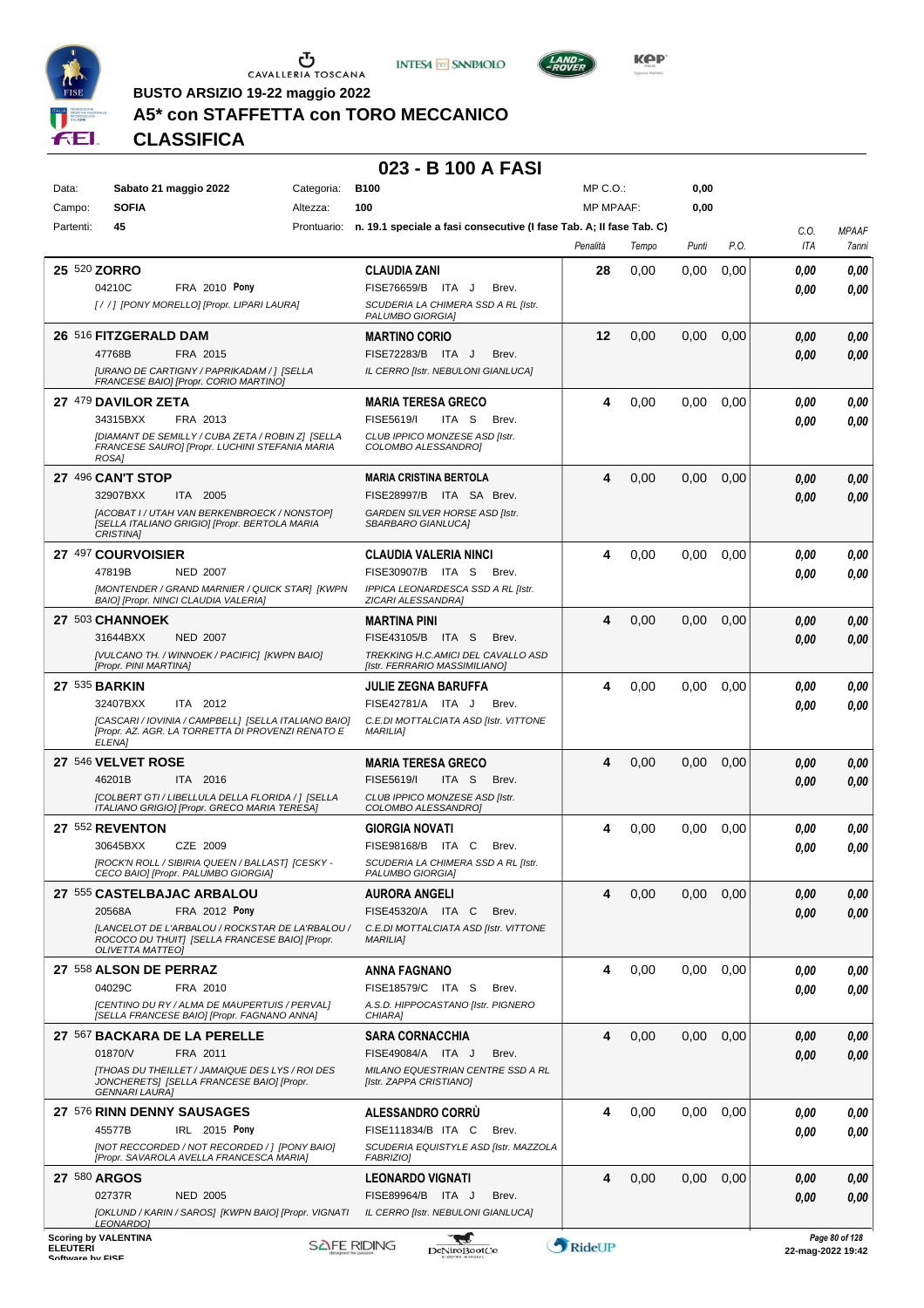BUSTO ARSIZIO 19-22 maggio 2022

# A5* con STAFFETTA con TORO MECCANICO

## CLASSIFICA

### 023 - B 100 A FASI

| | | | | | |
|---|---|---|---|---|---|
| Data: | Sabato 21 maggio 2022 | Categoria: | B100 | MP C.O.: | 0,00 |
| Campo: | SOFIA | Altezza: | 100 | MP MPAAF: | 0,00 |
| Partenti: | 45 | Prontuario: | n. 19.1 speciale a fasi consecutive (I fase Tab. A; II fase Tab. C) | | |

| Pos. | Cavallo | Cavaliere | Penalità | Tempo | Punti | P.O. | C.O. ITA | MPAAF 7anni |
|---|---|---|---|---|---|---|---|---|
| 25 | 520 **ZORRO**<br>04210C FRA 2010 **Pony**<br>*[ / / ] [PONY MORELLO] [Propr. LIPARI LAURA]* | **CLAUDIA ZANI**<br>FISE76659/B ITA J Brev.<br>*SCUDERIA LA CHIMERA SSD A RL [Istr. PALUMBO GIORGIA]* | 28 | 0,00 | 0,00 | 0,00 | 0,00<br>0,00 | 0,00<br>0,00 |
| 26 | 516 **FITZGERALD DAM**<br>47768B FRA 2015<br>*[URANO DE CARTIGNY / PAPRIKADAM / ] [SELLA FRANCESE BAIO] [Propr. CORIO MARTINO]* | **MARTINO CORIO**<br>FISE72283/B ITA J Brev.<br>*IL CERRO [Istr. NEBULONI GIANLUCA]* | 12 | 0,00 | 0,00 | 0,00 | 0,00<br>0,00 | 0,00<br>0,00 |
| 27 | 479 **DAVILOR ZETA**<br>34315BXX FRA 2013<br>*[DIAMANT DE SEMILLY / CUBA ZETA / ROBIN Z] [SELLA FRANCESE SAURO] [Propr. LUCHINI STEFANIA MARIA ROSA]* | **MARIA TERESA GRECO**<br>FISE5619/I ITA S Brev.<br>*CLUB IPPICO MONZESE ASD [Istr. COLOMBO ALESSANDRO]* | 4 | 0,00 | 0,00 | 0,00 | 0,00<br>0,00 | 0,00<br>0,00 |
| 27 | 496 **CAN'T STOP**<br>32907BXX ITA 2005<br>*[ACOBAT I / UTAH VAN BERKENBROECK / NONSTOP] [SELLA ITALIANO GRIGIO] [Propr. BERTOLA MARIA CRISTINA]* | **MARIA CRISTINA BERTOLA**<br>FISE28997/B ITA SA Brev.<br>*GARDEN SILVER HORSE ASD [Istr. SBARBARO GIANLUCA]* | 4 | 0,00 | 0,00 | 0,00 | 0,00<br>0,00 | 0,00<br>0,00 |
| 27 | 497 **COURVOISIER**<br>47819B NED 2007<br>*[MONTENDER / GRAND MARNIER / QUICK STAR] [KWPN BAIO] [Propr. NINCI CLAUDIA VALERIA]* | **CLAUDIA VALERIA NINCI**<br>FISE30907/B ITA S Brev.<br>*IPPICA LEONARDESCA SSD A RL [Istr. ZICARI ALESSANDRA]* | 4 | 0,00 | 0,00 | 0,00 | 0,00<br>0,00 | 0,00<br>0,00 |
| 27 | 503 **CHANNOEK**<br>31644BXX NED 2007<br>*[VULCANO TH. / WINNOEK / PACIFIC] [KWPN BAIO] [Propr. PINI MARTINA]* | **MARTINA PINI**<br>FISE43105/B ITA S Brev.<br>*TREKKING H.C.AMICI DEL CAVALLO ASD [Istr. FERRARIO MASSIMILIANO]* | 4 | 0,00 | 0,00 | 0,00 | 0,00<br>0,00 | 0,00<br>0,00 |
| 27 | 535 **BARKIN**<br>32407BXX ITA 2012<br>*[CASCARI / IOVINIA / CAMPBELL] [SELLA ITALIANO BAIO] [Propr. AZ. AGR. LA TORRETTA DI PROVENZI RENATO E ELENA]* | **JULIE ZEGNA BARUFFA**<br>FISE42781/A ITA J Brev.<br>*C.E.DI MOTTALCIATA ASD [Istr. VITTONE MARILIA]* | 4 | 0,00 | 0,00 | 0,00 | 0,00<br>0,00 | 0,00<br>0,00 |
| 27 | 546 **VELVET ROSE**<br>46201B ITA 2016<br>*[COLBERT GTI / LIBELLULA DELLA FLORIDA / ] [SELLA ITALIANO GRIGIO] [Propr. GRECO MARIA TERESA]* | **MARIA TERESA GRECO**<br>FISE5619/I ITA S Brev.<br>*CLUB IPPICO MONZESE ASD [Istr. COLOMBO ALESSANDRO]* | 4 | 0,00 | 0,00 | 0,00 | 0,00<br>0,00 | 0,00<br>0,00 |
| 27 | 552 **REVENTON**<br>30645BXX CZE 2009<br>*[ROCK'N ROLL / SIBIRIA QUEEN / BALLAST] [CESKY - CECO BAIO] [Propr. PALUMBO GIORGIA]* | **GIORGIA NOVATI**<br>FISE98168/B ITA C Brev.<br>*SCUDERIA LA CHIMERA SSD A RL [Istr. PALUMBO GIORGIA]* | 4 | 0,00 | 0,00 | 0,00 | 0,00<br>0,00 | 0,00<br>0,00 |
| 27 | 555 **CASTELBAJAC ARBALOU**<br>20568A FRA 2012 **Pony**<br>*[LANCELOT DE L'ARBALOU / ROCKSTAR DE LA'RBALOU / ROCOCO DU THUIT] [SELLA FRANCESE BAIO] [Propr. OLIVETTA MATTEO]* | **AURORA ANGELI**<br>FISE45320/A ITA C Brev.<br>*C.E.DI MOTTALCIATA ASD [Istr. VITTONE MARILIA]* | 4 | 0,00 | 0,00 | 0,00 | 0,00<br>0,00 | 0,00<br>0,00 |
| 27 | 558 **ALSON DE PERRAZ**<br>04029C FRA 2010<br>*[CENTINO DU RY / ALMA DE MAUPERTUIS / PERVAL] [SELLA FRANCESE BAIO] [Propr. FAGNANO ANNA]* | **ANNA FAGNANO**<br>FISE18579/C ITA S Brev.<br>*A.S.D. HIPPOCASTANO [Istr. PIGNERO CHIARA]* | 4 | 0,00 | 0,00 | 0,00 | 0,00<br>0,00 | 0,00<br>0,00 |
| 27 | 567 **BACKARA DE LA PERELLE**<br>01870/V FRA 2011<br>*[THOAS DU THEILLET / JAMAIQUE DES LYS / ROI DES JONCHERETS] [SELLA FRANCESE BAIO] [Propr. GENNARI LAURA]* | **SARA CORNACCHIA**<br>FISE49084/A ITA J Brev.<br>*MILANO EQUESTRIAN CENTRE SSD A RL [Istr. ZAPPA CRISTIANO]* | 4 | 0,00 | 0,00 | 0,00 | 0,00<br>0,00 | 0,00<br>0,00 |
| 27 | 576 **RINN DENNY SAUSAGES**<br>45577B IRL 2015 **Pony**<br>*[NOT RECCORDED / NOT RECORDED / ] [PONY BAIO] [Propr. SAVAROLA AVELLA FRANCESCA MARIA]* | **ALESSANDRO CORRÙ**<br>FISE111834/B ITA C Brev.<br>*SCUDERIA EQUISTYLE ASD [Istr. MAZZOLA FABRIZIO]* | 4 | 0,00 | 0,00 | 0,00 | 0,00<br>0,00 | 0,00<br>0,00 |
| 27 | 580 **ARGOS**<br>02737R NED 2005<br>*[OKLUND / KARIN / SAROS] [KWPN BAIO] [Propr. VIGNATI LEONARDO]* | **LEONARDO VIGNATI**<br>FISE89964/B ITA J Brev.<br>*IL CERRO [Istr. NEBULONI GIANLUCA]* | 4 | 0,00 | 0,00 | 0,00 | 0,00<br>0,00 | 0,00<br>0,00 |

Scoring by VALENTINA ELEUTERI
Software by FISE

22-mag-2022 19:42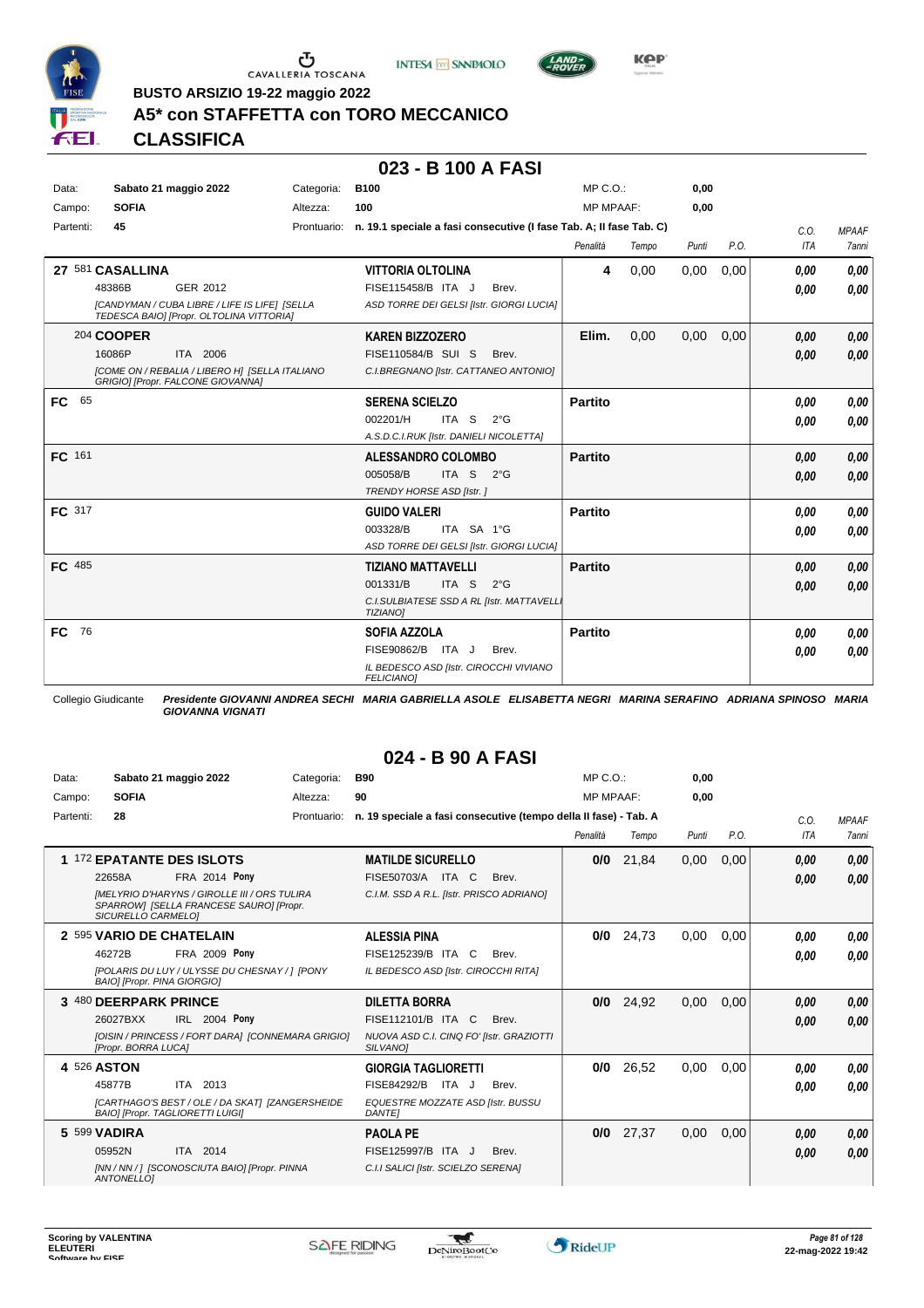BUSTO ARSIZIO 19-22 maggio 2022

# A5* con STAFFETTA con TORO MECCANICO

## CLASSIFICA

### 023 - B 100 A FASI

| | | | | | |
|---|---|---|---|---|---|
| Data: | Sabato 21 maggio 2022 | Categoria: | B100 | MP C.O.: | 0,00 |
| Campo: | SOFIA | Altezza: | 100 | MP MPAAF: | 0,00 |
| Partenti: | 45 | Prontuario: | n. 19.1 speciale a fasi consecutive (I fase Tab. A; II fase Tab. C) | | |

| Pos. | Cavallo | Cavaliere | Penalità | Tempo | Punti | P.O. | C.O. ITA | MPAAF 7anni |
|---|---|---|---|---|---|---|---|---|
| 27 | 581 **CASALLINA** 48386B GER 2012 *[CANDYMAN / CUBA LIBRE / LIFE IS LIFE] [SELLA TEDESCA BAIO] [Propr. OLTOLINA VITTORIA]* | **VITTORIA OLTOLINA** FISE115458/B ITA J Brev. *ASD TORRE DEI GELSI [Istr. GIORGI LUCIA]* | 4 | 0,00 | 0,00 | 0,00 | 0,00 / 0,00 | 0,00 / 0,00 |
| | 204 **COOPER** 16086P ITA 2006 *[COME ON / REBALIA / LIBERO H] [SELLA ITALIANO GRIGIO] [Propr. FALCONE GIOVANNA]* | **KAREN BIZZOZERO** FISE110584/B SUI S Brev. *C.I.BREGNANO [Istr. CATTANEO ANTONIO]* | Elim. | 0,00 | 0,00 | 0,00 | 0,00 / 0,00 | 0,00 / 0,00 |
| FC | 65 | **SERENA SCIELZO** 002201/H ITA S 2°G *A.S.D.C.I.RUK [Istr. DANIELI NICOLETTA]* | Partito | | | | 0,00 / 0,00 | 0,00 / 0,00 |
| FC | 161 | **ALESSANDRO COLOMBO** 005058/B ITA S 2°G *TRENDY HORSE ASD [Istr. ]* | Partito | | | | 0,00 / 0,00 | 0,00 / 0,00 |
| FC | 317 | **GUIDO VALERI** 003328/B ITA SA 1°G *ASD TORRE DEI GELSI [Istr. GIORGI LUCIA]* | Partito | | | | 0,00 / 0,00 | 0,00 / 0,00 |
| FC | 485 | **TIZIANO MATTAVELLI** 001331/B ITA S 2°G *C.I.SULBIATESE SSD A RL [Istr. MATTAVELLI TIZIANO]* | Partito | | | | 0,00 / 0,00 | 0,00 / 0,00 |
| FC | 76 | **SOFIA AZZOLA** FISE90862/B ITA J Brev. *IL BEDESCO ASD [Istr. CIROCCHI VIVIANO FELICIANO]* | Partito | | | | 0,00 / 0,00 | 0,00 / 0,00 |

Collegio Giudicante *Presidente GIOVANNI ANDREA SECHI MARIA GABRIELLA ASOLE ELISABETTA NEGRI MARINA SERAFINO ADRIANA SPINOSO MARIA GIOVANNA VIGNATI*

### 024 - B 90 A FASI

| | | | | | |
|---|---|---|---|---|---|
| Data: | Sabato 21 maggio 2022 | Categoria: | B90 | MP C.O.: | 0,00 |
| Campo: | SOFIA | Altezza: | 90 | MP MPAAF: | 0,00 |
| Partenti: | 28 | Prontuario: | n. 19 speciale a fasi consecutive (tempo della II fase) - Tab. A | | |

| Pos. | Cavallo | Cavaliere | Penalità | Tempo | Punti | P.O. | C.O. ITA | MPAAF 7anni |
|---|---|---|---|---|---|---|---|---|
| 1 | 172 **EPATANTE DES ISLOTS** 22658A FRA 2014 **Pony** *[MELYRIO D'HARYNS / GIROLLE III / ORS TULIRA SPARROW] [SELLA FRANCESE SAURO] [Propr. SICURELLO CARMELO]* | **MATILDE SICURELLO** FISE50703/A ITA C Brev. *C.I.M. SSD A R.L. [Istr. PRISCO ADRIANO]* | 0/0 | 21,84 | 0,00 | 0,00 | 0,00 / 0,00 | 0,00 / 0,00 |
| 2 | 595 **VARIO DE CHATELAIN** 46272B FRA 2009 **Pony** *[POLARIS DU LUY / ULYSSE DU CHESNAY / ] [PONY BAIO] [Propr. PINA GIORGIO]* | **ALESSIA PINA** FISE125239/B ITA C Brev. *IL BEDESCO ASD [Istr. CIROCCHI RITA]* | 0/0 | 24,73 | 0,00 | 0,00 | 0,00 / 0,00 | 0,00 / 0,00 |
| 3 | 480 **DEERPARK PRINCE** 26027BXX IRL 2004 **Pony** *[OISIN / PRINCESS / FORT DARA] [CONNEMARA GRIGIO] [Propr. BORRA LUCA]* | **DILETTA BORRA** FISE112101/B ITA C Brev. *NUOVA ASD C.I. CINQ FO' [Istr. GRAZIOTTI SILVANO]* | 0/0 | 24,92 | 0,00 | 0,00 | 0,00 / 0,00 | 0,00 / 0,00 |
| 4 | 526 **ASTON** 45877B ITA 2013 *[CARTHAGO'S BEST / OLE / DA SKAT] [ZANGERSHEIDE BAIO] [Propr. TAGLIORETTI LUIGI]* | **GIORGIA TAGLIORETTI** FISE84292/B ITA J Brev. *EQUESTRE MOZZATE ASD [Istr. BUSSU DANTE]* | 0/0 | 26,52 | 0,00 | 0,00 | 0,00 / 0,00 | 0,00 / 0,00 |
| 5 | 599 **VADIRA** 05952N ITA 2014 *[NN / NN / ] [SCONOSCIUTA BAIO] [Propr. PINNA ANTONELLO]* | **PAOLA PE** FISE125997/B ITA J Brev. *C.I.I SALICI [Istr. SCIELZO SERENA]* | 0/0 | 27,37 | 0,00 | 0,00 | 0,00 / 0,00 | 0,00 / 0,00 |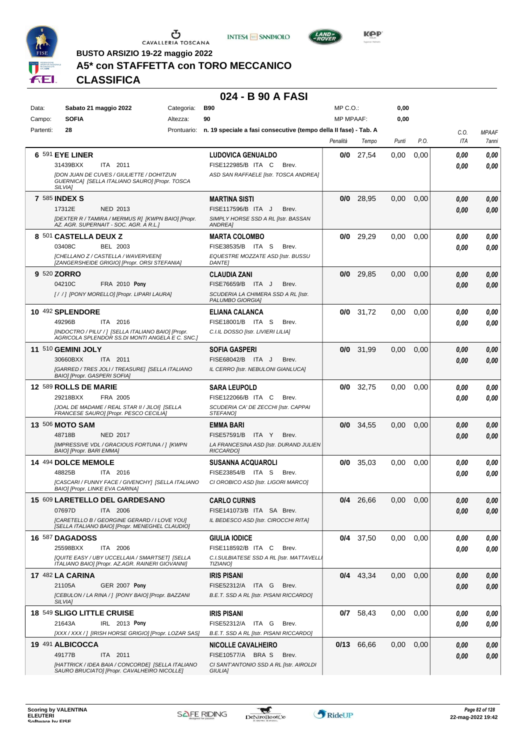BUSTO ARSIZIO 19-22 maggio 2022

# A5* con STAFFETTA con TORO MECCANICO

## CLASSIFICA

### 024 - B 90 A FASI

| Data: | Sabato 21 maggio 2022 | Categoria: | B90 | MP C.O.: | 0,00 |
|---|---|---|---|---|---|
| Campo: | SOFIA | Altezza: | 90 | MP MPAAF: | 0,00 |
| Partenti: | 28 | Prontuario: | n. 19 speciale a fasi consecutive (tempo della II fase) - Tab. A | | |

| Cl. | N. | Cavallo | Cavaliere | Penalità | Tempo | Punti | P.O. | C.O. ITA | MPAAF 7anni |
|---|---|---|---|---|---|---|---|---|---|
| 6 | 591 | **EYE LINER** 31439BXX ITA 2011 *[DON JUAN DE CUVES / GIULIETTE / DOHITZUN GUERNICA] [SELLA ITALIANO SAURO] [Propr. TOSCA SILVIA]* | **LUDOVICA GENUALDO** FISE122985/B ITA C Brev. *ASD SAN RAFFAELE [Istr. TOSCA ANDREA]* | 0/0 | 27,54 | 0,00 | 0,00 | 0,00 / 0,00 | 0,00 / 0,00 |
| 7 | 585 | **INDEX S** 17312E NED 2013 *[DEXTER R / TAMIRA / MERMUS R] [KWPN BAIO] [Propr. AZ. AGR. SUPERNAIT - SOC. AGR. A R.L.]* | **MARTINA SISTI** FISE117596/B ITA J Brev. *SIMPLY HORSE SSD A RL [Istr. BASSAN ANDREA]* | 0/0 | 28,95 | 0,00 | 0,00 | 0,00 / 0,00 | 0,00 / 0,00 |
| 8 | 501 | **CASTELLA DEUX Z** 03408C BEL 2003 *[CHELLANO Z / CASTELLA / WAVERVEEN] [ZANGERSHEIDE GRIGIO] [Propr. ORSI STEFANIA]* | **MARTA COLOMBO** FISE38535/B ITA S Brev. *EQUESTRE MOZZATE ASD [Istr. BUSSU DANTE]* | 0/0 | 29,29 | 0,00 | 0,00 | 0,00 / 0,00 | 0,00 / 0,00 |
| 9 | 520 | **ZORRO** 04210C FRA 2010 Pony *[ / / ] [PONY MORELLO] [Propr. LIPARI LAURA]* | **CLAUDIA ZANI** FISE76659/B ITA J Brev. *SCUDERIA LA CHIMERA SSD A RL [Istr. PALUMBO GIORGIA]* | 0/0 | 29,85 | 0,00 | 0,00 | 0,00 / 0,00 | 0,00 / 0,00 |
| 10 | 492 | **SPLENDORE** 49296B ITA 2016 *[INDOCTRO / PILU' / ] [SELLA ITALIANO BAIO] [Propr. AGRICOLA SPLENDOR SS.DI MONTI ANGELA E C. SNC.]* | **ELIANA CALANCA** FISE18001/B ITA S Brev. *C.I.IL DOSSO [Istr. LIVIERI LILIA]* | 0/0 | 31,72 | 0,00 | 0,00 | 0,00 / 0,00 | 0,00 / 0,00 |
| 11 | 510 | **GEMINI JOLY** 30660BXX ITA 2011 *[GARRED / TRES JOLI / TREASURE] [SELLA ITALIANO BAIO] [Propr. GASPERI SOFIA]* | **SOFIA GASPERI** FISE68042/B ITA J Brev. *IL CERRO [Istr. NEBULONI GIANLUCA]* | 0/0 | 31,99 | 0,00 | 0,00 | 0,00 / 0,00 | 0,00 / 0,00 |
| 12 | 589 | **ROLLS DE MARIE** 29218BXX FRA 2005 *[JOAL DE MADAME / REAL STAR II / JILOI] [SELLA FRANCESE SAURO] [Propr. PESCO CECILIA]* | **SARA LEUPOLD** FISE122066/B ITA C Brev. *SCUDERIA CA' DE ZECCHI [Istr. CAPPAI STEFANO]* | 0/0 | 32,75 | 0,00 | 0,00 | 0,00 / 0,00 | 0,00 / 0,00 |
| 13 | 506 | **MOTO SAM** 48718B NED 2017 *[IMPRESSIVE VDL / GRACIOUS FORTUNA / ] [KWPN BAIO] [Propr. BARI EMMA]* | **EMMA BARI** FISE57591/B ITA Y Brev. *LA FRANCESINA ASD [Istr. DURAND JULIEN RICCARDO]* | 0/0 | 34,55 | 0,00 | 0,00 | 0,00 / 0,00 | 0,00 / 0,00 |
| 14 | 494 | **DOLCE MEMOLE** 48825B ITA 2016 *[CASCARI / FUNNY FACE / GIVENCHY] [SELLA ITALIANO BAIO] [Propr. LINKE EVA CARINA]* | **SUSANNA ACQUAROLI** FISE23854/B ITA S Brev. *CI OROBICO ASD [Istr. LIGORI MARCO]* | 0/0 | 35,03 | 0,00 | 0,00 | 0,00 / 0,00 | 0,00 / 0,00 |
| 15 | 609 | **LARETELLO DEL GARDESANO** 07697D ITA 2006 *[CARETELLO B / GEORGINE GERARD / I LOVE YOU] [SELLA ITALIANO BAIO] [Propr. MENEGHEL CLAUDIO]* | **CARLO CURNIS** FISE141073/B ITA SA Brev. *IL BEDESCO ASD [Istr. CIROCCHI RITA]* | 0/4 | 26,66 | 0,00 | 0,00 | 0,00 / 0,00 | 0,00 / 0,00 |
| 16 | 587 | **DAGADOSS** 25598BXX ITA 2006 *[QUITE EASY / UBY UCCELLAIA / SMARTSET] [SELLA ITALIANO BAIO] [Propr. AZ.AGR. RAINERI GIOVANNI]* | **GIULIA IODICE** FISE118592/B ITA C Brev. *C.I.SULBIATESE SSD A RL [Istr. MATTAVELLI TIZIANO]* | 0/4 | 37,50 | 0,00 | 0,00 | 0,00 / 0,00 | 0,00 / 0,00 |
| 17 | 482 | **LA CARINA** 21105A GER 2007 Pony *[CEBULON / LA RINA / ] [PONY BAIO] [Propr. BAZZANI SILVIA]* | **IRIS PISANI** FISE52312/A ITA G Brev. *B.E.T. SSD A RL [Istr. PISANI RICCARDO]* | 0/4 | 43,34 | 0,00 | 0,00 | 0,00 / 0,00 | 0,00 / 0,00 |
| 18 | 549 | **SLIGO LITTLE CRUISE** 21643A IRL 2013 Pony *[XXX / XXX / ] [IRISH HORSE GRIGIO] [Propr. LOZAR SAS]* | **IRIS PISANI** FISE52312/A ITA G Brev. *B.E.T. SSD A RL [Istr. PISANI RICCARDO]* | 0/7 | 58,43 | 0,00 | 0,00 | 0,00 / 0,00 | 0,00 / 0,00 |
| 19 | 491 | **ALBICOCCA** 49177B ITA 2011 *[HATTRICK / IDEA BAIA / CONCORDE] [SELLA ITALIANO SAURO BRUCIATO] [Propr. CAVALHEIRO NICOLLE]* | **NICOLLE CAVALHEIRO** FISE10577/A BRA S Brev. *CI SANT'ANTONIO SSD A RL [Istr. AIROLDI GIULIA]* | 0/13 | 66,66 | 0,00 | 0,00 | 0,00 / 0,00 | 0,00 / 0,00 |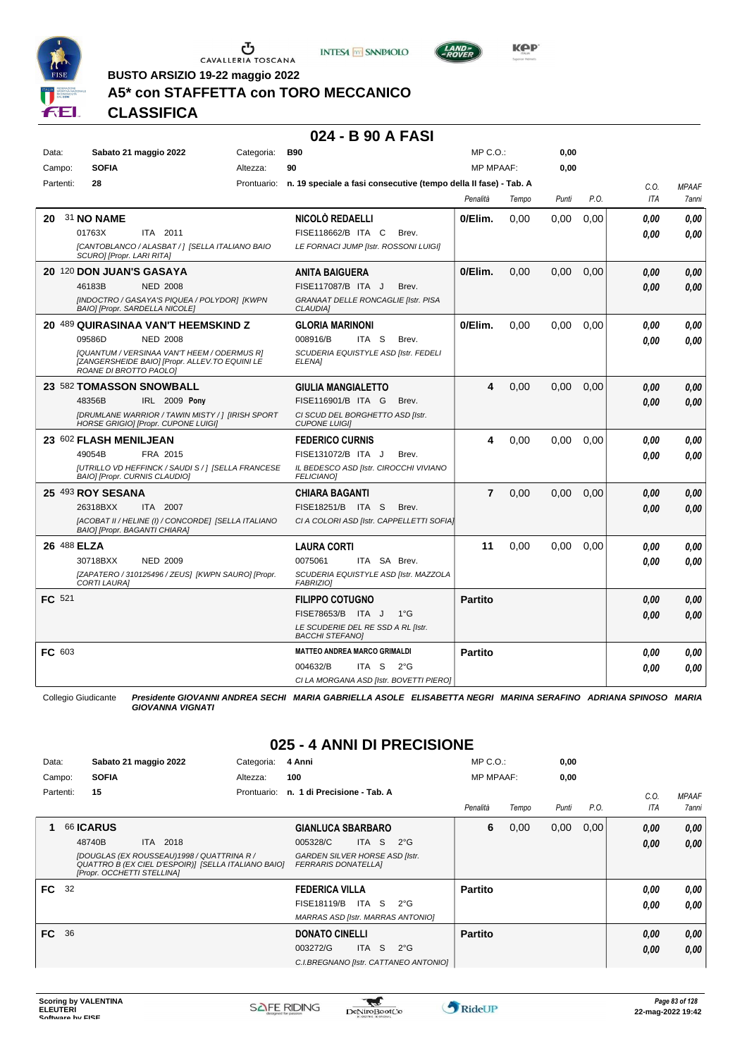BUSTO ARSIZIO 19-22 maggio 2022

# A5* con STAFFETTA con TORO MECCANICO

## CLASSIFICA

### 024 - B 90 A FASI

Data: **Sabato 21 maggio 2022** Categoria: **B90** MP C.O.: **0,00**
Campo: **SOFIA** Altezza: **90** MP MPAAF: **0,00**
Partenti: **28** Prontuario: **n. 19 speciale a fasi consecutive (tempo della II fase) - Tab. A**

| | Cavallo | Cavaliere | Penalità | Tempo | Punti | P.O. | C.O. ITA | MPAAF 7anni |
|---|---|---|---|---|---|---|---|---|
| 20 | 31 **NO NAME** 01763X ITA 2011 *[CANTOBLANCO / ALASBAT / ] [SELLA ITALIANO BAIO SCURO] [Propr. LARI RITA]* | **NICOLÒ REDAELLI** FISE118662/B ITA C Brev. *LE FORNACI JUMP [Istr. ROSSONI LUIGI]* | 0/Elim. | 0,00 | 0,00 | 0,00 | 0,00 0,00 | 0,00 0,00 |
| 20 | 120 **DON JUAN'S GASAYA** 46183B NED 2008 *[INDOCTRO / GASAYA'S PIQUEA / POLYDOR] [KWPN BAIO] [Propr. SARDELLA NICOLE]* | **ANITA BAIGUERA** FISE117087/B ITA J Brev. *GRANAAT DELLE RONCAGLIE [Istr. PISA CLAUDIA]* | 0/Elim. | 0,00 | 0,00 | 0,00 | 0,00 0,00 | 0,00 0,00 |
| 20 | 489 **QUIRASINAA VAN'T HEEMSKIND Z** 09586D NED 2008 *[QUANTUM / VERSINAA VAN'T HEEM / ODERMUS R] [ZANGERSHEIDE BAIO] [Propr. ALLEV.TO EQUINI LE ROANE DI BROTTO PAOLO]* | **GLORIA MARINONI** 008916/B ITA S Brev. *SCUDERIA EQUISTYLE ASD [Istr. FEDELI ELENA]* | 0/Elim. | 0,00 | 0,00 | 0,00 | 0,00 0,00 | 0,00 0,00 |
| 23 | 582 **TOMASSON SNOWBALL** 48356B IRL 2009 **Pony** *[DRUMLANE WARRIOR / TAWIN MISTY / ] [IRISH SPORT HORSE GRIGIO] [Propr. CUPONE LUIGI]* | **GIULIA MANGIALETTO** FISE116901/B ITA G Brev. *CI SCUD DEL BORGHETTO ASD [Istr. CUPONE LUIGI]* | 4 | 0,00 | 0,00 | 0,00 | 0,00 0,00 | 0,00 0,00 |
| 23 | 602 **FLASH MENILJEAN** 49054B FRA 2015 *[UTRILLO VD HEFFINCK / SAUDI S / ] [SELLA FRANCESE BAIO] [Propr. CURNIS CLAUDIO]* | **FEDERICO CURNIS** FISE131072/B ITA J Brev. *IL BEDESCO ASD [Istr. CIROCCHI VIVIANO FELICIANO]* | 4 | 0,00 | 0,00 | 0,00 | 0,00 0,00 | 0,00 0,00 |
| 25 | 493 **ROY SESANA** 26318BXX ITA 2007 *[ACOBAT II / HELINE (I) / CONCORDE] [SELLA ITALIANO BAIO] [Propr. BAGANTI CHIARA]* | **CHIARA BAGANTI** FISE18251/B ITA S Brev. *CI A COLORI ASD [Istr. CAPPELLETTI SOFIA]* | 7 | 0,00 | 0,00 | 0,00 | 0,00 0,00 | 0,00 0,00 |
| 26 | 488 **ELZA** 30718BXX NED 2009 *[ZAPATERO / 310125496 / ZEUS] [KWPN SAURO] [Propr. CORTI LAURA]* | **LAURA CORTI** 0075061 ITA SA Brev. *SCUDERIA EQUISTYLE ASD [Istr. MAZZOLA FABRIZIO]* | 11 | 0,00 | 0,00 | 0,00 | 0,00 0,00 | 0,00 0,00 |
| FC | 521 | **FILIPPO COTUGNO** FISE78653/B ITA J 1°G *LE SCUDERIE DEL RE SSD A RL [Istr. BACCHI STEFANO]* | Partito | | | | 0,00 0,00 | 0,00 0,00 |
| FC | 603 | **MATTEO ANDREA MARCO GRIMALDI** 004632/B ITA S 2°G *CI LA MORGANA ASD [Istr. BOVETTI PIERO]* | Partito | | | | 0,00 0,00 | 0,00 0,00 |

Collegio Giudicante *Presidente GIOVANNI ANDREA SECHI MARIA GABRIELLA ASOLE ELISABETTA NEGRI MARINA SERAFINO ADRIANA SPINOSO MARIA GIOVANNA VIGNATI*

### 025 - 4 ANNI DI PRECISIONE

Data: **Sabato 21 maggio 2022** Categoria: **4 Anni** MP C.O.: **0,00**
Campo: **SOFIA** Altezza: **100** MP MPAAF: **0,00**
Partenti: **15** Prontuario: **n. 1 di Precisione - Tab. A**

| | Cavallo | Cavaliere | Penalità | Tempo | Punti | P.O. | C.O. ITA | MPAAF 7anni |
|---|---|---|---|---|---|---|---|---|
| 1 | 66 **ICARUS** 48740B ITA 2018 *[DOUGLAS (EX ROUSSEAU)1998 / QUATTRINA R / QUATTRO B (EX CIEL D'ESPOIR)] [SELLA ITALIANO BAIO] [Propr. OCCHETTI STELLINA]* | **GIANLUCA SBARBARO** 005328/C ITA S 2°G *GARDEN SILVER HORSE ASD [Istr. FERRARIS DONATELLA]* | 6 | 0,00 | 0,00 | 0,00 | 0,00 0,00 | 0,00 0,00 |
| FC | 32 | **FEDERICA VILLA** FISE18119/B ITA S 2°G *MARRAS ASD [Istr. MARRAS ANTONIO]* | Partito | | | | 0,00 0,00 | 0,00 0,00 |
| FC | 36 | **DONATO CINELLI** 003272/G ITA S 2°G *C.I.BREGNANO [Istr. CATTANEO ANTONIO]* | Partito | | | | 0,00 0,00 | 0,00 0,00 |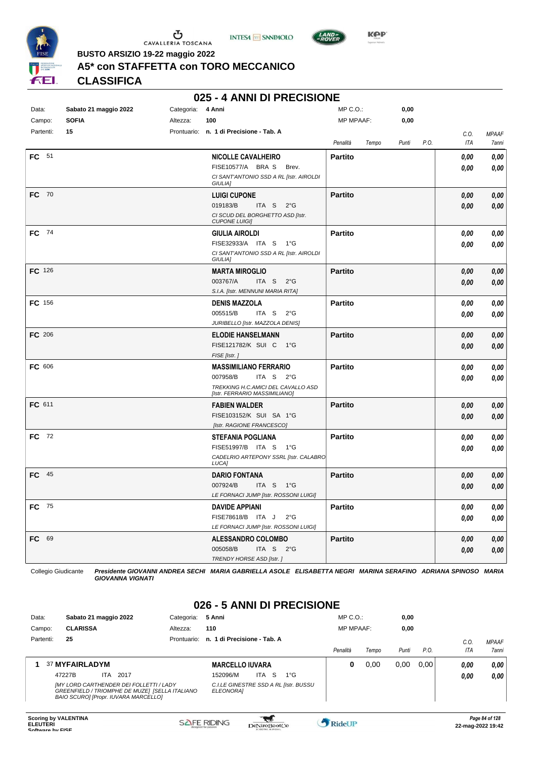BUSTO ARSIZIO 19-22 maggio 2022

# A5* con STAFFETTA con TORO MECCANICO

## CLASSIFICA

### 025 - 4 ANNI DI PRECISIONE

| | | | | | |
|---|---|---|---|---|---|
| Data: | Sabato 21 maggio 2022 | Categoria: | 4 Anni | MP C.O.: | 0,00 |
| Campo: | SOFIA | Altezza: | 100 | MP MPAAF: | 0,00 |
| Partenti: | 15 | Prontuario: | n. 1 di Precisione - Tab. A | | |

| Pos. | Cavallo | Cavaliere | Penalità | Tempo | Punti | P.O. | C.O. ITA | MPAAF 7anni |
|---|---|---|---|---|---|---|---|---|
| FC | 51 | **NICOLLE CAVALHEIRO** FISE10577/A BRA S Brev. *CI SANT'ANTONIO SSD A RL [Istr. AIROLDI GIULIA]* | **Partito** | | | | 0,00 / 0,00 | 0,00 / 0,00 |
| FC | 70 | **LUIGI CUPONE** 019183/B ITA S 2°G *CI SCUD DEL BORGHETTO ASD [Istr. CUPONE LUIGI]* | **Partito** | | | | 0,00 / 0,00 | 0,00 / 0,00 |
| FC | 74 | **GIULIA AIROLDI** FISE32933/A ITA S 1°G *CI SANT'ANTONIO SSD A RL [Istr. AIROLDI GIULIA]* | **Partito** | | | | 0,00 / 0,00 | 0,00 / 0,00 |
| FC | 126 | **MARTA MIROGLIO** 003767/A ITA S 2°G *S.I.A. [Istr. MENNUNI MARIA RITA]* | **Partito** | | | | 0,00 / 0,00 | 0,00 / 0,00 |
| FC | 156 | **DENIS MAZZOLA** 005515/B ITA S 2°G *JURIBELLO [Istr. MAZZOLA DENIS]* | **Partito** | | | | 0,00 / 0,00 | 0,00 / 0,00 |
| FC | 206 | **ELODIE HANSELMANN** FISE121782/K SUI C 1°G *FISE [Istr. ]* | **Partito** | | | | 0,00 / 0,00 | 0,00 / 0,00 |
| FC | 606 | **MASSIMILIANO FERRARIO** 007958/B ITA S 2°G *TREKKING H.C.AMICI DEL CAVALLO ASD [Istr. FERRARIO MASSIMILIANO]* | **Partito** | | | | 0,00 / 0,00 | 0,00 / 0,00 |
| FC | 611 | **FABIEN WALDER** FISE103152/K SUI SA 1°G *[Istr. RAGIONE FRANCESCO]* | **Partito** | | | | 0,00 / 0,00 | 0,00 / 0,00 |
| FC | 72 | **STEFANIA POGLIANA** FISE51997/B ITA S 1°G *CADELRIO ARTEPONY SSRL [Istr. CALABRO LUCA]* | **Partito** | | | | 0,00 / 0,00 | 0,00 / 0,00 |
| FC | 45 | **DARIO FONTANA** 007924/B ITA S 1°G *LE FORNACI JUMP [Istr. ROSSONI LUIGI]* | **Partito** | | | | 0,00 / 0,00 | 0,00 / 0,00 |
| FC | 75 | **DAVIDE APPIANI** FISE78618/B ITA J 2°G *LE FORNACI JUMP [Istr. ROSSONI LUIGI]* | **Partito** | | | | 0,00 / 0,00 | 0,00 / 0,00 |
| FC | 69 | **ALESSANDRO COLOMBO** 005058/B ITA S 2°G *TRENDY HORSE ASD [Istr. ]* | **Partito** | | | | 0,00 / 0,00 | 0,00 / 0,00 |

Collegio Giudicante *Presidente GIOVANNI ANDREA SECHI MARIA GABRIELLA ASOLE ELISABETTA NEGRI MARINA SERAFINO ADRIANA SPINOSO MARIA GIOVANNA VIGNATI*

### 026 - 5 ANNI DI PRECISIONE

| | | | | | |
|---|---|---|---|---|---|
| Data: | Sabato 21 maggio 2022 | Categoria: | 5 Anni | MP C.O.: | 0,00 |
| Campo: | CLARISSA | Altezza: | 110 | MP MPAAF: | 0,00 |
| Partenti: | 25 | Prontuario: | n. 1 di Precisione - Tab. A | | |

| Pos. | Cavallo | Cavaliere | Penalità | Tempo | Punti | P.O. | C.O. ITA | MPAAF 7anni |
|---|---|---|---|---|---|---|---|---|
| 1 | 37 **MYFAIRLADYM** 47227B ITA 2017 *[MY LORD CARTHENDER DEI FOLLETTI / LADY GREENFIELD / TRIOMPHE DE MUZE] [SELLA ITALIANO BAIO SCURO] [Propr. IUVARA MARCELLO]* | **MARCELLO IUVARA** 152096/M ITA S 1°G *C.I.LE GINESTRE SSD A RL [Istr. BUSSU ELEONORA]* | 0 | 0,00 | 0,00 | 0,00 | 0,00 / 0,00 | 0,00 / 0,00 |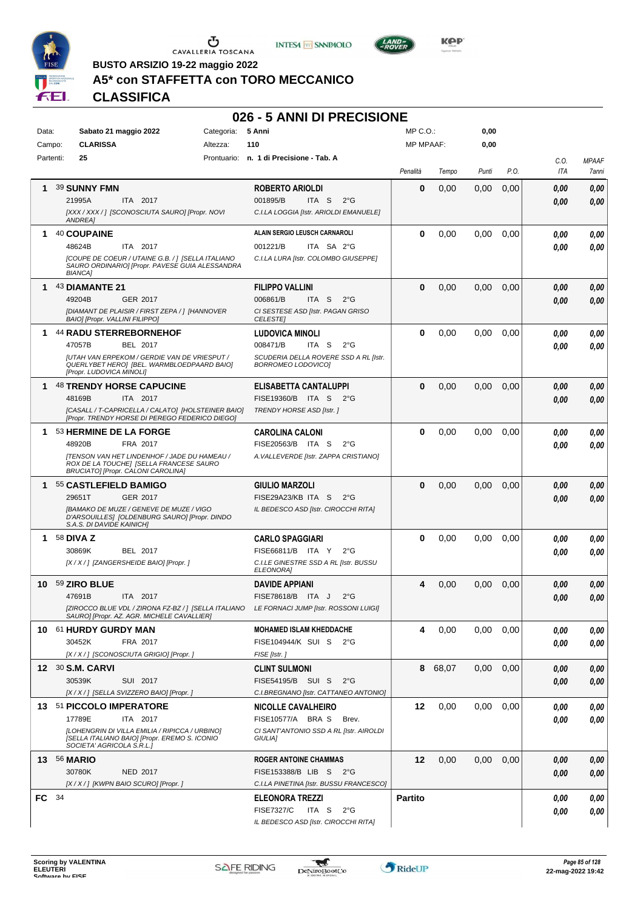**BUSTO ARSIZIO 19-22 maggio 2022**

# A5* con STAFFETTA con TORO MECCANICO

## CLASSIFICA

## 026 - 5 ANNI DI PRECISIONE

| | | | | | |
|---|---|---|---|---|---|
| Data: | Sabato 21 maggio 2022 | Categoria: | 5 Anni | MP C.O.: | 0,00 |
| Campo: | CLARISSA | Altezza: | 110 | MP MPAAF: | 0,00 |
| Partenti: | 25 | Prontuario: | n. 1 di Precisione - Tab. A | | |

| Pos. | Cavallo | Cavaliere | Penalità | Tempo | Punti | P.O. | C.O. ITA | MPAAF 7anni |
|---|---|---|---|---|---|---|---|---|
| 1 | 39 **SUNNY FMN**<br>21995A ITA 2017<br>*[XXX / XXX / ] [SCONOSCIUTA SAURO] [Propr. NOVI ANDREA]* | **ROBERTO ARIOLDI**<br>001895/B ITA S 2°G<br>*C.I.LA LOGGIA [Istr. ARIOLDI EMANUELE]* | 0 | 0,00 | 0,00 | 0,00 | 0,00<br>0,00 | 0,00<br>0,00 |
| 1 | 40 **COUPAINE**<br>48624B ITA 2017<br>*[COUPE DE COEUR / UTAINE G.B. / ] [SELLA ITALIANO SAURO ORDINARIO] [Propr. PAVESE GUIA ALESSANDRA BIANCA]* | **ALAIN SERGIO LEUSCH CARNAROLI**<br>001221/B ITA SA 2°G<br>*C.I.LA LURA [Istr. COLOMBO GIUSEPPE]* | 0 | 0,00 | 0,00 | 0,00 | 0,00<br>0,00 | 0,00<br>0,00 |
| 1 | 43 **DIAMANTE 21**<br>49204B GER 2017<br>*[DIAMANT DE PLAISIR / FIRST ZEPA / ] [HANNOVER BAIO] [Propr. VALLINI FILIPPO]* | **FILIPPO VALLINI**<br>006861/B ITA S 2°G<br>*CI SESTESE ASD [Istr. PAGAN GRISO CELESTE]* | 0 | 0,00 | 0,00 | 0,00 | 0,00<br>0,00 | 0,00<br>0,00 |
| 1 | 44 **RADU STERREBORNEHOF**<br>47057B BEL 2017<br>*[UTAH VAN ERPEKOM / GERDIE VAN DE VRIESPUT / QUERLYBET HERO] [BEL. WARMBLOEDPAARD BAIO] [Propr. LUDOVICA MINOLI]* | **LUDOVICA MINOLI**<br>008471/B ITA S 2°G<br>*SCUDERIA DELLA ROVERE SSD A RL [Istr. BORROMEO LODOVICO]* | 0 | 0,00 | 0,00 | 0,00 | 0,00<br>0,00 | 0,00<br>0,00 |
| 1 | 48 **TRENDY HORSE CAPUCINE**<br>48169B ITA 2017<br>*[CASALL / T-CAPRICELLA / CALATO] [HOLSTEINER BAIO] [Propr. TRENDY HORSE DI PEREGO FEDERICO DIEGO]* | **ELISABETTA CANTALUPPI**<br>FISE19360/B ITA S 2°G<br>*TRENDY HORSE ASD [Istr. ]* | 0 | 0,00 | 0,00 | 0,00 | 0,00<br>0,00 | 0,00<br>0,00 |
| 1 | 53 **HERMINE DE LA FORGE**<br>48920B FRA 2017<br>*[TENSON VAN HET LINDENHOF / JADE DU HAMEAU / ROX DE LA TOUCHE] [SELLA FRANCESE SAURO BRUCIATO] [Propr. CALONI CAROLINA]* | **CAROLINA CALONI**<br>FISE20563/B ITA S 2°G<br>*A.VALLEVERDE [Istr. ZAPPA CRISTIANO]* | 0 | 0,00 | 0,00 | 0,00 | 0,00<br>0,00 | 0,00<br>0,00 |
| 1 | 55 **CASTLEFIELD BAMIGO**<br>29651T GER 2017<br>*[BAMAKO DE MUZE / GENEVE DE MUZE / VIGO D'ARSOUILLES] [OLDENBURG SAURO] [Propr. DINDO S.A.S. DI DAVIDE KAINICH]* | **GIULIO MARZOLI**<br>FISE29A23/KB ITA S 2°G<br>*IL BEDESCO ASD [Istr. CIROCCHI RITA]* | 0 | 0,00 | 0,00 | 0,00 | 0,00<br>0,00 | 0,00<br>0,00 |
| 1 | 58 **DIVA Z**<br>30869K BEL 2017<br>*[X / X / ] [ZANGERSHEIDE BAIO] [Propr. ]* | **CARLO SPAGGIARI**<br>FISE66811/B ITA Y 2°G<br>*C.I.LE GINESTRE SSD A RL [Istr. BUSSU ELEONORA]* | 0 | 0,00 | 0,00 | 0,00 | 0,00<br>0,00 | 0,00<br>0,00 |
| 10 | 59 **ZIRO BLUE**<br>47691B ITA 2017<br>*[ZIROCCO BLUE VDL / ZIRONA FZ-BZ / ] [SELLA ITALIANO SAURO] [Propr. AZ. AGR. MICHELE CAVALLIER]* | **DAVIDE APPIANI**<br>FISE78618/B ITA J 2°G<br>*LE FORNACI JUMP [Istr. ROSSONI LUIGI]* | 4 | 0,00 | 0,00 | 0,00 | 0,00<br>0,00 | 0,00<br>0,00 |
| 10 | 61 **HURDY GURDY MAN**<br>30452K FRA 2017<br>*[X / X / ] [SCONOSCIUTA GRIGIO] [Propr. ]* | **MOHAMED ISLAM KHEDDACHE**<br>FISE104944/K SUI S 2°G<br>*FISE [Istr. ]* | 4 | 0,00 | 0,00 | 0,00 | 0,00<br>0,00 | 0,00<br>0,00 |
| 12 | 30 **S.M. CARVI**<br>30539K SUI 2017<br>*[X / X / ] [SELLA SVIZZERO BAIO] [Propr. ]* | **CLINT SULMONI**<br>FISE54195/B SUI S 2°G<br>*C.I.BREGNANO [Istr. CATTANEO ANTONIO]* | 8 | 68,07 | 0,00 | 0,00 | 0,00<br>0,00 | 0,00<br>0,00 |
| 13 | 51 **PICCOLO IMPERATORE**<br>17789E ITA 2017<br>*[LOHENGRIN DI VILLA EMILIA / RIPICCA / URBINO] [SELLA ITALIANO BAIO] [Propr. EREMO S. ICONIO SOCIETA' AGRICOLA S.R.L.]* | **NICOLLE CAVALHEIRO**<br>FISE10577/A BRA S Brev.<br>*CI SANT'ANTONIO SSD A RL [Istr. AIROLDI GIULIA]* | 12 | 0,00 | 0,00 | 0,00 | 0,00<br>0,00 | 0,00<br>0,00 |
| 13 | 56 **MARIO**<br>30780K NED 2017<br>*[X / X / ] [KWPN BAIO SCURO] [Propr. ]* | **ROGER ANTOINE CHAMMAS**<br>FISE153388/B LIB S 2°G<br>*C.I.LA PINETINA [Istr. BUSSU FRANCESCO]* | 12 | 0,00 | 0,00 | 0,00 | 0,00<br>0,00 | 0,00<br>0,00 |
| FC | 34 | **ELEONORA TREZZI**<br>FISE7327/C ITA S 2°G<br>*IL BEDESCO ASD [Istr. CIROCCHI RITA]* | Partito | | | | 0,00<br>0,00 | 0,00<br>0,00 |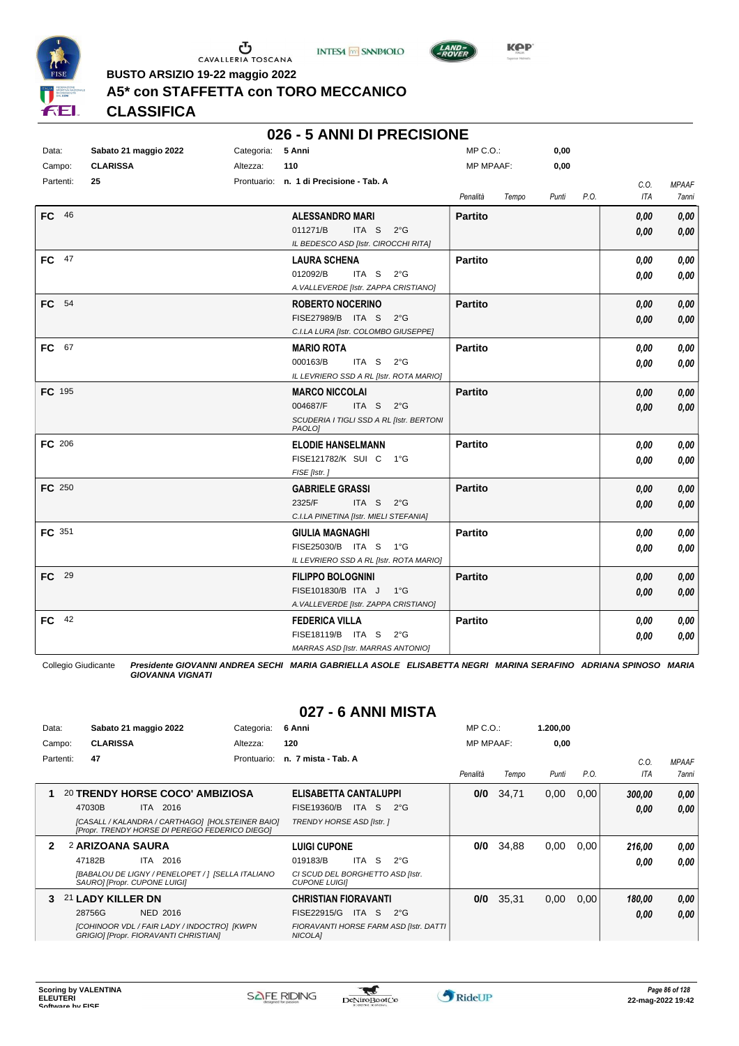BUSTO ARSIZIO 19-22 maggio 2022

# A5* con STAFFETTA con TORO MECCANICO

## CLASSIFICA

## 026 - 5 ANNI DI PRECISIONE

| | | | | | |
|---|---|---|---|---|---|
| Data: | Sabato 21 maggio 2022 | Categoria: | 5 Anni | MP C.O.: | 0,00 |
| Campo: | CLARISSA | Altezza: | 110 | MP MPAAF: | 0,00 |
| Partenti: | 25 | Prontuario: | n. 1 di Precisione - Tab. A | | |

| Cl. | Cavallo | Cavaliere | Penalità | Tempo | Punti | P.O. | C.O. ITA | MPAAF 7anni |
|---|---|---|---|---|---|---|---|---|
| FC 46 | | **ALESSANDRO MARI** 011271/B ITA S 2°G *IL BEDESCO ASD [Istr. CIROCCHI RITA]* | **Partito** | | | | 0,00 / 0,00 | 0,00 / 0,00 |
| FC 47 | | **LAURA SCHENA** 012092/B ITA S 2°G *A.VALLEVERDE [Istr. ZAPPA CRISTIANO]* | **Partito** | | | | 0,00 / 0,00 | 0,00 / 0,00 |
| FC 54 | | **ROBERTO NOCERINO** FISE27989/B ITA S 2°G *C.I.LA LURA [Istr. COLOMBO GIUSEPPE]* | **Partito** | | | | 0,00 / 0,00 | 0,00 / 0,00 |
| FC 67 | | **MARIO ROTA** 000163/B ITA S 2°G *IL LEVRIERO SSD A RL [Istr. ROTA MARIO]* | **Partito** | | | | 0,00 / 0,00 | 0,00 / 0,00 |
| FC 195 | | **MARCO NICCOLAI** 004687/F ITA S 2°G *SCUDERIA I TIGLI SSD A RL [Istr. BERTONI PAOLO]* | **Partito** | | | | 0,00 / 0,00 | 0,00 / 0,00 |
| FC 206 | | **ELODIE HANSELMANN** FISE121782/K SUI C 1°G *FISE [Istr. ]* | **Partito** | | | | 0,00 / 0,00 | 0,00 / 0,00 |
| FC 250 | | **GABRIELE GRASSI** 2325/F ITA S 2°G *C.I.LA PINETINA [Istr. MIELI STEFANIA]* | **Partito** | | | | 0,00 / 0,00 | 0,00 / 0,00 |
| FC 351 | | **GIULIA MAGNAGHI** FISE25030/B ITA S 1°G *IL LEVRIERO SSD A RL [Istr. ROTA MARIO]* | **Partito** | | | | 0,00 / 0,00 | 0,00 / 0,00 |
| FC 29 | | **FILIPPO BOLOGNINI** FISE101830/B ITA J 1°G *A.VALLEVERDE [Istr. ZAPPA CRISTIANO]* | **Partito** | | | | 0,00 / 0,00 | 0,00 / 0,00 |
| FC 42 | | **FEDERICA VILLA** FISE18119/B ITA S 2°G *MARRAS ASD [Istr. MARRAS ANTONIO]* | **Partito** | | | | 0,00 / 0,00 | 0,00 / 0,00 |

Collegio Giudicante *Presidente GIOVANNI ANDREA SECHI MARIA GABRIELLA ASOLE ELISABETTA NEGRI MARINA SERAFINO ADRIANA SPINOSO MARIA GIOVANNA VIGNATI*

## 027 - 6 ANNI MISTA

| | | | | | |
|---|---|---|---|---|---|
| Data: | Sabato 21 maggio 2022 | Categoria: | 6 Anni | MP C.O.: | 1.200,00 |
| Campo: | CLARISSA | Altezza: | 120 | MP MPAAF: | 0,00 |
| Partenti: | 47 | Prontuario: | n. 7 mista - Tab. A | | |

| Cl. | Cavallo | Cavaliere | Penalità | Tempo | Punti | P.O. | C.O. ITA | MPAAF 7anni |
|---|---|---|---|---|---|---|---|---|
| 1 | 20 **TRENDY HORSE COCO' AMBIZIOSA** 47030B ITA 2016 *[CASALL / KALANDRA / CARTHAGO] [HOLSTEINER BAIO] [Propr. TRENDY HORSE DI PEREGO FEDERICO DIEGO]* | **ELISABETTA CANTALUPPI** FISE19360/B ITA S 2°G *TRENDY HORSE ASD [Istr. ]* | **0/0** | 34,71 | 0,00 | 0,00 | 300,00 / 0,00 | 0,00 / 0,00 |
| 2 | 2 **ARIZOANA SAURA** 47182B ITA 2016 *[BABALOU DE LIGNY / PENELOPET / ] [SELLA ITALIANO SAURO] [Propr. CUPONE LUIGI]* | **LUIGI CUPONE** 019183/B ITA S 2°G *CI SCUD DEL BORGHETTO ASD [Istr. CUPONE LUIGI]* | **0/0** | 34,88 | 0,00 | 0,00 | 216,00 / 0,00 | 0,00 / 0,00 |
| 3 | 21 **LADY KILLER DN** 28756G NED 2016 *[COHINOOR VDL / FAIR LADY / INDOCTRO] [KWPN GRIGIO] [Propr. FIORAVANTI CHRISTIAN]* | **CHRISTIAN FIORAVANTI** FISE22915/G ITA S 2°G *FIORAVANTI HORSE FARM ASD [Istr. DATTI NICOLA]* | **0/0** | 35,31 | 0,00 | 0,00 | 180,00 / 0,00 | 0,00 / 0,00 |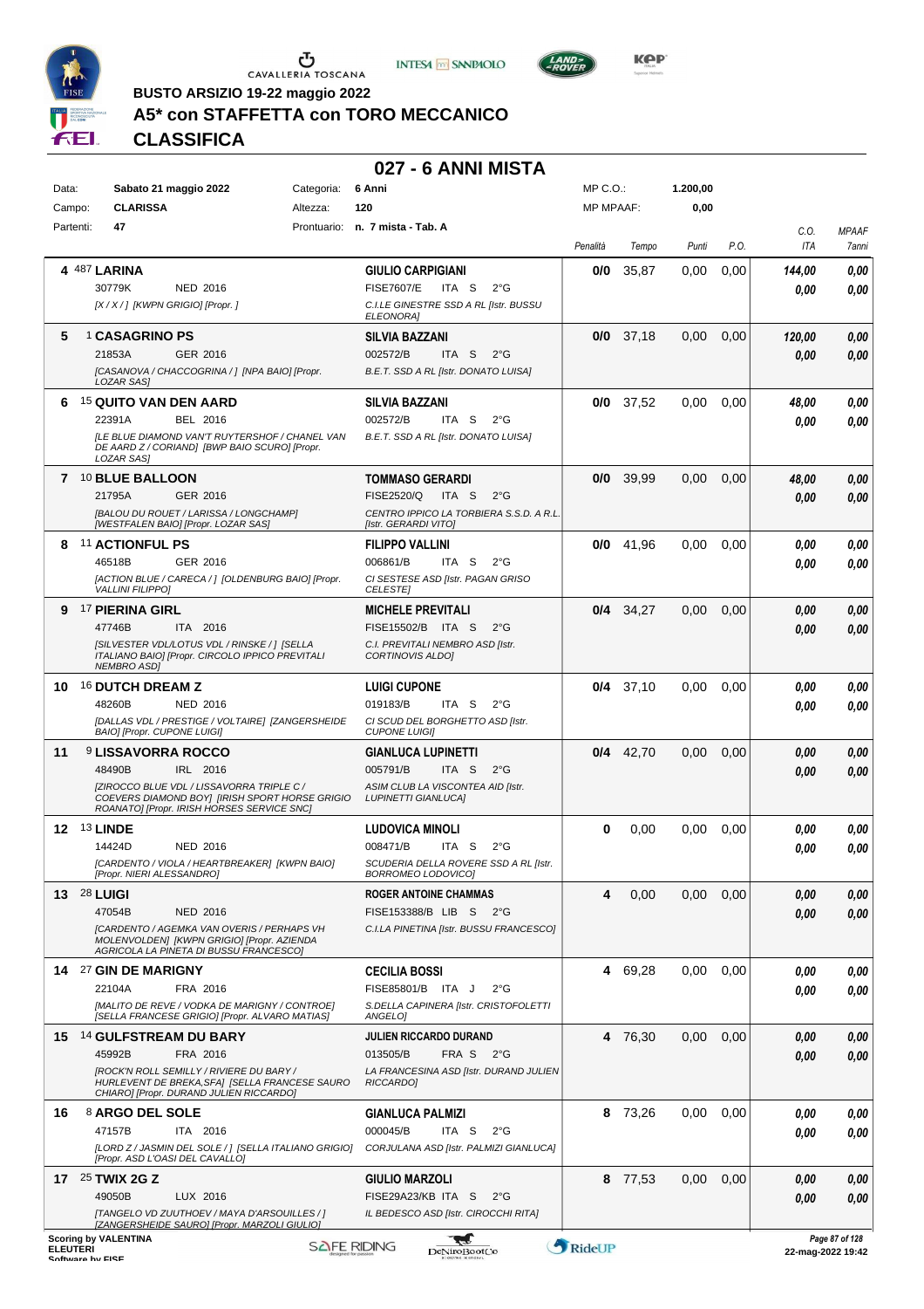**BUSTO ARSIZIO 19-22 maggio 2022**

# A5* con STAFFETTA con TORO MECCANICO

## CLASSIFICA

### 027 - 6 ANNI MISTA

| | | | | | |
|---|---|---|---|---|---|
| Data: | Sabato 21 maggio 2022 | Categoria: | 6 Anni | MP C.O.: | 1.200,00 |
| Campo: | CLARISSA | Altezza: | 120 | MP MPAAF: | 0,00 |
| Partenti: | 47 | Prontuario: | n. 7 mista - Tab. A | | |

| Cl. | N. | Cavallo | Cavaliere | Penalità | Tempo | Punti | P.O. | C.O. ITA | MPAAF 7anni |
|---|---|---|---|---|---|---|---|---|---|
| 4 | 487 | **LARINA**<br>30779K NED 2016<br>*[X / X / ] [KWPN GRIGIO] [Propr. ]* | **GIULIO CARPIGIANI**<br>FISE7607/E ITA S 2°G<br>*C.I.LE GINESTRE SSD A RL [Istr. BUSSU ELEONORA]* | **0/0** | 35,87 | 0,00 | 0,00 | ***144,00***<br>***0,00*** | ***0,00***<br>***0,00*** |
| 5 | 1 | **CASAGRINO PS**<br>21853A GER 2016<br>*[CASANOVA / CHACCOGRINA / ] [NPA BAIO] [Propr. LOZAR SAS]* | **SILVIA BAZZANI**<br>002572/B ITA S 2°G<br>*B.E.T. SSD A RL [Istr. DONATO LUISA]* | **0/0** | 37,18 | 0,00 | 0,00 | ***120,00***<br>***0,00*** | ***0,00***<br>***0,00*** |
| 6 | 15 | **QUITO VAN DEN AARD**<br>22391A BEL 2016<br>*[LE BLUE DIAMOND VAN'T RUYTERSHOF / CHANEL VAN DE AARD Z / CORIAND] [BWP BAIO SCURO] [Propr. LOZAR SAS]* | **SILVIA BAZZANI**<br>002572/B ITA S 2°G<br>*B.E.T. SSD A RL [Istr. DONATO LUISA]* | **0/0** | 37,52 | 0,00 | 0,00 | ***48,00***<br>***0,00*** | ***0,00***<br>***0,00*** |
| 7 | 10 | **BLUE BALLOON**<br>21795A GER 2016<br>*[BALOU DU ROUET / LARISSA / LONGCHAMP] [WESTFALEN BAIO] [Propr. LOZAR SAS]* | **TOMMASO GERARDI**<br>FISE2520/Q ITA S 2°G<br>*CENTRO IPPICO LA TORBIERA S.S.D. A R.L. [Istr. GERARDI VITO]* | **0/0** | 39,99 | 0,00 | 0,00 | ***48,00***<br>***0,00*** | ***0,00***<br>***0,00*** |
| 8 | 11 | **ACTIONFUL PS**<br>46518B GER 2016<br>*[ACTION BLUE / CARECA / ] [OLDENBURG BAIO] [Propr. VALLINI FILIPPO]* | **FILIPPO VALLINI**<br>006861/B ITA S 2°G<br>*CI SESTESE ASD [Istr. PAGAN GRISO CELESTE]* | **0/0** | 41,96 | 0,00 | 0,00 | ***0,00***<br>***0,00*** | ***0,00***<br>***0,00*** |
| 9 | 17 | **PIERINA GIRL**<br>47746B ITA 2016<br>*[SILVESTER VDL/LOTUS VDL / RINSKE / ] [SELLA ITALIANO BAIO] [Propr. CIRCOLO IPPICO PREVITALI NEMBRO ASD]* | **MICHELE PREVITALI**<br>FISE15502/B ITA S 2°G<br>*C.I. PREVITALI NEMBRO ASD [Istr. CORTINOVIS ALDO]* | **0/4** | 34,27 | 0,00 | 0,00 | ***0,00***<br>***0,00*** | ***0,00***<br>***0,00*** |
| 10 | 16 | **DUTCH DREAM Z**<br>48260B NED 2016<br>*[DALLAS VDL / PRESTIGE / VOLTAIRE] [ZANGERSHEIDE BAIO] [Propr. CUPONE LUIGI]* | **LUIGI CUPONE**<br>019183/B ITA S 2°G<br>*CI SCUD DEL BORGHETTO ASD [Istr. CUPONE LUIGI]* | **0/4** | 37,10 | 0,00 | 0,00 | ***0,00***<br>***0,00*** | ***0,00***<br>***0,00*** |
| 11 | 9 | **LISSAVORRA ROCCO**<br>48490B IRL 2016<br>*[ZIROCCO BLUE VDL / LISSAVORRA TRIPLE C / COEVERS DIAMOND BOY] [IRISH SPORT HORSE GRIGIO ROANATO] [Propr. IRISH HORSES SERVICE SNC]* | **GIANLUCA LUPINETTI**<br>005791/B ITA S 2°G<br>*ASIM CLUB LA VISCONTEA AID [Istr. LUPINETTI GIANLUCA]* | **0/4** | 42,70 | 0,00 | 0,00 | ***0,00***<br>***0,00*** | ***0,00***<br>***0,00*** |
| 12 | 13 | **LINDE**<br>14424D NED 2016<br>*[CARDENTO / VIOLA / HEARTBREAKER] [KWPN BAIO] [Propr. NIERI ALESSANDRO]* | **LUDOVICA MINOLI**<br>008471/B ITA S 2°G<br>*SCUDERIA DELLA ROVERE SSD A RL [Istr. BORROMEO LODOVICO]* | **0** | 0,00 | 0,00 | 0,00 | ***0,00***<br>***0,00*** | ***0,00***<br>***0,00*** |
| 13 | 28 | **LUIGI**<br>47054B NED 2016<br>*[CARDENTO / AGEMKA VAN OVERIS / PERHAPS VH MOLENVOLDEN] [KWPN GRIGIO] [Propr. AZIENDA AGRICOLA LA PINETA DI BUSSU FRANCESCO]* | **ROGER ANTOINE CHAMMAS**<br>FISE153388/B LIB S 2°G<br>*C.I.LA PINETINA [Istr. BUSSU FRANCESCO]* | **4** | 0,00 | 0,00 | 0,00 | ***0,00***<br>***0,00*** | ***0,00***<br>***0,00*** |
| 14 | 27 | **GIN DE MARIGNY**<br>22104A FRA 2016<br>*[MALITO DE REVE / VODKA DE MARIGNY / CONTROE] [SELLA FRANCESE GRIGIO] [Propr. ALVARO MATIAS]* | **CECILIA BOSSI**<br>FISE85801/B ITA J 2°G<br>*S.DELLA CAPINERA [Istr. CRISTOFOLETTI ANGELO]* | **4** | 69,28 | 0,00 | 0,00 | ***0,00***<br>***0,00*** | ***0,00***<br>***0,00*** |
| 15 | 14 | **GULFSTREAM DU BARY**<br>45992B FRA 2016<br>*[ROCK'N ROLL SEMILLY / RIVIERE DU BARY / HURLEVENT DE BREKA,SFA] [SELLA FRANCESE SAURO CHIARO] [Propr. DURAND JULIEN RICCARDO]* | **JULIEN RICCARDO DURAND**<br>013505/B FRA S 2°G<br>*LA FRANCESINA ASD [Istr. DURAND JULIEN RICCARDO]* | **4** | 76,30 | 0,00 | 0,00 | ***0,00***<br>***0,00*** | ***0,00***<br>***0,00*** |
| 16 | 8 | **ARGO DEL SOLE**<br>47157B ITA 2016<br>*[LORD Z / JASMIN DEL SOLE / ] [SELLA ITALIANO GRIGIO] [Propr. ASD L'OASI DEL CAVALLO]* | **GIANLUCA PALMIZI**<br>000045/B ITA S 2°G<br>*CORJULANA ASD [Istr. PALMIZI GIANLUCA]* | **8** | 73,26 | 0,00 | 0,00 | ***0,00***<br>***0,00*** | ***0,00***<br>***0,00*** |
| 17 | 25 | **TWIX 2G Z**<br>49050B LUX 2016<br>*[TANGELO VD ZUUTHOEV / MAYA D'ARSOUILLES / ] [ZANGERSHEIDE SAURO] [Propr. MARZOLI GIULIO]* | **GIULIO MARZOLI**<br>FISE29A23/KB ITA S 2°G<br>*IL BEDESCO ASD [Istr. CIROCCHI RITA]* | **8** | 77,53 | 0,00 | 0,00 | ***0,00***<br>***0,00*** | ***0,00***<br>***0,00*** |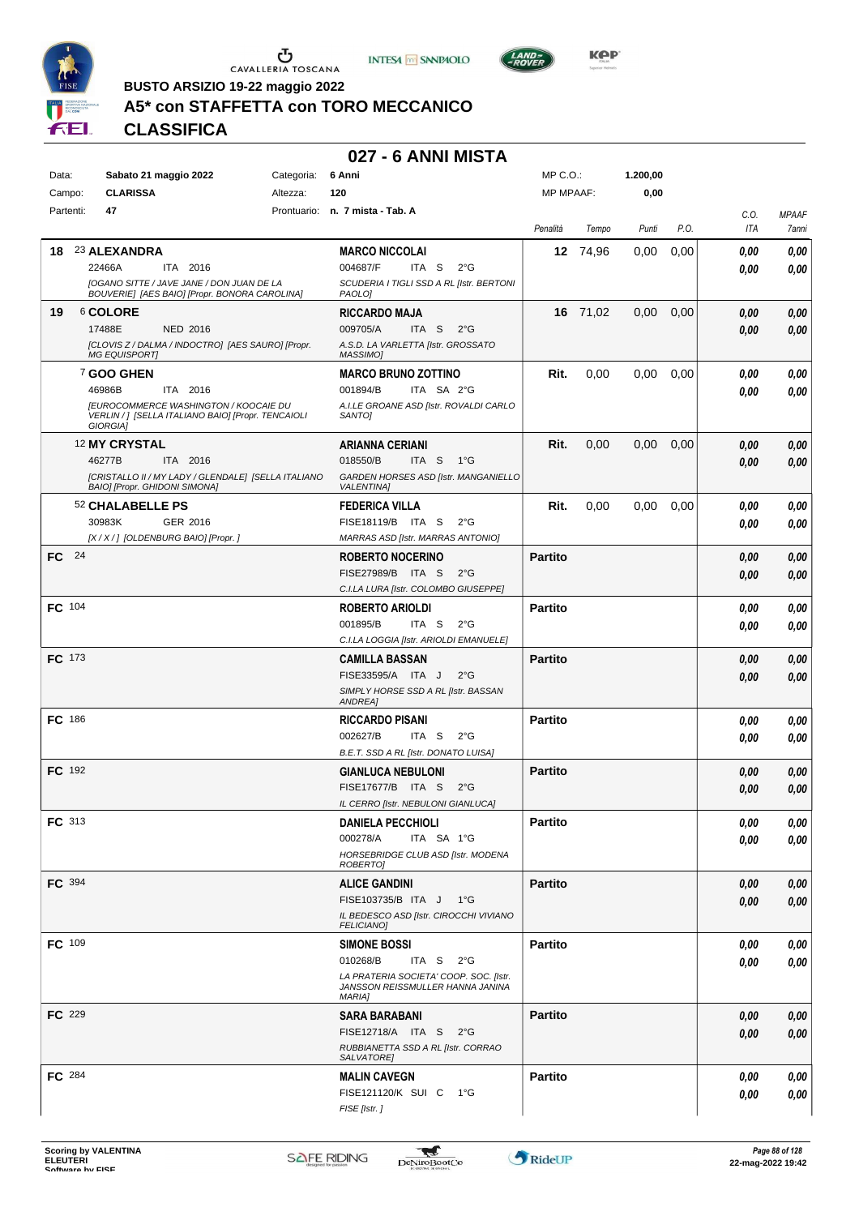BUSTO ARSIZIO 19-22 maggio 2022

# A5* con STAFFETTA con TORO MECCANICO

## CLASSIFICA

### 027 - 6 ANNI MISTA

| Data: | Sabato 21 maggio 2022 | Categoria: | 6 Anni | MP C.O.: | 1.200,00 |
|---|---|---|---|---|---|
| Campo: | CLARISSA | Altezza: | 120 | MP MPAAF: | 0,00 |
| Partenti: | 47 | Prontuario: | n. 7 mista - Tab. A | | |

| Pos. | Cavallo | Cavaliere | Penalità | Tempo | Punti | P.O. | C.O. ITA | MPAAF 7anni |
|---|---|---|---|---|---|---|---|---|
| 18 | 23 **ALEXANDRA** 22466A ITA 2016 *[OGANO SITTE / JAVE JANE / DON JUAN DE LA BOUVERIE] [AES BAIO] [Propr. BONORA CAROLINA]* | **MARCO NICCOLAI** 004687/F ITA S 2°G *SCUDERIA I TIGLI SSD A RL [Istr. BERTONI PAOLO]* | **12** | 74,96 | 0,00 | 0,00 | 0,00 / 0,00 | 0,00 / 0,00 |
| 19 | 6 **COLORE** 17488E NED 2016 *[CLOVIS Z / DALMA / INDOCTRO] [AES SAURO] [Propr. MG EQUISPORT]* | **RICCARDO MAJA** 009705/A ITA S 2°G *A.S.D. LA VARLETTA [Istr. GROSSATO MASSIMO]* | **16** | 71,02 | 0,00 | 0,00 | 0,00 / 0,00 | 0,00 / 0,00 |
| | 7 **GOO GHEN** 46986B ITA 2016 *[EUROCOMMERCE WASHINGTON / KOOCAIE DU VERLIN / ] [SELLA ITALIANO BAIO] [Propr. TENCAIOLI GIORGIA]* | **MARCO BRUNO ZOTTINO** 001894/B ITA SA 2°G *A.I.LE GROANE ASD [Istr. ROVALDI CARLO SANTO]* | **Rit.** | 0,00 | 0,00 | 0,00 | 0,00 / 0,00 | 0,00 / 0,00 |
| | 12 **MY CRYSTAL** 46277B ITA 2016 *[CRISTALLO II / MY LADY / GLENDALE] [SELLA ITALIANO BAIO] [Propr. GHIDONI SIMONA]* | **ARIANNA CERIANI** 018550/B ITA S 1°G *GARDEN HORSES ASD [Istr. MANGANIELLO VALENTINA]* | **Rit.** | 0,00 | 0,00 | 0,00 | 0,00 / 0,00 | 0,00 / 0,00 |
| | 52 **CHALABELLE PS** 30983K GER 2016 *[X / X / ] [OLDENBURG BAIO] [Propr. ]* | **FEDERICA VILLA** FISE18119/B ITA S 2°G *MARRAS ASD [Istr. MARRAS ANTONIO]* | **Rit.** | 0,00 | 0,00 | 0,00 | 0,00 / 0,00 | 0,00 / 0,00 |
| **FC** | 24 | **ROBERTO NOCERINO** FISE27989/B ITA S 2°G *C.I.LA LURA [Istr. COLOMBO GIUSEPPE]* | **Partito** | | | | 0,00 / 0,00 | 0,00 / 0,00 |
| **FC** | 104 | **ROBERTO ARIOLDI** 001895/B ITA S 2°G *C.I.LA LOGGIA [Istr. ARIOLDI EMANUELE]* | **Partito** | | | | 0,00 / 0,00 | 0,00 / 0,00 |
| **FC** | 173 | **CAMILLA BASSAN** FISE33595/A ITA J 2°G *SIMPLY HORSE SSD A RL [Istr. BASSAN ANDREA]* | **Partito** | | | | 0,00 / 0,00 | 0,00 / 0,00 |
| **FC** | 186 | **RICCARDO PISANI** 002627/B ITA S 2°G *B.E.T. SSD A RL [Istr. DONATO LUISA]* | **Partito** | | | | 0,00 / 0,00 | 0,00 / 0,00 |
| **FC** | 192 | **GIANLUCA NEBULONI** FISE17677/B ITA S 2°G *IL CERRO [Istr. NEBULONI GIANLUCA]* | **Partito** | | | | 0,00 / 0,00 | 0,00 / 0,00 |
| **FC** | 313 | **DANIELA PECCHIOLI** 000278/A ITA SA 1°G *HORSEBRIDGE CLUB ASD [Istr. MODENA ROBERTO]* | **Partito** | | | | 0,00 / 0,00 | 0,00 / 0,00 |
| **FC** | 394 | **ALICE GANDINI** FISE103735/B ITA J 1°G *IL BEDESCO ASD [Istr. CIROCCHI VIVIANO FELICIANO]* | **Partito** | | | | 0,00 / 0,00 | 0,00 / 0,00 |
| **FC** | 109 | **SIMONE BOSSI** 010268/B ITA S 2°G *LA PRATERIA SOCIETA' COOP. SOC. [Istr. JANSSON REISSMULLER HANNA JANINA MARIA]* | **Partito** | | | | 0,00 / 0,00 | 0,00 / 0,00 |
| **FC** | 229 | **SARA BARABANI** FISE12718/A ITA S 2°G *RUBBIANETTA SSD A RL [Istr. CORRAO SALVATORE]* | **Partito** | | | | 0,00 / 0,00 | 0,00 / 0,00 |
| **FC** | 284 | **MALIN CAVEGN** FISE121120/K SUI C 1°G *FISE [Istr. ]* | **Partito** | | | | 0,00 / 0,00 | 0,00 / 0,00 |

Scoring by VALENTINA ELEUTERI
Software by FISE

22-mag-2022 19:42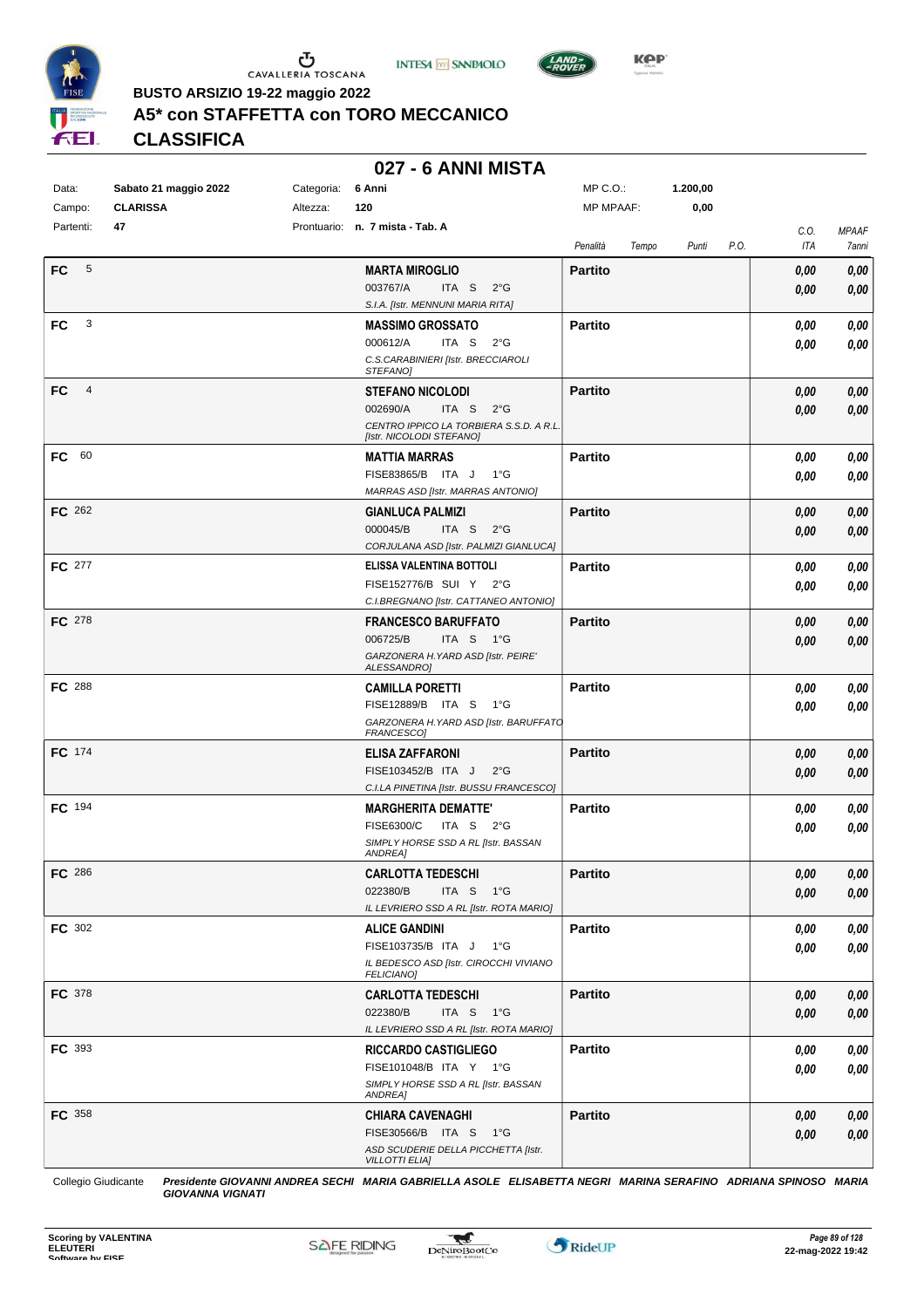BUSTO ARSIZIO 19-22 maggio 2022

# A5* con STAFFETTA con TORO MECCANICO

## CLASSIFICA

### 027 - 6 ANNI MISTA

| Data: | Sabato 21 maggio 2022 | Categoria: | 6 Anni | MP C.O.: | 1.200,00 |
|---|---|---|---|---|---|
| Campo: | CLARISSA | Altezza: | 120 | MP MPAAF: | 0,00 |
| Partenti: | 47 | Prontuario: | n. 7 mista - Tab. A | | |

| | | Cavaliere | Penalità | Tempo | Punti | P.O. | C.O. ITA | MPAAF 7anni |
|---|---|---|---|---|---|---|---|---|
| FC | 5 | **MARTA MIROGLIO** 003767/A ITA S 2°G S.I.A. [Istr. MENNUNI MARIA RITA] | **Partito** | | | | 0,00 0,00 | 0,00 0,00 |
| FC | 3 | **MASSIMO GROSSATO** 000612/A ITA S 2°G C.S.CARABINIERI [Istr. BRECCIAROLI STEFANO] | **Partito** | | | | 0,00 0,00 | 0,00 0,00 |
| FC | 4 | **STEFANO NICOLODI** 002690/A ITA S 2°G CENTRO IPPICO LA TORBIERA S.S.D. A R.L. [Istr. NICOLODI STEFANO] | **Partito** | | | | 0,00 0,00 | 0,00 0,00 |
| FC | 60 | **MATTIA MARRAS** FISE83865/B ITA J 1°G MARRAS ASD [Istr. MARRAS ANTONIO] | **Partito** | | | | 0,00 0,00 | 0,00 0,00 |
| FC | 262 | **GIANLUCA PALMIZI** 000045/B ITA S 2°G CORJULANA ASD [Istr. PALMIZI GIANLUCA] | **Partito** | | | | 0,00 0,00 | 0,00 0,00 |
| FC | 277 | **ELISSA VALENTINA BOTTOLI** FISE152776/B SUI Y 2°G C.I.BREGNANO [Istr. CATTANEO ANTONIO] | **Partito** | | | | 0,00 0,00 | 0,00 0,00 |
| FC | 278 | **FRANCESCO BARUFFATO** 006725/B ITA S 1°G GARZONERA H.YARD ASD [Istr. PEIRE' ALESSANDRO] | **Partito** | | | | 0,00 0,00 | 0,00 0,00 |
| FC | 288 | **CAMILLA PORETTI** FISE12889/B ITA S 1°G GARZONERA H.YARD ASD [Istr. BARUFFATO FRANCESCO] | **Partito** | | | | 0,00 0,00 | 0,00 0,00 |
| FC | 174 | **ELISA ZAFFARONI** FISE103452/B ITA J 2°G C.I.LA PINETINA [Istr. BUSSU FRANCESCO] | **Partito** | | | | 0,00 0,00 | 0,00 0,00 |
| FC | 194 | **MARGHERITA DEMATTE'** FISE6300/C ITA S 2°G SIMPLY HORSE SSD A RL [Istr. BASSAN ANDREA] | **Partito** | | | | 0,00 0,00 | 0,00 0,00 |
| FC | 286 | **CARLOTTA TEDESCHI** 022380/B ITA S 1°G IL LEVRIERO SSD A RL [Istr. ROTA MARIO] | **Partito** | | | | 0,00 0,00 | 0,00 0,00 |
| FC | 302 | **ALICE GANDINI** FISE103735/B ITA J 1°G IL BEDESCO ASD [Istr. CIROCCHI VIVIANO FELICIANO] | **Partito** | | | | 0,00 0,00 | 0,00 0,00 |
| FC | 378 | **CARLOTTA TEDESCHI** 022380/B ITA S 1°G IL LEVRIERO SSD A RL [Istr. ROTA MARIO] | **Partito** | | | | 0,00 0,00 | 0,00 0,00 |
| FC | 393 | **RICCARDO CASTIGLIEGO** FISE101048/B ITA Y 1°G SIMPLY HORSE SSD A RL [Istr. BASSAN ANDREA] | **Partito** | | | | 0,00 0,00 | 0,00 0,00 |
| FC | 358 | **CHIARA CAVENAGHI** FISE30566/B ITA S 1°G ASD SCUDERIE DELLA PICCHETTA [Istr. VILLOTTI ELIA] | **Partito** | | | | 0,00 0,00 | 0,00 0,00 |

Collegio Giudicante *Presidente GIOVANNI ANDREA SECHI MARIA GABRIELLA ASOLE ELISABETTA NEGRI MARINA SERAFINO ADRIANA SPINOSO MARIA GIOVANNA VIGNATI*

Scoring by VALENTINA ELEUTERI
Software by FISE

22-mag-2022 19:42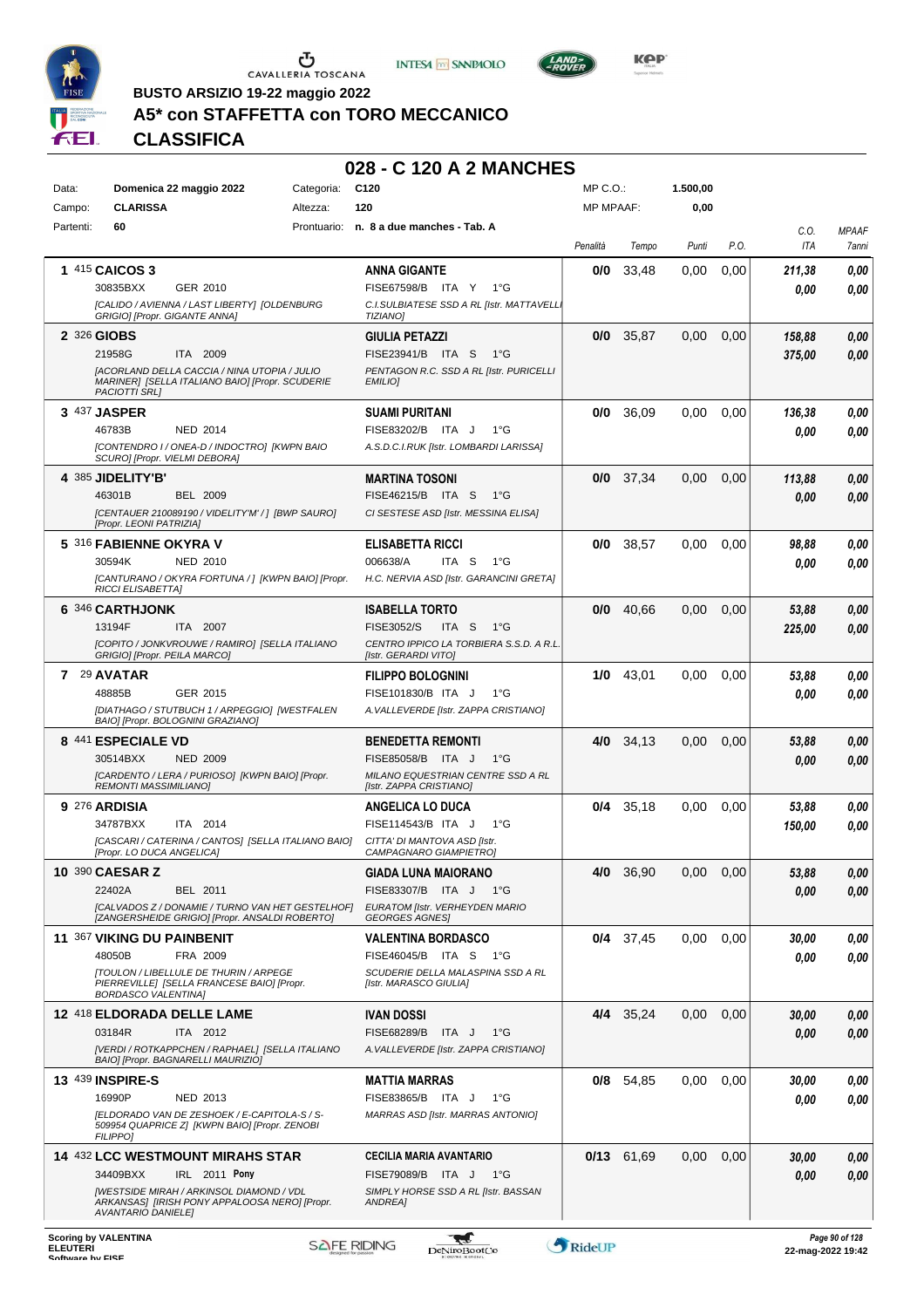**BUSTO ARSIZIO 19-22 maggio 2022**

## A5* con STAFFETTA con TORO MECCANICO

## CLASSIFICA

# 028 - C 120 A 2 MANCHES

| Data: | Domenica 22 maggio 2022 | Categoria: | C120 | MP C.O.: | 1.500,00 |
|---|---|---|---|---|---|
| Campo: | CLARISSA | Altezza: | 120 | MP MPAAF: | 0,00 |
| Partenti: | 60 | Prontuario: | n. 8 a due manches - Tab. A | | |

| # | Cavallo | Cavaliere | Penalità | Tempo | Punti | P.O. | C.O. ITA | MPAAF 7anni |
|---|---|---|---|---|---|---|---|---|
| 1 | 415 **CAICOS 3** — 30835BXX GER 2010 — *[CALIDO / AVIENNA / LAST LIBERTY] [OLDENBURG GRIGIO] [Propr. GIGANTE ANNA]* | **ANNA GIGANTE** — FISE67598/B ITA Y 1°G — *C.I.SULBIATESE SSD A RL [Istr. MATTAVELLI TIZIANO]* | 0/0 | 33,48 | 0,00 | 0,00 | 211,38 / 0,00 | 0,00 / 0,00 |
| 2 | 326 **GIOBS** — 21958G ITA 2009 — *[ACORLAND DELLA CACCIA / NINA UTOPIA / JULIO MARINER] [SELLA ITALIANO BAIO] [Propr. SCUDERIE PACIOTTI SRL]* | **GIULIA PETAZZI** — FISE23941/B ITA S 1°G — *PENTAGON R.C. SSD A RL [Istr. PURICELLI EMILIO]* | 0/0 | 35,87 | 0,00 | 0,00 | 158,88 / 375,00 | 0,00 / 0,00 |
| 3 | 437 **JASPER** — 46783B NED 2014 — *[CONTENDRO I / ONEA-D / INDOCTRO] [KWPN BAIO SCURO] [Propr. VIELMI DEBORA]* | **SUAMI PURITANI** — FISE83202/B ITA J 1°G — *A.S.D.C.I.RUK [Istr. LOMBARDI LARISSA]* | 0/0 | 36,09 | 0,00 | 0,00 | 136,38 / 0,00 | 0,00 / 0,00 |
| 4 | 385 **JIDELITY'B'** — 46301B BEL 2009 — *[CENTAUER 210089190 / VIDELITY'M' / ] [BWP SAURO] [Propr. LEONI PATRIZIA]* | **MARTINA TOSONI** — FISE46215/B ITA S 1°G — *CI SESTESE ASD [Istr. MESSINA ELISA]* | 0/0 | 37,34 | 0,00 | 0,00 | 113,88 / 0,00 | 0,00 / 0,00 |
| 5 | 316 **FABIENNE OKYRA V** — 30594K NED 2010 — *[CANTURANO / OKYRA FORTUNA / ] [KWPN BAIO] [Propr. RICCI ELISABETTA]* | **ELISABETTA RICCI** — 006638/A ITA S 1°G — *H.C. NERVIA ASD [Istr. GARANCINI GRETA]* | 0/0 | 38,57 | 0,00 | 0,00 | 98,88 / 0,00 | 0,00 / 0,00 |
| 6 | 346 **CARTHJONK** — 13194F ITA 2007 — *[COPITO / JONKVROUWE / RAMIRO] [SELLA ITALIANO GRIGIO] [Propr. PEILA MARCO]* | **ISABELLA TORTO** — FISE3052/S ITA S 1°G — *CENTRO IPPICO LA TORBIERA S.S.D. A R.L. [Istr. GERARDI VITO]* | 0/0 | 40,66 | 0,00 | 0,00 | 53,88 / 225,00 | 0,00 / 0,00 |
| 7 | 29 **AVATAR** — 48885B GER 2015 — *[DIATHAGO / STUTBUCH 1 / ARPEGGIO] [WESTFALEN BAIO] [Propr. BOLOGNINI GRAZIANO]* | **FILIPPO BOLOGNINI** — FISE101830/B ITA J 1°G — *A.VALLEVERDE [Istr. ZAPPA CRISTIANO]* | 1/0 | 43,01 | 0,00 | 0,00 | 53,88 / 0,00 | 0,00 / 0,00 |
| 8 | 441 **ESPECIALE VD** — 30514BXX NED 2009 — *[CARDENTO / LERA / PURIOSO] [KWPN BAIO] [Propr. REMONTI MASSIMILIANO]* | **BENEDETTA REMONTI** — FISE85058/B ITA J 1°G — *MILANO EQUESTRIAN CENTRE SSD A RL [Istr. ZAPPA CRISTIANO]* | 4/0 | 34,13 | 0,00 | 0,00 | 53,88 / 0,00 | 0,00 / 0,00 |
| 9 | 276 **ARDISIA** — 34787BXX ITA 2014 — *[CASCARI / CATERINA / CANTOS] [SELLA ITALIANO BAIO] [Propr. LO DUCA ANGELICA]* | **ANGELICA LO DUCA** — FISE114543/B ITA J 1°G — *CITTA' DI MANTOVA ASD [Istr. CAMPAGNARO GIAMPIETRO]* | 0/4 | 35,18 | 0,00 | 0,00 | 53,88 / 150,00 | 0,00 / 0,00 |
| 10 | 390 **CAESAR Z** — 22402A BEL 2011 — *[CALVADOS Z / DONAMIE / TURNO VAN HET GESTELHOF] [ZANGERSHEIDE GRIGIO] [Propr. ANSALDI ROBERTO]* | **GIADA LUNA MAIORANO** — FISE83307/B ITA J 1°G — *EURATOM [Istr. VERHEYDEN MARIO GEORGES AGNES]* | 4/0 | 36,90 | 0,00 | 0,00 | 53,88 / 0,00 | 0,00 / 0,00 |
| 11 | 367 **VIKING DU PAINBENIT** — 48050B FRA 2009 — *[TOULON / LIBELLULE DE THURIN / ARPEGE PIERREVILLE] [SELLA FRANCESE BAIO] [Propr. BORDASCO VALENTINA]* | **VALENTINA BORDASCO** — FISE46045/B ITA S 1°G — *SCUDERIE DELLA MALASPINA SSD A RL [Istr. MARASCO GIULIA]* | 0/4 | 37,45 | 0,00 | 0,00 | 30,00 / 0,00 | 0,00 / 0,00 |
| 12 | 418 **ELDORADA DELLE LAME** — 03184R ITA 2012 — *[VERDI / ROTKAPPCHEN / RAPHAEL] [SELLA ITALIANO BAIO] [Propr. BAGNARELLI MAURIZIO]* | **IVAN DOSSI** — FISE68289/B ITA J 1°G — *A.VALLEVERDE [Istr. ZAPPA CRISTIANO]* | 4/4 | 35,24 | 0,00 | 0,00 | 30,00 / 0,00 | 0,00 / 0,00 |
| 13 | 439 **INSPIRE-S** — 16990P NED 2013 — *[ELDORADO VAN DE ZESHOEK / E-CAPITOLA-S / S-509954 QUAPRICE Z] [KWPN BAIO] [Propr. ZENOBI FILIPPO]* | **MATTIA MARRAS** — FISE83865/B ITA J 1°G — *MARRAS ASD [Istr. MARRAS ANTONIO]* | 0/8 | 54,85 | 0,00 | 0,00 | 30,00 / 0,00 | 0,00 / 0,00 |
| 14 | 432 **LCC WESTMOUNT MIRAHS STAR** — 34409BXX IRL 2011 **Pony** — *[WESTSIDE MIRAH / ARKINSOL DIAMOND / VDL ARKANSAS] [IRISH PONY APPALOOSA NERO] [Propr. AVANTARIO DANIELE]* | **CECILIA MARIA AVANTARIO** — FISE79089/B ITA J 1°G — *SIMPLY HORSE SSD A RL [Istr. BASSAN ANDREA]* | 0/13 | 61,69 | 0,00 | 0,00 | 30,00 / 0,00 | 0,00 / 0,00 |

Scoring by VALENTINA ELEUTERI — 22-mag-2022 19:42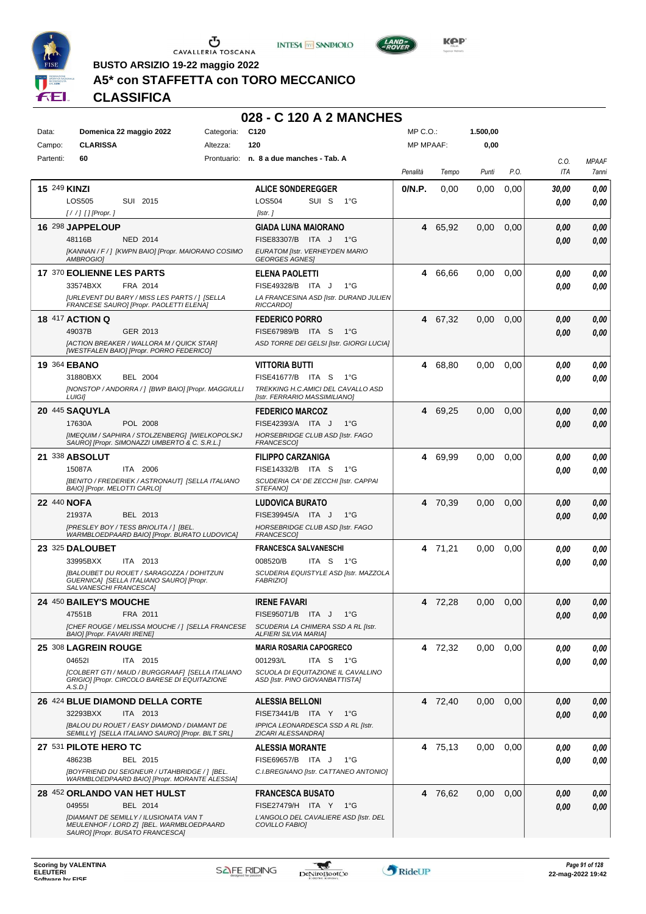BUSTO ARSIZIO 19-22 maggio 2022

# A5* con STAFFETTA con TORO MECCANICO

## CLASSIFICA

### 028 - C 120 A 2 MANCHES

| | | | | | |
|---|---|---|---|---|---|
| Data: | Domenica 22 maggio 2022 | Categoria: | C120 | MP C.O.: | 1.500,00 |
| Campo: | CLARISSA | Altezza: | 120 | MP MPAAF: | 0,00 |
| Partenti: | 60 | Prontuario: | n. 8 a due manches - Tab. A | | |

| Pos. | Cavallo | Cavaliere | Penalità | Tempo | Punti | P.O. | C.O. ITA | MPAAF 7anni |
|---|---|---|---|---|---|---|---|---|
| 15 | 249 **KINZI** LOS505 SUI 2015 [ / / ] [] [Propr. ] | **ALICE SONDEREGGER** LOS504 SUI S 1°G [Istr. ] | 0/N.P. | 0,00 | 0,00 | 0,00 | 30,00 / 0,00 | 0,00 / 0,00 |
| 16 | 298 **JAPPELOUP** 48116B NED 2014 [KANNAN / F / ] [KWPN BAIO] [Propr. MAIORANO COSIMO AMBROGIO] | **GIADA LUNA MAIORANO** FISE83307/B ITA J 1°G EURATOM [Istr. VERHEYDEN MARIO GEORGES AGNES] | 4 | 65,92 | 0,00 | 0,00 | 0,00 / 0,00 | 0,00 / 0,00 |
| 17 | 370 **EOLIENNE LES PARTS** 33574BXX FRA 2014 [URLEVENT DU BARY / MISS LES PARTS / ] [SELLA FRANCESE SAURO] [Propr. PAOLETTI ELENA] | **ELENA PAOLETTI** FISE49328/B ITA J 1°G LA FRANCESINA ASD [Istr. DURAND JULIEN RICCARDO] | 4 | 66,66 | 0,00 | 0,00 | 0,00 / 0,00 | 0,00 / 0,00 |
| 18 | 417 **ACTION Q** 49037B GER 2013 [ACTION BREAKER / WALLORA M / QUICK STAR] [WESTFALEN BAIO] [Propr. PORRO FEDERICO] | **FEDERICO PORRO** FISE67989/B ITA S 1°G ASD TORRE DEI GELSI [Istr. GIORGI LUCIA] | 4 | 67,32 | 0,00 | 0,00 | 0,00 / 0,00 | 0,00 / 0,00 |
| 19 | 364 **EBANO** 31880BXX BEL 2004 [NONSTOP / ANDORRA / ] [BWP BAIO] [Propr. MAGGIULLI LUIGI] | **VITTORIA BUTTI** FISE41677/B ITA S 1°G TREKKING H.C.AMICI DEL CAVALLO ASD [Istr. FERRARIO MASSIMILIANO] | 4 | 68,80 | 0,00 | 0,00 | 0,00 / 0,00 | 0,00 / 0,00 |
| 20 | 445 **SAQUYLA** 17630A POL 2008 [IMEQUIM / SAPHIRA / STOLZENBERG] [WIELKOPOLSKJ SAURO] [Propr. SIMONAZZI UMBERTO & C. S.R.L.] | **FEDERICO MARCOZ** FISE42393/A ITA J 1°G HORSEBRIDGE CLUB ASD [Istr. FAGO FRANCESCO] | 4 | 69,25 | 0,00 | 0,00 | 0,00 / 0,00 | 0,00 / 0,00 |
| 21 | 338 **ABSOLUT** 15087A ITA 2006 [BENITO / FREDERIEK / ASTRONAUT] [SELLA ITALIANO BAIO] [Propr. MELOTTI CARLO] | **FILIPPO CARZANIGA** FISE14332/B ITA S 1°G SCUDERIA CA' DE ZECCHI [Istr. CAPPAI STEFANO] | 4 | 69,99 | 0,00 | 0,00 | 0,00 / 0,00 | 0,00 / 0,00 |
| 22 | 440 **NOFA** 21937A BEL 2013 [PRESLEY BOY / TESS BRIOLITA / ] [BEL. WARMBLOEDPAARD BAIO] [Propr. BURATO LUDOVICA] | **LUDOVICA BURATO** FISE39945/A ITA J 1°G HORSEBRIDGE CLUB ASD [Istr. FAGO FRANCESCO] | 4 | 70,39 | 0,00 | 0,00 | 0,00 / 0,00 | 0,00 / 0,00 |
| 23 | 325 **DALOUBET** 33995BXX ITA 2013 [BALOUBET DU ROUET / SARAGOZZA / DOHITZUN GUERNICA] [SELLA ITALIANO SAURO] [Propr. SALVANESCHI FRANCESCA] | **FRANCESCA SALVANESCHI** 008520/B ITA S 1°G SCUDERIA EQUISTYLE ASD [Istr. MAZZOLA FABRIZIO] | 4 | 71,21 | 0,00 | 0,00 | 0,00 / 0,00 | 0,00 / 0,00 |
| 24 | 450 **BAILEY'S MOUCHE** 47551B FRA 2011 [CHEF ROUGE / MELISSA MOUCHE / ] [SELLA FRANCESE BAIO] [Propr. FAVARI IRENE] | **IRENE FAVARI** FISE95071/B ITA J 1°G SCUDERIA LA CHIMERA SSD A RL [Istr. ALFIERI SILVIA MARIA] | 4 | 72,28 | 0,00 | 0,00 | 0,00 / 0,00 | 0,00 / 0,00 |
| 25 | 308 **LAGREIN ROUGE** 04652I ITA 2015 [COLBERT GTI / MAUD / BURGGRAAF] [SELLA ITALIANO GRIGIO] [Propr. CIRCOLO BARESE DI EQUITAZIONE A.S.D.] | **MARIA ROSARIA CAPOGRECO** 001293/L ITA S 1°G SCUOLA DI EQUITAZIONE IL CAVALLINO ASD [Istr. PINO GIOVANBATTISTA] | 4 | 72,32 | 0,00 | 0,00 | 0,00 / 0,00 | 0,00 / 0,00 |
| 26 | 424 **BLUE DIAMOND DELLA CORTE** 32293BXX ITA 2013 [BALOU DU ROUET / EASY DIAMOND / DIAMANT DE SEMILLY] [SELLA ITALIANO SAURO] [Propr. BILT SRL] | **ALESSIA BELLONI** FISE73441/B ITA Y 1°G IPPICA LEONARDESCA SSD A RL [Istr. ZICARI ALESSANDRA] | 4 | 72,40 | 0,00 | 0,00 | 0,00 / 0,00 | 0,00 / 0,00 |
| 27 | 531 **PILOTE HERO TC** 48623B BEL 2015 [BOYFRIEND DU SEIGNEUR / UTAHBRIDGE / ] [BEL. WARMBLOEDPAARD BAIO] [Propr. MORANTE ALESSIA] | **ALESSIA MORANTE** FISE69657/B ITA J 1°G C.I.BREGNANO [Istr. CATTANEO ANTONIO] | 4 | 75,13 | 0,00 | 0,00 | 0,00 / 0,00 | 0,00 / 0,00 |
| 28 | 452 **ORLANDO VAN HET HULST** 04955I BEL 2014 [DIAMANT DE SEMILLY / ILUSIONATA VAN T MEULENHOF / LORD Z] [BEL. WARMBLOEDPAARD SAURO] [Propr. BUSATO FRANCESCA] | **FRANCESCA BUSATO** FISE27479/H ITA Y 1°G L'ANGOLO DEL CAVALIERE ASD [Istr. DEL COVILLO FABIO] | 4 | 76,62 | 0,00 | 0,00 | 0,00 / 0,00 | 0,00 / 0,00 |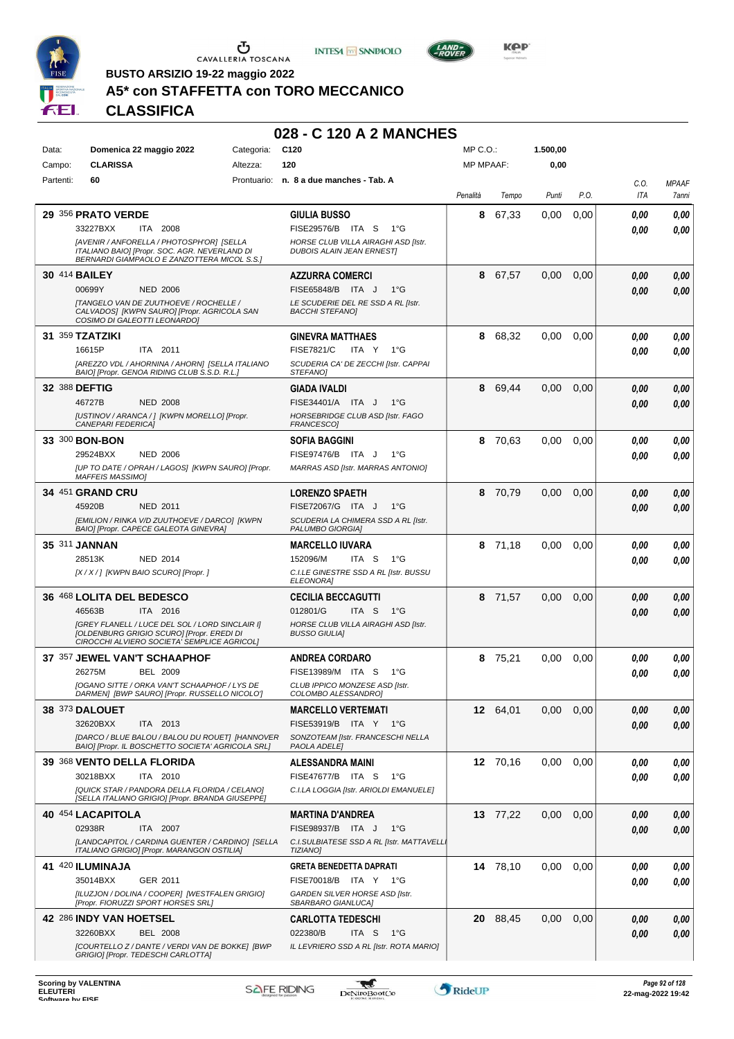BUSTO ARSIZIO 19-22 maggio 2022

# A5* con STAFFETTA con TORO MECCANICO

## CLASSIFICA

### 028 - C 120 A 2 MANCHES

| Data: | Domenica 22 maggio 2022 | Categoria: | C120 | MP C.O.: | 1.500,00 |
|---|---|---|---|---|---|
| Campo: | CLARISSA | Altezza: | 120 | MP MPAAF: | 0,00 |
| Partenti: | 60 | Prontuario: | n. 8 a due manches - Tab. A | | |

| | Cavallo | Cavaliere | Penalità | Tempo | Punti | P.O. | C.O. ITA | MPAAF 7anni |
|---|---|---|---|---|---|---|---|---|
| 29 | 356 **PRATO VERDE**<br>33227BXX ITA 2008<br>*[AVENIR / ANFORELLA / PHOTOSPH'ORI] [SELLA ITALIANO BAIO] [Propr. SOC. AGR. NEVERLAND DI BERNARDI GIAMPAOLO E ZANZOTTERA MICOL S.S.]* | **GIULIA BUSSO**<br>FISE29576/B ITA S 1°G<br>*HORSE CLUB VILLA AIRAGHI ASD [Istr. DUBOIS ALAIN JEAN ERNEST]* | 8 | 67,33 | 0,00 | 0,00 | 0,00<br>0,00 | 0,00<br>0,00 |
| 30 | 414 **BAILEY**<br>00699Y NED 2006<br>*[TANGELO VAN DE ZUUTHOEVE / ROCHELLE / CALVADOS] [KWPN SAURO] [Propr. AGRICOLA SAN COSIMO DI GALEOTTI LEONARDO]* | **AZZURRA COMERCI**<br>FISE65848/B ITA J 1°G<br>*LE SCUDERIE DEL RE SSD A RL [Istr. BACCHI STEFANO]* | 8 | 67,57 | 0,00 | 0,00 | 0,00<br>0,00 | 0,00<br>0,00 |
| 31 | 359 **TZATZIKI**<br>16615P ITA 2011<br>*[AREZZO VDL / AHORNINA / AHORN] [SELLA ITALIANO BAIO] [Propr. GENOA RIDING CLUB S.S.D. R.L.]* | **GINEVRA MATTHAES**<br>FISE7821/C ITA Y 1°G<br>*SCUDERIA CA' DE ZECCHI [Istr. CAPPAI STEFANO]* | 8 | 68,32 | 0,00 | 0,00 | 0,00<br>0,00 | 0,00<br>0,00 |
| 32 | 388 **DEFTIG**<br>46727B NED 2008<br>*[USTINOV / ARANCA / ] [KWPN MORELLO] [Propr. CANEPARI FEDERICA]* | **GIADA IVALDI**<br>FISE34401/A ITA J 1°G<br>*HORSEBRIDGE CLUB ASD [Istr. FAGO FRANCESCO]* | 8 | 69,44 | 0,00 | 0,00 | 0,00<br>0,00 | 0,00<br>0,00 |
| 33 | 300 **BON-BON**<br>29524BXX NED 2006<br>*[UP TO DATE / OPRAH / LAGOS] [KWPN SAURO] [Propr. MAFFEIS MASSIMO]* | **SOFIA BAGGINI**<br>FISE97476/B ITA J 1°G<br>*MARRAS ASD [Istr. MARRAS ANTONIO]* | 8 | 70,63 | 0,00 | 0,00 | 0,00<br>0,00 | 0,00<br>0,00 |
| 34 | 451 **GRAND CRU**<br>45920B NED 2011<br>*[EMILION / RINKA V/D ZUUTHOEVE / DARCO] [KWPN BAIO] [Propr. CAPECE GALEOTA GINEVRA]* | **LORENZO SPAETH**<br>FISE72067/G ITA J 1°G<br>*SCUDERIA LA CHIMERA SSD A RL [Istr. PALUMBO GIORGIA]* | 8 | 70,79 | 0,00 | 0,00 | 0,00<br>0,00 | 0,00<br>0,00 |
| 35 | 311 **JANNAN**<br>28513K NED 2014<br>*[X / X / ] [KWPN BAIO SCURO] [Propr. ]* | **MARCELLO IUVARA**<br>152096/M ITA S 1°G<br>*C.I.LE GINESTRE SSD A RL [Istr. BUSSU ELEONORA]* | 8 | 71,18 | 0,00 | 0,00 | 0,00<br>0,00 | 0,00<br>0,00 |
| 36 | 468 **LOLITA DEL BEDESCO**<br>46563B ITA 2016<br>*[GREY FLANELL / LUCE DEL SOL / LORD SINCLAIR I] [OLDENBURG GRIGIO SCURO] [Propr. EREDI DI CIROCCHI ALVIERO SOCIETA' SEMPLICE AGRICOL]* | **CECILIA BECCAGUTTI**<br>012801/G ITA S 1°G<br>*HORSE CLUB VILLA AIRAGHI ASD [Istr. BUSSO GIULIA]* | 8 | 71,57 | 0,00 | 0,00 | 0,00<br>0,00 | 0,00<br>0,00 |
| 37 | 357 **JEWEL VAN'T SCHAAPHOF**<br>26275M BEL 2009<br>*[OGANO SITTE / ORKA VAN'T SCHAAPHOF / LYS DE DARMEN] [BWP SAURO] [Propr. RUSSELLO NICOLO']* | **ANDREA CORDARO**<br>FISE13989/M ITA S 1°G<br>*CLUB IPPICO MONZESE ASD [Istr. COLOMBO ALESSANDRO]* | 8 | 75,21 | 0,00 | 0,00 | 0,00<br>0,00 | 0,00<br>0,00 |
| 38 | 373 **DALOUET**<br>32620BXX ITA 2013<br>*[DARCO / BLUE BALOU / BALOU DU ROUET] [HANNOVER BAIO] [Propr. IL BOSCHETTO SOCIETA' AGRICOLA SRL]* | **MARCELLO VERTEMATI**<br>FISE53919/B ITA Y 1°G<br>*SONZOTEAM [Istr. FRANCESCHI NELLA PAOLA ADELE]* | 12 | 64,01 | 0,00 | 0,00 | 0,00<br>0,00 | 0,00<br>0,00 |
| 39 | 368 **VENTO DELLA FLORIDA**<br>30218BXX ITA 2010<br>*[QUICK STAR / PANDORA DELLA FLORIDA / CELANO] [SELLA ITALIANO GRIGIO] [Propr. BRANDA GIUSEPPE]* | **ALESSANDRA MAINI**<br>FISE47677/B ITA S 1°G<br>*C.I.LA LOGGIA [Istr. ARIOLDI EMANUELE]* | 12 | 70,16 | 0,00 | 0,00 | 0,00<br>0,00 | 0,00<br>0,00 |
| 40 | 454 **LACAPITOLA**<br>02938R ITA 2007<br>*[LANDCAPITOL / CARDINA GUENTER / CARDINO] [SELLA ITALIANO GRIGIO] [Propr. MARANGON OSTILIA]* | **MARTINA D'ANDREA**<br>FISE98937/B ITA J 1°G<br>*C.I.SULBIATESE SSD A RL [Istr. MATTAVELLI TIZIANO]* | 13 | 77,22 | 0,00 | 0,00 | 0,00<br>0,00 | 0,00<br>0,00 |
| 41 | 420 **ILUMINAJA**<br>35014BXX GER 2011<br>*[ILUZJON / DOLINA / COOPER] [WESTFALEN GRIGIO] [Propr. FIORUZZI SPORT HORSES SRL]* | **GRETA BENEDETTA DAPRATI**<br>FISE70018/B ITA Y 1°G<br>*GARDEN SILVER HORSE ASD [Istr. SBARBARO GIANLUCA]* | 14 | 78,10 | 0,00 | 0,00 | 0,00<br>0,00 | 0,00<br>0,00 |
| 42 | 286 **INDY VAN HOETSEL**<br>32260BXX BEL 2008<br>*[COURTELLO Z / DANTE / VERDI VAN DE BOKKE] [BWP GRIGIO] [Propr. TEDESCHI CARLOTTA]* | **CARLOTTA TEDESCHI**<br>022380/B ITA S 1°G<br>*IL LEVRIERO SSD A RL [Istr. ROTA MARIO]* | 20 | 88,45 | 0,00 | 0,00 | 0,00<br>0,00 | 0,00<br>0,00 |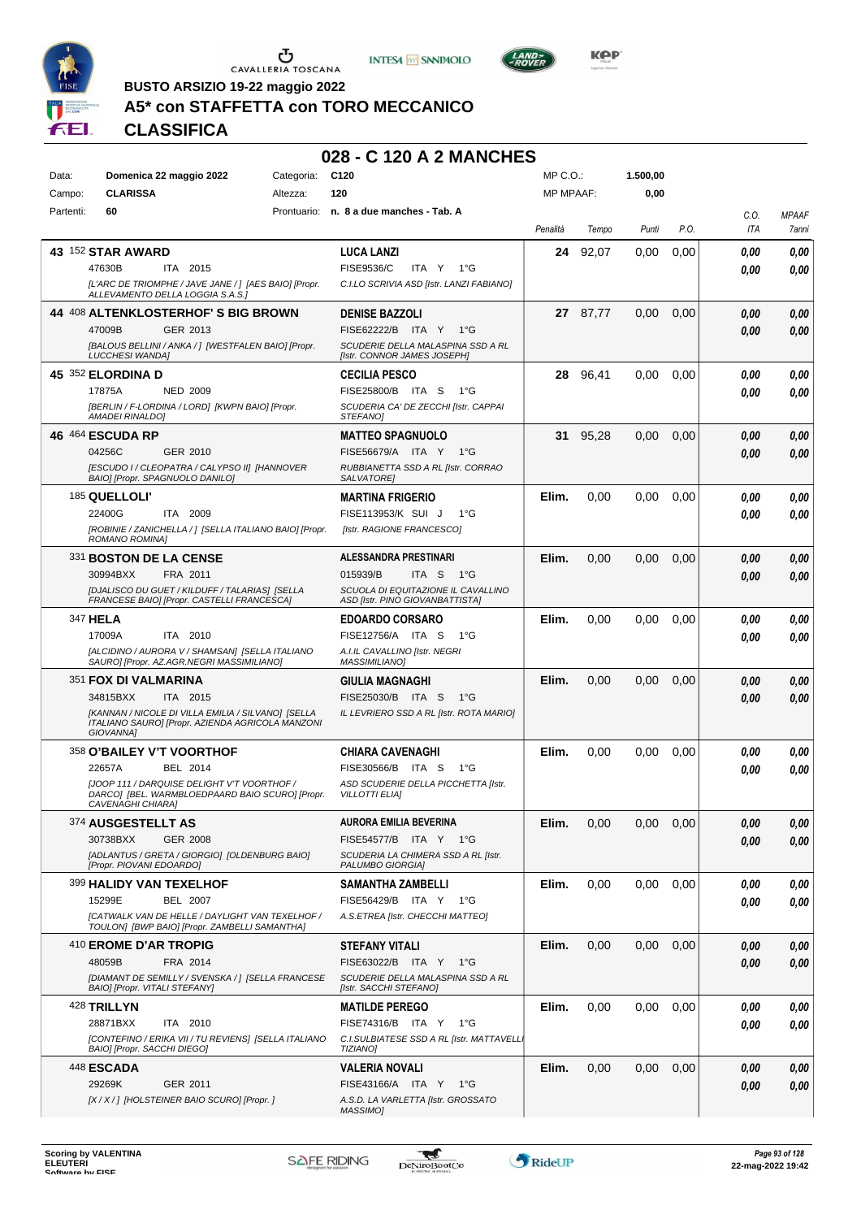BUSTO ARSIZIO 19-22 maggio 2022

# A5* con STAFFETTA con TORO MECCANICO

## CLASSIFICA

## 028 - C 120 A 2 MANCHES

| Data: | Domenica 22 maggio 2022 | Categoria: | C120 | MP C.O.: | 1.500,00 |
|---|---|---|---|---|---|
| Campo: | CLARISSA | Altezza: | 120 | MP MPAAF: | 0,00 |
| Partenti: | 60 | Prontuario: | n. 8 a due manches - Tab. A | | |

| Pos. | Cavallo | Cavaliere | Penalità | Tempo | Punti | P.O. | C.O. ITA | MPAAF 7anni |
|---|---|---|---|---|---|---|---|---|
| 43 | 152 **STAR AWARD** 47630B ITA 2015 *[L'ARC DE TRIOMPHE / JAVE JANE / ] [AES BAIO] [Propr. ALLEVAMENTO DELLA LOGGIA S.A.S.]* | **LUCA LANZI** FISE9536/C ITA Y 1°G *C.I.LO SCRIVIA ASD [Istr. LANZI FABIANO]* | **24** | 92,07 | 0,00 | 0,00 | 0,00 / 0,00 | 0,00 / 0,00 |
| 44 | 408 **ALTENKLOSTERHOF' S BIG BROWN** 47009B GER 2013 *[BALOUS BELLINI / ANKA / ] [WESTFALEN BAIO] [Propr. LUCCHESI WANDA]* | **DENISE BAZZOLI** FISE62222/B ITA Y 1°G *SCUDERIE DELLA MALASPINA SSD A RL [Istr. CONNOR JAMES JOSEPH]* | **27** | 87,77 | 0,00 | 0,00 | 0,00 / 0,00 | 0,00 / 0,00 |
| 45 | 352 **ELORDINA D** 17875A NED 2009 *[BERLIN / F-LORDINA / LORD] [KWPN BAIO] [Propr. AMADEI RINALDO]* | **CECILIA PESCO** FISE25800/B ITA S 1°G *SCUDERIA CA' DE ZECCHI [Istr. CAPPAI STEFANO]* | **28** | 96,41 | 0,00 | 0,00 | 0,00 / 0,00 | 0,00 / 0,00 |
| 46 | 464 **ESCUDA RP** 04256C GER 2010 *[ESCUDO I / CLEOPATRA / CALYPSO II] [HANNOVER BAIO] [Propr. SPAGNUOLO DANILO]* | **MATTEO SPAGNUOLO** FISE56679/A ITA Y 1°G *RUBBIANETTA SSD A RL [Istr. CORRAO SALVATORE]* | **31** | 95,28 | 0,00 | 0,00 | 0,00 / 0,00 | 0,00 / 0,00 |
| | 185 **QUELLOLI'** 22400G ITA 2009 *[ROBINIE / ZANICHELLA / ] [SELLA ITALIANO BAIO] [Propr. ROMANO ROMINA]* | **MARTINA FRIGERIO** FISE113953/K SUI J 1°G *[Istr. RAGIONE FRANCESCO]* | **Elim.** | 0,00 | 0,00 | 0,00 | 0,00 / 0,00 | 0,00 / 0,00 |
| | 331 **BOSTON DE LA CENSE** 30994BXX FRA 2011 *[DJALISCO DU GUET / KILDUFF / TALARIAS] [SELLA FRANCESE BAIO] [Propr. CASTELLI FRANCESCA]* | **ALESSANDRA PRESTINARI** 015939/B ITA S 1°G *SCUOLA DI EQUITAZIONE IL CAVALLINO ASD [Istr. PINO GIOVANBATTISTA]* | **Elim.** | 0,00 | 0,00 | 0,00 | 0,00 / 0,00 | 0,00 / 0,00 |
| | 347 **HELA** 17009A ITA 2010 *[ALCIDINO / AURORA V / SHAMSAN] [SELLA ITALIANO SAURO] [Propr. AZ.AGR.NEGRI MASSIMILIANO]* | **EDOARDO CORSARO** FISE12756/A ITA S 1°G *A.I.IL CAVALLINO [Istr. NEGRI MASSIMILIANO]* | **Elim.** | 0,00 | 0,00 | 0,00 | 0,00 / 0,00 | 0,00 / 0,00 |
| | 351 **FOX DI VALMARINA** 34815BXX ITA 2015 *[KANNAN / NICOLE DI VILLA EMILIA / SILVANO] [SELLA ITALIANO SAURO] [Propr. AZIENDA AGRICOLA MANZONI GIOVANNA]* | **GIULIA MAGNAGHI** FISE25030/B ITA S 1°G *IL LEVRIERO SSD A RL [Istr. ROTA MARIO]* | **Elim.** | 0,00 | 0,00 | 0,00 | 0,00 / 0,00 | 0,00 / 0,00 |
| | 358 **O'BAILEY V'T VOORTHOF** 22657A BEL 2014 *[JOOP 111 / DARQUISE DELIGHT V'T VOORTHOF / DARCO] [BEL. WARMBLOEDPAARD BAIO SCURO] [Propr. CAVENAGHI CHIARA]* | **CHIARA CAVENAGHI** FISE30566/B ITA S 1°G *ASD SCUDERIE DELLA PICCHETTA [Istr. VILLOTTI ELIA]* | **Elim.** | 0,00 | 0,00 | 0,00 | 0,00 / 0,00 | 0,00 / 0,00 |
| | 374 **AUSGESTELLT AS** 30738BXX GER 2008 *[ADLANTUS / GRETA / GIORGIO] [OLDENBURG BAIO] [Propr. PIOVANI EDOARDO]* | **AURORA EMILIA BEVERINA** FISE54577/B ITA Y 1°G *SCUDERIA LA CHIMERA SSD A RL [Istr. PALUMBO GIORGIA]* | **Elim.** | 0,00 | 0,00 | 0,00 | 0,00 / 0,00 | 0,00 / 0,00 |
| | 399 **HALIDY VAN TEXELHOF** 15299E BEL 2007 *[CATWALK VAN DE HELLE / DAYLIGHT VAN TEXELHOF / TOULON] [BWP BAIO] [Propr. ZAMBELLI SAMANTHA]* | **SAMANTHA ZAMBELLI** FISE56429/B ITA Y 1°G *A.S.ETREA [Istr. CHECCHI MATTEO]* | **Elim.** | 0,00 | 0,00 | 0,00 | 0,00 / 0,00 | 0,00 / 0,00 |
| | 410 **EROME D'AR TROPIG** 48059B FRA 2014 *[DIAMANT DE SEMILLY / SVENSKA / ] [SELLA FRANCESE BAIO] [Propr. VITALI STEFANY]* | **STEFANY VITALI** FISE63022/B ITA Y 1°G *SCUDERIE DELLA MALASPINA SSD A RL [Istr. SACCHI STEFANO]* | **Elim.** | 0,00 | 0,00 | 0,00 | 0,00 / 0,00 | 0,00 / 0,00 |
| | 428 **TRILLYN** 28871BXX ITA 2010 *[CONTEFINO / ERIKA VII / TU REVIENS] [SELLA ITALIANO BAIO] [Propr. SACCHI DIEGO]* | **MATILDE PEREGO** FISE74316/B ITA Y 1°G *C.I.SULBIATESE SSD A RL [Istr. MATTAVELLI TIZIANO]* | **Elim.** | 0,00 | 0,00 | 0,00 | 0,00 / 0,00 | 0,00 / 0,00 |
| | 448 **ESCADA** 29269K GER 2011 *[X / X / ] [HOLSTEINER BAIO SCURO] [Propr. ]* | **VALERIA NOVALI** FISE43166/A ITA Y 1°G *A.S.D. LA VARLETTA [Istr. GROSSATO MASSIMO]* | **Elim.** | 0,00 | 0,00 | 0,00 | 0,00 / 0,00 | 0,00 / 0,00 |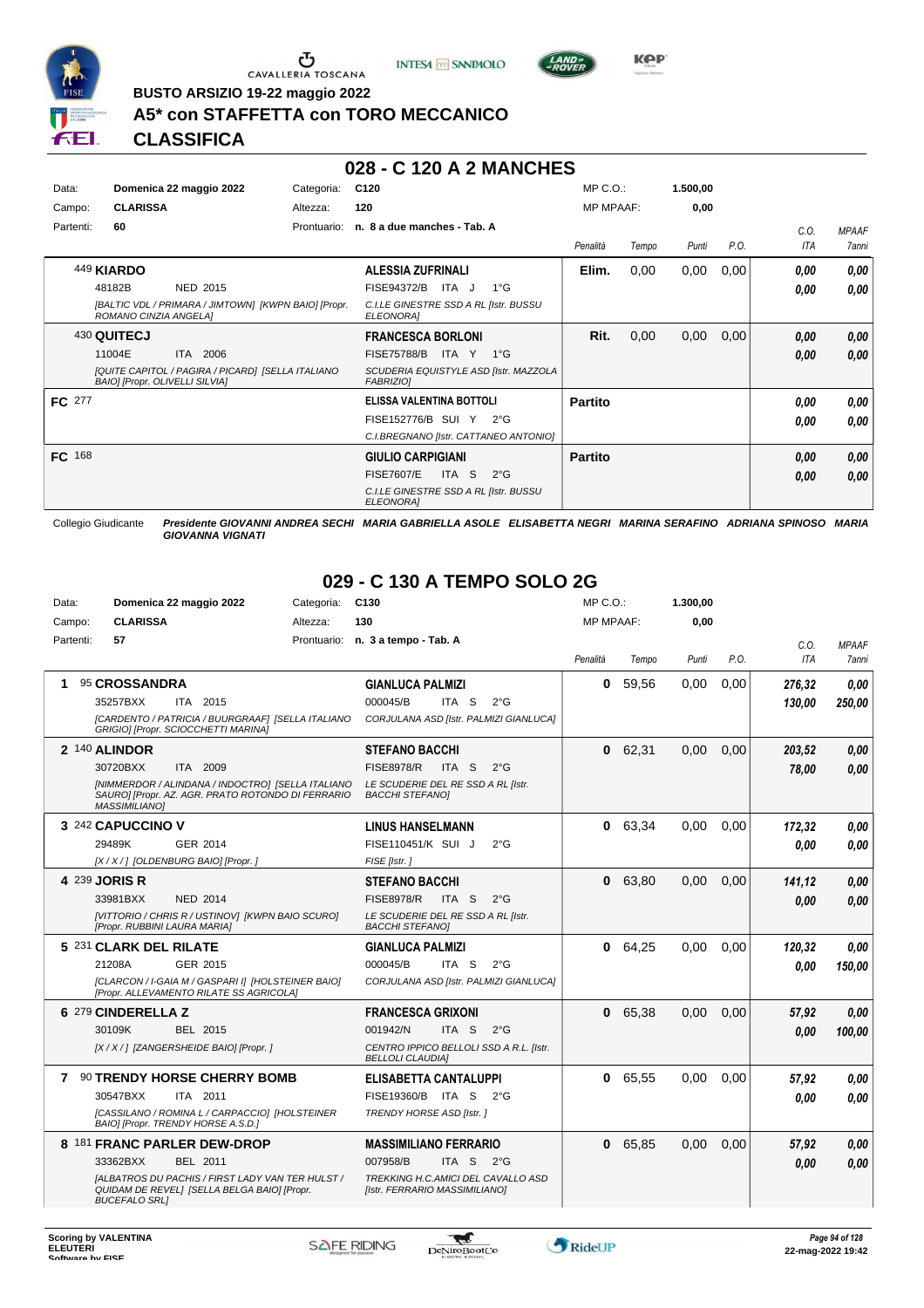BUSTO ARSIZIO 19-22 maggio 2022

# A5* con STAFFETTA con TORO MECCANICO

## CLASSIFICA

## 028 - C 120 A 2 MANCHES

Data: **Domenica 22 maggio 2022** Categoria: **C120** MP C.O.: **1.500,00**
Campo: **CLARISSA** Altezza: **120** MP MPAAF: **0,00**
Partenti: **60** Prontuario: **n. 8 a due manches - Tab. A**

| | Cavallo | Cavaliere | Penalità | Tempo | Punti | P.O. | C.O. ITA | MPAAF 7anni |
|---|---|---|---|---|---|---|---|---|
| | 449 **KIARDO** 48182B NED 2015 *[BALTIC VDL / PRIMARA / JIMTOWN] [KWPN BAIO] [Propr. ROMANO CINZIA ANGELA]* | **ALESSIA ZUFRINALI** FISE94372/B ITA J 1°G *C.I.LE GINESTRE SSD A RL [Istr. BUSSU ELEONORA]* | **Elim.** | 0,00 | 0,00 | 0,00 | *0,00* *0,00* | *0,00* *0,00* |
| | 430 **QUITECJ** 11004E ITA 2006 *[QUITE CAPITOL / PAGIRA / PICARD] [SELLA ITALIANO BAIO] [Propr. OLIVELLI SILVIA]* | **FRANCESCA BORLONI** FISE75788/B ITA Y 1°G *SCUDERIA EQUISTYLE ASD [Istr. MAZZOLA FABRIZIO]* | **Rit.** | 0,00 | 0,00 | 0,00 | *0,00* *0,00* | *0,00* *0,00* |
| **FC** 277 | | **ELISSA VALENTINA BOTTOLI** FISE152776/B SUI Y 2°G *C.I.BREGNANO [Istr. CATTANEO ANTONIO]* | **Partito** | | | | *0,00* *0,00* | *0,00* *0,00* |
| **FC** 168 | | **GIULIO CARPIGIANI** FISE7607/E ITA S 2°G *C.I.LE GINESTRE SSD A RL [Istr. BUSSU ELEONORA]* | **Partito** | | | | *0,00* *0,00* | *0,00* *0,00* |

Collegio Giudicante *Presidente GIOVANNI ANDREA SECHI MARIA GABRIELLA ASOLE ELISABETTA NEGRI MARINA SERAFINO ADRIANA SPINOSO MARIA GIOVANNA VIGNATI*

## 029 - C 130 A TEMPO SOLO 2G

Data: **Domenica 22 maggio 2022** Categoria: **C130** MP C.O.: **1.300,00**
Campo: **CLARISSA** Altezza: **130** MP MPAAF: **0,00**
Partenti: **57** Prontuario: **n. 3 a tempo - Tab. A**

| | Cavallo | Cavaliere | Penalità | Tempo | Punti | P.O. | C.O. ITA | MPAAF 7anni |
|---|---|---|---|---|---|---|---|---|
| **1** | 95 **CROSSANDRA** 35257BXX ITA 2015 *[CARDENTO / PATRICIA / BUURGRAAF] [SELLA ITALIANO GRIGIO] [Propr. SCIOCCHETTI MARINA]* | **GIANLUCA PALMIZI** 000045/B ITA S 2°G *CORJULANA ASD [Istr. PALMIZI GIANLUCA]* | **0** | 59,56 | 0,00 | 0,00 | *276,32* *130,00* | *0,00* *250,00* |
| **2** | 140 **ALINDOR** 30720BXX ITA 2009 *[NIMMERDOR / ALINDANA / INDOCTRO] [SELLA ITALIANO SAURO] [Propr. AZ. AGR. PRATO ROTONDO DI FERRARIO MASSIMILIANO]* | **STEFANO BACCHI** FISE8978/R ITA S 2°G *LE SCUDERIE DEL RE SSD A RL [Istr. BACCHI STEFANO]* | **0** | 62,31 | 0,00 | 0,00 | *203,52* *78,00* | *0,00* *0,00* |
| **3** | 242 **CAPUCCINO V** 29489K GER 2014 *[X / X / ] [OLDENBURG BAIO] [Propr. ]* | **LINUS HANSELMANN** FISE110451/K SUI J 2°G *FISE [Istr. ]* | **0** | 63,34 | 0,00 | 0,00 | *172,32* *0,00* | *0,00* *0,00* |
| **4** | 239 **JORIS R** 33981BXX NED 2014 *[VITTORIO / CHRIS R / USTINOV] [KWPN BAIO SCURO] [Propr. RUBBINI LAURA MARIA]* | **STEFANO BACCHI** FISE8978/R ITA S 2°G *LE SCUDERIE DEL RE SSD A RL [Istr. BACCHI STEFANO]* | **0** | 63,80 | 0,00 | 0,00 | *141,12* *0,00* | *0,00* *0,00* |
| **5** | 231 **CLARK DEL RILATE** 21208A GER 2015 *[CLARCON / I-GAIA M / GASPARI I] [HOLSTEINER BAIO] [Propr. ALLEVAMENTO RILATE SS AGRICOLA]* | **GIANLUCA PALMIZI** 000045/B ITA S 2°G *CORJULANA ASD [Istr. PALMIZI GIANLUCA]* | **0** | 64,25 | 0,00 | 0,00 | *120,32* *0,00* | *0,00* *150,00* |
| **6** | 279 **CINDERELLA Z** 30109K BEL 2015 *[X / X / ] [ZANGERSHEIDE BAIO] [Propr. ]* | **FRANCESCA GRIXONI** 001942/N ITA S 2°G *CENTRO IPPICO BELLOLI SSD A R.L. [Istr. BELLOLI CLAUDIA]* | **0** | 65,38 | 0,00 | 0,00 | *57,92* *0,00* | *0,00* *100,00* |
| **7** | 90 **TRENDY HORSE CHERRY BOMB** 30547BXX ITA 2011 *[CASSILANO / ROMINA L / CARPACCIO] [HOLSTEINER BAIO] [Propr. TRENDY HORSE A.S.D.]* | **ELISABETTA CANTALUPPI** FISE19360/B ITA S 2°G *TRENDY HORSE ASD [Istr. ]* | **0** | 65,55 | 0,00 | 0,00 | *57,92* *0,00* | *0,00* *0,00* |
| **8** | 181 **FRANC PARLER DEW-DROP** 33362BXX BEL 2011 *[ALBATROS DU PACHIS / FIRST LADY VAN TER HULST / QUIDAM DE REVEL] [SELLA BELGA BAIO] [Propr. BUCEFALO SRL]* | **MASSIMILIANO FERRARIO** 007958/B ITA S 2°G *TREKKING H.C.AMICI DEL CAVALLO ASD [Istr. FERRARIO MASSIMILIANO]* | **0** | 65,85 | 0,00 | 0,00 | *57,92* *0,00* | *0,00* *0,00* |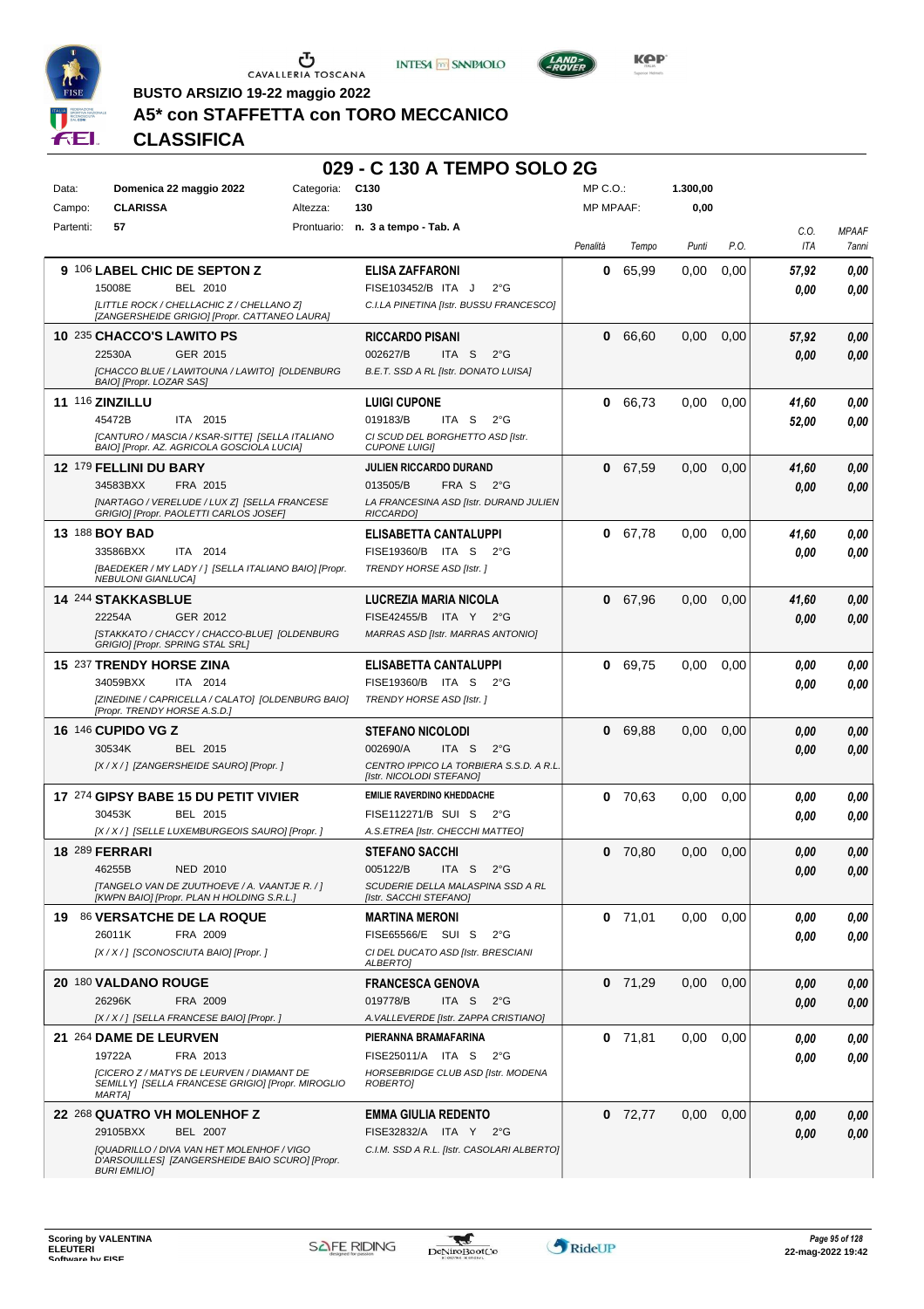BUSTO ARSIZIO 19-22 maggio 2022

# A5* con STAFFETTA con TORO MECCANICO

## CLASSIFICA

### 029 - C 130 A TEMPO SOLO 2G

| Data: | Domenica 22 maggio 2022 | Categoria: | C130 | MP C.O.: | 1.300,00 |
|---|---|---|---|---|---|
| Campo: | CLARISSA | Altezza: | 130 | MP MPAAF: | 0,00 |
| Partenti: | 57 | Prontuario: | n. 3 a tempo - Tab. A | | |

| Pos. | Cavallo | Cavaliere | Penalità | Tempo | Punti | P.O. | C.O. ITA | MPAAF 7anni |
|---|---|---|---|---|---|---|---|---|
| 9 | 106 **LABEL CHIC DE SEPTON Z** 15008E BEL 2010 *[LITTLE ROCK / CHELLACHIC Z / CHELLANO Z] [ZANGERSHEIDE GRIGIO] [Propr. CATTANEO LAURA]* | **ELISA ZAFFARONI** FISE103452/B ITA J 2°G *C.I.LA PINETINA [Istr. BUSSU FRANCESCO]* | 0 | 65,99 | 0,00 | 0,00 | 57,92 / 0,00 | 0,00 / 0,00 |
| 10 | 235 **CHACCO'S LAWITO PS** 22530A GER 2015 *[CHACCO BLUE / LAWITOUNA / LAWITO] [OLDENBURG BAIO] [Propr. LOZAR SAS]* | **RICCARDO PISANI** 002627/B ITA S 2°G *B.E.T. SSD A RL [Istr. DONATO LUISA]* | 0 | 66,60 | 0,00 | 0,00 | 57,92 / 0,00 | 0,00 / 0,00 |
| 11 | 116 **ZINZILLU** 45472B ITA 2015 *[CANTURO / MASCIA / KSAR-SITTE] [SELLA ITALIANO BAIO] [Propr. AZ. AGRICOLA GOSCIOLA LUCIA]* | **LUIGI CUPONE** 019183/B ITA S 2°G *CI SCUD DEL BORGHETTO ASD [Istr. CUPONE LUIGI]* | 0 | 66,73 | 0,00 | 0,00 | 41,60 / 52,00 | 0,00 / 0,00 |
| 12 | 179 **FELLINI DU BARY** 34583BXX FRA 2015 *[NARTAGO / VERELUDE / LUX Z] [SELLA FRANCESE GRIGIO] [Propr. PAOLETTI CARLOS JOSEF]* | **JULIEN RICCARDO DURAND** 013505/B FRA S 2°G *LA FRANCESINA ASD [Istr. DURAND JULIEN RICCARDO]* | 0 | 67,59 | 0,00 | 0,00 | 41,60 / 0,00 | 0,00 / 0,00 |
| 13 | 188 **BOY BAD** 33586BXX ITA 2014 *[BAEDEKER / MY LADY / ] [SELLA ITALIANO BAIO] [Propr. NEBULONI GIANLUCA]* | **ELISABETTA CANTALUPPI** FISE19360/B ITA S 2°G *TRENDY HORSE ASD [Istr. ]* | 0 | 67,78 | 0,00 | 0,00 | 41,60 / 0,00 | 0,00 / 0,00 |
| 14 | 244 **STAKKASBLUE** 22254A GER 2012 *[STAKKATO / CHACCY / CHACCO-BLUE] [OLDENBURG GRIGIO] [Propr. SPRING STAL SRL]* | **LUCREZIA MARIA NICOLA** FISE42455/B ITA Y 2°G *MARRAS ASD [Istr. MARRAS ANTONIO]* | 0 | 67,96 | 0,00 | 0,00 | 41,60 / 0,00 | 0,00 / 0,00 |
| 15 | 237 **TRENDY HORSE ZINA** 34059BXX ITA 2014 *[ZINEDINE / CAPRICELLA / CALATO] [OLDENBURG BAIO] [Propr. TRENDY HORSE A.S.D.]* | **ELISABETTA CANTALUPPI** FISE19360/B ITA S 2°G *TRENDY HORSE ASD [Istr. ]* | 0 | 69,75 | 0,00 | 0,00 | 0,00 / 0,00 | 0,00 / 0,00 |
| 16 | 146 **CUPIDO VG Z** 30534K BEL 2015 *[X / X / ] [ZANGERSHEIDE SAURO] [Propr. ]* | **STEFANO NICOLODI** 002690/A ITA S 2°G *CENTRO IPPICO LA TORBIERA S.S.D. A R.L. [Istr. NICOLODI STEFANO]* | 0 | 69,88 | 0,00 | 0,00 | 0,00 / 0,00 | 0,00 / 0,00 |
| 17 | 274 **GIPSY BABE 15 DU PETIT VIVIER** 30453K BEL 2015 *[X / X / ] [SELLE LUXEMBURGEOIS SAURO] [Propr. ]* | **EMILIE RAVERDINO KHEDDACHE** FISE112271/B SUI S 2°G *A.S.ETREA [Istr. CHECCHI MATTEO]* | 0 | 70,63 | 0,00 | 0,00 | 0,00 / 0,00 | 0,00 / 0,00 |
| 18 | 289 **FERRARI** 46255B NED 2010 *[TANGELO VAN DE ZUUTHOEVE / A. VAANTJE R. / ] [KWPN BAIO] [Propr. PLAN H HOLDING S.R.L.]* | **STEFANO SACCHI** 005122/B ITA S 2°G *SCUDERIE DELLA MALASPINA SSD A RL [Istr. SACCHI STEFANO]* | 0 | 70,80 | 0,00 | 0,00 | 0,00 / 0,00 | 0,00 / 0,00 |
| 19 | 86 **VERSATCHE DE LA ROQUE** 26011K FRA 2009 *[X / X / ] [SCONOSCIUTA BAIO] [Propr. ]* | **MARTINA MERONI** FISE65566/E SUI S 2°G *CI DEL DUCATO ASD [Istr. BRESCIANI ALBERTO]* | 0 | 71,01 | 0,00 | 0,00 | 0,00 / 0,00 | 0,00 / 0,00 |
| 20 | 180 **VALDANO ROUGE** 26296K FRA 2009 *[X / X / ] [SELLA FRANCESE BAIO] [Propr. ]* | **FRANCESCA GENOVA** 019778/B ITA S 2°G *A.VALLEVERDE [Istr. ZAPPA CRISTIANO]* | 0 | 71,29 | 0,00 | 0,00 | 0,00 / 0,00 | 0,00 / 0,00 |
| 21 | 264 **DAME DE LEURVEN** 19722A FRA 2013 *[CICERO Z / MATYS DE LEURVEN / DIAMANT DE SEMILLY] [SELLA FRANCESE GRIGIO] [Propr. MIROGLIO MARTA]* | **PIERANNA BRAMAFARINA** FISE25011/A ITA S 2°G *HORSEBRIDGE CLUB ASD [Istr. MODENA ROBERTO]* | 0 | 71,81 | 0,00 | 0,00 | 0,00 / 0,00 | 0,00 / 0,00 |
| 22 | 268 **QUATRO VH MOLENHOF Z** 29105BXX BEL 2007 *[QUADRILLO / DIVA VAN HET MOLENHOF / VIGO D'ARSOUILLES] [ZANGERSHEIDE BAIO SCURO] [Propr. BURI EMILIO]* | **EMMA GIULIA REDENTO** FISE32832/A ITA Y 2°G *C.I.M. SSD A R.L. [Istr. CASOLARI ALBERTO]* | 0 | 72,77 | 0,00 | 0,00 | 0,00 / 0,00 | 0,00 / 0,00 |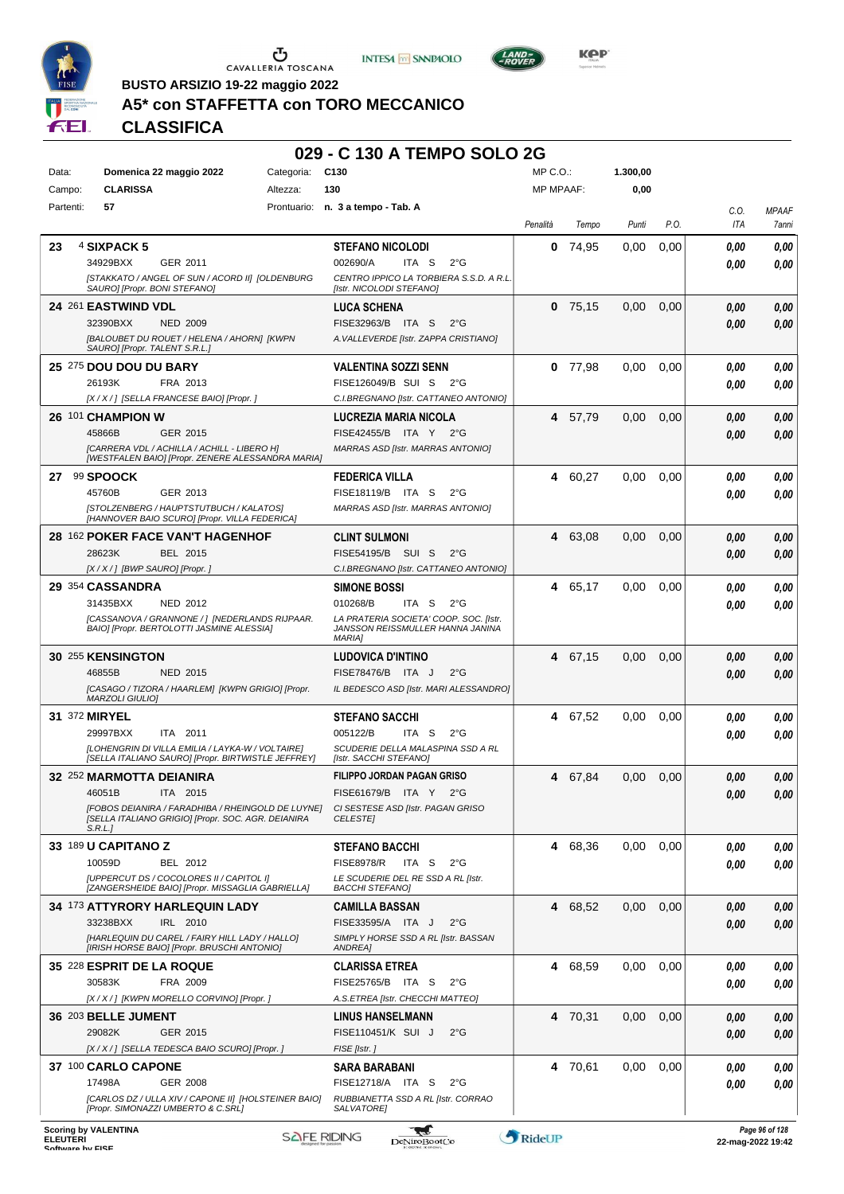BUSTO ARSIZIO 19-22 maggio 2022

# A5* con STAFFETTA con TORO MECCANICO

## CLASSIFICA

## 029 - C 130 A TEMPO SOLO 2G

| | | | |
|---|---|---|---|
| Data: | Domenica 22 maggio 2022 | Categoria: | C130 |
| Campo: | CLARISSA | Altezza: | 130 |
| Partenti: | 57 | Prontuario: | n. 3 a tempo - Tab. A |

MP C.O.: 1.300,00
MP MPAAF: 0,00

| Cl. | N. | Cavallo | Cavaliere | Penalità | Tempo | Punti | P.O. | C.O. ITA | MPAAF 7anni |
|---|---|---|---|---|---|---|---|---|---|
| 23 | 4 | **SIXPACK 5**<br>34929BXX GER 2011<br>*[STAKKATO / ANGEL OF SUN / ACORD II] [OLDENBURG SAURO] [Propr. BONI STEFANO]* | **STEFANO NICOLODI**<br>002690/A ITA S 2°G<br>*CENTRO IPPICO LA TORBIERA S.S.D. A R.L. [Istr. NICOLODI STEFANO]* | 0 | 74,95 | 0,00 | 0,00 | 0,00<br>0,00 | 0,00<br>0,00 |
| 24 | 261 | **EASTWIND VDL**<br>32390BXX NED 2009<br>*[BALOUBET DU ROUET / HELENA / AHORN] [KWPN SAURO] [Propr. TALENT S.R.L.]* | **LUCA SCHENA**<br>FISE32963/B ITA S 2°G<br>*A.VALLEVERDE [Istr. ZAPPA CRISTIANO]* | 0 | 75,15 | 0,00 | 0,00 | 0,00<br>0,00 | 0,00<br>0,00 |
| 25 | 275 | **DOU DOU DU BARY**<br>26193K FRA 2013<br>*[X / X / ] [SELLA FRANCESE BAIO] [Propr. ]* | **VALENTINA SOZZI SENN**<br>FISE126049/B SUI S 2°G<br>*C.I.BREGNANO [Istr. CATTANEO ANTONIO]* | 0 | 77,98 | 0,00 | 0,00 | 0,00<br>0,00 | 0,00<br>0,00 |
| 26 | 101 | **CHAMPION W**<br>45866B GER 2015<br>*[CARRERA VDL / ACHILLA / ACHILL - LIBERO H] [WESTFALEN BAIO] [Propr. ZENERE ALESSANDRA MARIA]* | **LUCREZIA MARIA NICOLA**<br>FISE42455/B ITA Y 2°G<br>*MARRAS ASD [Istr. MARRAS ANTONIO]* | 4 | 57,79 | 0,00 | 0,00 | 0,00<br>0,00 | 0,00<br>0,00 |
| 27 | 99 | **SPOOCK**<br>45760B GER 2013<br>*[STOLZENBERG / HAUPTSTUTBUCH / KALATOS] [HANNOVER BAIO SCURO] [Propr. VILLA FEDERICA]* | **FEDERICA VILLA**<br>FISE18119/B ITA S 2°G<br>*MARRAS ASD [Istr. MARRAS ANTONIO]* | 4 | 60,27 | 0,00 | 0,00 | 0,00<br>0,00 | 0,00<br>0,00 |
| 28 | 162 | **POKER FACE VAN'T HAGENHOF**<br>28623K BEL 2015<br>*[X / X / ] [BWP SAURO] [Propr. ]* | **CLINT SULMONI**<br>FISE54195/B SUI S 2°G<br>*C.I.BREGNANO [Istr. CATTANEO ANTONIO]* | 4 | 63,08 | 0,00 | 0,00 | 0,00<br>0,00 | 0,00<br>0,00 |
| 29 | 354 | **CASSANDRA**<br>31435BXX NED 2012<br>*[CASSANOVA / GRANNONE / ] [NEDERLANDS RIJPAAR. BAIO] [Propr. BERTOLOTTI JASMINE ALESSIA]* | **SIMONE BOSSI**<br>010268/B ITA S 2°G<br>*LA PRATERIA SOCIETA' COOP. SOC. [Istr. JANSSON REISSMULLER HANNA JANINA MARIA]* | 4 | 65,17 | 0,00 | 0,00 | 0,00<br>0,00 | 0,00<br>0,00 |
| 30 | 255 | **KENSINGTON**<br>46855B NED 2015<br>*[CASAGO / TIZORA / HAARLEM] [KWPN GRIGIO] [Propr. MARZOLI GIULIO]* | **LUDOVICA D'INTINO**<br>FISE78476/B ITA J 2°G<br>*IL BEDESCO ASD [Istr. MARI ALESSANDRO]* | 4 | 67,15 | 0,00 | 0,00 | 0,00<br>0,00 | 0,00<br>0,00 |
| 31 | 372 | **MIRYEL**<br>29997BXX ITA 2011<br>*[LOHENGRIN DI VILLA EMILIA / LAYKA-W / VOLTAIRE] [SELLA ITALIANO SAURO] [Propr. BIRTWISTLE JEFFREY]* | **STEFANO SACCHI**<br>005122/B ITA S 2°G<br>*SCUDERIE DELLA MALASPINA SSD A RL [Istr. SACCHI STEFANO]* | 4 | 67,52 | 0,00 | 0,00 | 0,00<br>0,00 | 0,00<br>0,00 |
| 32 | 252 | **MARMOTTA DEIANIRA**<br>46051B ITA 2015<br>*[FOBOS DEIANIRA / FARADHIBA / RHEINGOLD DE LUYNE] [SELLA ITALIANO GRIGIO] [Propr. SOC. AGR. DEIANIRA S.R.L.]* | **FILIPPO JORDAN PAGAN GRISO**<br>FISE61679/B ITA Y 2°G<br>*CI SESTESE ASD [Istr. PAGAN GRISO CELESTE]* | 4 | 67,84 | 0,00 | 0,00 | 0,00<br>0,00 | 0,00<br>0,00 |
| 33 | 189 | **U CAPITANO Z**<br>10059D BEL 2012<br>*[UPPERCUT DS / COCOLORES II / CAPITOL I] [ZANGERSHEIDE BAIO] [Propr. MISSAGLIA GABRIELLA]* | **STEFANO BACCHI**<br>FISE8978/R ITA S 2°G<br>*LE SCUDERIE DEL RE SSD A RL [Istr. BACCHI STEFANO]* | 4 | 68,36 | 0,00 | 0,00 | 0,00<br>0,00 | 0,00<br>0,00 |
| 34 | 173 | **ATTYRORY HARLEQUIN LADY**<br>33238BXX IRL 2010<br>*[HARLEQUIN DU CAREL / FAIRY HILL LADY / HALLO] [IRISH HORSE BAIO] [Propr. BRUSCHI ANTONIO]* | **CAMILLA BASSAN**<br>FISE33595/A ITA J 2°G<br>*SIMPLY HORSE SSD A RL [Istr. BASSAN ANDREA]* | 4 | 68,52 | 0,00 | 0,00 | 0,00<br>0,00 | 0,00<br>0,00 |
| 35 | 228 | **ESPRIT DE LA ROQUE**<br>30583K FRA 2009<br>*[X / X / ] [KWPN MORELLO CORVINO] [Propr. ]* | **CLARISSA ETREA**<br>FISE25765/B ITA S 2°G<br>*A.S.ETREA [Istr. CHECCHI MATTEO]* | 4 | 68,59 | 0,00 | 0,00 | 0,00<br>0,00 | 0,00<br>0,00 |
| 36 | 203 | **BELLE JUMENT**<br>29082K GER 2015<br>*[X / X / ] [SELLA TEDESCA BAIO SCURO] [Propr. ]* | **LINUS HANSELMANN**<br>FISE110451/K SUI J 2°G<br>*FISE [Istr. ]* | 4 | 70,31 | 0,00 | 0,00 | 0,00<br>0,00 | 0,00<br>0,00 |
| 37 | 100 | **CARLO CAPONE**<br>17498A GER 2008<br>*[CARLOS DZ / ULLA XIV / CAPONE II] [HOLSTEINER BAIO] [Propr. SIMONAZZI UMBERTO & C.SRL]* | **SARA BARABANI**<br>FISE12718/A ITA S 2°G<br>*RUBBIANETTA SSD A RL [Istr. CORRAO SALVATORE]* | 4 | 70,61 | 0,00 | 0,00 | 0,00<br>0,00 | 0,00<br>0,00 |

Scoring by VALENTINA ELEUTERI
Software by FISE
22-mag-2022 19:42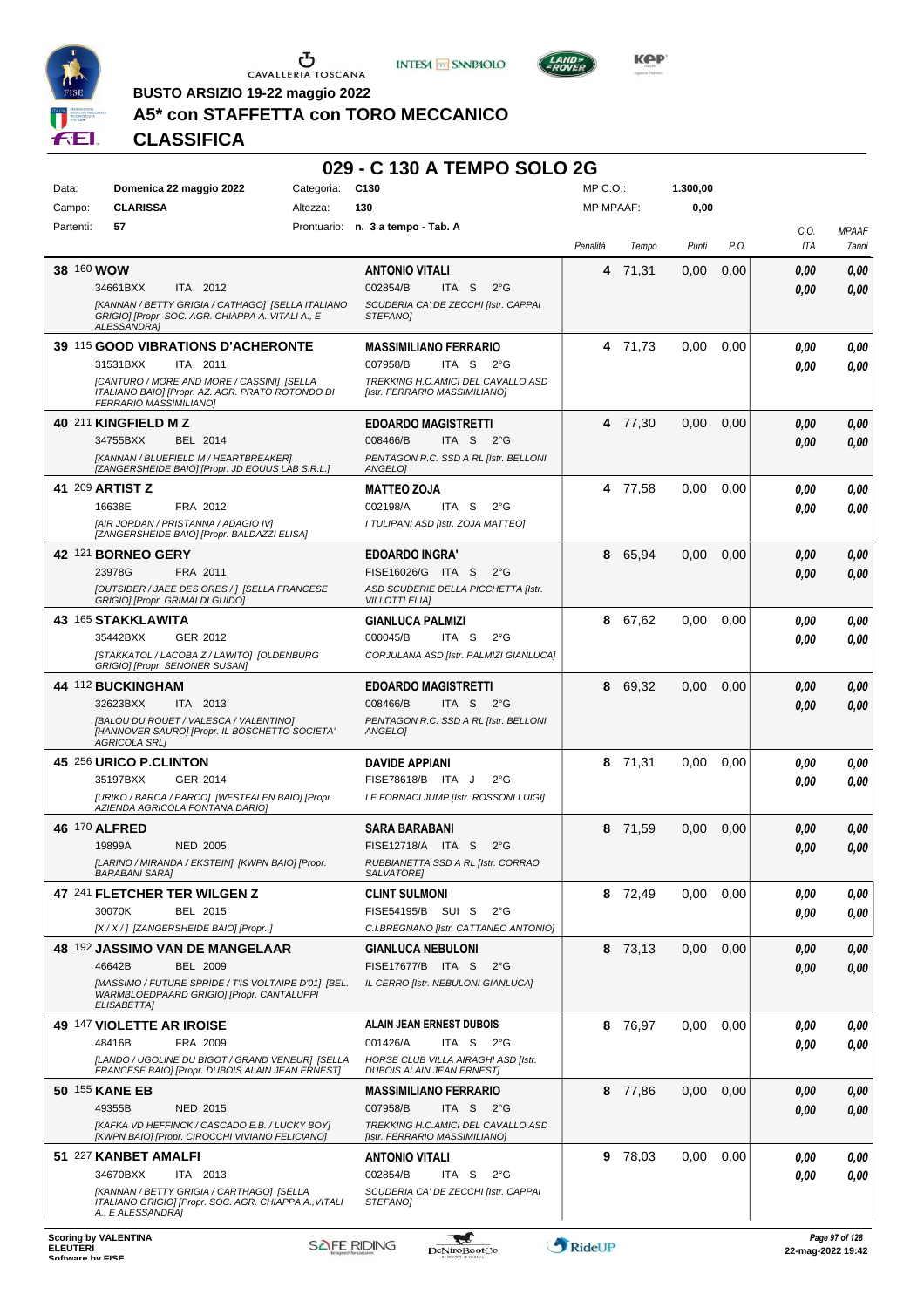BUSTO ARSIZIO 19-22 maggio 2022

# A5* con STAFFETTA con TORO MECCANICO

## CLASSIFICA

### 029 - C 130 A TEMPO SOLO 2G

| | | | |
|---|---|---|---|
| Data: | Domenica 22 maggio 2022 | Categoria: | C130 |
| Campo: | CLARISSA | Altezza: | 130 |
| Partenti: | 57 | Prontuario: | n. 3 a tempo - Tab. A |

MP C.O.: 1.300,00
MP MPAAF: 0,00

| Class. | N. | Cavallo | Cavaliere | Penalità | Tempo | Punti | P.O. | C.O. ITA | MPAAF 7anni |
|---|---|---|---|---|---|---|---|---|---|
| 38 | 160 | **WOW** 34661BXX ITA 2012 *[KANNAN / BETTY GRIGIA / CATHAGO] [SELLA ITALIANO GRIGIO] [Propr. SOC. AGR. CHIAPPA A.,VITALI A., E ALESSANDRA]* | **ANTONIO VITALI** 002854/B ITA S 2°G *SCUDERIA CA' DE ZECCHI [Istr. CAPPAI STEFANO]* | 4 | 71,31 | 0,00 | 0,00 | 0,00 / 0,00 | 0,00 / 0,00 |
| 39 | 115 | **GOOD VIBRATIONS D'ACHERONTE** 31531BXX ITA 2011 *[CANTURO / MORE AND MORE / CASSINI] [SELLA ITALIANO BAIO] [Propr. AZ. AGR. PRATO ROTONDO DI FERRARIO MASSIMILIANO]* | **MASSIMILIANO FERRARIO** 007958/B ITA S 2°G *TREKKING H.C.AMICI DEL CAVALLO ASD [Istr. FERRARIO MASSIMILIANO]* | 4 | 71,73 | 0,00 | 0,00 | 0,00 / 0,00 | 0,00 / 0,00 |
| 40 | 211 | **KINGFIELD M Z** 34755BXX BEL 2014 *[KANNAN / BLUEFIELD M / HEARTBREAKER] [ZANGERSHEIDE BAIO] [Propr. JD EQUUS LAB S.R.L.]* | **EDOARDO MAGISTRETTI** 008466/B ITA S 2°G *PENTAGON R.C. SSD A RL [Istr. BELLONI ANGELO]* | 4 | 77,30 | 0,00 | 0,00 | 0,00 / 0,00 | 0,00 / 0,00 |
| 41 | 209 | **ARTIST Z** 16638E FRA 2012 *[AIR JORDAN / PRISTANNA / ADAGIO IV] [ZANGERSHEIDE BAIO] [Propr. BALDAZZI ELISA]* | **MATTEO ZOJA** 002198/A ITA S 2°G *I TULIPANI ASD [Istr. ZOJA MATTEO]* | 4 | 77,58 | 0,00 | 0,00 | 0,00 / 0,00 | 0,00 / 0,00 |
| 42 | 121 | **BORNEO GERY** 23978G FRA 2011 *[OUTSIDER / JAEE DES ORES / ] [SELLA FRANCESE GRIGIO] [Propr. GRIMALDI GUIDO]* | **EDOARDO INGRA'** FISE16026/G ITA S 2°G *ASD SCUDERIE DELLA PICCHETTA [Istr. VILLOTTI ELIA]* | 8 | 65,94 | 0,00 | 0,00 | 0,00 / 0,00 | 0,00 / 0,00 |
| 43 | 165 | **STAKKLAWITA** 35442BXX GER 2012 *[STAKKATOL / LACOBA Z / LAWITO] [OLDENBURG GRIGIO] [Propr. SENONER SUSAN]* | **GIANLUCA PALMIZI** 000045/B ITA S 2°G *CORJULANA ASD [Istr. PALMIZI GIANLUCA]* | 8 | 67,62 | 0,00 | 0,00 | 0,00 / 0,00 | 0,00 / 0,00 |
| 44 | 112 | **BUCKINGHAM** 32623BXX ITA 2013 *[BALOU DU ROUET / VALESCA / VALENTINO] [HANNOVER SAURO] [Propr. IL BOSCHETTO SOCIETA' AGRICOLA SRL]* | **EDOARDO MAGISTRETTI** 008466/B ITA S 2°G *PENTAGON R.C. SSD A RL [Istr. BELLONI ANGELO]* | 8 | 69,32 | 0,00 | 0,00 | 0,00 / 0,00 | 0,00 / 0,00 |
| 45 | 256 | **URICO P.CLINTON** 35197BXX GER 2014 *[URIKO / BARCA / PARCO] [WESTFALEN BAIO] [Propr. AZIENDA AGRICOLA FONTANA DARIO]* | **DAVIDE APPIANI** FISE78618/B ITA J 2°G *LE FORNACI JUMP [Istr. ROSSONI LUIGI]* | 8 | 71,31 | 0,00 | 0,00 | 0,00 / 0,00 | 0,00 / 0,00 |
| 46 | 170 | **ALFRED** 19899A NED 2005 *[LARINO / MIRANDA / EKSTEIN] [KWPN BAIO] [Propr. BARABANI SARA]* | **SARA BARABANI** FISE12718/A ITA S 2°G *RUBBIANETTA SSD A RL [Istr. CORRAO SALVATORE]* | 8 | 71,59 | 0,00 | 0,00 | 0,00 / 0,00 | 0,00 / 0,00 |
| 47 | 241 | **FLETCHER TER WILGEN Z** 30070K BEL 2015 *[X / X / ] [ZANGERSHEIDE BAIO] [Propr. ]* | **CLINT SULMONI** FISE54195/B SUI S 2°G *C.I.BREGNANO [Istr. CATTANEO ANTONIO]* | 8 | 72,49 | 0,00 | 0,00 | 0,00 / 0,00 | 0,00 / 0,00 |
| 48 | 192 | **JASSIMO VAN DE MANGELAAR** 46642B BEL 2009 *[MASSIMO / FUTURE SPRIDE / T'IS VOLTAIRE D'01] [BEL. WARMBLOEDPAARD GRIGIO] [Propr. CANTALUPPI ELISABETTA]* | **GIANLUCA NEBULONI** FISE17677/B ITA S 2°G *IL CERRO [Istr. NEBULONI GIANLUCA]* | 8 | 73,13 | 0,00 | 0,00 | 0,00 / 0,00 | 0,00 / 0,00 |
| 49 | 147 | **VIOLETTE AR IROISE** 48416B FRA 2009 *[LANDO / UGOLINE DU BIGOT / GRAND VENEUR] [SELLA FRANCESE BAIO] [Propr. DUBOIS ALAIN JEAN ERNEST]* | **ALAIN JEAN ERNEST DUBOIS** 001426/A ITA S 2°G *HORSE CLUB VILLA AIRAGHI ASD [Istr. DUBOIS ALAIN JEAN ERNEST]* | 8 | 76,97 | 0,00 | 0,00 | 0,00 / 0,00 | 0,00 / 0,00 |
| 50 | 155 | **KANE EB** 49355B NED 2015 *[KAFKA VD HEFFINCK / CASCADO E.B. / LUCKY BOY] [KWPN BAIO] [Propr. CIROCCHI VIVIANO FELICIANO]* | **MASSIMILIANO FERRARIO** 007958/B ITA S 2°G *TREKKING H.C.AMICI DEL CAVALLO ASD [Istr. FERRARIO MASSIMILIANO]* | 8 | 77,86 | 0,00 | 0,00 | 0,00 / 0,00 | 0,00 / 0,00 |
| 51 | 227 | **KANBET AMALFI** 34670BXX ITA 2013 *[KANNAN / BETTY GRIGIA / CARTHAGO] [SELLA ITALIANO GRIGIO] [Propr. SOC. AGR. CHIAPPA A.,VITALI A., E ALESSANDRA]* | **ANTONIO VITALI** 002854/B ITA S 2°G *SCUDERIA CA' DE ZECCHI [Istr. CAPPAI STEFANO]* | 9 | 78,03 | 0,00 | 0,00 | 0,00 / 0,00 | 0,00 / 0,00 |

Scoring by VALENTINA ELEUTERI
22-mag-2022 19:42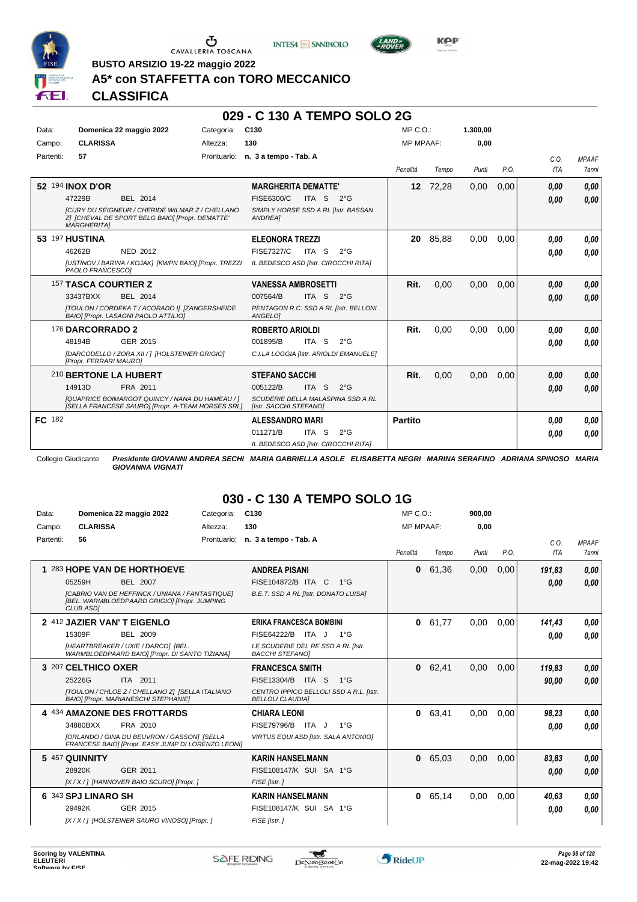BUSTO ARSIZIO 19-22 maggio 2022

# A5* con STAFFETTA con TORO MECCANICO

## CLASSIFICA

### 029 - C 130 A TEMPO SOLO 2G

| Data: | Domenica 22 maggio 2022 | Categoria: | C130 | MP C.O.: | 1.300,00 |
|---|---|---|---|---|---|
| Campo: | CLARISSA | Altezza: | 130 | MP MPAAF: | 0,00 |
| Partenti: | 57 | Prontuario: | n. 3 a tempo - Tab. A | | |

| | Cavallo | Cavaliere | Penalità | Tempo | Punti | P.O. | C.O. ITA | MPAAF 7anni |
|---|---|---|---|---|---|---|---|---|
| 52 | 194 **INOX D'OR** 47229B BEL 2014 *[CURY DU SEIGNEUR / CHERIDE WILMAR Z / CHELLANO Z] [CHEVAL DE SPORT BELG BAIO] [Propr. DEMATTE' MARGHERITA]* | **MARGHERITA DEMATTE'** FISE6300/C ITA S 2°G *SIMPLY HORSE SSD A RL [Istr. BASSAN ANDREA]* | 12 | 72,28 | 0,00 | 0,00 | 0,00 / 0,00 | 0,00 / 0,00 |
| 53 | 197 **HUSTINA** 46262B NED 2012 *[USTINOV / BARINA / KOJAK] [KWPN BAIO] [Propr. TREZZI PAOLO FRANCESCO]* | **ELEONORA TREZZI** FISE7327/C ITA S 2°G *IL BEDESCO ASD [Istr. CIROCCHI RITA]* | 20 | 85,88 | 0,00 | 0,00 | 0,00 / 0,00 | 0,00 / 0,00 |
| | 157 **TASCA COURTIER Z** 33437BXX BEL 2014 *[TOULON / CORDEKA T / ACORADO I] [ZANGERSHEIDE BAIO] [Propr. LASAGNI PAOLO ATTILIO]* | **VANESSA AMBROSETTI** 007564/B ITA S 2°G *PENTAGON R.C. SSD A RL [Istr. BELLONI ANGELO]* | Rit. | 0,00 | 0,00 | 0,00 | 0,00 / 0,00 | 0,00 / 0,00 |
| | 176 **DARCORRADO 2** 48194B GER 2015 *[DARCODELLO / ZORA XII / ] [HOLSTEINER GRIGIO] [Propr. FERRARI MAURO]* | **ROBERTO ARIOLDI** 001895/B ITA S 2°G *C.I.LA LOGGIA [Istr. ARIOLDI EMANUELE]* | Rit. | 0,00 | 0,00 | 0,00 | 0,00 / 0,00 | 0,00 / 0,00 |
| | 210 **BERTONE LA HUBERT** 14913D FRA 2011 *[QUAPRICE BOIMARGOT QUINCY / NANA DU HAMEAU / ] [SELLA FRANCESE SAURO] [Propr. A-TEAM HORSES SRL]* | **STEFANO SACCHI** 005122/B ITA S 2°G *SCUDERIE DELLA MALASPINA SSD A RL [Istr. SACCHI STEFANO]* | Rit. | 0,00 | 0,00 | 0,00 | 0,00 / 0,00 | 0,00 / 0,00 |
| FC | 182 | **ALESSANDRO MARI** 011271/B ITA S 2°G *IL BEDESCO ASD [Istr. CIROCCHI RITA]* | Partito | | | | 0,00 / 0,00 | 0,00 / 0,00 |

Collegio Giudicante *Presidente GIOVANNI ANDREA SECHI MARIA GABRIELLA ASOLE ELISABETTA NEGRI MARINA SERAFINO ADRIANA SPINOSO MARIA GIOVANNA VIGNATI*

### 030 - C 130 A TEMPO SOLO 1G

| Data: | Domenica 22 maggio 2022 | Categoria: | C130 | MP C.O.: | 900,00 |
|---|---|---|---|---|---|
| Campo: | CLARISSA | Altezza: | 130 | MP MPAAF: | 0,00 |
| Partenti: | 56 | Prontuario: | n. 3 a tempo - Tab. A | | |

| | Cavallo | Cavaliere | Penalità | Tempo | Punti | P.O. | C.O. ITA | MPAAF 7anni |
|---|---|---|---|---|---|---|---|---|
| 1 | 283 **HOPE VAN DE HORTHOEVE** 05259H BEL 2007 *[CABRIO VAN DE HEFFINCK / UNIANA / FANTASTIQUE] [BEL. WARMBLOEDPAARD GRIGIO] [Propr. JUMPING CLUB ASD]* | **ANDREA PISANI** FISE104872/B ITA C 1°G *B.E.T. SSD A RL [Istr. DONATO LUISA]* | 0 | 61,36 | 0,00 | 0,00 | 191,83 / 0,00 | 0,00 / 0,00 |
| 2 | 412 **JAZIER VAN' T EIGENLO** 15309F BEL 2009 *[HEARTBREAKER / UXIE / DARCO] [BEL. WARMBLOEDPAARD BAIO] [Propr. DI SANTO TIZIANA]* | **ERIKA FRANCESCA BOMBINI** FISE64222/B ITA J 1°G *LE SCUDERIE DEL RE SSD A RL [Istr. BACCHI STEFANO]* | 0 | 61,77 | 0,00 | 0,00 | 141,43 / 0,00 | 0,00 / 0,00 |
| 3 | 207 **CELTHICO OXER** 25226G ITA 2011 *[TOULON / CHLOE Z / CHELLANO Z] [SELLA ITALIANO BAIO] [Propr. MARIANESCHI STEPHANIE]* | **FRANCESCA SMITH** FISE13304/B ITA S 1°G *CENTRO IPPICO BELLOLI SSD A R.L. [Istr. BELLOLI CLAUDIA]* | 0 | 62,41 | 0,00 | 0,00 | 119,83 / 90,00 | 0,00 / 0,00 |
| 4 | 434 **AMAZONE DES FROTTARDS** 34880BXX FRA 2010 *[ORLANDO / GINA DU BEUVRON / GASSON] [SELLA FRANCESE BAIO] [Propr. EASY JUMP DI LORENZO LEONI]* | **CHIARA LEONI** FISE79796/B ITA J 1°G *VIRTUS EQUI ASD [Istr. SALA ANTONIO]* | 0 | 63,41 | 0,00 | 0,00 | 98,23 / 0,00 | 0,00 / 0,00 |
| 5 | 457 **QUINNITY** 28920K GER 2011 *[X / X / ] [HANNOVER BAIO SCURO] [Propr. ]* | **KARIN HANSELMANN** FISE108147/K SUI SA 1°G *FISE [Istr. ]* | 0 | 65,03 | 0,00 | 0,00 | 83,83 / 0,00 | 0,00 / 0,00 |
| 6 | 343 **SPJ LINARO SH** 29492K GER 2015 *[X / X / ] [HOLSTEINER SAURO VINOSO] [Propr. ]* | **KARIN HANSELMANN** FISE108147/K SUI SA 1°G *FISE [Istr. ]* | 0 | 65,14 | 0,00 | 0,00 | 40,63 / 0,00 | 0,00 / 0,00 |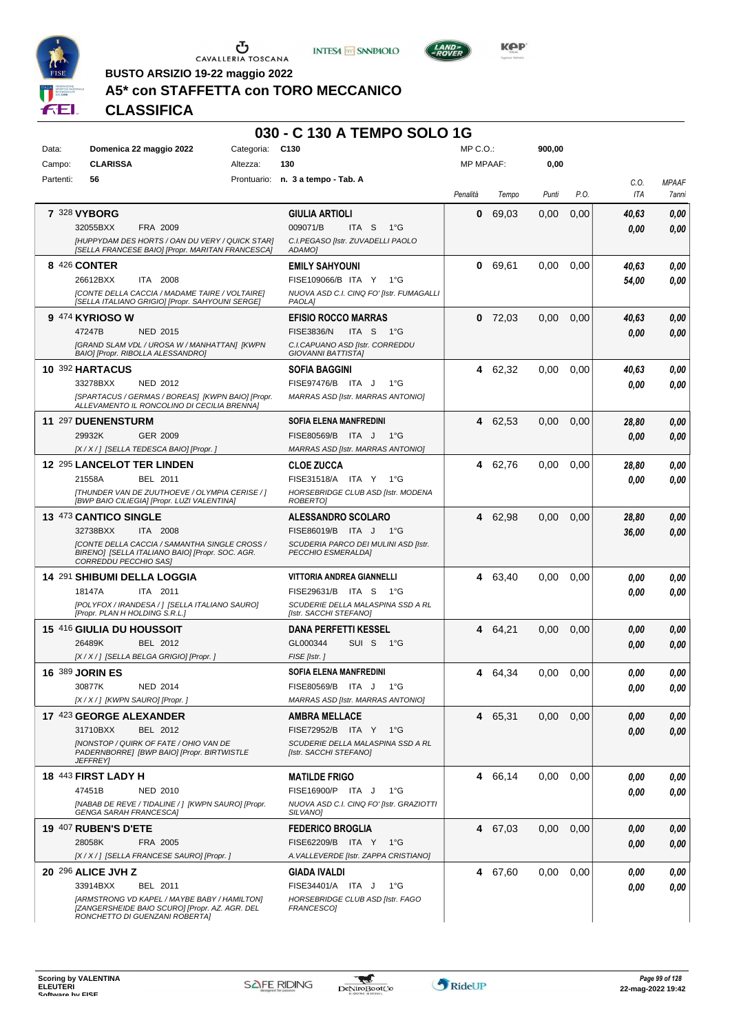**BUSTO ARSIZIO 19-22 maggio 2022**

## A5* con STAFFETTA con TORO MECCANICO

## CLASSIFICA

### 030 - C 130 A TEMPO SOLO 1G

| | | | | | |
|---|---|---|---|---|---|
| Data: | Domenica 22 maggio 2022 | Categoria: | C130 | MP C.O.: | 900,00 |
| Campo: | CLARISSA | Altezza: | 130 | MP MPAAF: | 0,00 |
| Partenti: | 56 | Prontuario: | n. 3 a tempo - Tab. A | | |

| Cl. | Cavallo | Cavaliere | Penalità | Tempo | Punti | P.O. | C.O. ITA | MPAAF 7anni |
|---|---|---|---|---|---|---|---|---|
| 7 | 328 **VYBORG** 32055BXX FRA 2009 *[HUPPYDAM DES HORTS / OAN DU VERY / QUICK STAR] [SELLA FRANCESE BAIO] [Propr. MARITAN FRANCESCA]* | **GIULIA ARTIOLI** 009071/B ITA S 1°G *C.I.PEGASO [Istr. ZUVADELLI PAOLO ADAMO]* | 0 | 69,03 | 0,00 | 0,00 | 40,63 / 0,00 | 0,00 / 0,00 |
| 8 | 426 **CONTER** 26612BXX ITA 2008 *[CONTE DELLA CACCIA / MADAME TAIRE / VOLTAIRE] [SELLA ITALIANO GRIGIO] [Propr. SAHYOUNI SERGE]* | **EMILY SAHYOUNI** FISE109066/B ITA Y 1°G *NUOVA ASD C.I. CINQ FO' [Istr. FUMAGALLI PAOLA]* | 0 | 69,61 | 0,00 | 0,00 | 40,63 / 54,00 | 0,00 / 0,00 |
| 9 | 474 **KYRIOSO W** 47247B NED 2015 *[GRAND SLAM VDL / UROSA W / MANHATTAN] [KWPN BAIO] [Propr. RIBOLLA ALESSANDRO]* | **EFISIO ROCCO MARRAS** FISE3836/N ITA S 1°G *C.I.CAPUANO ASD [Istr. CORREDDU GIOVANNI BATTISTA]* | 0 | 72,03 | 0,00 | 0,00 | 40,63 / 0,00 | 0,00 / 0,00 |
| 10 | 392 **HARTACUS** 33278BXX NED 2012 *[SPARTACUS / GERMAS / BOREAS] [KWPN BAIO] [Propr. ALLEVAMENTO IL RONCOLINO DI CECILIA BRENNA]* | **SOFIA BAGGINI** FISE97476/B ITA J 1°G *MARRAS ASD [Istr. MARRAS ANTONIO]* | 4 | 62,32 | 0,00 | 0,00 | 40,63 / 0,00 | 0,00 / 0,00 |
| 11 | 297 **DUENENSTURM** 29932K GER 2009 *[X / X / ] [SELLA TEDESCA BAIO] [Propr. ]* | **SOFIA ELENA MANFREDINI** FISE80569/B ITA J 1°G *MARRAS ASD [Istr. MARRAS ANTONIO]* | 4 | 62,53 | 0,00 | 0,00 | 28,80 / 0,00 | 0,00 / 0,00 |
| 12 | 295 **LANCELOT TER LINDEN** 21558A BEL 2011 *[THUNDER VAN DE ZUUTHOEVE / OLYMPIA CERISE / ] [BWP BAIO CILIEGIA] [Propr. LUZI VALENTINA]* | **CLOE ZUCCA** FISE31518/A ITA Y 1°G *HORSEBRIDGE CLUB ASD [Istr. MODENA ROBERTO]* | 4 | 62,76 | 0,00 | 0,00 | 28,80 / 0,00 | 0,00 / 0,00 |
| 13 | 473 **CANTICO SINGLE** 32738BXX ITA 2008 *[CONTE DELLA CACCIA / SAMANTHA SINGLE CROSS / BIRENO] [SELLA ITALIANO BAIO] [Propr. SOC. AGR. CORREDDU PECCHIO SAS]* | **ALESSANDRO SCOLARO** FISE86019/B ITA J 1°G *SCUDERIA PARCO DEI MULINI ASD [Istr. PECCHIO ESMERALDA]* | 4 | 62,98 | 0,00 | 0,00 | 28,80 / 36,00 | 0,00 / 0,00 |
| 14 | 291 **SHIBUMI DELLA LOGGIA** 18147A ITA 2011 *[POLYFOX / IRANDESA / ] [SELLA ITALIANO SAURO] [Propr. PLAN H HOLDING S.R.L.]* | **VITTORIA ANDREA GIANNELLI** FISE29631/B ITA S 1°G *SCUDERIE DELLA MALASPINA SSD A RL [Istr. SACCHI STEFANO]* | 4 | 63,40 | 0,00 | 0,00 | 0,00 / 0,00 | 0,00 / 0,00 |
| 15 | 416 **GIULIA DU HOUSSOIT** 26489K BEL 2012 *[X / X / ] [SELLA BELGA GRIGIO] [Propr. ]* | **DANA PERFETTI KESSEL** GL000344 SUI S 1°G *FISE [Istr. ]* | 4 | 64,21 | 0,00 | 0,00 | 0,00 / 0,00 | 0,00 / 0,00 |
| 16 | 389 **JORIN ES** 30877K NED 2014 *[X / X / ] [KWPN SAURO] [Propr. ]* | **SOFIA ELENA MANFREDINI** FISE80569/B ITA J 1°G *MARRAS ASD [Istr. MARRAS ANTONIO]* | 4 | 64,34 | 0,00 | 0,00 | 0,00 / 0,00 | 0,00 / 0,00 |
| 17 | 423 **GEORGE ALEXANDER** 31710BXX BEL 2012 *[NONSTOP / QUIRK OF FATE / OHIO VAN DE PADERNBORRE] [BWP BAIO] [Propr. BIRTWISTLE JEFFREY]* | **AMBRA MELLACE** FISE72952/B ITA Y 1°G *SCUDERIE DELLA MALASPINA SSD A RL [Istr. SACCHI STEFANO]* | 4 | 65,31 | 0,00 | 0,00 | 0,00 / 0,00 | 0,00 / 0,00 |
| 18 | 443 **FIRST LADY H** 47451B NED 2010 *[NABAB DE REVE / TIDALINE / ] [KWPN SAURO] [Propr. GENGA SARAH FRANCESCA]* | **MATILDE FRIGO** FISE16900/P ITA J 1°G *NUOVA ASD C.I. CINQ FO' [Istr. GRAZIOTTI SILVANO]* | 4 | 66,14 | 0,00 | 0,00 | 0,00 / 0,00 | 0,00 / 0,00 |
| 19 | 407 **RUBEN'S D'ETE** 28058K FRA 2005 *[X / X / ] [SELLA FRANCESE SAURO] [Propr. ]* | **FEDERICO BROGLIA** FISE62209/B ITA Y 1°G *A.VALLEVERDE [Istr. ZAPPA CRISTIANO]* | 4 | 67,03 | 0,00 | 0,00 | 0,00 / 0,00 | 0,00 / 0,00 |
| 20 | 296 **ALICE JVH Z** 33914BXX BEL 2011 *[ARMSTRONG VD KAPEL / MAYBE BABY / HAMILTON] [ZANGERSHEIDE BAIO SCURO] [Propr. AZ. AGR. DEL RONCHETTO DI GUENZANI ROBERTA]* | **GIADA IVALDI** FISE34401/A ITA J 1°G *HORSEBRIDGE CLUB ASD [Istr. FAGO FRANCESCO]* | 4 | 67,60 | 0,00 | 0,00 | 0,00 / 0,00 | 0,00 / 0,00 |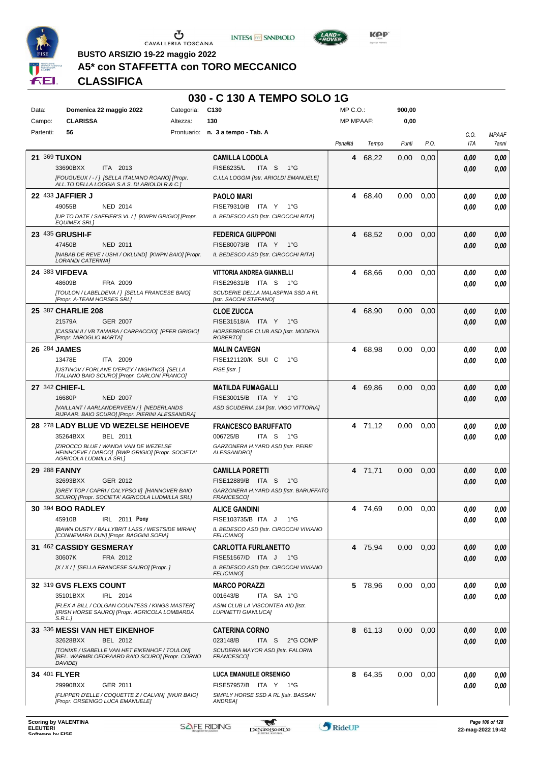BUSTO ARSIZIO 19-22 maggio 2022

# A5* con STAFFETTA con TORO MECCANICO

## CLASSIFICA

### 030 - C 130 A TEMPO SOLO 1G

| Data: | Domenica 22 maggio 2022 | Categoria: | C130 | MP C.O.: | 900,00 |
|---|---|---|---|---|---|
| Campo: | CLARISSA | Altezza: | 130 | MP MPAAF: | 0,00 |
| Partenti: | 56 | Prontuario: | n. 3 a tempo - Tab. A | | |

| Cl. | Cav. | Cavallo | Cavaliere | Penalità | Tempo | Punti | P.O. | C.O. ITA | MPAAF 7anni |
|---|---|---|---|---|---|---|---|---|---|
| 21 | 369 | **TUXON** 33690BXX ITA 2013 [FOUGUEUX / - / ] [SELLA ITALIANO ROANO] [Propr. ALL.TO DELLA LOGGIA S.A.S. DI ARIOLDI R.& C.] | **CAMILLA LODOLA** FISE6235/L ITA S 1°G C.I.LA LOGGIA [Istr. ARIOLDI EMANUELE] | 4 | 68,22 | 0,00 | 0,00 | 0,00 / 0,00 | 0,00 / 0,00 |
| 22 | 433 | **JAFFIER J** 49055B NED 2014 [UP TO DATE / SAFFIER'S VL / ] [KWPN GRIGIO] [Propr. EQUIMEX SRL] | **PAOLO MARI** FISE79310/B ITA Y 1°G IL BEDESCO ASD [Istr. CIROCCHI RITA] | 4 | 68,40 | 0,00 | 0,00 | 0,00 / 0,00 | 0,00 / 0,00 |
| 23 | 435 | **GRUSHI-F** 47450B NED 2011 [NABAB DE REVE / USHI / OKLUND] [KWPN BAIO] [Propr. LORANDI CATERINA] | **FEDERICA GIUPPONI** FISE80073/B ITA Y 1°G IL BEDESCO ASD [Istr. CIROCCHI RITA] | 4 | 68,52 | 0,00 | 0,00 | 0,00 / 0,00 | 0,00 / 0,00 |
| 24 | 383 | **VIFDEVA** 48609B FRA 2009 [TOULON / LABELDEVA / ] [SELLA FRANCESE BAIO] [Propr. A-TEAM HORSES SRL] | **VITTORIA ANDREA GIANNELLI** FISE29631/B ITA S 1°G SCUDERIE DELLA MALASPINA SSD A RL [Istr. SACCHI STEFANO] | 4 | 68,66 | 0,00 | 0,00 | 0,00 / 0,00 | 0,00 / 0,00 |
| 25 | 387 | **CHARLIE 208** 21579A GER 2007 [CASSINI II / VB TAMARA / CARPACCIO] [PFER GRIGIO] [Propr. MIROGLIO MARTA] | **CLOE ZUCCA** FISE31518/A ITA Y 1°G HORSEBRIDGE CLUB ASD [Istr. MODENA ROBERTO] | 4 | 68,90 | 0,00 | 0,00 | 0,00 / 0,00 | 0,00 / 0,00 |
| 26 | 284 | **JAMES** 13478E ITA 2009 [USTINOV / FORLANE D'EPIZY / NIGHTKO] [SELLA ITALIANO BAIO SCURO] [Propr. CARLONI FRANCO] | **MALIN CAVEGN** FISE121120/K SUI C 1°G FISE [Istr. ] | 4 | 68,98 | 0,00 | 0,00 | 0,00 / 0,00 | 0,00 / 0,00 |
| 27 | 342 | **CHIEF-L** 16680P NED 2007 [VAILLANT / AARLANDERVEEN / ] [NEDERLANDS RIJPAAR. BAIO SCURO] [Propr. PIERINI ALESSANDRA] | **MATILDA FUMAGALLI** FISE30015/B ITA Y 1°G ASD SCUDERIA 134 [Istr. VIGO VITTORIA] | 4 | 69,86 | 0,00 | 0,00 | 0,00 / 0,00 | 0,00 / 0,00 |
| 28 | 278 | **LADY BLUE VD WEZELSE HEIHOEVE** 35264BXX BEL 2011 [ZIROCCO BLUE / WANDA VAN DE WEZELSE HEINHOEVE / DARCO] [BWP GRIGIO] [Propr. SOCIETA' AGRICOLA LUDMILLA SRL] | **FRANCESCO BARUFFATO** 006725/B ITA S 1°G GARZONERA H.YARD ASD [Istr. PEIRE' ALESSANDRO] | 4 | 71,12 | 0,00 | 0,00 | 0,00 / 0,00 | 0,00 / 0,00 |
| 29 | 288 | **FANNY** 32693BXX GER 2012 [GREY TOP / CAPRI / CALYPSO II] [HANNOVER BAIO SCURO] [Propr. SOCIETA' AGRICOLA LUDMILLA SRL] | **CAMILLA PORETTI** FISE12889/B ITA S 1°G GARZONERA H.YARD ASD [Istr. BARUFFATO FRANCESCO] | 4 | 71,71 | 0,00 | 0,00 | 0,00 / 0,00 | 0,00 / 0,00 |
| 30 | 394 | **BOO RADLEY** 45910B IRL 2011 **Pony** [BAWN DUSTY / BALLYBRIT LASS / WESTSIDE MIRAH] [CONNEMARA DUN] [Propr. BAGGINI SOFIA] | **ALICE GANDINI** FISE103735/B ITA J 1°G IL BEDESCO ASD [Istr. CIROCCHI VIVIANO FELICIANO] | 4 | 74,69 | 0,00 | 0,00 | 0,00 / 0,00 | 0,00 / 0,00 |
| 31 | 462 | **CASSIDY GESMERAY** 30607K FRA 2012 [X / X / ] [SELLA FRANCESE SAURO] [Propr. ] | **CARLOTTA FURLANETTO** FISE51567/D ITA J 1°G IL BEDESCO ASD [Istr. CIROCCHI VIVIANO FELICIANO] | 4 | 75,94 | 0,00 | 0,00 | 0,00 / 0,00 | 0,00 / 0,00 |
| 32 | 319 | **GVS FLEXS COUNT** 35101BXX IRL 2014 [FLEX A BILL / COLGAN COUNTESS / KINGS MASTER] [IRISH HORSE SAURO] [Propr. AGRICOLA LOMBARDA S.R.L.] | **MARCO PORAZZI** 001643/B ITA SA 1°G ASIM CLUB LA VISCONTEA AID [Istr. LUPINETTI GIANLUCA] | 5 | 78,96 | 0,00 | 0,00 | 0,00 / 0,00 | 0,00 / 0,00 |
| 33 | 336 | **MESSI VAN HET EIKENHOF** 32628BXX BEL 2012 [TONIXE / ISABELLE VAN HET EIKENHOF / TOULON] [BEL. WARMBLOEDPAARD BAIO SCURO] [Propr. CORNO DAVIDE] | **CATERINA CORNO** 023148/B ITA S 2°G COMP SCUDERIA MAYOR ASD [Istr. FALORNI FRANCESCO] | 8 | 61,13 | 0,00 | 0,00 | 0,00 / 0,00 | 0,00 / 0,00 |
| 34 | 401 | **FLYER** 29990BXX GER 2011 [FLIPPER D'ELLE / COQUETTE Z / CALVIN] [WUR BAIO] [Propr. ORSENIGO LUCA EMANUELE] | **LUCA EMANUELE ORSENIGO** FISE57957/B ITA Y 1°G SIMPLY HORSE SSD A RL [Istr. BASSAN ANDREA] | 8 | 64,35 | 0,00 | 0,00 | 0,00 / 0,00 | 0,00 / 0,00 |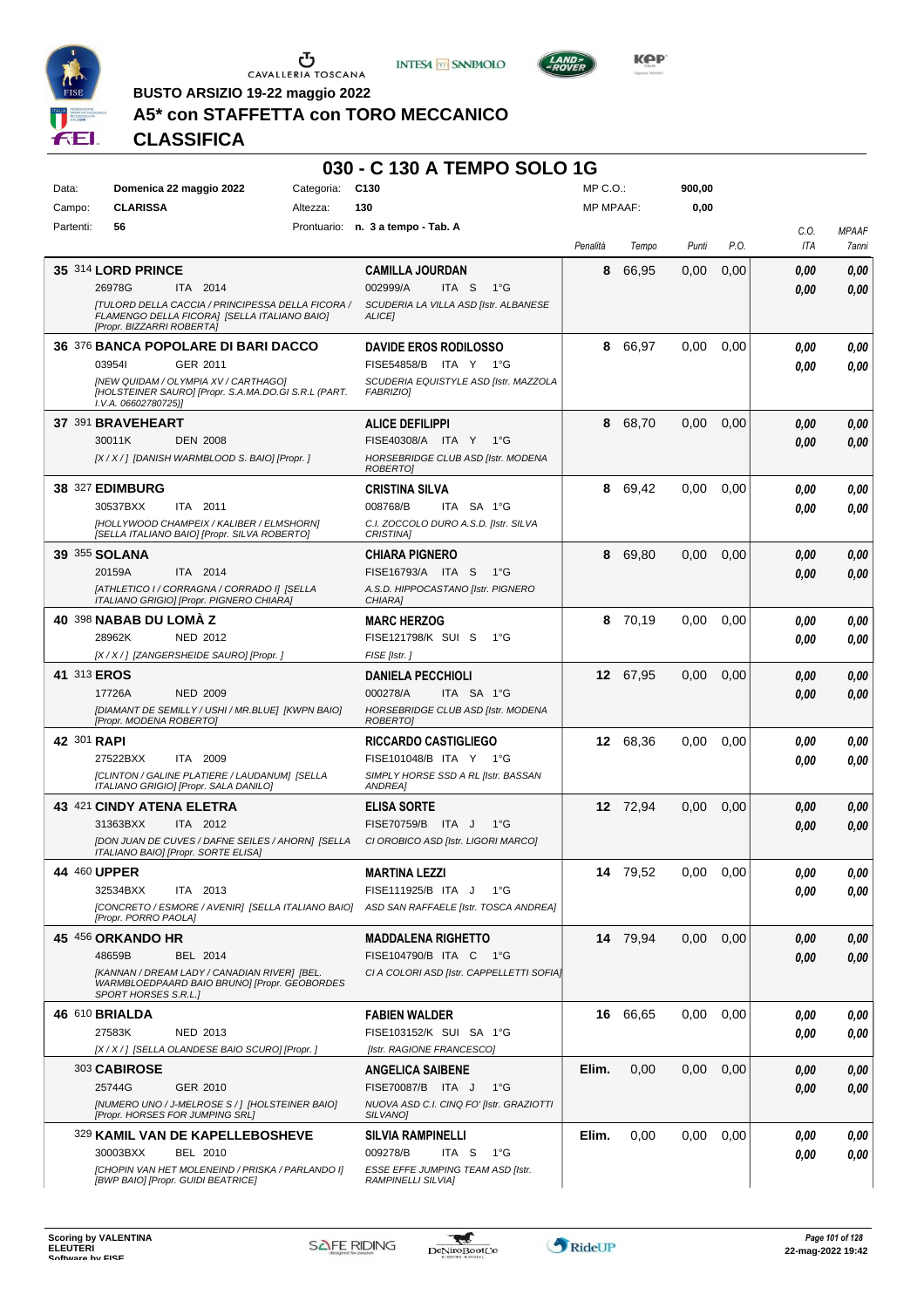BUSTO ARSIZIO 19-22 maggio 2022

**A5\* con STAFFETTA con TORO MECCANICO**

**CLASSIFICA**

## 030 - C 130 A TEMPO SOLO 1G

| Data: | Domenica 22 maggio 2022 | Categoria: | C130 | MP C.O.: | 900,00 |
|---|---|---|---|---|---|
| Campo: | CLARISSA | Altezza: | 130 | MP MPAAF: | 0,00 |
| Partenti: | 56 | Prontuario: | n. 3 a tempo - Tab. A | | |

| Cl. | N. | Cavallo | Cavaliere | Penalità | Tempo | Punti | P.O. | C.O. ITA | MPAAF 7anni |
|---|---|---|---|---|---|---|---|---|---|
| 35 | 314 | **LORD PRINCE** 26978G ITA 2014 [TULORD DELLA CACCIA / PRINCIPESSA DELLA FICORA / FLAMENGO DELLA FICORA] [SELLA ITALIANO BAIO] [Propr. BIZZARRI ROBERTA] | **CAMILLA JOURDAN** 002999/A ITA S 1°G SCUDERIA LA VILLA ASD [Istr. ALBANESE ALICE] | 8 | 66,95 | 0,00 | 0,00 | 0,00 / 0,00 | 0,00 / 0,00 |
| 36 | 376 | **BANCA POPOLARE DI BARI DACCO** 03954I GER 2011 [NEW QUIDAM / OLYMPIA XV / CARTHAGO] [HOLSTEINER SAURO] [Propr. S.A.MA.DO.GI S.R.L (PART. I.V.A. 06602780725)] | **DAVIDE EROS RODILOSSO** FISE54858/B ITA Y 1°G SCUDERIA EQUISTYLE ASD [Istr. MAZZOLA FABRIZIO] | 8 | 66,97 | 0,00 | 0,00 | 0,00 / 0,00 | 0,00 / 0,00 |
| 37 | 391 | **BRAVEHEART** 30011K DEN 2008 [X / X / ] [DANISH WARMBLOOD S. BAIO] [Propr. ] | **ALICE DEFILIPPI** FISE40308/A ITA Y 1°G HORSEBRIDGE CLUB ASD [Istr. MODENA ROBERTO] | 8 | 68,70 | 0,00 | 0,00 | 0,00 / 0,00 | 0,00 / 0,00 |
| 38 | 327 | **EDIMBURG** 30537BXX ITA 2011 [HOLLYWOOD CHAMPEIX / KALIBER / ELMSHORN] [SELLA ITALIANO BAIO] [Propr. SILVA ROBERTO] | **CRISTINA SILVA** 008768/B ITA SA 1°G C.I. ZOCCOLO DURO A.S.D. [Istr. SILVA CRISTINA] | 8 | 69,42 | 0,00 | 0,00 | 0,00 / 0,00 | 0,00 / 0,00 |
| 39 | 355 | **SOLANA** 20159A ITA 2014 [ATHLETICO I / CORRAGNA / CORRADO I] [SELLA ITALIANO GRIGIO] [Propr. PIGNERO CHIARA] | **CHIARA PIGNERO** FISE16793/A ITA S 1°G A.S.D. HIPPOCASTANO [Istr. PIGNERO CHIARA] | 8 | 69,80 | 0,00 | 0,00 | 0,00 / 0,00 | 0,00 / 0,00 |
| 40 | 398 | **NABAB DU LOMÀ Z** 28962K NED 2012 [X / X / ] [ZANGERSHEIDE SAURO] [Propr. ] | **MARC HERZOG** FISE121798/K SUI S 1°G FISE [Istr. ] | 8 | 70,19 | 0,00 | 0,00 | 0,00 / 0,00 | 0,00 / 0,00 |
| 41 | 313 | **EROS** 17726A NED 2009 [DIAMANT DE SEMILLY / USHI / MR.BLUE] [KWPN BAIO] [Propr. MODENA ROBERTO] | **DANIELA PECCHIOLI** 000278/A ITA SA 1°G HORSEBRIDGE CLUB ASD [Istr. MODENA ROBERTO] | 12 | 67,95 | 0,00 | 0,00 | 0,00 / 0,00 | 0,00 / 0,00 |
| 42 | 301 | **RAPI** 27522BXX ITA 2009 [CLINTON / GALINE PLATIERE / LAUDANUM] [SELLA ITALIANO GRIGIO] [Propr. SALA DANILO] | **RICCARDO CASTIGLIEGO** FISE101048/B ITA Y 1°G SIMPLY HORSE SSD A RL [Istr. BASSAN ANDREA] | 12 | 68,36 | 0,00 | 0,00 | 0,00 / 0,00 | 0,00 / 0,00 |
| 43 | 421 | **CINDY ATENA ELETRA** 31363BXX ITA 2012 [DON JUAN DE CUVES / DAFNE SEILES / AHORN] [SELLA ITALIANO BAIO] [Propr. SORTE ELISA] | **ELISA SORTE** FISE70759/B ITA J 1°G CI OROBICO ASD [Istr. LIGORI MARCO] | 12 | 72,94 | 0,00 | 0,00 | 0,00 / 0,00 | 0,00 / 0,00 |
| 44 | 460 | **UPPER** 32534BXX ITA 2013 [CONCRETO / ESMORE / AVENIR] [SELLA ITALIANO BAIO] [Propr. PORRO PAOLA] | **MARTINA LEZZI** FISE111925/B ITA J 1°G ASD SAN RAFFAELE [Istr. TOSCA ANDREA] | 14 | 79,52 | 0,00 | 0,00 | 0,00 / 0,00 | 0,00 / 0,00 |
| 45 | 456 | **ORKANDO HR** 48659B BEL 2014 [KANNAN / DREAM LADY / CANADIAN RIVER] [BEL. WARMBLOEDPAARD BAIO BRUNO] [Propr. GEOBORDES SPORT HORSES S.R.L.] | **MADDALENA RIGHETTO** FISE104790/B ITA C 1°G CI A COLORI ASD [Istr. CAPPELLETTI SOFIA] | 14 | 79,94 | 0,00 | 0,00 | 0,00 / 0,00 | 0,00 / 0,00 |
| 46 | 610 | **BRIALDA** 27583K NED 2013 [X / X / ] [SELLA OLANDESE BAIO SCURO] [Propr. ] | **FABIEN WALDER** FISE103152/K SUI SA 1°G [Istr. RAGIONE FRANCESCO] | 16 | 66,65 | 0,00 | 0,00 | 0,00 / 0,00 | 0,00 / 0,00 |
| | 303 | **CABIROSE** 25744G GER 2010 [NUMERO UNO / J-MELROSE S / ] [HOLSTEINER BAIO] [Propr. HORSES FOR JUMPING SRL] | **ANGELICA SAIBENE** FISE70087/B ITA J 1°G NUOVA ASD C.I. CINQ FO' [Istr. GRAZIOTTI SILVANO] | Elim. | 0,00 | 0,00 | 0,00 | 0,00 / 0,00 | 0,00 / 0,00 |
| | 329 | **KAMIL VAN DE KAPELLEBOSHEVE** 30003BXX BEL 2010 [CHOPIN VAN HET MOLENEIND / PRISKA / PARLANDO I] [BWP BAIO] [Propr. GUIDI BEATRICE] | **SILVIA RAMPINELLI** 009278/B ITA S 1°G ESSE EFFE JUMPING TEAM ASD [Istr. RAMPINELLI SILVIA] | Elim. | 0,00 | 0,00 | 0,00 | 0,00 / 0,00 | 0,00 / 0,00 |

Scoring by VALENTINA ELEUTERI
Software by FISE

22-mag-2022 19:42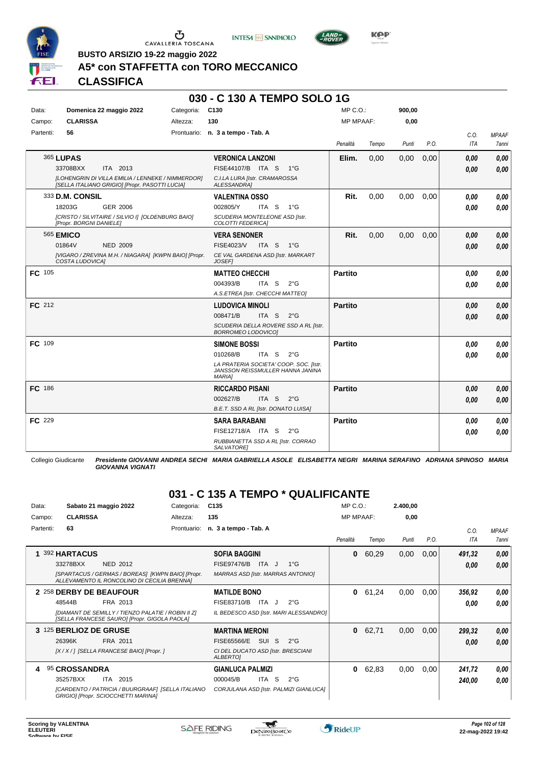**BUSTO ARSIZIO 19-22 maggio 2022**

## A5* con STAFFETTA con TORO MECCANICO

## CLASSIFICA

### 030 - C 130 A TEMPO SOLO 1G

| | | | | | |
|---|---|---|---|---|---|
| Data: | **Domenica 22 maggio 2022** | Categoria: | **C130** | MP C.O.: | **900,00** |
| Campo: | **CLARISSA** | Altezza: | **130** | MP MPAAF: | **0,00** |
| Partenti: | **56** | Prontuario: | **n. 3 a tempo - Tab. A** | | |

| Cavallo | Cavaliere | Penalità | Tempo | Punti | P.O. | C.O. ITA | MPAAF 7anni |
|---|---|---|---|---|---|---|---|
| 365 **LUPAS** 33708BXX ITA 2013 *[LOHENGRIN DI VILLA EMILIA / LENNEKE / NIMMERDOR] [SELLA ITALIANO GRIGIO] [Propr. PASOTTI LUCIA]* | **VERONICA LANZONI** FISE44107/B ITA S 1°G *C.I.LA LURA [Istr. CRAMAROSSA ALESSANDRA]* | **Elim.** | 0,00 | 0,00 | 0,00 | 0,00 / 0,00 | 0,00 / 0,00 |
| 333 **D.M. CONSIL** 18203G GER 2006 *[CRISTO / SILVITAIRE / SILVIO I] [OLDENBURG BAIO] [Propr. BORGNI DANIELE]* | **VALENTINA OSSO** 002805/Y ITA S 1°G *SCUDERIA MONTELEONE ASD [Istr. COLOTTI FEDERICA]* | **Rit.** | 0,00 | 0,00 | 0,00 | 0,00 / 0,00 | 0,00 / 0,00 |
| 565 **EMICO** 01864V NED 2009 *[VIGARO / ZREVINA M.H. / NIAGARA] [KWPN BAIO] [Propr. COSTA LUDOVICA]* | **VERA SENONER** FISE4023/V ITA S 1°G *CE VAL GARDENA ASD [Istr. MARKART JOSEF]* | **Rit.** | 0,00 | 0,00 | 0,00 | 0,00 / 0,00 | 0,00 / 0,00 |
| **FC** 105 | **MATTEO CHECCHI** 004393/B ITA S 2°G *A.S.ETREA [Istr. CHECCHI MATTEO]* | **Partito** | | | | 0,00 / 0,00 | 0,00 / 0,00 |
| **FC** 212 | **LUDOVICA MINOLI** 008471/B ITA S 2°G *SCUDERIA DELLA ROVERE SSD A RL [Istr. BORROMEO LODOVICO]* | **Partito** | | | | 0,00 / 0,00 | 0,00 / 0,00 |
| **FC** 109 | **SIMONE BOSSI** 010268/B ITA S 2°G *LA PRATERIA SOCIETA' COOP. SOC. [Istr. JANSSON REISSMULLER HANNA JANINA MARIA]* | **Partito** | | | | 0,00 / 0,00 | 0,00 / 0,00 |
| **FC** 186 | **RICCARDO PISANI** 002627/B ITA S 2°G *B.E.T. SSD A RL [Istr. DONATO LUISA]* | **Partito** | | | | 0,00 / 0,00 | 0,00 / 0,00 |
| **FC** 229 | **SARA BARABANI** FISE12718/A ITA S 2°G *RUBBIANETTA SSD A RL [Istr. CORRAO SALVATORE]* | **Partito** | | | | 0,00 / 0,00 | 0,00 / 0,00 |

Collegio Giudicante *Presidente GIOVANNI ANDREA SECHI MARIA GABRIELLA ASOLE ELISABETTA NEGRI MARINA SERAFINO ADRIANA SPINOSO MARIA GIOVANNA VIGNATI*

### 031 - C 135 A TEMPO * QUALIFICANTE

| | | | | | |
|---|---|---|---|---|---|
| Data: | **Sabato 21 maggio 2022** | Categoria: | **C135** | MP C.O.: | **2.400,00** |
| Campo: | **CLARISSA** | Altezza: | **135** | MP MPAAF: | **0,00** |
| Partenti: | **63** | Prontuario: | **n. 3 a tempo - Tab. A** | | |

| Cavallo | Cavaliere | Penalità | Tempo | Punti | P.O. | C.O. ITA | MPAAF 7anni |
|---|---|---|---|---|---|---|---|
| **1** 392 **HARTACUS** 33278BXX NED 2012 *[SPARTACUS / GERMAS / BOREAS] [KWPN BAIO] [Propr. ALLEVAMENTO IL RONCOLINO DI CECILIA BRENNA]* | **SOFIA BAGGINI** FISE97476/B ITA J 1°G *MARRAS ASD [Istr. MARRAS ANTONIO]* | **0** | 60,29 | 0,00 | 0,00 | 491,32 / 0,00 | 0,00 / 0,00 |
| **2** 258 **DERBY DE BEAUFOUR** 48544B FRA 2013 *[DIAMANT DE SEMILLY / TIENZO PALATIE / ROBIN II Z] [SELLA FRANCESE SAURO] [Propr. GIGOLA PAOLA]* | **MATILDE BONO** FISE83710/B ITA J 2°G *IL BEDESCO ASD [Istr. MARI ALESSANDRO]* | **0** | 61,24 | 0,00 | 0,00 | 356,92 / 0,00 | 0,00 / 0,00 |
| **3** 125 **BERLIOZ DE GRUSE** 26396K FRA 2011 *[X / X / ] [SELLA FRANCESE BAIO] [Propr. ]* | **MARTINA MERONI** FISE65566/E SUI S 2°G *CI DEL DUCATO ASD [Istr. BRESCIANI ALBERTO]* | **0** | 62,71 | 0,00 | 0,00 | 299,32 / 0,00 | 0,00 / 0,00 |
| **4** 95 **CROSSANDRA** 35257BXX ITA 2015 *[CARDENTO / PATRICIA / BUURGRAAF] [SELLA ITALIANO GRIGIO] [Propr. SCIOCCHETTI MARINA]* | **GIANLUCA PALMIZI** 000045/B ITA S 2°G *CORJULANA ASD [Istr. PALMIZI GIANLUCA]* | **0** | 62,83 | 0,00 | 0,00 | 241,72 / 240,00 | 0,00 / 0,00 |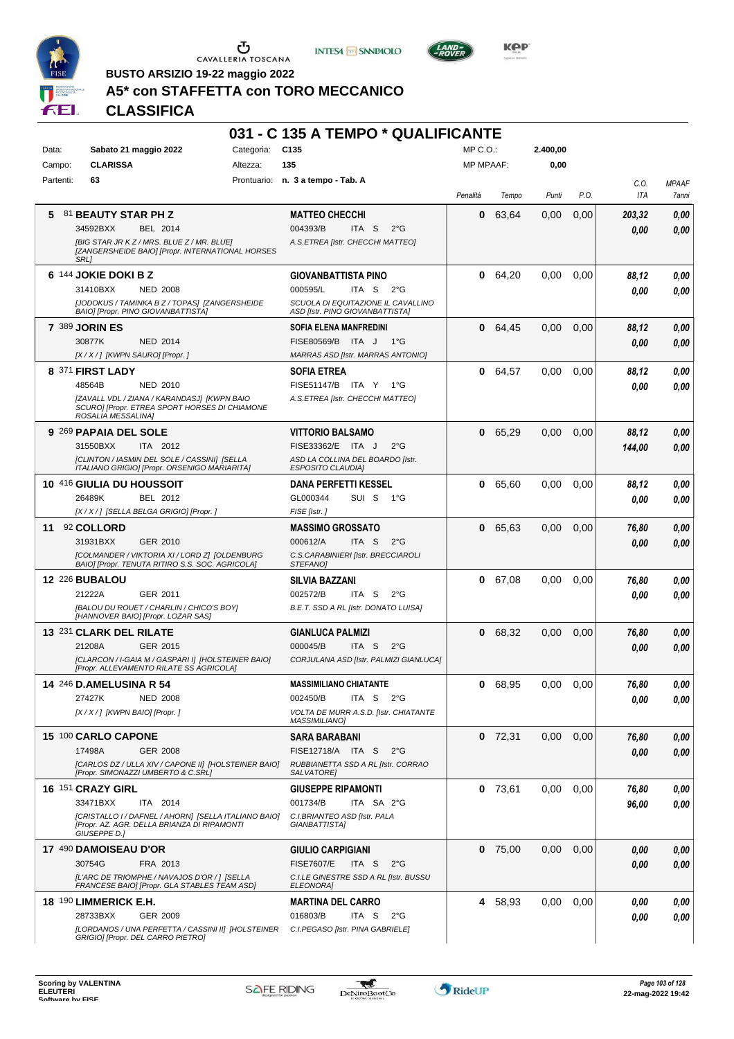BUSTO ARSIZIO 19-22 maggio 2022

# A5* con STAFFETTA con TORO MECCANICO

## CLASSIFICA

## 031 - C 135 A TEMPO * QUALIFICANTE

| | | | | | |
|---|---|---|---|---|---|
| Data: | Sabato 21 maggio 2022 | Categoria: | C135 | MP C.O.: | 2.400,00 |
| Campo: | CLARISSA | Altezza: | 135 | MP MPAAF: | 0,00 |
| Partenti: | 63 | Prontuario: | n. 3 a tempo - Tab. A | | |

| Pos. | Cavallo | Cavaliere | Penalità | Tempo | Punti | P.O. | C.O. ITA | MPAAF 7anni |
|---|---|---|---|---|---|---|---|---|
| 5 | 81 **BEAUTY STAR PH Z** 34592BXX BEL 2014 *[BIG STAR JR K Z / MRS. BLUE Z / MR. BLUE] [ZANGERSHEIDE BAIO] [Propr. INTERNATIONAL HORSES SRL]* | **MATTEO CHECCHI** 004393/B ITA S 2°G *A.S.ETREA [Istr. CHECCHI MATTEO]* | 0 | 63,64 | 0,00 | 0,00 | 203,32 / 0,00 | 0,00 / 0,00 |
| 6 | 144 **JOKIE DOKI B Z** 31410BXX NED 2008 *[JODOKUS / TAMINKA B Z / TOPAS] [ZANGERSHEIDE BAIO] [Propr. PINO GIOVANBATTISTA]* | **GIOVANBATTISTA PINO** 000595/L ITA S 2°G *SCUOLA DI EQUITAZIONE IL CAVALLINO ASD [Istr. PINO GIOVANBATTISTA]* | 0 | 64,20 | 0,00 | 0,00 | 88,12 / 0,00 | 0,00 / 0,00 |
| 7 | 389 **JORIN ES** 30877K NED 2014 *[X / X / ] [KWPN SAURO] [Propr. ]* | **SOFIA ELENA MANFREDINI** FISE80569/B ITA J 1°G *MARRAS ASD [Istr. MARRAS ANTONIO]* | 0 | 64,45 | 0,00 | 0,00 | 88,12 / 0,00 | 0,00 / 0,00 |
| 8 | 371 **FIRST LADY** 48564B NED 2010 *[ZAVALL VDL / ZIANA / KARANDASJ] [KWPN BAIO SCURO] [Propr. ETREA SPORT HORSES DI CHIAMONE ROSALIA MESSALINA]* | **SOFIA ETREA** FISE51147/B ITA Y 1°G *A.S.ETREA [Istr. CHECCHI MATTEO]* | 0 | 64,57 | 0,00 | 0,00 | 88,12 / 0,00 | 0,00 / 0,00 |
| 9 | 269 **PAPAIA DEL SOLE** 31550BXX ITA 2012 *[CLINTON / IASMIN DEL SOLE / CASSINI] [SELLA ITALIANO GRIGIO] [Propr. ORSENIGO MARIARITA]* | **VITTORIO BALSAMO** FISE33362/E ITA J 2°G *ASD LA COLLINA DEL BOARDO [Istr. ESPOSITO CLAUDIA]* | 0 | 65,29 | 0,00 | 0,00 | 88,12 / 144,00 | 0,00 / 0,00 |
| 10 | 416 **GIULIA DU HOUSSOIT** 26489K BEL 2012 *[X / X / ] [SELLA BELGA GRIGIO] [Propr. ]* | **DANA PERFETTI KESSEL** GL000344 SUI S 1°G *FISE [Istr. ]* | 0 | 65,60 | 0,00 | 0,00 | 88,12 / 0,00 | 0,00 / 0,00 |
| 11 | 92 **COLLORD** 31931BXX GER 2010 *[COLMANDER / VIKTORIA XI / LORD Z] [OLDENBURG BAIO] [Propr. TENUTA RITIRO S.S. SOC. AGRICOLA]* | **MASSIMO GROSSATO** 000612/A ITA S 2°G *C.S.CARABINIERI [Istr. BRECCIAROLI STEFANO]* | 0 | 65,63 | 0,00 | 0,00 | 76,80 / 0,00 | 0,00 / 0,00 |
| 12 | 226 **BUBALOU** 21222A GER 2011 *[BALOU DU ROUET / CHARLIN / CHICO'S BOY] [HANNOVER BAIO] [Propr. LOZAR SAS]* | **SILVIA BAZZANI** 002572/B ITA S 2°G *B.E.T. SSD A RL [Istr. DONATO LUISA]* | 0 | 67,08 | 0,00 | 0,00 | 76,80 / 0,00 | 0,00 / 0,00 |
| 13 | 231 **CLARK DEL RILATE** 21208A GER 2015 *[CLARCON / I-GAIA M / GASPARI I] [HOLSTEINER BAIO] [Propr. ALLEVAMENTO RILATE SS AGRICOLA]* | **GIANLUCA PALMIZI** 000045/B ITA S 2°G *CORJULANA ASD [Istr. PALMIZI GIANLUCA]* | 0 | 68,32 | 0,00 | 0,00 | 76,80 / 0,00 | 0,00 / 0,00 |
| 14 | 246 **D.AMELUSINA R 54** 27427K NED 2008 *[X / X / ] [KWPN BAIO] [Propr. ]* | **MASSIMILIANO CHIATANTE** 002450/B ITA S 2°G *VOLTA DE MURR A.S.D. [Istr. CHIATANTE MASSIMILIANO]* | 0 | 68,95 | 0,00 | 0,00 | 76,80 / 0,00 | 0,00 / 0,00 |
| 15 | 100 **CARLO CAPONE** 17498A GER 2008 *[CARLOS DZ / ULLA XIV / CAPONE II] [HOLSTEINER BAIO] [Propr. SIMONAZZI UMBERTO & C.SRL]* | **SARA BARABANI** FISE12718/A ITA S 2°G *RUBBIANETTA SSD A RL [Istr. CORRAO SALVATORE]* | 0 | 72,31 | 0,00 | 0,00 | 76,80 / 0,00 | 0,00 / 0,00 |
| 16 | 151 **CRAZY GIRL** 33471BXX ITA 2014 *[CRISTALLO I / DAFNEL / AHORN] [SELLA ITALIANO BAIO] [Propr. AZ. AGR. DELLA BRIANZA DI RIPAMONTI GIUSEPPE D.]* | **GIUSEPPE RIPAMONTI** 001734/B ITA SA 2°G *C.I.BRIANTEO ASD [Istr. PALA GIANBATTISTA]* | 0 | 73,61 | 0,00 | 0,00 | 76,80 / 96,00 | 0,00 / 0,00 |
| 17 | 490 **DAMOISEAU D'OR** 30754G FRA 2013 *[L'ARC DE TRIOMPHE / NAVAJOS D'OR / ] [SELLA FRANCESE BAIO] [Propr. GLA STABLES TEAM ASD]* | **GIULIO CARPIGIANI** FISE7607/E ITA S 2°G *C.I.LE GINESTRE SSD A RL [Istr. BUSSU ELEONORA]* | 0 | 75,00 | 0,00 | 0,00 | 0,00 / 0,00 | 0,00 / 0,00 |
| 18 | 190 **LIMMERICK E.H.** 28733BXX GER 2009 *[LORDANOS / UNA PERFETTA / CASSINI II] [HOLSTEINER GRIGIO] [Propr. DEL CARRO PIETRO]* | **MARTINA DEL CARRO** 016803/B ITA S 2°G *C.I.PEGASO [Istr. PINA GABRIELE]* | 4 | 58,93 | 0,00 | 0,00 | 0,00 / 0,00 | 0,00 / 0,00 |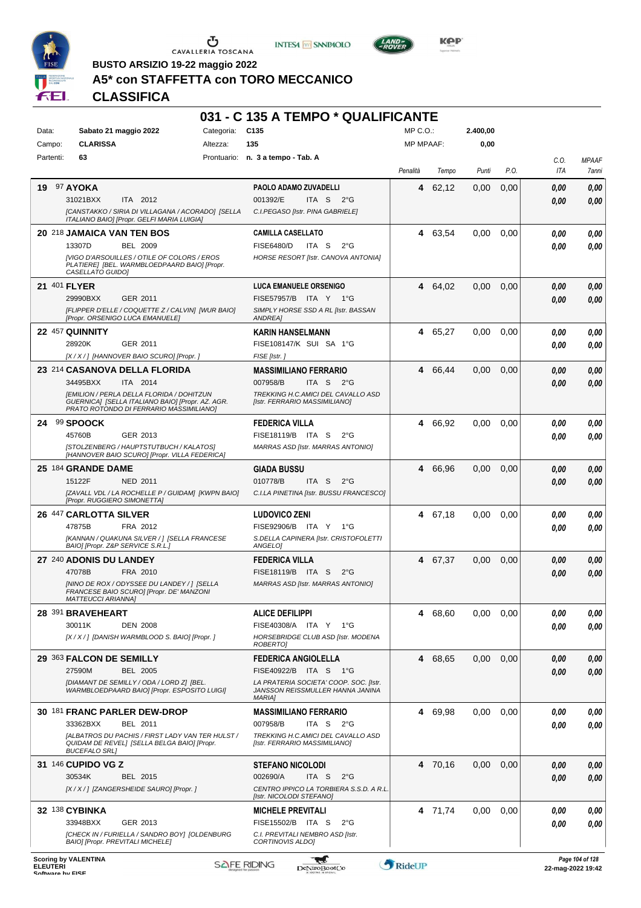BUSTO ARSIZIO 19-22 maggio 2022

# A5* con STAFFETTA con TORO MECCANICO

## CLASSIFICA

## 031 - C 135 A TEMPO * QUALIFICANTE

| | | | | | |
|---|---|---|---|---|---|
| Data: | Sabato 21 maggio 2022 | Categoria: | C135 | MP C.O.: | 2.400,00 |
| Campo: | CLARISSA | Altezza: | 135 | MP MPAAF: | 0,00 |
| Partenti: | 63 | Prontuario: | n. 3 a tempo - Tab. A | | |

| Pos. | Cavallo | Cavaliere | Penalità | Tempo | Punti | P.O. | C.O. ITA | MPAAF 7anni |
|---|---|---|---|---|---|---|---|---|
| 19 | 97 **AYOKA** 31021BXX ITA 2012 [CANSTAKKO / SIRIA DI VILLAGANA / ACORADO] [SELLA ITALIANO BAIO] [Propr. GELFI MARIA LUIGIA] | **PAOLO ADAMO ZUVADELLI** 001392/E ITA S 2°G C.I.PEGASO [Istr. PINA GABRIELE] | 4 | 62,12 | 0,00 | 0,00 | 0,00 / 0,00 | 0,00 / 0,00 |
| 20 | 218 **JAMAICA VAN TEN BOS** 13307D BEL 2009 [VIGO D'ARSOUILLES / OTILE OF COLORS / EROS PLATIERE] [BEL. WARMBLOEDPAARD BAIO] [Propr. CASELLATO GUIDO] | **CAMILLA CASELLATO** FISE6480/D ITA S 2°G HORSE RESORT [Istr. CANOVA ANTONIA] | 4 | 63,54 | 0,00 | 0,00 | 0,00 / 0,00 | 0,00 / 0,00 |
| 21 | 401 **FLYER** 29990BXX GER 2011 [FLIPPER D'ELLE / COQUETTE Z / CALVIN] [WUR BAIO] [Propr. ORSENIGO LUCA EMANUELE] | **LUCA EMANUELE ORSENIGO** FISE57957/B ITA Y 1°G SIMPLY HORSE SSD A RL [Istr. BASSAN ANDREA] | 4 | 64,02 | 0,00 | 0,00 | 0,00 / 0,00 | 0,00 / 0,00 |
| 22 | 457 **QUINNITY** 28920K GER 2011 [X / X / ] [HANNOVER BAIO SCURO] [Propr. ] | **KARIN HANSELMANN** FISE108147/K SUI SA 1°G FISE [Istr. ] | 4 | 65,27 | 0,00 | 0,00 | 0,00 / 0,00 | 0,00 / 0,00 |
| 23 | 214 **CASANOVA DELLA FLORIDA** 34495BXX ITA 2014 [EMILION / PERLA DELLA FLORIDA / DOHITZUN GUERNICA] [SELLA ITALIANO BAIO] [Propr. AZ. AGR. PRATO ROTONDO DI FERRARIO MASSIMILIANO] | **MASSIMILIANO FERRARIO** 007958/B ITA S 2°G TREKKING H.C.AMICI DEL CAVALLO ASD [Istr. FERRARIO MASSIMILIANO] | 4 | 66,44 | 0,00 | 0,00 | 0,00 / 0,00 | 0,00 / 0,00 |
| 24 | 99 **SPOOCK** 45760B GER 2013 [STOLZENBERG / HAUPTSTUTBUCH / KALATOS] [HANNOVER BAIO SCURO] [Propr. VILLA FEDERICA] | **FEDERICA VILLA** FISE18119/B ITA S 2°G MARRAS ASD [Istr. MARRAS ANTONIO] | 4 | 66,92 | 0,00 | 0,00 | 0,00 / 0,00 | 0,00 / 0,00 |
| 25 | 184 **GRANDE DAME** 15122F NED 2011 [ZAVALL VDL / LA ROCHELLE P / GUIDAM] [KWPN BAIO] [Propr. RUGGIERO SIMONETTA] | **GIADA BUSSU** 010778/B ITA S 2°G C.I.LA PINETINA [Istr. BUSSU FRANCESCO] | 4 | 66,96 | 0,00 | 0,00 | 0,00 / 0,00 | 0,00 / 0,00 |
| 26 | 447 **CARLOTTA SILVER** 47875B FRA 2012 [KANNAN / QUAKUNA SILVER / ] [SELLA FRANCESE BAIO] [Propr. Z&P SERVICE S.R.L.] | **LUDOVICO ZENI** FISE92906/B ITA Y 1°G S.DELLA CAPINERA [Istr. CRISTOFOLETTI ANGELO] | 4 | 67,18 | 0,00 | 0,00 | 0,00 / 0,00 | 0,00 / 0,00 |
| 27 | 240 **ADONIS DU LANDEY** 47078B FRA 2010 [NINO DE ROX / ODYSSEE DU LANDEY / ] [SELLA FRANCESE BAIO SCURO] [Propr. DE' MANZONI MATTEUCCI ARIANNA] | **FEDERICA VILLA** FISE18119/B ITA S 2°G MARRAS ASD [Istr. MARRAS ANTONIO] | 4 | 67,37 | 0,00 | 0,00 | 0,00 / 0,00 | 0,00 / 0,00 |
| 28 | 391 **BRAVEHEART** 30011K DEN 2008 [X / X / ] [DANISH WARMBLOOD S. BAIO] [Propr. ] | **ALICE DEFILIPPI** FISE40308/A ITA Y 1°G HORSEBRIDGE CLUB ASD [Istr. MODENA ROBERTO] | 4 | 68,60 | 0,00 | 0,00 | 0,00 / 0,00 | 0,00 / 0,00 |
| 29 | 363 **FALCON DE SEMILLY** 27590M BEL 2005 [DIAMANT DE SEMILLY / ODA / LORD Z] [BEL. WARMBLOEDPAARD BAIO] [Propr. ESPOSITO LUIGI] | **FEDERICA ANGIOLELLA** FISE40922/B ITA S 1°G LA PRATERIA SOCIETA' COOP. SOC. [Istr. JANSSON REISSMULLER HANNA JANINA MARIA] | 4 | 68,65 | 0,00 | 0,00 | 0,00 / 0,00 | 0,00 / 0,00 |
| 30 | 181 **FRANC PARLER DEW-DROP** 33362BXX BEL 2011 [ALBATROS DU PACHIS / FIRST LADY VAN TER HULST / QUIDAM DE REVEL] [SELLA BELGA BAIO] [Propr. BUCEFALO SRL] | **MASSIMILIANO FERRARIO** 007958/B ITA S 2°G TREKKING H.C.AMICI DEL CAVALLO ASD [Istr. FERRARIO MASSIMILIANO] | 4 | 69,98 | 0,00 | 0,00 | 0,00 / 0,00 | 0,00 / 0,00 |
| 31 | 146 **CUPIDO VG Z** 30534K BEL 2015 [X / X / ] [ZANGERSHEIDE SAURO] [Propr. ] | **STEFANO NICOLODI** 002690/A ITA S 2°G CENTRO IPPICO LA TORBIERA S.S.D. A R.L. [Istr. NICOLODI STEFANO] | 4 | 70,16 | 0,00 | 0,00 | 0,00 / 0,00 | 0,00 / 0,00 |
| 32 | 138 **CYBINKA** 33948BXX GER 2013 [CHECK IN / FURIELLA / SANDRO BOY] [OLDENBURG BAIO] [Propr. PREVITALI MICHELE] | **MICHELE PREVITALI** FISE15502/B ITA S 2°G C.I. PREVITALI NEMBRO ASD [Istr. CORTINOVIS ALDO] | 4 | 71,74 | 0,00 | 0,00 | 0,00 / 0,00 | 0,00 / 0,00 |

Scoring by VALENTINA ELEUTERI

22-mag-2022 19:42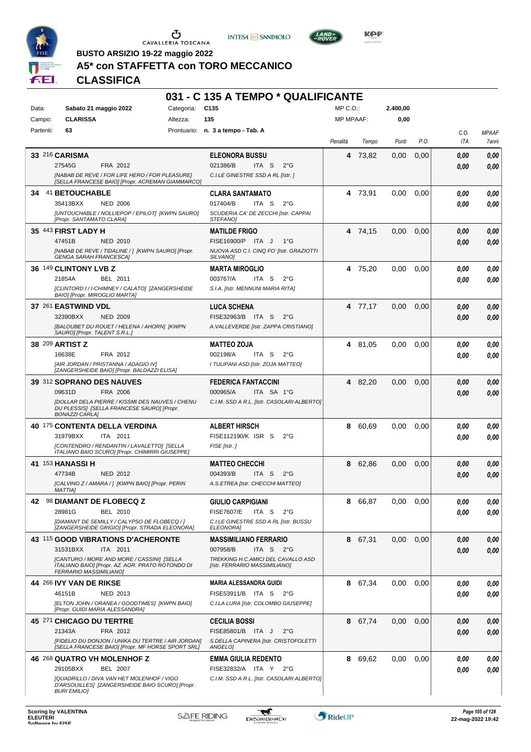BUSTO ARSIZIO 19-22 maggio 2022

# A5* con STAFFETTA con TORO MECCANICO

## CLASSIFICA

## 031 - C 135 A TEMPO * QUALIFICANTE

| | | | | | |
|---|---|---|---|---|---|
| Data: | Sabato 21 maggio 2022 | Categoria: | C135 | MP C.O.: | 2.400,00 |
| Campo: | CLARISSA | Altezza: | 135 | MP MPAAF: | 0,00 |
| Partenti: | 63 | Prontuario: | n. 3 a tempo - Tab. A | | |

| Pos. | Cavallo | Cavaliere | Penalità | Tempo | Punti | P.O. | C.O. ITA | MPAAF 7anni |
|---|---|---|---|---|---|---|---|---|
| 33 | 216 **CARISMA**<br>27545G FRA 2012<br>*[NABAB DE REVE / FOR LIFE HERO / FOR PLEASURE] [SELLA FRANCESE BAIO] [Propr. ACREMAN GIAMMARCO]* | **ELEONORA BUSSU**<br>021386/B ITA S 2°G<br>*C.I.LE GINESTRE SSD A RL [Istr. ]* | 4 | 73,82 | 0,00 | 0,00 | 0,00<br>0,00 | 0,00<br>0,00 |
| 34 | 41 **BETOUCHABLE**<br>35413BXX NED 2006<br>*[UNTOUCHABLE / NOLLIEPOP / EPILOT] [KWPN SAURO] [Propr. SANTAMATO CLARA]* | **CLARA SANTAMATO**<br>017404/B ITA S 2°G<br>*SCUDERIA CA' DE ZECCHI [Istr. CAPPAI STEFANO]* | 4 | 73,91 | 0,00 | 0,00 | 0,00<br>0,00 | 0,00<br>0,00 |
| 35 | 443 **FIRST LADY H**<br>47451B NED 2010<br>*[NABAB DE REVE / TIDALINE / ] [KWPN SAURO] [Propr. GENGA SARAH FRANCESCA]* | **MATILDE FRIGO**<br>FISE16900/P ITA J 1°G<br>*NUOVA ASD C.I. CINQ FO' [Istr. GRAZIOTTI SILVANO]* | 4 | 74,15 | 0,00 | 0,00 | 0,00<br>0,00 | 0,00<br>0,00 |
| 36 | 149 **CLINTONY LVB Z**<br>21854A BEL 2011<br>*[CLINTORD I / I-CHIMNEY / CALATO] [ZANGERSHEIDE BAIO] [Propr. MIROGLIO MARTA]* | **MARTA MIROGLIO**<br>003767/A ITA S 2°G<br>*S.I.A. [Istr. MENNUNI MARIA RITA]* | 4 | 75,20 | 0,00 | 0,00 | 0,00<br>0,00 | 0,00<br>0,00 |
| 37 | 261 **EASTWIND VDL**<br>32390BXX NED 2009<br>*[BALOUBET DU ROUET / HELENA / AHORN] [KWPN SAURO] [Propr. TALENT S.R.L.]* | **LUCA SCHENA**<br>FISE32963/B ITA S 2°G<br>*A.VALLEVERDE [Istr. ZAPPA CRISTIANO]* | 4 | 77,17 | 0,00 | 0,00 | 0,00<br>0,00 | 0,00<br>0,00 |
| 38 | 209 **ARTIST Z**<br>16638E FRA 2012<br>*[AIR JORDAN / PRISTANNA / ADAGIO IV] [ZANGERSHEIDE BAIO] [Propr. BALDAZZI ELISA]* | **MATTEO ZOJA**<br>002198/A ITA S 2°G<br>*I TULIPANI ASD [Istr. ZOJA MATTEO]* | 4 | 81,05 | 0,00 | 0,00 | 0,00<br>0,00 | 0,00<br>0,00 |
| 39 | 312 **SOPRANO DES NAUVES**<br>09631D FRA 2006<br>*[DOLLAR DELA PIERRE / KISSMI DES NAUVES / CHENU DU PLESSIS] [SELLA FRANCESE SAURO] [Propr. BONAZZI CARLA]* | **FEDERICA FANTACCINI**<br>000965/A ITA SA 1°G<br>*C.I.M. SSD A R.L. [Istr. CASOLARI ALBERTO]* | 4 | 82,20 | 0,00 | 0,00 | 0,00<br>0,00 | 0,00<br>0,00 |
| 40 | 175 **CONTENTA DELLA VERDINA**<br>31979BXX ITA 2011<br>*[CONTENDRO / RENDANTIN / LAVALETTO] [SELLA ITALIANO BAIO SCURO] [Propr. CHIMIRRI GIUSEPPE]* | **ALBERT HIRSCH**<br>FISE112190/K ISR S 2°G<br>*FISE [Istr. ]* | 8 | 60,69 | 0,00 | 0,00 | 0,00<br>0,00 | 0,00<br>0,00 |
| 41 | 153 **HANASSI H**<br>47734B NED 2012<br>*[CALVINO Z / AMARA / ] [KWPN BAIO] [Propr. PERIN MATTIA]* | **MATTEO CHECCHI**<br>004393/B ITA S 2°G<br>*A.S.ETREA [Istr. CHECCHI MATTEO]* | 8 | 62,86 | 0,00 | 0,00 | 0,00<br>0,00 | 0,00<br>0,00 |
| 42 | 98 **DIAMANT DE FLOBECQ Z**<br>28981G BEL 2010<br>*[DIAMANT DE SEMILLY / CALYPSO DE FLOBECQ / ] [ZANGERSHEIDE GRIGIO] [Propr. STRADA ELEONORA]* | **GIULIO CARPIGIANI**<br>FISE7607/E ITA S 2°G<br>*C.I.LE GINESTRE SSD A RL [Istr. BUSSU ELEONORA]* | 8 | 66,87 | 0,00 | 0,00 | 0,00<br>0,00 | 0,00<br>0,00 |
| 43 | 115 **GOOD VIBRATIONS D'ACHERONTE**<br>31531BXX ITA 2011<br>*[CANTURO / MORE AND MORE / CASSINI] [SELLA ITALIANO BAIO] [Propr. AZ. AGR. PRATO ROTONDO DI FERRARIO MASSIMILIANO]* | **MASSIMILIANO FERRARIO**<br>007958/B ITA S 2°G<br>*TREKKING H.C.AMICI DEL CAVALLO ASD [Istr. FERRARIO MASSIMILIANO]* | 8 | 67,31 | 0,00 | 0,00 | 0,00<br>0,00 | 0,00<br>0,00 |
| 44 | 266 **IVY VAN DE RIKSE**<br>46151B NED 2013<br>*[ELTON JOHN / ORANEA / GOODTIMES] [KWPN BAIO] [Propr. GUIDI MARIA ALESSANDRA]* | **MARIA ALESSANDRA GUIDI**<br>FISE53911/B ITA S 2°G<br>*C.I.LA LURA [Istr. COLOMBO GIUSEPPE]* | 8 | 67,34 | 0,00 | 0,00 | 0,00<br>0,00 | 0,00<br>0,00 |
| 45 | 271 **CHICAGO DU TERTRE**<br>21343A FRA 2012<br>*[FIDELIO DU DONJON / UNIKA DU TERTRE / AIR JORDAN] [SELLA FRANCESE BAIO] [Propr. MF HORSE SPORT SRL]* | **CECILIA BOSSI**<br>FISE85801/B ITA J 2°G<br>*S.DELLA CAPINERA [Istr. CRISTOFOLETTI ANGELO]* | 8 | 67,74 | 0,00 | 0,00 | 0,00<br>0,00 | 0,00<br>0,00 |
| 46 | 268 **QUATRO VH MOLENHOF Z**<br>29105BXX BEL 2007<br>*[QUADRILLO / DIVA VAN HET MOLENHOF / VIGO D'ARSOUILLES] [ZANGERSHEIDE BAIO SCURO] [Propr. BURI EMILIO]* | **EMMA GIULIA REDENTO**<br>FISE32832/A ITA Y 2°G<br>*C.I.M. SSD A R.L. [Istr. CASOLARI ALBERTO]* | 8 | 69,62 | 0,00 | 0,00 | 0,00<br>0,00 | 0,00<br>0,00 |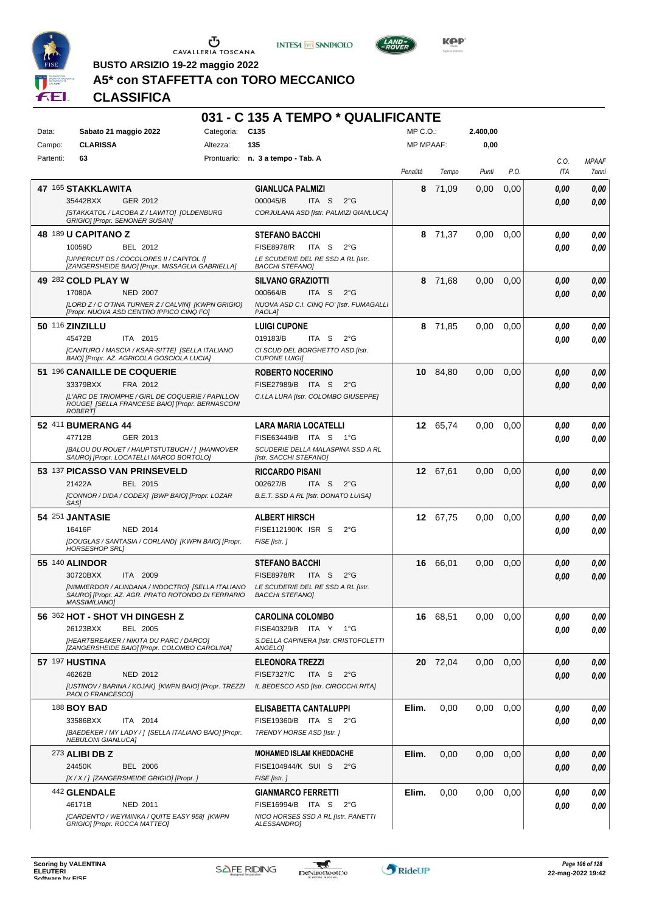BUSTO ARSIZIO 19-22 maggio 2022

# A5* con STAFFETTA con TORO MECCANICO

## CLASSIFICA

### 031 - C 135 A TEMPO * QUALIFICANTE

| | | | |
|---|---|---|---|
| Data: | Sabato 21 maggio 2022 | Categoria: | C135 |
| Campo: | CLARISSA | Altezza: | 135 |
| Partenti: | 63 | Prontuario: | n. 3 a tempo - Tab. A |

MP C.O.: 2.400,00
MP MPAAF: 0,00

| Pos. | Cavallo | Cavaliere | Penalità | Tempo | Punti | P.O. | C.O. ITA | MPAAF 7anni |
|---|---|---|---|---|---|---|---|---|
| 47 | 165 **STAKKLAWITA** 35442BXX GER 2012 [STAKKATOL / LACOBA Z / LAWITO] [OLDENBURG GRIGIO] [Propr. SENONER SUSAN] | **GIANLUCA PALMIZI** 000045/B ITA S 2°G CORJULANA ASD [Istr. PALMIZI GIANLUCA] | 8 | 71,09 | 0,00 | 0,00 | 0,00 / 0,00 | 0,00 / 0,00 |
| 48 | 189 **U CAPITANO Z** 10059D BEL 2012 [UPPERCUT DS / COCOLORES II / CAPITOL I] [ZANGERSHEIDE BAIO] [Propr. MISSAGLIA GABRIELLA] | **STEFANO BACCHI** FISE8978/R ITA S 2°G LE SCUDERIE DEL RE SSD A RL [Istr. BACCHI STEFANO] | 8 | 71,37 | 0,00 | 0,00 | 0,00 / 0,00 | 0,00 / 0,00 |
| 49 | 282 **COLD PLAY W** 17080A NED 2007 [LORD Z / C O'TINA TURNER Z / CALVIN] [KWPN GRIGIO] [Propr. NUOVA ASD CENTRO IPPICO CINQ FO] | **SILVANO GRAZIOTTI** 000664/B ITA S 2°G NUOVA ASD C.I. CINQ FO' [Istr. FUMAGALLI PAOLA] | 8 | 71,68 | 0,00 | 0,00 | 0,00 / 0,00 | 0,00 / 0,00 |
| 50 | 116 **ZINZILLU** 45472B ITA 2015 [CANTURO / MASCIA / KSAR-SITTE] [SELLA ITALIANO BAIO] [Propr. AZ. AGRICOLA GOSCIOLA LUCIA] | **LUIGI CUPONE** 019183/B ITA S 2°G CI SCUD DEL BORGHETTO ASD [Istr. CUPONE LUIGI] | 8 | 71,85 | 0,00 | 0,00 | 0,00 / 0,00 | 0,00 / 0,00 |
| 51 | 196 **CANAILLE DE COQUERIE** 33379BXX FRA 2012 [L'ARC DE TRIOMPHE / GIRL DE COQUERIE / PAPILLON ROUGE] [SELLA FRANCESE BAIO] [Propr. BERNASCONI ROBERT] | **ROBERTO NOCERINO** FISE27989/B ITA S 2°G C.I.LA LURA [Istr. COLOMBO GIUSEPPE] | 10 | 84,80 | 0,00 | 0,00 | 0,00 / 0,00 | 0,00 / 0,00 |
| 52 | 411 **BUMERANG 44** 47712B GER 2013 [BALOU DU ROUET / HAUPTSTUTBUCH / ] [HANNOVER SAURO] [Propr. LOCATELLI MARCO BORTOLO] | **LARA MARIA LOCATELLI** FISE63449/B ITA S 1°G SCUDERIE DELLA MALASPINA SSD A RL [Istr. SACCHI STEFANO] | 12 | 65,74 | 0,00 | 0,00 | 0,00 / 0,00 | 0,00 / 0,00 |
| 53 | 137 **PICASSO VAN PRINSEVELD** 21422A BEL 2015 [CONNOR / DIDA / CODEX] [BWP BAIO] [Propr. LOZAR SAS] | **RICCARDO PISANI** 002627/B ITA S 2°G B.E.T. SSD A RL [Istr. DONATO LUISA] | 12 | 67,61 | 0,00 | 0,00 | 0,00 / 0,00 | 0,00 / 0,00 |
| 54 | 251 **JANTASIE** 16416F NED 2014 [DOUGLAS / SANTASIA / CORLAND] [KWPN BAIO] [Propr. HORSESHOP SRL] | **ALBERT HIRSCH** FISE112190/K ISR S 2°G FISE [Istr. ] | 12 | 67,75 | 0,00 | 0,00 | 0,00 / 0,00 | 0,00 / 0,00 |
| 55 | 140 **ALINDOR** 30720BXX ITA 2009 [NIMMERDOR / ALINDANA / INDOCTRO] [SELLA ITALIANO SAURO] [Propr. AZ. AGR. PRATO ROTONDO DI FERRARIO MASSIMILIANO] | **STEFANO BACCHI** FISE8978/R ITA S 2°G LE SCUDERIE DEL RE SSD A RL [Istr. BACCHI STEFANO] | 16 | 66,01 | 0,00 | 0,00 | 0,00 / 0,00 | 0,00 / 0,00 |
| 56 | 362 **HOT - SHOT VH DINGESH Z** 26123BXX BEL 2005 [HEARTBREAKER / NIKITA DU PARC / DARCO] [ZANGERSHEIDE BAIO] [Propr. COLOMBO CAROLINA] | **CAROLINA COLOMBO** FISE40329/B ITA Y 1°G S.DELLA CAPINERA [Istr. CRISTOFOLETTI ANGELO] | 16 | 68,51 | 0,00 | 0,00 | 0,00 / 0,00 | 0,00 / 0,00 |
| 57 | 197 **HUSTINA** 46262B NED 2012 [USTINOV / BARINA / KOJAK] [KWPN BAIO] [Propr. TREZZI PAOLO FRANCESCO] | **ELEONORA TREZZI** FISE7327/C ITA S 2°G IL BEDESCO ASD [Istr. CIROCCHI RITA] | 20 | 72,04 | 0,00 | 0,00 | 0,00 / 0,00 | 0,00 / 0,00 |
| | 188 **BOY BAD** 33586BXX ITA 2014 [BAEDEKER / MY LADY / ] [SELLA ITALIANO BAIO] [Propr. NEBULONI GIANLUCA] | **ELISABETTA CANTALUPPI** FISE19360/B ITA S 2°G TRENDY HORSE ASD [Istr. ] | Elim. | 0,00 | 0,00 | 0,00 | 0,00 / 0,00 | 0,00 / 0,00 |
| | 273 **ALIBI DB Z** 24450K BEL 2006 [X / X / ] [ZANGERSHEIDE GRIGIO] [Propr. ] | **MOHAMED ISLAM KHEDDACHE** FISE104944/K SUI S 2°G FISE [Istr. ] | Elim. | 0,00 | 0,00 | 0,00 | 0,00 / 0,00 | 0,00 / 0,00 |
| | 442 **GLENDALE** 46171B NED 2011 [CARDENTO / WEYMINKA / QUITE EASY 958] [KWPN GRIGIO] [Propr. ROCCA MATTEO] | **GIANMARCO FERRETTI** FISE16994/B ITA S 2°G NICO HORSES SSD A RL [Istr. PANETTI ALESSANDRO] | Elim. | 0,00 | 0,00 | 0,00 | 0,00 / 0,00 | 0,00 / 0,00 |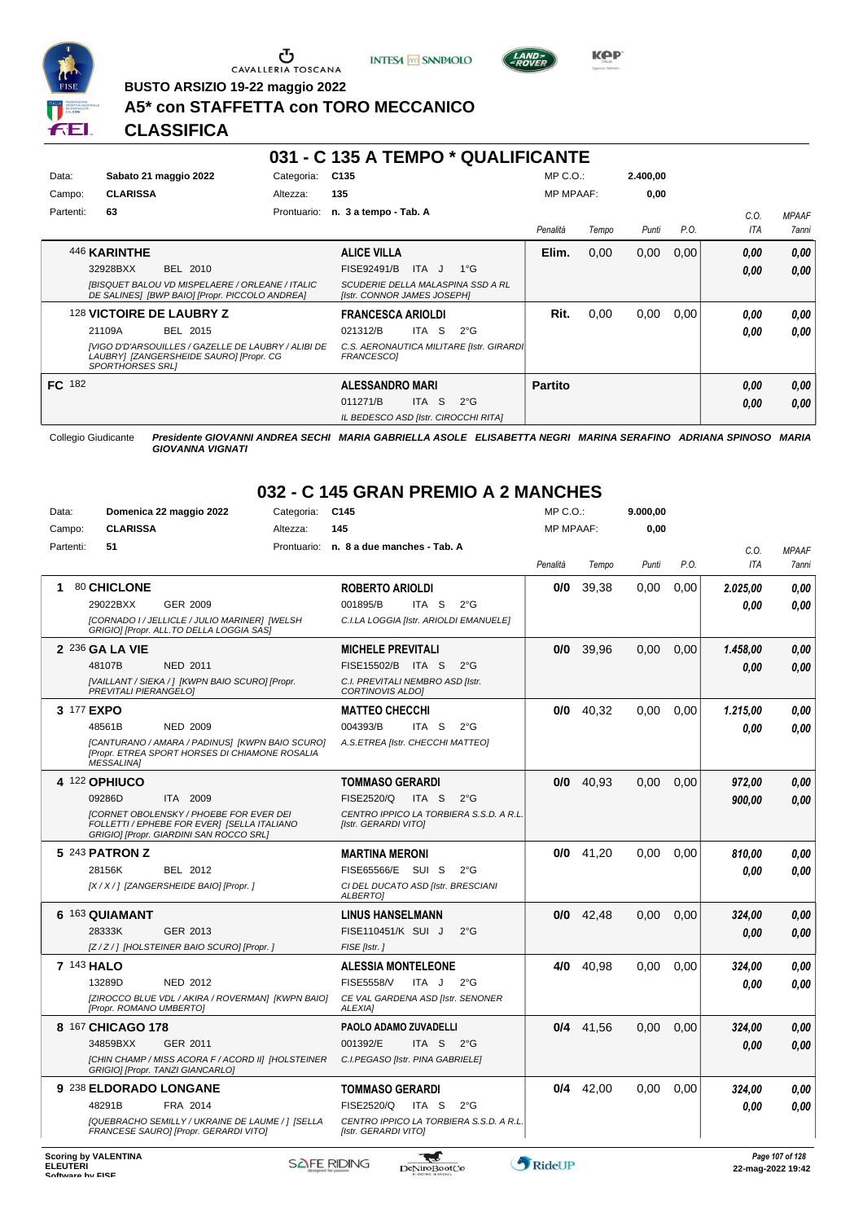BUSTO ARSIZIO 19-22 maggio 2022

# A5* con STAFFETTA con TORO MECCANICO

# CLASSIFICA

## 031 - C 135 A TEMPO * QUALIFICANTE

Data: **Sabato 21 maggio 2022** Categoria: **C135** MP C.O.: **2.400,00**
Campo: **CLARISSA** Altezza: **135** MP MPAAF: **0,00**
Partenti: **63** Prontuario: **n. 3 a tempo - Tab. A**

| Cavallo | Cavaliere | Penalità | Tempo | Punti | P.O. | C.O. ITA | MPAAF 7anni |
|---|---|---|---|---|---|---|---|
| 446 **KARINTHE** 32928BXX BEL 2010 *[BISQUET BALOU VD MISPELAERE / ORLEANE / ITALIC DE SALINES] [BWP BAIO] [Propr. PICCOLO ANDREA]* | **ALICE VILLA** FISE92491/B ITA J 1°G *SCUDERIE DELLA MALASPINA SSD A RL [Istr. CONNOR JAMES JOSEPH]* | **Elim.** | 0,00 | 0,00 | 0,00 | *0,00* *0,00* | *0,00* *0,00* |
| 128 **VICTOIRE DE LAUBRY Z** 21109A BEL 2015 *[VIGO D'ARSOUILLES / GAZELLE DE LAUBRY / ALIBI DE LAUBRY] [ZANGERSHEIDE SAURO] [Propr. CG SPORTHORSES SRL]* | **FRANCESCA ARIOLDI** 021312/B ITA S 2°G *C.S. AERONAUTICA MILITARE [Istr. GIRARDI FRANCESCO]* | **Rit.** | 0,00 | 0,00 | 0,00 | *0,00* *0,00* | *0,00* *0,00* |
| **FC** 182 | **ALESSANDRO MARI** 011271/B ITA S 2°G *IL BEDESCO ASD [Istr. CIROCCHI RITA]* | **Partito** | | | | *0,00* *0,00* | *0,00* *0,00* |

Collegio Giudicante *Presidente GIOVANNI ANDREA SECHI MARIA GABRIELLA ASOLE ELISABETTA NEGRI MARINA SERAFINO ADRIANA SPINOSO MARIA GIOVANNA VIGNATI*

## 032 - C 145 GRAN PREMIO A 2 MANCHES

Data: **Domenica 22 maggio 2022** Categoria: **C145** MP C.O.: **9.000,00**
Campo: **CLARISSA** Altezza: **145** MP MPAAF: **0,00**
Partenti: **51** Prontuario: **n. 8 a due manches - Tab. A**

| Cavallo | Cavaliere | Penalità | Tempo | Punti | P.O. | C.O. ITA | MPAAF 7anni |
|---|---|---|---|---|---|---|---|
| **1** 80 **CHICLONE** 29022BXX GER 2009 *[CORNADO I / JELLICLE / JULIO MARINER] [WELSH GRIGIO] [Propr. ALL.TO DELLA LOGGIA SAS]* | **ROBERTO ARIOLDI** 001895/B ITA S 2°G *C.I.LA LOGGIA [Istr. ARIOLDI EMANUELE]* | **0/0** | 39,38 | 0,00 | 0,00 | *2.025,00* *0,00* | *0,00* *0,00* |
| **2** 236 **GA LA VIE** 48107B NED 2011 *[VAILLANT / SIEKA / ] [KWPN BAIO SCURO] [Propr. PREVITALI PIERANGELO]* | **MICHELE PREVITALI** FISE15502/B ITA S 2°G *C.I. PREVITALI NEMBRO ASD [Istr. CORTINOVIS ALDO]* | **0/0** | 39,96 | 0,00 | 0,00 | *1.458,00* *0,00* | *0,00* *0,00* |
| **3** 177 **EXPO** 48561B NED 2009 *[CANTURANO / AMARA / PADINUS] [KWPN BAIO SCURO] [Propr. ETREA SPORT HORSES DI CHIAMONE ROSALIA MESSALINA]* | **MATTEO CHECCHI** 004393/B ITA S 2°G *A.S.ETREA [Istr. CHECCHI MATTEO]* | **0/0** | 40,32 | 0,00 | 0,00 | *1.215,00* *0,00* | *0,00* *0,00* |
| **4** 122 **OPHIUCO** 09286D ITA 2009 *[CORNET OBOLENSKY / PHOEBE FOR EVER DEI FOLLETTI / EPHEBE FOR EVER] [SELLA ITALIANO GRIGIO] [Propr. GIARDINI SAN ROCCO SRL]* | **TOMMASO GERARDI** FISE2520/Q ITA S 2°G *CENTRO IPPICO LA TORBIERA S.S.D. A R.L. [Istr. GERARDI VITO]* | **0/0** | 40,93 | 0,00 | 0,00 | *972,00* *900,00* | *0,00* *0,00* |
| **5** 243 **PATRON Z** 28156K BEL 2012 *[X / X / ] [ZANGERSHEIDE BAIO] [Propr. ]* | **MARTINA MERONI** FISE65566/E SUI S 2°G *CI DEL DUCATO ASD [Istr. BRESCIANI ALBERTO]* | **0/0** | 41,20 | 0,00 | 0,00 | *810,00* *0,00* | *0,00* *0,00* |
| **6** 163 **QUIAMANT** 28333K GER 2013 *[Z / Z / ] [HOLSTEINER BAIO SCURO] [Propr. ]* | **LINUS HANSELMANN** FISE110451/K SUI J 2°G *FISE [Istr. ]* | **0/0** | 42,48 | 0,00 | 0,00 | *324,00* *0,00* | *0,00* *0,00* |
| **7** 143 **HALO** 13289D NED 2012 *[ZIROCCO BLUE VDL / AKIRA / ROVERMAN] [KWPN BAIO] [Propr. ROMANO UMBERTO]* | **ALESSIA MONTELEONE** FISE5558/V ITA J 2°G *CE VAL GARDENA ASD [Istr. SENONER ALEXIA]* | **4/0** | 40,98 | 0,00 | 0,00 | *324,00* *0,00* | *0,00* *0,00* |
| **8** 167 **CHICAGO 178** 34859BXX GER 2011 *[CHIN CHAMP / MISS ACORA F / ACORD II] [HOLSTEINER GRIGIO] [Propr. TANZI GIANCARLO]* | **PAOLO ADAMO ZUVADELLI** 001392/E ITA S 2°G *C.I.PEGASO [Istr. PINA GABRIELE]* | **0/4** | 41,56 | 0,00 | 0,00 | *324,00* *0,00* | *0,00* *0,00* |
| **9** 238 **ELDORADO LONGANE** 48291B FRA 2014 *[QUEBRACHO SEMILLY / UKRAINE DE LAUME / ] [SELLA FRANCESE SAURO] [Propr. GERARDI VITO]* | **TOMMASO GERARDI** FISE2520/Q ITA S 2°G *CENTRO IPPICO LA TORBIERA S.S.D. A R.L. [Istr. GERARDI VITO]* | **0/4** | 42,00 | 0,00 | 0,00 | *324,00* *0,00* | *0,00* *0,00* |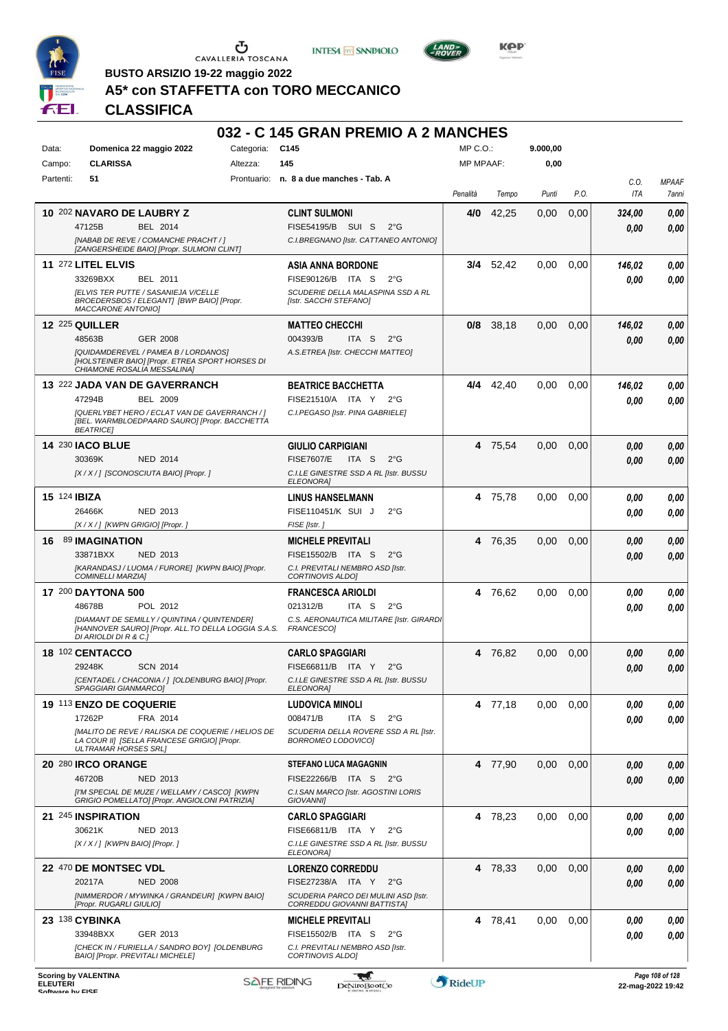BUSTO ARSIZIO 19-22 maggio 2022

# A5* con STAFFETTA con TORO MECCANICO

## CLASSIFICA

## 032 - C 145 GRAN PREMIO A 2 MANCHES

| | | | |
|---|---|---|---|
| Data: | Domenica 22 maggio 2022 | Categoria: | C145 |
| Campo: | CLARISSA | Altezza: | 145 |
| Partenti: | 51 | Prontuario: | n. 8 a due manches - Tab. A |

MP C.O.: 9.000,00
MP MPAAF: 0,00

| Pos. | Cavallo | Cavaliere | Penalità | Tempo | Punti | P.O. | C.O. ITA | MPAAF 7anni |
|---|---|---|---|---|---|---|---|---|
| 10 | 202 **NAVARO DE LAUBRY Z**<br>47125B BEL 2014<br>*[NABAB DE REVE / COMANCHE PRACHT / ] [ZANGERSHEIDE BAIO] [Propr. SULMONI CLINT]* | **CLINT SULMONI**<br>FISE54195/B SUI S 2°G<br>*C.I.BREGNANO [Istr. CATTANEO ANTONIO]* | 4/0 | 42,25 | 0,00 | 0,00 | 324,00<br>0,00 | 0,00<br>0,00 |
| 11 | 272 **LITEL ELVIS**<br>33269BXX BEL 2011<br>*[ELVIS TER PUTTE / SASANIEJA V/CELLE BROEDERSBOS / ELEGANT] [BWP BAIO] [Propr. MACCARONE ANTONIO]* | **ASIA ANNA BORDONE**<br>FISE90126/B ITA S 2°G<br>*SCUDERIE DELLA MALASPINA SSD A RL [Istr. SACCHI STEFANO]* | 3/4 | 52,42 | 0,00 | 0,00 | 146,02<br>0,00 | 0,00<br>0,00 |
| 12 | 225 **QUILLER**<br>48563B GER 2008<br>*[QUIDAMDEREVEL / PAMEA B / LORDANOS] [HOLSTEINER BAIO] [Propr. ETREA SPORT HORSES DI CHIAMONE ROSALIA MESSALINA]* | **MATTEO CHECCHI**<br>004393/B ITA S 2°G<br>*A.S.ETREA [Istr. CHECCHI MATTEO]* | 0/8 | 38,18 | 0,00 | 0,00 | 146,02<br>0,00 | 0,00<br>0,00 |
| 13 | 222 **JADA VAN DE GAVERRANCH**<br>47294B BEL 2009<br>*[QUERLYBET HERO / ECLAT VAN DE GAVERRANCH / ] [BEL. WARMBLOEDPAARD SAURO] [Propr. BACCHETTA BEATRICE]* | **BEATRICE BACCHETTA**<br>FISE21510/A ITA Y 2°G<br>*C.I.PEGASO [Istr. PINA GABRIELE]* | 4/4 | 42,40 | 0,00 | 0,00 | 146,02<br>0,00 | 0,00<br>0,00 |
| 14 | 230 **IACO BLUE**<br>30369K NED 2014<br>*[X / X / ] [SCONOSCIUTA BAIO] [Propr. ]* | **GIULIO CARPIGIANI**<br>FISE7607/E ITA S 2°G<br>*C.I.LE GINESTRE SSD A RL [Istr. BUSSU ELEONORA]* | 4 | 75,54 | 0,00 | 0,00 | 0,00<br>0,00 | 0,00<br>0,00 |
| 15 | 124 **IBIZA**<br>26466K NED 2013<br>*[X / X / ] [KWPN GRIGIO] [Propr. ]* | **LINUS HANSELMANN**<br>FISE110451/K SUI J 2°G<br>*FISE [Istr. ]* | 4 | 75,78 | 0,00 | 0,00 | 0,00<br>0,00 | 0,00<br>0,00 |
| 16 | 89 **IMAGINATION**<br>33871BXX NED 2013<br>*[KARANDASJ / LUOMA / FURORE] [KWPN BAIO] [Propr. COMINELLI MARZIA]* | **MICHELE PREVITALI**<br>FISE15502/B ITA S 2°G<br>*C.I. PREVITALI NEMBRO ASD [Istr. CORTINOVIS ALDO]* | 4 | 76,35 | 0,00 | 0,00 | 0,00<br>0,00 | 0,00<br>0,00 |
| 17 | 200 **DAYTONA 500**<br>48678B POL 2012<br>*[DIAMANT DE SEMILLY / QUINTINA / QUINTENDER] [HANNOVER SAURO] [Propr. ALL.TO DELLA LOGGIA S.A.S. DI ARIOLDI DI R & C.]* | **FRANCESCA ARIOLDI**<br>021312/B ITA S 2°G<br>*C.S. AERONAUTICA MILITARE [Istr. GIRARDI FRANCESCO]* | 4 | 76,62 | 0,00 | 0,00 | 0,00<br>0,00 | 0,00<br>0,00 |
| 18 | 102 **CENTACCO**<br>29248K SCN 2014<br>*[CENTADEL / CHACONIA / ] [OLDENBURG BAIO] [Propr. SPAGGIARI GIANMARCO]* | **CARLO SPAGGIARI**<br>FISE66811/B ITA Y 2°G<br>*C.I.LE GINESTRE SSD A RL [Istr. BUSSU ELEONORA]* | 4 | 76,82 | 0,00 | 0,00 | 0,00<br>0,00 | 0,00<br>0,00 |
| 19 | 113 **ENZO DE COQUERIE**<br>17262P FRA 2014<br>*[MALITO DE REVE / RALISKA DE COQUERIE / HELIOS DE LA COUR II] [SELLA FRANCESE GRIGIO] [Propr. ULTRAMAR HORSES SRL]* | **LUDOVICA MINOLI**<br>008471/B ITA S 2°G<br>*SCUDERIA DELLA ROVERE SSD A RL [Istr. BORROMEO LODOVICO]* | 4 | 77,18 | 0,00 | 0,00 | 0,00<br>0,00 | 0,00<br>0,00 |
| 20 | 280 **IRCO ORANGE**<br>46720B NED 2013<br>*[I'M SPECIAL DE MUZE / WELLAMY / CASCO] [KWPN GRIGIO POMELLATO] [Propr. ANGIOLONI PATRIZIA]* | **STEFANO LUCA MAGAGNIN**<br>FISE22266/B ITA S 2°G<br>*C.I.SAN MARCO [Istr. AGOSTINI LORIS GIOVANNI]* | 4 | 77,90 | 0,00 | 0,00 | 0,00<br>0,00 | 0,00<br>0,00 |
| 21 | 245 **INSPIRATION**<br>30621K NED 2013<br>*[X / X / ] [KWPN BAIO] [Propr. ]* | **CARLO SPAGGIARI**<br>FISE66811/B ITA Y 2°G<br>*C.I.LE GINESTRE SSD A RL [Istr. BUSSU ELEONORA]* | 4 | 78,23 | 0,00 | 0,00 | 0,00<br>0,00 | 0,00<br>0,00 |
| 22 | 470 **DE MONTSEC VDL**<br>20217A NED 2008<br>*[NIMMERDOR / MYWINKA / GRANDEUR] [KWPN BAIO] [Propr. RUGARLI GIULIO]* | **LORENZO CORREDDU**<br>FISE27238/A ITA Y 2°G<br>*SCUDERIA PARCO DEI MULINI ASD [Istr. CORREDDU GIOVANNI BATTISTA]* | 4 | 78,33 | 0,00 | 0,00 | 0,00<br>0,00 | 0,00<br>0,00 |
| 23 | 138 **CYBINKA**<br>33948BXX GER 2013<br>*[CHECK IN / FURIELLA / SANDRO BOY] [OLDENBURG BAIO] [Propr. PREVITALI MICHELE]* | **MICHELE PREVITALI**<br>FISE15502/B ITA S 2°G<br>*C.I. PREVITALI NEMBRO ASD [Istr. CORTINOVIS ALDO]* | 4 | 78,41 | 0,00 | 0,00 | 0,00<br>0,00 | 0,00<br>0,00 |

Scoring by VALENTINA
ELEUTERI
22-mag-2022 19:42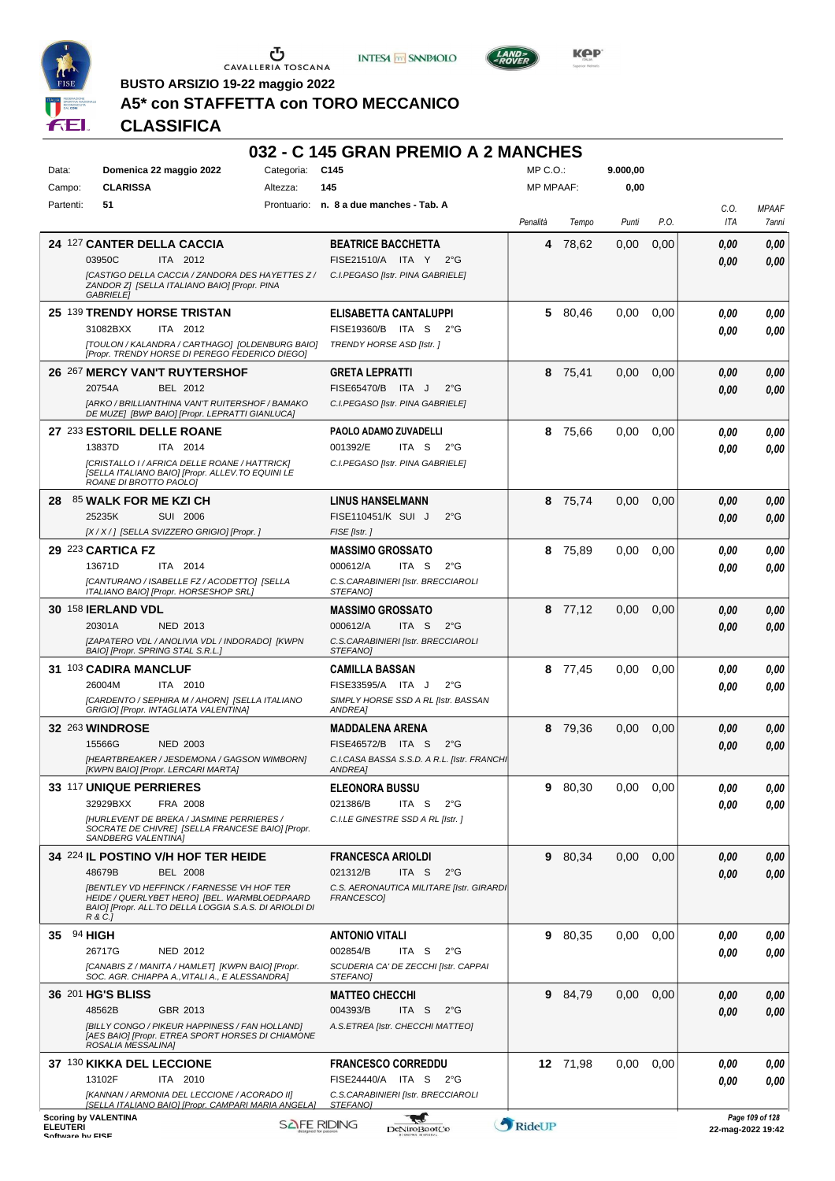BUSTO ARSIZIO 19-22 maggio 2022

# A5* con STAFFETTA con TORO MECCANICO

## CLASSIFICA

### 032 - C 145 GRAN PREMIO A 2 MANCHES

| | | | | | |
|---|---|---|---|---|---|
| Data: | Domenica 22 maggio 2022 | Categoria: | C145 | MP C.O.: | 9.000,00 |
| Campo: | CLARISSA | Altezza: | 145 | MP MPAAF: | 0,00 |
| Partenti: | 51 | Prontuario: | n. 8 a due manches - Tab. A | | |

| Pos. | Cavallo | Cavaliere | Penalità | Tempo | Punti | P.O. | C.O. ITA | MPAAF 7anni |
|---|---|---|---|---|---|---|---|---|
| 24 | 127 **CANTER DELLA CACCIA** 03950C ITA 2012 *[CASTIGO DELLA CACCIA / ZANDORA DES HAYETTES Z / ZANDOR Z] [SELLA ITALIANO BAIO] [Propr. PINA GABRIELE]* | **BEATRICE BACCHETTA** FISE21510/A ITA Y 2°G *C.I.PEGASO [Istr. PINA GABRIELE]* | 4 | 78,62 | 0,00 | 0,00 | 0,00 / 0,00 | 0,00 / 0,00 |
| 25 | 139 **TRENDY HORSE TRISTAN** 31082BXX ITA 2012 *[TOULON / KALANDRA / CARTHAGO] [OLDENBURG BAIO] [Propr. TRENDY HORSE DI PEREGO FEDERICO DIEGO]* | **ELISABETTA CANTALUPPI** FISE19360/B ITA S 2°G *TRENDY HORSE ASD [Istr. ]* | 5 | 80,46 | 0,00 | 0,00 | 0,00 / 0,00 | 0,00 / 0,00 |
| 26 | 267 **MERCY VAN'T RUYTERSHOF** 20754A BEL 2012 *[ARKO / BRILLIANTHINA VAN'T RUITERSHOF / BAMAKO DE MUZE] [BWP BAIO] [Propr. LEPRATTI GIANLUCA]* | **GRETA LEPRATTI** FISE65470/B ITA J 2°G *C.I.PEGASO [Istr. PINA GABRIELE]* | 8 | 75,41 | 0,00 | 0,00 | 0,00 / 0,00 | 0,00 / 0,00 |
| 27 | 233 **ESTORIL DELLE ROANE** 13837D ITA 2014 *[CRISTALLO I / AFRICA DELLE ROANE / HATTRICK] [SELLA ITALIANO BAIO] [Propr. ALLEV.TO EQUINI LE ROANE DI BROTTO PAOLO]* | **PAOLO ADAMO ZUVADELLI** 001392/E ITA S 2°G *C.I.PEGASO [Istr. PINA GABRIELE]* | 8 | 75,66 | 0,00 | 0,00 | 0,00 / 0,00 | 0,00 / 0,00 |
| 28 | 85 **WALK FOR ME KZI CH** 25235K SUI 2006 *[X / X / ] [SELLA SVIZZERO GRIGIO] [Propr. ]* | **LINUS HANSELMANN** FISE110451/K SUI J 2°G *FISE [Istr. ]* | 8 | 75,74 | 0,00 | 0,00 | 0,00 / 0,00 | 0,00 / 0,00 |
| 29 | 223 **CARTICA FZ** 13671D ITA 2014 *[CANTURANO / ISABELLE FZ / ACODETTO] [SELLA ITALIANO BAIO] [Propr. HORSESHOP SRL]* | **MASSIMO GROSSATO** 000612/A ITA S 2°G *C.S.CARABINIERI [Istr. BRECCIAROLI STEFANO]* | 8 | 75,89 | 0,00 | 0,00 | 0,00 / 0,00 | 0,00 / 0,00 |
| 30 | 158 **IERLAND VDL** 20301A NED 2013 *[ZAPATERO VDL / ANOLIVIA VDL / INDORADO] [KWPN BAIO] [Propr. SPRING STAL S.R.L.]* | **MASSIMO GROSSATO** 000612/A ITA S 2°G *C.S.CARABINIERI [Istr. BRECCIAROLI STEFANO]* | 8 | 77,12 | 0,00 | 0,00 | 0,00 / 0,00 | 0,00 / 0,00 |
| 31 | 103 **CADIRA MANCLUF** 26004M ITA 2010 *[CARDENTO / SEPHIRA M / AHORN] [SELLA ITALIANO GRIGIO] [Propr. INTAGLIATA VALENTINA]* | **CAMILLA BASSAN** FISE33595/A ITA J 2°G *SIMPLY HORSE SSD A RL [Istr. BASSAN ANDREA]* | 8 | 77,45 | 0,00 | 0,00 | 0,00 / 0,00 | 0,00 / 0,00 |
| 32 | 263 **WINDROSE** 15566G NED 2003 *[HEARTBREAKER / JESDEMONA / GAGSON WIMBORN] [KWPN BAIO] [Propr. LERCARI MARTA]* | **MADDALENA ARENA** FISE46572/B ITA S 2°G *C.I.CASA BASSA S.S.D. A R.L. [Istr. FRANCHI ANDREA]* | 8 | 79,36 | 0,00 | 0,00 | 0,00 / 0,00 | 0,00 / 0,00 |
| 33 | 117 **UNIQUE PERRIERES** 32929BXX FRA 2008 *[HURLEVENT DE BREKA / JASMINE PERRIERES / SOCRATE DE CHIVRE] [SELLA FRANCESE BAIO] [Propr. SANDBERG VALENTINA]* | **ELEONORA BUSSU** 021386/B ITA S 2°G *C.I.LE GINESTRE SSD A RL [Istr. ]* | 9 | 80,30 | 0,00 | 0,00 | 0,00 / 0,00 | 0,00 / 0,00 |
| 34 | 224 **IL POSTINO V/H HOF TER HEIDE** 48679B BEL 2008 *[BENTLEY VD HEFFINCK / FARNESSE VH HOF TER HEIDE / QUERLYBET HERO] [BEL. WARMBLOEDPAARD BAIO] [Propr. ALL.TO DELLA LOGGIA S.A.S. DI ARIOLDI DI R & C.]* | **FRANCESCA ARIOLDI** 021312/B ITA S 2°G *C.S. AERONAUTICA MILITARE [Istr. GIRARDI FRANCESCO]* | 9 | 80,34 | 0,00 | 0,00 | 0,00 / 0,00 | 0,00 / 0,00 |
| 35 | 94 **HIGH** 26717G NED 2012 *[CANABIS Z / MANITA / HAMLET] [KWPN BAIO] [Propr. SOC. AGR. CHIAPPA A.,VITALI A., E ALESSANDRA]* | **ANTONIO VITALI** 002854/B ITA S 2°G *SCUDERIA CA' DE ZECCHI [Istr. CAPPAI STEFANO]* | 9 | 80,35 | 0,00 | 0,00 | 0,00 / 0,00 | 0,00 / 0,00 |
| 36 | 201 **HG'S BLISS** 48562B GBR 2013 *[BILLY CONGO / PIKEUR HAPPINESS / FAN HOLLAND] [AES BAIO] [Propr. ETREA SPORT HORSES DI CHIAMONE ROSALIA MESSALINA]* | **MATTEO CHECCHI** 004393/B ITA S 2°G *A.S.ETREA [Istr. CHECCHI MATTEO]* | 9 | 84,79 | 0,00 | 0,00 | 0,00 / 0,00 | 0,00 / 0,00 |
| 37 | 130 **KIKKA DEL LECCIONE** 13102F ITA 2010 *[KANNAN / ARMONIA DEL LECCIONE / ACORADO II] [SELLA ITALIANO BAIO] [Propr. CAMPARI MARIA ANGELA]* | **FRANCESCO CORREDDU** FISE24440/A ITA S 2°G *C.S.CARABINIERI [Istr. BRECCIAROLI STEFANO]* | 12 | 71,98 | 0,00 | 0,00 | 0,00 / 0,00 | 0,00 / 0,00 |

Scoring by VALENTINA ELEUTERI

22-mag-2022 19:42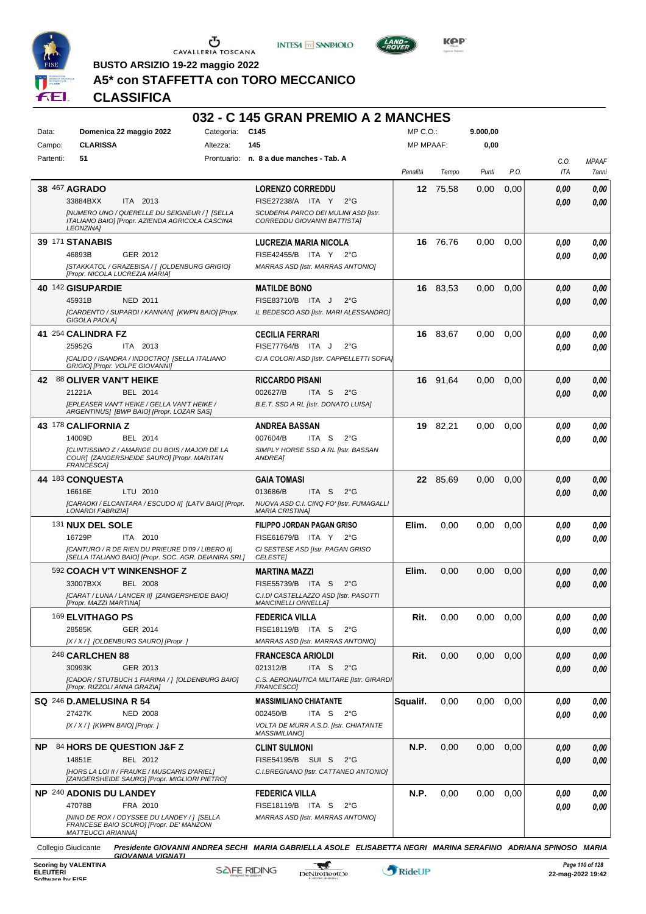BUSTO ARSIZIO 19-22 maggio 2022

# A5* con STAFFETTA con TORO MECCANICO

## CLASSIFICA

## 032 - C 145 GRAN PREMIO A 2 MANCHES

| | | | | | |
|---|---|---|---|---|---|
| Data: | Domenica 22 maggio 2022 | Categoria: | C145 | MP C.O.: | 9.000,00 |
| Campo: | CLARISSA | Altezza: | 145 | MP MPAAF: | 0,00 |
| Partenti: | 51 | Prontuario: | n. 8 a due manches - Tab. A | | |

| Pos. | Cavallo | Cavaliere | Penalità | Tempo | Punti | P.O. | C.O. ITA | MPAAF 7anni |
|---|---|---|---|---|---|---|---|---|
| 38 | 467 **AGRADO** 33884BXX ITA 2013 *[NUMERO UNO / QUERELLE DU SEIGNEUR / ] [SELLA ITALIANO BAIO] [Propr. AZIENDA AGRICOLA CASCINA LEONZINA]* | **LORENZO CORREDDU** FISE27238/A ITA Y 2°G *SCUDERIA PARCO DEI MULINI ASD [Istr. CORREDDU GIOVANNI BATTISTA]* | 12 | 75,58 | 0,00 | 0,00 | 0,00 / 0,00 | 0,00 / 0,00 |
| 39 | 171 **STANABIS** 46893B GER 2012 *[STAKKATOL / GRAZEBISA / ] [OLDENBURG GRIGIO] [Propr. NICOLA LUCREZIA MARIA]* | **LUCREZIA MARIA NICOLA** FISE42455/B ITA Y 2°G *MARRAS ASD [Istr. MARRAS ANTONIO]* | 16 | 76,76 | 0,00 | 0,00 | 0,00 / 0,00 | 0,00 / 0,00 |
| 40 | 142 **GISUPARDIE** 45931B NED 2011 *[CARDENTO / SUPARDI / KANNAN] [KWPN BAIO] [Propr. GIGOLA PAOLA]* | **MATILDE BONO** FISE83710/B ITA J 2°G *IL BEDESCO ASD [Istr. MARI ALESSANDRO]* | 16 | 83,53 | 0,00 | 0,00 | 0,00 / 0,00 | 0,00 / 0,00 |
| 41 | 254 **CALINDRA FZ** 25952G ITA 2013 *[CALIDO / ISANDRA / INDOCTRO] [SELLA ITALIANO GRIGIO] [Propr. VOLPE GIOVANNI]* | **CECILIA FERRARI** FISE77764/B ITA J 2°G *CI A COLORI ASD [Istr. CAPPELLETTI SOFIA]* | 16 | 83,67 | 0,00 | 0,00 | 0,00 / 0,00 | 0,00 / 0,00 |
| 42 | 88 **OLIVER VAN'T HEIKE** 21221A BEL 2014 *[EPLEASER VAN'T HEIKE / GELLA VAN'T HEIKE / ARGENTINUS] [BWP BAIO] [Propr. LOZAR SAS]* | **RICCARDO PISANI** 002627/B ITA S 2°G *B.E.T. SSD A RL [Istr. DONATO LUISA]* | 16 | 91,64 | 0,00 | 0,00 | 0,00 / 0,00 | 0,00 / 0,00 |
| 43 | 178 **CALIFORNIA Z** 14009D BEL 2014 *[CLINTISSIMO Z / AMARIGE DU BOIS / MAJOR DE LA COUR] [ZANGERSHEIDE SAURO] [Propr. MARITAN FRANCESCA]* | **ANDREA BASSAN** 007604/B ITA S 2°G *SIMPLY HORSE SSD A RL [Istr. BASSAN ANDREA]* | 19 | 82,21 | 0,00 | 0,00 | 0,00 / 0,00 | 0,00 / 0,00 |
| 44 | 183 **CONQUESTA** 16616E LTU 2010 *[CARAOKI / ELCANTARA / ESCUDO II] [LATV BAIO] [Propr. LONARDI FABRIZIA]* | **GAIA TOMASI** 013686/B ITA S 2°G *NUOVA ASD C.I. CINQ FO' [Istr. FUMAGALLI MARIA CRISTINA]* | 22 | 85,69 | 0,00 | 0,00 | 0,00 / 0,00 | 0,00 / 0,00 |
| | 131 **NUX DEL SOLE** 16729P ITA 2010 *[CANTURO / R DE RIEN DU PRIEURE D'09 / LIBERO II] [SELLA ITALIANO BAIO] [Propr. SOC. AGR. DEIANIRA SRL]* | **FILIPPO JORDAN PAGAN GRISO** FISE61679/B ITA Y 2°G *CI SESTESE ASD [Istr. PAGAN GRISO CELESTE]* | Elim. | 0,00 | 0,00 | 0,00 | 0,00 / 0,00 | 0,00 / 0,00 |
| | 592 **COACH V'T WINKENSHOF Z** 33007BXX BEL 2008 *[CARAT / LUNA / LANCER II] [ZANGERSHEIDE BAIO] [Propr. MAZZI MARTINA]* | **MARTINA MAZZI** FISE55739/B ITA S 2°G *C.I.DI CASTELLAZZO ASD [Istr. PASOTTI MANCINELLI ORNELLA]* | Elim. | 0,00 | 0,00 | 0,00 | 0,00 / 0,00 | 0,00 / 0,00 |
| | 169 **ELVITHAGO PS** 28585K GER 2014 *[X / X / ] [OLDENBURG SAURO] [Propr. ]* | **FEDERICA VILLA** FISE18119/B ITA S 2°G *MARRAS ASD [Istr. MARRAS ANTONIO]* | Rit. | 0,00 | 0,00 | 0,00 | 0,00 / 0,00 | 0,00 / 0,00 |
| | 248 **CARLCHEN 88** 30993K GER 2013 *[CADOR / STUTBUCH 1 FIARINA / ] [OLDENBURG BAIO] [Propr. RIZZOLI ANNA GRAZIA]* | **FRANCESCA ARIOLDI** 021312/B ITA S 2°G *C.S. AERONAUTICA MILITARE [Istr. GIRARDI FRANCESCO]* | Rit. | 0,00 | 0,00 | 0,00 | 0,00 / 0,00 | 0,00 / 0,00 |
| SQ | 246 **D.AMELUSINA R 54** 27427K NED 2008 *[X / X / ] [KWPN BAIO] [Propr. ]* | **MASSIMILIANO CHIATANTE** 002450/B ITA S 2°G *VOLTA DE MURR A.S.D. [Istr. CHIATANTE MASSIMILIANO]* | Squalif. | 0,00 | 0,00 | 0,00 | 0,00 / 0,00 | 0,00 / 0,00 |
| NP | 84 **HORS DE QUESTION J&F Z** 14851E BEL 2012 *[HORS LA LOI II / FRAUKE / MUSCARIS D'ARIEL] [ZANGERSHEIDE SAURO] [Propr. MIGLIORI PIETRO]* | **CLINT SULMONI** FISE54195/B SUI S 2°G *C.I.BREGNANO [Istr. CATTANEO ANTONIO]* | N.P. | 0,00 | 0,00 | 0,00 | 0,00 / 0,00 | 0,00 / 0,00 |
| NP | 240 **ADONIS DU LANDEY** 47078B FRA 2010 *[NINO DE ROX / ODYSSEE DU LANDEY / ] [SELLA FRANCESE BAIO SCURO] [Propr. DE' MANZONI MATTEUCCI ARIANNA]* | **FEDERICA VILLA** FISE18119/B ITA S 2°G *MARRAS ASD [Istr. MARRAS ANTONIO]* | N.P. | 0,00 | 0,00 | 0,00 | 0,00 / 0,00 | 0,00 / 0,00 |

Collegio Giudicante *Presidente GIOVANNI ANDREA SECHI MARIA GABRIELLA ASOLE ELISABETTA NEGRI MARINA SERAFINO ADRIANA SPINOSO MARIA GIOVANNA VIGNATI*

Scoring by VALENTINA ELEUTERI — Software by FISE — 22-mag-2022 19:42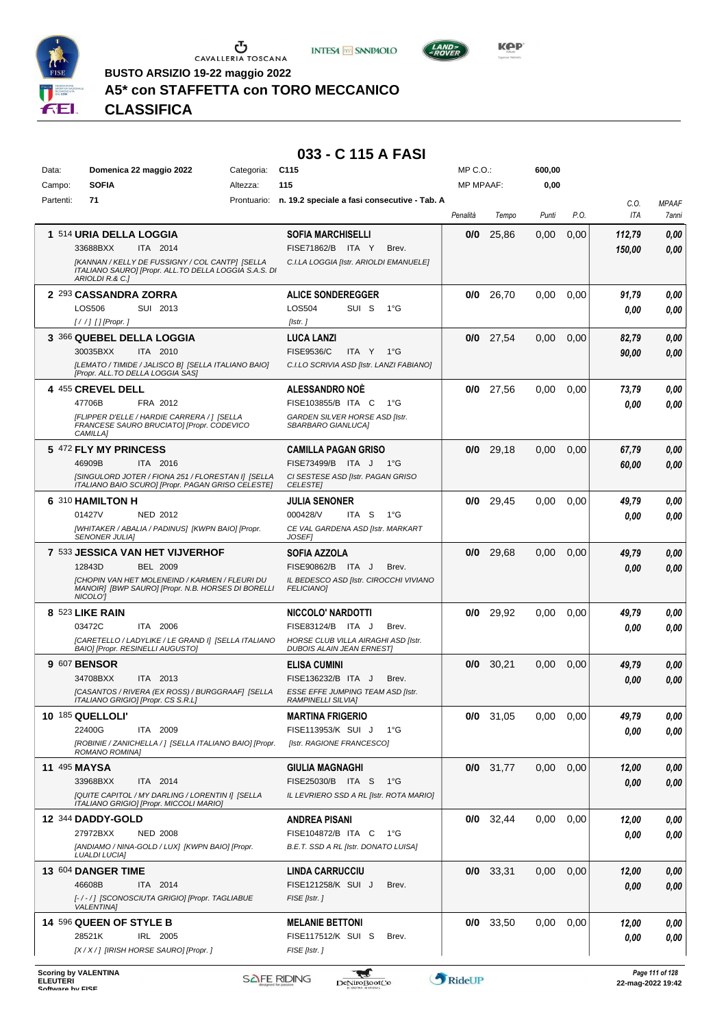BUSTO ARSIZIO 19-22 maggio 2022

# A5* con STAFFETTA con TORO MECCANICO

## CLASSIFICA

## 033 - C 115 A FASI

| | | | | | |
|---|---|---|---|---|---|
| Data: | Domenica 22 maggio 2022 | Categoria: | C115 | MP C.O.: | 600,00 |
| Campo: | SOFIA | Altezza: | 115 | MP MPAAF: | 0,00 |
| Partenti: | 71 | Prontuario: | n. 19.2 speciale a fasi consecutive - Tab. A | | |

| Pos. | Cavallo | Cavaliere | Penalità | Tempo | Punti | P.O. | C.O. ITA | MPAAF 7anni |
|---|---|---|---|---|---|---|---|---|
| 1 | 514 **URIA DELLA LOGGIA** 33688BXX ITA 2014 *[KANNAN / KELLY DE FUSSIGNY / COL CANTP] [SELLA ITALIANO SAURO] [Propr. ALL.TO DELLA LOGGIA S.A.S. DI ARIOLDI R.& C.]* | **SOFIA MARCHISELLI** FISE71862/B ITA Y Brev. *C.I.LA LOGGIA [Istr. ARIOLDI EMANUELE]* | 0/0 | 25,86 | 0,00 | 0,00 | 112,79 / 150,00 | 0,00 / 0,00 |
| 2 | 293 **CASSANDRA ZORRA** LOS506 SUI 2013 *[ / / ] [] [Propr. ]* | **ALICE SONDEREGGER** LOS504 SUI S 1°G *[Istr. ]* | 0/0 | 26,70 | 0,00 | 0,00 | 91,79 / 0,00 | 0,00 / 0,00 |
| 3 | 366 **QUEBEL DELLA LOGGIA** 30035BXX ITA 2010 *[LEMATO / TIMIDE / JALISCO B] [SELLA ITALIANO BAIO] [Propr. ALL.TO DELLA LOGGIA SAS]* | **LUCA LANZI** FISE9536/C ITA Y 1°G *C.I.LO SCRIVIA ASD [Istr. LANZI FABIANO]* | 0/0 | 27,54 | 0,00 | 0,00 | 82,79 / 90,00 | 0,00 / 0,00 |
| 4 | 455 **CREVEL DELL** 47706B FRA 2012 *[FLIPPER D'ELLE / HARDIE CARRERA / ] [SELLA FRANCESE SAURO BRUCIATO] [Propr. CODEVICO CAMILLA]* | **ALESSANDRO NOÈ** FISE103855/B ITA C 1°G *GARDEN SILVER HORSE ASD [Istr. SBARBARO GIANLUCA]* | 0/0 | 27,56 | 0,00 | 0,00 | 73,79 / 0,00 | 0,00 / 0,00 |
| 5 | 472 **FLY MY PRINCESS** 46909B ITA 2016 *[SINGULORD JOTER / FIONA 251 / FLORESTAN I] [SELLA ITALIANO BAIO SCURO] [Propr. PAGAN GRISO CELESTE]* | **CAMILLA PAGAN GRISO** FISE73499/B ITA J 1°G *CI SESTESE ASD [Istr. PAGAN GRISO CELESTE]* | 0/0 | 29,18 | 0,00 | 0,00 | 67,79 / 60,00 | 0,00 / 0,00 |
| 6 | 310 **HAMILTON H** 01427V NED 2012 *[WHITAKER / ABALIA / PADINUS] [KWPN BAIO] [Propr. SENONER JULIA]* | **JULIA SENONER** 000428/V ITA S 1°G *CE VAL GARDENA ASD [Istr. MARKART JOSEF]* | 0/0 | 29,45 | 0,00 | 0,00 | 49,79 / 0,00 | 0,00 / 0,00 |
| 7 | 533 **JESSICA VAN HET VIJVERHOF** 12843D BEL 2009 *[CHOPIN VAN HET MOLENEIND / KARMEN / FLEURI DU MANOIR] [BWP SAURO] [Propr. N.B. HORSES DI BORELLI NICOLO']* | **SOFIA AZZOLA** FISE90862/B ITA J Brev. *IL BEDESCO ASD [Istr. CIROCCHI VIVIANO FELICIANO]* | 0/0 | 29,68 | 0,00 | 0,00 | 49,79 / 0,00 | 0,00 / 0,00 |
| 8 | 523 **LIKE RAIN** 03472C ITA 2006 *[CARETELLO / LADYLIKE / LE GRAND I] [SELLA ITALIANO BAIO] [Propr. RESINELLI AUGUSTO]* | **NICCOLO' NARDOTTI** FISE83124/B ITA J Brev. *HORSE CLUB VILLA AIRAGHI ASD [Istr. DUBOIS ALAIN JEAN ERNEST]* | 0/0 | 29,92 | 0,00 | 0,00 | 49,79 / 0,00 | 0,00 / 0,00 |
| 9 | 607 **BENSOR** 34708BXX ITA 2013 *[CASANTOS / RIVERA (EX ROSS) / BURGGRAAF] [SELLA ITALIANO GRIGIO] [Propr. CS S.R.L]* | **ELISA CUMINI** FISE136232/B ITA J Brev. *ESSE EFFE JUMPING TEAM ASD [Istr. RAMPINELLI SILVIA]* | 0/0 | 30,21 | 0,00 | 0,00 | 49,79 / 0,00 | 0,00 / 0,00 |
| 10 | 185 **QUELLOLI'** 22400G ITA 2009 *[ROBINIE / ZANICHELLA / ] [SELLA ITALIANO BAIO] [Propr. ROMANO ROMINA]* | **MARTINA FRIGERIO** FISE113953/K SUI J 1°G *[Istr. RAGIONE FRANCESCO]* | 0/0 | 31,05 | 0,00 | 0,00 | 49,79 / 0,00 | 0,00 / 0,00 |
| 11 | 495 **MAYSA** 33968BXX ITA 2014 *[QUITE CAPITOL / MY DARLING / LORENTIN I] [SELLA ITALIANO GRIGIO] [Propr. MICCOLI MARIO]* | **GIULIA MAGNAGHI** FISE25030/B ITA S 1°G *IL LEVRIERO SSD A RL [Istr. ROTA MARIO]* | 0/0 | 31,77 | 0,00 | 0,00 | 12,00 / 0,00 | 0,00 / 0,00 |
| 12 | 344 **DADDY-GOLD** 27972BXX NED 2008 *[ANDIAMO / NINA-GOLD / LUX] [KWPN BAIO] [Propr. LUALDI LUCIA]* | **ANDREA PISANI** FISE104872/B ITA C 1°G *B.E.T. SSD A RL [Istr. DONATO LUISA]* | 0/0 | 32,44 | 0,00 | 0,00 | 12,00 / 0,00 | 0,00 / 0,00 |
| 13 | 604 **DANGER TIME** 46608B ITA 2014 *[- / - / ] [SCONOSCIUTA GRIGIO] [Propr. TAGLIABUE VALENTINA]* | **LINDA CARRUCCIU** FISE121258/K SUI J Brev. *FISE [Istr. ]* | 0/0 | 33,31 | 0,00 | 0,00 | 12,00 / 0,00 | 0,00 / 0,00 |
| 14 | 596 **QUEEN OF STYLE B** 28521K IRL 2005 *[X / X / ] [IRISH HORSE SAURO] [Propr. ]* | **MELANIE BETTONI** FISE117512/K SUI S Brev. *FISE [Istr. ]* | 0/0 | 33,50 | 0,00 | 0,00 | 12,00 / 0,00 | 0,00 / 0,00 |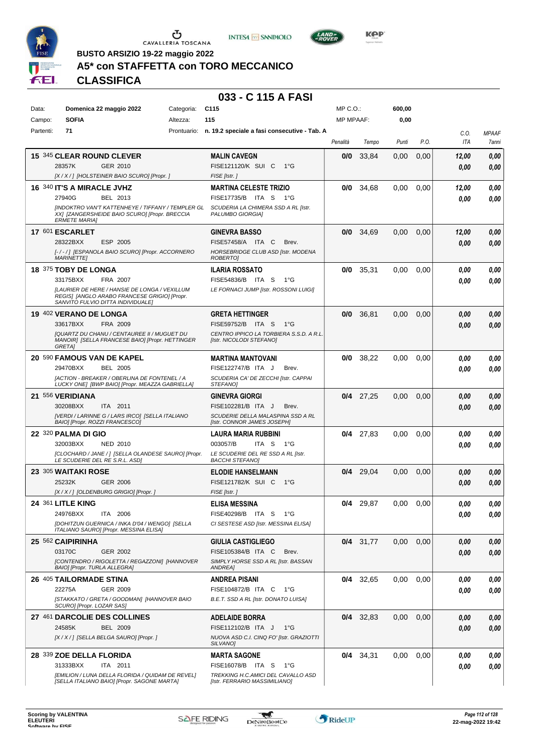BUSTO ARSIZIO 19-22 maggio 2022

# A5* con STAFFETTA con TORO MECCANICO

## CLASSIFICA

### 033 - C 115 A FASI

| | | | |
|---|---|---|---|
| Data: | Domenica 22 maggio 2022 | Categoria: | C115 |
| Campo: | SOFIA | Altezza: | 115 |
| Partenti: | 71 | Prontuario: | n. 19.2 speciale a fasi consecutive - Tab. A |

MP C.O.: 600,00
MP MPAAF: 0,00

| Pos. | Cavallo | Cavaliere | Penalità | Tempo | Punti | P.O. | C.O. ITA | MPAAF 7anni |
|---|---|---|---|---|---|---|---|---|
| 15 | 345 **CLEAR ROUND CLEVER** 28357K GER 2010 [X / X / ] [HOLSTEINER BAIO SCURO] [Propr. ] | **MALIN CAVEGN** FISE121120/K SUI C 1°G FISE [Istr. ] | 0/0 | 33,84 | 0,00 | 0,00 | 12,00 / 0,00 | 0,00 / 0,00 |
| 16 | 340 **IT'S A MIRACLE JVHZ** 27940G BEL 2013 [INDOKTRO VAN'T KATTENHEYE / TIFFANY / TEMPLER GL XX] [ZANGERSHEIDE BAIO SCURO] [Propr. BRECCIA ERMETE MARIA] | **MARTINA CELESTE TRIZIO** FISE17735/B ITA S 1°G SCUDERIA LA CHIMERA SSD A RL [Istr. PALUMBO GIORGIA] | 0/0 | 34,68 | 0,00 | 0,00 | 12,00 / 0,00 | 0,00 / 0,00 |
| 17 | 601 **ESCARLET** 28322BXX ESP 2005 [- / - / ] [ESPANOLA BAIO SCURO] [Propr. ACCORNERO MARINETTE] | **GINEVRA BASSO** FISE57458/A ITA C Brev. HORSEBRIDGE CLUB ASD [Istr. MODENA ROBERTO] | 0/0 | 34,69 | 0,00 | 0,00 | 12,00 / 0,00 | 0,00 / 0,00 |
| 18 | 375 **TOBY DE LONGA** 33175BXX FRA 2007 [LAURIER DE HERE / HANSIE DE LONGA / VEXILLUM REGIS] [ANGLO ARABO FRANCESE GRIGIO] [Propr. SANVITO FULVIO DITTA INDIVIDUALE] | **ILARIA ROSSATO** FISE54836/B ITA S 1°G LE FORNACI JUMP [Istr. ROSSONI LUIGI] | 0/0 | 35,31 | 0,00 | 0,00 | 0,00 / 0,00 | 0,00 / 0,00 |
| 19 | 402 **VERANO DE LONGA** 33617BXX FRA 2009 [QUARTZ DU CHANU / CENTAUREE II / MUGUET DU MANOIR] [SELLA FRANCESE BAIO] [Propr. HETTINGER GRETA] | **GRETA HETTINGER** FISE59752/B ITA S 1°G CENTRO IPPICO LA TORBIERA S.S.D. A R.L. [Istr. NICOLODI STEFANO] | 0/0 | 36,81 | 0,00 | 0,00 | 0,00 / 0,00 | 0,00 / 0,00 |
| 20 | 590 **FAMOUS VAN DE KAPEL** 29470BXX BEL 2005 [ACTION - BREAKER / OBERLINA DE FONTENEL / A LUCKY ONE] [BWP BAIO] [Propr. MEAZZA GABRIELLA] | **MARTINA MANTOVANI** FISE122747/B ITA J Brev. SCUDERIA CA' DE ZECCHI [Istr. CAPPAI STEFANO] | 0/0 | 38,22 | 0,00 | 0,00 | 0,00 / 0,00 | 0,00 / 0,00 |
| 21 | 556 **VERIDIANA** 30208BXX ITA 2011 [VERDI / LARINNE G / LARS IRCO] [SELLA ITALIANO BAIO] [Propr. ROZZI FRANCESCO] | **GINEVRA GIORGI** FISE102281/B ITA J Brev. SCUDERIE DELLA MALASPINA SSD A RL [Istr. CONNOR JAMES JOSEPH] | 0/4 | 27,25 | 0,00 | 0,00 | 0,00 / 0,00 | 0,00 / 0,00 |
| 22 | 320 **PALMA DI GIO** 32003BXX NED 2010 [CLOCHARD / JANE / ] [SELLA OLANDESE SAURO] [Propr. LE SCUDERIE DEL RE S.R.L. ASD] | **LAURA MARIA RUBBINI** 003057/B ITA S 1°G LE SCUDERIE DEL RE SSD A RL [Istr. BACCHI STEFANO] | 0/4 | 27,83 | 0,00 | 0,00 | 0,00 / 0,00 | 0,00 / 0,00 |
| 23 | 305 **WAITAKI ROSE** 25232K GER 2006 [X / X / ] [OLDENBURG GRIGIO] [Propr. ] | **ELODIE HANSELMANN** FISE121782/K SUI C 1°G FISE [Istr. ] | 0/4 | 29,04 | 0,00 | 0,00 | 0,00 / 0,00 | 0,00 / 0,00 |
| 24 | 361 **LITLE KING** 24976BXX ITA 2006 [DOHITZUN GUERNICA / INKA D'04 / WENGO] [SELLA ITALIANO SAURO] [Propr. MESSINA ELISA] | **ELISA MESSINA** FISE40298/B ITA S 1°G CI SESTESE ASD [Istr. MESSINA ELISA] | 0/4 | 29,87 | 0,00 | 0,00 | 0,00 / 0,00 | 0,00 / 0,00 |
| 25 | 562 **CAIPIRINHA** 03170C GER 2002 [CONTENDRO / RIGOLETTA / REGAZZONI] [HANNOVER BAIO] [Propr. TURLA ALLEGRA] | **GIULIA CASTIGLIEGO** FISE105384/B ITA C Brev. SIMPLY HORSE SSD A RL [Istr. BASSAN ANDREA] | 0/4 | 31,77 | 0,00 | 0,00 | 0,00 / 0,00 | 0,00 / 0,00 |
| 26 | 405 **TAILORMADE STINA** 22275A GER 2009 [STAKKATO / GRETA / GOODMAN] [HANNOVER BAIO SCURO] [Propr. LOZAR SAS] | **ANDREA PISANI** FISE104872/B ITA C 1°G B.E.T. SSD A RL [Istr. DONATO LUISA] | 0/4 | 32,65 | 0,00 | 0,00 | 0,00 / 0,00 | 0,00 / 0,00 |
| 27 | 461 **DARCOLIE DES COLLINES** 24585K BEL 2009 [X / X / ] [SELLA BELGA SAURO] [Propr. ] | **ADELAIDE BORRA** FISE112102/B ITA J 1°G NUOVA ASD C.I. CINQ FO' [Istr. GRAZIOTTI SILVANO] | 0/4 | 32,83 | 0,00 | 0,00 | 0,00 / 0,00 | 0,00 / 0,00 |
| 28 | 339 **ZOE DELLA FLORIDA** 31333BXX ITA 2011 [EMILION / LUNA DELLA FLORIDA / QUIDAM DE REVEL] [SELLA ITALIANO BAIO] [Propr. SAGONE MARTA] | **MARTA SAGONE** FISE16078/B ITA S 1°G TREKKING H.C.AMICI DEL CAVALLO ASD [Istr. FERRARIO MASSIMILIANO] | 0/4 | 34,31 | 0,00 | 0,00 | 0,00 / 0,00 | 0,00 / 0,00 |

Scoring by VALENTINA ELEUTERI

22-mag-2022 19:42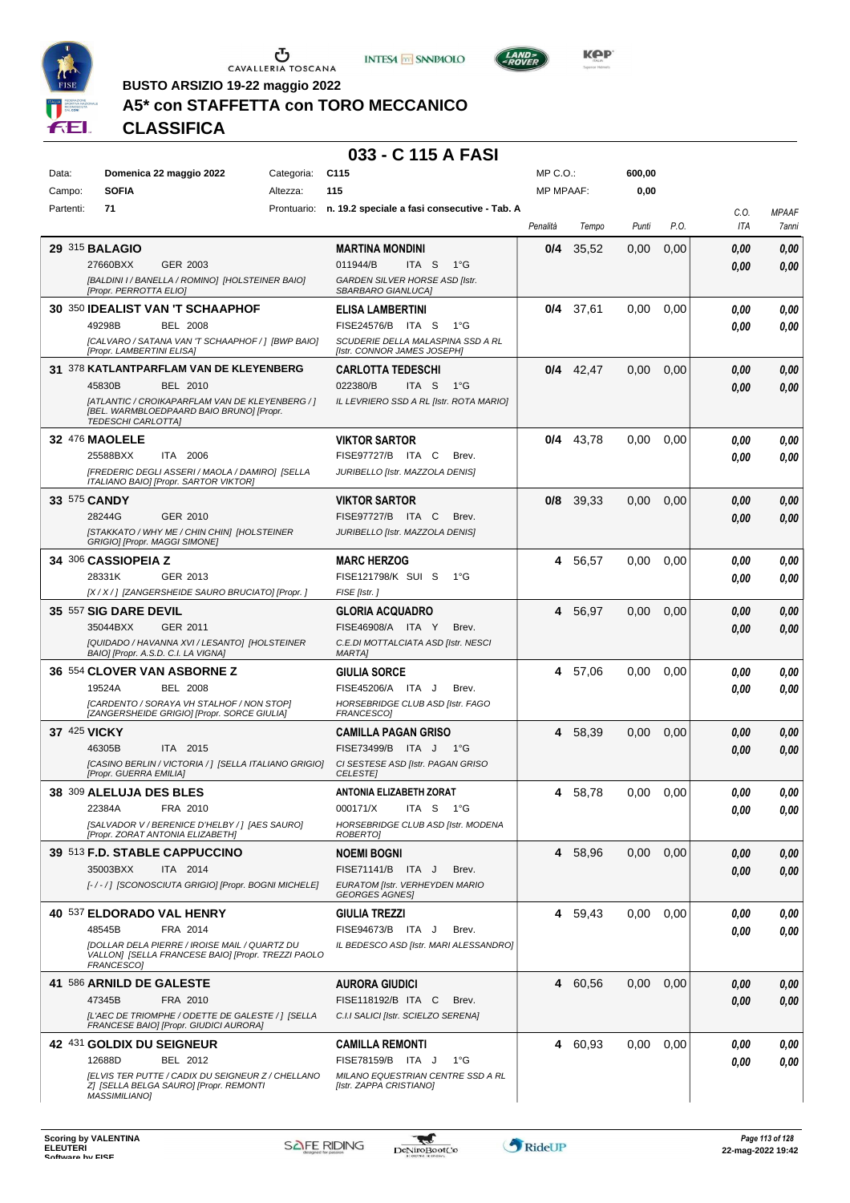BUSTO ARSIZIO 19-22 maggio 2022

# A5* con STAFFETTA con TORO MECCANICO

## CLASSIFICA

### 033 - C 115 A FASI

| Data: | Domenica 22 maggio 2022 | Categoria: | C115 | MP C.O.: | 600,00 |
|---|---|---|---|---|---|
| Campo: | SOFIA | Altezza: | 115 | MP MPAAF: | 0,00 |
| Partenti: | 71 | Prontuario: | n. 19.2 speciale a fasi consecutive - Tab. A | | |

| Cl. | N. | Cavallo | Cavaliere | Penalità | Tempo | Punti | P.O. | C.O. ITA | MPAAF 7anni |
|---|---|---|---|---|---|---|---|---|---|
| 29 | 315 | **BALAGIO** 27660BXX GER 2003 [BALDINI I / BANELLA / ROMINO] [HOLSTEINER BAIO] [Propr. PERROTTA ELIO] | **MARTINA MONDINI** 011944/B ITA S 1°G GARDEN SILVER HORSE ASD [Istr. SBARBARO GIANLUCA] | 0/4 | 35,52 | 0,00 | 0,00 | 0,00 / 0,00 | 0,00 / 0,00 |
| 30 | 350 | **IDEALIST VAN 'T SCHAAPHOF** 49298B BEL 2008 [CALVARO / SATANA VAN 'T SCHAAPHOF / ] [BWP BAIO] [Propr. LAMBERTINI ELISA] | **ELISA LAMBERTINI** FISE24576/B ITA S 1°G SCUDERIE DELLA MALASPINA SSD A RL [Istr. CONNOR JAMES JOSEPH] | 0/4 | 37,61 | 0,00 | 0,00 | 0,00 / 0,00 | 0,00 / 0,00 |
| 31 | 378 | **KATLANTPARFLAM VAN DE KLEYENBERG** 45830B BEL 2010 [ATLANTIC / CROIKAPARFLAM VAN DE KLEYENBERG / ] [BEL. WARMBLOEDPAARD BAIO BRUNO] [Propr. TEDESCHI CARLOTTA] | **CARLOTTA TEDESCHI** 022380/B ITA S 1°G IL LEVRIERO SSD A RL [Istr. ROTA MARIO] | 0/4 | 42,47 | 0,00 | 0,00 | 0,00 / 0,00 | 0,00 / 0,00 |
| 32 | 476 | **MAOLELE** 25588BXX ITA 2006 [FREDERIC DEGLI ASSERI / MAOLA / DAMIRO] [SELLA ITALIANO BAIO] [Propr. SARTOR VIKTOR] | **VIKTOR SARTOR** FISE97727/B ITA C Brev. JURIBELLO [Istr. MAZZOLA DENIS] | 0/4 | 43,78 | 0,00 | 0,00 | 0,00 / 0,00 | 0,00 / 0,00 |
| 33 | 575 | **CANDY** 28244G GER 2010 [STAKKATO / WHY ME / CHIN CHIN] [HOLSTEINER GRIGIO] [Propr. MAGGI SIMONE] | **VIKTOR SARTOR** FISE97727/B ITA C Brev. JURIBELLO [Istr. MAZZOLA DENIS] | 0/8 | 39,33 | 0,00 | 0,00 | 0,00 / 0,00 | 0,00 / 0,00 |
| 34 | 306 | **CASSIOPEIA Z** 28331K GER 2013 [X / X / ] [ZANGERSHEIDE SAURO BRUCIATO] [Propr. ] | **MARC HERZOG** FISE121798/K SUI S 1°G FISE [Istr. ] | 4 | 56,57 | 0,00 | 0,00 | 0,00 / 0,00 | 0,00 / 0,00 |
| 35 | 557 | **SIG DARE DEVIL** 35044BXX GER 2011 [QUIDADO / HAVANNA XVI / LESANTO] [HOLSTEINER BAIO] [Propr. A.S.D. C.I. LA VIGNA] | **GLORIA ACQUADRO** FISE46908/A ITA Y Brev. C.E.DI MOTTALCIATA ASD [Istr. NESCI MARTA] | 4 | 56,97 | 0,00 | 0,00 | 0,00 / 0,00 | 0,00 / 0,00 |
| 36 | 554 | **CLOVER VAN ASBORNE Z** 19524A BEL 2008 [CARDENTO / SORAYA VH STALHOF / NON STOP] [ZANGERSHEIDE GRIGIO] [Propr. SORCE GIULIA] | **GIULIA SORCE** FISE45206/A ITA J Brev. HORSEBRIDGE CLUB ASD [Istr. FAGO FRANCESCO] | 4 | 57,06 | 0,00 | 0,00 | 0,00 / 0,00 | 0,00 / 0,00 |
| 37 | 425 | **VICKY** 46305B ITA 2015 [CASINO BERLIN / VICTORIA / ] [SELLA ITALIANO GRIGIO] [Propr. GUERRA EMILIA] | **CAMILLA PAGAN GRISO** FISE73499/B ITA J 1°G CI SESTESE ASD [Istr. PAGAN GRISO CELESTE] | 4 | 58,39 | 0,00 | 0,00 | 0,00 / 0,00 | 0,00 / 0,00 |
| 38 | 309 | **ALELUJA DES BLES** 22384A FRA 2010 [SALVADOR V / BERENICE D'HELBY / ] [AES SAURO] [Propr. ZORAT ANTONIA ELIZABETH] | **ANTONIA ELIZABETH ZORAT** 000171/X ITA S 1°G HORSEBRIDGE CLUB ASD [Istr. MODENA ROBERTO] | 4 | 58,78 | 0,00 | 0,00 | 0,00 / 0,00 | 0,00 / 0,00 |
| 39 | 513 | **F.D. STABLE CAPPUCCINO** 35003BXX ITA 2014 [- / - / ] [SCONOSCIUTA GRIGIO] [Propr. BOGNI MICHELE] | **NOEMI BOGNI** FISE71141/B ITA J Brev. EURATOM [Istr. VERHEYDEN MARIO GEORGES AGNES] | 4 | 58,96 | 0,00 | 0,00 | 0,00 / 0,00 | 0,00 / 0,00 |
| 40 | 537 | **ELDORADO VAL HENRY** 48545B FRA 2014 [DOLLAR DELA PIERRE / IROISE MAIL / QUARTZ DU VALLON] [SELLA FRANCESE BAIO] [Propr. TREZZI PAOLO FRANCESCO] | **GIULIA TREZZI** FISE94673/B ITA J Brev. IL BEDESCO ASD [Istr. MARI ALESSANDRO] | 4 | 59,43 | 0,00 | 0,00 | 0,00 / 0,00 | 0,00 / 0,00 |
| 41 | 586 | **ARNILD DE GALESTE** 47345B FRA 2010 [L'AEC DE TRIOMPHE / ODETTE DE GALESTE / ] [SELLA FRANCESE BAIO] [Propr. GIUDICI AURORA] | **AURORA GIUDICI** FISE118192/B ITA C Brev. C.I.I SALICI [Istr. SCIELZO SERENA] | 4 | 60,56 | 0,00 | 0,00 | 0,00 / 0,00 | 0,00 / 0,00 |
| 42 | 431 | **GOLDIX DU SEIGNEUR** 12688D BEL 2012 [ELVIS TER PUTTE / CADIX DU SEIGNEUR Z / CHELLANO Z] [SELLA BELGA SAURO] [Propr. REMONTI MASSIMILIANO] | **CAMILLA REMONTI** FISE78159/B ITA J 1°G MILANO EQUESTRIAN CENTRE SSD A RL [Istr. ZAPPA CRISTIANO] | 4 | 60,93 | 0,00 | 0,00 | 0,00 / 0,00 | 0,00 / 0,00 |

Scoring by VALENTINA ELEUTERI
Software by FISE

22-mag-2022 19:42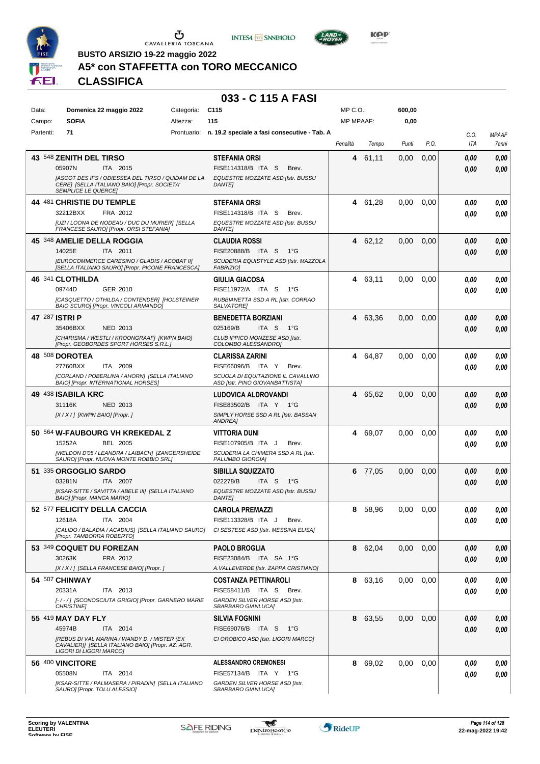**BUSTO ARSIZIO 19-22 maggio 2022**

# A5* con STAFFETTA con TORO MECCANICO

## CLASSIFICA

### 033 - C 115 A FASI

| Data: | Domenica 22 maggio 2022 | Categoria: | C115 | MP C.O.: | 600,00 |
|---|---|---|---|---|---|
| Campo: | SOFIA | Altezza: | 115 | MP MPAAF: | 0,00 |
| Partenti: | 71 | Prontuario: | n. 19.2 speciale a fasi consecutive - Tab. A | | |

| Cl. | Cavallo | Cavaliere | Penalità | Tempo | Punti | P.O. | C.O. ITA | MPAAF 7anni |
|---|---|---|---|---|---|---|---|---|
| 43 | 548 **ZENITH DEL TIRSO**<br>05907N ITA 2015<br>*[ASCOT DES IFS / ODIESSEA DEL TIRSO / QUIDAM DE LA CERE] [SELLA ITALIANO BAIO] [Propr. SOCIETA' SEMPLICE LE QUERCE]* | **STEFANIA ORSI**<br>FISE114318/B ITA S Brev.<br>*EQUESTRE MOZZATE ASD [Istr. BUSSU DANTE]* | 4 | 61,11 | 0,00 | 0,00 | 0,00<br>0,00 | 0,00<br>0,00 |
| 44 | 481 **CHRISTIE DU TEMPLE**<br>32212BXX FRA 2012<br>*[UZI / LOONA DE NODEAU / DUC DU MURIER] [SELLA FRANCESE SAURO] [Propr. ORSI STEFANIA]* | **STEFANIA ORSI**<br>FISE114318/B ITA S Brev.<br>*EQUESTRE MOZZATE ASD [Istr. BUSSU DANTE]* | 4 | 61,28 | 0,00 | 0,00 | 0,00<br>0,00 | 0,00<br>0,00 |
| 45 | 348 **AMELIE DELLA ROGGIA**<br>14025E ITA 2011<br>*[EUROCOMMERCE CARESINO / GLADIS / ACOBAT II] [SELLA ITALIANO SAURO] [Propr. PICONE FRANCESCA]* | **CLAUDIA ROSSI**<br>FISE20888/B ITA S 1°G<br>*SCUDERIA EQUISTYLE ASD [Istr. MAZZOLA FABRIZIO]* | 4 | 62,12 | 0,00 | 0,00 | 0,00<br>0,00 | 0,00<br>0,00 |
| 46 | 341 **CLOTHILDA**<br>09744D GER 2010<br>*[CASQUETTO / OTHILDA / CONTENDER] [HOLSTEINER BAIO SCURO] [Propr. VINCOLI ARMANDO]* | **GIULIA GIACOSA**<br>FISE11972/A ITA S 1°G<br>*RUBBIANETTA SSD A RL [Istr. CORRAO SALVATORE]* | 4 | 63,11 | 0,00 | 0,00 | 0,00<br>0,00 | 0,00<br>0,00 |
| 47 | 287 **ISTRI P**<br>35406BXX NED 2013<br>*[CHARISMA / WESTLI / KROONGRAAF] [KWPN BAIO] [Propr. GEOBORDES SPORT HORSES S.R.L.]* | **BENEDETTA BORZIANI**<br>025169/B ITA S 1°G<br>*CLUB IPPICO MONZESE ASD [Istr. COLOMBO ALESSANDRO]* | 4 | 63,36 | 0,00 | 0,00 | 0,00<br>0,00 | 0,00<br>0,00 |
| 48 | 508 **DOROTEA**<br>27760BXX ITA 2009<br>*[CORLAND / POBERLINA / AHORN] [SELLA ITALIANO BAIO] [Propr. INTERNATIONAL HORSES]* | **CLARISSA ZARINI**<br>FISE66096/B ITA Y Brev.<br>*SCUOLA DI EQUITAZIONE IL CAVALLINO ASD [Istr. PINO GIOVANBATTISTA]* | 4 | 64,87 | 0,00 | 0,00 | 0,00<br>0,00 | 0,00<br>0,00 |
| 49 | 438 **ISABILA KRC**<br>31116K NED 2013<br>*[X / X / ] [KWPN BAIO] [Propr. ]* | **LUDOVICA ALDROVANDI**<br>FISE83502/B ITA Y 1°G<br>*SIMPLY HORSE SSD A RL [Istr. BASSAN ANDREA]* | 4 | 65,62 | 0,00 | 0,00 | 0,00<br>0,00 | 0,00<br>0,00 |
| 50 | 564 **W-FAUBOURG VH KREKEDAL Z**<br>15252A BEL 2005<br>*[WELDON D'05 / LEANDRA / LAIBACH] [ZANGERSHEIDE SAURO] [Propr. NUOVA MONTE ROBBIO SRL]* | **VITTORIA DUNI**<br>FISE107905/B ITA J Brev.<br>*SCUDERIA LA CHIMERA SSD A RL [Istr. PALUMBO GIORGIA]* | 4 | 69,07 | 0,00 | 0,00 | 0,00<br>0,00 | 0,00<br>0,00 |
| 51 | 335 **ORGOGLIO SARDO**<br>03281N ITA 2007<br>*[KSAR-SITTE / SAVITTA / ABELE III] [SELLA ITALIANO BAIO] [Propr. MANCA MARIO]* | **SIBILLA SQUIZZATO**<br>022278/B ITA S 1°G<br>*EQUESTRE MOZZATE ASD [Istr. BUSSU DANTE]* | 6 | 77,05 | 0,00 | 0,00 | 0,00<br>0,00 | 0,00<br>0,00 |
| 52 | 577 **FELICITY DELLA CACCIA**<br>12618A ITA 2004<br>*[CALIDO / BALADIA / ACADIUS] [SELLA ITALIANO SAURO] [Propr. TAMBORRA ROBERTO]* | **CAROLA PREMAZZI**<br>FISE113328/B ITA J Brev.<br>*CI SESTESE ASD [Istr. MESSINA ELISA]* | 8 | 58,96 | 0,00 | 0,00 | 0,00<br>0,00 | 0,00<br>0,00 |
| 53 | 349 **COQUET DU FOREZAN**<br>30263K FRA 2012<br>*[X / X / ] [SELLA FRANCESE BAIO] [Propr. ]* | **PAOLO BROGLIA**<br>FISE23084/B ITA SA 1°G<br>*A.VALLEVERDE [Istr. ZAPPA CRISTIANO]* | 8 | 62,04 | 0,00 | 0,00 | 0,00<br>0,00 | 0,00<br>0,00 |
| 54 | 507 **CHINWAY**<br>20331A ITA 2013<br>*[-/-/] [SCONOSCIUTA GRIGIO] [Propr. GARNERO MARIE CHRISTINE]* | **COSTANZA PETTINAROLI**<br>FISE58411/B ITA S Brev.<br>*GARDEN SILVER HORSE ASD [Istr. SBARBARO GIANLUCA]* | 8 | 63,16 | 0,00 | 0,00 | 0,00<br>0,00 | 0,00<br>0,00 |
| 55 | 419 **MAY DAY FLY**<br>45974B ITA 2014<br>*[REBUS DI VAL MARINA / WANDY D. / MISTER (EX CAVALIER)] [SELLA ITALIANO BAIO] [Propr. AZ. AGR. LIGORI DI LIGORI MARCO]* | **SILVIA FOGNINI**<br>FISE69076/B ITA S 1°G<br>*CI OROBICO ASD [Istr. LIGORI MARCO]* | 8 | 63,55 | 0,00 | 0,00 | 0,00<br>0,00 | 0,00<br>0,00 |
| 56 | 400 **VINCITORE**<br>05508N ITA 2014<br>*[KSAR-SITTE / PALMASERA / PIRADIN] [SELLA ITALIANO SAURO] [Propr. TOLU ALESSIO]* | **ALESSANDRO CREMONESI**<br>FISE57134/B ITA Y 1°G<br>*GARDEN SILVER HORSE ASD [Istr. SBARBARO GIANLUCA]* | 8 | 69,02 | 0,00 | 0,00 | 0,00<br>0,00 | 0,00<br>0,00 |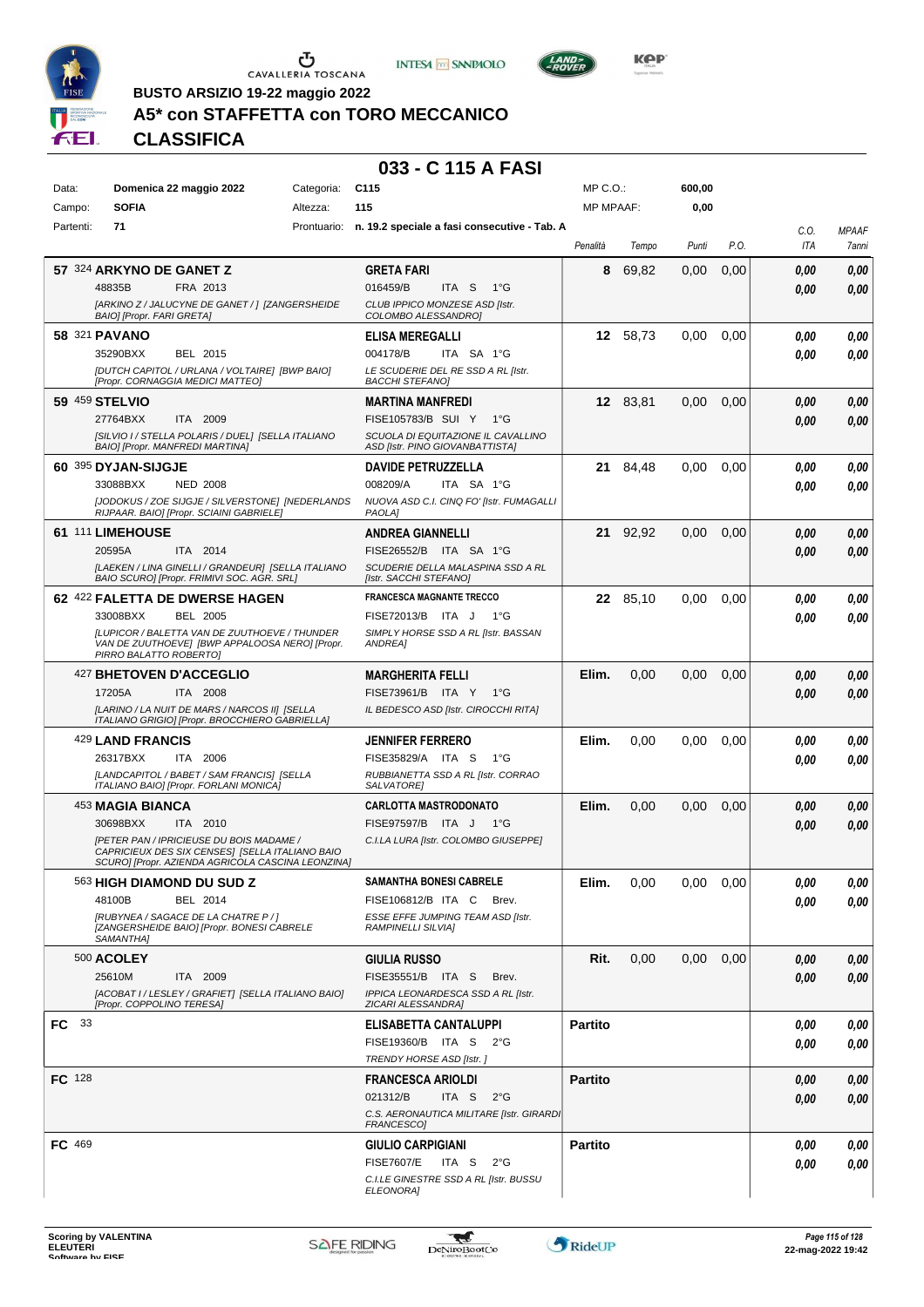**BUSTO ARSIZIO 19-22 maggio 2022**

## A5* con STAFFETTA con TORO MECCANICO

## CLASSIFICA

### 033 - C 115 A FASI

| | | | | | |
|---|---|---|---|---|---|
| Data: | Domenica 22 maggio 2022 | Categoria: | C115 | MP C.O.: | 600,00 |
| Campo: | SOFIA | Altezza: | 115 | MP MPAAF: | 0,00 |
| Partenti: | 71 | Prontuario: | n. 19.2 speciale a fasi consecutive - Tab. A | | |

| Cl. | Cavallo | Cavaliere | Penalità | Tempo | Punti | P.O. | C.O. ITA | MPAAF 7anni |
|---|---|---|---|---|---|---|---|---|
| 57 | 324 **ARKYNO DE GANET Z** 48835B FRA 2013 *[ARKINO Z / JALUCYNE DE GANET / ] [ZANGERSHEIDE BAIO] [Propr. FARI GRETA]* | **GRETA FARI** 016459/B ITA S 1°G *CLUB IPPICO MONZESE ASD [Istr. COLOMBO ALESSANDRO]* | 8 | 69,82 | 0,00 | 0,00 | 0,00 / 0,00 | 0,00 / 0,00 |
| 58 | 321 **PAVANO** 35290BXX BEL 2015 *[DUTCH CAPITOL / URLANA / VOLTAIRE] [BWP BAIO] [Propr. CORNAGGIA MEDICI MATTEO]* | **ELISA MEREGALLI** 004178/B ITA SA 1°G *LE SCUDERIE DEL RE SSD A RL [Istr. BACCHI STEFANO]* | 12 | 58,73 | 0,00 | 0,00 | 0,00 / 0,00 | 0,00 / 0,00 |
| 59 | 459 **STELVIO** 27764BXX ITA 2009 *[SILVIO I / STELLA POLARIS / DUEL] [SELLA ITALIANO BAIO] [Propr. MANFREDI MARTINA]* | **MARTINA MANFREDI** FISE105783/B SUI Y 1°G *SCUOLA DI EQUITAZIONE IL CAVALLINO ASD [Istr. PINO GIOVANBATTISTA]* | 12 | 83,81 | 0,00 | 0,00 | 0,00 / 0,00 | 0,00 / 0,00 |
| 60 | 395 **DYJAN-SIJGJE** 33088BXX NED 2008 *[JODOKUS / ZOE SIJGJE / SILVERSTONE] [NEDERLANDS RIJPAAR. BAIO] [Propr. SCIAINI GABRIELE]* | **DAVIDE PETRUZZELLA** 008209/A ITA SA 1°G *NUOVA ASD C.I. CINQ FO' [Istr. FUMAGALLI PAOLA]* | 21 | 84,48 | 0,00 | 0,00 | 0,00 / 0,00 | 0,00 / 0,00 |
| 61 | 111 **LIMEHOUSE** 20595A ITA 2014 *[LAEKEN / LINA GINELLI / GRANDEUR] [SELLA ITALIANO BAIO SCURO] [Propr. FRIMIVI SOC. AGR. SRL]* | **ANDREA GIANNELLI** FISE26552/B ITA SA 1°G *SCUDERIE DELLA MALASPINA SSD A RL [Istr. SACCHI STEFANO]* | 21 | 92,92 | 0,00 | 0,00 | 0,00 / 0,00 | 0,00 / 0,00 |
| 62 | 422 **FALETTA DE DWERSE HAGEN** 33008BXX BEL 2005 *[LUPICOR / BALETTA VAN DE ZUUTHOEVE / THUNDER VAN DE ZUUTHOEVE] [BWP APPALOOSA NERO] [Propr. PIRRO BALATTO ROBERTO]* | **FRANCESCA MAGNANTE TRECCO** FISE72013/B ITA J 1°G *SIMPLY HORSE SSD A RL [Istr. BASSAN ANDREA]* | 22 | 85,10 | 0,00 | 0,00 | 0,00 / 0,00 | 0,00 / 0,00 |
| | 427 **BHETOVEN D'ACCEGLIO** 17205A ITA 2008 *[LARINO / LA NUIT DE MARS / NARCOS II] [SELLA ITALIANO GRIGIO] [Propr. BROCCHIERO GABRIELLA]* | **MARGHERITA FELLI** FISE73961/B ITA Y 1°G *IL BEDESCO ASD [Istr. CIROCCHI RITA]* | Elim. | 0,00 | 0,00 | 0,00 | 0,00 / 0,00 | 0,00 / 0,00 |
| | 429 **LAND FRANCIS** 26317BXX ITA 2006 *[LANDCAPITOL / BABET / SAM FRANCIS] [SELLA ITALIANO BAIO] [Propr. FORLANI MONICA]* | **JENNIFER FERRERO** FISE35829/A ITA S 1°G *RUBBIANETTA SSD A RL [Istr. CORRAO SALVATORE]* | Elim. | 0,00 | 0,00 | 0,00 | 0,00 / 0,00 | 0,00 / 0,00 |
| | 453 **MAGIA BIANCA** 30698BXX ITA 2010 *[PETER PAN / IPRICIEUSE DU BOIS MADAME / CAPRICIEUX DES SIX CENSES] [SELLA ITALIANO BAIO SCURO] [Propr. AZIENDA AGRICOLA CASCINA LEONZINA]* | **CARLOTTA MASTRODONATO** FISE97597/B ITA J 1°G *C.I.LA LURA [Istr. COLOMBO GIUSEPPE]* | Elim. | 0,00 | 0,00 | 0,00 | 0,00 / 0,00 | 0,00 / 0,00 |
| | 563 **HIGH DIAMOND DU SUD Z** 48100B BEL 2014 *[RUBYNEA / SAGACE DE LA CHATRE P / ] [ZANGERSHEIDE BAIO] [Propr. BONESI CABRELE SAMANTHA]* | **SAMANTHA BONESI CABRELE** FISE106812/B ITA C Brev. *ESSE EFFE JUMPING TEAM ASD [Istr. RAMPINELLI SILVIA]* | Elim. | 0,00 | 0,00 | 0,00 | 0,00 / 0,00 | 0,00 / 0,00 |
| | 500 **ACOLEY** 25610M ITA 2009 *[ACOBAT I / LESLEY / GRAFIET] [SELLA ITALIANO BAIO] [Propr. COPPOLINO TERESA]* | **GIULIA RUSSO** FISE35551/B ITA S Brev. *IPPICA LEONARDESCA SSD A RL [Istr. ZICARI ALESSANDRA]* | Rit. | 0,00 | 0,00 | 0,00 | 0,00 / 0,00 | 0,00 / 0,00 |
| FC | 33 | **ELISABETTA CANTALUPPI** FISE19360/B ITA S 2°G *TRENDY HORSE ASD [Istr. ]* | Partito | | | | 0,00 / 0,00 | 0,00 / 0,00 |
| FC | 128 | **FRANCESCA ARIOLDI** 021312/B ITA S 2°G *C.S. AERONAUTICA MILITARE [Istr. GIRARDI FRANCESCO]* | Partito | | | | 0,00 / 0,00 | 0,00 / 0,00 |
| FC | 469 | **GIULIO CARPIGIANI** FISE7607/E ITA S 2°G *C.I.LE GINESTRE SSD A RL [Istr. BUSSU ELEONORA]* | Partito | | | | 0,00 / 0,00 | 0,00 / 0,00 |

Scoring by VALENTINA ELEUTERI
22-mag-2022 19:42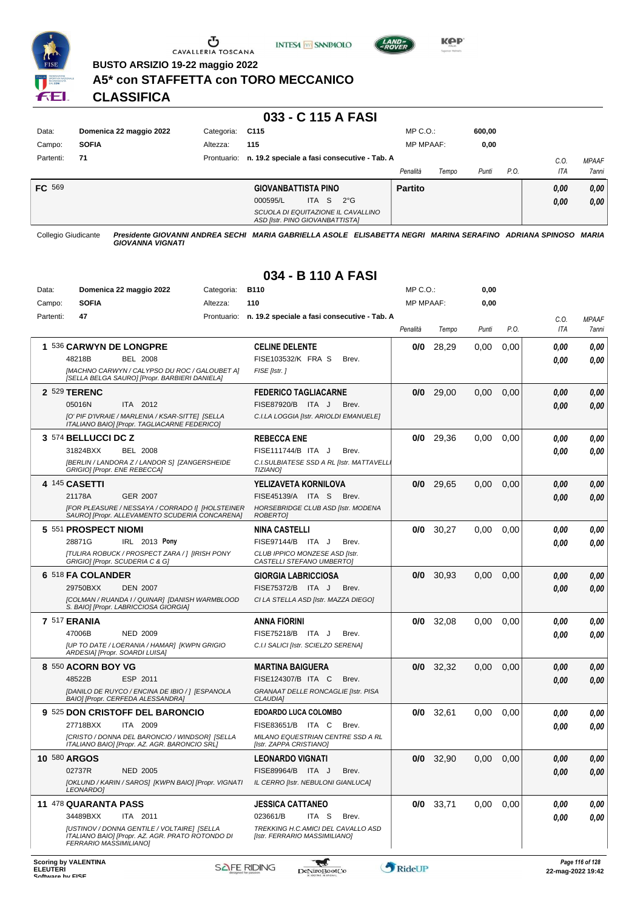BUSTO ARSIZIO 19-22 maggio 2022

# A5* con STAFFETTA con TORO MECCANICO

## CLASSIFICA

### 033 - C 115 A FASI

| | | | | | |
|---|---|---|---|---|---|
| Data: | Domenica 22 maggio 2022 | Categoria: | C115 | MP C.O.: | 600,00 |
| Campo: | SOFIA | Altezza: | 115 | MP MPAAF: | 0,00 |
| Partenti: | 71 | Prontuario: | n. 19.2 speciale a fasi consecutive - Tab. A | | |

| | Cavaliere | Penalità | Tempo | Punti | P.O. | C.O. ITA | MPAAF 7anni |
|---|---|---|---|---|---|---|---|
| FC 569 | **GIOVANBATTISTA PINO** 000595/L ITA S 2°G *SCUOLA DI EQUITAZIONE IL CAVALLINO ASD [Istr. PINO GIOVANBATTISTA]* | **Partito** | | | | 0,00 / 0,00 | 0,00 / 0,00 |

Collegio Giudicante *Presidente GIOVANNI ANDREA SECHI MARIA GABRIELLA ASOLE ELISABETTA NEGRI MARINA SERAFINO ADRIANA SPINOSO MARIA GIOVANNA VIGNATI*

### 034 - B 110 A FASI

| | | | | | |
|---|---|---|---|---|---|
| Data: | Domenica 22 maggio 2022 | Categoria: | B110 | MP C.O.: | 0,00 |
| Campo: | SOFIA | Altezza: | 110 | MP MPAAF: | 0,00 |
| Partenti: | 47 | Prontuario: | n. 19.2 speciale a fasi consecutive - Tab. A | | |

| Cl. | Cavallo | Cavaliere | Penalità | Tempo | Punti | P.O. | C.O. ITA | MPAAF 7anni |
|---|---|---|---|---|---|---|---|---|
| 1 | 536 **CARWYN DE LONGPRE** 48218B BEL 2008 *[MACHNO CARWYN / CALYPSO DU ROC / GALOUBET A] [SELLA BELGA SAURO] [Propr. BARBIERI DANIELA]* | **CELINE DELENTE** FISE103532/K FRA S Brev. *FISE [Istr. ]* | 0/0 | 28,29 | 0,00 | 0,00 | 0,00 / 0,00 | 0,00 / 0,00 |
| 2 | 529 **TERENC** 05016N ITA 2012 *[O' PIF D'IVRAIE / MARLENIA / KSAR-SITTE] [SELLA ITALIANO BAIO] [Propr. TAGLIACARNE FEDERICO]* | **FEDERICO TAGLIACARNE** FISE87920/B ITA J Brev. *C.I.LA LOGGIA [Istr. ARIOLDI EMANUELE]* | 0/0 | 29,00 | 0,00 | 0,00 | 0,00 / 0,00 | 0,00 / 0,00 |
| 3 | 574 **BELLUCCI DC Z** 31824BXX BEL 2008 *[BERLIN / LANDORA Z / LANDOR S] [ZANGERSHEIDE GRIGIO] [Propr. ENE REBECCA]* | **REBECCA ENE** FISE111744/B ITA J Brev. *C.I.SULBIATESE SSD A RL [Istr. MATTAVELLI TIZIANO]* | 0/0 | 29,36 | 0,00 | 0,00 | 0,00 / 0,00 | 0,00 / 0,00 |
| 4 | 145 **CASETTI** 21178A GER 2007 *[FOR PLEASURE / NESSAYA / CORRADO I] [HOLSTEINER SAURO] [Propr. ALLEVAMENTO SCUDERIA CONCARENA]* | **YELIZAVETA KORNILOVA** FISE45139/A ITA S Brev. *HORSEBRIDGE CLUB ASD [Istr. MODENA ROBERTO]* | 0/0 | 29,65 | 0,00 | 0,00 | 0,00 / 0,00 | 0,00 / 0,00 |
| 5 | 551 **PROSPECT NIOMI** 28871G IRL 2013 **Pony** *[TULIRA ROBUCK / PROSPECT ZARA / ] [IRISH PONY GRIGIO] [Propr. SCUDERIA C & G]* | **NINA CASTELLI** FISE97144/B ITA J Brev. *CLUB IPPICO MONZESE ASD [Istr. CASTELLI STEFANO UMBERTO]* | 0/0 | 30,27 | 0,00 | 0,00 | 0,00 / 0,00 | 0,00 / 0,00 |
| 6 | 518 **FA COLANDER** 29750BXX DEN 2007 *[COLMAN / RUANDA I / QUINAR] [DANISH WARMBLOOD S. BAIO] [Propr. LABRICCIOSA GIORGIA]* | **GIORGIA LABRICCIOSA** FISE75372/B ITA J Brev. *CI LA STELLA ASD [Istr. MAZZA DIEGO]* | 0/0 | 30,93 | 0,00 | 0,00 | 0,00 / 0,00 | 0,00 / 0,00 |
| 7 | 517 **ERANIA** 47006B NED 2009 *[UP TO DATE / LOERANIA / HAMAR] [KWPN GRIGIO ARDESIA] [Propr. SOARDI LUISA]* | **ANNA FIORINI** FISE75218/B ITA J Brev. *C.I.I SALICI [Istr. SCIELZO SERENA]* | 0/0 | 32,08 | 0,00 | 0,00 | 0,00 / 0,00 | 0,00 / 0,00 |
| 8 | 550 **ACORN BOY VG** 48522B ESP 2011 *[DANILO DE RUYCO / ENCINA DE IBIO / ] [ESPANOLA BAIO] [Propr. CERFEDA ALESSANDRA]* | **MARTINA BAIGUERA** FISE124307/B ITA C Brev. *GRANAAT DELLE RONCAGLIE [Istr. PISA CLAUDIA]* | 0/0 | 32,32 | 0,00 | 0,00 | 0,00 / 0,00 | 0,00 / 0,00 |
| 9 | 525 **DON CRISTOFF DEL BARONCIO** 27718BXX ITA 2009 *[CRISTO / DONNA DEL BARONCIO / WINDSOR] [SELLA ITALIANO BAIO] [Propr. AZ. AGR. BARONCIO SRL]* | **EDOARDO LUCA COLOMBO** FISE83651/B ITA C Brev. *MILANO EQUESTRIAN CENTRE SSD A RL [Istr. ZAPPA CRISTIANO]* | 0/0 | 32,61 | 0,00 | 0,00 | 0,00 / 0,00 | 0,00 / 0,00 |
| 10 | 580 **ARGOS** 02737R NED 2005 *[OKLUND / KARIN / SAROS] [KWPN BAIO] [Propr. VIGNATI LEONARDO]* | **LEONARDO VIGNATI** FISE89964/B ITA J Brev. *IL CERRO [Istr. NEBULONI GIANLUCA]* | 0/0 | 32,90 | 0,00 | 0,00 | 0,00 / 0,00 | 0,00 / 0,00 |
| 11 | 478 **QUARANTA PASS** 34489BXX ITA 2011 *[USTINOV / DONNA GENTILE / VOLTAIRE] [SELLA ITALIANO BAIO] [Propr. AZ. AGR. PRATO ROTONDO DI FERRARIO MASSIMILIANO]* | **JESSICA CATTANEO** 023661/B ITA S Brev. *TREKKING H.C.AMICI DEL CAVALLO ASD [Istr. FERRARIO MASSIMILIANO]* | 0/0 | 33,71 | 0,00 | 0,00 | 0,00 / 0,00 | 0,00 / 0,00 |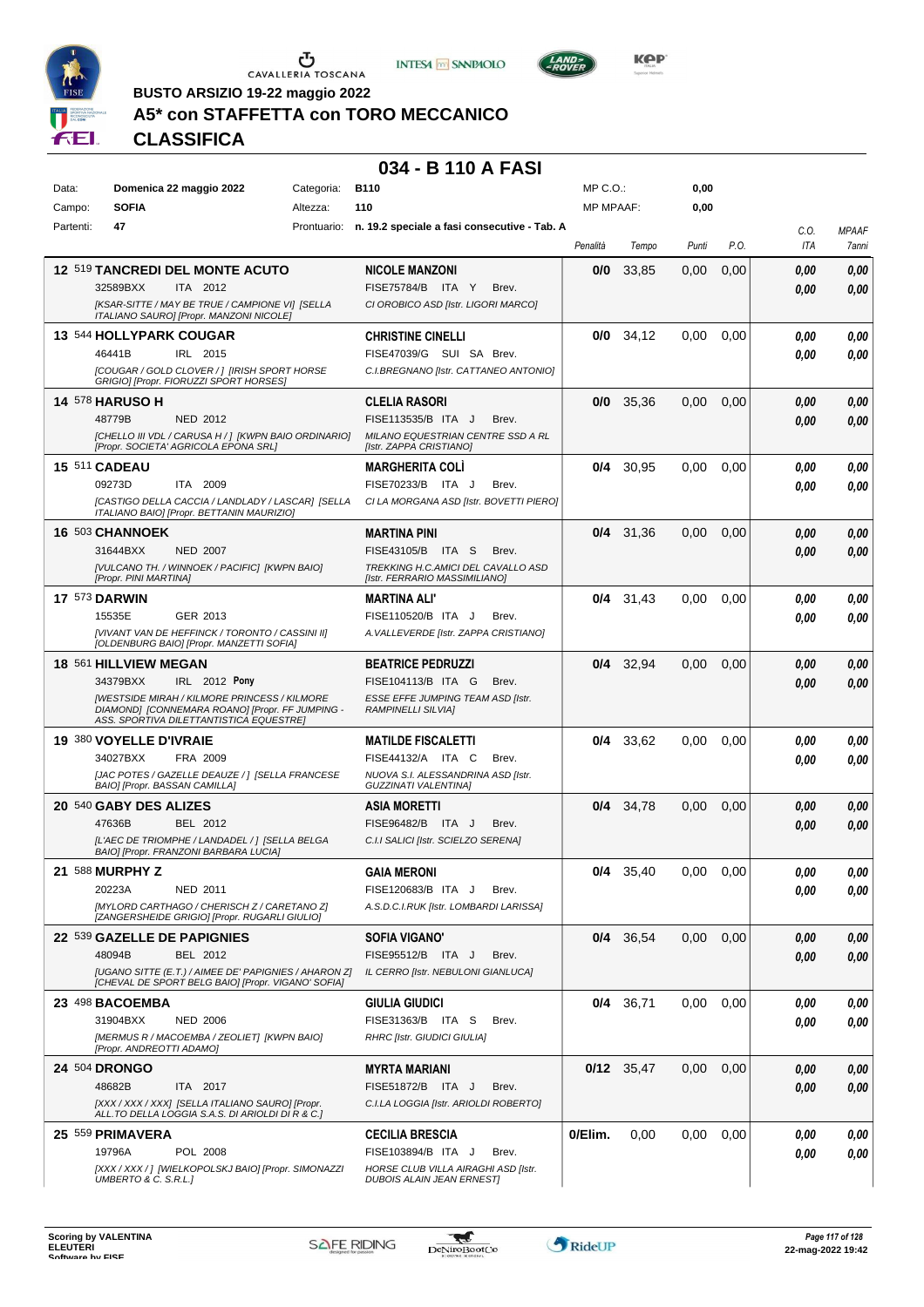# BUSTO ARSIZIO 19-22 maggio 2022

## A5* con STAFFETTA con TORO MECCANICO

## CLASSIFICA

### 034 - B 110 A FASI

| | | | |
|---|---|---|---|
| Data: | Domenica 22 maggio 2022 | Categoria: | B110 |
| Campo: | SOFIA | Altezza: | 110 |
| Partenti: | 47 | Prontuario: | n. 19.2 speciale a fasi consecutive - Tab. A |

MP C.O.: 0,00
MP MPAAF: 0,00

| Pos. | Cavallo | Cavaliere | Penalità | Tempo | Punti | P.O. | C.O. ITA | MPAAF 7anni |
|---|---|---|---|---|---|---|---|---|
| 12 | 519 **TANCREDI DEL MONTE ACUTO** 32589BXX ITA 2012 [KSAR-SITTE / MAY BE TRUE / CAMPIONE VI] [SELLA ITALIANO SAURO] [Propr. MANZONI NICOLE] | **NICOLE MANZONI** FISE75784/B ITA Y Brev. CI OROBICO ASD [Istr. LIGORI MARCO] | **0/0** | 33,85 | 0,00 | 0,00 | 0,00 / 0,00 | 0,00 / 0,00 |
| 13 | 544 **HOLLYPARK COUGAR** 46441B IRL 2015 [COUGAR / GOLD CLOVER / ] [IRISH SPORT HORSE GRIGIO] [Propr. FIORUZZI SPORT HORSES] | **CHRISTINE CINELLI** FISE47039/G SUI SA Brev. C.I.BREGNANO [Istr. CATTANEO ANTONIO] | **0/0** | 34,12 | 0,00 | 0,00 | 0,00 / 0,00 | 0,00 / 0,00 |
| 14 | 578 **HARUSO H** 48779B NED 2012 [CHELLO III VDL / CARUSA H / ] [KWPN BAIO ORDINARIO] [Propr. SOCIETA' AGRICOLA EPONA SRL] | **CLELIA RASORI** FISE113535/B ITA J Brev. MILANO EQUESTRIAN CENTRE SSD A RL [Istr. ZAPPA CRISTIANO] | **0/0** | 35,36 | 0,00 | 0,00 | 0,00 / 0,00 | 0,00 / 0,00 |
| 15 | 511 **CADEAU** 09273D ITA 2009 [CASTIGO DELLA CACCIA / LANDLADY / LASCAR] [SELLA ITALIANO BAIO] [Propr. BETTANIN MAURIZIO] | **MARGHERITA COLÌ** FISE70233/B ITA J Brev. CI LA MORGANA ASD [Istr. BOVETTI PIERO] | **0/4** | 30,95 | 0,00 | 0,00 | 0,00 / 0,00 | 0,00 / 0,00 |
| 16 | 503 **CHANNOEK** 31644BXX NED 2007 [VULCANO TH. / WINNOEK / PACIFIC] [KWPN BAIO] [Propr. PINI MARTINA] | **MARTINA PINI** FISE43105/B ITA S Brev. TREKKING H.C.AMICI DEL CAVALLO ASD [Istr. FERRARIO MASSIMILIANO] | **0/4** | 31,36 | 0,00 | 0,00 | 0,00 / 0,00 | 0,00 / 0,00 |
| 17 | 573 **DARWIN** 15535E GER 2013 [VIVANT VAN DE HEFFINCK / TORONTO / CASSINI II] [OLDENBURG BAIO] [Propr. MANZETTI SOFIA] | **MARTINA ALI'** FISE110520/B ITA J Brev. A.VALLEVERDE [Istr. ZAPPA CRISTIANO] | **0/4** | 31,43 | 0,00 | 0,00 | 0,00 / 0,00 | 0,00 / 0,00 |
| 18 | 561 **HILLVIEW MEGAN** 34379BXX IRL 2012 **Pony** [WESTSIDE MIRAH / KILMORE PRINCESS / KILMORE DIAMOND] [CONNEMARA ROANO] [Propr. FF JUMPING - ASS. SPORTIVA DILETTANTISTICA EQUESTRE] | **BEATRICE PEDRUZZI** FISE104113/B ITA G Brev. ESSE EFFE JUMPING TEAM ASD [Istr. RAMPINELLI SILVIA] | **0/4** | 32,94 | 0,00 | 0,00 | 0,00 / 0,00 | 0,00 / 0,00 |
| 19 | 380 **VOYELLE D'IVRAIE** 34027BXX FRA 2009 [JAC POTES / GAZELLE DEAUZE / ] [SELLA FRANCESE BAIO] [Propr. BASSAN CAMILLA] | **MATILDE FISCALETTI** FISE44132/A ITA C Brev. NUOVA S.I. ALESSANDRINA ASD [Istr. GUZZINATI VALENTINA] | **0/4** | 33,62 | 0,00 | 0,00 | 0,00 / 0,00 | 0,00 / 0,00 |
| 20 | 540 **GABY DES ALIZES** 47636B BEL 2012 [L'AEC DE TRIOMPHE / LANDADEL / ] [SELLA BELGA BAIO] [Propr. FRANZONI BARBARA LUCIA] | **ASIA MORETTI** FISE96482/B ITA J Brev. C.I.I SALICI [Istr. SCIELZO SERENA] | **0/4** | 34,78 | 0,00 | 0,00 | 0,00 / 0,00 | 0,00 / 0,00 |
| 21 | 588 **MURPHY Z** 20223A NED 2011 [MYLORD CARTHAGO / CHERISCH Z / CARETANO Z] [ZANGERSHEIDE GRIGIO] [Propr. RUGARLI GIULIO] | **GAIA MERONI** FISE120683/B ITA J Brev. A.S.D.C.I.RUK [Istr. LOMBARDI LARISSA] | **0/4** | 35,40 | 0,00 | 0,00 | 0,00 / 0,00 | 0,00 / 0,00 |
| 22 | 539 **GAZELLE DE PAPIGNIES** 48094B BEL 2012 [UGANO SITTE (E.T.) / AIMEE DE' PAPIGNIES / AHARON Z] [CHEVAL DE SPORT BELG BAIO] [Propr. VIGANO' SOFIA] | **SOFIA VIGANO'** FISE95512/B ITA J Brev. IL CERRO [Istr. NEBULONI GIANLUCA] | **0/4** | 36,54 | 0,00 | 0,00 | 0,00 / 0,00 | 0,00 / 0,00 |
| 23 | 498 **BACOEMBA** 31904BXX NED 2006 [MERMUS R / MACOEMBA / ZEOLIET] [KWPN BAIO] [Propr. ANDREOTTI ADAMO] | **GIULIA GIUDICI** FISE31363/B ITA S Brev. RHRC [Istr. GIUDICI GIULIA] | **0/4** | 36,71 | 0,00 | 0,00 | 0,00 / 0,00 | 0,00 / 0,00 |
| 24 | 504 **DRONGO** 48682B ITA 2017 [XXX / XXX / XXX] [SELLA ITALIANO SAURO] [Propr. ALL.TO DELLA LOGGIA S.A.S. DI ARIOLDI DI R & C.] | **MYRTA MARIANI** FISE51872/B ITA J Brev. C.I.LA LOGGIA [Istr. ARIOLDI ROBERTO] | **0/12** | 35,47 | 0,00 | 0,00 | 0,00 / 0,00 | 0,00 / 0,00 |
| 25 | 559 **PRIMAVERA** 19796A POL 2008 [XXX / XXX / ] [WIELKOPOLSKJ BAIO] [Propr. SIMONAZZI UMBERTO & C. S.R.L.] | **CECILIA BRESCIA** FISE103894/B ITA J Brev. HORSE CLUB VILLA AIRAGHI ASD [Istr. DUBOIS ALAIN JEAN ERNEST] | **0/Elim.** | 0,00 | 0,00 | 0,00 | 0,00 / 0,00 | 0,00 / 0,00 |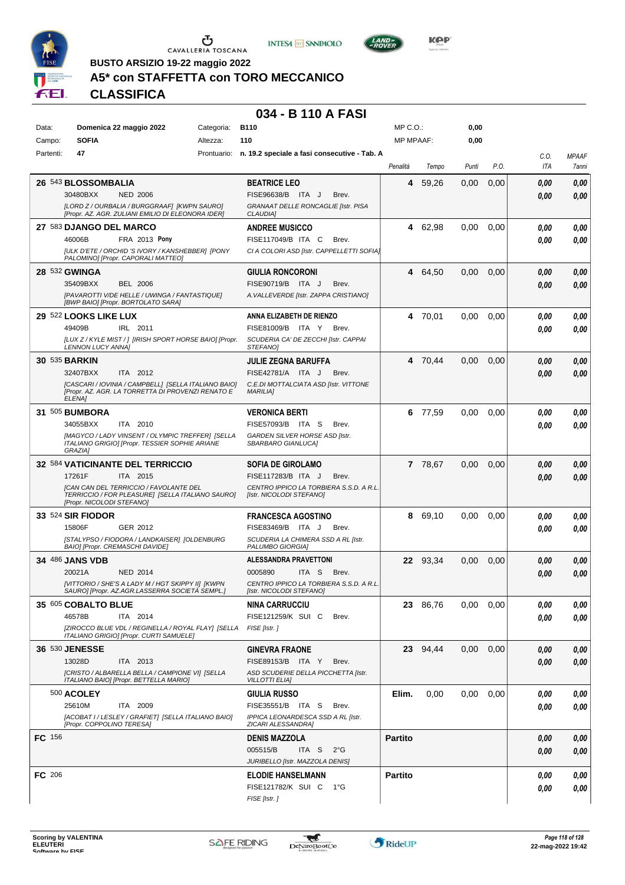BUSTO ARSIZIO 19-22 maggio 2022

# A5* con STAFFETTA con TORO MECCANICO

## CLASSIFICA

### 034 - B 110 A FASI

| | | | | | |
|---|---|---|---|---|---|
| Data: | Domenica 22 maggio 2022 | Categoria: | B110 | MP C.O.: | 0,00 |
| Campo: | SOFIA | Altezza: | 110 | MP MPAAF: | 0,00 |
| Partenti: | 47 | Prontuario: | n. 19.2 speciale a fasi consecutive - Tab. A | | |

| Pos. | Cavallo | Cavaliere | Penalità | Tempo | Punti | P.O. | C.O. ITA | MPAAF 7anni |
|---|---|---|---|---|---|---|---|---|
| 26 | 543 **BLOSSOMBALIA** 30480BXX NED 2006 *[LORD Z / OURBALIA / BURGGRAAF] [KWPN SAURO] [Propr. AZ. AGR. ZULIANI EMILIO DI ELEONORA IDER]* | **BEATRICE LEO** FISE96638/B ITA J Brev. *GRANAAT DELLE RONCAGLIE [Istr. PISA CLAUDIA]* | 4 | 59,26 | 0,00 | 0,00 | 0,00 / 0,00 | 0,00 / 0,00 |
| 27 | 583 **DJANGO DEL MARCO** 46006B FRA 2013 **Pony** *[ULK D'ETE / ORCHID 'S IVORY / KANSHEBBER] [PONY PALOMINO] [Propr. CAPORALI MATTEO]* | **ANDREE MUSICCO** FISE117049/B ITA C Brev. *CI A COLORI ASD [Istr. CAPPELLETTI SOFIA]* | 4 | 62,98 | 0,00 | 0,00 | 0,00 / 0,00 | 0,00 / 0,00 |
| 28 | 532 **GWINGA** 35409BXX BEL 2006 *[PAVAROTTI V/DE HELLE / UWINGA / FANTASTIQUE] [BWP BAIO] [Propr. BORTOLATO SARA]* | **GIULIA RONCORONI** FISE90719/B ITA J Brev. *A.VALLEVERDE [Istr. ZAPPA CRISTIANO]* | 4 | 64,50 | 0,00 | 0,00 | 0,00 / 0,00 | 0,00 / 0,00 |
| 29 | 522 **LOOKS LIKE LUX** 49409B IRL 2011 *[LUX Z / KYLE MIST / ] [IRISH SPORT HORSE BAIO] [Propr. LENNON LUCY ANNA]* | **ANNA ELIZABETH DE RIENZO** FISE81009/B ITA Y Brev. *SCUDERIA CA' DE ZECCHI [Istr. CAPPAI STEFANO]* | 4 | 70,01 | 0,00 | 0,00 | 0,00 / 0,00 | 0,00 / 0,00 |
| 30 | 535 **BARKIN** 32407BXX ITA 2012 *[CASCARI / IOVINIA / CAMPBELL] [SELLA ITALIANO BAIO] [Propr. AZ. AGR. LA TORRETTA DI PROVENZI RENATO E ELENA]* | **JULIE ZEGNA BARUFFA** FISE42781/A ITA J Brev. *C.E.DI MOTTALCIATA ASD [Istr. VITTONE MARILIA]* | 4 | 70,44 | 0,00 | 0,00 | 0,00 / 0,00 | 0,00 / 0,00 |
| 31 | 505 **BUMBORA** 34055BXX ITA 2010 *[MAGYCO / LADY VINSENT / OLYMPIC TREFFER] [SELLA ITALIANO GRIGIO] [Propr. TESSIER SOPHIE ARIANE GRAZIA]* | **VERONICA BERTI** FISE57093/B ITA S Brev. *GARDEN SILVER HORSE ASD [Istr. SBARBARO GIANLUCA]* | 6 | 77,59 | 0,00 | 0,00 | 0,00 / 0,00 | 0,00 / 0,00 |
| 32 | 584 **VATICINANTE DEL TERRICCIO** 17261F ITA 2015 *[CAN CAN DEL TERRICCIO / FAVOLANTE DEL TERRICCIO / FOR PLEASURE] [SELLA ITALIANO SAURO] [Propr. NICOLODI STEFANO]* | **SOFIA DE GIROLAMO** FISE117283/B ITA J Brev. *CENTRO IPPICO LA TORBIERA S.S.D. A R.L. [Istr. NICOLODI STEFANO]* | 7 | 78,67 | 0,00 | 0,00 | 0,00 / 0,00 | 0,00 / 0,00 |
| 33 | 524 **SIR FIODOR** 15806F GER 2012 *[STALYPSO / FIODORA / LANDKAISER] [OLDENBURG BAIO] [Propr. CREMASCHI DAVIDE]* | **FRANCESCA AGOSTINO** FISE83469/B ITA J Brev. *SCUDERIA LA CHIMERA SSD A RL [Istr. PALUMBO GIORGIA]* | 8 | 69,10 | 0,00 | 0,00 | 0,00 / 0,00 | 0,00 / 0,00 |
| 34 | 486 **JANS VDB** 20021A NED 2014 *[VITTORIO / SHE'S A LADY M / HGT SKIPPY II] [KWPN SAURO] [Propr. AZ.AGR.LASSERRA SOCIETÀ SEMPL.]* | **ALESSANDRA PRAVETTONI** 0005890 ITA S Brev. *CENTRO IPPICO LA TORBIERA S.S.D. A R.L. [Istr. NICOLODI STEFANO]* | 22 | 93,34 | 0,00 | 0,00 | 0,00 / 0,00 | 0,00 / 0,00 |
| 35 | 605 **COBALTO BLUE** 46578B ITA 2014 *[ZIROCCO BLUE VDL / REGINELLA / ROYAL FLAY] [SELLA ITALIANO GRIGIO] [Propr. CURTI SAMUELE]* | **NINA CARRUCCIU** FISE121259/K SUI C Brev. *FISE [Istr. ]* | 23 | 86,76 | 0,00 | 0,00 | 0,00 / 0,00 | 0,00 / 0,00 |
| 36 | 530 **JENESSE** 13028D ITA 2013 *[CRISTO / ALBARELLA BELLA / CAMPIONE VI] [SELLA ITALIANO BAIO] [Propr. BETTELLA MARIO]* | **GINEVRA FRAONE** FISE89153/B ITA Y Brev. *ASD SCUDERIE DELLA PICCHETTA [Istr. VILLOTTI ELIA]* | 23 | 94,44 | 0,00 | 0,00 | 0,00 / 0,00 | 0,00 / 0,00 |
| | 500 **ACOLEY** 25610M ITA 2009 *[ACOBAT I / LESLEY / GRAFIET] [SELLA ITALIANO BAIO] [Propr. COPPOLINO TERESA]* | **GIULIA RUSSO** FISE35551/B ITA S Brev. *IPPICA LEONARDESCA SSD A RL [Istr. ZICARI ALESSANDRA]* | Elim. | 0,00 | 0,00 | 0,00 | 0,00 / 0,00 | 0,00 / 0,00 |
| FC | 156 | **DENIS MAZZOLA** 005515/B ITA S 2°G *JURIBELLO [Istr. MAZZOLA DENIS]* | Partito | | | | 0,00 / 0,00 | 0,00 / 0,00 |
| FC | 206 | **ELODIE HANSELMANN** FISE121782/K SUI C 1°G *FISE [Istr. ]* | Partito | | | | 0,00 / 0,00 | 0,00 / 0,00 |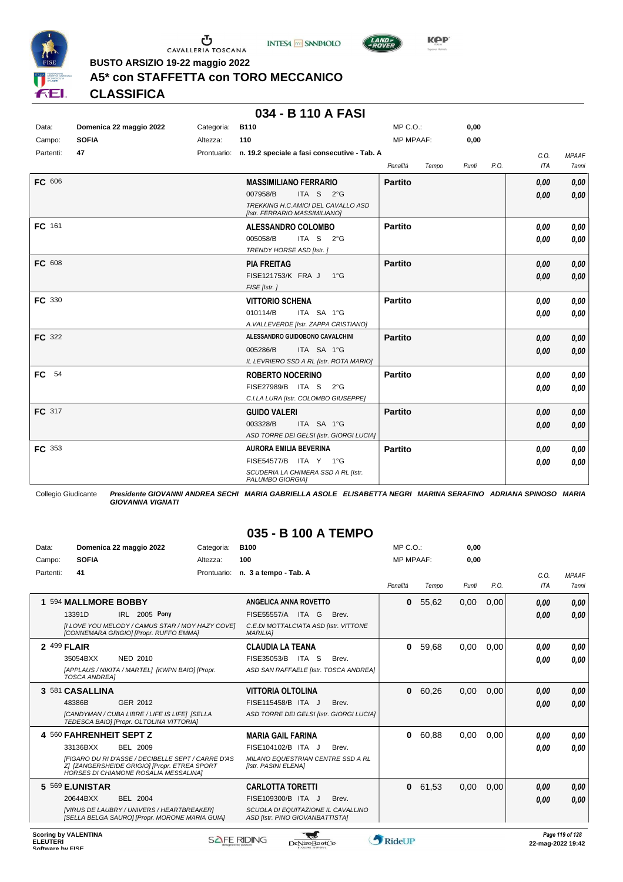**BUSTO ARSIZIO 19-22 maggio 2022**

# A5* con STAFFETTA con TORO MECCANICO

## CLASSIFICA

### 034 - B 110 A FASI

| Data: | Domenica 22 maggio 2022 | Categoria: | B110 | MP C.O.: | 0,00 |
|---|---|---|---|---|---|
| Campo: | SOFIA | Altezza: | 110 | MP MPAAF: | 0,00 |
| Partenti: | 47 | Prontuario: | n. 19.2 speciale a fasi consecutive - Tab. A | | |

| | Cavaliere | Penalità | Tempo | Punti | P.O. | C.O. ITA | MPAAF 7anni |
|---|---|---|---|---|---|---|---|
| FC 606 | **MASSIMILIANO FERRARIO** 007958/B ITA S 2°G *TREKKING H.C.AMICI DEL CAVALLO ASD [Istr. FERRARIO MASSIMILIANO]* | **Partito** | | | | 0,00 / 0,00 | 0,00 / 0,00 |
| FC 161 | **ALESSANDRO COLOMBO** 005058/B ITA S 2°G *TRENDY HORSE ASD [Istr. ]* | **Partito** | | | | 0,00 / 0,00 | 0,00 / 0,00 |
| FC 608 | **PIA FREITAG** FISE121753/K FRA J 1°G *FISE [Istr. ]* | **Partito** | | | | 0,00 / 0,00 | 0,00 / 0,00 |
| FC 330 | **VITTORIO SCHENA** 010114/B ITA SA 1°G *A.VALLEVERDE [Istr. ZAPPA CRISTIANO]* | **Partito** | | | | 0,00 / 0,00 | 0,00 / 0,00 |
| FC 322 | **ALESSANDRO GUIDOBONO CAVALCHINI** 005286/B ITA SA 1°G *IL LEVRIERO SSD A RL [Istr. ROTA MARIO]* | **Partito** | | | | 0,00 / 0,00 | 0,00 / 0,00 |
| FC 54 | **ROBERTO NOCERINO** FISE27989/B ITA S 2°G *C.I.LA LURA [Istr. COLOMBO GIUSEPPE]* | **Partito** | | | | 0,00 / 0,00 | 0,00 / 0,00 |
| FC 317 | **GUIDO VALERI** 003328/B ITA SA 1°G *ASD TORRE DEI GELSI [Istr. GIORGI LUCIA]* | **Partito** | | | | 0,00 / 0,00 | 0,00 / 0,00 |
| FC 353 | **AURORA EMILIA BEVERINA** FISE54577/B ITA Y 1°G *SCUDERIA LA CHIMERA SSD A RL [Istr. PALUMBO GIORGIA]* | **Partito** | | | | 0,00 / 0,00 | 0,00 / 0,00 |

Collegio Giudicante *Presidente GIOVANNI ANDREA SECHI MARIA GABRIELLA ASOLE ELISABETTA NEGRI MARINA SERAFINO ADRIANA SPINOSO MARIA GIOVANNA VIGNATI*

### 035 - B 100 A TEMPO

| Data: | Domenica 22 maggio 2022 | Categoria: | B100 | MP C.O.: | 0,00 |
|---|---|---|---|---|---|
| Campo: | SOFIA | Altezza: | 100 | MP MPAAF: | 0,00 |
| Partenti: | 41 | Prontuario: | n. 3 a tempo - Tab. A | | |

| | Cavallo | Cavaliere | Penalità | Tempo | Punti | P.O. | C.O. ITA | MPAAF 7anni |
|---|---|---|---|---|---|---|---|---|
| 1 | 594 **MALLMORE BOBBY** 13391D IRL 2005 **Pony** *[I LOVE YOU MELODY / CAMUS STAR / MOY HAZY COVE] [CONNEMARA GRIGIO] [Propr. RUFFO EMMA]* | **ANGELICA ANNA ROVETTO** FISE55557/A ITA G Brev. *C.E.DI MOTTALCIATA ASD [Istr. VITTONE MARILIA]* | 0 | 55,62 | 0,00 | 0,00 | 0,00 / 0,00 | 0,00 / 0,00 |
| 2 | 499 **FLAIR** 35054BXX NED 2010 *[APPLAUS / NIKITA / MARTEL] [KWPN BAIO] [Propr. TOSCA ANDREA]* | **CLAUDIA LA TEANA** FISE35053/B ITA S Brev. *ASD SAN RAFFAELE [Istr. TOSCA ANDREA]* | 0 | 59,68 | 0,00 | 0,00 | 0,00 / 0,00 | 0,00 / 0,00 |
| 3 | 581 **CASALLINA** 48386B GER 2012 *[CANDYMAN / CUBA LIBRE / LIFE IS LIFE] [SELLA TEDESCA BAIO] [Propr. OLTOLINA VITTORIA]* | **VITTORIA OLTOLINA** FISE115458/B ITA J Brev. *ASD TORRE DEI GELSI [Istr. GIORGI LUCIA]* | 0 | 60,26 | 0,00 | 0,00 | 0,00 / 0,00 | 0,00 / 0,00 |
| 4 | 560 **FAHRENHEIT SEPT Z** 33136BXX BEL 2009 *[FIGARO DU RI D'ASSE / DECIBELLE SEPT / CARRE D'AS Z] [ZANGERSHEIDE GRIGIO] [Propr. ETREA SPORT HORSES DI CHIAMONE ROSALIA MESSALINA]* | **MARIA GAIL FARINA** FISE104102/B ITA J Brev. *MILANO EQUESTRIAN CENTRE SSD A RL [Istr. PASINI ELENA]* | 0 | 60,88 | 0,00 | 0,00 | 0,00 / 0,00 | 0,00 / 0,00 |
| 5 | 569 **E.UNISTAR** 20644BXX BEL 2004 *[VIRUS DE LAUBRY / UNIVERS / HEARTBREAKER] [SELLA BELGA SAURO] [Propr. MORONE MARIA GUIA]* | **CARLOTTA TORETTI** FISE109300/B ITA J Brev. *SCUOLA DI EQUITAZIONE IL CAVALLINO ASD [Istr. PINO GIOVANBATTISTA]* | 0 | 61,53 | 0,00 | 0,00 | 0,00 / 0,00 | 0,00 / 0,00 |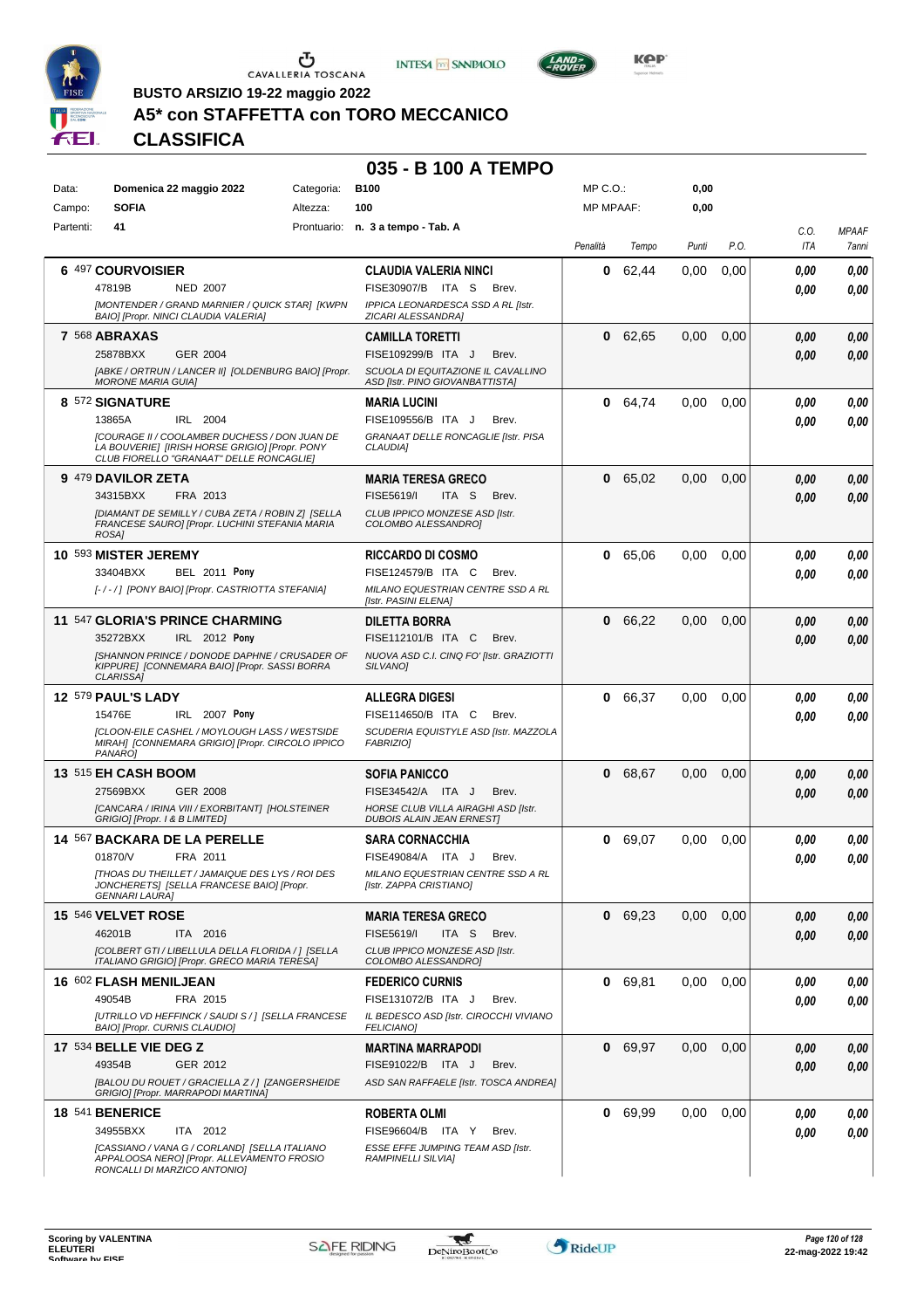BUSTO ARSIZIO 19-22 maggio 2022

# A5* con STAFFETTA con TORO MECCANICO

## CLASSIFICA

## 035 - B 100 A TEMPO

| | | | | | |
|---|---|---|---|---|---|
| Data: | Domenica 22 maggio 2022 | Categoria: | B100 | MP C.O.: | 0,00 |
| Campo: | SOFIA | Altezza: | 100 | MP MPAAF: | 0,00 |
| Partenti: | 41 | Prontuario: | n. 3 a tempo - Tab. A | | |

| Cl. | N. | Cavallo | Cavaliere | Penalità | Tempo | Punti | P.O. | C.O. ITA | MPAAF 7anni |
|---|---|---|---|---|---|---|---|---|---|
| 6 | 497 | **COURVOISIER**<br>47819B NED 2007<br>*[MONTENDER / GRAND MARNIER / QUICK STAR] [KWPN BAIO] [Propr. NINCI CLAUDIA VALERIA]* | **CLAUDIA VALERIA NINCI**<br>FISE30907/B ITA S Brev.<br>*IPPICA LEONARDESCA SSD A RL [Istr. ZICARI ALESSANDRA]* | 0 | 62,44 | 0,00 | 0,00 | 0,00<br>0,00 | 0,00<br>0,00 |
| 7 | 568 | **ABRAXAS**<br>25878BXX GER 2004<br>*[ABKE / ORTRUN / LANCER II] [OLDENBURG BAIO] [Propr. MORONE MARIA GUIA]* | **CAMILLA TORETTI**<br>FISE109299/B ITA J Brev.<br>*SCUOLA DI EQUITAZIONE IL CAVALLINO ASD [Istr. PINO GIOVANBATTISTA]* | 0 | 62,65 | 0,00 | 0,00 | 0,00<br>0,00 | 0,00<br>0,00 |
| 8 | 572 | **SIGNATURE**<br>13865A IRL 2004<br>*[COURAGE II / COOLAMBER DUCHESS / DON JUAN DE LA BOUVERIE] [IRISH HORSE GRIGIO] [Propr. PONY CLUB FIORELLO "GRANAAT" DELLE RONCAGLIE]* | **MARIA LUCINI**<br>FISE109556/B ITA J Brev.<br>*GRANAAT DELLE RONCAGLIE [Istr. PISA CLAUDIA]* | 0 | 64,74 | 0,00 | 0,00 | 0,00<br>0,00 | 0,00<br>0,00 |
| 9 | 479 | **DAVILOR ZETA**<br>34315BXX FRA 2013<br>*[DIAMANT DE SEMILLY / CUBA ZETA / ROBIN Z] [SELLA FRANCESE SAURO] [Propr. LUCHINI STEFANIA MARIA ROSA]* | **MARIA TERESA GRECO**<br>FISE5619/I ITA S Brev.<br>*CLUB IPPICO MONZESE ASD [Istr. COLOMBO ALESSANDRO]* | 0 | 65,02 | 0,00 | 0,00 | 0,00<br>0,00 | 0,00<br>0,00 |
| 10 | 593 | **MISTER JEREMY**<br>33404BXX BEL 2011 Pony<br>*[- / - / ] [PONY BAIO] [Propr. CASTRIOTTA STEFANIA]* | **RICCARDO DI COSMO**<br>FISE124579/B ITA C Brev.<br>*MILANO EQUESTRIAN CENTRE SSD A RL [Istr. PASINI ELENA]* | 0 | 65,06 | 0,00 | 0,00 | 0,00<br>0,00 | 0,00<br>0,00 |
| 11 | 547 | **GLORIA'S PRINCE CHARMING**<br>35272BXX IRL 2012 Pony<br>*[SHANNON PRINCE / DONODE DAPHNE / CRUSADER OF KIPPURE] [CONNEMARA BAIO] [Propr. SASSI BORRA CLARISSA]* | **DILETTA BORRA**<br>FISE112101/B ITA C Brev.<br>*NUOVA ASD C.I. CINQ FO' [Istr. GRAZIOTTI SILVANO]* | 0 | 66,22 | 0,00 | 0,00 | 0,00<br>0,00 | 0,00<br>0,00 |
| 12 | 579 | **PAUL'S LADY**<br>15476E IRL 2007 Pony<br>*[CLOON-EILE CASHEL / MOYLOUGH LASS / WESTSIDE MIRAH] [CONNEMARA GRIGIO] [Propr. CIRCOLO IPPICO PANARO]* | **ALLEGRA DIGESI**<br>FISE114650/B ITA C Brev.<br>*SCUDERIA EQUISTYLE ASD [Istr. MAZZOLA FABRIZIO]* | 0 | 66,37 | 0,00 | 0,00 | 0,00<br>0,00 | 0,00<br>0,00 |
| 13 | 515 | **EH CASH BOOM**<br>27569BXX GER 2008<br>*[CANCARA / IRINA VIII / EXORBITANT] [HOLSTEINER GRIGIO] [Propr. I & B LIMITED]* | **SOFIA PANICCO**<br>FISE34542/A ITA J Brev.<br>*HORSE CLUB VILLA AIRAGHI ASD [Istr. DUBOIS ALAIN JEAN ERNEST]* | 0 | 68,67 | 0,00 | 0,00 | 0,00<br>0,00 | 0,00<br>0,00 |
| 14 | 567 | **BACKARA DE LA PERELLE**<br>01870/V FRA 2011<br>*[THOAS DU THEILLET / JAMAIQUE DES LYS / ROI DES JONCHERETS] [SELLA FRANCESE BAIO] [Propr. GENNARI LAURA]* | **SARA CORNACCHIA**<br>FISE49084/A ITA J Brev.<br>*MILANO EQUESTRIAN CENTRE SSD A RL [Istr. ZAPPA CRISTIANO]* | 0 | 69,07 | 0,00 | 0,00 | 0,00<br>0,00 | 0,00<br>0,00 |
| 15 | 546 | **VELVET ROSE**<br>46201B ITA 2016<br>*[COLBERT GTI / LIBELLULA DELLA FLORIDA / ] [SELLA ITALIANO GRIGIO] [Propr. GRECO MARIA TERESA]* | **MARIA TERESA GRECO**<br>FISE5619/I ITA S Brev.<br>*CLUB IPPICO MONZESE ASD [Istr. COLOMBO ALESSANDRO]* | 0 | 69,23 | 0,00 | 0,00 | 0,00<br>0,00 | 0,00<br>0,00 |
| 16 | 602 | **FLASH MENILJEAN**<br>49054B FRA 2015<br>*[UTRILLO VD HEFFINCK / SAUDI S / ] [SELLA FRANCESE BAIO] [Propr. CURNIS CLAUDIO]* | **FEDERICO CURNIS**<br>FISE131072/B ITA J Brev.<br>*IL BEDESCO ASD [Istr. CIROCCHI VIVIANO FELICIANO]* | 0 | 69,81 | 0,00 | 0,00 | 0,00<br>0,00 | 0,00<br>0,00 |
| 17 | 534 | **BELLE VIE DEG Z**<br>49354B GER 2012<br>*[BALOU DU ROUET / GRACIELLA Z / ] [ZANGERSHEIDE GRIGIO] [Propr. MARRAPODI MARTINA]* | **MARTINA MARRAPODI**<br>FISE91022/B ITA J Brev.<br>*ASD SAN RAFFAELE [Istr. TOSCA ANDREA]* | 0 | 69,97 | 0,00 | 0,00 | 0,00<br>0,00 | 0,00<br>0,00 |
| 18 | 541 | **BENERICE**<br>34955BXX ITA 2012<br>*[CASSIANO / VANA G / CORLAND] [SELLA ITALIANO APPALOOSA NERO] [Propr. ALLEVAMENTO FROSIO RONCALLI DI MARZICO ANTONIO]* | **ROBERTA OLMI**<br>FISE96604/B ITA Y Brev.<br>*ESSE EFFE JUMPING TEAM ASD [Istr. RAMPINELLI SILVIA]* | 0 | 69,99 | 0,00 | 0,00 | 0,00<br>0,00 | 0,00<br>0,00 |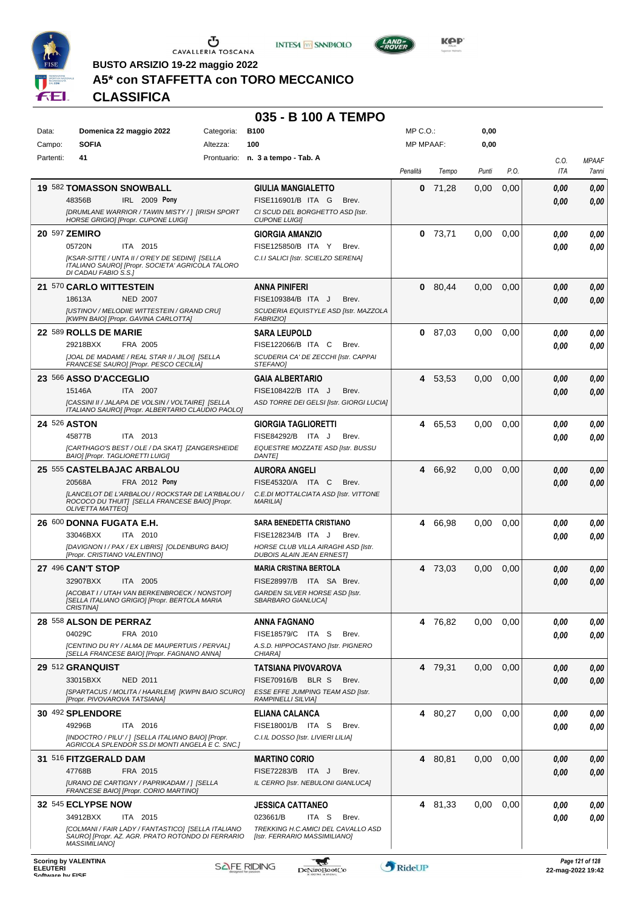**BUSTO ARSIZIO 19-22 maggio 2022**

# A5* con STAFFETTA con TORO MECCANICO

## CLASSIFICA

### 035 - B 100 A TEMPO

| Data: | Domenica 22 maggio 2022 | Categoria: | B100 | MP C.O.: | 0,00 |
|---|---|---|---|---|---|
| Campo: | SOFIA | Altezza: | 100 | MP MPAAF: | 0,00 |
| Partenti: | 41 | Prontuario: | n. 3 a tempo - Tab. A | | |

| | Cavallo | Cavaliere | Penalità | Tempo | Punti | P.O. | C.O. ITA | MPAAF 7anni |
|---|---|---|---|---|---|---|---|---|
| 19 | 582 **TOMASSON SNOWBALL** 48356B IRL 2009 **Pony** *[DRUMLANE WARRIOR / TAWIN MISTY / ] [IRISH SPORT HORSE GRIGIO] [Propr. CUPONE LUIGI]* | **GIULIA MANGIALETTO** FISE116901/B ITA G Brev. *CI SCUD DEL BORGHETTO ASD [Istr. CUPONE LUIGI]* | 0 | 71,28 | 0,00 | 0,00 | 0,00 / 0,00 | 0,00 / 0,00 |
| 20 | 597 **ZEMIRO** 05720N ITA 2015 *[KSAR-SITTE / UNTA II / O'REY DE SEDINI] [SELLA ITALIANO SAURO] [Propr. SOCIETA' AGRICOLA TALORO DI CADAU FABIO S.S.]* | **GIORGIA AMANZIO** FISE125850/B ITA Y Brev. *C.I.I SALICI [Istr. SCIELZO SERENA]* | 0 | 73,71 | 0,00 | 0,00 | 0,00 / 0,00 | 0,00 / 0,00 |
| 21 | 570 **CARLO WITTESTEIN** 18613A NED 2007 *[USTINOV / MELODIIE WITTESTEIN / GRAND CRU] [KWPN BAIO] [Propr. GAVINA CARLOTTA]* | **ANNA PINIFERI** FISE109384/B ITA J Brev. *SCUDERIA EQUISTYLE ASD [Istr. MAZZOLA FABRIZIO]* | 0 | 80,44 | 0,00 | 0,00 | 0,00 / 0,00 | 0,00 / 0,00 |
| 22 | 589 **ROLLS DE MARIE** 29218BXX FRA 2005 *[JOAL DE MADAME / REAL STAR II / JILOI] [SELLA FRANCESE SAURO] [Propr. PESCO CECILIA]* | **SARA LEUPOLD** FISE122066/B ITA C Brev. *SCUDERIA CA' DE ZECCHI [Istr. CAPPAI STEFANO]* | 0 | 87,03 | 0,00 | 0,00 | 0,00 / 0,00 | 0,00 / 0,00 |
| 23 | 566 **ASSO D'ACCEGLIO** 15146A ITA 2007 *[CASSINI II / JALAPA DE VOLSIN / VOLTAIRE] [SELLA ITALIANO SAURO] [Propr. ALBERTARIO CLAUDIO PAOLO]* | **GAIA ALBERTARIO** FISE108422/B ITA J Brev. *ASD TORRE DEI GELSI [Istr. GIORGI LUCIA]* | 4 | 53,53 | 0,00 | 0,00 | 0,00 / 0,00 | 0,00 / 0,00 |
| 24 | 526 **ASTON** 45877B ITA 2013 *[CARTHAGO'S BEST / OLE / DA SKAT] [ZANGERSHEIDE BAIO] [Propr. TAGLIORETTI LUIGI]* | **GIORGIA TAGLIORETTI** FISE84292/B ITA J Brev. *EQUESTRE MOZZATE ASD [Istr. BUSSU DANTE]* | 4 | 65,53 | 0,00 | 0,00 | 0,00 / 0,00 | 0,00 / 0,00 |
| 25 | 555 **CASTELBAJAC ARBALOU** 20568A FRA 2012 **Pony** *[LANCELOT DE L'ARBALOU / ROCKSTAR DE LA'RBALOU / ROCOCO DU THUIT] [SELLA FRANCESE BAIO] [Propr. OLIVETTA MATTEO]* | **AURORA ANGELI** FISE45320/A ITA C Brev. *C.E.DI MOTTALCIATA ASD [Istr. VITTONE MARILIA]* | 4 | 66,92 | 0,00 | 0,00 | 0,00 / 0,00 | 0,00 / 0,00 |
| 26 | 600 **DONNA FUGATA E.H.** 33046BXX ITA 2010 *[DAVIGNON I / PAX / EX LIBRIS] [OLDENBURG BAIO] [Propr. CRISTIANO VALENTINO]* | **SARA BENEDETTA CRISTIANO** FISE128234/B ITA J Brev. *HORSE CLUB VILLA AIRAGHI ASD [Istr. DUBOIS ALAIN JEAN ERNEST]* | 4 | 66,98 | 0,00 | 0,00 | 0,00 / 0,00 | 0,00 / 0,00 |
| 27 | 496 **CAN'T STOP** 32907BXX ITA 2005 *[ACOBAT I / UTAH VAN BERKENBROECK / NONSTOP] [SELLA ITALIANO GRIGIO] [Propr. BERTOLA MARIA CRISTINA]* | **MARIA CRISTINA BERTOLA** FISE28997/B ITA SA Brev. *GARDEN SILVER HORSE ASD [Istr. SBARBARO GIANLUCA]* | 4 | 73,03 | 0,00 | 0,00 | 0,00 / 0,00 | 0,00 / 0,00 |
| 28 | 558 **ALSON DE PERRAZ** 04029C FRA 2010 *[CENTINO DU RY / ALMA DE MAUPERTUIS / PERVAL] [SELLA FRANCESE BAIO] [Propr. FAGNANO ANNA]* | **ANNA FAGNANO** FISE18579/C ITA S Brev. *A.S.D. HIPPOCASTANO [Istr. PIGNERO CHIARA]* | 4 | 76,82 | 0,00 | 0,00 | 0,00 / 0,00 | 0,00 / 0,00 |
| 29 | 512 **GRANQUIST** 33015BXX NED 2011 *[SPARTACUS / MOLITA / HAARLEM] [KWPN BAIO SCURO] [Propr. PIVOVAROVA TATSIANA]* | **TATSIANA PIVOVAROVA** FISE70916/B BLR S Brev. *ESSE EFFE JUMPING TEAM ASD [Istr. RAMPINELLI SILVIA]* | 4 | 79,31 | 0,00 | 0,00 | 0,00 / 0,00 | 0,00 / 0,00 |
| 30 | 492 **SPLENDORE** 49296B ITA 2016 *[INDOCTRO / PILU' / ] [SELLA ITALIANO BAIO] [Propr. AGRICOLA SPLENDOR SS.DI MONTI ANGELA E C. SNC.]* | **ELIANA CALANCA** FISE18001/B ITA S Brev. *C.I.IL DOSSO [Istr. LIVIERI LILIA]* | 4 | 80,27 | 0,00 | 0,00 | 0,00 / 0,00 | 0,00 / 0,00 |
| 31 | 516 **FITZGERALD DAM** 47768B FRA 2015 *[URANO DE CARTIGNY / PAPRIKADAM / ] [SELLA FRANCESE BAIO] [Propr. CORIO MARTINO]* | **MARTINO CORIO** FISE72283/B ITA J Brev. *IL CERRO [Istr. NEBULONI GIANLUCA]* | 4 | 80,81 | 0,00 | 0,00 | 0,00 / 0,00 | 0,00 / 0,00 |
| 32 | 545 **ECLYPSE NOW** 34912BXX ITA 2015 *[COLMANI / FAIR LADY / FANTASTICO] [SELLA ITALIANO SAURO] [Propr. AZ. AGR. PRATO ROTONDO DI FERRARIO MASSIMILIANO]* | **JESSICA CATTANEO** 023661/B ITA S Brev. *TREKKING H.C.AMICI DEL CAVALLO ASD [Istr. FERRARIO MASSIMILIANO]* | 4 | 81,33 | 0,00 | 0,00 | 0,00 / 0,00 | 0,00 / 0,00 |

Scoring by VALENTINA ELEUTERI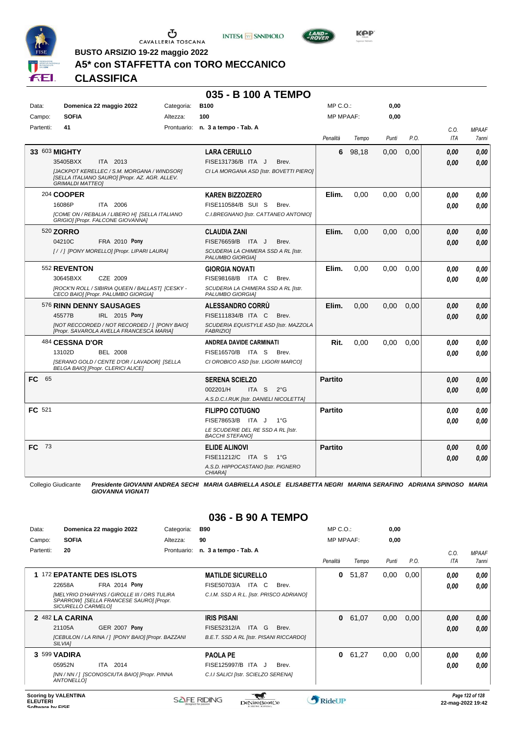BUSTO ARSIZIO 19-22 maggio 2022

# A5* con STAFFETTA con TORO MECCANICO

## CLASSIFICA

### 035 - B 100 A TEMPO

| | | | | | |
|---|---|---|---|---|---|
| Data: | Domenica 22 maggio 2022 | Categoria: | B100 | MP C.O.: | 0,00 |
| Campo: | SOFIA | Altezza: | 100 | MP MPAAF: | 0,00 |
| Partenti: | 41 | Prontuario: | n. 3 a tempo - Tab. A | | |

| Pos. | Cavallo | Cavaliere | Penalità | Tempo | Punti | P.O. | C.O. ITA | MPAAF 7anni |
|---|---|---|---|---|---|---|---|---|
| 33 | 603 **MIGHTY** 35405BXX ITA 2013 *[JACKPOT KERELLEC / S.M. MORGANA / WINDSOR] [SELLA ITALIANO SAURO] [Propr. AZ. AGR. ALLEV. GRIMALDI MATTEO]* | **LARA CERULLO** FISE131736/B ITA J Brev. *CI LA MORGANA ASD [Istr. BOVETTI PIERO]* | 6 | 98,18 | 0,00 | 0,00 | 0,00 0,00 | 0,00 0,00 |
| | 204 **COOPER** 16086P ITA 2006 *[COME ON / REBALIA / LIBERO H] [SELLA ITALIANO GRIGIO] [Propr. FALCONE GIOVANNA]* | **KAREN BIZZOZERO** FISE110584/B SUI S Brev. *C.I.BREGNANO [Istr. CATTANEO ANTONIO]* | Elim. | 0,00 | 0,00 | 0,00 | 0,00 0,00 | 0,00 0,00 |
| | 520 **ZORRO** 04210C FRA 2010 **Pony** *[ / / ] [PONY MORELLO] [Propr. LIPARI LAURA]* | **CLAUDIA ZANI** FISE76659/B ITA J Brev. *SCUDERIA LA CHIMERA SSD A RL [Istr. PALUMBO GIORGIA]* | Elim. | 0,00 | 0,00 | 0,00 | 0,00 0,00 | 0,00 0,00 |
| | 552 **REVENTON** 30645BXX CZE 2009 *[ROCK'N ROLL / SIBIRIA QUEEN / BALLAST] [CESKY - CECO BAIO] [Propr. PALUMBO GIORGIA]* | **GIORGIA NOVATI** FISE98168/B ITA C Brev. *SCUDERIA LA CHIMERA SSD A RL [Istr. PALUMBO GIORGIA]* | Elim. | 0,00 | 0,00 | 0,00 | 0,00 0,00 | 0,00 0,00 |
| | 576 **RINN DENNY SAUSAGES** 45577B IRL 2015 **Pony** *[NOT RECCORDED / NOT RECORDED / ] [PONY BAIO] [Propr. SAVAROLA AVELLA FRANCESCA MARIA]* | **ALESSANDRO CORRÙ** FISE111834/B ITA C Brev. *SCUDERIA EQUISTYLE ASD [Istr. MAZZOLA FABRIZIO]* | Elim. | 0,00 | 0,00 | 0,00 | 0,00 0,00 | 0,00 0,00 |
| | 484 **CESSNA D'OR** 13102D BEL 2008 *[SERANO GOLD / CENTE D'OR / LAVADOR] [SELLA BELGA BAIO] [Propr. CLERICI ALICE]* | **ANDREA DAVIDE CARMINATI** FISE16570/B ITA S Brev. *CI OROBICO ASD [Istr. LIGORI MARCO]* | Rit. | 0,00 | 0,00 | 0,00 | 0,00 0,00 | 0,00 0,00 |
| FC | 65 | **SERENA SCIELZO** 002201/H ITA S 2°G *A.S.D.C.I.RUK [Istr. DANIELI NICOLETTA]* | Partito | | | | 0,00 0,00 | 0,00 0,00 |
| FC | 521 | **FILIPPO COTUGNO** FISE78653/B ITA J 1°G *LE SCUDERIE DEL RE SSD A RL [Istr. BACCHI STEFANO]* | Partito | | | | 0,00 0,00 | 0,00 0,00 |
| FC | 73 | **ELIDE ALINOVI** FISE11212/C ITA S 1°G *A.S.D. HIPPOCASTANO [Istr. PIGNERO CHIARA]* | Partito | | | | 0,00 0,00 | 0,00 0,00 |

Collegio Giudicante *Presidente GIOVANNI ANDREA SECHI MARIA GABRIELLA ASOLE ELISABETTA NEGRI MARINA SERAFINO ADRIANA SPINOSO MARIA GIOVANNA VIGNATI*

### 036 - B 90 A TEMPO

| | | | | | |
|---|---|---|---|---|---|
| Data: | Domenica 22 maggio 2022 | Categoria: | B90 | MP C.O.: | 0,00 |
| Campo: | SOFIA | Altezza: | 90 | MP MPAAF: | 0,00 |
| Partenti: | 20 | Prontuario: | n. 3 a tempo - Tab. A | | |

| Pos. | Cavallo | Cavaliere | Penalità | Tempo | Punti | P.O. | C.O. ITA | MPAAF 7anni |
|---|---|---|---|---|---|---|---|---|
| 1 | 172 **EPATANTE DES ISLOTS** 22658A FRA 2014 **Pony** *[MELYRIO D'HARYNS / GIROLLE III / ORS TULIRA SPARROW] [SELLA FRANCESE SAURO] [Propr. SICURELLO CARMELO]* | **MATILDE SICURELLO** FISE50703/A ITA C Brev. *C.I.M. SSD A R.L. [Istr. PRISCO ADRIANO]* | 0 | 51,87 | 0,00 | 0,00 | 0,00 0,00 | 0,00 0,00 |
| 2 | 482 **LA CARINA** 21105A GER 2007 **Pony** *[CEBULON / LA RINA / ] [PONY BAIO] [Propr. BAZZANI SILVIA]* | **IRIS PISANI** FISE52312/A ITA G Brev. *B.E.T. SSD A RL [Istr. PISANI RICCARDO]* | 0 | 61,07 | 0,00 | 0,00 | 0,00 0,00 | 0,00 0,00 |
| 3 | 599 **VADIRA** 05952N ITA 2014 *[NN / NN / ] [SCONOSCIUTA BAIO] [Propr. PINNA ANTONELLO]* | **PAOLA PE** FISE125997/B ITA J Brev. *C.I.I SALICI [Istr. SCIELZO SERENA]* | 0 | 61,27 | 0,00 | 0,00 | 0,00 0,00 | 0,00 0,00 |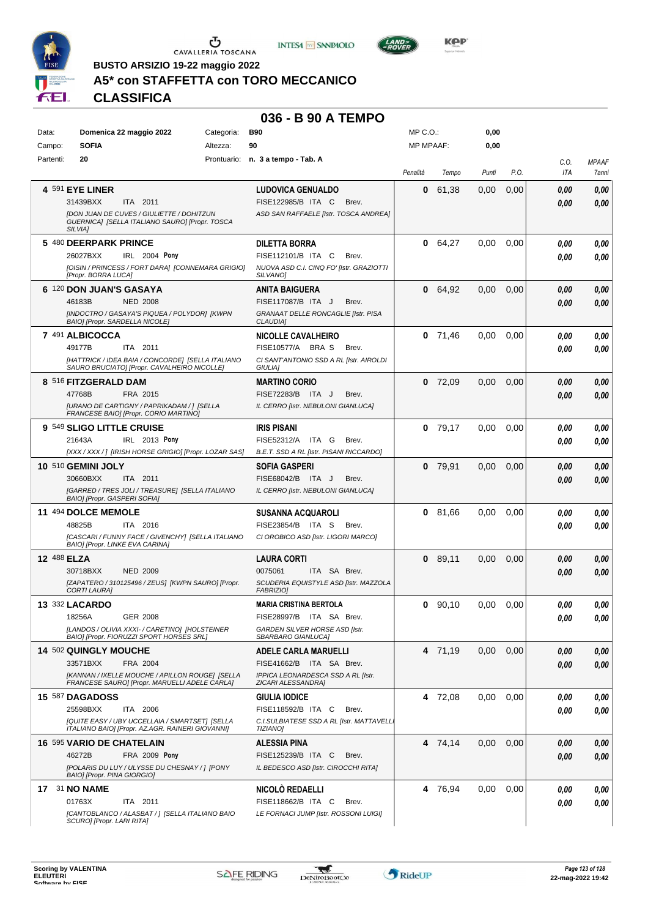**BUSTO ARSIZIO 19-22 maggio 2022**

# A5* con STAFFETTA con TORO MECCANICO

## CLASSIFICA

### 036 - B 90 A TEMPO

| | | | | | |
|---|---|---|---|---|---|
| Data: | Domenica 22 maggio 2022 | Categoria: | B90 | MP C.O.: | 0,00 |
| Campo: | SOFIA | Altezza: | 90 | MP MPAAF: | 0,00 |
| Partenti: | 20 | Prontuario: | n. 3 a tempo - Tab. A | | |

| Cl. | Cavallo | Cavaliere | Penalità | Tempo | Punti | P.O. | C.O. ITA | MPAAF 7anni |
|---|---|---|---|---|---|---|---|---|
| 4 | 591 **EYE LINER** 31439BXX ITA 2011 *[DON JUAN DE CUVES / GIULIETTE / DOHITZUN GUERNICA] [SELLA ITALIANO SAURO] [Propr. TOSCA SILVIA]* | **LUDOVICA GENUALDO** FISE122985/B ITA C Brev. *ASD SAN RAFFAELE [Istr. TOSCA ANDREA]* | 0 | 61,38 | 0,00 | 0,00 | 0,00 / 0,00 | 0,00 / 0,00 |
| 5 | 480 **DEERPARK PRINCE** 26027BXX IRL 2004 Pony *[OISIN / PRINCESS / FORT DARA] [CONNEMARA GRIGIO] [Propr. BORRA LUCA]* | **DILETTA BORRA** FISE112101/B ITA C Brev. *NUOVA ASD C.I. CINQ FO' [Istr. GRAZIOTTI SILVANO]* | 0 | 64,27 | 0,00 | 0,00 | 0,00 / 0,00 | 0,00 / 0,00 |
| 6 | 120 **DON JUAN'S GASAYA** 46183B NED 2008 *[INDOCTRO / GASAYA'S PIQUEA / POLYDOR] [KWPN BAIO] [Propr. SARDELLA NICOLE]* | **ANITA BAIGUERA** FISE117087/B ITA J Brev. *GRANAAT DELLE RONCAGLIE [Istr. PISA CLAUDIA]* | 0 | 64,92 | 0,00 | 0,00 | 0,00 / 0,00 | 0,00 / 0,00 |
| 7 | 491 **ALBICOCCA** 49177B ITA 2011 *[HATTRICK / IDEA BAIA / CONCORDE] [SELLA ITALIANO SAURO BRUCIATO] [Propr. CAVALHEIRO NICOLLE]* | **NICOLLE CAVALHEIRO** FISE10577/A BRA S Brev. *CI SANT'ANTONIO SSD A RL [Istr. AIROLDI GIULIA]* | 0 | 71,46 | 0,00 | 0,00 | 0,00 / 0,00 | 0,00 / 0,00 |
| 8 | 516 **FITZGERALD DAM** 47768B FRA 2015 *[URANO DE CARTIGNY / PAPRIKADAM / ] [SELLA FRANCESE BAIO] [Propr. CORIO MARTINO]* | **MARTINO CORIO** FISE72283/B ITA J Brev. *IL CERRO [Istr. NEBULONI GIANLUCA]* | 0 | 72,09 | 0,00 | 0,00 | 0,00 / 0,00 | 0,00 / 0,00 |
| 9 | 549 **SLIGO LITTLE CRUISE** 21643A IRL 2013 Pony *[XXX / XXX / ] [IRISH HORSE GRIGIO] [Propr. LOZAR SAS]* | **IRIS PISANI** FISE52312/A ITA G Brev. *B.E.T. SSD A RL [Istr. PISANI RICCARDO]* | 0 | 79,17 | 0,00 | 0,00 | 0,00 / 0,00 | 0,00 / 0,00 |
| 10 | 510 **GEMINI JOLY** 30660BXX ITA 2011 *[GARRED / TRES JOLI / TREASURE] [SELLA ITALIANO BAIO] [Propr. GASPERI SOFIA]* | **SOFIA GASPERI** FISE68042/B ITA J Brev. *IL CERRO [Istr. NEBULONI GIANLUCA]* | 0 | 79,91 | 0,00 | 0,00 | 0,00 / 0,00 | 0,00 / 0,00 |
| 11 | 494 **DOLCE MEMOLE** 48825B ITA 2016 *[CASCARI / FUNNY FACE / GIVENCHY] [SELLA ITALIANO BAIO] [Propr. LINKE EVA CARINA]* | **SUSANNA ACQUAROLI** FISE23854/B ITA S Brev. *CI OROBICO ASD [Istr. LIGORI MARCO]* | 0 | 81,66 | 0,00 | 0,00 | 0,00 / 0,00 | 0,00 / 0,00 |
| 12 | 488 **ELZA** 30718BXX NED 2009 *[ZAPATERO / 310125496 / ZEUS] [KWPN SAURO] [Propr. CORTI LAURA]* | **LAURA CORTI** 0075061 ITA SA Brev. *SCUDERIA EQUISTYLE ASD [Istr. MAZZOLA FABRIZIO]* | 0 | 89,11 | 0,00 | 0,00 | 0,00 / 0,00 | 0,00 / 0,00 |
| 13 | 332 **LACARDO** 18256A GER 2008 *[LANDOS / OLIVIA XXXI- / CARETINO] [HOLSTEINER BAIO] [Propr. FIORUZZI SPORT HORSES SRL]* | **MARIA CRISTINA BERTOLA** FISE28997/B ITA SA Brev. *GARDEN SILVER HORSE ASD [Istr. SBARBARO GIANLUCA]* | 0 | 90,10 | 0,00 | 0,00 | 0,00 / 0,00 | 0,00 / 0,00 |
| 14 | 502 **QUINGLY MOUCHE** 33571BXX FRA 2004 *[KANNAN / IXELLE MOUCHE / APILLON ROUGE] [SELLA FRANCESE SAURO] [Propr. MARUELLI ADELE CARLA]* | **ADELE CARLA MARUELLI** FISE41662/B ITA SA Brev. *IPPICA LEONARDESCA SSD A RL [Istr. ZICARI ALESSANDRA]* | 4 | 71,19 | 0,00 | 0,00 | 0,00 / 0,00 | 0,00 / 0,00 |
| 15 | 587 **DAGADOSS** 25598BXX ITA 2006 *[QUITE EASY / UBY UCCELLAIA / SMARTSET] [SELLA ITALIANO BAIO] [Propr. AZ.AGR. RAINERI GIOVANNI]* | **GIULIA IODICE** FISE118592/B ITA C Brev. *C.I.SULBIATESE SSD A RL [Istr. MATTAVELLI TIZIANO]* | 4 | 72,08 | 0,00 | 0,00 | 0,00 / 0,00 | 0,00 / 0,00 |
| 16 | 595 **VARIO DE CHATELAIN** 46272B FRA 2009 Pony *[POLARIS DU LUY / ULYSSE DU CHESNAY / ] [PONY BAIO] [Propr. PINA GIORGIO]* | **ALESSIA PINA** FISE125239/B ITA C Brev. *IL BEDESCO ASD [Istr. CIROCCHI RITA]* | 4 | 74,14 | 0,00 | 0,00 | 0,00 / 0,00 | 0,00 / 0,00 |
| 17 | 31 **NO NAME** 01763X ITA 2011 *[CANTOBLANCO / ALASBAT / ] [SELLA ITALIANO BAIO SCURO] [Propr. LARI RITA]* | **NICOLÒ REDAELLI** FISE118662/B ITA C Brev. *LE FORNACI JUMP [Istr. ROSSONI LUIGI]* | 4 | 76,94 | 0,00 | 0,00 | 0,00 / 0,00 | 0,00 / 0,00 |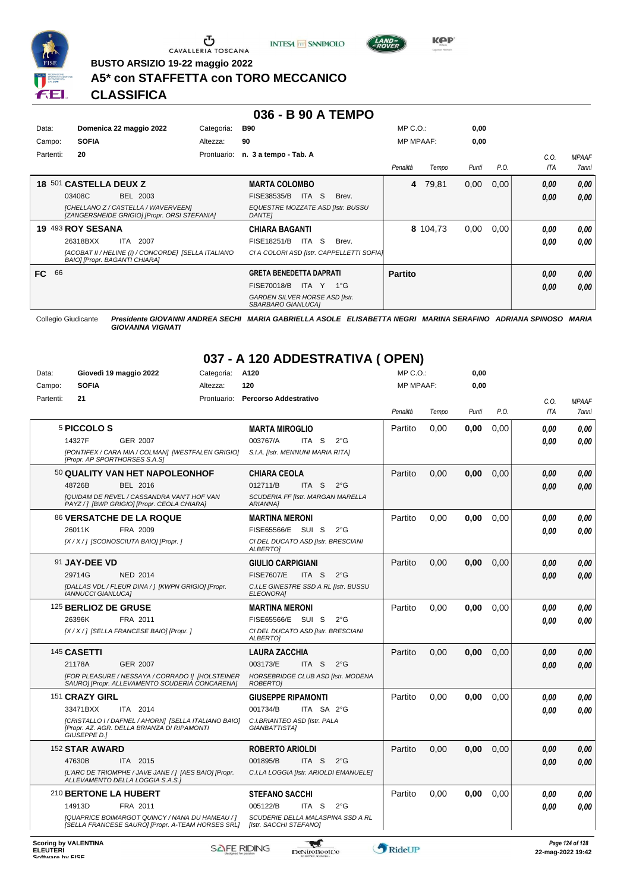# BUSTO ARSIZIO 19-22 maggio 2022

## A5* con STAFFETTA con TORO MECCANICO

## CLASSIFICA

### 036 - B 90 A TEMPO

| | | | | | |
|---|---|---|---|---|---|
| Data: | Domenica 22 maggio 2022 | Categoria: | B90 | MP C.O.: | 0,00 |
| Campo: | SOFIA | Altezza: | 90 | MP MPAAF: | 0,00 |
| Partenti: | 20 | Prontuario: | n. 3 a tempo - Tab. A | | |

| Pos. | Cavallo | Cavaliere | Penalità | Tempo | Punti | P.O. | C.O. ITA | MPAAF 7anni |
|---|---|---|---|---|---|---|---|---|
| 18 | 501 **CASTELLA DEUX Z** 03408C BEL 2003 *[CHELLANO Z / CASTELLA / WAVERVEEN] [ZANGERSHEIDE GRIGIO] [Propr. ORSI STEFANIA]* | **MARTA COLOMBO** FISE38535/B ITA S Brev. *EQUESTRE MOZZATE ASD [Istr. BUSSU DANTE]* | 4 | 79,81 | 0,00 | 0,00 | 0,00 / 0,00 | 0,00 / 0,00 |
| 19 | 493 **ROY SESANA** 26318BXX ITA 2007 *[ACOBAT II / HELINE (I) / CONCORDE] [SELLA ITALIANO BAIO] [Propr. BAGANTI CHIARA]* | **CHIARA BAGANTI** FISE18251/B ITA S Brev. *CI A COLORI ASD [Istr. CAPPELLETTI SOFIA]* | 8 | 104,73 | 0,00 | 0,00 | 0,00 / 0,00 | 0,00 / 0,00 |
| FC | 66 | **GRETA BENEDETTA DAPRATI** FISE70018/B ITA Y 1°G *GARDEN SILVER HORSE ASD [Istr. SBARBARO GIANLUCA]* | **Partito** | | | | 0,00 / 0,00 | 0,00 / 0,00 |

Collegio Giudicante *Presidente GIOVANNI ANDREA SECHI MARIA GABRIELLA ASOLE ELISABETTA NEGRI MARINA SERAFINO ADRIANA SPINOSO MARIA GIOVANNA VIGNATI*

### 037 - A 120 ADDESTRATIVA ( OPEN)

| | | | | | |
|---|---|---|---|---|---|
| Data: | Giovedì 19 maggio 2022 | Categoria: | A120 | MP C.O.: | 0,00 |
| Campo: | SOFIA | Altezza: | 120 | MP MPAAF: | 0,00 |
| Partenti: | 21 | Prontuario: | Percorso Addestrativo | | |

| Pos. | Cavallo | Cavaliere | Penalità | Tempo | Punti | P.O. | C.O. ITA | MPAAF 7anni |
|---|---|---|---|---|---|---|---|---|
| | 5 **PICCOLO S** 14327F GER 2007 *[PONTIFEX / CARA MIA / COLMAN] [WESTFALEN GRIGIO] [Propr. AP SPORTHORSES S.A.S]* | **MARTA MIROGLIO** 003767/A ITA S 2°G *S.I.A. [Istr. MENNUNI MARIA RITA]* | Partito | 0,00 | 0,00 | 0,00 | 0,00 / 0,00 | 0,00 / 0,00 |
| | 50 **QUALITY VAN HET NAPOLEONHOF** 48726B BEL 2016 *[QUIDAM DE REVEL / CASSANDRA VAN'T HOF VAN PAYZ / ] [BWP GRIGIO] [Propr. CEOLA CHIARA]* | **CHIARA CEOLA** 012711/B ITA S 2°G *SCUDERIA FF [Istr. MARGAN MARELLA ARIANNA]* | Partito | 0,00 | 0,00 | 0,00 | 0,00 / 0,00 | 0,00 / 0,00 |
| | 86 **VERSATCHE DE LA ROQUE** 26011K FRA 2009 *[X / X / ] [SCONOSCIUTA BAIO] [Propr. ]* | **MARTINA MERONI** FISE65566/E SUI S 2°G *CI DEL DUCATO ASD [Istr. BRESCIANI ALBERTO]* | Partito | 0,00 | 0,00 | 0,00 | 0,00 / 0,00 | 0,00 / 0,00 |
| | 91 **JAY-DEE VD** 29714G NED 2014 *[DALLAS VDL / FLEUR DINA / ] [KWPN GRIGIO] [Propr. IANNUCCI GIANLUCA]* | **GIULIO CARPIGIANI** FISE7607/E ITA S 2°G *C.I.LE GINESTRE SSD A RL [Istr. BUSSU ELEONORA]* | Partito | 0,00 | 0,00 | 0,00 | 0,00 / 0,00 | 0,00 / 0,00 |
| | 125 **BERLIOZ DE GRUSE** 26396K FRA 2011 *[X / X / ] [SELLA FRANCESE BAIO] [Propr. ]* | **MARTINA MERONI** FISE65566/E SUI S 2°G *CI DEL DUCATO ASD [Istr. BRESCIANI ALBERTO]* | Partito | 0,00 | 0,00 | 0,00 | 0,00 / 0,00 | 0,00 / 0,00 |
| | 145 **CASETTI** 21178A GER 2007 *[FOR PLEASURE / NESSAYA / CORRADO I] [HOLSTEINER SAURO] [Propr. ALLEVAMENTO SCUDERIA CONCARENA]* | **LAURA ZACCHIA** 003173/E ITA S 2°G *HORSEBRIDGE CLUB ASD [Istr. MODENA ROBERTO]* | Partito | 0,00 | 0,00 | 0,00 | 0,00 / 0,00 | 0,00 / 0,00 |
| | 151 **CRAZY GIRL** 33471BXX ITA 2014 *[CRISTALLO I / DAFNEL / AHORN] [SELLA ITALIANO BAIO] [Propr. AZ. AGR. DELLA BRIANZA DI RIPAMONTI GIUSEPPE D.]* | **GIUSEPPE RIPAMONTI** 001734/B ITA SA 2°G *C.I.BRIANTEO ASD [Istr. PALA GIANBATTISTA]* | Partito | 0,00 | 0,00 | 0,00 | 0,00 / 0,00 | 0,00 / 0,00 |
| | 152 **STAR AWARD** 47630B ITA 2015 *[L'ARC DE TRIOMPHE / JAVE JANE / ] [AES BAIO] [Propr. ALLEVAMENTO DELLA LOGGIA S.A.S.]* | **ROBERTO ARIOLDI** 001895/B ITA S 2°G *C.I.LA LOGGIA [Istr. ARIOLDI EMANUELE]* | Partito | 0,00 | 0,00 | 0,00 | 0,00 / 0,00 | 0,00 / 0,00 |
| | 210 **BERTONE LA HUBERT** 14913D FRA 2011 *[QUAPRICE BOIMARGOT QUINCY / NANA DU HAMEAU / ] [SELLA FRANCESE SAURO] [Propr. A-TEAM HORSES SRL]* | **STEFANO SACCHI** 005122/B ITA S 2°G *SCUDERIE DELLA MALASPINA SSD A RL [Istr. SACCHI STEFANO]* | Partito | 0,00 | 0,00 | 0,00 | 0,00 / 0,00 | 0,00 / 0,00 |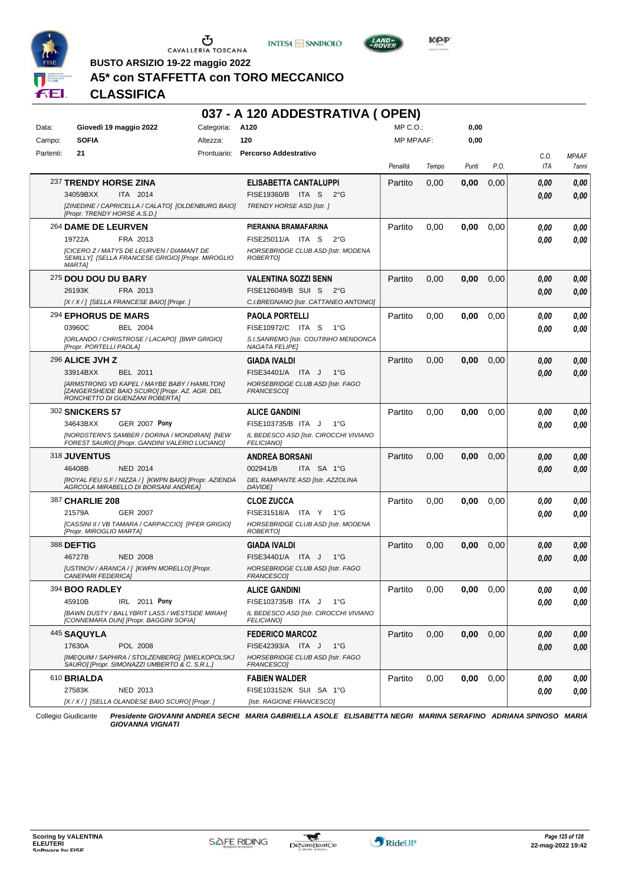**BUSTO ARSIZIO 19-22 maggio 2022**

# A5* con STAFFETTA con TORO MECCANICO

## CLASSIFICA

### 037 - A 120 ADDESTRATIVA ( OPEN)

| | | | |
|---|---|---|---|
| Data: | Giovedì 19 maggio 2022 | Categoria: | A120 |
| Campo: | SOFIA | Altezza: | 120 |
| Partenti: | 21 | Prontuario: | Percorso Addestrativo |

MP C.O.: 0,00
MP MPAAF: 0,00

| Cavallo | Cavaliere | Penalità | Tempo | Punti | P.O. | C.O. ITA | MPAAF 7anni |
|---|---|---|---|---|---|---|---|
| 237 **TRENDY HORSE ZINA** 34059BXX ITA 2014 *[ZINEDINE / CAPRICELLA / CALATO] [OLDENBURG BAIO] [Propr. TRENDY HORSE A.S.D.]* | **ELISABETTA CANTALUPPI** FISE19360/B ITA S 2°G *TRENDY HORSE ASD [Istr. ]* | Partito | 0,00 | **0,00** | 0,00 | **0,00** **0,00** | **0,00** **0,00** |
| 264 **DAME DE LEURVEN** 19722A FRA 2013 *[CICERO Z / MATYS DE LEURVEN / DIAMANT DE SEMILLY] [SELLA FRANCESE GRIGIO] [Propr. MIROGLIO MARTA]* | **PIERANNA BRAMAFARINA** FISE25011/A ITA S 2°G *HORSEBRIDGE CLUB ASD [Istr. MODENA ROBERTO]* | Partito | 0,00 | **0,00** | 0,00 | **0,00** **0,00** | **0,00** **0,00** |
| 275 **DOU DOU DU BARY** 26193K FRA 2013 *[X / X / ] [SELLA FRANCESE BAIO] [Propr. ]* | **VALENTINA SOZZI SENN** FISE126049/B SUI S 2°G *C.I.BREGNANO [Istr. CATTANEO ANTONIO]* | Partito | 0,00 | **0,00** | 0,00 | **0,00** **0,00** | **0,00** **0,00** |
| 294 **EPHORUS DE MARS** 03960C BEL 2004 *[ORLANDO / CHRISTROSE / LACAPO] [BWP GRIGIO] [Propr. PORTELLI PAOLA]* | **PAOLA PORTELLI** FISE10972/C ITA S 1°G *S.I.SANREMO [Istr. COUTINHO MENDONCA NAGATA FELIPE]* | Partito | 0,00 | **0,00** | 0,00 | **0,00** **0,00** | **0,00** **0,00** |
| 296 **ALICE JVH Z** 33914BXX BEL 2011 *[ARMSTRONG VD KAPEL / MAYBE BABY / HAMILTON] [ZANGERSHEIDE BAIO SCURO] [Propr. AZ. AGR. DEL RONCHETTO DI GUENZANI ROBERTA]* | **GIADA IVALDI** FISE34401/A ITA J 1°G *HORSEBRIDGE CLUB ASD [Istr. FAGO FRANCESCO]* | Partito | 0,00 | **0,00** | 0,00 | **0,00** **0,00** | **0,00** **0,00** |
| 302 **SNICKERS 57** 34643BXX GER 2007 **Pony** *[NORDSTERN'S SAMBER / DORINA / MONDIRAN] [NEW FOREST SAURO] [Propr. GANDINI VALERIO LUCIANO]* | **ALICE GANDINI** FISE103735/B ITA J 1°G *IL BEDESCO ASD [Istr. CIROCCHI VIVIANO FELICIANO]* | Partito | 0,00 | **0,00** | 0,00 | **0,00** **0,00** | **0,00** **0,00** |
| 318 **JUVENTUS** 46408B NED 2014 *[ROYAL FEU S.F / NIZZA / ] [KWPN BAIO] [Propr. AZIENDA AGRICOLA MIRABELLO DI BORSANI ANDREA]* | **ANDREA BORSANI** 002941/B ITA SA 1°G *DEL RAMPANTE ASD [Istr. AZZOLINA DAVIDE]* | Partito | 0,00 | **0,00** | 0,00 | **0,00** **0,00** | **0,00** **0,00** |
| 387 **CHARLIE 208** 21579A GER 2007 *[CASSINI II / VB TAMARA / CARPACCIO] [PFER GRIGIO] [Propr. MIROGLIO MARTA]* | **CLOE ZUCCA** FISE31518/A ITA Y 1°G *HORSEBRIDGE CLUB ASD [Istr. MODENA ROBERTO]* | Partito | 0,00 | **0,00** | 0,00 | **0,00** **0,00** | **0,00** **0,00** |
| 388 **DEFTIG** 46727B NED 2008 *[USTINOV / ARANCA / ] [KWPN MORELLO] [Propr. CANEPARI FEDERICA]* | **GIADA IVALDI** FISE34401/A ITA J 1°G *HORSEBRIDGE CLUB ASD [Istr. FAGO FRANCESCO]* | Partito | 0,00 | **0,00** | 0,00 | **0,00** **0,00** | **0,00** **0,00** |
| 394 **BOO RADLEY** 45910B IRL 2011 **Pony** *[BAWN DUSTY / BALLYBRIT LASS / WESTSIDE MIRAH] [CONNEMARA DUN] [Propr. BAGGINI SOFIA]* | **ALICE GANDINI** FISE103735/B ITA J 1°G *IL BEDESCO ASD [Istr. CIROCCHI VIVIANO FELICIANO]* | Partito | 0,00 | **0,00** | 0,00 | **0,00** **0,00** | **0,00** **0,00** |
| 445 **SAQUYLA** 17630A POL 2008 *[IMEQUIM / SAPHIRA / STOLZENBERG] [WIELKOPOLSKJ SAURO] [Propr. SIMONAZZI UMBERTO & C. S.R.L.]* | **FEDERICO MARCOZ** FISE42393/A ITA J 1°G *HORSEBRIDGE CLUB ASD [Istr. FAGO FRANCESCO]* | Partito | 0,00 | **0,00** | 0,00 | **0,00** **0,00** | **0,00** **0,00** |
| 610 **BRIALDA** 27583K NED 2013 *[X / X / ] [SELLA OLANDESE BAIO SCURO] [Propr. ]* | **FABIEN WALDER** FISE103152/K SUI SA 1°G *[Istr. RAGIONE FRANCESCO]* | Partito | 0,00 | **0,00** | 0,00 | **0,00** **0,00** | **0,00** **0,00** |

Collegio Giudicante *Presidente GIOVANNI ANDREA SECHI MARIA GABRIELLA ASOLE ELISABETTA NEGRI MARINA SERAFINO ADRIANA SPINOSO MARIA GIOVANNA VIGNATI*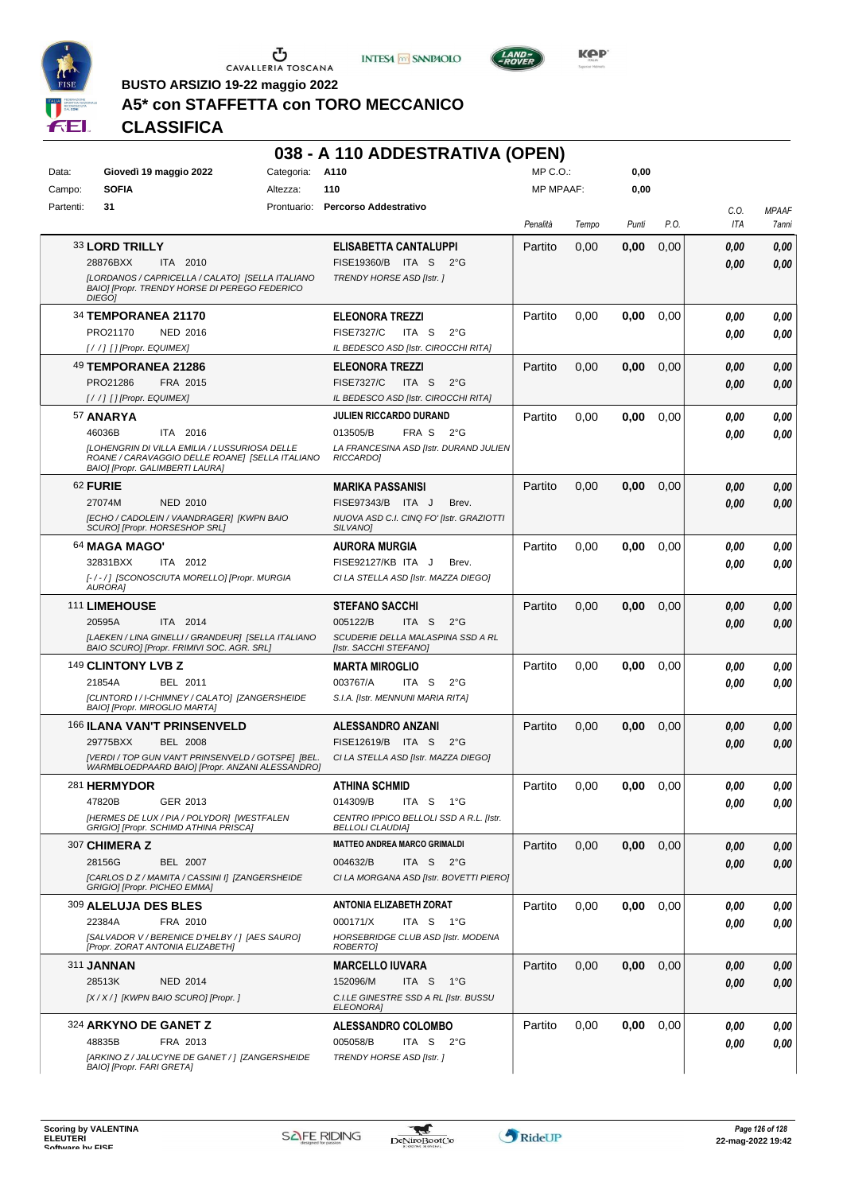BUSTO ARSIZIO 19-22 maggio 2022

# A5* con STAFFETTA con TORO MECCANICO

## CLASSIFICA

### 038 - A 110 ADDESTRATIVA (OPEN)

| | | | | | |
|---|---|---|---|---|---|
| Data: | Giovedì 19 maggio 2022 | Categoria: | A110 | MP C.O.: | 0,00 |
| Campo: | SOFIA | Altezza: | 110 | MP MPAAF: | 0,00 |
| Partenti: | 31 | Prontuario: | Percorso Addestrativo | | |

| Cavallo | Cavaliere | Penalità | Tempo | Punti | P.O. | C.O. ITA | MPAAF 7anni |
|---|---|---|---|---|---|---|---|
| 33 **LORD TRILLY**<br>28876BXX ITA 2010<br>*[LORDANOS / CAPRICELLA / CALATO] [SELLA ITALIANO BAIO] [Propr. TRENDY HORSE DI PEREGO FEDERICO DIEGO]* | **ELISABETTA CANTALUPPI**<br>FISE19360/B ITA S 2°G<br>*TRENDY HORSE ASD [Istr. ]* | Partito | 0,00 | **0,00** | 0,00 | *0,00*<br>*0,00* | *0,00*<br>*0,00* |
| 34 **TEMPORANEA 21170**<br>PRO21170 NED 2016<br>*[ / / ] [] [Propr. EQUIMEX]* | **ELEONORA TREZZI**<br>FISE7327/C ITA S 2°G<br>*IL BEDESCO ASD [Istr. CIROCCHI RITA]* | Partito | 0,00 | **0,00** | 0,00 | *0,00*<br>*0,00* | *0,00*<br>*0,00* |
| 49 **TEMPORANEA 21286**<br>PRO21286 FRA 2015<br>*[ / / ] [] [Propr. EQUIMEX]* | **ELEONORA TREZZI**<br>FISE7327/C ITA S 2°G<br>*IL BEDESCO ASD [Istr. CIROCCHI RITA]* | Partito | 0,00 | **0,00** | 0,00 | *0,00*<br>*0,00* | *0,00*<br>*0,00* |
| 57 **ANARYA**<br>46036B ITA 2016<br>*[LOHENGRIN DI VILLA EMILIA / LUSSURIOSA DELLE ROANE / CARAVAGGIO DELLE ROANE] [SELLA ITALIANO BAIO] [Propr. GALIMBERTI LAURA]* | **JULIEN RICCARDO DURAND**<br>013505/B FRA S 2°G<br>*LA FRANCESINA ASD [Istr. DURAND JULIEN RICCARDO]* | Partito | 0,00 | **0,00** | 0,00 | *0,00*<br>*0,00* | *0,00*<br>*0,00* |
| 62 **FURIE**<br>27074M NED 2010<br>*[ECHO / CADOLEIN / VAANDRAGER] [KWPN BAIO SCURO] [Propr. HORSESHOP SRL]* | **MARIKA PASSANISI**<br>FISE97343/B ITA J Brev.<br>*NUOVA ASD C.I. CINQ FO' [Istr. GRAZIOTTI SILVANO]* | Partito | 0,00 | **0,00** | 0,00 | *0,00*<br>*0,00* | *0,00*<br>*0,00* |
| 64 **MAGA MAGO'**<br>32831BXX ITA 2012<br>*[- / - / ] [SCONOSCIUTA MORELLO] [Propr. MURGIA AURORA]* | **AURORA MURGIA**<br>FISE92127/KB ITA J Brev.<br>*CI LA STELLA ASD [Istr. MAZZA DIEGO]* | Partito | 0,00 | **0,00** | 0,00 | *0,00*<br>*0,00* | *0,00*<br>*0,00* |
| 111 **LIMEHOUSE**<br>20595A ITA 2014<br>*[LAEKEN / LINA GINELLI / GRANDEUR] [SELLA ITALIANO BAIO SCURO] [Propr. FRIMIVI SOC. AGR. SRL]* | **STEFANO SACCHI**<br>005122/B ITA S 2°G<br>*SCUDERIE DELLA MALASPINA SSD A RL [Istr. SACCHI STEFANO]* | Partito | 0,00 | **0,00** | 0,00 | *0,00*<br>*0,00* | *0,00*<br>*0,00* |
| 149 **CLINTONY LVB Z**<br>21854A BEL 2011<br>*[CLINTORD I / I-CHIMNEY / CALATO] [ZANGERSHEIDE BAIO] [Propr. MIROGLIO MARTA]* | **MARTA MIROGLIO**<br>003767/A ITA S 2°G<br>*S.I.A. [Istr. MENNUNI MARIA RITA]* | Partito | 0,00 | **0,00** | 0,00 | *0,00*<br>*0,00* | *0,00*<br>*0,00* |
| 166 **ILANA VAN'T PRINSENVELD**<br>29775BXX BEL 2008<br>*[VERDI / TOP GUN VAN'T PRINSENVELD / GOTSPE] [BEL. WARMBLOEDPAARD BAIO] [Propr. ANZANI ALESSANDRO]* | **ALESSANDRO ANZANI**<br>FISE12619/B ITA S 2°G<br>*CI LA STELLA ASD [Istr. MAZZA DIEGO]* | Partito | 0,00 | **0,00** | 0,00 | *0,00*<br>*0,00* | *0,00*<br>*0,00* |
| 281 **HERMYDOR**<br>47820B GER 2013<br>*[HERMES DE LUX / PIA / POLYDOR] [WESTFALEN GRIGIO] [Propr. SCHMID ATHINA PRISCA]* | **ATHINA SCHMID**<br>014309/B ITA S 1°G<br>*CENTRO IPPICO BELLOLI SSD A R.L. [Istr. BELLOLI CLAUDIA]* | Partito | 0,00 | **0,00** | 0,00 | *0,00*<br>*0,00* | *0,00*<br>*0,00* |
| 307 **CHIMERA Z**<br>28156G BEL 2007<br>*[CARLOS D Z / MAMITA / CASSINI I] [ZANGERSHEIDE GRIGIO] [Propr. PICHEO EMMA]* | **MATTEO ANDREA MARCO GRIMALDI**<br>004632/B ITA S 2°G<br>*CI LA MORGANA ASD [Istr. BOVETTI PIERO]* | Partito | 0,00 | **0,00** | 0,00 | *0,00*<br>*0,00* | *0,00*<br>*0,00* |
| 309 **ALELUJA DES BLES**<br>22384A FRA 2010<br>*[SALVADOR V / BERENICE D'HELBY / ] [AES SAURO] [Propr. ZORAT ANTONIA ELIZABETH]* | **ANTONIA ELIZABETH ZORAT**<br>000171/X ITA S 1°G<br>*HORSEBRIDGE CLUB ASD [Istr. MODENA ROBERTO]* | Partito | 0,00 | **0,00** | 0,00 | *0,00*<br>*0,00* | *0,00*<br>*0,00* |
| 311 **JANNAN**<br>28513K NED 2014<br>*[X / X / ] [KWPN BAIO SCURO] [Propr. ]* | **MARCELLO IUVARA**<br>152096/M ITA S 1°G<br>*C.I.LE GINESTRE SSD A RL [Istr. BUSSU ELEONORA]* | Partito | 0,00 | **0,00** | 0,00 | *0,00*<br>*0,00* | *0,00*<br>*0,00* |
| 324 **ARKYNO DE GANET Z**<br>48835B FRA 2013<br>*[ARKINO Z / JALUCYNE DE GANET / ] [ZANGERSHEIDE BAIO] [Propr. FARI GRETA]* | **ALESSANDRO COLOMBO**<br>005058/B ITA S 2°G<br>*TRENDY HORSE ASD [Istr. ]* | Partito | 0,00 | **0,00** | 0,00 | *0,00*<br>*0,00* | *0,00*<br>*0,00* |

Scoring by VALENTINA ELEUTERI
Software by FISE

22-mag-2022 19:42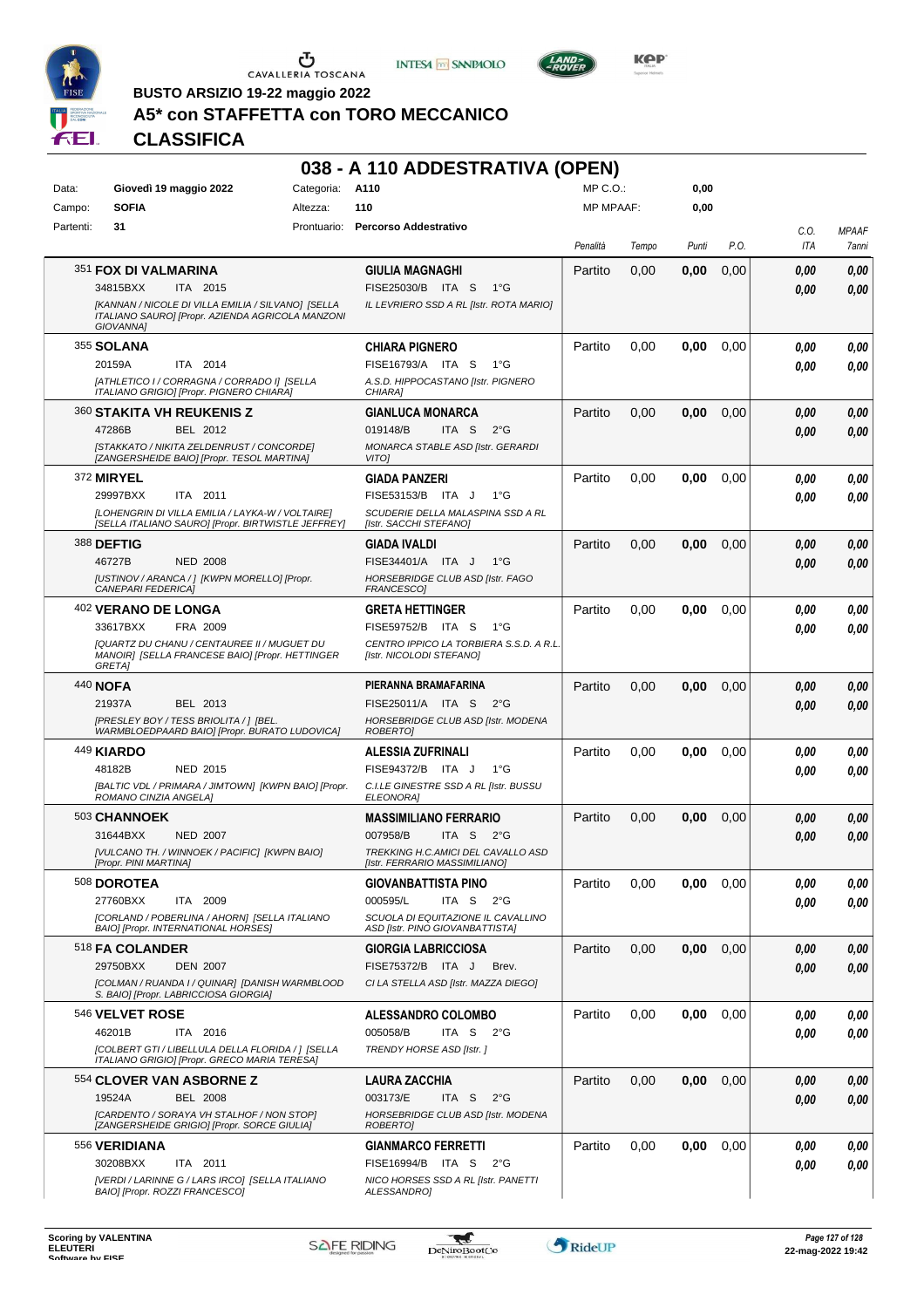BUSTO ARSIZIO 19-22 maggio 2022

# A5* con STAFFETTA con TORO MECCANICO

## CLASSIFICA

## 038 - A 110 ADDESTRATIVA (OPEN)

| | | | |
|---|---|---|---|
| Data: | Giovedì 19 maggio 2022 | Categoria: | A110 |
| Campo: | SOFIA | Altezza: | 110 |
| Partenti: | 31 | Prontuario: | Percorso Addestrativo |

MP C.O.: 0,00
MP MPAAF: 0,00

| Cavallo | Cavaliere | Penalità | Tempo | Punti | P.O. | C.O. ITA | MPAAF 7anni |
|---|---|---|---|---|---|---|---|
| 351 **FOX DI VALMARINA** 34815BXX ITA 2015 *[KANNAN / NICOLE DI VILLA EMILIA / SILVANO] [SELLA ITALIANO SAURO] [Propr. AZIENDA AGRICOLA MANZONI GIOVANNA]* | **GIULIA MAGNAGHI** FISE25030/B ITA S 1°G *IL LEVRIERO SSD A RL [Istr. ROTA MARIO]* | Partito | 0,00 | 0,00 | 0,00 | 0,00 / 0,00 | 0,00 / 0,00 |
| 355 **SOLANA** 20159A ITA 2014 *[ATHLETICO I / CORRAGNA / CORRADO I] [SELLA ITALIANO GRIGIO] [Propr. PIGNERO CHIARA]* | **CHIARA PIGNERO** FISE16793/A ITA S 1°G *A.S.D. HIPPOCASTANO [Istr. PIGNERO CHIARA]* | Partito | 0,00 | 0,00 | 0,00 | 0,00 / 0,00 | 0,00 / 0,00 |
| 360 **STAKITA VH REUKENIS Z** 47286B BEL 2012 *[STAKKATO / NIKITA ZELDENRUST / CONCORDE] [ZANGERSHEIDE BAIO] [Propr. TESOL MARTINA]* | **GIANLUCA MONARCA** 019148/B ITA S 2°G *MONARCA STABLE ASD [Istr. GERARDI VITO]* | Partito | 0,00 | 0,00 | 0,00 | 0,00 / 0,00 | 0,00 / 0,00 |
| 372 **MIRYEL** 29997BXX ITA 2011 *[LOHENGRIN DI VILLA EMILIA / LAYKA-W / VOLTAIRE] [SELLA ITALIANO SAURO] [Propr. BIRTWISTLE JEFFREY]* | **GIADA PANZERI** FISE53153/B ITA J 1°G *SCUDERIE DELLA MALASPINA SSD A RL [Istr. SACCHI STEFANO]* | Partito | 0,00 | 0,00 | 0,00 | 0,00 / 0,00 | 0,00 / 0,00 |
| 388 **DEFTIG** 46727B NED 2008 *[USTINOV / ARANCA / ] [KWPN MORELLO] [Propr. CANEPARI FEDERICA]* | **GIADA IVALDI** FISE34401/A ITA J 1°G *HORSEBRIDGE CLUB ASD [Istr. FAGO FRANCESCO]* | Partito | 0,00 | 0,00 | 0,00 | 0,00 / 0,00 | 0,00 / 0,00 |
| 402 **VERANO DE LONGA** 33617BXX FRA 2009 *[QUARTZ DU CHANU / CENTAUREE II / MUGUET DU MANOIR] [SELLA FRANCESE BAIO] [Propr. HETTINGER GRETA]* | **GRETA HETTINGER** FISE59752/B ITA S 1°G *CENTRO IPPICO LA TORBIERA S.S.D. A R.L. [Istr. NICOLODI STEFANO]* | Partito | 0,00 | 0,00 | 0,00 | 0,00 / 0,00 | 0,00 / 0,00 |
| 440 **NOFA** 21937A BEL 2013 *[PRESLEY BOY / TESS BRIOLITA / ] [BEL. WARMBLOEDPAARD BAIO] [Propr. BURATO LUDOVICA]* | **PIERANNA BRAMAFARINA** FISE25011/A ITA S 2°G *HORSEBRIDGE CLUB ASD [Istr. MODENA ROBERTO]* | Partito | 0,00 | 0,00 | 0,00 | 0,00 / 0,00 | 0,00 / 0,00 |
| 449 **KIARDO** 48182B NED 2015 *[BALTIC VDL / PRIMARA / JIMTOWN] [KWPN BAIO] [Propr. ROMANO CINZIA ANGELA]* | **ALESSIA ZUFRINALI** FISE94372/B ITA J 1°G *C.I.LE GINESTRE SSD A RL [Istr. BUSSU ELEONORA]* | Partito | 0,00 | 0,00 | 0,00 | 0,00 / 0,00 | 0,00 / 0,00 |
| 503 **CHANNOEK** 31644BXX NED 2007 *[VULCANO TH. / WINNOEK / PACIFIC] [KWPN BAIO] [Propr. PINI MARTINA]* | **MASSIMILIANO FERRARIO** 007958/B ITA S 2°G *TREKKING H.C.AMICI DEL CAVALLO ASD [Istr. FERRARIO MASSIMILIANO]* | Partito | 0,00 | 0,00 | 0,00 | 0,00 / 0,00 | 0,00 / 0,00 |
| 508 **DOROTEA** 27760BXX ITA 2009 *[CORLAND / POBERLINA / AHORN] [SELLA ITALIANO BAIO] [Propr. INTERNATIONAL HORSES]* | **GIOVANBATTISTA PINO** 000595/L ITA S 2°G *SCUOLA DI EQUITAZIONE IL CAVALLINO ASD [Istr. PINO GIOVANBATTISTA]* | Partito | 0,00 | 0,00 | 0,00 | 0,00 / 0,00 | 0,00 / 0,00 |
| 518 **FA COLANDER** 29750BXX DEN 2007 *[COLMAN / RUANDA I / QUINAR] [DANISH WARMBLOOD S. BAIO] [Propr. LABRICCIOSA GIORGIA]* | **GIORGIA LABRICCIOSA** FISE75372/B ITA J Brev. *CI LA STELLA ASD [Istr. MAZZA DIEGO]* | Partito | 0,00 | 0,00 | 0,00 | 0,00 / 0,00 | 0,00 / 0,00 |
| 546 **VELVET ROSE** 46201B ITA 2016 *[COLBERT GTI / LIBELLULA DELLA FLORIDA / ] [SELLA ITALIANO GRIGIO] [Propr. GRECO MARIA TERESA]* | **ALESSANDRO COLOMBO** 005058/B ITA S 2°G *TRENDY HORSE ASD [Istr. ]* | Partito | 0,00 | 0,00 | 0,00 | 0,00 / 0,00 | 0,00 / 0,00 |
| 554 **CLOVER VAN ASBORNE Z** 19524A BEL 2008 *[CARDENTO / SORAYA VH STALHOF / NON STOP] [ZANGERSHEIDE GRIGIO] [Propr. SORCE GIULIA]* | **LAURA ZACCHIA** 003173/E ITA S 2°G *HORSEBRIDGE CLUB ASD [Istr. MODENA ROBERTO]* | Partito | 0,00 | 0,00 | 0,00 | 0,00 / 0,00 | 0,00 / 0,00 |
| 556 **VERIDIANA** 30208BXX ITA 2011 *[VERDI / LARINNE G / LARS IRCO] [SELLA ITALIANO BAIO] [Propr. ROZZI FRANCESCO]* | **GIANMARCO FERRETTI** FISE16994/B ITA S 2°G *NICO HORSES SSD A RL [Istr. PANETTI ALESSANDRO]* | Partito | 0,00 | 0,00 | 0,00 | 0,00 / 0,00 | 0,00 / 0,00 |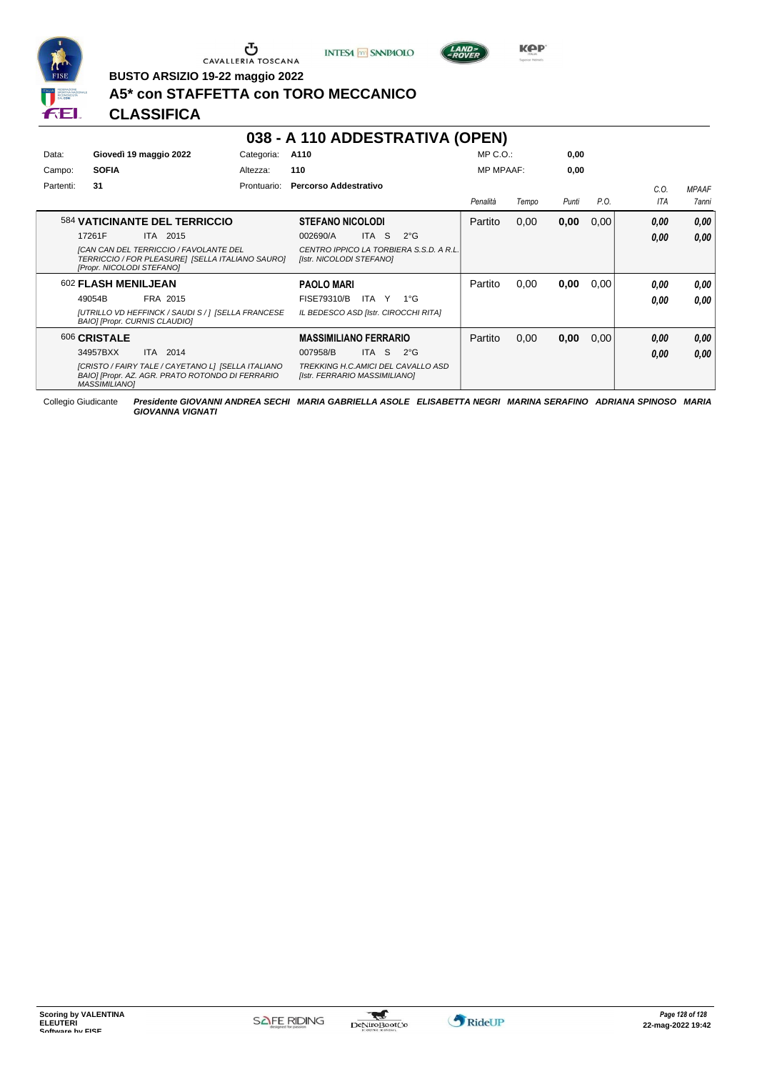BUSTO ARSIZIO 19-22 maggio 2022

## A5* con STAFFETTA con TORO MECCANICO

## CLASSIFICA

# 038 - A 110 ADDESTRATIVA (OPEN)

| | | | | | |
|---|---|---|---|---|---|
| Data: | Giovedì 19 maggio 2022 | Categoria: | A110 | MP C.O.: | 0,00 |
| Campo: | SOFIA | Altezza: | 110 | MP MPAAF: | 0,00 |
| Partenti: | 31 | Prontuario: | Percorso Addestrativo | | |

| Cavallo | Cavaliere | Penalità | Tempo | Punti | P.O. | C.O. ITA | MPAAF 7anni |
|---|---|---|---|---|---|---|---|
| 584 **VATICINANTE DEL TERRICCIO**<br>17261F ITA 2015<br>*[CAN CAN DEL TERRICCIO / FAVOLANTE DEL TERRICCIO / FOR PLEASURE] [SELLA ITALIANO SAURO] [Propr. NICOLODI STEFANO]* | **STEFANO NICOLODI**<br>002690/A ITA S 2°G<br>*CENTRO IPPICO LA TORBIERA S.S.D. A R.L. [Istr. NICOLODI STEFANO]* | Partito | 0,00 | **0,00** | 0,00 | *0,00*<br>*0,00* | *0,00*<br>*0,00* |
| 602 **FLASH MENILJEAN**<br>49054B FRA 2015<br>*[UTRILLO VD HEFFINCK / SAUDI S / ] [SELLA FRANCESE BAIO] [Propr. CURNIS CLAUDIO]* | **PAOLO MARI**<br>FISE79310/B ITA Y 1°G<br>*IL BEDESCO ASD [Istr. CIROCCHI RITA]* | Partito | 0,00 | **0,00** | 0,00 | *0,00*<br>*0,00* | *0,00*<br>*0,00* |
| 606 **CRISTALE**<br>34957BXX ITA 2014<br>*[CRISTO / FAIRY TALE / CAYETANO L] [SELLA ITALIANO BAIO] [Propr. AZ. AGR. PRATO ROTONDO DI FERRARIO MASSIMILIANO]* | **MASSIMILIANO FERRARIO**<br>007958/B ITA S 2°G<br>*TREKKING H.C.AMICI DEL CAVALLO ASD [Istr. FERRARIO MASSIMILIANO]* | Partito | 0,00 | **0,00** | 0,00 | *0,00*<br>*0,00* | *0,00*<br>*0,00* |

Collegio Giudicante ***Presidente GIOVANNI ANDREA SECHI MARIA GABRIELLA ASOLE ELISABETTA NEGRI MARINA SERAFINO ADRIANA SPINOSO MARIA GIOVANNA VIGNATI***

**Scoring by VALENTINA ELEUTERI**
**Software by FISE**

*22-mag-2022 19:42*